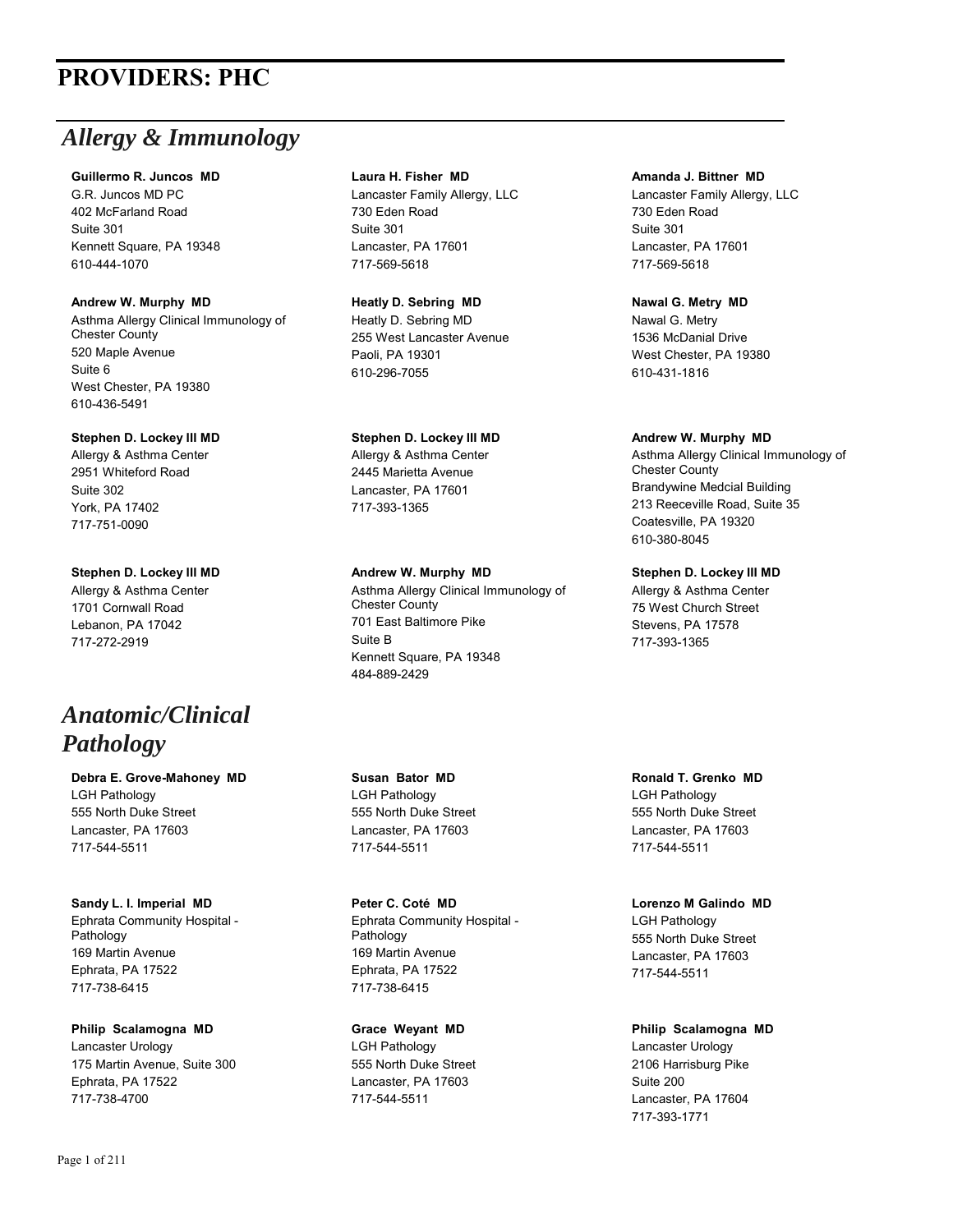# PROVIDERS: PHC

## *Allergy & Immunology*

**Guillermo R. Juncos MD**
G.R. Juncos MD PC
402 McFarland Road
Suite 301
Kennett Square, PA 19348
610-444-1070

**Laura H. Fisher MD**
Lancaster Family Allergy, LLC
730 Eden Road
Suite 301
Lancaster, PA 17601
717-569-5618

**Amanda J. Bittner MD**
Lancaster Family Allergy, LLC
730 Eden Road
Suite 301
Lancaster, PA 17601
717-569-5618

**Andrew W. Murphy MD**
Asthma Allergy Clinical Immunology of Chester County
520 Maple Avenue
Suite 6
West Chester, PA 19380
610-436-5491

**Heatly D. Sebring MD**
Heatly D. Sebring MD
255 West Lancaster Avenue
Paoli, PA 19301
610-296-7055

**Nawal G. Metry MD**
Nawal G. Metry
1536 McDanial Drive
West Chester, PA 19380
610-431-1816

**Stephen D. Lockey III MD**
Allergy & Asthma Center
2951 Whiteford Road
Suite 302
York, PA 17402
717-751-0090

**Stephen D. Lockey III MD**
Allergy & Asthma Center
2445 Marietta Avenue
Lancaster, PA 17601
717-393-1365

**Andrew W. Murphy MD**
Asthma Allergy Clinical Immunology of Chester County
Brandywine Medcial Building
213 Reeceville Road, Suite 35
Coatesville, PA 19320
610-380-8045

**Stephen D. Lockey III MD**
Allergy & Asthma Center
1701 Cornwall Road
Lebanon, PA 17042
717-272-2919

**Andrew W. Murphy MD**
Asthma Allergy Clinical Immunology of Chester County
701 East Baltimore Pike
Suite B
Kennett Square, PA 19348
484-889-2429

**Stephen D. Lockey III MD**
Allergy & Asthma Center
75 West Church Street
Stevens, PA 17578
717-393-1365

## *Anatomic/Clinical Pathology*

**Debra E. Grove-Mahoney MD**
LGH Pathology
555 North Duke Street
Lancaster, PA 17603
717-544-5511

**Susan Bator MD**
LGH Pathology
555 North Duke Street
Lancaster, PA 17603
717-544-5511

**Ronald T. Grenko MD**
LGH Pathology
555 North Duke Street
Lancaster, PA 17603
717-544-5511

**Sandy L. I. Imperial MD**
Ephrata Community Hospital - Pathology
169 Martin Avenue
Ephrata, PA 17522
717-738-6415

**Peter C. Coté MD**
Ephrata Community Hospital - Pathology
169 Martin Avenue
Ephrata, PA 17522
717-738-6415

**Lorenzo M Galindo MD**
LGH Pathology
555 North Duke Street
Lancaster, PA 17603
717-544-5511

**Philip Scalamogna MD**
Lancaster Urology
175 Martin Avenue, Suite 300
Ephrata, PA 17522
717-738-4700

**Grace Weyant MD**
LGH Pathology
555 North Duke Street
Lancaster, PA 17603
717-544-5511

**Philip Scalamogna MD**
Lancaster Urology
2106 Harrisburg Pike
Suite 200
Lancaster, PA 17604
717-393-1771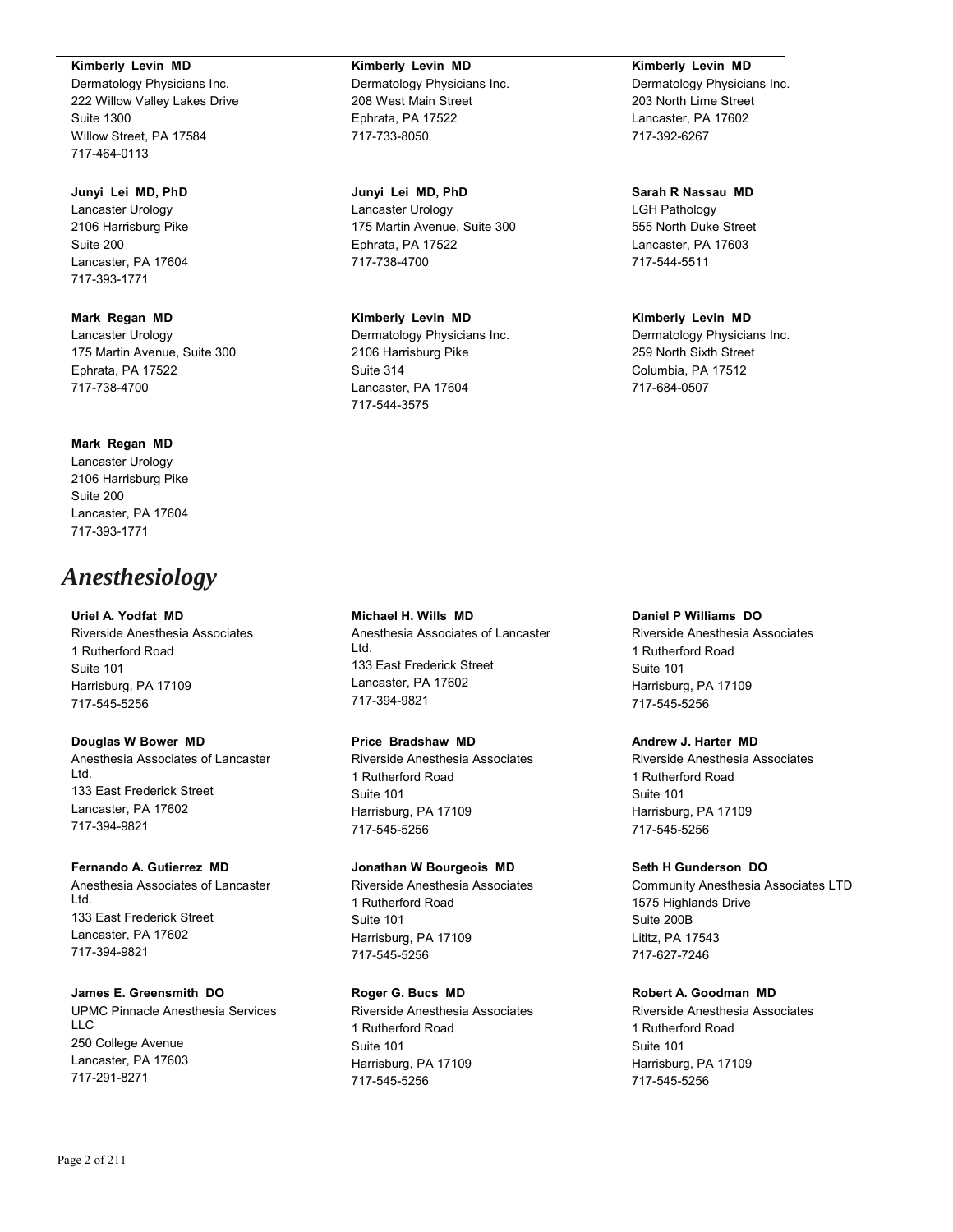**Kimberly Levin MD**
Dermatology Physicians Inc.
222 Willow Valley Lakes Drive
Suite 1300
Willow Street, PA 17584
717-464-0113

**Junyi Lei MD, PhD**
Lancaster Urology
2106 Harrisburg Pike
Suite 200
Lancaster, PA 17604
717-393-1771

**Mark Regan MD**
Lancaster Urology
175 Martin Avenue, Suite 300
Ephrata, PA 17522
717-738-4700

**Mark Regan MD**
Lancaster Urology
2106 Harrisburg Pike
Suite 200
Lancaster, PA 17604
717-393-1771

**Kimberly Levin MD**
Dermatology Physicians Inc.
208 West Main Street
Ephrata, PA 17522
717-733-8050

**Junyi Lei MD, PhD**
Lancaster Urology
175 Martin Avenue, Suite 300
Ephrata, PA 17522
717-738-4700

**Kimberly Levin MD**
Dermatology Physicians Inc.
2106 Harrisburg Pike
Suite 314
Lancaster, PA 17604
717-544-3575

**Kimberly Levin MD**
Dermatology Physicians Inc.
203 North Lime Street
Lancaster, PA 17602
717-392-6267

**Sarah R Nassau MD**
LGH Pathology
555 North Duke Street
Lancaster, PA 17603
717-544-5511

**Kimberly Levin MD**
Dermatology Physicians Inc.
259 North Sixth Street
Columbia, PA 17512
717-684-0507

# *Anesthesiology*

**Uriel A. Yodfat MD**
Riverside Anesthesia Associates
1 Rutherford Road
Suite 101
Harrisburg, PA 17109
717-545-5256

**Douglas W Bower MD**
Anesthesia Associates of Lancaster Ltd.
133 East Frederick Street
Lancaster, PA 17602
717-394-9821

**Fernando A. Gutierrez MD**
Anesthesia Associates of Lancaster Ltd.
133 East Frederick Street
Lancaster, PA 17602
717-394-9821

**James E. Greensmith DO**
UPMC Pinnacle Anesthesia Services LLC
250 College Avenue
Lancaster, PA 17603
717-291-8271

**Michael H. Wills MD**
Anesthesia Associates of Lancaster Ltd.
133 East Frederick Street
Lancaster, PA 17602
717-394-9821

**Price Bradshaw MD**
Riverside Anesthesia Associates
1 Rutherford Road
Suite 101
Harrisburg, PA 17109
717-545-5256

**Jonathan W Bourgeois MD**
Riverside Anesthesia Associates
1 Rutherford Road
Suite 101
Harrisburg, PA 17109
717-545-5256

**Roger G. Bucs MD**
Riverside Anesthesia Associates
1 Rutherford Road
Suite 101
Harrisburg, PA 17109
717-545-5256

**Daniel P Williams DO**
Riverside Anesthesia Associates
1 Rutherford Road
Suite 101
Harrisburg, PA 17109
717-545-5256

**Andrew J. Harter MD**
Riverside Anesthesia Associates
1 Rutherford Road
Suite 101
Harrisburg, PA 17109
717-545-5256

**Seth H Gunderson DO**
Community Anesthesia Associates LTD
1575 Highlands Drive
Suite 200B
Lititz, PA 17543
717-627-7246

**Robert A. Goodman MD**
Riverside Anesthesia Associates
1 Rutherford Road
Suite 101
Harrisburg, PA 17109
717-545-5256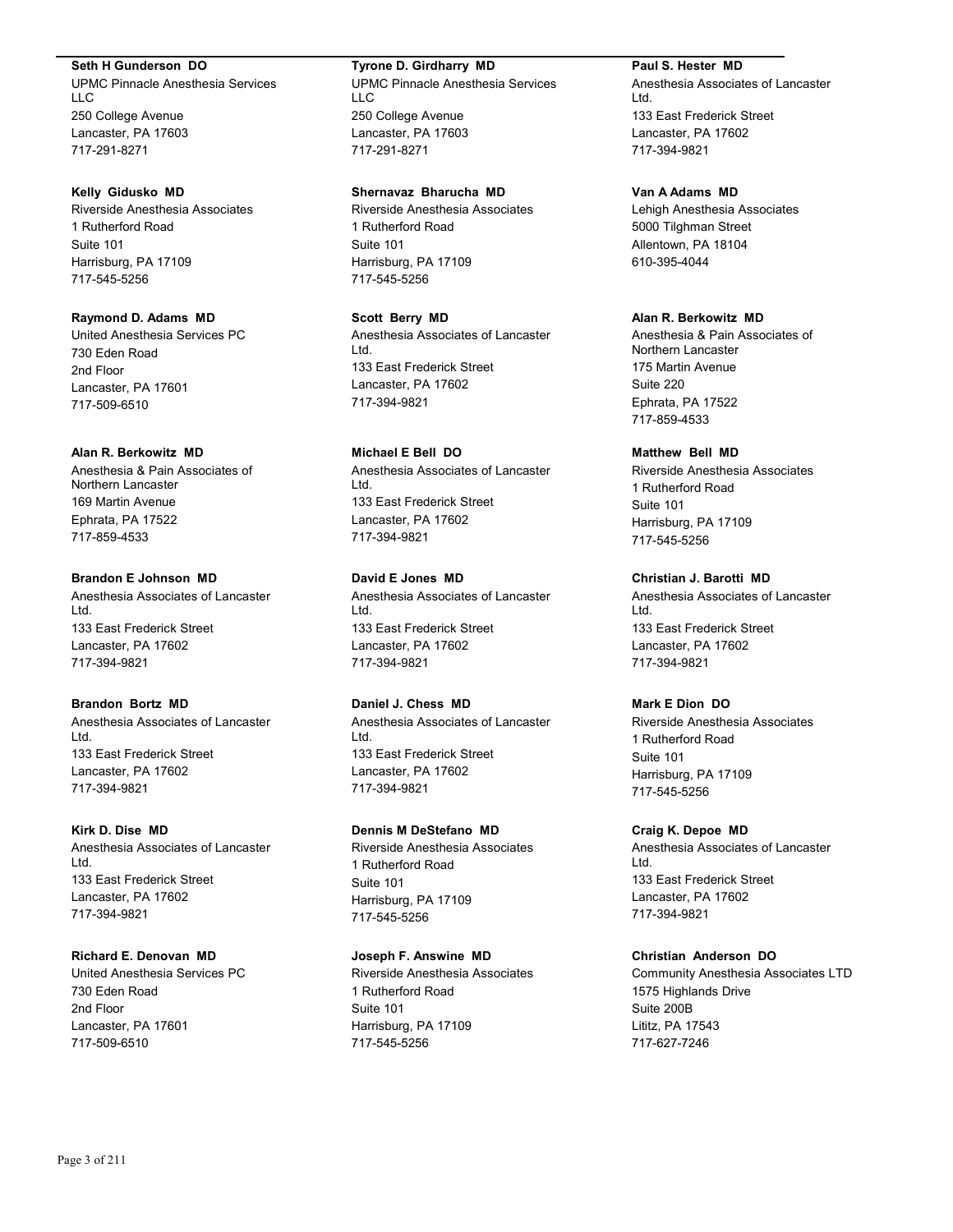**Seth H Gunderson DO**
UPMC Pinnacle Anesthesia Services LLC
250 College Avenue
Lancaster, PA 17603
717-291-8271

**Kelly Gidusko MD**
Riverside Anesthesia Associates
1 Rutherford Road
Suite 101
Harrisburg, PA 17109
717-545-5256

**Raymond D. Adams MD**
United Anesthesia Services PC
730 Eden Road
2nd Floor
Lancaster, PA 17601
717-509-6510

**Alan R. Berkowitz MD**
Anesthesia & Pain Associates of Northern Lancaster
169 Martin Avenue
Ephrata, PA 17522
717-859-4533

**Brandon E Johnson MD**
Anesthesia Associates of Lancaster Ltd.
133 East Frederick Street
Lancaster, PA 17602
717-394-9821

**Brandon Bortz MD**
Anesthesia Associates of Lancaster Ltd.
133 East Frederick Street
Lancaster, PA 17602
717-394-9821

**Kirk D. Dise MD**
Anesthesia Associates of Lancaster Ltd.
133 East Frederick Street
Lancaster, PA 17602
717-394-9821

**Richard E. Denovan MD**
United Anesthesia Services PC
730 Eden Road
2nd Floor
Lancaster, PA 17601
717-509-6510

**Tyrone D. Girdharry MD**
UPMC Pinnacle Anesthesia Services LLC
250 College Avenue
Lancaster, PA 17603
717-291-8271

**Shernavaz Bharucha MD**
Riverside Anesthesia Associates
1 Rutherford Road
Suite 101
Harrisburg, PA 17109
717-545-5256

**Scott Berry MD**
Anesthesia Associates of Lancaster Ltd.
133 East Frederick Street
Lancaster, PA 17602
717-394-9821

**Michael E Bell DO**
Anesthesia Associates of Lancaster Ltd.
133 East Frederick Street
Lancaster, PA 17602
717-394-9821

**David E Jones MD**
Anesthesia Associates of Lancaster Ltd.
133 East Frederick Street
Lancaster, PA 17602
717-394-9821

**Daniel J. Chess MD**
Anesthesia Associates of Lancaster Ltd.
133 East Frederick Street
Lancaster, PA 17602
717-394-9821

**Dennis M DeStefano MD**
Riverside Anesthesia Associates
1 Rutherford Road
Suite 101
Harrisburg, PA 17109
717-545-5256

**Joseph F. Answine MD**
Riverside Anesthesia Associates
1 Rutherford Road
Suite 101
Harrisburg, PA 17109
717-545-5256

**Paul S. Hester MD**
Anesthesia Associates of Lancaster Ltd.
133 East Frederick Street
Lancaster, PA 17602
717-394-9821

**Van A Adams MD**
Lehigh Anesthesia Associates
5000 Tilghman Street
Allentown, PA 18104
610-395-4044

**Alan R. Berkowitz MD**
Anesthesia & Pain Associates of Northern Lancaster
175 Martin Avenue
Suite 220
Ephrata, PA 17522
717-859-4533

**Matthew Bell MD**
Riverside Anesthesia Associates
1 Rutherford Road
Suite 101
Harrisburg, PA 17109
717-545-5256

**Christian J. Barotti MD**
Anesthesia Associates of Lancaster Ltd.
133 East Frederick Street
Lancaster, PA 17602
717-394-9821

**Mark E Dion DO**
Riverside Anesthesia Associates
1 Rutherford Road
Suite 101
Harrisburg, PA 17109
717-545-5256

**Craig K. Depoe MD**
Anesthesia Associates of Lancaster Ltd.
133 East Frederick Street
Lancaster, PA 17602
717-394-9821

**Christian Anderson DO**
Community Anesthesia Associates LTD
1575 Highlands Drive
Suite 200B
Lititz, PA 17543
717-627-7246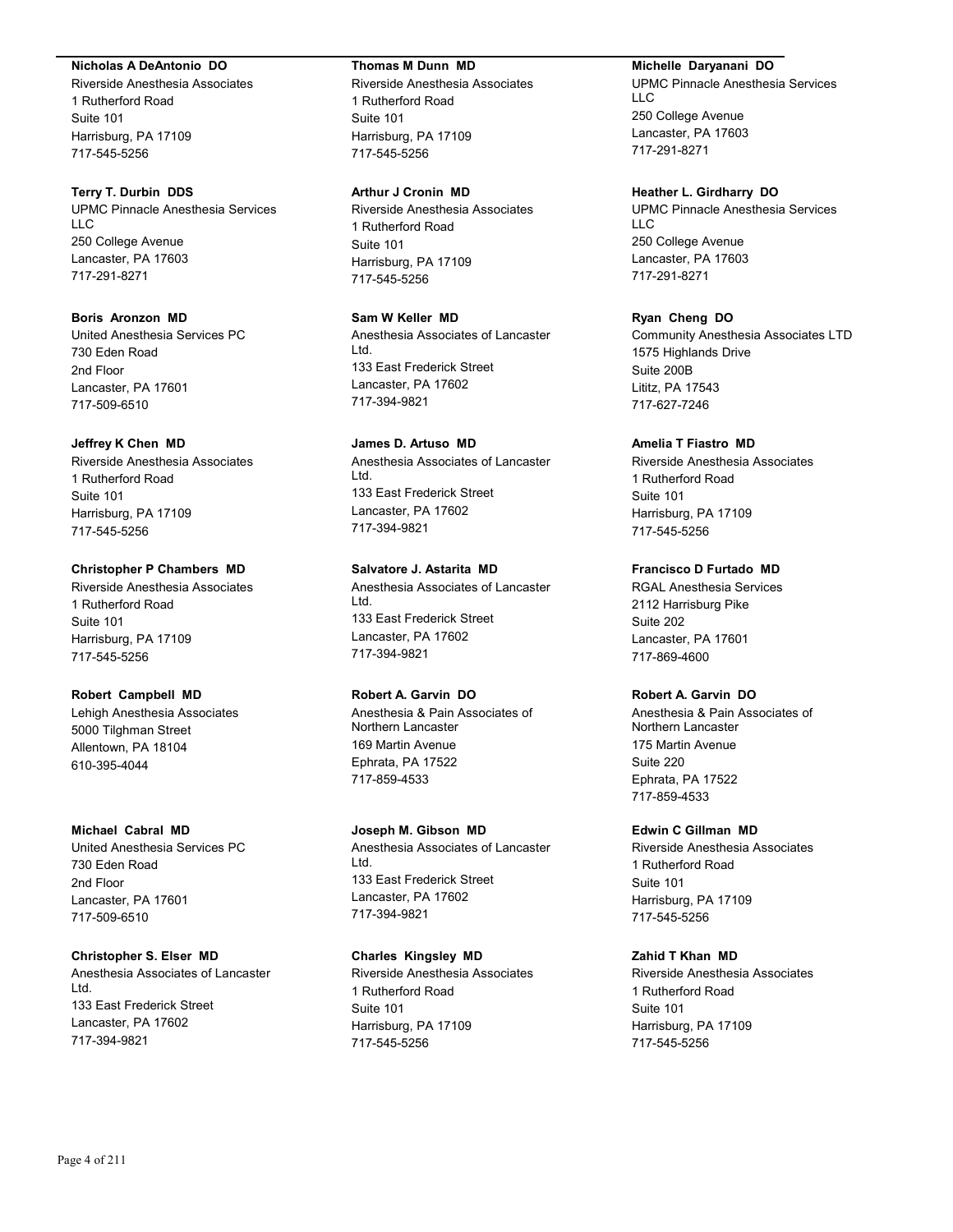**Nicholas A DeAntonio DO**
Riverside Anesthesia Associates
1 Rutherford Road
Suite 101
Harrisburg, PA 17109
717-545-5256

**Terry T. Durbin DDS**
UPMC Pinnacle Anesthesia Services LLC
250 College Avenue
Lancaster, PA 17603
717-291-8271

**Boris Aronzon MD**
United Anesthesia Services PC
730 Eden Road
2nd Floor
Lancaster, PA 17601
717-509-6510

**Jeffrey K Chen MD**
Riverside Anesthesia Associates
1 Rutherford Road
Suite 101
Harrisburg, PA 17109
717-545-5256

**Christopher P Chambers MD**
Riverside Anesthesia Associates
1 Rutherford Road
Suite 101
Harrisburg, PA 17109
717-545-5256

**Robert Campbell MD**
Lehigh Anesthesia Associates
5000 Tilghman Street
Allentown, PA 18104
610-395-4044

**Michael Cabral MD**
United Anesthesia Services PC
730 Eden Road
2nd Floor
Lancaster, PA 17601
717-509-6510

**Christopher S. Elser MD**
Anesthesia Associates of Lancaster Ltd.
133 East Frederick Street
Lancaster, PA 17602
717-394-9821

**Thomas M Dunn MD**
Riverside Anesthesia Associates
1 Rutherford Road
Suite 101
Harrisburg, PA 17109
717-545-5256

**Arthur J Cronin MD**
Riverside Anesthesia Associates
1 Rutherford Road
Suite 101
Harrisburg, PA 17109
717-545-5256

**Sam W Keller MD**
Anesthesia Associates of Lancaster Ltd.
133 East Frederick Street
Lancaster, PA 17602
717-394-9821

**James D. Artuso MD**
Anesthesia Associates of Lancaster Ltd.
133 East Frederick Street
Lancaster, PA 17602
717-394-9821

**Salvatore J. Astarita MD**
Anesthesia Associates of Lancaster Ltd.
133 East Frederick Street
Lancaster, PA 17602
717-394-9821

**Robert A. Garvin DO**
Anesthesia & Pain Associates of Northern Lancaster
169 Martin Avenue
Ephrata, PA 17522
717-859-4533

**Joseph M. Gibson MD**
Anesthesia Associates of Lancaster Ltd.
133 East Frederick Street
Lancaster, PA 17602
717-394-9821

**Charles Kingsley MD**
Riverside Anesthesia Associates
1 Rutherford Road
Suite 101
Harrisburg, PA 17109
717-545-5256

**Michelle Daryanani DO**
UPMC Pinnacle Anesthesia Services LLC
250 College Avenue
Lancaster, PA 17603
717-291-8271

**Heather L. Girdharry DO**
UPMC Pinnacle Anesthesia Services LLC
250 College Avenue
Lancaster, PA 17603
717-291-8271

**Ryan Cheng DO**
Community Anesthesia Associates LTD
1575 Highlands Drive
Suite 200B
Lititz, PA 17543
717-627-7246

**Amelia T Fiastro MD**
Riverside Anesthesia Associates
1 Rutherford Road
Suite 101
Harrisburg, PA 17109
717-545-5256

**Francisco D Furtado MD**
RGAL Anesthesia Services
2112 Harrisburg Pike
Suite 202
Lancaster, PA 17601
717-869-4600

**Robert A. Garvin DO**
Anesthesia & Pain Associates of Northern Lancaster
175 Martin Avenue
Suite 220
Ephrata, PA 17522
717-859-4533

**Edwin C Gillman MD**
Riverside Anesthesia Associates
1 Rutherford Road
Suite 101
Harrisburg, PA 17109
717-545-5256

**Zahid T Khan MD**
Riverside Anesthesia Associates
1 Rutherford Road
Suite 101
Harrisburg, PA 17109
717-545-5256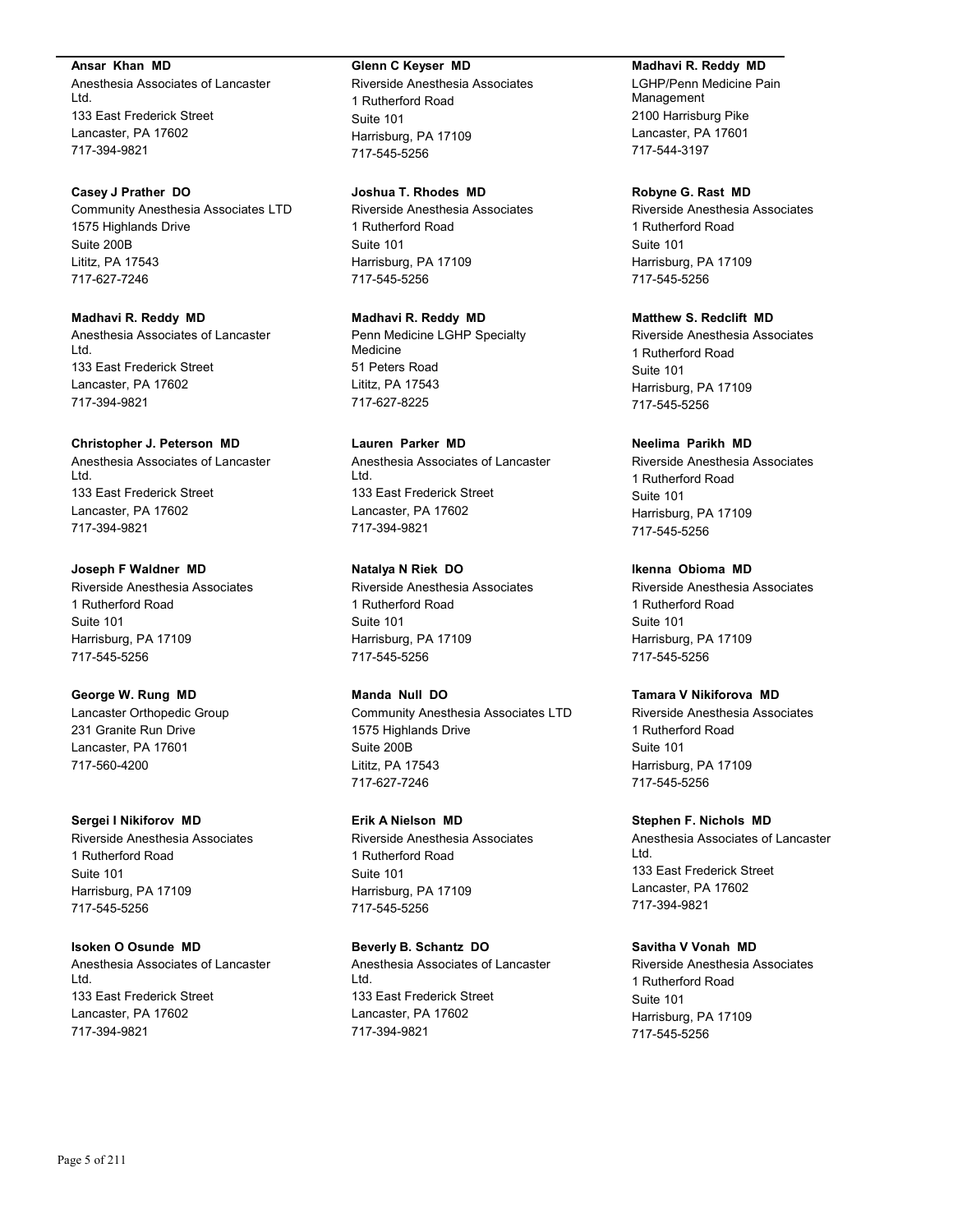**Ansar  Khan  MD**
Anesthesia Associates of Lancaster Ltd.
133 East Frederick Street
Lancaster, PA 17602
717-394-9821

**Casey J Prather  DO**
Community Anesthesia Associates LTD
1575 Highlands Drive
Suite 200B
Lititz, PA 17543
717-627-7246

**Madhavi R. Reddy  MD**
Anesthesia Associates of Lancaster Ltd.
133 East Frederick Street
Lancaster, PA 17602
717-394-9821

**Christopher J. Peterson  MD**
Anesthesia Associates of Lancaster Ltd.
133 East Frederick Street
Lancaster, PA 17602
717-394-9821

**Joseph F Waldner  MD**
Riverside Anesthesia Associates
1 Rutherford Road
Suite 101
Harrisburg, PA 17109
717-545-5256

**George W. Rung  MD**
Lancaster Orthopedic Group
231 Granite Run Drive
Lancaster, PA 17601
717-560-4200

**Sergei I Nikiforov  MD**
Riverside Anesthesia Associates
1 Rutherford Road
Suite 101
Harrisburg, PA 17109
717-545-5256

**Isoken O Osunde  MD**
Anesthesia Associates of Lancaster Ltd.
133 East Frederick Street
Lancaster, PA 17602
717-394-9821

**Glenn C Keyser  MD**
Riverside Anesthesia Associates
1 Rutherford Road
Suite 101
Harrisburg, PA 17109
717-545-5256

**Joshua T. Rhodes  MD**
Riverside Anesthesia Associates
1 Rutherford Road
Suite 101
Harrisburg, PA 17109
717-545-5256

**Madhavi R. Reddy  MD**
Penn Medicine LGHP Specialty Medicine
51 Peters Road
Lititz, PA 17543
717-627-8225

**Lauren  Parker  MD**
Anesthesia Associates of Lancaster Ltd.
133 East Frederick Street
Lancaster, PA 17602
717-394-9821

**Natalya N Riek  DO**
Riverside Anesthesia Associates
1 Rutherford Road
Suite 101
Harrisburg, PA 17109
717-545-5256

**Manda  Null  DO**
Community Anesthesia Associates LTD
1575 Highlands Drive
Suite 200B
Lititz, PA 17543
717-627-7246

**Erik A Nielson  MD**
Riverside Anesthesia Associates
1 Rutherford Road
Suite 101
Harrisburg, PA 17109
717-545-5256

**Beverly B. Schantz  DO**
Anesthesia Associates of Lancaster Ltd.
133 East Frederick Street
Lancaster, PA 17602
717-394-9821

**Madhavi R. Reddy  MD**
LGHP/Penn Medicine Pain Management
2100 Harrisburg Pike
Lancaster, PA 17601
717-544-3197

**Robyne G. Rast  MD**
Riverside Anesthesia Associates
1 Rutherford Road
Suite 101
Harrisburg, PA 17109
717-545-5256

**Matthew S. Redclift  MD**
Riverside Anesthesia Associates
1 Rutherford Road
Suite 101
Harrisburg, PA 17109
717-545-5256

**Neelima  Parikh  MD**
Riverside Anesthesia Associates
1 Rutherford Road
Suite 101
Harrisburg, PA 17109
717-545-5256

**Ikenna  Obioma  MD**
Riverside Anesthesia Associates
1 Rutherford Road
Suite 101
Harrisburg, PA 17109
717-545-5256

**Tamara V Nikiforova  MD**
Riverside Anesthesia Associates
1 Rutherford Road
Suite 101
Harrisburg, PA 17109
717-545-5256

**Stephen F. Nichols  MD**
Anesthesia Associates of Lancaster Ltd.
133 East Frederick Street
Lancaster, PA 17602
717-394-9821

**Savitha V Vonah  MD**
Riverside Anesthesia Associates
1 Rutherford Road
Suite 101
Harrisburg, PA 17109
717-545-5256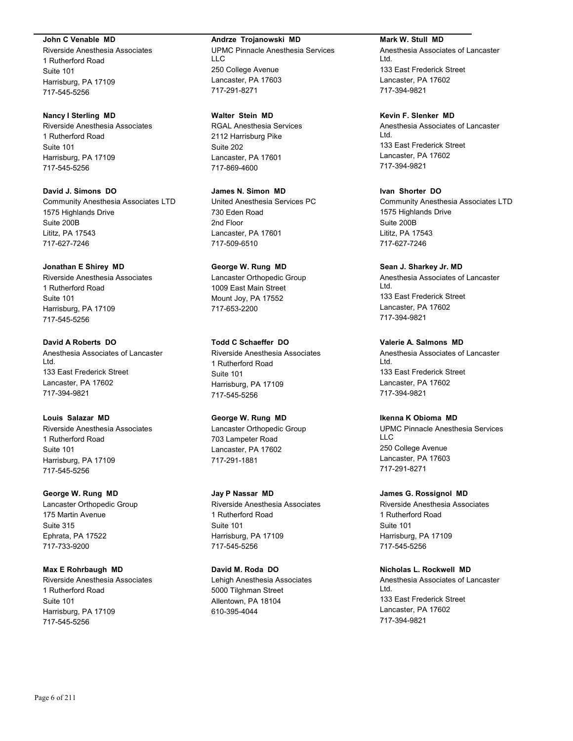**John C Venable MD**
Riverside Anesthesia Associates
1 Rutherford Road
Suite 101
Harrisburg, PA 17109
717-545-5256

**Nancy I Sterling MD**
Riverside Anesthesia Associates
1 Rutherford Road
Suite 101
Harrisburg, PA 17109
717-545-5256

**David J. Simons DO**
Community Anesthesia Associates LTD
1575 Highlands Drive
Suite 200B
Lititz, PA 17543
717-627-7246

**Jonathan E Shirey MD**
Riverside Anesthesia Associates
1 Rutherford Road
Suite 101
Harrisburg, PA 17109
717-545-5256

**David A Roberts DO**
Anesthesia Associates of Lancaster Ltd.
133 East Frederick Street
Lancaster, PA 17602
717-394-9821

**Louis Salazar MD**
Riverside Anesthesia Associates
1 Rutherford Road
Suite 101
Harrisburg, PA 17109
717-545-5256

**George W. Rung MD**
Lancaster Orthopedic Group
175 Martin Avenue
Suite 315
Ephrata, PA 17522
717-733-9200

**Max E Rohrbaugh MD**
Riverside Anesthesia Associates
1 Rutherford Road
Suite 101
Harrisburg, PA 17109
717-545-5256

**Andrze Trojanowski MD**
UPMC Pinnacle Anesthesia Services LLC
250 College Avenue
Lancaster, PA 17603
717-291-8271

**Walter Stein MD**
RGAL Anesthesia Services
2112 Harrisburg Pike
Suite 202
Lancaster, PA 17601
717-869-4600

**James N. Simon MD**
United Anesthesia Services PC
730 Eden Road
2nd Floor
Lancaster, PA 17601
717-509-6510

**George W. Rung MD**
Lancaster Orthopedic Group
1009 East Main Street
Mount Joy, PA 17552
717-653-2200

**Todd C Schaeffer DO**
Riverside Anesthesia Associates
1 Rutherford Road
Suite 101
Harrisburg, PA 17109
717-545-5256

**George W. Rung MD**
Lancaster Orthopedic Group
703 Lampeter Road
Lancaster, PA 17602
717-291-1881

**Jay P Nassar MD**
Riverside Anesthesia Associates
1 Rutherford Road
Suite 101
Harrisburg, PA 17109
717-545-5256

**David M. Roda DO**
Lehigh Anesthesia Associates
5000 Tilghman Street
Allentown, PA 18104
610-395-4044

**Mark W. Stull MD**
Anesthesia Associates of Lancaster Ltd.
133 East Frederick Street
Lancaster, PA 17602
717-394-9821

**Kevin F. Slenker MD**
Anesthesia Associates of Lancaster Ltd.
133 East Frederick Street
Lancaster, PA 17602
717-394-9821

**Ivan Shorter DO**
Community Anesthesia Associates LTD
1575 Highlands Drive
Suite 200B
Lititz, PA 17543
717-627-7246

**Sean J. Sharkey Jr. MD**
Anesthesia Associates of Lancaster Ltd.
133 East Frederick Street
Lancaster, PA 17602
717-394-9821

**Valerie A. Salmons MD**
Anesthesia Associates of Lancaster Ltd.
133 East Frederick Street
Lancaster, PA 17602
717-394-9821

**Ikenna K Obioma MD**
UPMC Pinnacle Anesthesia Services LLC
250 College Avenue
Lancaster, PA 17603
717-291-8271

**James G. Rossignol MD**
Riverside Anesthesia Associates
1 Rutherford Road
Suite 101
Harrisburg, PA 17109
717-545-5256

**Nicholas L. Rockwell MD**
Anesthesia Associates of Lancaster Ltd.
133 East Frederick Street
Lancaster, PA 17602
717-394-9821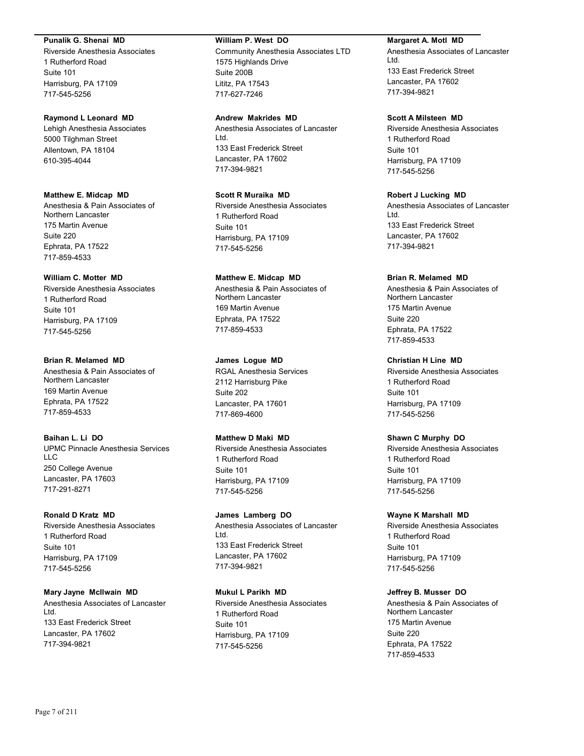**Punalik G. Shenai MD**
Riverside Anesthesia Associates
1 Rutherford Road
Suite 101
Harrisburg, PA 17109
717-545-5256

**Raymond L Leonard MD**
Lehigh Anesthesia Associates
5000 Tilghman Street
Allentown, PA 18104
610-395-4044

**Matthew E. Midcap MD**
Anesthesia & Pain Associates of Northern Lancaster
175 Martin Avenue
Suite 220
Ephrata, PA 17522
717-859-4533

**William C. Motter MD**
Riverside Anesthesia Associates
1 Rutherford Road
Suite 101
Harrisburg, PA 17109
717-545-5256

**Brian R. Melamed MD**
Anesthesia & Pain Associates of Northern Lancaster
169 Martin Avenue
Ephrata, PA 17522
717-859-4533

**Baihan L. Li DO**
UPMC Pinnacle Anesthesia Services LLC
250 College Avenue
Lancaster, PA 17603
717-291-8271

**Ronald D Kratz MD**
Riverside Anesthesia Associates
1 Rutherford Road
Suite 101
Harrisburg, PA 17109
717-545-5256

**Mary Jayne McIlwain MD**
Anesthesia Associates of Lancaster Ltd.
133 East Frederick Street
Lancaster, PA 17602
717-394-9821

**William P. West DO**
Community Anesthesia Associates LTD
1575 Highlands Drive
Suite 200B
Lititz, PA 17543
717-627-7246

**Andrew Makrides MD**
Anesthesia Associates of Lancaster Ltd.
133 East Frederick Street
Lancaster, PA 17602
717-394-9821

**Scott R Muraika MD**
Riverside Anesthesia Associates
1 Rutherford Road
Suite 101
Harrisburg, PA 17109
717-545-5256

**Matthew E. Midcap MD**
Anesthesia & Pain Associates of Northern Lancaster
169 Martin Avenue
Ephrata, PA 17522
717-859-4533

**James Logue MD**
RGAL Anesthesia Services
2112 Harrisburg Pike
Suite 202
Lancaster, PA 17601
717-869-4600

**Matthew D Maki MD**
Riverside Anesthesia Associates
1 Rutherford Road
Suite 101
Harrisburg, PA 17109
717-545-5256

**James Lamberg DO**
Anesthesia Associates of Lancaster Ltd.
133 East Frederick Street
Lancaster, PA 17602
717-394-9821

**Mukul L Parikh MD**
Riverside Anesthesia Associates
1 Rutherford Road
Suite 101
Harrisburg, PA 17109
717-545-5256

**Margaret A. Motl MD**
Anesthesia Associates of Lancaster Ltd.
133 East Frederick Street
Lancaster, PA 17602
717-394-9821

**Scott A Milsteen MD**
Riverside Anesthesia Associates
1 Rutherford Road
Suite 101
Harrisburg, PA 17109
717-545-5256

**Robert J Lucking MD**
Anesthesia Associates of Lancaster Ltd.
133 East Frederick Street
Lancaster, PA 17602
717-394-9821

**Brian R. Melamed MD**
Anesthesia & Pain Associates of Northern Lancaster
175 Martin Avenue
Suite 220
Ephrata, PA 17522
717-859-4533

**Christian H Line MD**
Riverside Anesthesia Associates
1 Rutherford Road
Suite 101
Harrisburg, PA 17109
717-545-5256

**Shawn C Murphy DO**
Riverside Anesthesia Associates
1 Rutherford Road
Suite 101
Harrisburg, PA 17109
717-545-5256

**Wayne K Marshall MD**
Riverside Anesthesia Associates
1 Rutherford Road
Suite 101
Harrisburg, PA 17109
717-545-5256

**Jeffrey B. Musser DO**
Anesthesia & Pain Associates of Northern Lancaster
175 Martin Avenue
Suite 220
Ephrata, PA 17522
717-859-4533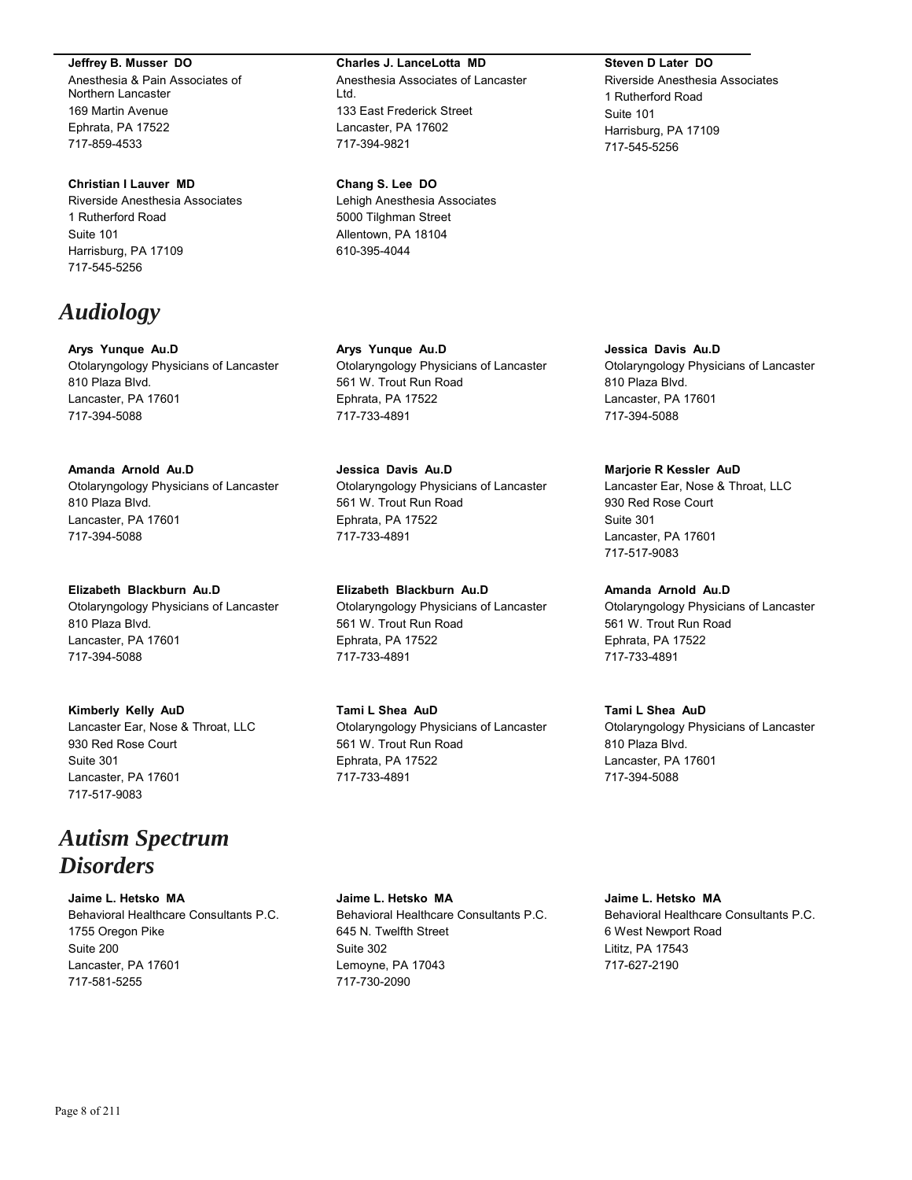**Jeffrey B. Musser DO**
Anesthesia & Pain Associates of Northern Lancaster
169 Martin Avenue
Ephrata, PA 17522
717-859-4533

**Christian I Lauver MD**
Riverside Anesthesia Associates
1 Rutherford Road
Suite 101
Harrisburg, PA 17109
717-545-5256

**Charles J. LanceLotta MD**
Anesthesia Associates of Lancaster Ltd.
133 East Frederick Street
Lancaster, PA 17602
717-394-9821

**Chang S. Lee DO**
Lehigh Anesthesia Associates
5000 Tilghman Street
Allentown, PA 18104
610-395-4044

**Steven D Later DO**
Riverside Anesthesia Associates
1 Rutherford Road
Suite 101
Harrisburg, PA 17109
717-545-5256

# *Audiology*

**Arys Yunque Au.D**
Otolaryngology Physicians of Lancaster
810 Plaza Blvd.
Lancaster, PA 17601
717-394-5088

**Amanda Arnold Au.D**
Otolaryngology Physicians of Lancaster
810 Plaza Blvd.
Lancaster, PA 17601
717-394-5088

**Elizabeth Blackburn Au.D**
Otolaryngology Physicians of Lancaster
810 Plaza Blvd.
Lancaster, PA 17601
717-394-5088

**Kimberly Kelly AuD**
Lancaster Ear, Nose & Throat, LLC
930 Red Rose Court
Suite 301
Lancaster, PA 17601
717-517-9083

**Arys Yunque Au.D**
Otolaryngology Physicians of Lancaster
561 W. Trout Run Road
Ephrata, PA 17522
717-733-4891

**Jessica Davis Au.D**
Otolaryngology Physicians of Lancaster
561 W. Trout Run Road
Ephrata, PA 17522
717-733-4891

**Elizabeth Blackburn Au.D**
Otolaryngology Physicians of Lancaster
561 W. Trout Run Road
Ephrata, PA 17522
717-733-4891

**Tami L Shea AuD**
Otolaryngology Physicians of Lancaster
561 W. Trout Run Road
Ephrata, PA 17522
717-733-4891

**Jessica Davis Au.D**
Otolaryngology Physicians of Lancaster
810 Plaza Blvd.
Lancaster, PA 17601
717-394-5088

**Marjorie R Kessler AuD**
Lancaster Ear, Nose & Throat, LLC
930 Red Rose Court
Suite 301
Lancaster, PA 17601
717-517-9083

**Amanda Arnold Au.D**
Otolaryngology Physicians of Lancaster
561 W. Trout Run Road
Ephrata, PA 17522
717-733-4891

**Tami L Shea AuD**
Otolaryngology Physicians of Lancaster
810 Plaza Blvd.
Lancaster, PA 17601
717-394-5088

# *Autism Spectrum Disorders*

**Jaime L. Hetsko MA**
Behavioral Healthcare Consultants P.C.
1755 Oregon Pike
Suite 200
Lancaster, PA 17601
717-581-5255

**Jaime L. Hetsko MA**
Behavioral Healthcare Consultants P.C.
645 N. Twelfth Street
Suite 302
Lemoyne, PA 17043
717-730-2090

**Jaime L. Hetsko MA**
Behavioral Healthcare Consultants P.C.
6 West Newport Road
Lititz, PA 17543
717-627-2190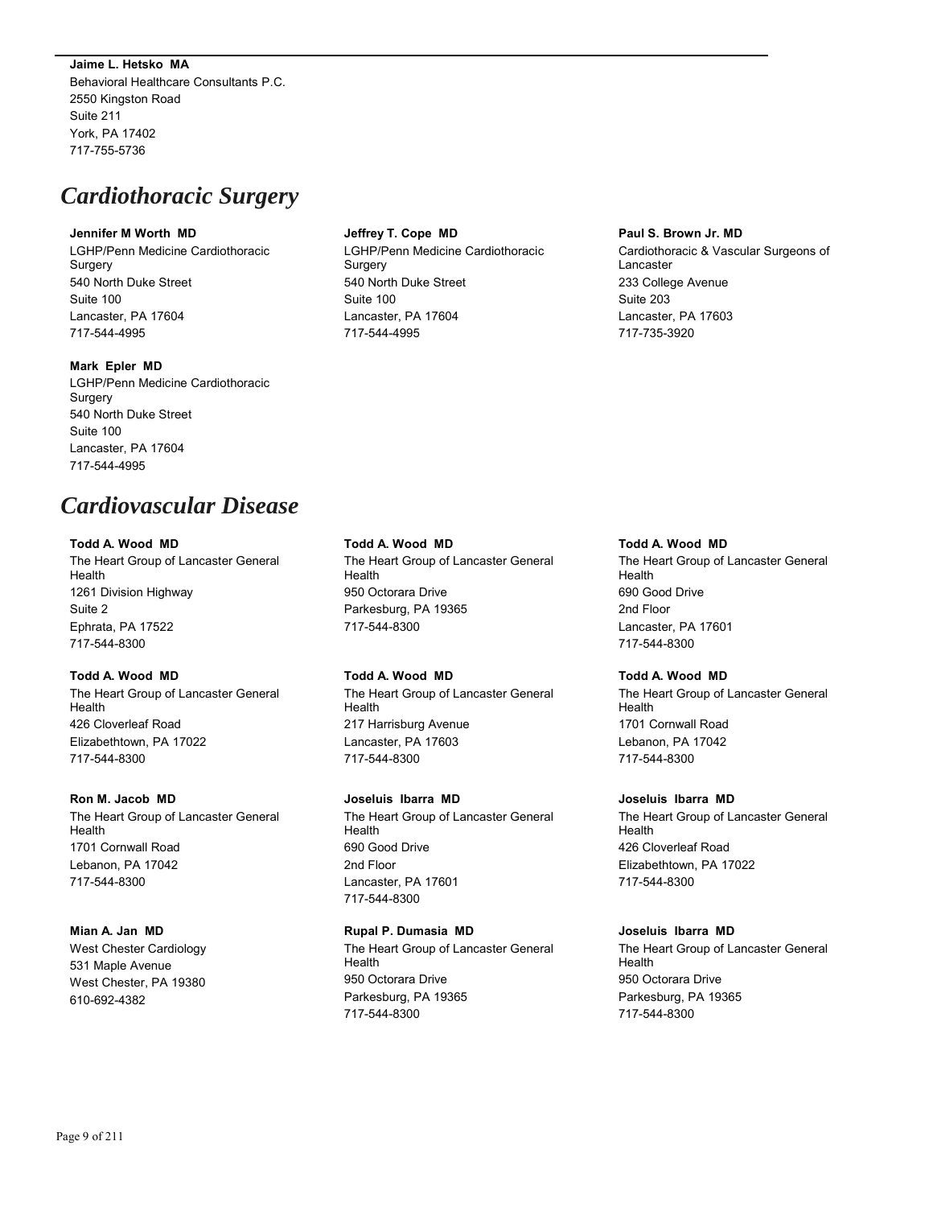**Jaime L. Hetsko MA**
Behavioral Healthcare Consultants P.C.
2550 Kingston Road
Suite 211
York, PA 17402
717-755-5736

# *Cardiothoracic Surgery*

**Jennifer M Worth MD**
LGHP/Penn Medicine Cardiothoracic Surgery
540 North Duke Street
Suite 100
Lancaster, PA 17604
717-544-4995

**Mark Epler MD**
LGHP/Penn Medicine Cardiothoracic Surgery
540 North Duke Street
Suite 100
Lancaster, PA 17604
717-544-4995

**Jeffrey T. Cope MD**
LGHP/Penn Medicine Cardiothoracic Surgery
540 North Duke Street
Suite 100
Lancaster, PA 17604
717-544-4995

**Paul S. Brown Jr. MD**
Cardiothoracic & Vascular Surgeons of Lancaster
233 College Avenue
Suite 203
Lancaster, PA 17603
717-735-3920

# *Cardiovascular Disease*

**Todd A. Wood MD**
The Heart Group of Lancaster General Health
1261 Division Highway
Suite 2
Ephrata, PA 17522
717-544-8300

**Todd A. Wood MD**
The Heart Group of Lancaster General Health
426 Cloverleaf Road
Elizabethtown, PA 17022
717-544-8300

**Ron M. Jacob MD**
The Heart Group of Lancaster General Health
1701 Cornwall Road
Lebanon, PA 17042
717-544-8300

**Mian A. Jan MD**
West Chester Cardiology
531 Maple Avenue
West Chester, PA 19380
610-692-4382

**Todd A. Wood MD**
The Heart Group of Lancaster General Health
950 Octorara Drive
Parkesburg, PA 19365
717-544-8300

**Todd A. Wood MD**
The Heart Group of Lancaster General Health
217 Harrisburg Avenue
Lancaster, PA 17603
717-544-8300

**Joseluis Ibarra MD**
The Heart Group of Lancaster General Health
690 Good Drive
2nd Floor
Lancaster, PA 17601
717-544-8300

**Rupal P. Dumasia MD**
The Heart Group of Lancaster General Health
950 Octorara Drive
Parkesburg, PA 19365
717-544-8300

**Todd A. Wood MD**
The Heart Group of Lancaster General Health
690 Good Drive
2nd Floor
Lancaster, PA 17601
717-544-8300

**Todd A. Wood MD**
The Heart Group of Lancaster General Health
1701 Cornwall Road
Lebanon, PA 17042
717-544-8300

**Joseluis Ibarra MD**
The Heart Group of Lancaster General Health
426 Cloverleaf Road
Elizabethtown, PA 17022
717-544-8300

**Joseluis Ibarra MD**
The Heart Group of Lancaster General Health
950 Octorara Drive
Parkesburg, PA 19365
717-544-8300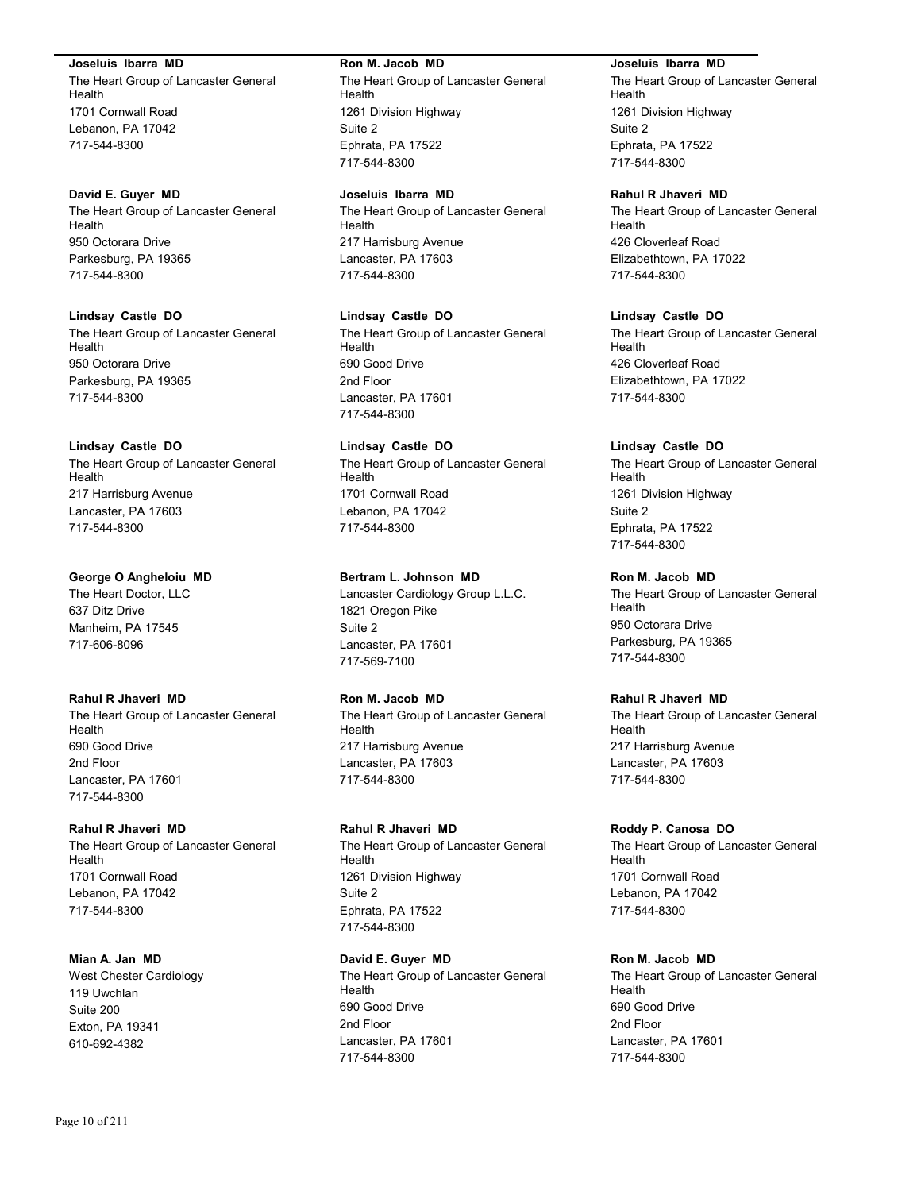**Joseluis Ibarra MD**
The Heart Group of Lancaster General Health
1701 Cornwall Road
Lebanon, PA 17042
717-544-8300

**David E. Guyer MD**
The Heart Group of Lancaster General Health
950 Octorara Drive
Parkesburg, PA 19365
717-544-8300

**Lindsay Castle DO**
The Heart Group of Lancaster General Health
950 Octorara Drive
Parkesburg, PA 19365
717-544-8300

**Lindsay Castle DO**
The Heart Group of Lancaster General Health
217 Harrisburg Avenue
Lancaster, PA 17603
717-544-8300

**George O Angheloiu MD**
The Heart Doctor, LLC
637 Ditz Drive
Manheim, PA 17545
717-606-8096

**Rahul R Jhaveri MD**
The Heart Group of Lancaster General Health
690 Good Drive
2nd Floor
Lancaster, PA 17601
717-544-8300

**Rahul R Jhaveri MD**
The Heart Group of Lancaster General Health
1701 Cornwall Road
Lebanon, PA 17042
717-544-8300

**Mian A. Jan MD**
West Chester Cardiology
119 Uwchlan
Suite 200
Exton, PA 19341
610-692-4382

**Ron M. Jacob MD**
The Heart Group of Lancaster General Health
1261 Division Highway
Suite 2
Ephrata, PA 17522
717-544-8300

**Joseluis Ibarra MD**
The Heart Group of Lancaster General Health
217 Harrisburg Avenue
Lancaster, PA 17603
717-544-8300

**Lindsay Castle DO**
The Heart Group of Lancaster General Health
690 Good Drive
2nd Floor
Lancaster, PA 17601
717-544-8300

**Lindsay Castle DO**
The Heart Group of Lancaster General Health
1701 Cornwall Road
Lebanon, PA 17042
717-544-8300

**Bertram L. Johnson MD**
Lancaster Cardiology Group L.L.C.
1821 Oregon Pike
Suite 2
Lancaster, PA 17601
717-569-7100

**Ron M. Jacob MD**
The Heart Group of Lancaster General Health
217 Harrisburg Avenue
Lancaster, PA 17603
717-544-8300

**Rahul R Jhaveri MD**
The Heart Group of Lancaster General Health
1261 Division Highway
Suite 2
Ephrata, PA 17522
717-544-8300

**David E. Guyer MD**
The Heart Group of Lancaster General Health
690 Good Drive
2nd Floor
Lancaster, PA 17601
717-544-8300

**Joseluis Ibarra MD**
The Heart Group of Lancaster General Health
1261 Division Highway
Suite 2
Ephrata, PA 17522
717-544-8300

**Rahul R Jhaveri MD**
The Heart Group of Lancaster General Health
426 Cloverleaf Road
Elizabethtown, PA 17022
717-544-8300

**Lindsay Castle DO**
The Heart Group of Lancaster General Health
426 Cloverleaf Road
Elizabethtown, PA 17022
717-544-8300

**Lindsay Castle DO**
The Heart Group of Lancaster General Health
1261 Division Highway
Suite 2
Ephrata, PA 17522
717-544-8300

**Ron M. Jacob MD**
The Heart Group of Lancaster General Health
950 Octorara Drive
Parkesburg, PA 19365
717-544-8300

**Rahul R Jhaveri MD**
The Heart Group of Lancaster General Health
217 Harrisburg Avenue
Lancaster, PA 17603
717-544-8300

**Roddy P. Canosa DO**
The Heart Group of Lancaster General Health
1701 Cornwall Road
Lebanon, PA 17042
717-544-8300

**Ron M. Jacob MD**
The Heart Group of Lancaster General Health
690 Good Drive
2nd Floor
Lancaster, PA 17601
717-544-8300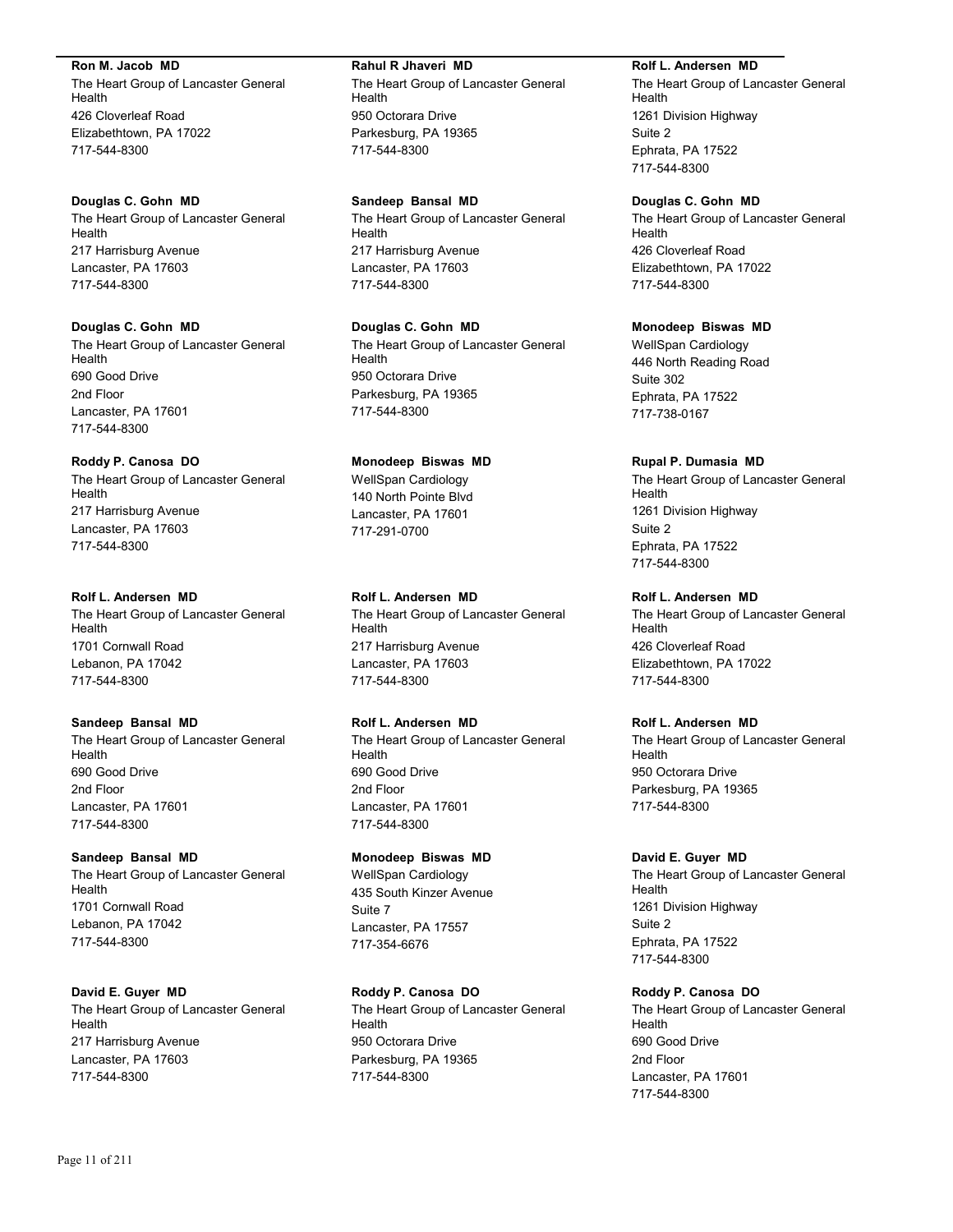**Ron M. Jacob MD**
The Heart Group of Lancaster General Health
426 Cloverleaf Road
Elizabethtown, PA 17022
717-544-8300

**Douglas C. Gohn MD**
The Heart Group of Lancaster General Health
217 Harrisburg Avenue
Lancaster, PA 17603
717-544-8300

**Douglas C. Gohn MD**
The Heart Group of Lancaster General Health
690 Good Drive
2nd Floor
Lancaster, PA 17601
717-544-8300

**Roddy P. Canosa DO**
The Heart Group of Lancaster General Health
217 Harrisburg Avenue
Lancaster, PA 17603
717-544-8300

**Rolf L. Andersen MD**
The Heart Group of Lancaster General Health
1701 Cornwall Road
Lebanon, PA 17042
717-544-8300

**Sandeep Bansal MD**
The Heart Group of Lancaster General Health
690 Good Drive
2nd Floor
Lancaster, PA 17601
717-544-8300

**Sandeep Bansal MD**
The Heart Group of Lancaster General Health
1701 Cornwall Road
Lebanon, PA 17042
717-544-8300

**David E. Guyer MD**
The Heart Group of Lancaster General Health
217 Harrisburg Avenue
Lancaster, PA 17603
717-544-8300

**Rahul R Jhaveri MD**
The Heart Group of Lancaster General Health
950 Octorara Drive
Parkesburg, PA 19365
717-544-8300

**Sandeep Bansal MD**
The Heart Group of Lancaster General Health
217 Harrisburg Avenue
Lancaster, PA 17603
717-544-8300

**Douglas C. Gohn MD**
The Heart Group of Lancaster General Health
950 Octorara Drive
Parkesburg, PA 19365
717-544-8300

**Monodeep Biswas MD**
WellSpan Cardiology
140 North Pointe Blvd
Lancaster, PA 17601
717-291-0700

**Rolf L. Andersen MD**
The Heart Group of Lancaster General Health
217 Harrisburg Avenue
Lancaster, PA 17603
717-544-8300

**Rolf L. Andersen MD**
The Heart Group of Lancaster General Health
690 Good Drive
2nd Floor
Lancaster, PA 17601
717-544-8300

**Monodeep Biswas MD**
WellSpan Cardiology
435 South Kinzer Avenue
Suite 7
Lancaster, PA 17557
717-354-6676

**Roddy P. Canosa DO**
The Heart Group of Lancaster General Health
950 Octorara Drive
Parkesburg, PA 19365
717-544-8300

**Rolf L. Andersen MD**
The Heart Group of Lancaster General Health
1261 Division Highway
Suite 2
Ephrata, PA 17522
717-544-8300

**Douglas C. Gohn MD**
The Heart Group of Lancaster General Health
426 Cloverleaf Road
Elizabethtown, PA 17022
717-544-8300

**Monodeep Biswas MD**
WellSpan Cardiology
446 North Reading Road
Suite 302
Ephrata, PA 17522
717-738-0167

**Rupal P. Dumasia MD**
The Heart Group of Lancaster General Health
1261 Division Highway
Suite 2
Ephrata, PA 17522
717-544-8300

**Rolf L. Andersen MD**
The Heart Group of Lancaster General Health
426 Cloverleaf Road
Elizabethtown, PA 17022
717-544-8300

**Rolf L. Andersen MD**
The Heart Group of Lancaster General Health
950 Octorara Drive
Parkesburg, PA 19365
717-544-8300

**David E. Guyer MD**
The Heart Group of Lancaster General Health
1261 Division Highway
Suite 2
Ephrata, PA 17522
717-544-8300

**Roddy P. Canosa DO**
The Heart Group of Lancaster General Health
690 Good Drive
2nd Floor
Lancaster, PA 17601
717-544-8300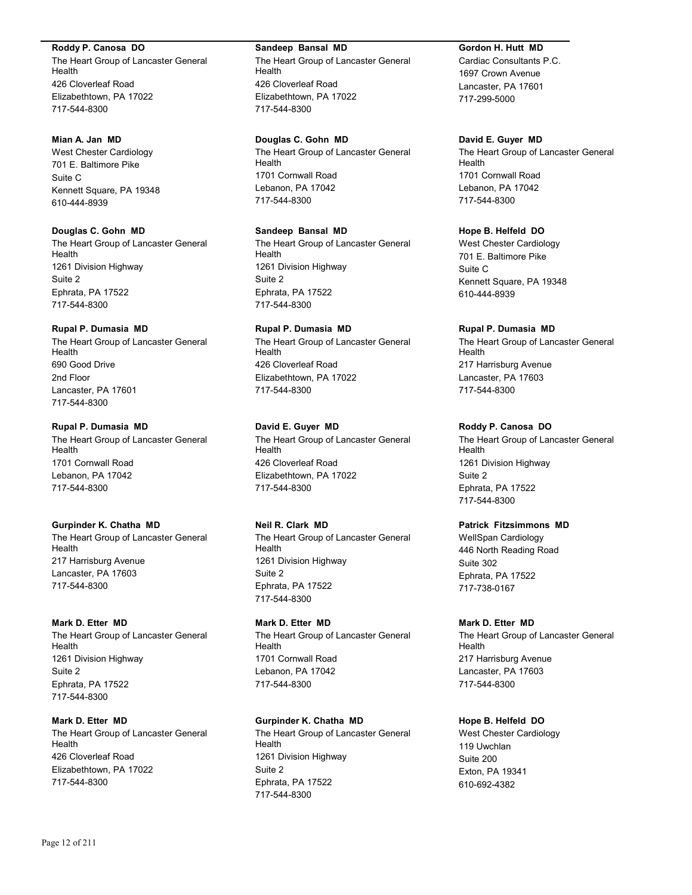**Roddy P. Canosa DO**
The Heart Group of Lancaster General Health
426 Cloverleaf Road
Elizabethtown, PA 17022
717-544-8300

**Mian A. Jan MD**
West Chester Cardiology
701 E. Baltimore Pike
Suite C
Kennett Square, PA 19348
610-444-8939

**Douglas C. Gohn MD**
The Heart Group of Lancaster General Health
1261 Division Highway
Suite 2
Ephrata, PA 17522
717-544-8300

**Rupal P. Dumasia MD**
The Heart Group of Lancaster General Health
690 Good Drive
2nd Floor
Lancaster, PA 17601
717-544-8300

**Rupal P. Dumasia MD**
The Heart Group of Lancaster General Health
1701 Cornwall Road
Lebanon, PA 17042
717-544-8300

**Gurpinder K. Chatha MD**
The Heart Group of Lancaster General Health
217 Harrisburg Avenue
Lancaster, PA 17603
717-544-8300

**Mark D. Etter MD**
The Heart Group of Lancaster General Health
1261 Division Highway
Suite 2
Ephrata, PA 17522
717-544-8300

**Mark D. Etter MD**
The Heart Group of Lancaster General Health
426 Cloverleaf Road
Elizabethtown, PA 17022
717-544-8300

**Sandeep Bansal MD**
The Heart Group of Lancaster General Health
426 Cloverleaf Road
Elizabethtown, PA 17022
717-544-8300

**Douglas C. Gohn MD**
The Heart Group of Lancaster General Health
1701 Cornwall Road
Lebanon, PA 17042
717-544-8300

**Sandeep Bansal MD**
The Heart Group of Lancaster General Health
1261 Division Highway
Suite 2
Ephrata, PA 17522
717-544-8300

**Rupal P. Dumasia MD**
The Heart Group of Lancaster General Health
426 Cloverleaf Road
Elizabethtown, PA 17022
717-544-8300

**David E. Guyer MD**
The Heart Group of Lancaster General Health
426 Cloverleaf Road
Elizabethtown, PA 17022
717-544-8300

**Neil R. Clark MD**
The Heart Group of Lancaster General Health
1261 Division Highway
Suite 2
Ephrata, PA 17522
717-544-8300

**Mark D. Etter MD**
The Heart Group of Lancaster General Health
1701 Cornwall Road
Lebanon, PA 17042
717-544-8300

**Gurpinder K. Chatha MD**
The Heart Group of Lancaster General Health
1261 Division Highway
Suite 2
Ephrata, PA 17522
717-544-8300

**Gordon H. Hutt MD**
Cardiac Consultants P.C.
1697 Crown Avenue
Lancaster, PA 17601
717-299-5000

**David E. Guyer MD**
The Heart Group of Lancaster General Health
1701 Cornwall Road
Lebanon, PA 17042
717-544-8300

**Hope B. Helfeld DO**
West Chester Cardiology
701 E. Baltimore Pike
Suite C
Kennett Square, PA 19348
610-444-8939

**Rupal P. Dumasia MD**
The Heart Group of Lancaster General Health
217 Harrisburg Avenue
Lancaster, PA 17603
717-544-8300

**Roddy P. Canosa DO**
The Heart Group of Lancaster General Health
1261 Division Highway
Suite 2
Ephrata, PA 17522
717-544-8300

**Patrick Fitzsimmons MD**
WellSpan Cardiology
446 North Reading Road
Suite 302
Ephrata, PA 17522
717-738-0167

**Mark D. Etter MD**
The Heart Group of Lancaster General Health
217 Harrisburg Avenue
Lancaster, PA 17603
717-544-8300

**Hope B. Helfeld DO**
West Chester Cardiology
119 Uwchlan
Suite 200
Exton, PA 19341
610-692-4382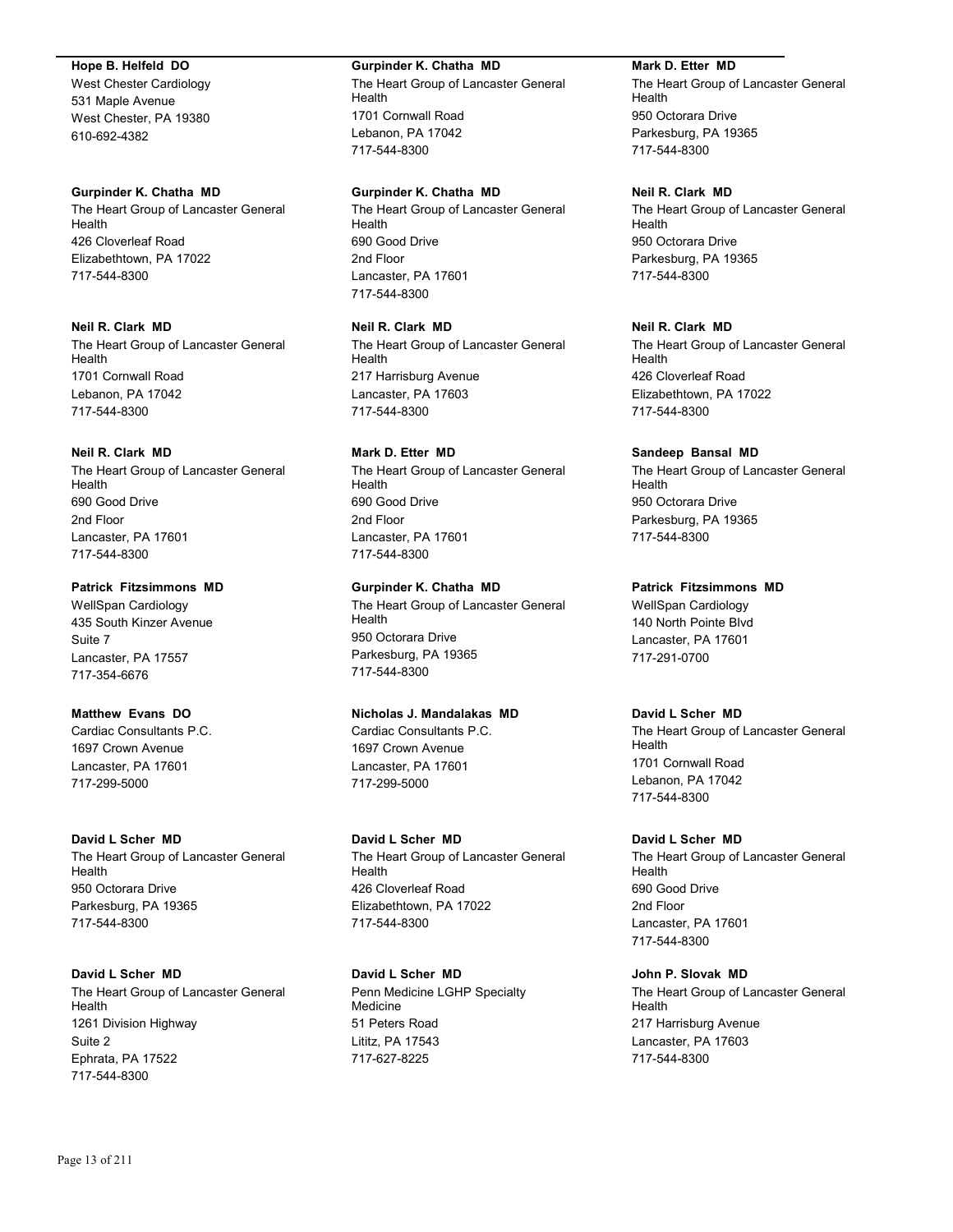**Hope B. Helfeld DO**
West Chester Cardiology
531 Maple Avenue
West Chester, PA 19380
610-692-4382

**Gurpinder K. Chatha MD**
The Heart Group of Lancaster General Health
426 Cloverleaf Road
Elizabethtown, PA 17022
717-544-8300

**Neil R. Clark MD**
The Heart Group of Lancaster General Health
1701 Cornwall Road
Lebanon, PA 17042
717-544-8300

**Neil R. Clark MD**
The Heart Group of Lancaster General Health
690 Good Drive
2nd Floor
Lancaster, PA 17601
717-544-8300

**Patrick Fitzsimmons MD**
WellSpan Cardiology
435 South Kinzer Avenue
Suite 7
Lancaster, PA 17557
717-354-6676

**Matthew Evans DO**
Cardiac Consultants P.C.
1697 Crown Avenue
Lancaster, PA 17601
717-299-5000

**David L Scher MD**
The Heart Group of Lancaster General Health
950 Octorara Drive
Parkesburg, PA 19365
717-544-8300

**David L Scher MD**
The Heart Group of Lancaster General Health
1261 Division Highway
Suite 2
Ephrata, PA 17522
717-544-8300

**Gurpinder K. Chatha MD**
The Heart Group of Lancaster General Health
1701 Cornwall Road
Lebanon, PA 17042
717-544-8300

**Gurpinder K. Chatha MD**
The Heart Group of Lancaster General Health
690 Good Drive
2nd Floor
Lancaster, PA 17601
717-544-8300

**Neil R. Clark MD**
The Heart Group of Lancaster General Health
217 Harrisburg Avenue
Lancaster, PA 17603
717-544-8300

**Mark D. Etter MD**
The Heart Group of Lancaster General Health
690 Good Drive
2nd Floor
Lancaster, PA 17601
717-544-8300

**Gurpinder K. Chatha MD**
The Heart Group of Lancaster General Health
950 Octorara Drive
Parkesburg, PA 19365
717-544-8300

**Nicholas J. Mandalakas MD**
Cardiac Consultants P.C.
1697 Crown Avenue
Lancaster, PA 17601
717-299-5000

**David L Scher MD**
The Heart Group of Lancaster General Health
426 Cloverleaf Road
Elizabethtown, PA 17022
717-544-8300

**David L Scher MD**
Penn Medicine LGHP Specialty Medicine
51 Peters Road
Lititz, PA 17543
717-627-8225

**Mark D. Etter MD**
The Heart Group of Lancaster General Health
950 Octorara Drive
Parkesburg, PA 19365
717-544-8300

**Neil R. Clark MD**
The Heart Group of Lancaster General Health
950 Octorara Drive
Parkesburg, PA 19365
717-544-8300

**Neil R. Clark MD**
The Heart Group of Lancaster General Health
426 Cloverleaf Road
Elizabethtown, PA 17022
717-544-8300

**Sandeep Bansal MD**
The Heart Group of Lancaster General Health
950 Octorara Drive
Parkesburg, PA 19365
717-544-8300

**Patrick Fitzsimmons MD**
WellSpan Cardiology
140 North Pointe Blvd
Lancaster, PA 17601
717-291-0700

**David L Scher MD**
The Heart Group of Lancaster General Health
1701 Cornwall Road
Lebanon, PA 17042
717-544-8300

**David L Scher MD**
The Heart Group of Lancaster General Health
690 Good Drive
2nd Floor
Lancaster, PA 17601
717-544-8300

**John P. Slovak MD**
The Heart Group of Lancaster General Health
217 Harrisburg Avenue
Lancaster, PA 17603
717-544-8300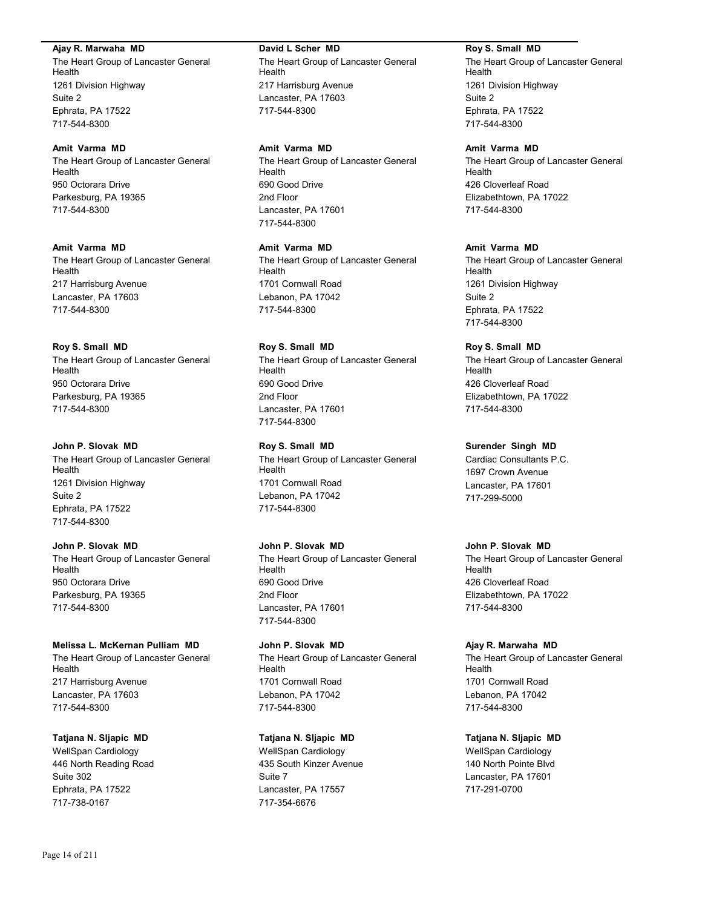**Ajay R. Marwaha MD**
The Heart Group of Lancaster General Health
1261 Division Highway
Suite 2
Ephrata, PA 17522
717-544-8300

**Amit Varma MD**
The Heart Group of Lancaster General Health
950 Octorara Drive
Parkesburg, PA 19365
717-544-8300

**Amit Varma MD**
The Heart Group of Lancaster General Health
217 Harrisburg Avenue
Lancaster, PA 17603
717-544-8300

**Roy S. Small MD**
The Heart Group of Lancaster General Health
950 Octorara Drive
Parkesburg, PA 19365
717-544-8300

**John P. Slovak MD**
The Heart Group of Lancaster General Health
1261 Division Highway
Suite 2
Ephrata, PA 17522
717-544-8300

**John P. Slovak MD**
The Heart Group of Lancaster General Health
950 Octorara Drive
Parkesburg, PA 19365
717-544-8300

**Melissa L. McKernan Pulliam MD**
The Heart Group of Lancaster General Health
217 Harrisburg Avenue
Lancaster, PA 17603
717-544-8300

**Tatjana N. Sljapic MD**
WellSpan Cardiology
446 North Reading Road
Suite 302
Ephrata, PA 17522
717-738-0167

**David L Scher MD**
The Heart Group of Lancaster General Health
217 Harrisburg Avenue
Lancaster, PA 17603
717-544-8300

**Amit Varma MD**
The Heart Group of Lancaster General Health
690 Good Drive
2nd Floor
Lancaster, PA 17601
717-544-8300

**Amit Varma MD**
The Heart Group of Lancaster General Health
1701 Cornwall Road
Lebanon, PA 17042
717-544-8300

**Roy S. Small MD**
The Heart Group of Lancaster General Health
690 Good Drive
2nd Floor
Lancaster, PA 17601
717-544-8300

**Roy S. Small MD**
The Heart Group of Lancaster General Health
1701 Cornwall Road
Lebanon, PA 17042
717-544-8300

**John P. Slovak MD**
The Heart Group of Lancaster General Health
690 Good Drive
2nd Floor
Lancaster, PA 17601
717-544-8300

**John P. Slovak MD**
The Heart Group of Lancaster General Health
1701 Cornwall Road
Lebanon, PA 17042
717-544-8300

**Tatjana N. Sljapic MD**
WellSpan Cardiology
435 South Kinzer Avenue
Suite 7
Lancaster, PA 17557
717-354-6676

**Roy S. Small MD**
The Heart Group of Lancaster General Health
1261 Division Highway
Suite 2
Ephrata, PA 17522
717-544-8300

**Amit Varma MD**
The Heart Group of Lancaster General Health
426 Cloverleaf Road
Elizabethtown, PA 17022
717-544-8300

**Amit Varma MD**
The Heart Group of Lancaster General Health
1261 Division Highway
Suite 2
Ephrata, PA 17522
717-544-8300

**Roy S. Small MD**
The Heart Group of Lancaster General Health
426 Cloverleaf Road
Elizabethtown, PA 17022
717-544-8300

**Surender Singh MD**
Cardiac Consultants P.C.
1697 Crown Avenue
Lancaster, PA 17601
717-299-5000

**John P. Slovak MD**
The Heart Group of Lancaster General Health
426 Cloverleaf Road
Elizabethtown, PA 17022
717-544-8300

**Ajay R. Marwaha MD**
The Heart Group of Lancaster General Health
1701 Cornwall Road
Lebanon, PA 17042
717-544-8300

**Tatjana N. Sljapic MD**
WellSpan Cardiology
140 North Pointe Blvd
Lancaster, PA 17601
717-291-0700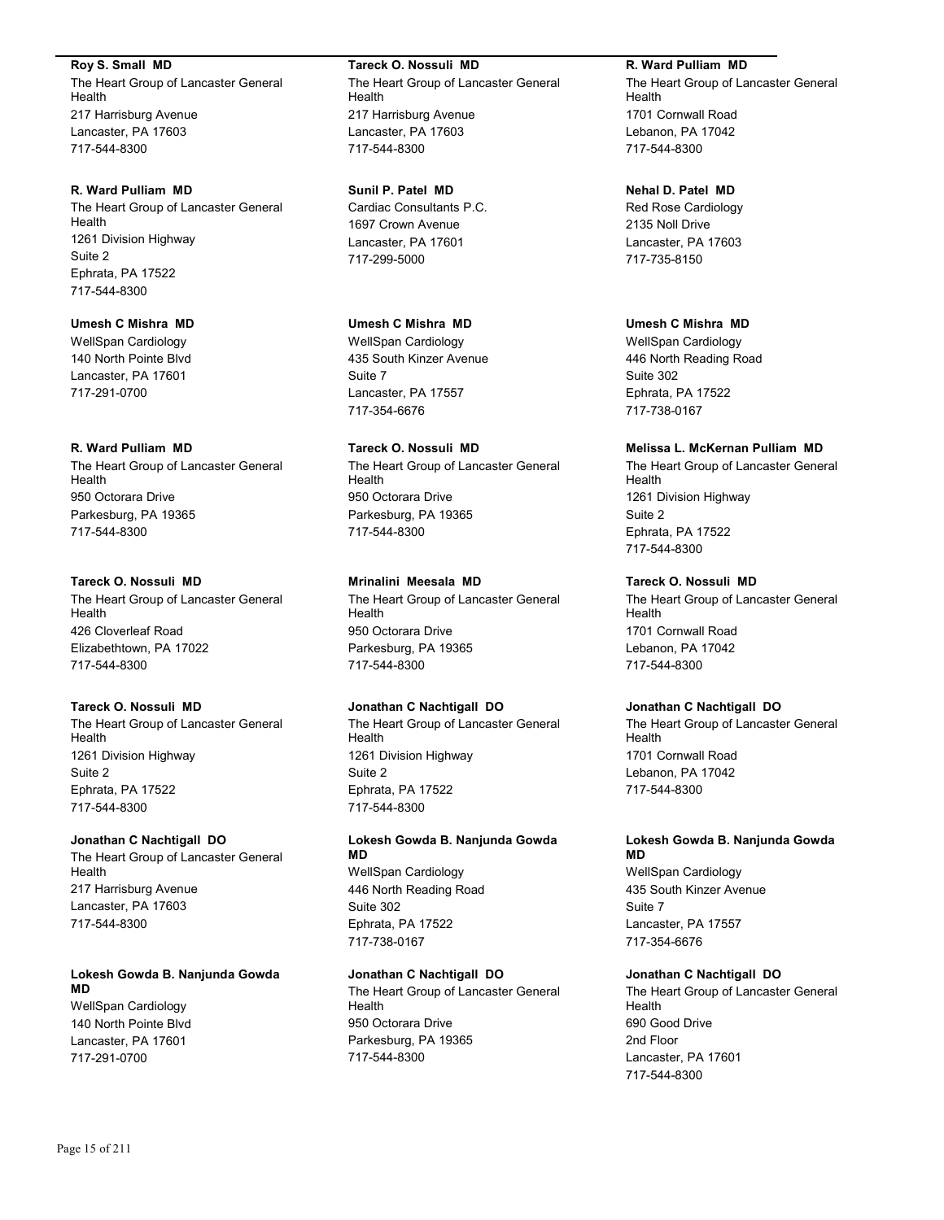**Roy S. Small MD**
The Heart Group of Lancaster General Health
217 Harrisburg Avenue
Lancaster, PA 17603
717-544-8300

**R. Ward Pulliam MD**
The Heart Group of Lancaster General Health
1261 Division Highway
Suite 2
Ephrata, PA 17522
717-544-8300

**Umesh C Mishra MD**
WellSpan Cardiology
140 North Pointe Blvd
Lancaster, PA 17601
717-291-0700

**R. Ward Pulliam MD**
The Heart Group of Lancaster General Health
950 Octorara Drive
Parkesburg, PA 19365
717-544-8300

**Tareck O. Nossuli MD**
The Heart Group of Lancaster General Health
426 Cloverleaf Road
Elizabethtown, PA 17022
717-544-8300

**Tareck O. Nossuli MD**
The Heart Group of Lancaster General Health
1261 Division Highway
Suite 2
Ephrata, PA 17522
717-544-8300

**Jonathan C Nachtigall DO**
The Heart Group of Lancaster General Health
217 Harrisburg Avenue
Lancaster, PA 17603
717-544-8300

**Lokesh Gowda B. Nanjunda Gowda MD**
WellSpan Cardiology
140 North Pointe Blvd
Lancaster, PA 17601
717-291-0700

**Tareck O. Nossuli MD**
The Heart Group of Lancaster General Health
217 Harrisburg Avenue
Lancaster, PA 17603
717-544-8300

**Sunil P. Patel MD**
Cardiac Consultants P.C.
1697 Crown Avenue
Lancaster, PA 17601
717-299-5000

**Umesh C Mishra MD**
WellSpan Cardiology
435 South Kinzer Avenue
Suite 7
Lancaster, PA 17557
717-354-6676

**Tareck O. Nossuli MD**
The Heart Group of Lancaster General Health
950 Octorara Drive
Parkesburg, PA 19365
717-544-8300

**Mrinalini Meesala MD**
The Heart Group of Lancaster General Health
950 Octorara Drive
Parkesburg, PA 19365
717-544-8300

**Jonathan C Nachtigall DO**
The Heart Group of Lancaster General Health
1261 Division Highway
Suite 2
Ephrata, PA 17522
717-544-8300

**Lokesh Gowda B. Nanjunda Gowda MD**
WellSpan Cardiology
446 North Reading Road
Suite 302
Ephrata, PA 17522
717-738-0167

**Jonathan C Nachtigall DO**
The Heart Group of Lancaster General Health
950 Octorara Drive
Parkesburg, PA 19365
717-544-8300

**R. Ward Pulliam MD**
The Heart Group of Lancaster General Health
1701 Cornwall Road
Lebanon, PA 17042
717-544-8300

**Nehal D. Patel MD**
Red Rose Cardiology
2135 Noll Drive
Lancaster, PA 17603
717-735-8150

**Umesh C Mishra MD**
WellSpan Cardiology
446 North Reading Road
Suite 302
Ephrata, PA 17522
717-738-0167

**Melissa L. McKernan Pulliam MD**
The Heart Group of Lancaster General Health
1261 Division Highway
Suite 2
Ephrata, PA 17522
717-544-8300

**Tareck O. Nossuli MD**
The Heart Group of Lancaster General Health
1701 Cornwall Road
Lebanon, PA 17042
717-544-8300

**Jonathan C Nachtigall DO**
The Heart Group of Lancaster General Health
1701 Cornwall Road
Lebanon, PA 17042
717-544-8300

**Lokesh Gowda B. Nanjunda Gowda MD**
WellSpan Cardiology
435 South Kinzer Avenue
Suite 7
Lancaster, PA 17557
717-354-6676

**Jonathan C Nachtigall DO**
The Heart Group of Lancaster General Health
690 Good Drive
2nd Floor
Lancaster, PA 17601
717-544-8300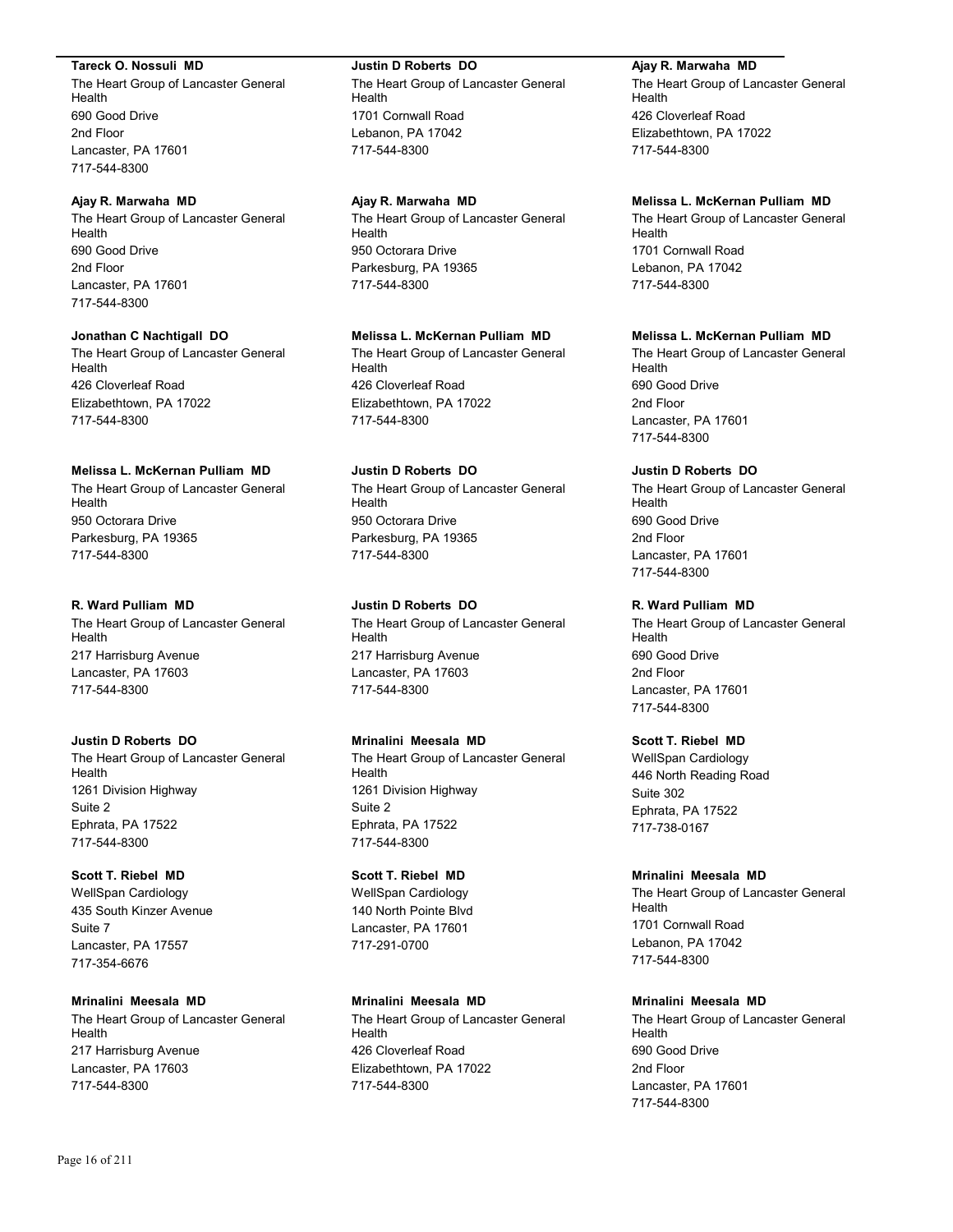**Tareck O. Nossuli MD**
The Heart Group of Lancaster General Health
690 Good Drive
2nd Floor
Lancaster, PA 17601
717-544-8300

**Ajay R. Marwaha MD**
The Heart Group of Lancaster General Health
690 Good Drive
2nd Floor
Lancaster, PA 17601
717-544-8300

**Jonathan C Nachtigall DO**
The Heart Group of Lancaster General Health
426 Cloverleaf Road
Elizabethtown, PA 17022
717-544-8300

**Melissa L. McKernan Pulliam MD**
The Heart Group of Lancaster General Health
950 Octorara Drive
Parkesburg, PA 19365
717-544-8300

**R. Ward Pulliam MD**
The Heart Group of Lancaster General Health
217 Harrisburg Avenue
Lancaster, PA 17603
717-544-8300

**Justin D Roberts DO**
The Heart Group of Lancaster General Health
1261 Division Highway
Suite 2
Ephrata, PA 17522
717-544-8300

**Scott T. Riebel MD**
WellSpan Cardiology
435 South Kinzer Avenue
Suite 7
Lancaster, PA 17557
717-354-6676

**Mrinalini Meesala MD**
The Heart Group of Lancaster General Health
217 Harrisburg Avenue
Lancaster, PA 17603
717-544-8300

**Justin D Roberts DO**
The Heart Group of Lancaster General Health
1701 Cornwall Road
Lebanon, PA 17042
717-544-8300

**Ajay R. Marwaha MD**
The Heart Group of Lancaster General Health
950 Octorara Drive
Parkesburg, PA 19365
717-544-8300

**Melissa L. McKernan Pulliam MD**
The Heart Group of Lancaster General Health
426 Cloverleaf Road
Elizabethtown, PA 17022
717-544-8300

**Justin D Roberts DO**
The Heart Group of Lancaster General Health
950 Octorara Drive
Parkesburg, PA 19365
717-544-8300

**Justin D Roberts DO**
The Heart Group of Lancaster General Health
217 Harrisburg Avenue
Lancaster, PA 17603
717-544-8300

**Mrinalini Meesala MD**
The Heart Group of Lancaster General Health
1261 Division Highway
Suite 2
Ephrata, PA 17522
717-544-8300

**Scott T. Riebel MD**
WellSpan Cardiology
140 North Pointe Blvd
Lancaster, PA 17601
717-291-0700

**Mrinalini Meesala MD**
The Heart Group of Lancaster General Health
426 Cloverleaf Road
Elizabethtown, PA 17022
717-544-8300

**Ajay R. Marwaha MD**
The Heart Group of Lancaster General Health
426 Cloverleaf Road
Elizabethtown, PA 17022
717-544-8300

**Melissa L. McKernan Pulliam MD**
The Heart Group of Lancaster General Health
1701 Cornwall Road
Lebanon, PA 17042
717-544-8300

**Melissa L. McKernan Pulliam MD**
The Heart Group of Lancaster General Health
690 Good Drive
2nd Floor
Lancaster, PA 17601
717-544-8300

**Justin D Roberts DO**
The Heart Group of Lancaster General Health
690 Good Drive
2nd Floor
Lancaster, PA 17601
717-544-8300

**R. Ward Pulliam MD**
The Heart Group of Lancaster General Health
690 Good Drive
2nd Floor
Lancaster, PA 17601
717-544-8300

**Scott T. Riebel MD**
WellSpan Cardiology
446 North Reading Road
Suite 302
Ephrata, PA 17522
717-738-0167

**Mrinalini Meesala MD**
The Heart Group of Lancaster General Health
1701 Cornwall Road
Lebanon, PA 17042
717-544-8300

**Mrinalini Meesala MD**
The Heart Group of Lancaster General Health
690 Good Drive
2nd Floor
Lancaster, PA 17601
717-544-8300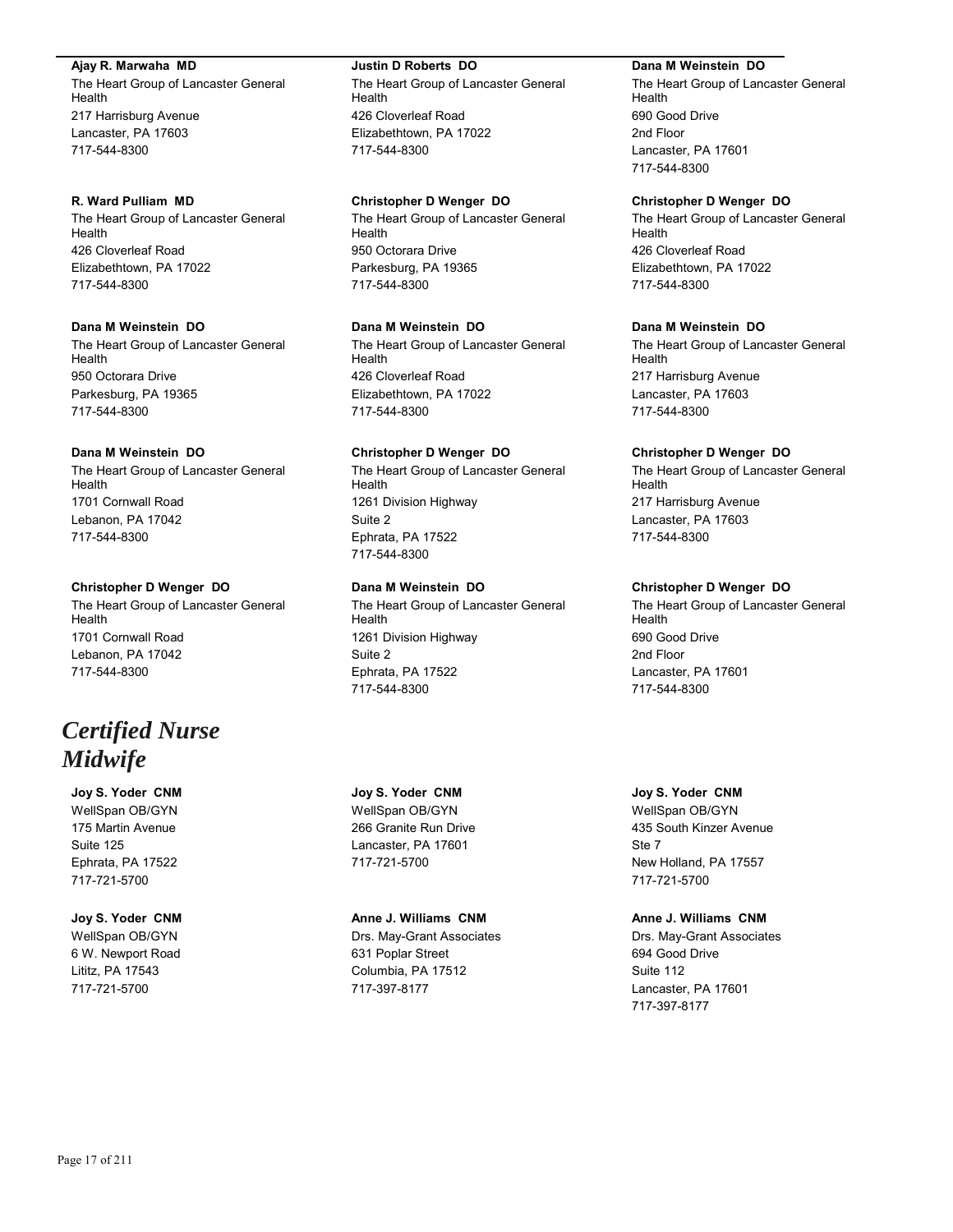**Ajay R. Marwaha MD**
The Heart Group of Lancaster General Health
217 Harrisburg Avenue
Lancaster, PA 17603
717-544-8300

**R. Ward Pulliam MD**
The Heart Group of Lancaster General Health
426 Cloverleaf Road
Elizabethtown, PA 17022
717-544-8300

**Dana M Weinstein DO**
The Heart Group of Lancaster General Health
950 Octorara Drive
Parkesburg, PA 19365
717-544-8300

**Dana M Weinstein DO**
The Heart Group of Lancaster General Health
1701 Cornwall Road
Lebanon, PA 17042
717-544-8300

**Christopher D Wenger DO**
The Heart Group of Lancaster General Health
1701 Cornwall Road
Lebanon, PA 17042
717-544-8300

**Justin D Roberts DO**
The Heart Group of Lancaster General Health
426 Cloverleaf Road
Elizabethtown, PA 17022
717-544-8300

**Christopher D Wenger DO**
The Heart Group of Lancaster General Health
950 Octorara Drive
Parkesburg, PA 19365
717-544-8300

**Dana M Weinstein DO**
The Heart Group of Lancaster General Health
426 Cloverleaf Road
Elizabethtown, PA 17022
717-544-8300

**Christopher D Wenger DO**
The Heart Group of Lancaster General Health
1261 Division Highway
Suite 2
Ephrata, PA 17522
717-544-8300

**Dana M Weinstein DO**
The Heart Group of Lancaster General Health
1261 Division Highway
Suite 2
Ephrata, PA 17522
717-544-8300

**Dana M Weinstein DO**
The Heart Group of Lancaster General Health
690 Good Drive
2nd Floor
Lancaster, PA 17601
717-544-8300

**Christopher D Wenger DO**
The Heart Group of Lancaster General Health
426 Cloverleaf Road
Elizabethtown, PA 17022
717-544-8300

**Dana M Weinstein DO**
The Heart Group of Lancaster General Health
217 Harrisburg Avenue
Lancaster, PA 17603
717-544-8300

**Christopher D Wenger DO**
The Heart Group of Lancaster General Health
217 Harrisburg Avenue
Lancaster, PA 17603
717-544-8300

**Christopher D Wenger DO**
The Heart Group of Lancaster General Health
690 Good Drive
2nd Floor
Lancaster, PA 17601
717-544-8300

# *Certified Nurse Midwife*

**Joy S. Yoder CNM**
WellSpan OB/GYN
175 Martin Avenue
Suite 125
Ephrata, PA 17522
717-721-5700

**Joy S. Yoder CNM**
WellSpan OB/GYN
6 W. Newport Road
Lititz, PA 17543
717-721-5700

**Joy S. Yoder CNM**
WellSpan OB/GYN
266 Granite Run Drive
Lancaster, PA 17601
717-721-5700

**Anne J. Williams CNM**
Drs. May-Grant Associates
631 Poplar Street
Columbia, PA 17512
717-397-8177

**Joy S. Yoder CNM**
WellSpan OB/GYN
435 South Kinzer Avenue
Ste 7
New Holland, PA 17557
717-721-5700

**Anne J. Williams CNM**
Drs. May-Grant Associates
694 Good Drive
Suite 112
Lancaster, PA 17601
717-397-8177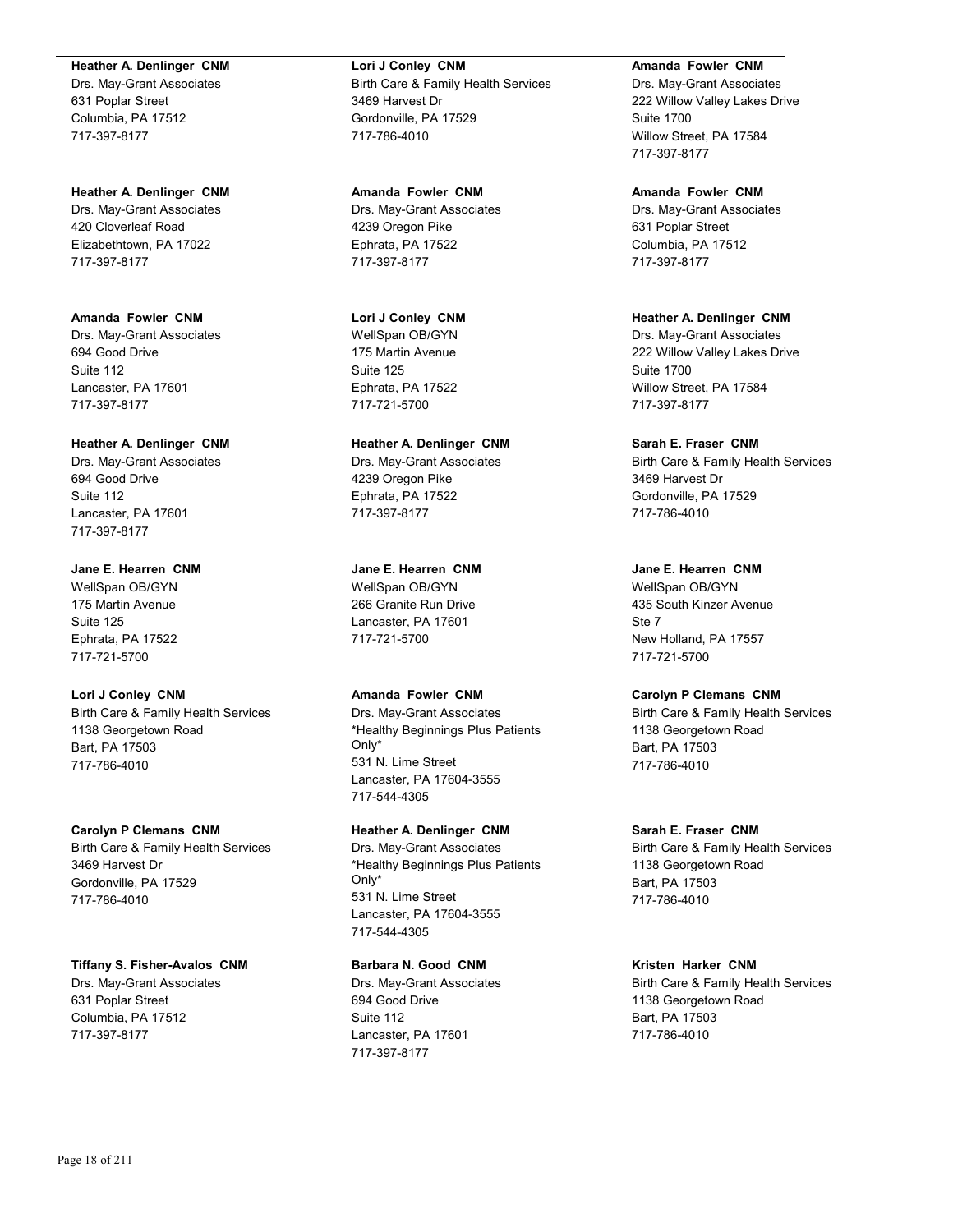**Heather A. Denlinger CNM**
Drs. May-Grant Associates
631 Poplar Street
Columbia, PA 17512
717-397-8177

**Heather A. Denlinger CNM**
Drs. May-Grant Associates
420 Cloverleaf Road
Elizabethtown, PA 17022
717-397-8177

**Amanda Fowler CNM**
Drs. May-Grant Associates
694 Good Drive
Suite 112
Lancaster, PA 17601
717-397-8177

**Heather A. Denlinger CNM**
Drs. May-Grant Associates
694 Good Drive
Suite 112
Lancaster, PA 17601
717-397-8177

**Jane E. Hearren CNM**
WellSpan OB/GYN
175 Martin Avenue
Suite 125
Ephrata, PA 17522
717-721-5700

**Lori J Conley CNM**
Birth Care & Family Health Services
1138 Georgetown Road
Bart, PA 17503
717-786-4010

**Carolyn P Clemans CNM**
Birth Care & Family Health Services
3469 Harvest Dr
Gordonville, PA 17529
717-786-4010

**Tiffany S. Fisher-Avalos CNM**
Drs. May-Grant Associates
631 Poplar Street
Columbia, PA 17512
717-397-8177

**Lori J Conley CNM**
Birth Care & Family Health Services
3469 Harvest Dr
Gordonville, PA 17529
717-786-4010

**Amanda Fowler CNM**
Drs. May-Grant Associates
4239 Oregon Pike
Ephrata, PA 17522
717-397-8177

**Lori J Conley CNM**
WellSpan OB/GYN
175 Martin Avenue
Suite 125
Ephrata, PA 17522
717-721-5700

**Heather A. Denlinger CNM**
Drs. May-Grant Associates
4239 Oregon Pike
Ephrata, PA 17522
717-397-8177

**Jane E. Hearren CNM**
WellSpan OB/GYN
266 Granite Run Drive
Lancaster, PA 17601
717-721-5700

**Amanda Fowler CNM**
Drs. May-Grant Associates
*Healthy Beginnings Plus Patients Only*
531 N. Lime Street
Lancaster, PA 17604-3555
717-544-4305

**Heather A. Denlinger CNM**
Drs. May-Grant Associates
*Healthy Beginnings Plus Patients Only*
531 N. Lime Street
Lancaster, PA 17604-3555
717-544-4305

**Barbara N. Good CNM**
Drs. May-Grant Associates
694 Good Drive
Suite 112
Lancaster, PA 17601
717-397-8177

**Amanda Fowler CNM**
Drs. May-Grant Associates
222 Willow Valley Lakes Drive
Suite 1700
Willow Street, PA 17584
717-397-8177

**Amanda Fowler CNM**
Drs. May-Grant Associates
631 Poplar Street
Columbia, PA 17512
717-397-8177

**Heather A. Denlinger CNM**
Drs. May-Grant Associates
222 Willow Valley Lakes Drive
Suite 1700
Willow Street, PA 17584
717-397-8177

**Sarah E. Fraser CNM**
Birth Care & Family Health Services
3469 Harvest Dr
Gordonville, PA 17529
717-786-4010

**Jane E. Hearren CNM**
WellSpan OB/GYN
435 South Kinzer Avenue
Ste 7
New Holland, PA 17557
717-721-5700

**Carolyn P Clemans CNM**
Birth Care & Family Health Services
1138 Georgetown Road
Bart, PA 17503
717-786-4010

**Sarah E. Fraser CNM**
Birth Care & Family Health Services
1138 Georgetown Road
Bart, PA 17503
717-786-4010

**Kristen Harker CNM**
Birth Care & Family Health Services
1138 Georgetown Road
Bart, PA 17503
717-786-4010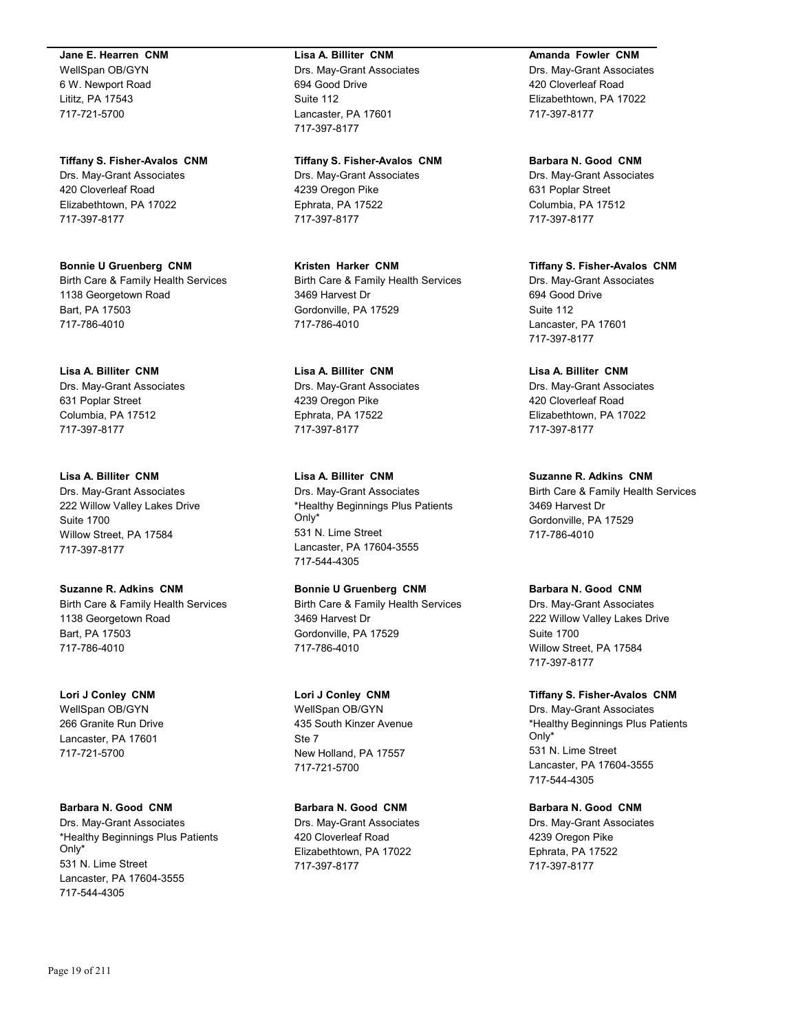**Jane E. Hearren CNM**
WellSpan OB/GYN
6 W. Newport Road
Lititz, PA 17543
717-721-5700

**Tiffany S. Fisher-Avalos CNM**
Drs. May-Grant Associates
420 Cloverleaf Road
Elizabethtown, PA 17022
717-397-8177

**Bonnie U Gruenberg CNM**
Birth Care & Family Health Services
1138 Georgetown Road
Bart, PA 17503
717-786-4010

**Lisa A. Billiter CNM**
Drs. May-Grant Associates
631 Poplar Street
Columbia, PA 17512
717-397-8177

**Lisa A. Billiter CNM**
Drs. May-Grant Associates
222 Willow Valley Lakes Drive
Suite 1700
Willow Street, PA 17584
717-397-8177

**Suzanne R. Adkins CNM**
Birth Care & Family Health Services
1138 Georgetown Road
Bart, PA 17503
717-786-4010

**Lori J Conley CNM**
WellSpan OB/GYN
266 Granite Run Drive
Lancaster, PA 17601
717-721-5700

**Barbara N. Good CNM**
Drs. May-Grant Associates
*Healthy Beginnings Plus Patients Only*
531 N. Lime Street
Lancaster, PA 17604-3555
717-544-4305

**Lisa A. Billiter CNM**
Drs. May-Grant Associates
694 Good Drive
Suite 112
Lancaster, PA 17601
717-397-8177

**Tiffany S. Fisher-Avalos CNM**
Drs. May-Grant Associates
4239 Oregon Pike
Ephrata, PA 17522
717-397-8177

**Kristen Harker CNM**
Birth Care & Family Health Services
3469 Harvest Dr
Gordonville, PA 17529
717-786-4010

**Lisa A. Billiter CNM**
Drs. May-Grant Associates
4239 Oregon Pike
Ephrata, PA 17522
717-397-8177

**Lisa A. Billiter CNM**
Drs. May-Grant Associates
*Healthy Beginnings Plus Patients Only*
531 N. Lime Street
Lancaster, PA 17604-3555
717-544-4305

**Bonnie U Gruenberg CNM**
Birth Care & Family Health Services
3469 Harvest Dr
Gordonville, PA 17529
717-786-4010

**Lori J Conley CNM**
WellSpan OB/GYN
435 South Kinzer Avenue
Ste 7
New Holland, PA 17557
717-721-5700

**Barbara N. Good CNM**
Drs. May-Grant Associates
420 Cloverleaf Road
Elizabethtown, PA 17022
717-397-8177

**Amanda Fowler CNM**
Drs. May-Grant Associates
420 Cloverleaf Road
Elizabethtown, PA 17022
717-397-8177

**Barbara N. Good CNM**
Drs. May-Grant Associates
631 Poplar Street
Columbia, PA 17512
717-397-8177

**Tiffany S. Fisher-Avalos CNM**
Drs. May-Grant Associates
694 Good Drive
Suite 112
Lancaster, PA 17601
717-397-8177

**Lisa A. Billiter CNM**
Drs. May-Grant Associates
420 Cloverleaf Road
Elizabethtown, PA 17022
717-397-8177

**Suzanne R. Adkins CNM**
Birth Care & Family Health Services
3469 Harvest Dr
Gordonville, PA 17529
717-786-4010

**Barbara N. Good CNM**
Drs. May-Grant Associates
222 Willow Valley Lakes Drive
Suite 1700
Willow Street, PA 17584
717-397-8177

**Tiffany S. Fisher-Avalos CNM**
Drs. May-Grant Associates
*Healthy Beginnings Plus Patients Only*
531 N. Lime Street
Lancaster, PA 17604-3555
717-544-4305

**Barbara N. Good CNM**
Drs. May-Grant Associates
4239 Oregon Pike
Ephrata, PA 17522
717-397-8177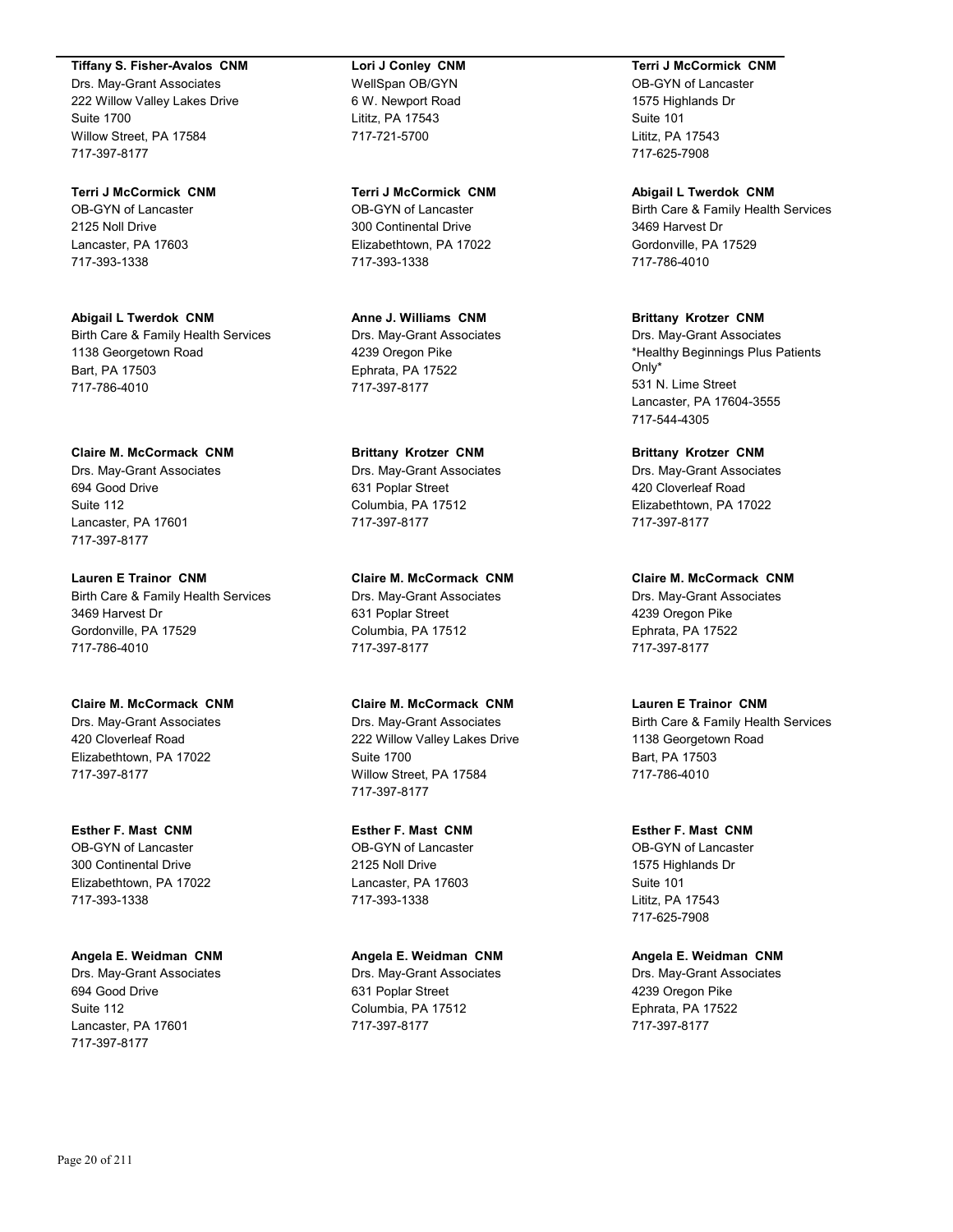**Tiffany S. Fisher-Avalos CNM**
Drs. May-Grant Associates
222 Willow Valley Lakes Drive
Suite 1700
Willow Street, PA 17584
717-397-8177

**Terri J McCormick CNM**
OB-GYN of Lancaster
2125 Noll Drive
Lancaster, PA 17603
717-393-1338

**Abigail L Twerdok CNM**
Birth Care & Family Health Services
1138 Georgetown Road
Bart, PA 17503
717-786-4010

**Claire M. McCormack CNM**
Drs. May-Grant Associates
694 Good Drive
Suite 112
Lancaster, PA 17601
717-397-8177

**Lauren E Trainor CNM**
Birth Care & Family Health Services
3469 Harvest Dr
Gordonville, PA 17529
717-786-4010

**Claire M. McCormack CNM**
Drs. May-Grant Associates
420 Cloverleaf Road
Elizabethtown, PA 17022
717-397-8177

**Esther F. Mast CNM**
OB-GYN of Lancaster
300 Continental Drive
Elizabethtown, PA 17022
717-393-1338

**Angela E. Weidman CNM**
Drs. May-Grant Associates
694 Good Drive
Suite 112
Lancaster, PA 17601
717-397-8177

**Lori J Conley CNM**
WellSpan OB/GYN
6 W. Newport Road
Lititz, PA 17543
717-721-5700

**Terri J McCormick CNM**
OB-GYN of Lancaster
300 Continental Drive
Elizabethtown, PA 17022
717-393-1338

**Anne J. Williams CNM**
Drs. May-Grant Associates
4239 Oregon Pike
Ephrata, PA 17522
717-397-8177

**Brittany Krotzer CNM**
Drs. May-Grant Associates
631 Poplar Street
Columbia, PA 17512
717-397-8177

**Claire M. McCormack CNM**
Drs. May-Grant Associates
631 Poplar Street
Columbia, PA 17512
717-397-8177

**Claire M. McCormack CNM**
Drs. May-Grant Associates
222 Willow Valley Lakes Drive
Suite 1700
Willow Street, PA 17584
717-397-8177

**Esther F. Mast CNM**
OB-GYN of Lancaster
2125 Noll Drive
Lancaster, PA 17603
717-393-1338

**Angela E. Weidman CNM**
Drs. May-Grant Associates
631 Poplar Street
Columbia, PA 17512
717-397-8177

**Terri J McCormick CNM**
OB-GYN of Lancaster
1575 Highlands Dr
Suite 101
Lititz, PA 17543
717-625-7908

**Abigail L Twerdok CNM**
Birth Care & Family Health Services
3469 Harvest Dr
Gordonville, PA 17529
717-786-4010

**Brittany Krotzer CNM**
Drs. May-Grant Associates
*Healthy Beginnings Plus Patients Only*
531 N. Lime Street
Lancaster, PA 17604-3555
717-544-4305

**Brittany Krotzer CNM**
Drs. May-Grant Associates
420 Cloverleaf Road
Elizabethtown, PA 17022
717-397-8177

**Claire M. McCormack CNM**
Drs. May-Grant Associates
4239 Oregon Pike
Ephrata, PA 17522
717-397-8177

**Lauren E Trainor CNM**
Birth Care & Family Health Services
1138 Georgetown Road
Bart, PA 17503
717-786-4010

**Esther F. Mast CNM**
OB-GYN of Lancaster
1575 Highlands Dr
Suite 101
Lititz, PA 17543
717-625-7908

**Angela E. Weidman CNM**
Drs. May-Grant Associates
4239 Oregon Pike
Ephrata, PA 17522
717-397-8177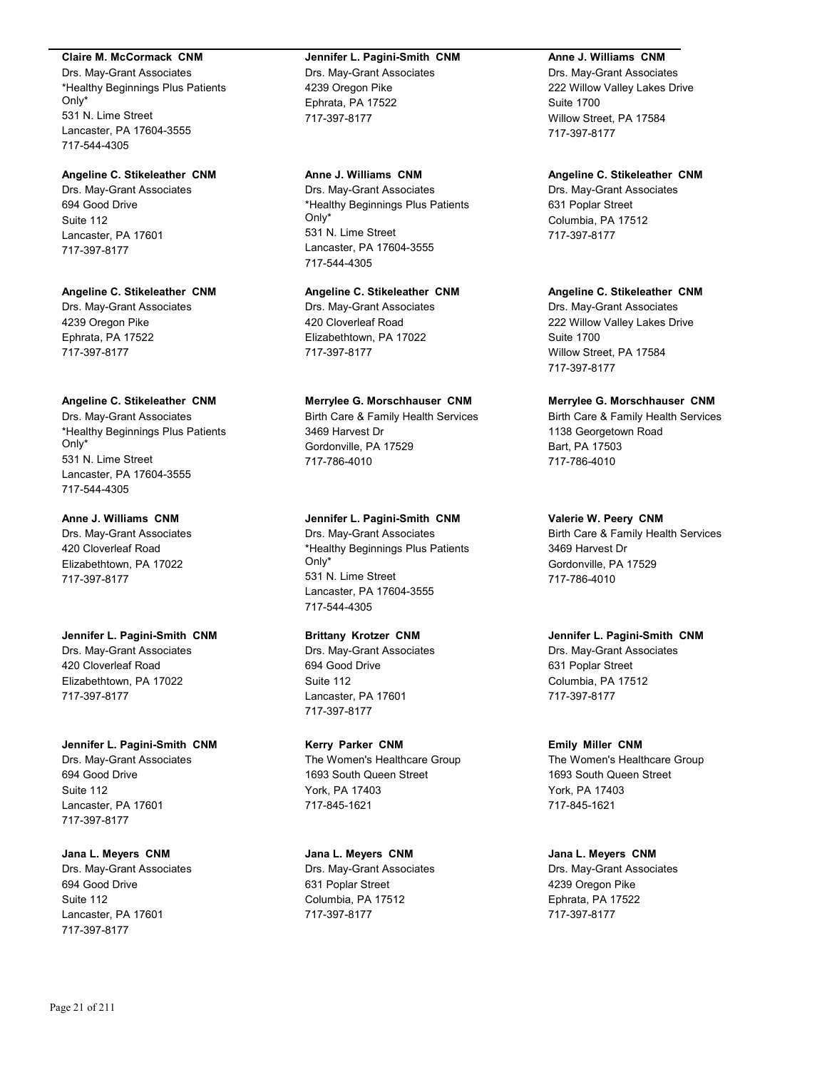**Claire M. McCormack CNM**
Drs. May-Grant Associates
*Healthy Beginnings Plus Patients Only*
531 N. Lime Street
Lancaster, PA 17604-3555
717-544-4305

**Angeline C. Stikeleather CNM**
Drs. May-Grant Associates
694 Good Drive
Suite 112
Lancaster, PA 17601
717-397-8177

**Angeline C. Stikeleather CNM**
Drs. May-Grant Associates
4239 Oregon Pike
Ephrata, PA 17522
717-397-8177

**Angeline C. Stikeleather CNM**
Drs. May-Grant Associates
*Healthy Beginnings Plus Patients Only*
531 N. Lime Street
Lancaster, PA 17604-3555
717-544-4305

**Anne J. Williams CNM**
Drs. May-Grant Associates
420 Cloverleaf Road
Elizabethtown, PA 17022
717-397-8177

**Jennifer L. Pagini-Smith CNM**
Drs. May-Grant Associates
420 Cloverleaf Road
Elizabethtown, PA 17022
717-397-8177

**Jennifer L. Pagini-Smith CNM**
Drs. May-Grant Associates
694 Good Drive
Suite 112
Lancaster, PA 17601
717-397-8177

**Jana L. Meyers CNM**
Drs. May-Grant Associates
694 Good Drive
Suite 112
Lancaster, PA 17601
717-397-8177

**Jennifer L. Pagini-Smith CNM**
Drs. May-Grant Associates
4239 Oregon Pike
Ephrata, PA 17522
717-397-8177

**Anne J. Williams CNM**
Drs. May-Grant Associates
*Healthy Beginnings Plus Patients Only*
531 N. Lime Street
Lancaster, PA 17604-3555
717-544-4305

**Angeline C. Stikeleather CNM**
Drs. May-Grant Associates
420 Cloverleaf Road
Elizabethtown, PA 17022
717-397-8177

**Merrylee G. Morschhauser CNM**
Birth Care & Family Health Services
3469 Harvest Dr
Gordonville, PA 17529
717-786-4010

**Jennifer L. Pagini-Smith CNM**
Drs. May-Grant Associates
*Healthy Beginnings Plus Patients Only*
531 N. Lime Street
Lancaster, PA 17604-3555
717-544-4305

**Brittany Krotzer CNM**
Drs. May-Grant Associates
694 Good Drive
Suite 112
Lancaster, PA 17601
717-397-8177

**Kerry Parker CNM**
The Women's Healthcare Group
1693 South Queen Street
York, PA 17403
717-845-1621

**Jana L. Meyers CNM**
Drs. May-Grant Associates
631 Poplar Street
Columbia, PA 17512
717-397-8177

**Anne J. Williams CNM**
Drs. May-Grant Associates
222 Willow Valley Lakes Drive
Suite 1700
Willow Street, PA 17584
717-397-8177

**Angeline C. Stikeleather CNM**
Drs. May-Grant Associates
631 Poplar Street
Columbia, PA 17512
717-397-8177

**Angeline C. Stikeleather CNM**
Drs. May-Grant Associates
222 Willow Valley Lakes Drive
Suite 1700
Willow Street, PA 17584
717-397-8177

**Merrylee G. Morschhauser CNM**
Birth Care & Family Health Services
1138 Georgetown Road
Bart, PA 17503
717-786-4010

**Valerie W. Peery CNM**
Birth Care & Family Health Services
3469 Harvest Dr
Gordonville, PA 17529
717-786-4010

**Jennifer L. Pagini-Smith CNM**
Drs. May-Grant Associates
631 Poplar Street
Columbia, PA 17512
717-397-8177

**Emily Miller CNM**
The Women's Healthcare Group
1693 South Queen Street
York, PA 17403
717-845-1621

**Jana L. Meyers CNM**
Drs. May-Grant Associates
4239 Oregon Pike
Ephrata, PA 17522
717-397-8177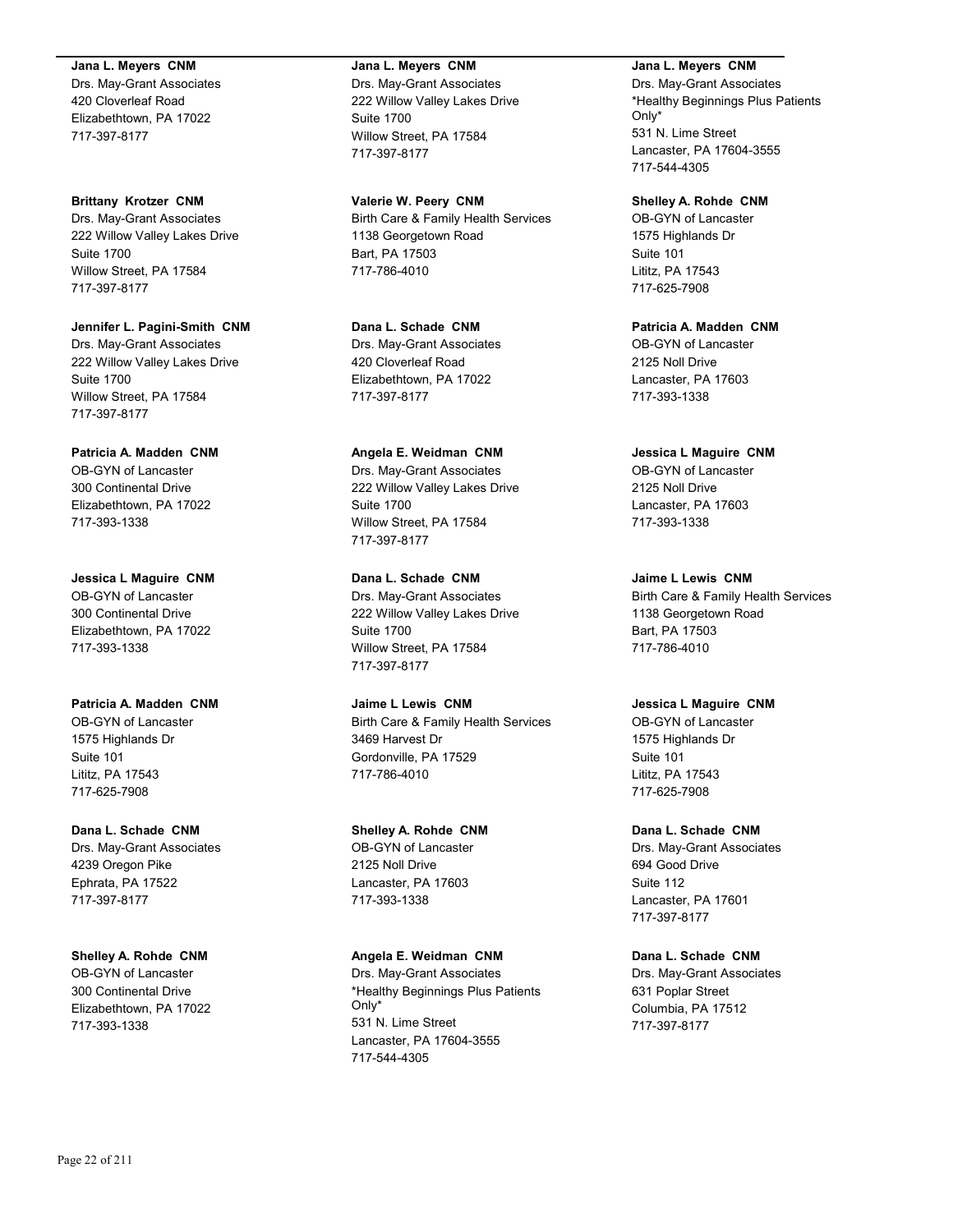**Jana L. Meyers CNM**
Drs. May-Grant Associates
420 Cloverleaf Road
Elizabethtown, PA 17022
717-397-8177

**Brittany Krotzer CNM**
Drs. May-Grant Associates
222 Willow Valley Lakes Drive
Suite 1700
Willow Street, PA 17584
717-397-8177

**Jennifer L. Pagini-Smith CNM**
Drs. May-Grant Associates
222 Willow Valley Lakes Drive
Suite 1700
Willow Street, PA 17584
717-397-8177

**Patricia A. Madden CNM**
OB-GYN of Lancaster
300 Continental Drive
Elizabethtown, PA 17022
717-393-1338

**Jessica L Maguire CNM**
OB-GYN of Lancaster
300 Continental Drive
Elizabethtown, PA 17022
717-393-1338

**Patricia A. Madden CNM**
OB-GYN of Lancaster
1575 Highlands Dr
Suite 101
Lititz, PA 17543
717-625-7908

**Dana L. Schade CNM**
Drs. May-Grant Associates
4239 Oregon Pike
Ephrata, PA 17522
717-397-8177

**Shelley A. Rohde CNM**
OB-GYN of Lancaster
300 Continental Drive
Elizabethtown, PA 17022
717-393-1338

**Jana L. Meyers CNM**
Drs. May-Grant Associates
222 Willow Valley Lakes Drive
Suite 1700
Willow Street, PA 17584
717-397-8177

**Valerie W. Peery CNM**
Birth Care & Family Health Services
1138 Georgetown Road
Bart, PA 17503
717-786-4010

**Dana L. Schade CNM**
Drs. May-Grant Associates
420 Cloverleaf Road
Elizabethtown, PA 17022
717-397-8177

**Angela E. Weidman CNM**
Drs. May-Grant Associates
222 Willow Valley Lakes Drive
Suite 1700
Willow Street, PA 17584
717-397-8177

**Dana L. Schade CNM**
Drs. May-Grant Associates
222 Willow Valley Lakes Drive
Suite 1700
Willow Street, PA 17584
717-397-8177

**Jaime L Lewis CNM**
Birth Care & Family Health Services
3469 Harvest Dr
Gordonville, PA 17529
717-786-4010

**Shelley A. Rohde CNM**
OB-GYN of Lancaster
2125 Noll Drive
Lancaster, PA 17603
717-393-1338

**Angela E. Weidman CNM**
Drs. May-Grant Associates
*Healthy Beginnings Plus Patients Only*
531 N. Lime Street
Lancaster, PA 17604-3555
717-544-4305

**Jana L. Meyers CNM**
Drs. May-Grant Associates
*Healthy Beginnings Plus Patients Only*
531 N. Lime Street
Lancaster, PA 17604-3555
717-544-4305

**Shelley A. Rohde CNM**
OB-GYN of Lancaster
1575 Highlands Dr
Suite 101
Lititz, PA 17543
717-625-7908

**Patricia A. Madden CNM**
OB-GYN of Lancaster
2125 Noll Drive
Lancaster, PA 17603
717-393-1338

**Jessica L Maguire CNM**
OB-GYN of Lancaster
2125 Noll Drive
Lancaster, PA 17603
717-393-1338

**Jaime L Lewis CNM**
Birth Care & Family Health Services
1138 Georgetown Road
Bart, PA 17503
717-786-4010

**Jessica L Maguire CNM**
OB-GYN of Lancaster
1575 Highlands Dr
Suite 101
Lititz, PA 17543
717-625-7908

**Dana L. Schade CNM**
Drs. May-Grant Associates
694 Good Drive
Suite 112
Lancaster, PA 17601
717-397-8177

**Dana L. Schade CNM**
Drs. May-Grant Associates
631 Poplar Street
Columbia, PA 17512
717-397-8177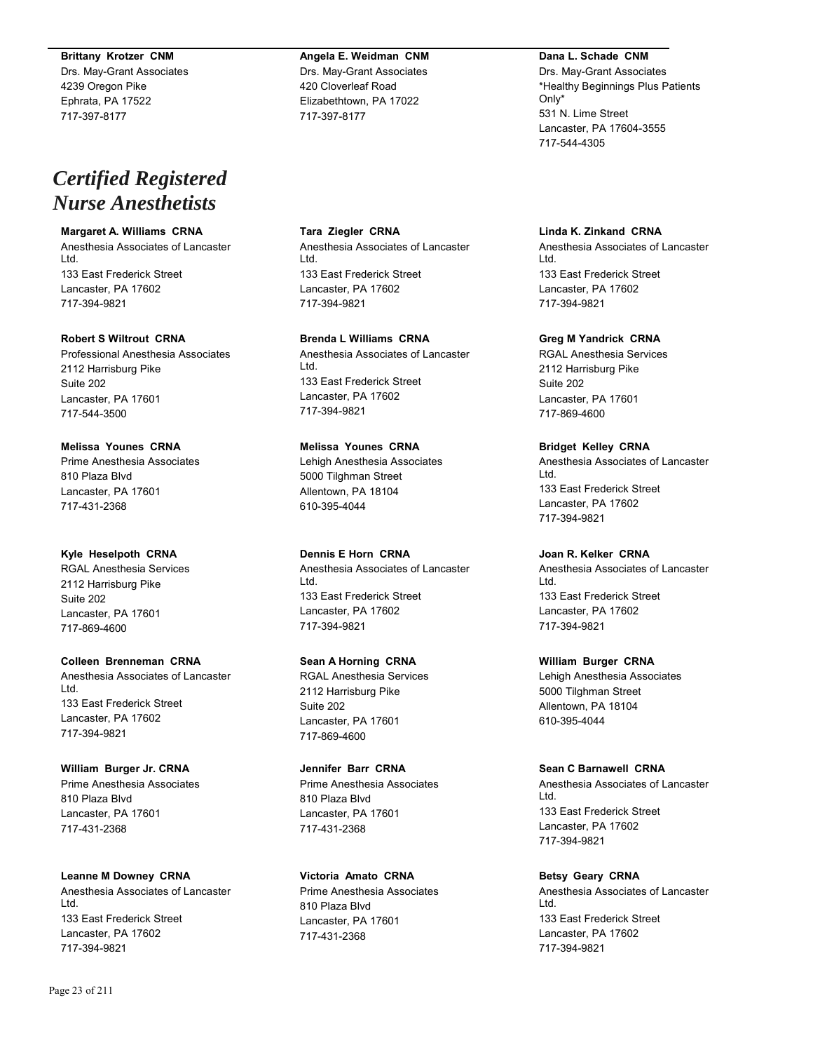**Brittany Krotzer CNM**
Drs. May-Grant Associates
4239 Oregon Pike
Ephrata, PA 17522
717-397-8177

**Angela E. Weidman CNM**
Drs. May-Grant Associates
420 Cloverleaf Road
Elizabethtown, PA 17022
717-397-8177

**Dana L. Schade CNM**
Drs. May-Grant Associates
*Healthy Beginnings Plus Patients Only*
531 N. Lime Street
Lancaster, PA 17604-3555
717-544-4305

# *Certified Registered Nurse Anesthetists*

**Margaret A. Williams CRNA**
Anesthesia Associates of Lancaster Ltd.
133 East Frederick Street
Lancaster, PA 17602
717-394-9821

**Robert S Wiltrout CRNA**
Professional Anesthesia Associates
2112 Harrisburg Pike
Suite 202
Lancaster, PA 17601
717-544-3500

**Melissa Younes CRNA**
Prime Anesthesia Associates
810 Plaza Blvd
Lancaster, PA 17601
717-431-2368

**Kyle Heselpoth CRNA**
RGAL Anesthesia Services
2112 Harrisburg Pike
Suite 202
Lancaster, PA 17601
717-869-4600

**Colleen Brenneman CRNA**
Anesthesia Associates of Lancaster Ltd.
133 East Frederick Street
Lancaster, PA 17602
717-394-9821

**William Burger Jr. CRNA**
Prime Anesthesia Associates
810 Plaza Blvd
Lancaster, PA 17601
717-431-2368

**Leanne M Downey CRNA**
Anesthesia Associates of Lancaster Ltd.
133 East Frederick Street
Lancaster, PA 17602
717-394-9821

**Tara Ziegler CRNA**
Anesthesia Associates of Lancaster Ltd.
133 East Frederick Street
Lancaster, PA 17602
717-394-9821

**Brenda L Williams CRNA**
Anesthesia Associates of Lancaster Ltd.
133 East Frederick Street
Lancaster, PA 17602
717-394-9821

**Melissa Younes CRNA**
Lehigh Anesthesia Associates
5000 Tilghman Street
Allentown, PA 18104
610-395-4044

**Dennis E Horn CRNA**
Anesthesia Associates of Lancaster Ltd.
133 East Frederick Street
Lancaster, PA 17602
717-394-9821

**Sean A Horning CRNA**
RGAL Anesthesia Services
2112 Harrisburg Pike
Suite 202
Lancaster, PA 17601
717-869-4600

**Jennifer Barr CRNA**
Prime Anesthesia Associates
810 Plaza Blvd
Lancaster, PA 17601
717-431-2368

**Victoria Amato CRNA**
Prime Anesthesia Associates
810 Plaza Blvd
Lancaster, PA 17601
717-431-2368

**Linda K. Zinkand CRNA**
Anesthesia Associates of Lancaster Ltd.
133 East Frederick Street
Lancaster, PA 17602
717-394-9821

**Greg M Yandrick CRNA**
RGAL Anesthesia Services
2112 Harrisburg Pike
Suite 202
Lancaster, PA 17601
717-869-4600

**Bridget Kelley CRNA**
Anesthesia Associates of Lancaster Ltd.
133 East Frederick Street
Lancaster, PA 17602
717-394-9821

**Joan R. Kelker CRNA**
Anesthesia Associates of Lancaster Ltd.
133 East Frederick Street
Lancaster, PA 17602
717-394-9821

**William Burger CRNA**
Lehigh Anesthesia Associates
5000 Tilghman Street
Allentown, PA 18104
610-395-4044

**Sean C Barnawell CRNA**
Anesthesia Associates of Lancaster Ltd.
133 East Frederick Street
Lancaster, PA 17602
717-394-9821

**Betsy Geary CRNA**
Anesthesia Associates of Lancaster Ltd.
133 East Frederick Street
Lancaster, PA 17602
717-394-9821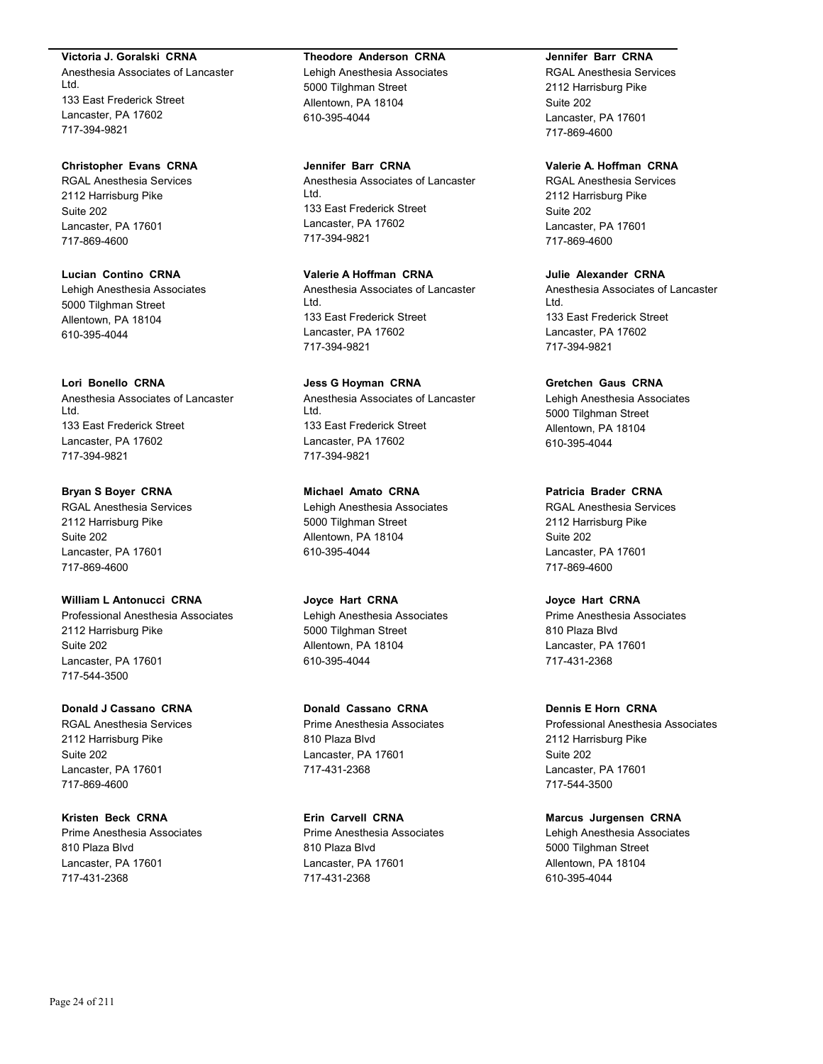**Victoria J. Goralski CRNA**
Anesthesia Associates of Lancaster Ltd.
133 East Frederick Street
Lancaster, PA 17602
717-394-9821

**Christopher Evans CRNA**
RGAL Anesthesia Services
2112 Harrisburg Pike
Suite 202
Lancaster, PA 17601
717-869-4600

**Lucian Contino CRNA**
Lehigh Anesthesia Associates
5000 Tilghman Street
Allentown, PA 18104
610-395-4044

**Lori Bonello CRNA**
Anesthesia Associates of Lancaster Ltd.
133 East Frederick Street
Lancaster, PA 17602
717-394-9821

**Bryan S Boyer CRNA**
RGAL Anesthesia Services
2112 Harrisburg Pike
Suite 202
Lancaster, PA 17601
717-869-4600

**William L Antonucci CRNA**
Professional Anesthesia Associates
2112 Harrisburg Pike
Suite 202
Lancaster, PA 17601
717-544-3500

**Donald J Cassano CRNA**
RGAL Anesthesia Services
2112 Harrisburg Pike
Suite 202
Lancaster, PA 17601
717-869-4600

**Kristen Beck CRNA**
Prime Anesthesia Associates
810 Plaza Blvd
Lancaster, PA 17601
717-431-2368

**Theodore Anderson CRNA**
Lehigh Anesthesia Associates
5000 Tilghman Street
Allentown, PA 18104
610-395-4044

**Jennifer Barr CRNA**
Anesthesia Associates of Lancaster Ltd.
133 East Frederick Street
Lancaster, PA 17602
717-394-9821

**Valerie A Hoffman CRNA**
Anesthesia Associates of Lancaster Ltd.
133 East Frederick Street
Lancaster, PA 17602
717-394-9821

**Jess G Hoyman CRNA**
Anesthesia Associates of Lancaster Ltd.
133 East Frederick Street
Lancaster, PA 17602
717-394-9821

**Michael Amato CRNA**
Lehigh Anesthesia Associates
5000 Tilghman Street
Allentown, PA 18104
610-395-4044

**Joyce Hart CRNA**
Lehigh Anesthesia Associates
5000 Tilghman Street
Allentown, PA 18104
610-395-4044

**Donald Cassano CRNA**
Prime Anesthesia Associates
810 Plaza Blvd
Lancaster, PA 17601
717-431-2368

**Erin Carvell CRNA**
Prime Anesthesia Associates
810 Plaza Blvd
Lancaster, PA 17601
717-431-2368

**Jennifer Barr CRNA**
RGAL Anesthesia Services
2112 Harrisburg Pike
Suite 202
Lancaster, PA 17601
717-869-4600

**Valerie A. Hoffman CRNA**
RGAL Anesthesia Services
2112 Harrisburg Pike
Suite 202
Lancaster, PA 17601
717-869-4600

**Julie Alexander CRNA**
Anesthesia Associates of Lancaster Ltd.
133 East Frederick Street
Lancaster, PA 17602
717-394-9821

**Gretchen Gaus CRNA**
Lehigh Anesthesia Associates
5000 Tilghman Street
Allentown, PA 18104
610-395-4044

**Patricia Brader CRNA**
RGAL Anesthesia Services
2112 Harrisburg Pike
Suite 202
Lancaster, PA 17601
717-869-4600

**Joyce Hart CRNA**
Prime Anesthesia Associates
810 Plaza Blvd
Lancaster, PA 17601
717-431-2368

**Dennis E Horn CRNA**
Professional Anesthesia Associates
2112 Harrisburg Pike
Suite 202
Lancaster, PA 17601
717-544-3500

**Marcus Jurgensen CRNA**
Lehigh Anesthesia Associates
5000 Tilghman Street
Allentown, PA 18104
610-395-4044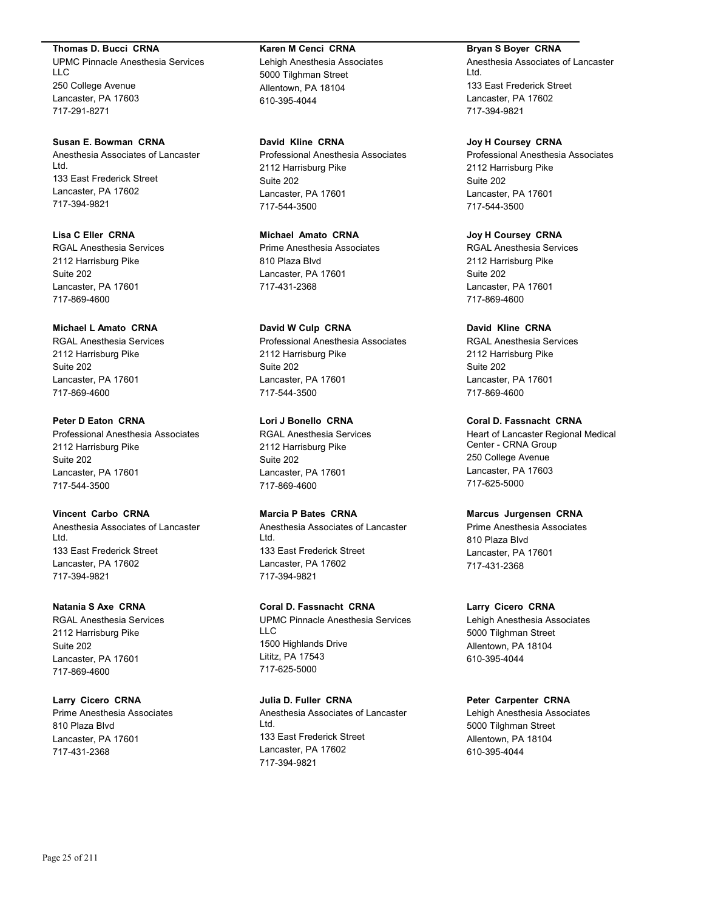**Thomas D. Bucci CRNA**
UPMC Pinnacle Anesthesia Services LLC
250 College Avenue
Lancaster, PA 17603
717-291-8271

**Susan E. Bowman CRNA**
Anesthesia Associates of Lancaster Ltd.
133 East Frederick Street
Lancaster, PA 17602
717-394-9821

**Lisa C Eller CRNA**
RGAL Anesthesia Services
2112 Harrisburg Pike
Suite 202
Lancaster, PA 17601
717-869-4600

**Michael L Amato CRNA**
RGAL Anesthesia Services
2112 Harrisburg Pike
Suite 202
Lancaster, PA 17601
717-869-4600

**Peter D Eaton CRNA**
Professional Anesthesia Associates
2112 Harrisburg Pike
Suite 202
Lancaster, PA 17601
717-544-3500

**Vincent Carbo CRNA**
Anesthesia Associates of Lancaster Ltd.
133 East Frederick Street
Lancaster, PA 17602
717-394-9821

**Natania S Axe CRNA**
RGAL Anesthesia Services
2112 Harrisburg Pike
Suite 202
Lancaster, PA 17601
717-869-4600

**Larry Cicero CRNA**
Prime Anesthesia Associates
810 Plaza Blvd
Lancaster, PA 17601
717-431-2368

**Karen M Cenci CRNA**
Lehigh Anesthesia Associates
5000 Tilghman Street
Allentown, PA 18104
610-395-4044

**David Kline CRNA**
Professional Anesthesia Associates
2112 Harrisburg Pike
Suite 202
Lancaster, PA 17601
717-544-3500

**Michael Amato CRNA**
Prime Anesthesia Associates
810 Plaza Blvd
Lancaster, PA 17601
717-431-2368

**David W Culp CRNA**
Professional Anesthesia Associates
2112 Harrisburg Pike
Suite 202
Lancaster, PA 17601
717-544-3500

**Lori J Bonello CRNA**
RGAL Anesthesia Services
2112 Harrisburg Pike
Suite 202
Lancaster, PA 17601
717-869-4600

**Marcia P Bates CRNA**
Anesthesia Associates of Lancaster Ltd.
133 East Frederick Street
Lancaster, PA 17602
717-394-9821

**Coral D. Fassnacht CRNA**
UPMC Pinnacle Anesthesia Services LLC
1500 Highlands Drive
Lititz, PA 17543
717-625-5000

**Julia D. Fuller CRNA**
Anesthesia Associates of Lancaster Ltd.
133 East Frederick Street
Lancaster, PA 17602
717-394-9821

**Bryan S Boyer CRNA**
Anesthesia Associates of Lancaster Ltd.
133 East Frederick Street
Lancaster, PA 17602
717-394-9821

**Joy H Coursey CRNA**
Professional Anesthesia Associates
2112 Harrisburg Pike
Suite 202
Lancaster, PA 17601
717-544-3500

**Joy H Coursey CRNA**
RGAL Anesthesia Services
2112 Harrisburg Pike
Suite 202
Lancaster, PA 17601
717-869-4600

**David Kline CRNA**
RGAL Anesthesia Services
2112 Harrisburg Pike
Suite 202
Lancaster, PA 17601
717-869-4600

**Coral D. Fassnacht CRNA**
Heart of Lancaster Regional Medical Center - CRNA Group
250 College Avenue
Lancaster, PA 17603
717-625-5000

**Marcus Jurgensen CRNA**
Prime Anesthesia Associates
810 Plaza Blvd
Lancaster, PA 17601
717-431-2368

**Larry Cicero CRNA**
Lehigh Anesthesia Associates
5000 Tilghman Street
Allentown, PA 18104
610-395-4044

**Peter Carpenter CRNA**
Lehigh Anesthesia Associates
5000 Tilghman Street
Allentown, PA 18104
610-395-4044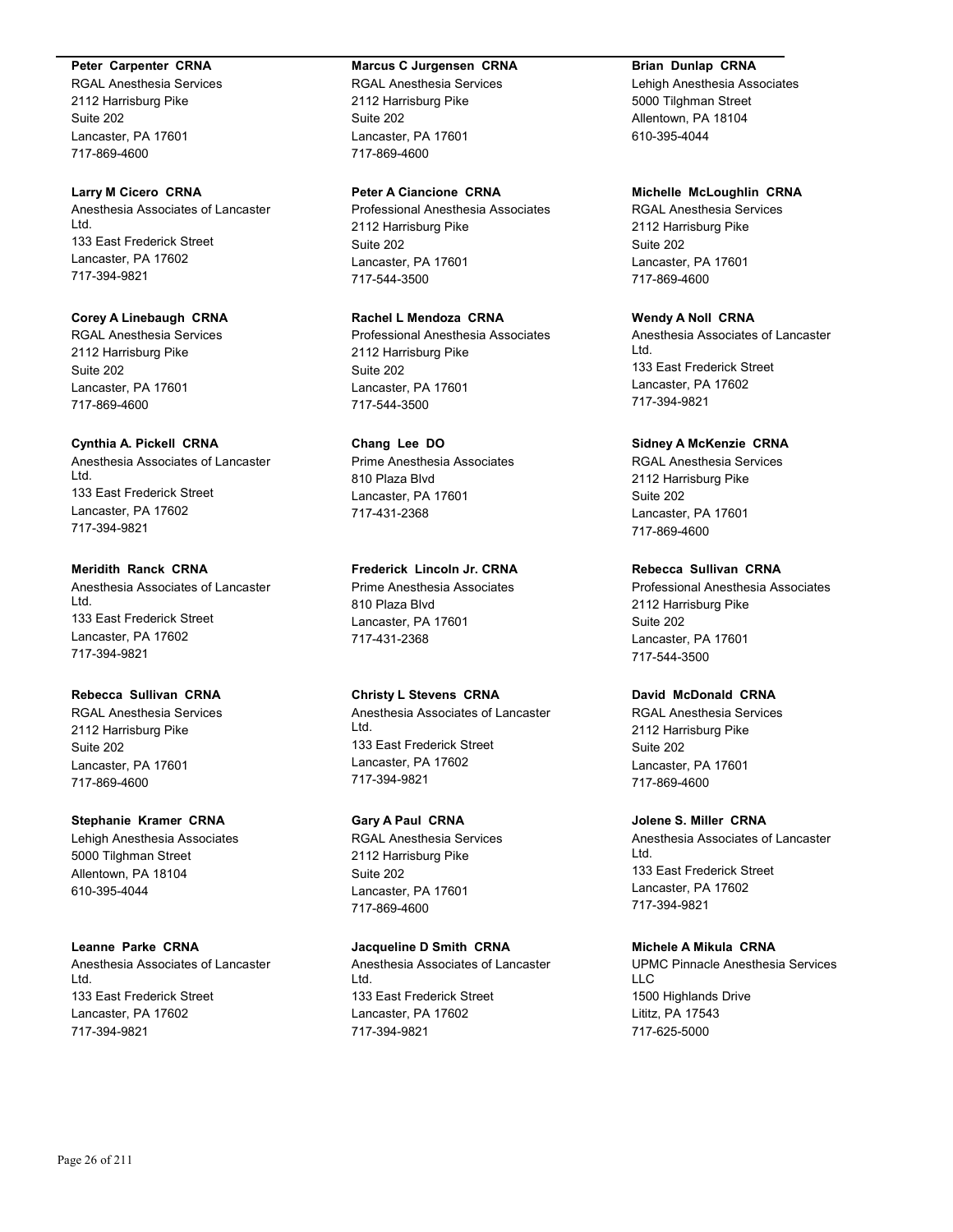**Peter  Carpenter  CRNA**
RGAL Anesthesia Services
2112 Harrisburg Pike
Suite 202
Lancaster, PA 17601
717-869-4600

**Larry M Cicero  CRNA**
Anesthesia Associates of Lancaster Ltd.
133 East Frederick Street
Lancaster, PA 17602
717-394-9821

**Corey A Linebaugh  CRNA**
RGAL Anesthesia Services
2112 Harrisburg Pike
Suite 202
Lancaster, PA 17601
717-869-4600

**Cynthia A. Pickell  CRNA**
Anesthesia Associates of Lancaster Ltd.
133 East Frederick Street
Lancaster, PA 17602
717-394-9821

**Meridith  Ranck  CRNA**
Anesthesia Associates of Lancaster Ltd.
133 East Frederick Street
Lancaster, PA 17602
717-394-9821

**Rebecca  Sullivan  CRNA**
RGAL Anesthesia Services
2112 Harrisburg Pike
Suite 202
Lancaster, PA 17601
717-869-4600

**Stephanie  Kramer  CRNA**
Lehigh Anesthesia Associates
5000 Tilghman Street
Allentown, PA 18104
610-395-4044

**Leanne  Parke  CRNA**
Anesthesia Associates of Lancaster Ltd.
133 East Frederick Street
Lancaster, PA 17602
717-394-9821

**Marcus C Jurgensen  CRNA**
RGAL Anesthesia Services
2112 Harrisburg Pike
Suite 202
Lancaster, PA 17601
717-869-4600

**Peter A Ciancione  CRNA**
Professional Anesthesia Associates
2112 Harrisburg Pike
Suite 202
Lancaster, PA 17601
717-544-3500

**Rachel L Mendoza  CRNA**
Professional Anesthesia Associates
2112 Harrisburg Pike
Suite 202
Lancaster, PA 17601
717-544-3500

**Chang  Lee  DO**
Prime Anesthesia Associates
810 Plaza Blvd
Lancaster, PA 17601
717-431-2368

**Frederick  Lincoln Jr. CRNA**
Prime Anesthesia Associates
810 Plaza Blvd
Lancaster, PA 17601
717-431-2368

**Christy L Stevens  CRNA**
Anesthesia Associates of Lancaster Ltd.
133 East Frederick Street
Lancaster, PA 17602
717-394-9821

**Gary A Paul  CRNA**
RGAL Anesthesia Services
2112 Harrisburg Pike
Suite 202
Lancaster, PA 17601
717-869-4600

**Jacqueline D Smith  CRNA**
Anesthesia Associates of Lancaster Ltd.
133 East Frederick Street
Lancaster, PA 17602
717-394-9821

**Brian  Dunlap  CRNA**
Lehigh Anesthesia Associates
5000 Tilghman Street
Allentown, PA 18104
610-395-4044

**Michelle  McLoughlin  CRNA**
RGAL Anesthesia Services
2112 Harrisburg Pike
Suite 202
Lancaster, PA 17601
717-869-4600

**Wendy A Noll  CRNA**
Anesthesia Associates of Lancaster Ltd.
133 East Frederick Street
Lancaster, PA 17602
717-394-9821

**Sidney A McKenzie  CRNA**
RGAL Anesthesia Services
2112 Harrisburg Pike
Suite 202
Lancaster, PA 17601
717-869-4600

**Rebecca  Sullivan  CRNA**
Professional Anesthesia Associates
2112 Harrisburg Pike
Suite 202
Lancaster, PA 17601
717-544-3500

**David  McDonald  CRNA**
RGAL Anesthesia Services
2112 Harrisburg Pike
Suite 202
Lancaster, PA 17601
717-869-4600

**Jolene S. Miller  CRNA**
Anesthesia Associates of Lancaster Ltd.
133 East Frederick Street
Lancaster, PA 17602
717-394-9821

**Michele A Mikula  CRNA**
UPMC Pinnacle Anesthesia Services LLC
1500 Highlands Drive
Lititz, PA 17543
717-625-5000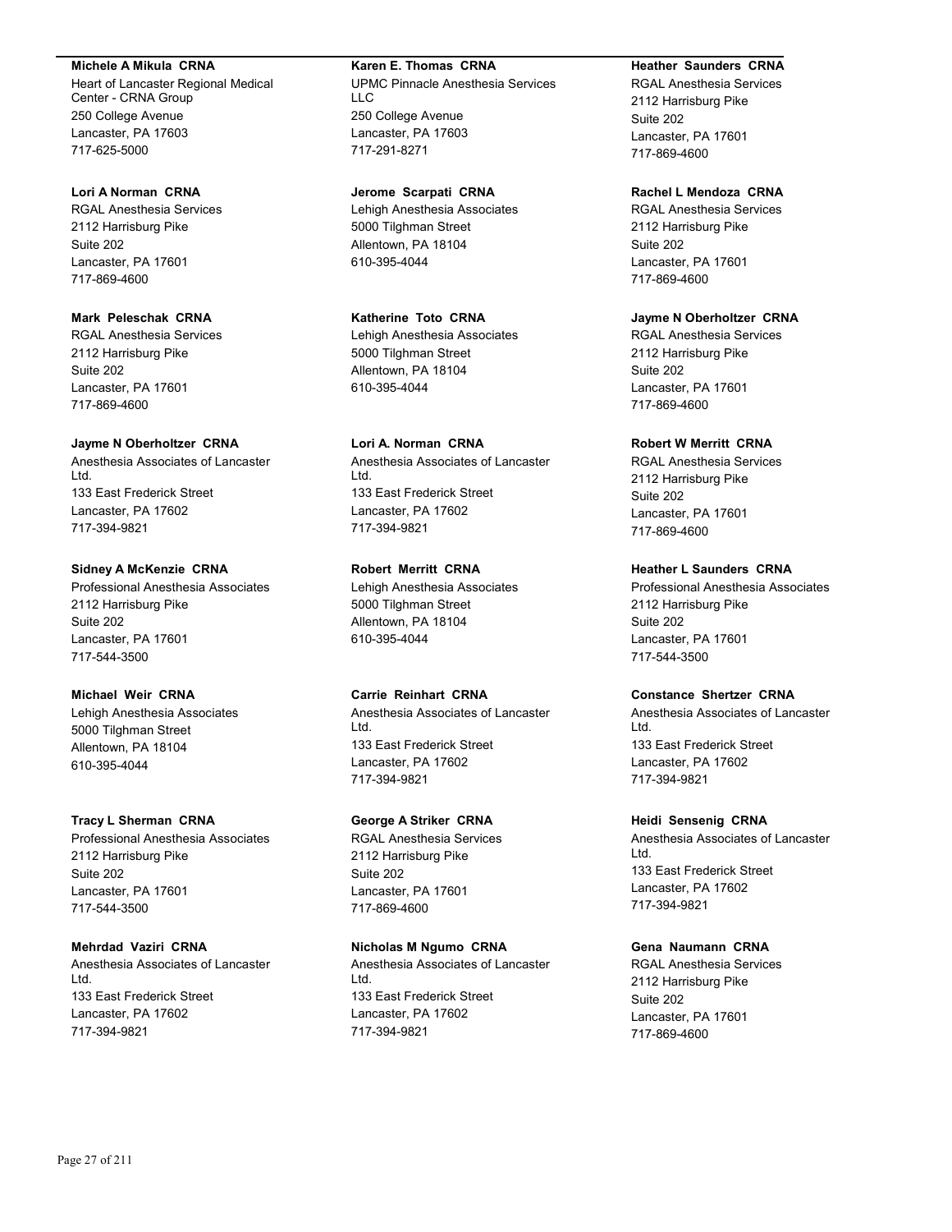**Michele A Mikula CRNA**
Heart of Lancaster Regional Medical Center - CRNA Group
250 College Avenue
Lancaster, PA 17603
717-625-5000

**Lori A Norman CRNA**
RGAL Anesthesia Services
2112 Harrisburg Pike
Suite 202
Lancaster, PA 17601
717-869-4600

**Mark Peleschak CRNA**
RGAL Anesthesia Services
2112 Harrisburg Pike
Suite 202
Lancaster, PA 17601
717-869-4600

**Jayme N Oberholtzer CRNA**
Anesthesia Associates of Lancaster Ltd.
133 East Frederick Street
Lancaster, PA 17602
717-394-9821

**Sidney A McKenzie CRNA**
Professional Anesthesia Associates
2112 Harrisburg Pike
Suite 202
Lancaster, PA 17601
717-544-3500

**Michael Weir CRNA**
Lehigh Anesthesia Associates
5000 Tilghman Street
Allentown, PA 18104
610-395-4044

**Tracy L Sherman CRNA**
Professional Anesthesia Associates
2112 Harrisburg Pike
Suite 202
Lancaster, PA 17601
717-544-3500

**Mehrdad Vaziri CRNA**
Anesthesia Associates of Lancaster Ltd.
133 East Frederick Street
Lancaster, PA 17602
717-394-9821

**Karen E. Thomas CRNA**
UPMC Pinnacle Anesthesia Services LLC
250 College Avenue
Lancaster, PA 17603
717-291-8271

**Jerome Scarpati CRNA**
Lehigh Anesthesia Associates
5000 Tilghman Street
Allentown, PA 18104
610-395-4044

**Katherine Toto CRNA**
Lehigh Anesthesia Associates
5000 Tilghman Street
Allentown, PA 18104
610-395-4044

**Lori A. Norman CRNA**
Anesthesia Associates of Lancaster Ltd.
133 East Frederick Street
Lancaster, PA 17602
717-394-9821

**Robert Merritt CRNA**
Lehigh Anesthesia Associates
5000 Tilghman Street
Allentown, PA 18104
610-395-4044

**Carrie Reinhart CRNA**
Anesthesia Associates of Lancaster Ltd.
133 East Frederick Street
Lancaster, PA 17602
717-394-9821

**George A Striker CRNA**
RGAL Anesthesia Services
2112 Harrisburg Pike
Suite 202
Lancaster, PA 17601
717-869-4600

**Nicholas M Ngumo CRNA**
Anesthesia Associates of Lancaster Ltd.
133 East Frederick Street
Lancaster, PA 17602
717-394-9821

**Heather Saunders CRNA**
RGAL Anesthesia Services
2112 Harrisburg Pike
Suite 202
Lancaster, PA 17601
717-869-4600

**Rachel L Mendoza CRNA**
RGAL Anesthesia Services
2112 Harrisburg Pike
Suite 202
Lancaster, PA 17601
717-869-4600

**Jayme N Oberholtzer CRNA**
RGAL Anesthesia Services
2112 Harrisburg Pike
Suite 202
Lancaster, PA 17601
717-869-4600

**Robert W Merritt CRNA**
RGAL Anesthesia Services
2112 Harrisburg Pike
Suite 202
Lancaster, PA 17601
717-869-4600

**Heather L Saunders CRNA**
Professional Anesthesia Associates
2112 Harrisburg Pike
Suite 202
Lancaster, PA 17601
717-544-3500

**Constance Shertzer CRNA**
Anesthesia Associates of Lancaster Ltd.
133 East Frederick Street
Lancaster, PA 17602
717-394-9821

**Heidi Sensenig CRNA**
Anesthesia Associates of Lancaster Ltd.
133 East Frederick Street
Lancaster, PA 17602
717-394-9821

**Gena Naumann CRNA**
RGAL Anesthesia Services
2112 Harrisburg Pike
Suite 202
Lancaster, PA 17601
717-869-4600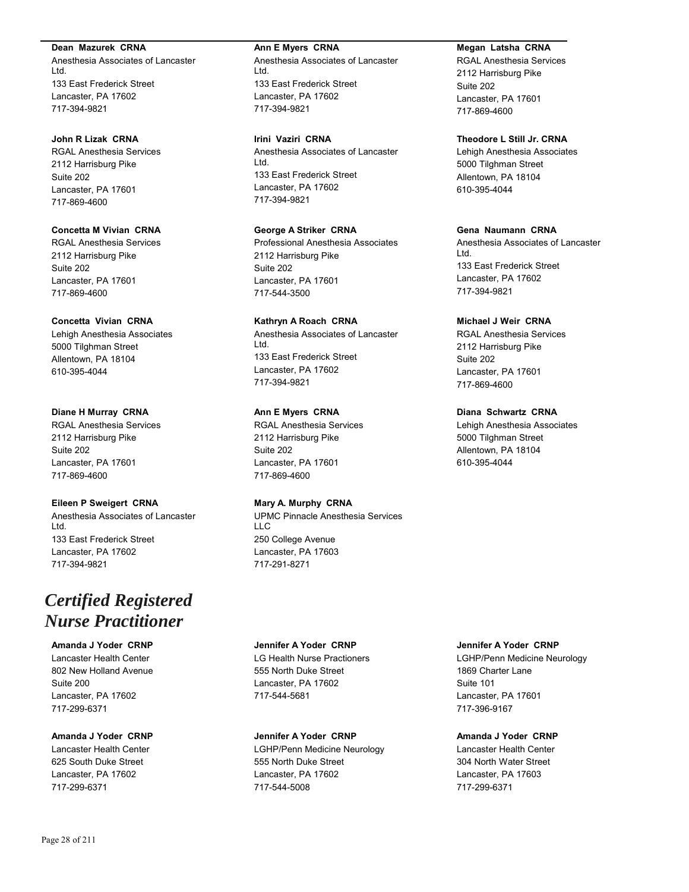**Dean Mazurek CRNA**
Anesthesia Associates of Lancaster Ltd.
133 East Frederick Street
Lancaster, PA 17602
717-394-9821

**John R Lizak CRNA**
RGAL Anesthesia Services
2112 Harrisburg Pike
Suite 202
Lancaster, PA 17601
717-869-4600

**Concetta M Vivian CRNA**
RGAL Anesthesia Services
2112 Harrisburg Pike
Suite 202
Lancaster, PA 17601
717-869-4600

**Concetta Vivian CRNA**
Lehigh Anesthesia Associates
5000 Tilghman Street
Allentown, PA 18104
610-395-4044

**Diane H Murray CRNA**
RGAL Anesthesia Services
2112 Harrisburg Pike
Suite 202
Lancaster, PA 17601
717-869-4600

**Eileen P Sweigert CRNA**
Anesthesia Associates of Lancaster Ltd.
133 East Frederick Street
Lancaster, PA 17602
717-394-9821

**Ann E Myers CRNA**
Anesthesia Associates of Lancaster Ltd.
133 East Frederick Street
Lancaster, PA 17602
717-394-9821

**Irini Vaziri CRNA**
Anesthesia Associates of Lancaster Ltd.
133 East Frederick Street
Lancaster, PA 17602
717-394-9821

**George A Striker CRNA**
Professional Anesthesia Associates
2112 Harrisburg Pike
Suite 202
Lancaster, PA 17601
717-544-3500

**Kathryn A Roach CRNA**
Anesthesia Associates of Lancaster Ltd.
133 East Frederick Street
Lancaster, PA 17602
717-394-9821

**Ann E Myers CRNA**
RGAL Anesthesia Services
2112 Harrisburg Pike
Suite 202
Lancaster, PA 17601
717-869-4600

**Mary A. Murphy CRNA**
UPMC Pinnacle Anesthesia Services LLC
250 College Avenue
Lancaster, PA 17603
717-291-8271

**Megan Latsha CRNA**
RGAL Anesthesia Services
2112 Harrisburg Pike
Suite 202
Lancaster, PA 17601
717-869-4600

**Theodore L Still Jr. CRNA**
Lehigh Anesthesia Associates
5000 Tilghman Street
Allentown, PA 18104
610-395-4044

**Gena Naumann CRNA**
Anesthesia Associates of Lancaster Ltd.
133 East Frederick Street
Lancaster, PA 17602
717-394-9821

**Michael J Weir CRNA**
RGAL Anesthesia Services
2112 Harrisburg Pike
Suite 202
Lancaster, PA 17601
717-869-4600

**Diana Schwartz CRNA**
Lehigh Anesthesia Associates
5000 Tilghman Street
Allentown, PA 18104
610-395-4044

# *Certified Registered Nurse Practitioner*

**Amanda J Yoder CRNP**
Lancaster Health Center
802 New Holland Avenue
Suite 200
Lancaster, PA 17602
717-299-6371

**Amanda J Yoder CRNP**
Lancaster Health Center
625 South Duke Street
Lancaster, PA 17602
717-299-6371

**Jennifer A Yoder CRNP**
LG Health Nurse Practioners
555 North Duke Street
Lancaster, PA 17602
717-544-5681

**Jennifer A Yoder CRNP**
LGHP/Penn Medicine Neurology
555 North Duke Street
Lancaster, PA 17602
717-544-5008

**Jennifer A Yoder CRNP**
LGHP/Penn Medicine Neurology
1869 Charter Lane
Suite 101
Lancaster, PA 17601
717-396-9167

**Amanda J Yoder CRNP**
Lancaster Health Center
304 North Water Street
Lancaster, PA 17603
717-299-6371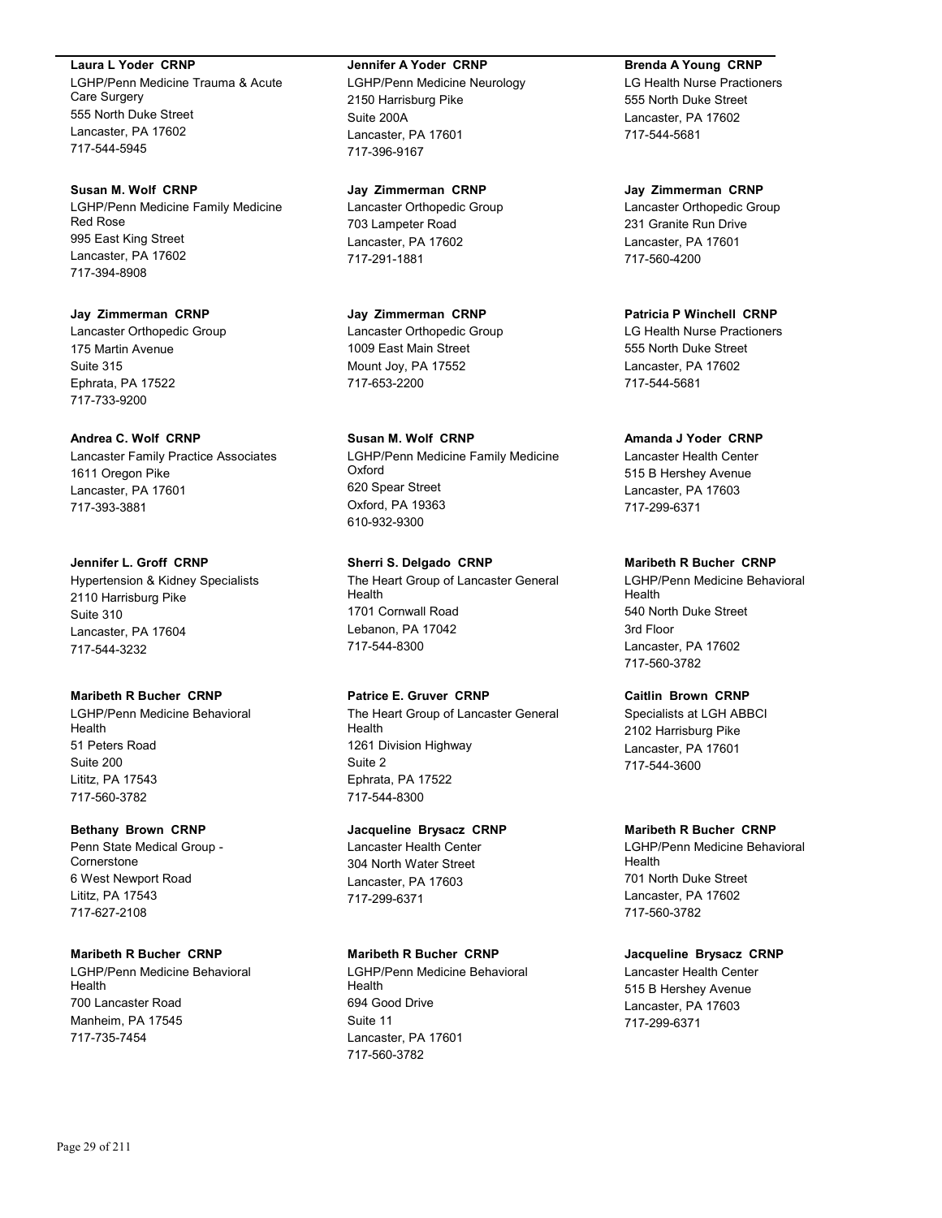**Laura L Yoder CRNP**
LGHP/Penn Medicine Trauma & Acute Care Surgery
555 North Duke Street
Lancaster, PA 17602
717-544-5945

**Susan M. Wolf CRNP**
LGHP/Penn Medicine Family Medicine Red Rose
995 East King Street
Lancaster, PA 17602
717-394-8908

**Jay Zimmerman CRNP**
Lancaster Orthopedic Group
175 Martin Avenue
Suite 315
Ephrata, PA 17522
717-733-9200

**Andrea C. Wolf CRNP**
Lancaster Family Practice Associates
1611 Oregon Pike
Lancaster, PA 17601
717-393-3881

**Jennifer L. Groff CRNP**
Hypertension & Kidney Specialists
2110 Harrisburg Pike
Suite 310
Lancaster, PA 17604
717-544-3232

**Maribeth R Bucher CRNP**
LGHP/Penn Medicine Behavioral Health
51 Peters Road
Suite 200
Lititz, PA 17543
717-560-3782

**Bethany Brown CRNP**
Penn State Medical Group - Cornerstone
6 West Newport Road
Lititz, PA 17543
717-627-2108

**Maribeth R Bucher CRNP**
LGHP/Penn Medicine Behavioral Health
700 Lancaster Road
Manheim, PA 17545
717-735-7454

**Jennifer A Yoder CRNP**
LGHP/Penn Medicine Neurology
2150 Harrisburg Pike
Suite 200A
Lancaster, PA 17601
717-396-9167

**Jay Zimmerman CRNP**
Lancaster Orthopedic Group
703 Lampeter Road
Lancaster, PA 17602
717-291-1881

**Jay Zimmerman CRNP**
Lancaster Orthopedic Group
1009 East Main Street
Mount Joy, PA 17552
717-653-2200

**Susan M. Wolf CRNP**
LGHP/Penn Medicine Family Medicine Oxford
620 Spear Street
Oxford, PA 19363
610-932-9300

**Sherri S. Delgado CRNP**
The Heart Group of Lancaster General Health
1701 Cornwall Road
Lebanon, PA 17042
717-544-8300

**Patrice E. Gruver CRNP**
The Heart Group of Lancaster General Health
1261 Division Highway
Suite 2
Ephrata, PA 17522
717-544-8300

**Jacqueline Brysacz CRNP**
Lancaster Health Center
304 North Water Street
Lancaster, PA 17603
717-299-6371

**Maribeth R Bucher CRNP**
LGHP/Penn Medicine Behavioral Health
694 Good Drive
Suite 11
Lancaster, PA 17601
717-560-3782

**Brenda A Young CRNP**
LG Health Nurse Practioners
555 North Duke Street
Lancaster, PA 17602
717-544-5681

**Jay Zimmerman CRNP**
Lancaster Orthopedic Group
231 Granite Run Drive
Lancaster, PA 17601
717-560-4200

**Patricia P Winchell CRNP**
LG Health Nurse Practioners
555 North Duke Street
Lancaster, PA 17602
717-544-5681

**Amanda J Yoder CRNP**
Lancaster Health Center
515 B Hershey Avenue
Lancaster, PA 17603
717-299-6371

**Maribeth R Bucher CRNP**
LGHP/Penn Medicine Behavioral Health
540 North Duke Street
3rd Floor
Lancaster, PA 17602
717-560-3782

**Caitlin Brown CRNP**
Specialists at LGH ABBCI
2102 Harrisburg Pike
Lancaster, PA 17601
717-544-3600

**Maribeth R Bucher CRNP**
LGHP/Penn Medicine Behavioral Health
701 North Duke Street
Lancaster, PA 17602
717-560-3782

**Jacqueline Brysacz CRNP**
Lancaster Health Center
515 B Hershey Avenue
Lancaster, PA 17603
717-299-6371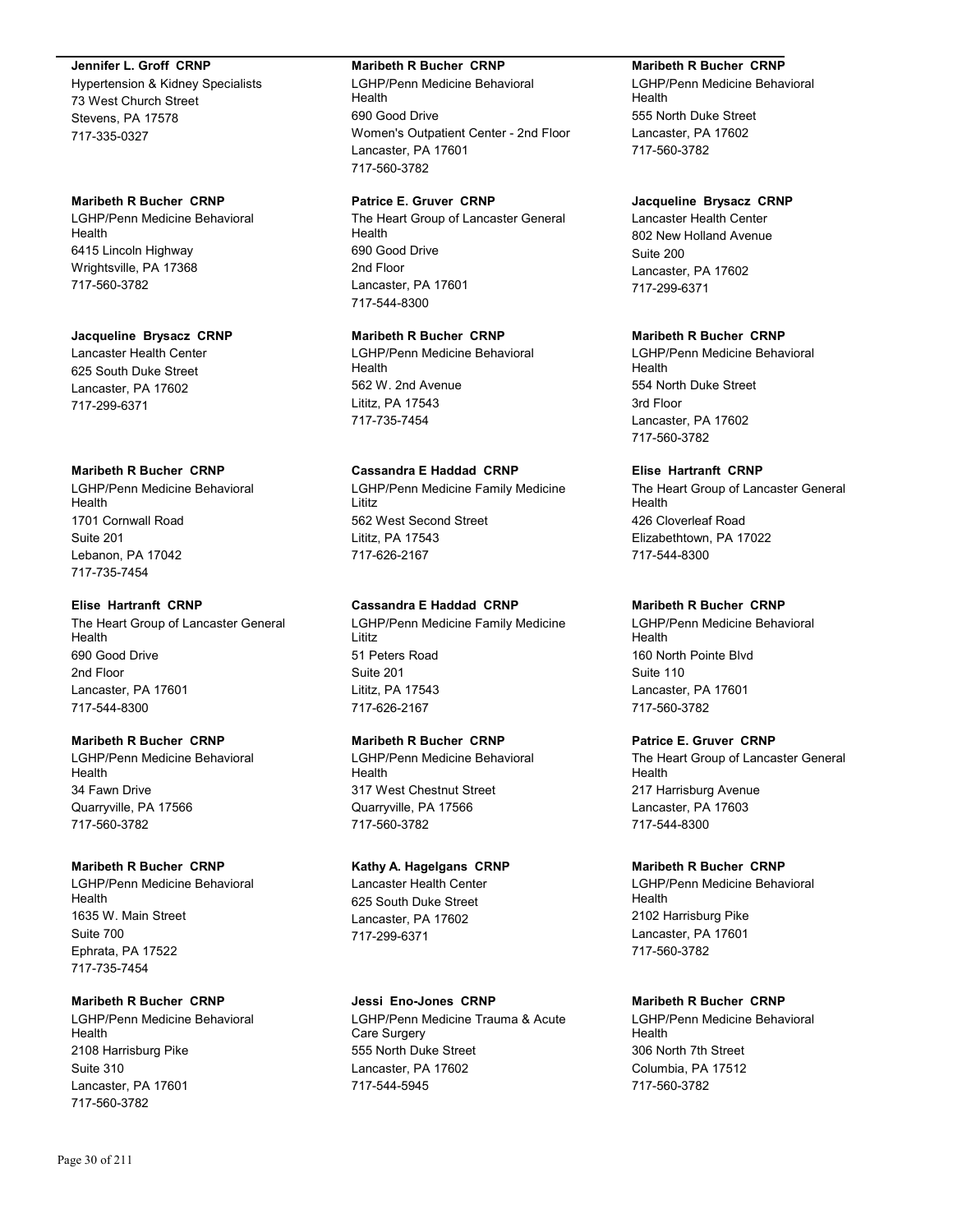**Jennifer L. Groff CRNP**
Hypertension & Kidney Specialists
73 West Church Street
Stevens, PA 17578
717-335-0327

**Maribeth R Bucher CRNP**
LGHP/Penn Medicine Behavioral Health
6415 Lincoln Highway
Wrightsville, PA 17368
717-560-3782

**Jacqueline Brysacz CRNP**
Lancaster Health Center
625 South Duke Street
Lancaster, PA 17602
717-299-6371

**Maribeth R Bucher CRNP**
LGHP/Penn Medicine Behavioral Health
1701 Cornwall Road
Suite 201
Lebanon, PA 17042
717-735-7454

**Elise Hartranft CRNP**
The Heart Group of Lancaster General Health
690 Good Drive
2nd Floor
Lancaster, PA 17601
717-544-8300

**Maribeth R Bucher CRNP**
LGHP/Penn Medicine Behavioral Health
34 Fawn Drive
Quarryville, PA 17566
717-560-3782

**Maribeth R Bucher CRNP**
LGHP/Penn Medicine Behavioral Health
1635 W. Main Street
Suite 700
Ephrata, PA 17522
717-735-7454

**Maribeth R Bucher CRNP**
LGHP/Penn Medicine Behavioral Health
2108 Harrisburg Pike
Suite 310
Lancaster, PA 17601
717-560-3782

**Maribeth R Bucher CRNP**
LGHP/Penn Medicine Behavioral Health
690 Good Drive
Women's Outpatient Center - 2nd Floor
Lancaster, PA 17601
717-560-3782

**Patrice E. Gruver CRNP**
The Heart Group of Lancaster General Health
690 Good Drive
2nd Floor
Lancaster, PA 17601
717-544-8300

**Maribeth R Bucher CRNP**
LGHP/Penn Medicine Behavioral Health
562 W. 2nd Avenue
Lititz, PA 17543
717-735-7454

**Cassandra E Haddad CRNP**
LGHP/Penn Medicine Family Medicine Lititz
562 West Second Street
Lititz, PA 17543
717-626-2167

**Cassandra E Haddad CRNP**
LGHP/Penn Medicine Family Medicine Lititz
51 Peters Road
Suite 201
Lititz, PA 17543
717-626-2167

**Maribeth R Bucher CRNP**
LGHP/Penn Medicine Behavioral Health
317 West Chestnut Street
Quarryville, PA 17566
717-560-3782

**Kathy A. Hagelgans CRNP**
Lancaster Health Center
625 South Duke Street
Lancaster, PA 17602
717-299-6371

**Jessi Eno-Jones CRNP**
LGHP/Penn Medicine Trauma & Acute Care Surgery
555 North Duke Street
Lancaster, PA 17602
717-544-5945

**Maribeth R Bucher CRNP**
LGHP/Penn Medicine Behavioral Health
555 North Duke Street
Lancaster, PA 17602
717-560-3782

**Jacqueline Brysacz CRNP**
Lancaster Health Center
802 New Holland Avenue
Suite 200
Lancaster, PA 17602
717-299-6371

**Maribeth R Bucher CRNP**
LGHP/Penn Medicine Behavioral Health
554 North Duke Street
3rd Floor
Lancaster, PA 17602
717-560-3782

**Elise Hartranft CRNP**
The Heart Group of Lancaster General Health
426 Cloverleaf Road
Elizabethtown, PA 17022
717-544-8300

**Maribeth R Bucher CRNP**
LGHP/Penn Medicine Behavioral Health
160 North Pointe Blvd
Suite 110
Lancaster, PA 17601
717-560-3782

**Patrice E. Gruver CRNP**
The Heart Group of Lancaster General Health
217 Harrisburg Avenue
Lancaster, PA 17603
717-544-8300

**Maribeth R Bucher CRNP**
LGHP/Penn Medicine Behavioral Health
2102 Harrisburg Pike
Lancaster, PA 17601
717-560-3782

**Maribeth R Bucher CRNP**
LGHP/Penn Medicine Behavioral Health
306 North 7th Street
Columbia, PA 17512
717-560-3782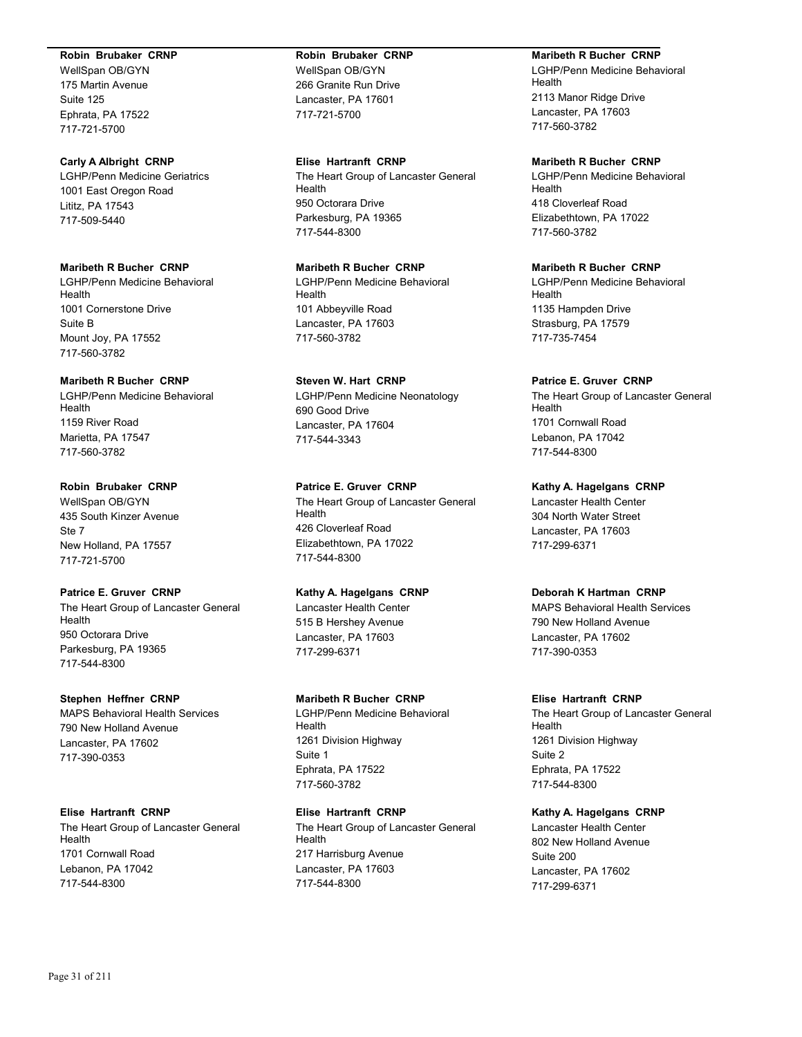**Robin Brubaker CRNP**
WellSpan OB/GYN
175 Martin Avenue
Suite 125
Ephrata, PA 17522
717-721-5700

**Carly A Albright CRNP**
LGHP/Penn Medicine Geriatrics
1001 East Oregon Road
Lititz, PA 17543
717-509-5440

**Maribeth R Bucher CRNP**
LGHP/Penn Medicine Behavioral Health
1001 Cornerstone Drive
Suite B
Mount Joy, PA 17552
717-560-3782

**Maribeth R Bucher CRNP**
LGHP/Penn Medicine Behavioral Health
1159 River Road
Marietta, PA 17547
717-560-3782

**Robin Brubaker CRNP**
WellSpan OB/GYN
435 South Kinzer Avenue
Ste 7
New Holland, PA 17557
717-721-5700

**Patrice E. Gruver CRNP**
The Heart Group of Lancaster General Health
950 Octorara Drive
Parkesburg, PA 19365
717-544-8300

**Stephen Heffner CRNP**
MAPS Behavioral Health Services
790 New Holland Avenue
Lancaster, PA 17602
717-390-0353

**Elise Hartranft CRNP**
The Heart Group of Lancaster General Health
1701 Cornwall Road
Lebanon, PA 17042
717-544-8300

**Robin Brubaker CRNP**
WellSpan OB/GYN
266 Granite Run Drive
Lancaster, PA 17601
717-721-5700

**Elise Hartranft CRNP**
The Heart Group of Lancaster General Health
950 Octorara Drive
Parkesburg, PA 19365
717-544-8300

**Maribeth R Bucher CRNP**
LGHP/Penn Medicine Behavioral Health
101 Abbeyville Road
Lancaster, PA 17603
717-560-3782

**Steven W. Hart CRNP**
LGHP/Penn Medicine Neonatology
690 Good Drive
Lancaster, PA 17604
717-544-3343

**Patrice E. Gruver CRNP**
The Heart Group of Lancaster General Health
426 Cloverleaf Road
Elizabethtown, PA 17022
717-544-8300

**Kathy A. Hagelgans CRNP**
Lancaster Health Center
515 B Hershey Avenue
Lancaster, PA 17603
717-299-6371

**Maribeth R Bucher CRNP**
LGHP/Penn Medicine Behavioral Health
1261 Division Highway
Suite 1
Ephrata, PA 17522
717-560-3782

**Elise Hartranft CRNP**
The Heart Group of Lancaster General Health
217 Harrisburg Avenue
Lancaster, PA 17603
717-544-8300

**Maribeth R Bucher CRNP**
LGHP/Penn Medicine Behavioral Health
2113 Manor Ridge Drive
Lancaster, PA 17603
717-560-3782

**Maribeth R Bucher CRNP**
LGHP/Penn Medicine Behavioral Health
418 Cloverleaf Road
Elizabethtown, PA 17022
717-560-3782

**Maribeth R Bucher CRNP**
LGHP/Penn Medicine Behavioral Health
1135 Hampden Drive
Strasburg, PA 17579
717-735-7454

**Patrice E. Gruver CRNP**
The Heart Group of Lancaster General Health
1701 Cornwall Road
Lebanon, PA 17042
717-544-8300

**Kathy A. Hagelgans CRNP**
Lancaster Health Center
304 North Water Street
Lancaster, PA 17603
717-299-6371

**Deborah K Hartman CRNP**
MAPS Behavioral Health Services
790 New Holland Avenue
Lancaster, PA 17602
717-390-0353

**Elise Hartranft CRNP**
The Heart Group of Lancaster General Health
1261 Division Highway
Suite 2
Ephrata, PA 17522
717-544-8300

**Kathy A. Hagelgans CRNP**
Lancaster Health Center
802 New Holland Avenue
Suite 200
Lancaster, PA 17602
717-299-6371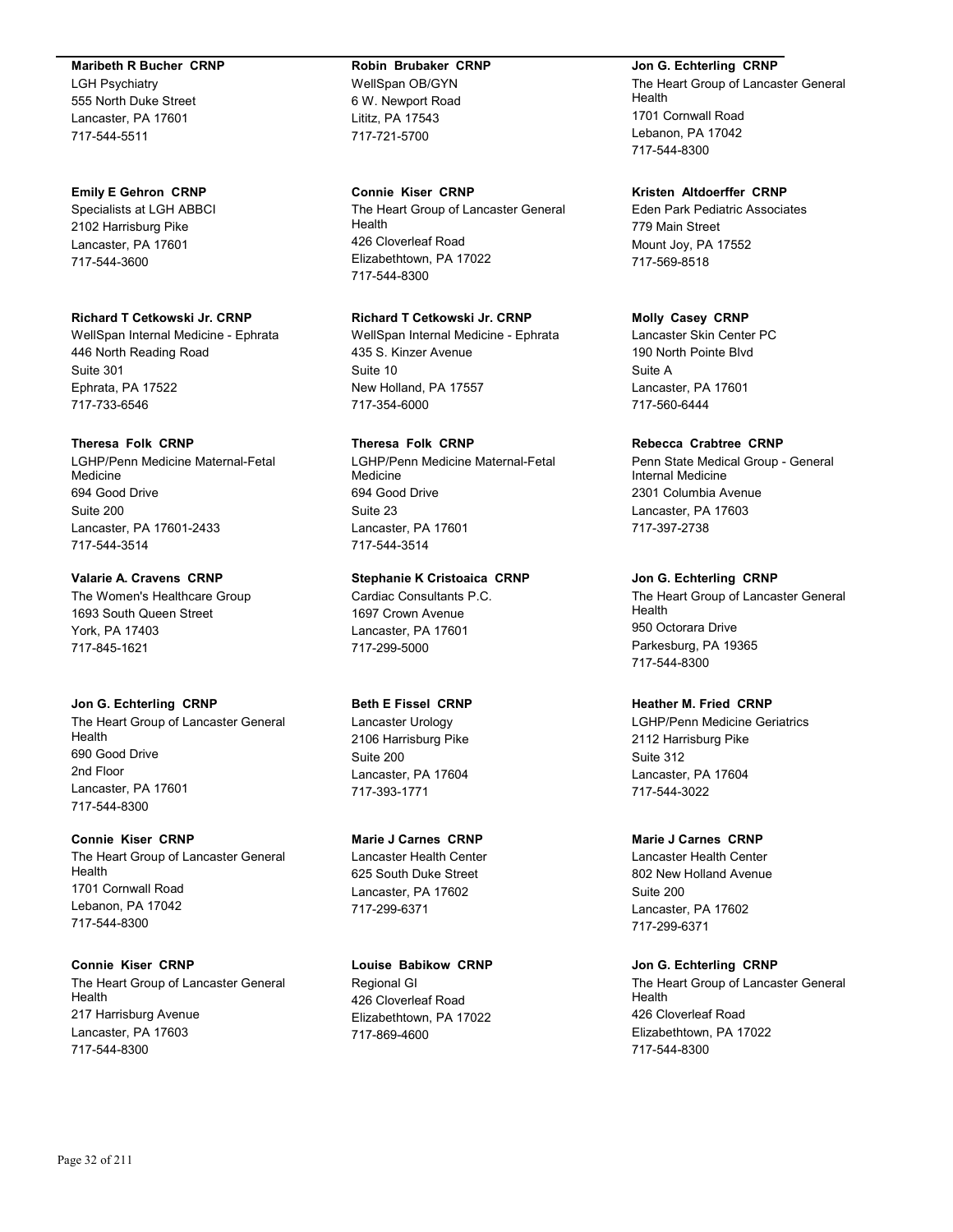**Maribeth R Bucher CRNP**
LGH Psychiatry
555 North Duke Street
Lancaster, PA 17601
717-544-5511

**Emily E Gehron CRNP**
Specialists at LGH ABBCI
2102 Harrisburg Pike
Lancaster, PA 17601
717-544-3600

**Richard T Cetkowski Jr. CRNP**
WellSpan Internal Medicine - Ephrata
446 North Reading Road
Suite 301
Ephrata, PA 17522
717-733-6546

**Theresa Folk CRNP**
LGHP/Penn Medicine Maternal-Fetal Medicine
694 Good Drive
Suite 200
Lancaster, PA 17601-2433
717-544-3514

**Valarie A. Cravens CRNP**
The Women's Healthcare Group
1693 South Queen Street
York, PA 17403
717-845-1621

**Jon G. Echterling CRNP**
The Heart Group of Lancaster General Health
690 Good Drive
2nd Floor
Lancaster, PA 17601
717-544-8300

**Connie Kiser CRNP**
The Heart Group of Lancaster General Health
1701 Cornwall Road
Lebanon, PA 17042
717-544-8300

**Connie Kiser CRNP**
The Heart Group of Lancaster General Health
217 Harrisburg Avenue
Lancaster, PA 17603
717-544-8300

**Robin Brubaker CRNP**
WellSpan OB/GYN
6 W. Newport Road
Lititz, PA 17543
717-721-5700

**Connie Kiser CRNP**
The Heart Group of Lancaster General Health
426 Cloverleaf Road
Elizabethtown, PA 17022
717-544-8300

**Richard T Cetkowski Jr. CRNP**
WellSpan Internal Medicine - Ephrata
435 S. Kinzer Avenue
Suite 10
New Holland, PA 17557
717-354-6000

**Theresa Folk CRNP**
LGHP/Penn Medicine Maternal-Fetal Medicine
694 Good Drive
Suite 23
Lancaster, PA 17601
717-544-3514

**Stephanie K Cristoaica CRNP**
Cardiac Consultants P.C.
1697 Crown Avenue
Lancaster, PA 17601
717-299-5000

**Beth E Fissel CRNP**
Lancaster Urology
2106 Harrisburg Pike
Suite 200
Lancaster, PA 17604
717-393-1771

**Marie J Carnes CRNP**
Lancaster Health Center
625 South Duke Street
Lancaster, PA 17602
717-299-6371

**Louise Babikow CRNP**
Regional GI
426 Cloverleaf Road
Elizabethtown, PA 17022
717-869-4600

**Jon G. Echterling CRNP**
The Heart Group of Lancaster General Health
1701 Cornwall Road
Lebanon, PA 17042
717-544-8300

**Kristen Altdoerffer CRNP**
Eden Park Pediatric Associates
779 Main Street
Mount Joy, PA 17552
717-569-8518

**Molly Casey CRNP**
Lancaster Skin Center PC
190 North Pointe Blvd
Suite A
Lancaster, PA 17601
717-560-6444

**Rebecca Crabtree CRNP**
Penn State Medical Group - General Internal Medicine
2301 Columbia Avenue
Lancaster, PA 17603
717-397-2738

**Jon G. Echterling CRNP**
The Heart Group of Lancaster General Health
950 Octorara Drive
Parkesburg, PA 19365
717-544-8300

**Heather M. Fried CRNP**
LGHP/Penn Medicine Geriatrics
2112 Harrisburg Pike
Suite 312
Lancaster, PA 17604
717-544-3022

**Marie J Carnes CRNP**
Lancaster Health Center
802 New Holland Avenue
Suite 200
Lancaster, PA 17602
717-299-6371

**Jon G. Echterling CRNP**
The Heart Group of Lancaster General Health
426 Cloverleaf Road
Elizabethtown, PA 17022
717-544-8300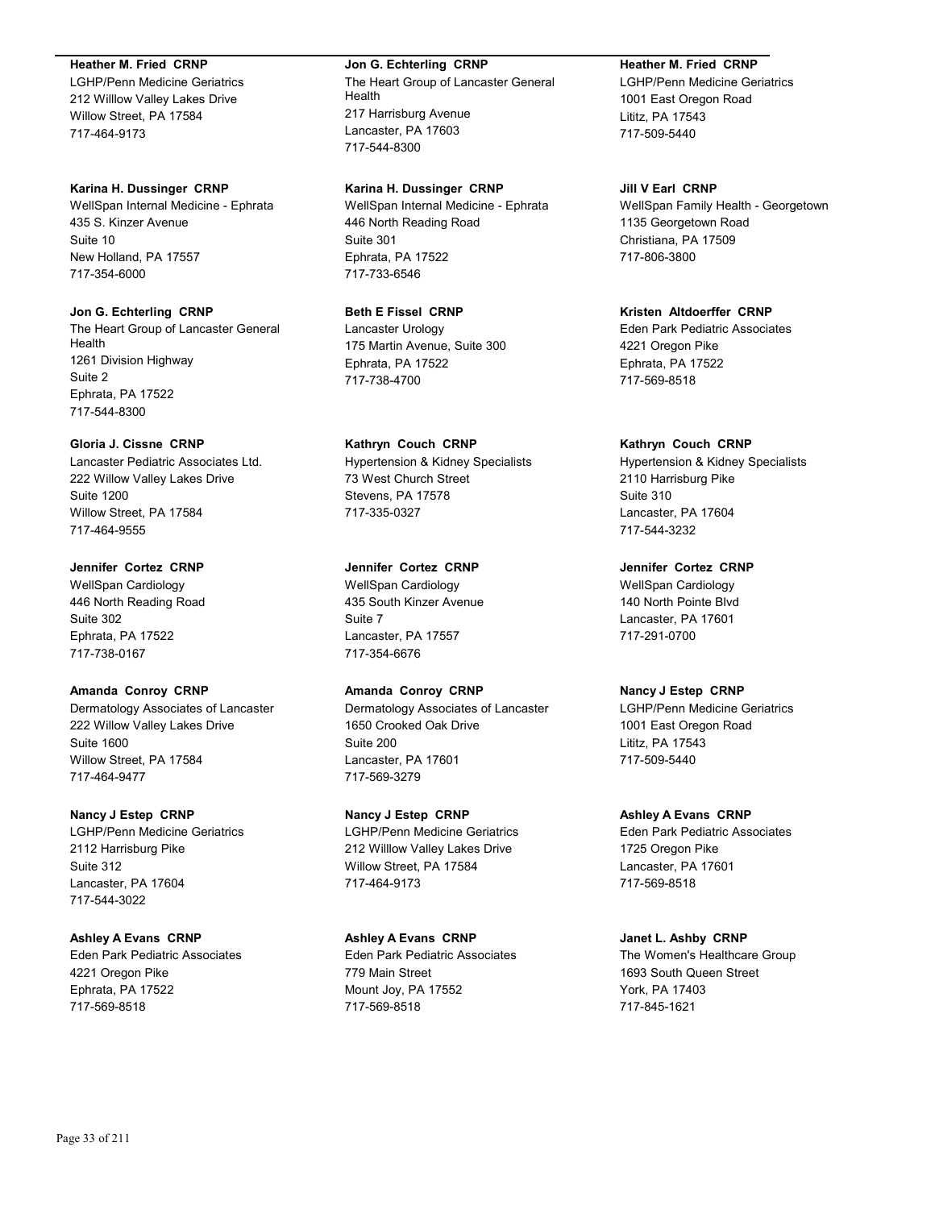**Heather M. Fried CRNP**
LGHP/Penn Medicine Geriatrics
212 Willlow Valley Lakes Drive
Willow Street, PA 17584
717-464-9173

**Karina H. Dussinger CRNP**
WellSpan Internal Medicine - Ephrata
435 S. Kinzer Avenue
Suite 10
New Holland, PA 17557
717-354-6000

**Jon G. Echterling CRNP**
The Heart Group of Lancaster General Health
1261 Division Highway
Suite 2
Ephrata, PA 17522
717-544-8300

**Gloria J. Cissne CRNP**
Lancaster Pediatric Associates Ltd.
222 Willow Valley Lakes Drive
Suite 1200
Willow Street, PA 17584
717-464-9555

**Jennifer Cortez CRNP**
WellSpan Cardiology
446 North Reading Road
Suite 302
Ephrata, PA 17522
717-738-0167

**Amanda Conroy CRNP**
Dermatology Associates of Lancaster
222 Willow Valley Lakes Drive
Suite 1600
Willow Street, PA 17584
717-464-9477

**Nancy J Estep CRNP**
LGHP/Penn Medicine Geriatrics
2112 Harrisburg Pike
Suite 312
Lancaster, PA 17604
717-544-3022

**Ashley A Evans CRNP**
Eden Park Pediatric Associates
4221 Oregon Pike
Ephrata, PA 17522
717-569-8518

**Jon G. Echterling CRNP**
The Heart Group of Lancaster General Health
217 Harrisburg Avenue
Lancaster, PA 17603
717-544-8300

**Karina H. Dussinger CRNP**
WellSpan Internal Medicine - Ephrata
446 North Reading Road
Suite 301
Ephrata, PA 17522
717-733-6546

**Beth E Fissel CRNP**
Lancaster Urology
175 Martin Avenue, Suite 300
Ephrata, PA 17522
717-738-4700

**Kathryn Couch CRNP**
Hypertension & Kidney Specialists
73 West Church Street
Stevens, PA 17578
717-335-0327

**Jennifer Cortez CRNP**
WellSpan Cardiology
435 South Kinzer Avenue
Suite 7
Lancaster, PA 17557
717-354-6676

**Amanda Conroy CRNP**
Dermatology Associates of Lancaster
1650 Crooked Oak Drive
Suite 200
Lancaster, PA 17601
717-569-3279

**Nancy J Estep CRNP**
LGHP/Penn Medicine Geriatrics
212 Willlow Valley Lakes Drive
Willow Street, PA 17584
717-464-9173

**Ashley A Evans CRNP**
Eden Park Pediatric Associates
779 Main Street
Mount Joy, PA 17552
717-569-8518

**Heather M. Fried CRNP**
LGHP/Penn Medicine Geriatrics
1001 East Oregon Road
Lititz, PA 17543
717-509-5440

**Jill V Earl CRNP**
WellSpan Family Health - Georgetown
1135 Georgetown Road
Christiana, PA 17509
717-806-3800

**Kristen Altdoerffer CRNP**
Eden Park Pediatric Associates
4221 Oregon Pike
Ephrata, PA 17522
717-569-8518

**Kathryn Couch CRNP**
Hypertension & Kidney Specialists
2110 Harrisburg Pike
Suite 310
Lancaster, PA 17604
717-544-3232

**Jennifer Cortez CRNP**
WellSpan Cardiology
140 North Pointe Blvd
Lancaster, PA 17601
717-291-0700

**Nancy J Estep CRNP**
LGHP/Penn Medicine Geriatrics
1001 East Oregon Road
Lititz, PA 17543
717-509-5440

**Ashley A Evans CRNP**
Eden Park Pediatric Associates
1725 Oregon Pike
Lancaster, PA 17601
717-569-8518

**Janet L. Ashby CRNP**
The Women's Healthcare Group
1693 South Queen Street
York, PA 17403
717-845-1621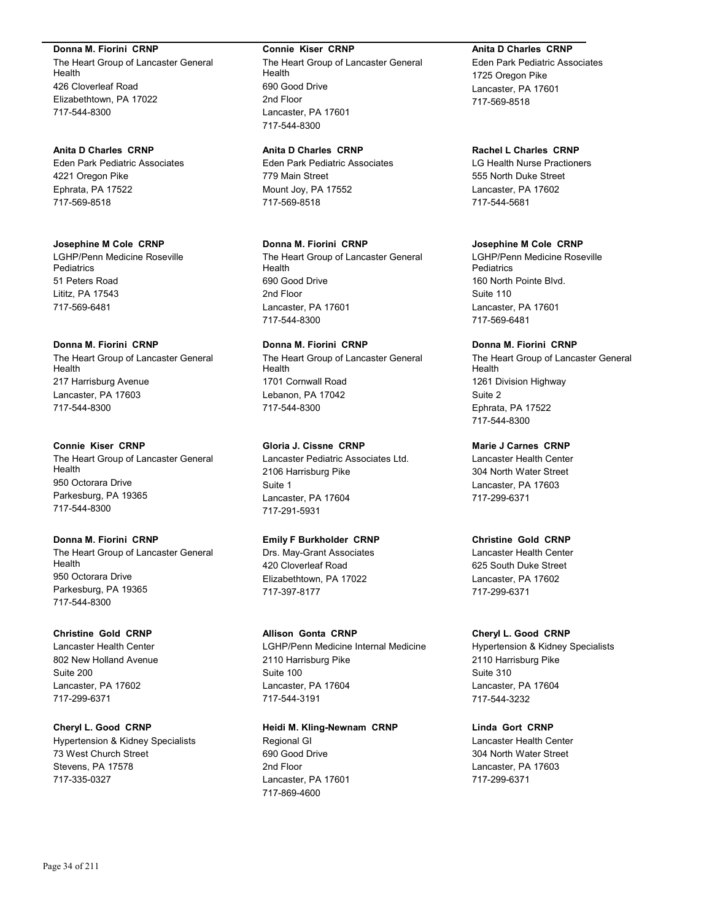**Donna M. Fiorini  CRNP**
The Heart Group of Lancaster General Health
426 Cloverleaf Road
Elizabethtown, PA 17022
717-544-8300

**Anita D Charles  CRNP**
Eden Park Pediatric Associates
4221 Oregon Pike
Ephrata, PA 17522
717-569-8518

**Josephine M Cole  CRNP**
LGHP/Penn Medicine Roseville Pediatrics
51 Peters Road
Lititz, PA 17543
717-569-6481

**Donna M. Fiorini  CRNP**
The Heart Group of Lancaster General Health
217 Harrisburg Avenue
Lancaster, PA 17603
717-544-8300

**Connie  Kiser  CRNP**
The Heart Group of Lancaster General Health
950 Octorara Drive
Parkesburg, PA 19365
717-544-8300

**Donna M. Fiorini  CRNP**
The Heart Group of Lancaster General Health
950 Octorara Drive
Parkesburg, PA 19365
717-544-8300

**Christine  Gold  CRNP**
Lancaster Health Center
802 New Holland Avenue
Suite 200
Lancaster, PA 17602
717-299-6371

**Cheryl L. Good  CRNP**
Hypertension & Kidney Specialists
73 West Church Street
Stevens, PA 17578
717-335-0327

**Connie  Kiser  CRNP**
The Heart Group of Lancaster General Health
690 Good Drive
2nd Floor
Lancaster, PA 17601
717-544-8300

**Anita D Charles  CRNP**
Eden Park Pediatric Associates
779 Main Street
Mount Joy, PA 17552
717-569-8518

**Donna M. Fiorini  CRNP**
The Heart Group of Lancaster General Health
690 Good Drive
2nd Floor
Lancaster, PA 17601
717-544-8300

**Donna M. Fiorini  CRNP**
The Heart Group of Lancaster General Health
1701 Cornwall Road
Lebanon, PA 17042
717-544-8300

**Gloria J. Cissne  CRNP**
Lancaster Pediatric Associates Ltd.
2106 Harrisburg Pike
Suite 1
Lancaster, PA 17604
717-291-5931

**Emily F Burkholder  CRNP**
Drs. May-Grant Associates
420 Cloverleaf Road
Elizabethtown, PA 17022
717-397-8177

**Allison  Gonta  CRNP**
LGHP/Penn Medicine Internal Medicine
2110 Harrisburg Pike
Suite 100
Lancaster, PA 17604
717-544-3191

**Heidi M. Kling-Newnam  CRNP**
Regional GI
690 Good Drive
2nd Floor
Lancaster, PA 17601
717-869-4600

**Anita D Charles  CRNP**
Eden Park Pediatric Associates
1725 Oregon Pike
Lancaster, PA 17601
717-569-8518

**Rachel L Charles  CRNP**
LG Health Nurse Practioners
555 North Duke Street
Lancaster, PA 17602
717-544-5681

**Josephine M Cole  CRNP**
LGHP/Penn Medicine Roseville Pediatrics
160 North Pointe Blvd.
Suite 110
Lancaster, PA 17601
717-569-6481

**Donna M. Fiorini  CRNP**
The Heart Group of Lancaster General Health
1261 Division Highway
Suite 2
Ephrata, PA 17522
717-544-8300

**Marie J Carnes  CRNP**
Lancaster Health Center
304 North Water Street
Lancaster, PA 17603
717-299-6371

**Christine  Gold  CRNP**
Lancaster Health Center
625 South Duke Street
Lancaster, PA 17602
717-299-6371

**Cheryl L. Good  CRNP**
Hypertension & Kidney Specialists
2110 Harrisburg Pike
Suite 310
Lancaster, PA 17604
717-544-3232

**Linda  Gort  CRNP**
Lancaster Health Center
304 North Water Street
Lancaster, PA 17603
717-299-6371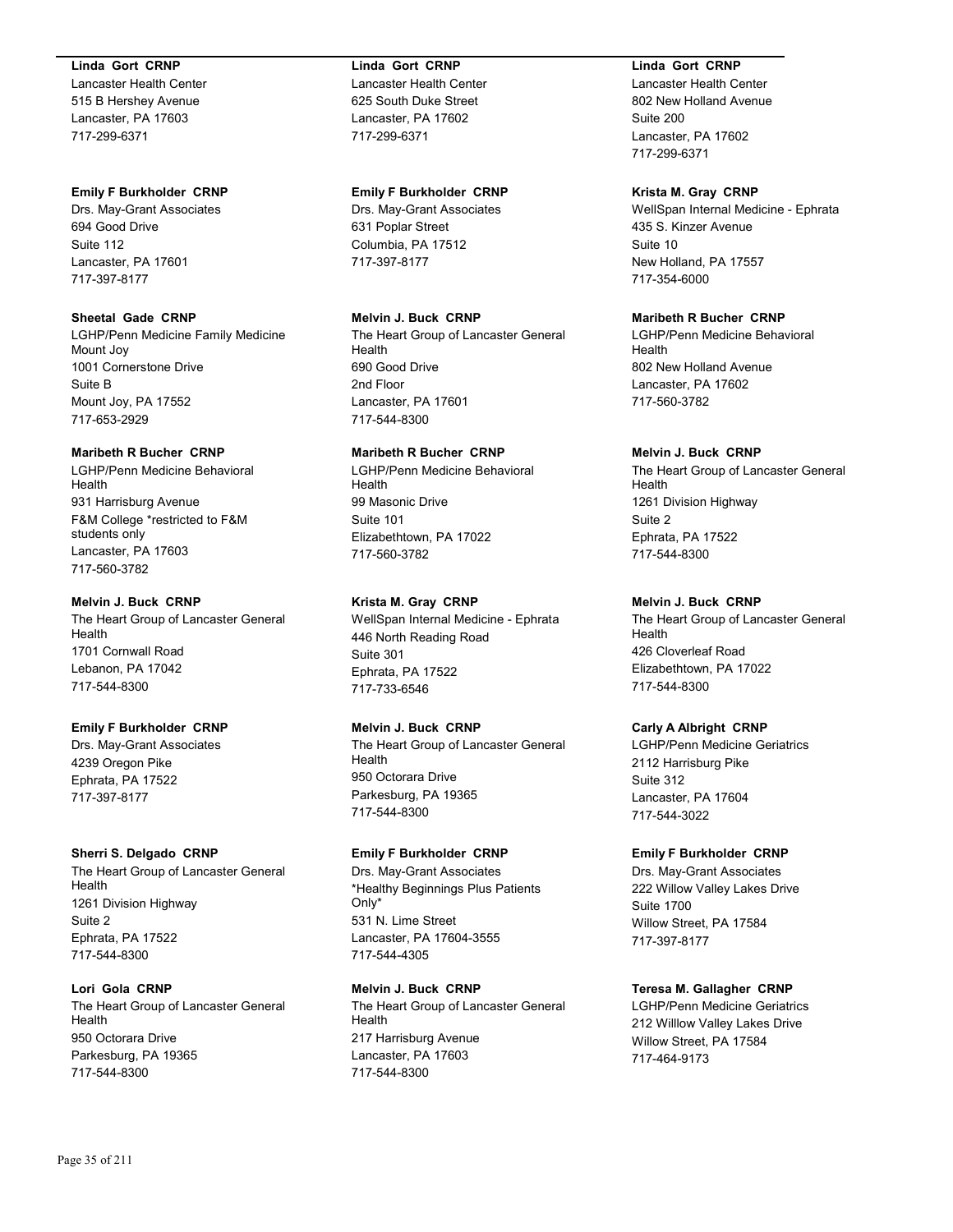**Linda Gort CRNP**
Lancaster Health Center
515 B Hershey Avenue
Lancaster, PA 17603
717-299-6371

**Emily F Burkholder CRNP**
Drs. May-Grant Associates
694 Good Drive
Suite 112
Lancaster, PA 17601
717-397-8177

**Sheetal Gade CRNP**
LGHP/Penn Medicine Family Medicine Mount Joy
1001 Cornerstone Drive
Suite B
Mount Joy, PA 17552
717-653-2929

**Maribeth R Bucher CRNP**
LGHP/Penn Medicine Behavioral Health
931 Harrisburg Avenue
F&M College *restricted to F&M students only
Lancaster, PA 17603
717-560-3782

**Melvin J. Buck CRNP**
The Heart Group of Lancaster General Health
1701 Cornwall Road
Lebanon, PA 17042
717-544-8300

**Emily F Burkholder CRNP**
Drs. May-Grant Associates
4239 Oregon Pike
Ephrata, PA 17522
717-397-8177

**Sherri S. Delgado CRNP**
The Heart Group of Lancaster General Health
1261 Division Highway
Suite 2
Ephrata, PA 17522
717-544-8300

**Lori Gola CRNP**
The Heart Group of Lancaster General Health
950 Octorara Drive
Parkesburg, PA 19365
717-544-8300

**Linda Gort CRNP**
Lancaster Health Center
625 South Duke Street
Lancaster, PA 17602
717-299-6371

**Emily F Burkholder CRNP**
Drs. May-Grant Associates
631 Poplar Street
Columbia, PA 17512
717-397-8177

**Melvin J. Buck CRNP**
The Heart Group of Lancaster General Health
690 Good Drive
2nd Floor
Lancaster, PA 17601
717-544-8300

**Maribeth R Bucher CRNP**
LGHP/Penn Medicine Behavioral Health
99 Masonic Drive
Suite 101
Elizabethtown, PA 17022
717-560-3782

**Krista M. Gray CRNP**
WellSpan Internal Medicine - Ephrata
446 North Reading Road
Suite 301
Ephrata, PA 17522
717-733-6546

**Melvin J. Buck CRNP**
The Heart Group of Lancaster General Health
950 Octorara Drive
Parkesburg, PA 19365
717-544-8300

**Emily F Burkholder CRNP**
Drs. May-Grant Associates
*Healthy Beginnings Plus Patients Only*
531 N. Lime Street
Lancaster, PA 17604-3555
717-544-4305

**Melvin J. Buck CRNP**
The Heart Group of Lancaster General Health
217 Harrisburg Avenue
Lancaster, PA 17603
717-544-8300

**Linda Gort CRNP**
Lancaster Health Center
802 New Holland Avenue
Suite 200
Lancaster, PA 17602
717-299-6371

**Krista M. Gray CRNP**
WellSpan Internal Medicine - Ephrata
435 S. Kinzer Avenue
Suite 10
New Holland, PA 17557
717-354-6000

**Maribeth R Bucher CRNP**
LGHP/Penn Medicine Behavioral Health
802 New Holland Avenue
Lancaster, PA 17602
717-560-3782

**Melvin J. Buck CRNP**
The Heart Group of Lancaster General Health
1261 Division Highway
Suite 2
Ephrata, PA 17522
717-544-8300

**Melvin J. Buck CRNP**
The Heart Group of Lancaster General Health
426 Cloverleaf Road
Elizabethtown, PA 17022
717-544-8300

**Carly A Albright CRNP**
LGHP/Penn Medicine Geriatrics
2112 Harrisburg Pike
Suite 312
Lancaster, PA 17604
717-544-3022

**Emily F Burkholder CRNP**
Drs. May-Grant Associates
222 Willow Valley Lakes Drive
Suite 1700
Willow Street, PA 17584
717-397-8177

**Teresa M. Gallagher CRNP**
LGHP/Penn Medicine Geriatrics
212 Willlow Valley Lakes Drive
Willow Street, PA 17584
717-464-9173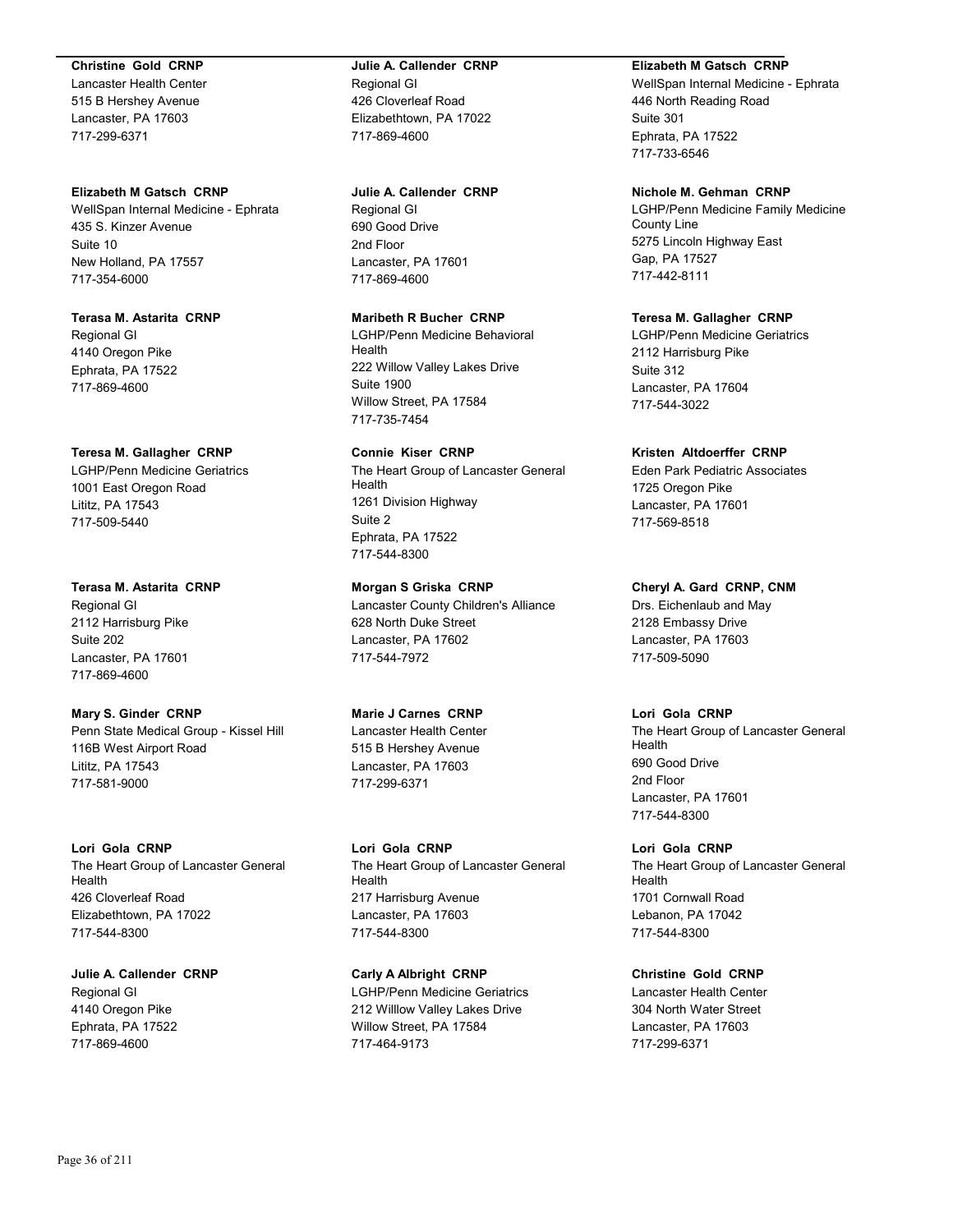**Christine Gold CRNP**
Lancaster Health Center
515 B Hershey Avenue
Lancaster, PA 17603
717-299-6371

**Elizabeth M Gatsch CRNP**
WellSpan Internal Medicine - Ephrata
435 S. Kinzer Avenue
Suite 10
New Holland, PA 17557
717-354-6000

**Terasa M. Astarita CRNP**
Regional GI
4140 Oregon Pike
Ephrata, PA 17522
717-869-4600

**Teresa M. Gallagher CRNP**
LGHP/Penn Medicine Geriatrics
1001 East Oregon Road
Lititz, PA 17543
717-509-5440

**Terasa M. Astarita CRNP**
Regional GI
2112 Harrisburg Pike
Suite 202
Lancaster, PA 17601
717-869-4600

**Mary S. Ginder CRNP**
Penn State Medical Group - Kissel Hill
116B West Airport Road
Lititz, PA 17543
717-581-9000

**Lori Gola CRNP**
The Heart Group of Lancaster General Health
426 Cloverleaf Road
Elizabethtown, PA 17022
717-544-8300

**Julie A. Callender CRNP**
Regional GI
4140 Oregon Pike
Ephrata, PA 17522
717-869-4600

**Julie A. Callender CRNP**
Regional GI
426 Cloverleaf Road
Elizabethtown, PA 17022
717-869-4600

**Julie A. Callender CRNP**
Regional GI
690 Good Drive
2nd Floor
Lancaster, PA 17601
717-869-4600

**Maribeth R Bucher CRNP**
LGHP/Penn Medicine Behavioral Health
222 Willow Valley Lakes Drive
Suite 1900
Willow Street, PA 17584
717-735-7454

**Connie Kiser CRNP**
The Heart Group of Lancaster General Health
1261 Division Highway
Suite 2
Ephrata, PA 17522
717-544-8300

**Morgan S Griska CRNP**
Lancaster County Children's Alliance
628 North Duke Street
Lancaster, PA 17602
717-544-7972

**Marie J Carnes CRNP**
Lancaster Health Center
515 B Hershey Avenue
Lancaster, PA 17603
717-299-6371

**Lori Gola CRNP**
The Heart Group of Lancaster General Health
217 Harrisburg Avenue
Lancaster, PA 17603
717-544-8300

**Carly A Albright CRNP**
LGHP/Penn Medicine Geriatrics
212 Willlow Valley Lakes Drive
Willow Street, PA 17584
717-464-9173

**Elizabeth M Gatsch CRNP**
WellSpan Internal Medicine - Ephrata
446 North Reading Road
Suite 301
Ephrata, PA 17522
717-733-6546

**Nichole M. Gehman CRNP**
LGHP/Penn Medicine Family Medicine County Line
5275 Lincoln Highway East
Gap, PA 17527
717-442-8111

**Teresa M. Gallagher CRNP**
LGHP/Penn Medicine Geriatrics
2112 Harrisburg Pike
Suite 312
Lancaster, PA 17604
717-544-3022

**Kristen Altdoerffer CRNP**
Eden Park Pediatric Associates
1725 Oregon Pike
Lancaster, PA 17601
717-569-8518

**Cheryl A. Gard CRNP, CNM**
Drs. Eichenlaub and May
2128 Embassy Drive
Lancaster, PA 17603
717-509-5090

**Lori Gola CRNP**
The Heart Group of Lancaster General Health
690 Good Drive
2nd Floor
Lancaster, PA 17601
717-544-8300

**Lori Gola CRNP**
The Heart Group of Lancaster General Health
1701 Cornwall Road
Lebanon, PA 17042
717-544-8300

**Christine Gold CRNP**
Lancaster Health Center
304 North Water Street
Lancaster, PA 17603
717-299-6371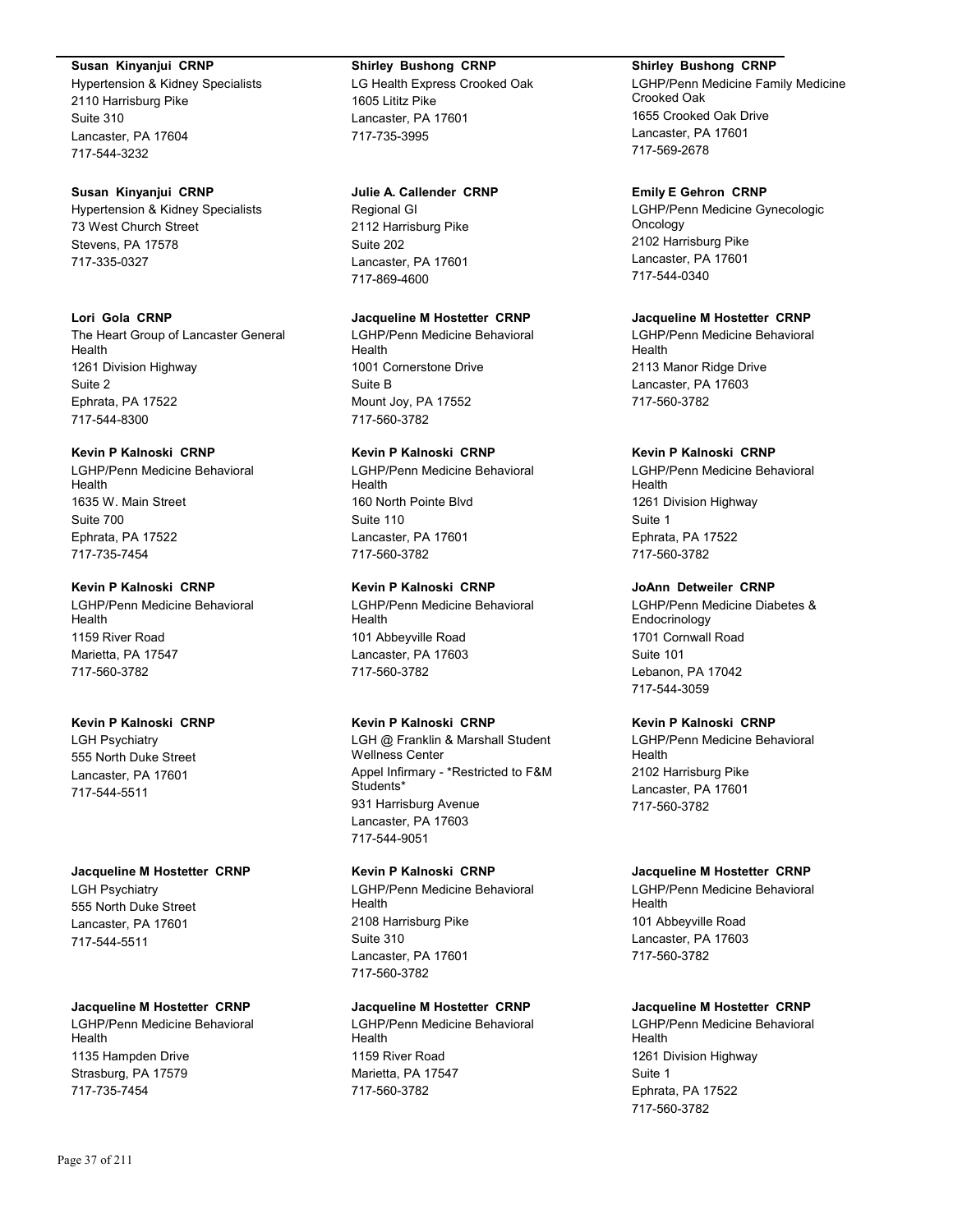**Susan Kinyanjui CRNP**
Hypertension & Kidney Specialists
2110 Harrisburg Pike
Suite 310
Lancaster, PA 17604
717-544-3232

**Susan Kinyanjui CRNP**
Hypertension & Kidney Specialists
73 West Church Street
Stevens, PA 17578
717-335-0327

**Lori Gola CRNP**
The Heart Group of Lancaster General Health
1261 Division Highway
Suite 2
Ephrata, PA 17522
717-544-8300

**Kevin P Kalnoski CRNP**
LGHP/Penn Medicine Behavioral Health
1635 W. Main Street
Suite 700
Ephrata, PA 17522
717-735-7454

**Kevin P Kalnoski CRNP**
LGHP/Penn Medicine Behavioral Health
1159 River Road
Marietta, PA 17547
717-560-3782

**Kevin P Kalnoski CRNP**
LGH Psychiatry
555 North Duke Street
Lancaster, PA 17601
717-544-5511

**Jacqueline M Hostetter CRNP**
LGH Psychiatry
555 North Duke Street
Lancaster, PA 17601
717-544-5511

**Jacqueline M Hostetter CRNP**
LGHP/Penn Medicine Behavioral Health
1135 Hampden Drive
Strasburg, PA 17579
717-735-7454

**Shirley Bushong CRNP**
LG Health Express Crooked Oak
1605 Lititz Pike
Lancaster, PA 17601
717-735-3995

**Julie A. Callender CRNP**
Regional GI
2112 Harrisburg Pike
Suite 202
Lancaster, PA 17601
717-869-4600

**Jacqueline M Hostetter CRNP**
LGHP/Penn Medicine Behavioral Health
1001 Cornerstone Drive
Suite B
Mount Joy, PA 17552
717-560-3782

**Kevin P Kalnoski CRNP**
LGHP/Penn Medicine Behavioral Health
160 North Pointe Blvd
Suite 110
Lancaster, PA 17601
717-560-3782

**Kevin P Kalnoski CRNP**
LGHP/Penn Medicine Behavioral Health
101 Abbeyville Road
Lancaster, PA 17603
717-560-3782

**Kevin P Kalnoski CRNP**
LGH @ Franklin & Marshall Student Wellness Center
Appel Infirmary - *Restricted to F&M Students*
931 Harrisburg Avenue
Lancaster, PA 17603
717-544-9051

**Kevin P Kalnoski CRNP**
LGHP/Penn Medicine Behavioral Health
2108 Harrisburg Pike
Suite 310
Lancaster, PA 17601
717-560-3782

**Jacqueline M Hostetter CRNP**
LGHP/Penn Medicine Behavioral Health
1159 River Road
Marietta, PA 17547
717-560-3782

**Shirley Bushong CRNP**
LGHP/Penn Medicine Family Medicine Crooked Oak
1655 Crooked Oak Drive
Lancaster, PA 17601
717-569-2678

**Emily E Gehron CRNP**
LGHP/Penn Medicine Gynecologic Oncology
2102 Harrisburg Pike
Lancaster, PA 17601
717-544-0340

**Jacqueline M Hostetter CRNP**
LGHP/Penn Medicine Behavioral Health
2113 Manor Ridge Drive
Lancaster, PA 17603
717-560-3782

**Kevin P Kalnoski CRNP**
LGHP/Penn Medicine Behavioral Health
1261 Division Highway
Suite 1
Ephrata, PA 17522
717-560-3782

**JoAnn Detweiler CRNP**
LGHP/Penn Medicine Diabetes & Endocrinology
1701 Cornwall Road
Suite 101
Lebanon, PA 17042
717-544-3059

**Kevin P Kalnoski CRNP**
LGHP/Penn Medicine Behavioral Health
2102 Harrisburg Pike
Lancaster, PA 17601
717-560-3782

**Jacqueline M Hostetter CRNP**
LGHP/Penn Medicine Behavioral Health
101 Abbeyville Road
Lancaster, PA 17603
717-560-3782

**Jacqueline M Hostetter CRNP**
LGHP/Penn Medicine Behavioral Health
1261 Division Highway
Suite 1
Ephrata, PA 17522
717-560-3782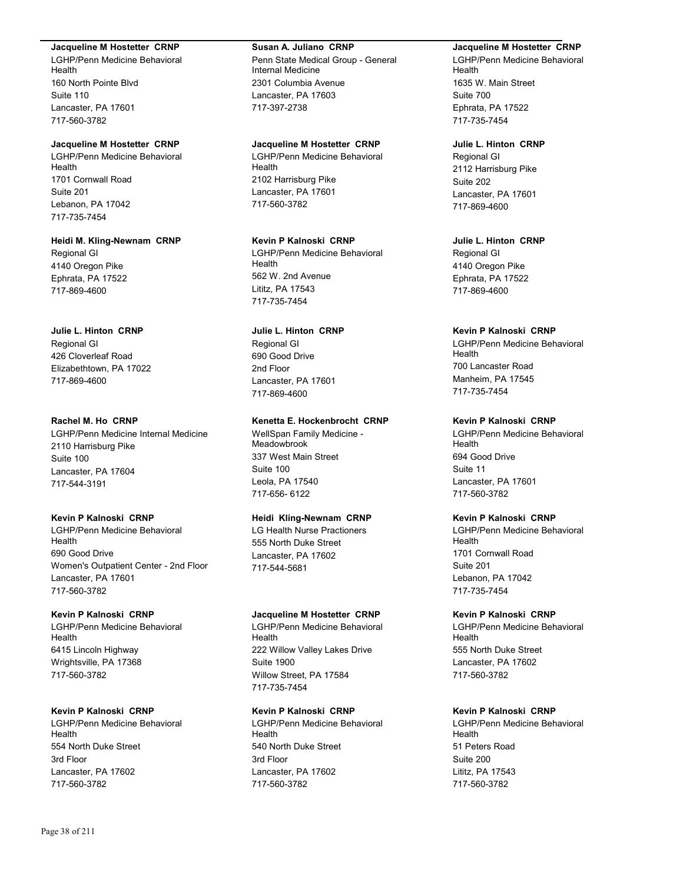**Jacqueline M Hostetter CRNP**
LGHP/Penn Medicine Behavioral Health
160 North Pointe Blvd
Suite 110
Lancaster, PA 17601
717-560-3782

**Jacqueline M Hostetter CRNP**
LGHP/Penn Medicine Behavioral Health
1701 Cornwall Road
Suite 201
Lebanon, PA 17042
717-735-7454

**Heidi M. Kling-Newnam CRNP**
Regional GI
4140 Oregon Pike
Ephrata, PA 17522
717-869-4600

**Julie L. Hinton CRNP**
Regional GI
426 Cloverleaf Road
Elizabethtown, PA 17022
717-869-4600

**Rachel M. Ho CRNP**
LGHP/Penn Medicine Internal Medicine
2110 Harrisburg Pike
Suite 100
Lancaster, PA 17604
717-544-3191

**Kevin P Kalnoski CRNP**
LGHP/Penn Medicine Behavioral Health
690 Good Drive
Women's Outpatient Center - 2nd Floor
Lancaster, PA 17601
717-560-3782

**Kevin P Kalnoski CRNP**
LGHP/Penn Medicine Behavioral Health
6415 Lincoln Highway
Wrightsville, PA 17368
717-560-3782

**Kevin P Kalnoski CRNP**
LGHP/Penn Medicine Behavioral Health
554 North Duke Street
3rd Floor
Lancaster, PA 17602
717-560-3782

**Susan A. Juliano CRNP**
Penn State Medical Group - General Internal Medicine
2301 Columbia Avenue
Lancaster, PA 17603
717-397-2738

**Jacqueline M Hostetter CRNP**
LGHP/Penn Medicine Behavioral Health
2102 Harrisburg Pike
Lancaster, PA 17601
717-560-3782

**Kevin P Kalnoski CRNP**
LGHP/Penn Medicine Behavioral Health
562 W. 2nd Avenue
Lititz, PA 17543
717-735-7454

**Julie L. Hinton CRNP**
Regional GI
690 Good Drive
2nd Floor
Lancaster, PA 17601
717-869-4600

**Kenetta E. Hockenbrocht CRNP**
WellSpan Family Medicine - Meadowbrook
337 West Main Street
Suite 100
Leola, PA 17540
717-656- 6122

**Heidi Kling-Newnam CRNP**
LG Health Nurse Practioners
555 North Duke Street
Lancaster, PA 17602
717-544-5681

**Jacqueline M Hostetter CRNP**
LGHP/Penn Medicine Behavioral Health
222 Willow Valley Lakes Drive
Suite 1900
Willow Street, PA 17584
717-735-7454

**Kevin P Kalnoski CRNP**
LGHP/Penn Medicine Behavioral Health
540 North Duke Street
3rd Floor
Lancaster, PA 17602
717-560-3782

**Jacqueline M Hostetter CRNP**
LGHP/Penn Medicine Behavioral Health
1635 W. Main Street
Suite 700
Ephrata, PA 17522
717-735-7454

**Julie L. Hinton CRNP**
Regional GI
2112 Harrisburg Pike
Suite 202
Lancaster, PA 17601
717-869-4600

**Julie L. Hinton CRNP**
Regional GI
4140 Oregon Pike
Ephrata, PA 17522
717-869-4600

**Kevin P Kalnoski CRNP**
LGHP/Penn Medicine Behavioral Health
700 Lancaster Road
Manheim, PA 17545
717-735-7454

**Kevin P Kalnoski CRNP**
LGHP/Penn Medicine Behavioral Health
694 Good Drive
Suite 11
Lancaster, PA 17601
717-560-3782

**Kevin P Kalnoski CRNP**
LGHP/Penn Medicine Behavioral Health
1701 Cornwall Road
Suite 201
Lebanon, PA 17042
717-735-7454

**Kevin P Kalnoski CRNP**
LGHP/Penn Medicine Behavioral Health
555 North Duke Street
Lancaster, PA 17602
717-560-3782

**Kevin P Kalnoski CRNP**
LGHP/Penn Medicine Behavioral Health
51 Peters Road
Suite 200
Lititz, PA 17543
717-560-3782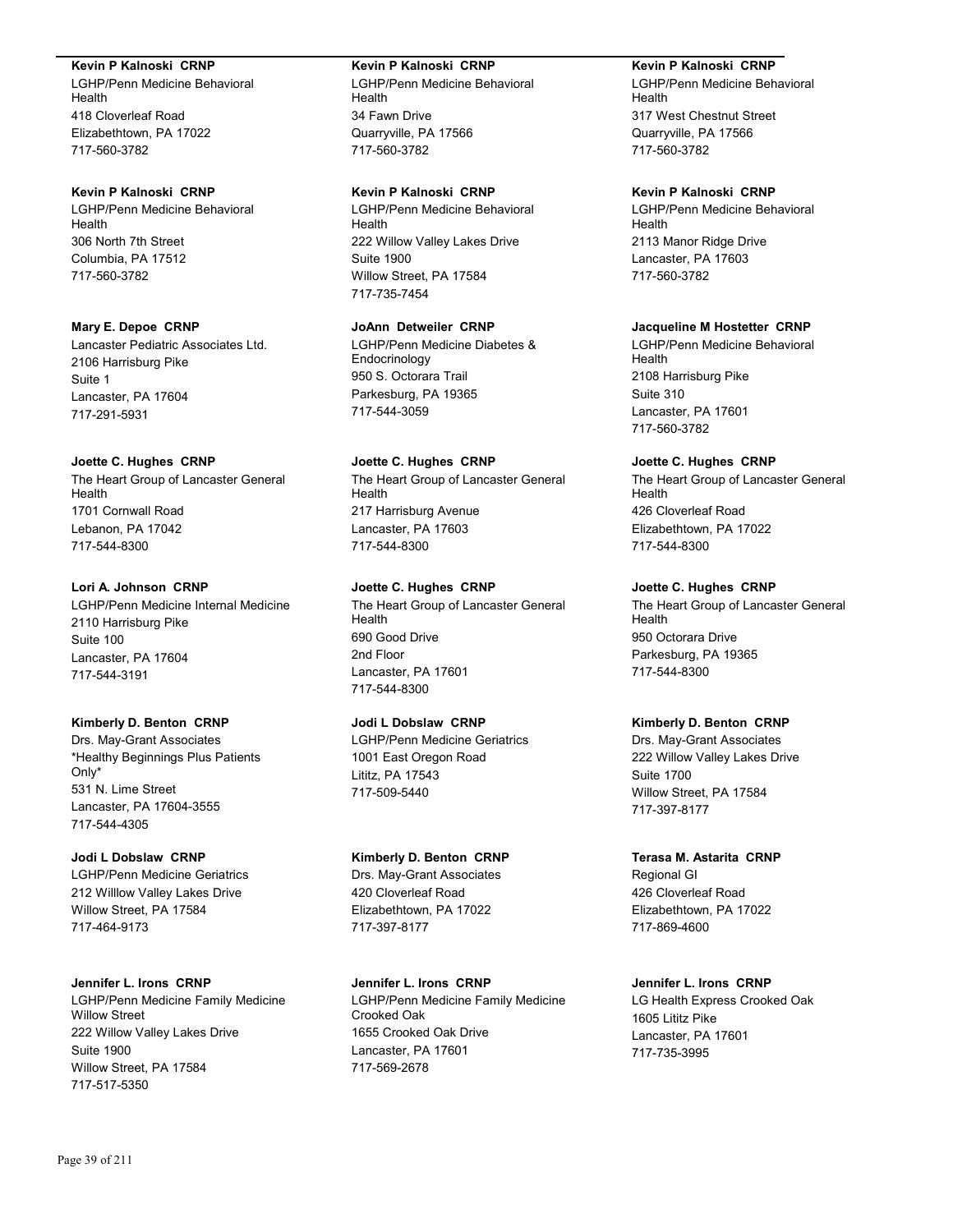**Kevin P Kalnoski CRNP**
LGHP/Penn Medicine Behavioral Health
418 Cloverleaf Road
Elizabethtown, PA 17022
717-560-3782

**Kevin P Kalnoski CRNP**
LGHP/Penn Medicine Behavioral Health
306 North 7th Street
Columbia, PA 17512
717-560-3782

**Mary E. Depoe CRNP**
Lancaster Pediatric Associates Ltd.
2106 Harrisburg Pike
Suite 1
Lancaster, PA 17604
717-291-5931

**Joette C. Hughes CRNP**
The Heart Group of Lancaster General Health
1701 Cornwall Road
Lebanon, PA 17042
717-544-8300

**Lori A. Johnson CRNP**
LGHP/Penn Medicine Internal Medicine
2110 Harrisburg Pike
Suite 100
Lancaster, PA 17604
717-544-3191

**Kimberly D. Benton CRNP**
Drs. May-Grant Associates
*Healthy Beginnings Plus Patients Only*
531 N. Lime Street
Lancaster, PA 17604-3555
717-544-4305

**Jodi L Dobslaw CRNP**
LGHP/Penn Medicine Geriatrics
212 Willlow Valley Lakes Drive
Willow Street, PA 17584
717-464-9173

**Jennifer L. Irons CRNP**
LGHP/Penn Medicine Family Medicine Willow Street
222 Willow Valley Lakes Drive
Suite 1900
Willow Street, PA 17584
717-517-5350

**Kevin P Kalnoski CRNP**
LGHP/Penn Medicine Behavioral Health
34 Fawn Drive
Quarryville, PA 17566
717-560-3782

**Kevin P Kalnoski CRNP**
LGHP/Penn Medicine Behavioral Health
222 Willow Valley Lakes Drive
Suite 1900
Willow Street, PA 17584
717-735-7454

**JoAnn Detweiler CRNP**
LGHP/Penn Medicine Diabetes & Endocrinology
950 S. Octorara Trail
Parkesburg, PA 19365
717-544-3059

**Joette C. Hughes CRNP**
The Heart Group of Lancaster General Health
217 Harrisburg Avenue
Lancaster, PA 17603
717-544-8300

**Joette C. Hughes CRNP**
The Heart Group of Lancaster General Health
690 Good Drive
2nd Floor
Lancaster, PA 17601
717-544-8300

**Jodi L Dobslaw CRNP**
LGHP/Penn Medicine Geriatrics
1001 East Oregon Road
Lititz, PA 17543
717-509-5440

**Kimberly D. Benton CRNP**
Drs. May-Grant Associates
420 Cloverleaf Road
Elizabethtown, PA 17022
717-397-8177

**Jennifer L. Irons CRNP**
LGHP/Penn Medicine Family Medicine Crooked Oak
1655 Crooked Oak Drive
Lancaster, PA 17601
717-569-2678

**Kevin P Kalnoski CRNP**
LGHP/Penn Medicine Behavioral Health
317 West Chestnut Street
Quarryville, PA 17566
717-560-3782

**Kevin P Kalnoski CRNP**
LGHP/Penn Medicine Behavioral Health
2113 Manor Ridge Drive
Lancaster, PA 17603
717-560-3782

**Jacqueline M Hostetter CRNP**
LGHP/Penn Medicine Behavioral Health
2108 Harrisburg Pike
Suite 310
Lancaster, PA 17601
717-560-3782

**Joette C. Hughes CRNP**
The Heart Group of Lancaster General Health
426 Cloverleaf Road
Elizabethtown, PA 17022
717-544-8300

**Joette C. Hughes CRNP**
The Heart Group of Lancaster General Health
950 Octorara Drive
Parkesburg, PA 19365
717-544-8300

**Kimberly D. Benton CRNP**
Drs. May-Grant Associates
222 Willow Valley Lakes Drive
Suite 1700
Willow Street, PA 17584
717-397-8177

**Terasa M. Astarita CRNP**
Regional GI
426 Cloverleaf Road
Elizabethtown, PA 17022
717-869-4600

**Jennifer L. Irons CRNP**
LG Health Express Crooked Oak
1605 Lititz Pike
Lancaster, PA 17601
717-735-3995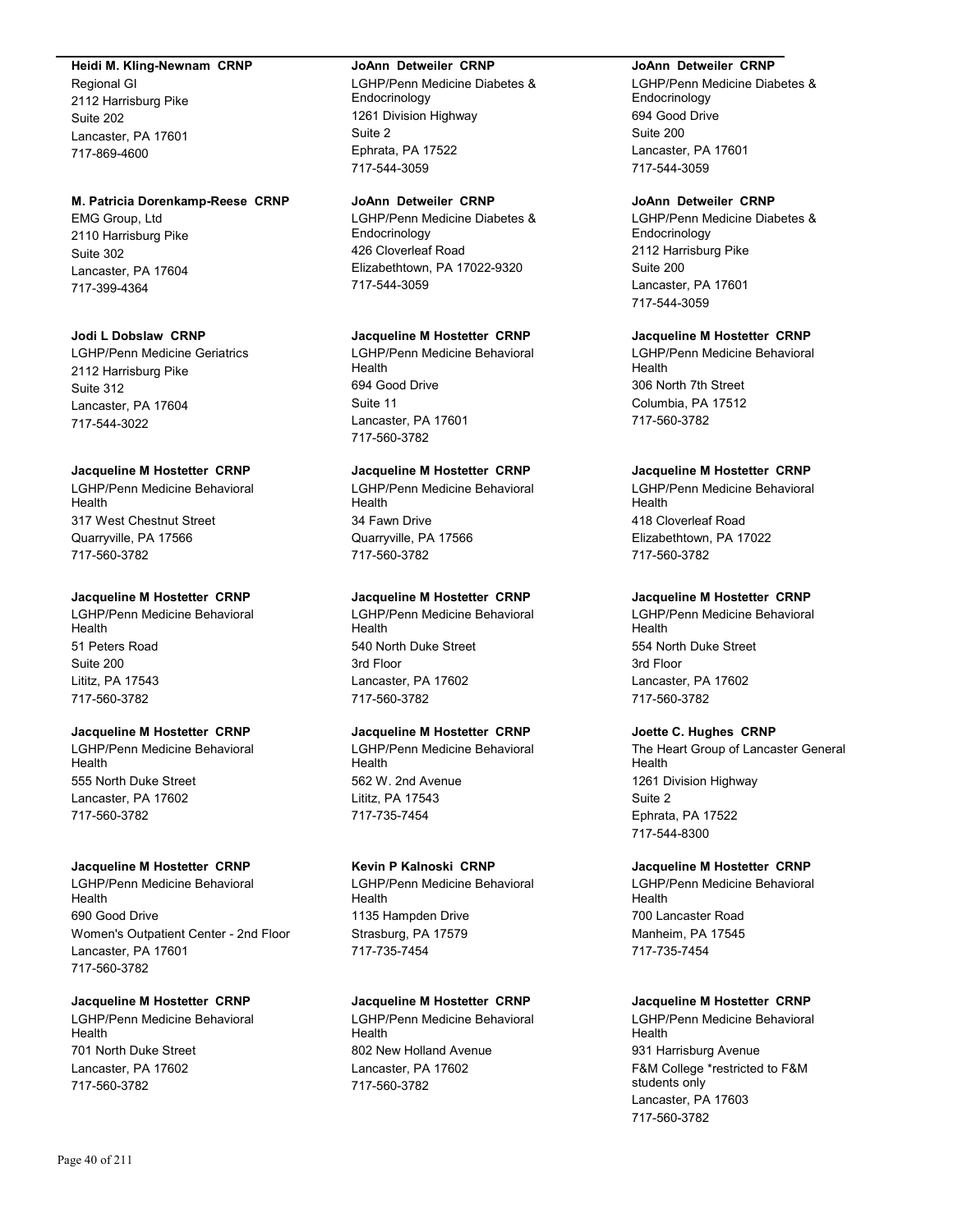**Heidi M. Kling-Newnam CRNP**
Regional GI
2112 Harrisburg Pike
Suite 202
Lancaster, PA 17601
717-869-4600

**M. Patricia Dorenkamp-Reese CRNP**
EMG Group, Ltd
2110 Harrisburg Pike
Suite 302
Lancaster, PA 17604
717-399-4364

**Jodi L Dobslaw CRNP**
LGHP/Penn Medicine Geriatrics
2112 Harrisburg Pike
Suite 312
Lancaster, PA 17604
717-544-3022

**Jacqueline M Hostetter CRNP**
LGHP/Penn Medicine Behavioral Health
317 West Chestnut Street
Quarryville, PA 17566
717-560-3782

**Jacqueline M Hostetter CRNP**
LGHP/Penn Medicine Behavioral Health
51 Peters Road
Suite 200
Lititz, PA 17543
717-560-3782

**Jacqueline M Hostetter CRNP**
LGHP/Penn Medicine Behavioral Health
555 North Duke Street
Lancaster, PA 17602
717-560-3782

**Jacqueline M Hostetter CRNP**
LGHP/Penn Medicine Behavioral Health
690 Good Drive
Women's Outpatient Center - 2nd Floor
Lancaster, PA 17601
717-560-3782

**Jacqueline M Hostetter CRNP**
LGHP/Penn Medicine Behavioral Health
701 North Duke Street
Lancaster, PA 17602
717-560-3782

**JoAnn Detweiler CRNP**
LGHP/Penn Medicine Diabetes & Endocrinology
1261 Division Highway
Suite 2
Ephrata, PA 17522
717-544-3059

**JoAnn Detweiler CRNP**
LGHP/Penn Medicine Diabetes & Endocrinology
426 Cloverleaf Road
Elizabethtown, PA 17022-9320
717-544-3059

**Jacqueline M Hostetter CRNP**
LGHP/Penn Medicine Behavioral Health
694 Good Drive
Suite 11
Lancaster, PA 17601
717-560-3782

**Jacqueline M Hostetter CRNP**
LGHP/Penn Medicine Behavioral Health
34 Fawn Drive
Quarryville, PA 17566
717-560-3782

**Jacqueline M Hostetter CRNP**
LGHP/Penn Medicine Behavioral Health
540 North Duke Street
3rd Floor
Lancaster, PA 17602
717-560-3782

**Jacqueline M Hostetter CRNP**
LGHP/Penn Medicine Behavioral Health
562 W. 2nd Avenue
Lititz, PA 17543
717-735-7454

**Kevin P Kalnoski CRNP**
LGHP/Penn Medicine Behavioral Health
1135 Hampden Drive
Strasburg, PA 17579
717-735-7454

**Jacqueline M Hostetter CRNP**
LGHP/Penn Medicine Behavioral Health
802 New Holland Avenue
Lancaster, PA 17602
717-560-3782

**JoAnn Detweiler CRNP**
LGHP/Penn Medicine Diabetes & Endocrinology
694 Good Drive
Suite 200
Lancaster, PA 17601
717-544-3059

**JoAnn Detweiler CRNP**
LGHP/Penn Medicine Diabetes & Endocrinology
2112 Harrisburg Pike
Suite 200
Lancaster, PA 17601
717-544-3059

**Jacqueline M Hostetter CRNP**
LGHP/Penn Medicine Behavioral Health
306 North 7th Street
Columbia, PA 17512
717-560-3782

**Jacqueline M Hostetter CRNP**
LGHP/Penn Medicine Behavioral Health
418 Cloverleaf Road
Elizabethtown, PA 17022
717-560-3782

**Jacqueline M Hostetter CRNP**
LGHP/Penn Medicine Behavioral Health
554 North Duke Street
3rd Floor
Lancaster, PA 17602
717-560-3782

**Joette C. Hughes CRNP**
The Heart Group of Lancaster General Health
1261 Division Highway
Suite 2
Ephrata, PA 17522
717-544-8300

**Jacqueline M Hostetter CRNP**
LGHP/Penn Medicine Behavioral Health
700 Lancaster Road
Manheim, PA 17545
717-735-7454

**Jacqueline M Hostetter CRNP**
LGHP/Penn Medicine Behavioral Health
931 Harrisburg Avenue
F&M College *restricted to F&M students only
Lancaster, PA 17603
717-560-3782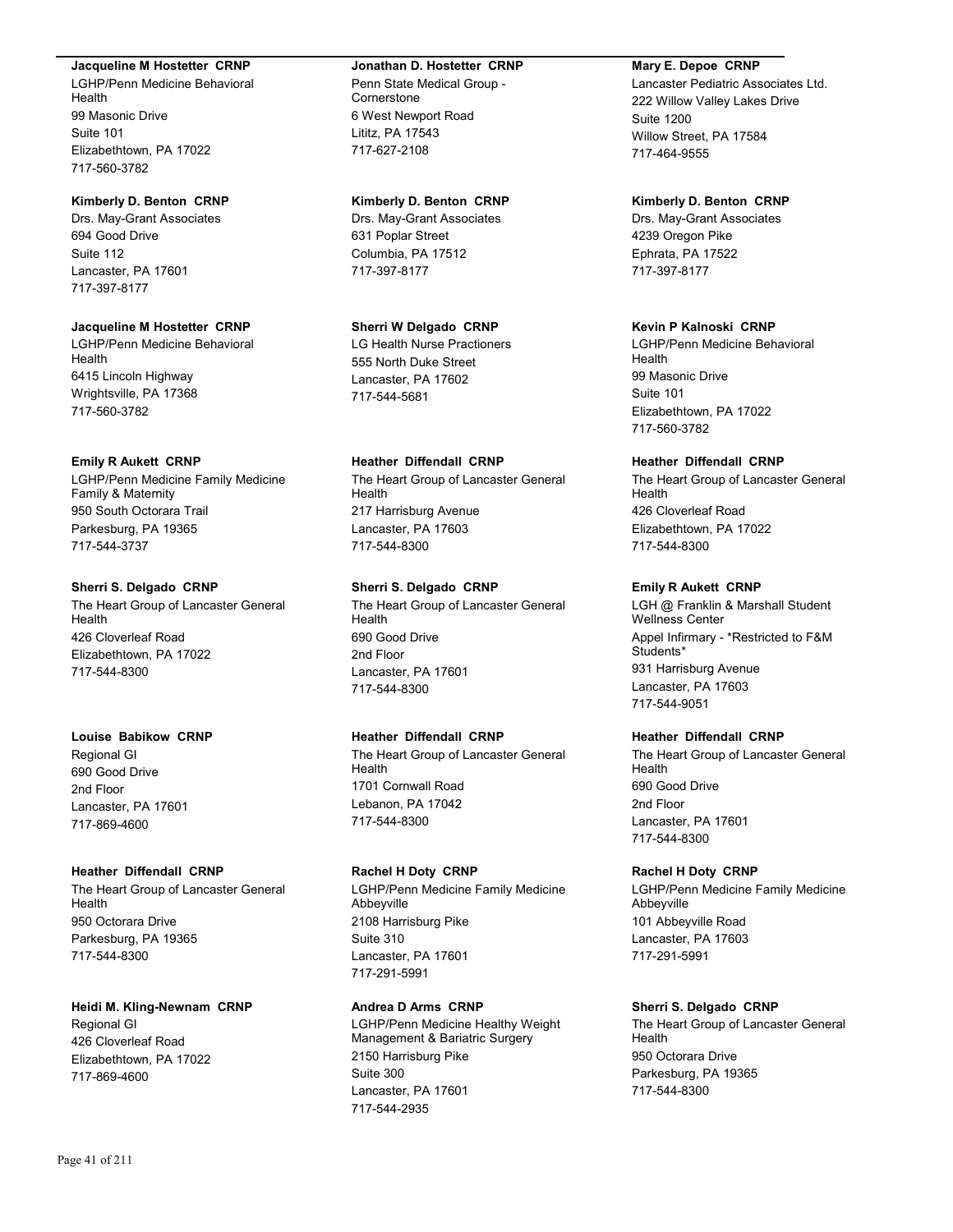**Jacqueline M Hostetter CRNP**
LGHP/Penn Medicine Behavioral Health
99 Masonic Drive
Suite 101
Elizabethtown, PA 17022
717-560-3782

**Jonathan D. Hostetter CRNP**
Penn State Medical Group - Cornerstone
6 West Newport Road
Lititz, PA 17543
717-627-2108

**Mary E. Depoe CRNP**
Lancaster Pediatric Associates Ltd.
222 Willow Valley Lakes Drive
Suite 1200
Willow Street, PA 17584
717-464-9555

**Kimberly D. Benton CRNP**
Drs. May-Grant Associates
694 Good Drive
Suite 112
Lancaster, PA 17601
717-397-8177

**Kimberly D. Benton CRNP**
Drs. May-Grant Associates
631 Poplar Street
Columbia, PA 17512
717-397-8177

**Kimberly D. Benton CRNP**
Drs. May-Grant Associates
4239 Oregon Pike
Ephrata, PA 17522
717-397-8177

**Jacqueline M Hostetter CRNP**
LGHP/Penn Medicine Behavioral Health
6415 Lincoln Highway
Wrightsville, PA 17368
717-560-3782

**Sherri W Delgado CRNP**
LG Health Nurse Practioners
555 North Duke Street
Lancaster, PA 17602
717-544-5681

**Kevin P Kalnoski CRNP**
LGHP/Penn Medicine Behavioral Health
99 Masonic Drive
Suite 101
Elizabethtown, PA 17022
717-560-3782

**Emily R Aukett CRNP**
LGHP/Penn Medicine Family Medicine Family & Maternity
950 South Octorara Trail
Parkesburg, PA 19365
717-544-3737

**Heather Diffendall CRNP**
The Heart Group of Lancaster General Health
217 Harrisburg Avenue
Lancaster, PA 17603
717-544-8300

**Heather Diffendall CRNP**
The Heart Group of Lancaster General Health
426 Cloverleaf Road
Elizabethtown, PA 17022
717-544-8300

**Sherri S. Delgado CRNP**
The Heart Group of Lancaster General Health
426 Cloverleaf Road
Elizabethtown, PA 17022
717-544-8300

**Sherri S. Delgado CRNP**
The Heart Group of Lancaster General Health
690 Good Drive
2nd Floor
Lancaster, PA 17601
717-544-8300

**Emily R Aukett CRNP**
LGH @ Franklin & Marshall Student Wellness Center
Appel Infirmary - *Restricted to F&M Students*
931 Harrisburg Avenue
Lancaster, PA 17603
717-544-9051

**Louise Babikow CRNP**
Regional GI
690 Good Drive
2nd Floor
Lancaster, PA 17601
717-869-4600

**Heather Diffendall CRNP**
The Heart Group of Lancaster General Health
1701 Cornwall Road
Lebanon, PA 17042
717-544-8300

**Heather Diffendall CRNP**
The Heart Group of Lancaster General Health
690 Good Drive
2nd Floor
Lancaster, PA 17601
717-544-8300

**Heather Diffendall CRNP**
The Heart Group of Lancaster General Health
950 Octorara Drive
Parkesburg, PA 19365
717-544-8300

**Rachel H Doty CRNP**
LGHP/Penn Medicine Family Medicine Abbeyville
2108 Harrisburg Pike
Suite 310
Lancaster, PA 17601
717-291-5991

**Rachel H Doty CRNP**
LGHP/Penn Medicine Family Medicine Abbeyville
101 Abbeyville Road
Lancaster, PA 17603
717-291-5991

**Heidi M. Kling-Newnam CRNP**
Regional GI
426 Cloverleaf Road
Elizabethtown, PA 17022
717-869-4600

**Andrea D Arms CRNP**
LGHP/Penn Medicine Healthy Weight Management & Bariatric Surgery
2150 Harrisburg Pike
Suite 300
Lancaster, PA 17601
717-544-2935

**Sherri S. Delgado CRNP**
The Heart Group of Lancaster General Health
950 Octorara Drive
Parkesburg, PA 19365
717-544-8300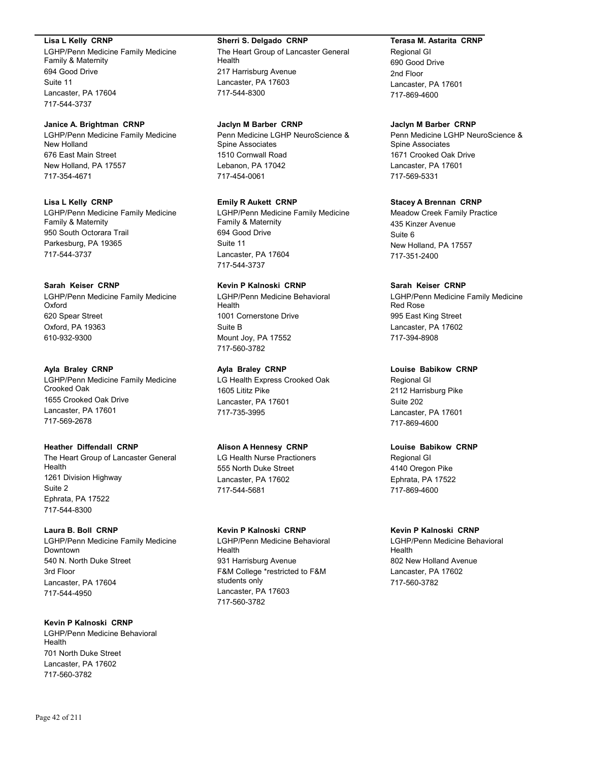**Lisa L Kelly  CRNP**
LGHP/Penn Medicine Family Medicine Family & Maternity
694 Good Drive
Suite 11
Lancaster, PA 17604
717-544-3737

**Janice A. Brightman  CRNP**
LGHP/Penn Medicine Family Medicine New Holland
676 East Main Street
New Holland, PA 17557
717-354-4671

**Lisa L Kelly  CRNP**
LGHP/Penn Medicine Family Medicine Family & Maternity
950 South Octorara Trail
Parkesburg, PA 19365
717-544-3737

**Sarah  Keiser  CRNP**
LGHP/Penn Medicine Family Medicine Oxford
620 Spear Street
Oxford, PA 19363
610-932-9300

**Ayla  Braley  CRNP**
LGHP/Penn Medicine Family Medicine Crooked Oak
1655 Crooked Oak Drive
Lancaster, PA 17601
717-569-2678

**Heather  Diffendall  CRNP**
The Heart Group of Lancaster General Health
1261 Division Highway
Suite 2
Ephrata, PA 17522
717-544-8300

**Laura B. Boll  CRNP**
LGHP/Penn Medicine Family Medicine Downtown
540 N. North Duke Street
3rd Floor
Lancaster, PA 17604
717-544-4950

**Kevin P Kalnoski  CRNP**
LGHP/Penn Medicine Behavioral Health
701 North Duke Street
Lancaster, PA 17602
717-560-3782

**Sherri S. Delgado  CRNP**
The Heart Group of Lancaster General Health
217 Harrisburg Avenue
Lancaster, PA 17603
717-544-8300

**Jaclyn M Barber  CRNP**
Penn Medicine LGHP NeuroScience & Spine Associates
1510 Cornwall Road
Lebanon, PA 17042
717-454-0061

**Emily R Aukett  CRNP**
LGHP/Penn Medicine Family Medicine Family & Maternity
694 Good Drive
Suite 11
Lancaster, PA 17604
717-544-3737

**Kevin P Kalnoski  CRNP**
LGHP/Penn Medicine Behavioral Health
1001 Cornerstone Drive
Suite B
Mount Joy, PA 17552
717-560-3782

**Ayla  Braley  CRNP**
LG Health Express Crooked Oak
1605 Lititz Pike
Lancaster, PA 17601
717-735-3995

**Alison A Hennesy  CRNP**
LG Health Nurse Practioners
555 North Duke Street
Lancaster, PA 17602
717-544-5681

**Kevin P Kalnoski  CRNP**
LGHP/Penn Medicine Behavioral Health
931 Harrisburg Avenue
F&M College *restricted to F&M students only
Lancaster, PA 17603
717-560-3782

**Terasa M. Astarita  CRNP**
Regional GI
690 Good Drive
2nd Floor
Lancaster, PA 17601
717-869-4600

**Jaclyn M Barber  CRNP**
Penn Medicine LGHP NeuroScience & Spine Associates
1671 Crooked Oak Drive
Lancaster, PA 17601
717-569-5331

**Stacey A Brennan  CRNP**
Meadow Creek Family Practice
435 Kinzer Avenue
Suite 6
New Holland, PA 17557
717-351-2400

**Sarah  Keiser  CRNP**
LGHP/Penn Medicine Family Medicine Red Rose
995 East King Street
Lancaster, PA 17602
717-394-8908

**Louise  Babikow  CRNP**
Regional GI
2112 Harrisburg Pike
Suite 202
Lancaster, PA 17601
717-869-4600

**Louise  Babikow  CRNP**
Regional GI
4140 Oregon Pike
Ephrata, PA 17522
717-869-4600

**Kevin P Kalnoski  CRNP**
LGHP/Penn Medicine Behavioral Health
802 New Holland Avenue
Lancaster, PA 17602
717-560-3782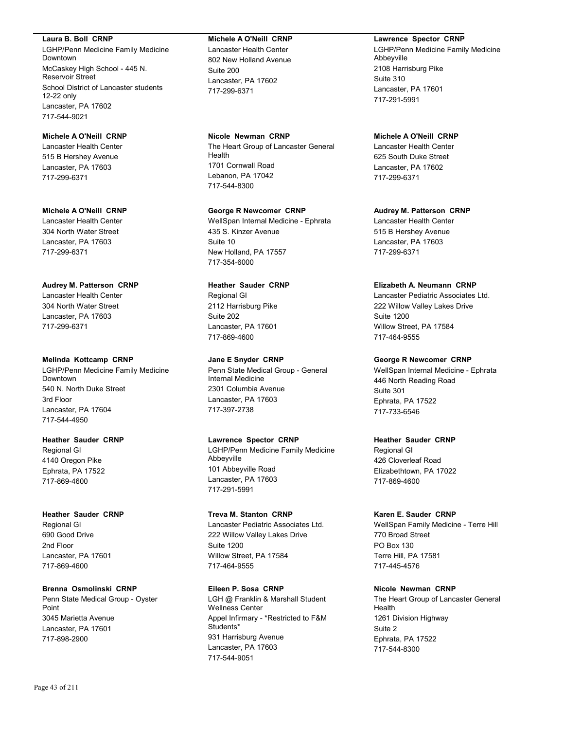**Laura B. Boll  CRNP**
LGHP/Penn Medicine Family Medicine Downtown
McCaskey High School - 445 N. Reservoir Street
School District of Lancaster students 12-22 only
Lancaster, PA 17602
717-544-9021

**Michele A O'Neill  CRNP**
Lancaster Health Center
515 B Hershey Avenue
Lancaster, PA 17603
717-299-6371

**Michele A O'Neill  CRNP**
Lancaster Health Center
304 North Water Street
Lancaster, PA 17603
717-299-6371

**Audrey M. Patterson  CRNP**
Lancaster Health Center
304 North Water Street
Lancaster, PA 17603
717-299-6371

**Melinda  Kottcamp  CRNP**
LGHP/Penn Medicine Family Medicine Downtown
540 N. North Duke Street
3rd Floor
Lancaster, PA 17604
717-544-4950

**Heather  Sauder  CRNP**
Regional GI
4140 Oregon Pike
Ephrata, PA 17522
717-869-4600

**Heather  Sauder  CRNP**
Regional GI
690 Good Drive
2nd Floor
Lancaster, PA 17601
717-869-4600

**Brenna  Osmolinski  CRNP**
Penn State Medical Group - Oyster Point
3045 Marietta Avenue
Lancaster, PA 17601
717-898-2900

**Michele A O'Neill  CRNP**
Lancaster Health Center
802 New Holland Avenue
Suite 200
Lancaster, PA 17602
717-299-6371

**Nicole  Newman  CRNP**
The Heart Group of Lancaster General Health
1701 Cornwall Road
Lebanon, PA 17042
717-544-8300

**George R Newcomer  CRNP**
WellSpan Internal Medicine - Ephrata
435 S. Kinzer Avenue
Suite 10
New Holland, PA 17557
717-354-6000

**Heather  Sauder  CRNP**
Regional GI
2112 Harrisburg Pike
Suite 202
Lancaster, PA 17601
717-869-4600

**Jane E Snyder  CRNP**
Penn State Medical Group - General Internal Medicine
2301 Columbia Avenue
Lancaster, PA 17603
717-397-2738

**Lawrence  Spector  CRNP**
LGHP/Penn Medicine Family Medicine Abbeyville
101 Abbeyville Road
Lancaster, PA 17603
717-291-5991

**Treva M. Stanton  CRNP**
Lancaster Pediatric Associates Ltd.
222 Willow Valley Lakes Drive
Suite 1200
Willow Street, PA 17584
717-464-9555

**Eileen P. Sosa  CRNP**
LGH @ Franklin & Marshall Student Wellness Center
Appel Infirmary - *Restricted to F&M Students*
931 Harrisburg Avenue
Lancaster, PA 17603
717-544-9051

**Lawrence  Spector  CRNP**
LGHP/Penn Medicine Family Medicine Abbeyville
2108 Harrisburg Pike
Suite 310
Lancaster, PA 17601
717-291-5991

**Michele A O'Neill  CRNP**
Lancaster Health Center
625 South Duke Street
Lancaster, PA 17602
717-299-6371

**Audrey M. Patterson  CRNP**
Lancaster Health Center
515 B Hershey Avenue
Lancaster, PA 17603
717-299-6371

**Elizabeth A. Neumann  CRNP**
Lancaster Pediatric Associates Ltd.
222 Willow Valley Lakes Drive
Suite 1200
Willow Street, PA 17584
717-464-9555

**George R Newcomer  CRNP**
WellSpan Internal Medicine - Ephrata
446 North Reading Road
Suite 301
Ephrata, PA 17522
717-733-6546

**Heather  Sauder  CRNP**
Regional GI
426 Cloverleaf Road
Elizabethtown, PA 17022
717-869-4600

**Karen E. Sauder  CRNP**
WellSpan Family Medicine - Terre Hill
770 Broad Street
PO Box 130
Terre Hill, PA 17581
717-445-4576

**Nicole  Newman  CRNP**
The Heart Group of Lancaster General Health
1261 Division Highway
Suite 2
Ephrata, PA 17522
717-544-8300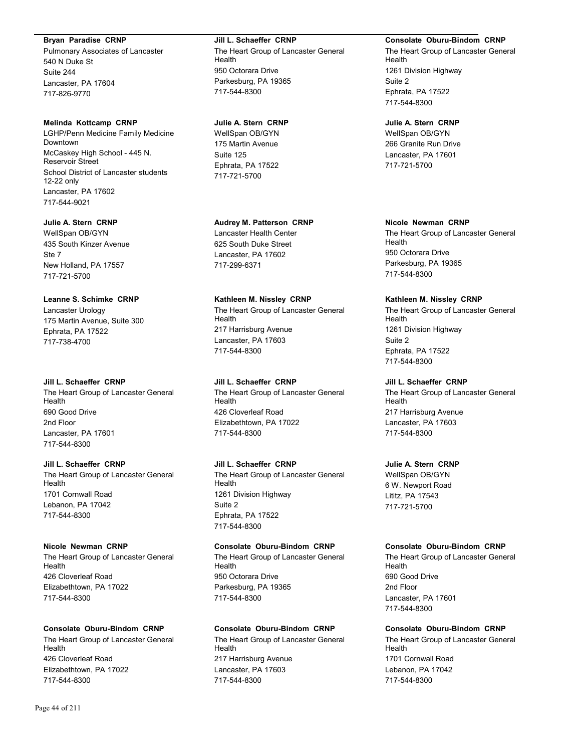**Bryan Paradise CRNP**
Pulmonary Associates of Lancaster
540 N Duke St
Suite 244
Lancaster, PA 17604
717-826-9770

**Melinda Kottcamp CRNP**
LGHP/Penn Medicine Family Medicine Downtown
McCaskey High School - 445 N. Reservoir Street
School District of Lancaster students 12-22 only
Lancaster, PA 17602
717-544-9021

**Julie A. Stern CRNP**
WellSpan OB/GYN
435 South Kinzer Avenue
Ste 7
New Holland, PA 17557
717-721-5700

**Leanne S. Schimke CRNP**
Lancaster Urology
175 Martin Avenue, Suite 300
Ephrata, PA 17522
717-738-4700

**Jill L. Schaeffer CRNP**
The Heart Group of Lancaster General Health
690 Good Drive
2nd Floor
Lancaster, PA 17601
717-544-8300

**Jill L. Schaeffer CRNP**
The Heart Group of Lancaster General Health
1701 Cornwall Road
Lebanon, PA 17042
717-544-8300

**Nicole Newman CRNP**
The Heart Group of Lancaster General Health
426 Cloverleaf Road
Elizabethtown, PA 17022
717-544-8300

**Consolate Oburu-Bindom CRNP**
The Heart Group of Lancaster General Health
426 Cloverleaf Road
Elizabethtown, PA 17022
717-544-8300

**Jill L. Schaeffer CRNP**
The Heart Group of Lancaster General Health
950 Octorara Drive
Parkesburg, PA 19365
717-544-8300

**Julie A. Stern CRNP**
WellSpan OB/GYN
175 Martin Avenue
Suite 125
Ephrata, PA 17522
717-721-5700

**Audrey M. Patterson CRNP**
Lancaster Health Center
625 South Duke Street
Lancaster, PA 17602
717-299-6371

**Kathleen M. Nissley CRNP**
The Heart Group of Lancaster General Health
217 Harrisburg Avenue
Lancaster, PA 17603
717-544-8300

**Jill L. Schaeffer CRNP**
The Heart Group of Lancaster General Health
426 Cloverleaf Road
Elizabethtown, PA 17022
717-544-8300

**Jill L. Schaeffer CRNP**
The Heart Group of Lancaster General Health
1261 Division Highway
Suite 2
Ephrata, PA 17522
717-544-8300

**Consolate Oburu-Bindom CRNP**
The Heart Group of Lancaster General Health
950 Octorara Drive
Parkesburg, PA 19365
717-544-8300

**Consolate Oburu-Bindom CRNP**
The Heart Group of Lancaster General Health
217 Harrisburg Avenue
Lancaster, PA 17603
717-544-8300

**Consolate Oburu-Bindom CRNP**
The Heart Group of Lancaster General Health
1261 Division Highway
Suite 2
Ephrata, PA 17522
717-544-8300

**Julie A. Stern CRNP**
WellSpan OB/GYN
266 Granite Run Drive
Lancaster, PA 17601
717-721-5700

**Nicole Newman CRNP**
The Heart Group of Lancaster General Health
950 Octorara Drive
Parkesburg, PA 19365
717-544-8300

**Kathleen M. Nissley CRNP**
The Heart Group of Lancaster General Health
1261 Division Highway
Suite 2
Ephrata, PA 17522
717-544-8300

**Jill L. Schaeffer CRNP**
The Heart Group of Lancaster General Health
217 Harrisburg Avenue
Lancaster, PA 17603
717-544-8300

**Julie A. Stern CRNP**
WellSpan OB/GYN
6 W. Newport Road
Lititz, PA 17543
717-721-5700

**Consolate Oburu-Bindom CRNP**
The Heart Group of Lancaster General Health
690 Good Drive
2nd Floor
Lancaster, PA 17601
717-544-8300

**Consolate Oburu-Bindom CRNP**
The Heart Group of Lancaster General Health
1701 Cornwall Road
Lebanon, PA 17042
717-544-8300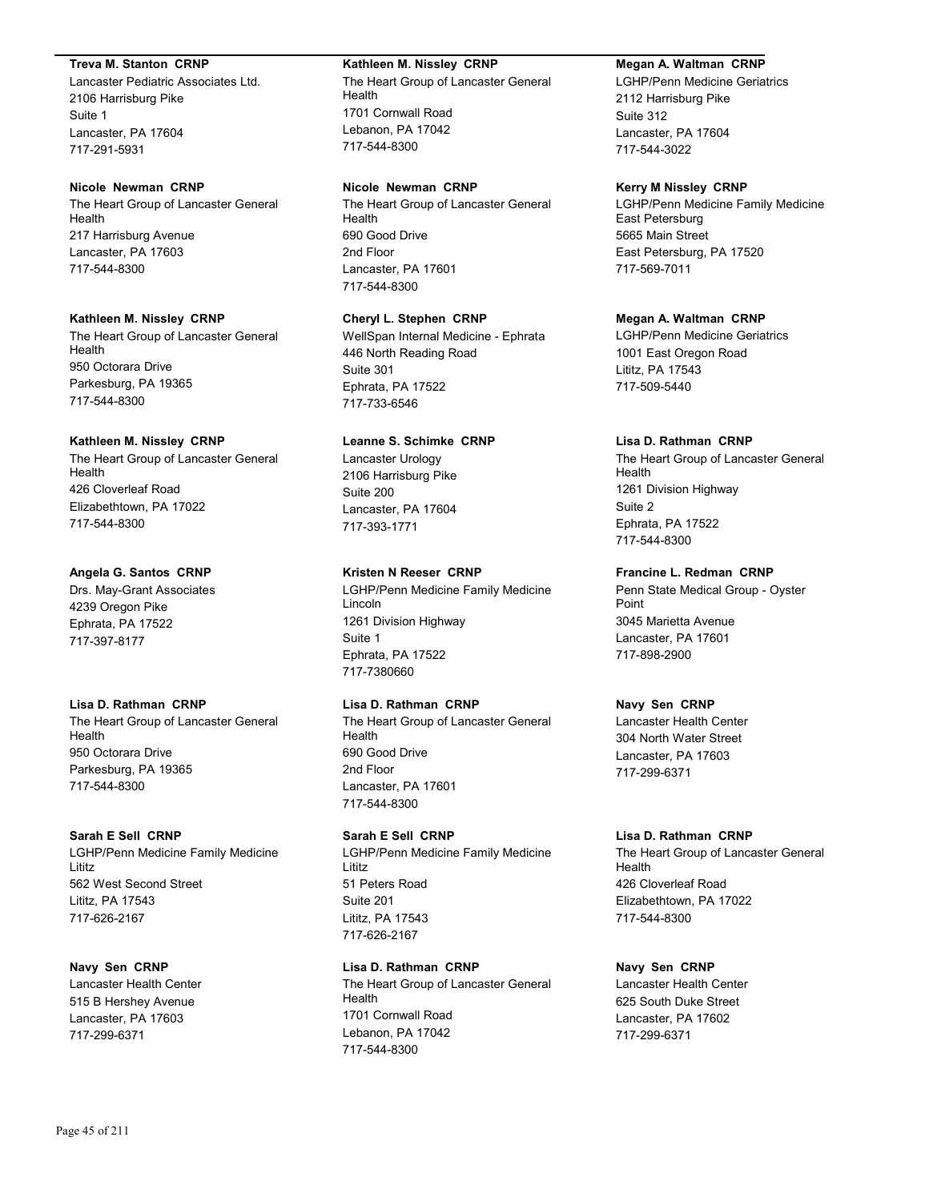**Treva M. Stanton CRNP**
Lancaster Pediatric Associates Ltd.
2106 Harrisburg Pike
Suite 1
Lancaster, PA 17604
717-291-5931

**Nicole Newman CRNP**
The Heart Group of Lancaster General Health
217 Harrisburg Avenue
Lancaster, PA 17603
717-544-8300

**Kathleen M. Nissley CRNP**
The Heart Group of Lancaster General Health
950 Octorara Drive
Parkesburg, PA 19365
717-544-8300

**Kathleen M. Nissley CRNP**
The Heart Group of Lancaster General Health
426 Cloverleaf Road
Elizabethtown, PA 17022
717-544-8300

**Angela G. Santos CRNP**
Drs. May-Grant Associates
4239 Oregon Pike
Ephrata, PA 17522
717-397-8177

**Lisa D. Rathman CRNP**
The Heart Group of Lancaster General Health
950 Octorara Drive
Parkesburg, PA 19365
717-544-8300

**Sarah E Sell CRNP**
LGHP/Penn Medicine Family Medicine Lititz
562 West Second Street
Lititz, PA 17543
717-626-2167

**Navy Sen CRNP**
Lancaster Health Center
515 B Hershey Avenue
Lancaster, PA 17603
717-299-6371

**Kathleen M. Nissley CRNP**
The Heart Group of Lancaster General Health
1701 Cornwall Road
Lebanon, PA 17042
717-544-8300

**Nicole Newman CRNP**
The Heart Group of Lancaster General Health
690 Good Drive
2nd Floor
Lancaster, PA 17601
717-544-8300

**Cheryl L. Stephen CRNP**
WellSpan Internal Medicine - Ephrata
446 North Reading Road
Suite 301
Ephrata, PA 17522
717-733-6546

**Leanne S. Schimke CRNP**
Lancaster Urology
2106 Harrisburg Pike
Suite 200
Lancaster, PA 17604
717-393-1771

**Kristen N Reeser CRNP**
LGHP/Penn Medicine Family Medicine Lincoln
1261 Division Highway
Suite 1
Ephrata, PA 17522
717-7380660

**Lisa D. Rathman CRNP**
The Heart Group of Lancaster General Health
690 Good Drive
2nd Floor
Lancaster, PA 17601
717-544-8300

**Sarah E Sell CRNP**
LGHP/Penn Medicine Family Medicine Lititz
51 Peters Road
Suite 201
Lititz, PA 17543
717-626-2167

**Lisa D. Rathman CRNP**
The Heart Group of Lancaster General Health
1701 Cornwall Road
Lebanon, PA 17042
717-544-8300

**Megan A. Waltman CRNP**
LGHP/Penn Medicine Geriatrics
2112 Harrisburg Pike
Suite 312
Lancaster, PA 17604
717-544-3022

**Kerry M Nissley CRNP**
LGHP/Penn Medicine Family Medicine East Petersburg
5665 Main Street
East Petersburg, PA 17520
717-569-7011

**Megan A. Waltman CRNP**
LGHP/Penn Medicine Geriatrics
1001 East Oregon Road
Lititz, PA 17543
717-509-5440

**Lisa D. Rathman CRNP**
The Heart Group of Lancaster General Health
1261 Division Highway
Suite 2
Ephrata, PA 17522
717-544-8300

**Francine L. Redman CRNP**
Penn State Medical Group - Oyster Point
3045 Marietta Avenue
Lancaster, PA 17601
717-898-2900

**Navy Sen CRNP**
Lancaster Health Center
304 North Water Street
Lancaster, PA 17603
717-299-6371

**Lisa D. Rathman CRNP**
The Heart Group of Lancaster General Health
426 Cloverleaf Road
Elizabethtown, PA 17022
717-544-8300

**Navy Sen CRNP**
Lancaster Health Center
625 South Duke Street
Lancaster, PA 17602
717-299-6371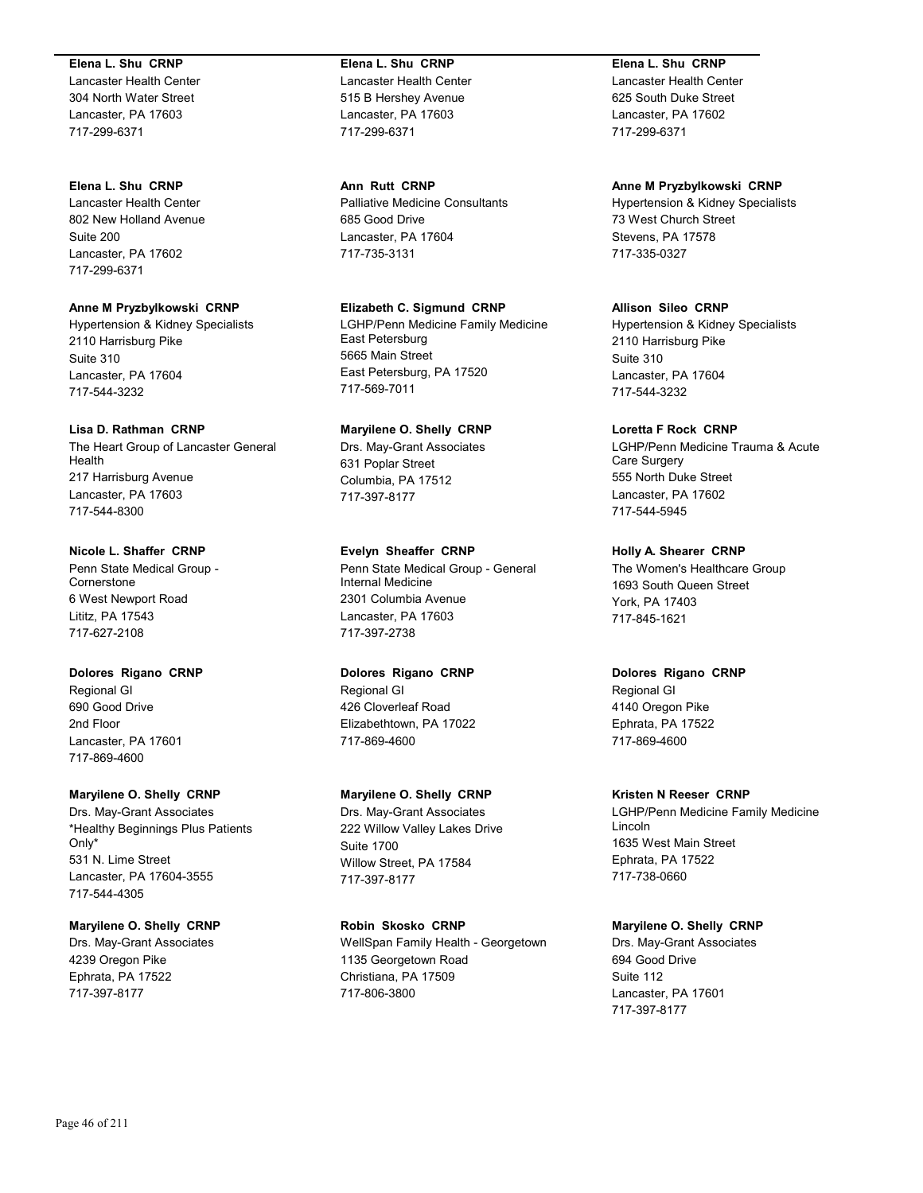**Elena L. Shu CRNP**
Lancaster Health Center
304 North Water Street
Lancaster, PA 17603
717-299-6371

**Elena L. Shu CRNP**
Lancaster Health Center
802 New Holland Avenue
Suite 200
Lancaster, PA 17602
717-299-6371

**Anne M Pryzbylkowski CRNP**
Hypertension & Kidney Specialists
2110 Harrisburg Pike
Suite 310
Lancaster, PA 17604
717-544-3232

**Lisa D. Rathman CRNP**
The Heart Group of Lancaster General Health
217 Harrisburg Avenue
Lancaster, PA 17603
717-544-8300

**Nicole L. Shaffer CRNP**
Penn State Medical Group - Cornerstone
6 West Newport Road
Lititz, PA 17543
717-627-2108

**Dolores Rigano CRNP**
Regional GI
690 Good Drive
2nd Floor
Lancaster, PA 17601
717-869-4600

**Maryilene O. Shelly CRNP**
Drs. May-Grant Associates
*Healthy Beginnings Plus Patients Only*
531 N. Lime Street
Lancaster, PA 17604-3555
717-544-4305

**Maryilene O. Shelly CRNP**
Drs. May-Grant Associates
4239 Oregon Pike
Ephrata, PA 17522
717-397-8177

**Elena L. Shu CRNP**
Lancaster Health Center
515 B Hershey Avenue
Lancaster, PA 17603
717-299-6371

**Ann Rutt CRNP**
Palliative Medicine Consultants
685 Good Drive
Lancaster, PA 17604
717-735-3131

**Elizabeth C. Sigmund CRNP**
LGHP/Penn Medicine Family Medicine East Petersburg
5665 Main Street
East Petersburg, PA 17520
717-569-7011

**Maryilene O. Shelly CRNP**
Drs. May-Grant Associates
631 Poplar Street
Columbia, PA 17512
717-397-8177

**Evelyn Sheaffer CRNP**
Penn State Medical Group - General Internal Medicine
2301 Columbia Avenue
Lancaster, PA 17603
717-397-2738

**Dolores Rigano CRNP**
Regional GI
426 Cloverleaf Road
Elizabethtown, PA 17022
717-869-4600

**Maryilene O. Shelly CRNP**
Drs. May-Grant Associates
222 Willow Valley Lakes Drive
Suite 1700
Willow Street, PA 17584
717-397-8177

**Robin Skosko CRNP**
WellSpan Family Health - Georgetown
1135 Georgetown Road
Christiana, PA 17509
717-806-3800

**Elena L. Shu CRNP**
Lancaster Health Center
625 South Duke Street
Lancaster, PA 17602
717-299-6371

**Anne M Pryzbylkowski CRNP**
Hypertension & Kidney Specialists
73 West Church Street
Stevens, PA 17578
717-335-0327

**Allison Sileo CRNP**
Hypertension & Kidney Specialists
2110 Harrisburg Pike
Suite 310
Lancaster, PA 17604
717-544-3232

**Loretta F Rock CRNP**
LGHP/Penn Medicine Trauma & Acute Care Surgery
555 North Duke Street
Lancaster, PA 17602
717-544-5945

**Holly A. Shearer CRNP**
The Women's Healthcare Group
1693 South Queen Street
York, PA 17403
717-845-1621

**Dolores Rigano CRNP**
Regional GI
4140 Oregon Pike
Ephrata, PA 17522
717-869-4600

**Kristen N Reeser CRNP**
LGHP/Penn Medicine Family Medicine Lincoln
1635 West Main Street
Ephrata, PA 17522
717-738-0660

**Maryilene O. Shelly CRNP**
Drs. May-Grant Associates
694 Good Drive
Suite 112
Lancaster, PA 17601
717-397-8177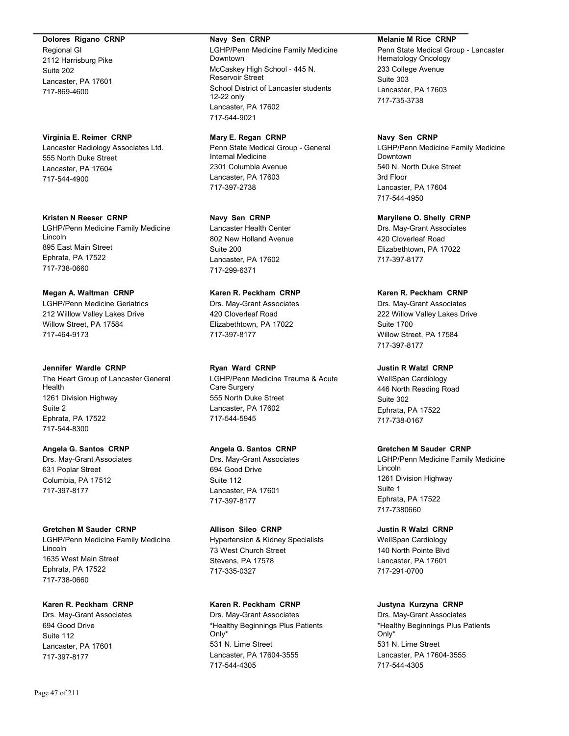**Dolores Rigano CRNP**
Regional GI
2112 Harrisburg Pike
Suite 202
Lancaster, PA 17601
717-869-4600

**Virginia E. Reimer CRNP**
Lancaster Radiology Associates Ltd.
555 North Duke Street
Lancaster, PA 17604
717-544-4900

**Kristen N Reeser CRNP**
LGHP/Penn Medicine Family Medicine Lincoln
895 East Main Street
Ephrata, PA 17522
717-738-0660

**Megan A. Waltman CRNP**
LGHP/Penn Medicine Geriatrics
212 Willlow Valley Lakes Drive
Willow Street, PA 17584
717-464-9173

**Jennifer Wardle CRNP**
The Heart Group of Lancaster General Health
1261 Division Highway
Suite 2
Ephrata, PA 17522
717-544-8300

**Angela G. Santos CRNP**
Drs. May-Grant Associates
631 Poplar Street
Columbia, PA 17512
717-397-8177

**Gretchen M Sauder CRNP**
LGHP/Penn Medicine Family Medicine Lincoln
1635 West Main Street
Ephrata, PA 17522
717-738-0660

**Karen R. Peckham CRNP**
Drs. May-Grant Associates
694 Good Drive
Suite 112
Lancaster, PA 17601
717-397-8177

**Navy Sen CRNP**
LGHP/Penn Medicine Family Medicine Downtown
McCaskey High School - 445 N. Reservoir Street
School District of Lancaster students 12-22 only
Lancaster, PA 17602
717-544-9021

**Mary E. Regan CRNP**
Penn State Medical Group - General Internal Medicine
2301 Columbia Avenue
Lancaster, PA 17603
717-397-2738

**Navy Sen CRNP**
Lancaster Health Center
802 New Holland Avenue
Suite 200
Lancaster, PA 17602
717-299-6371

**Karen R. Peckham CRNP**
Drs. May-Grant Associates
420 Cloverleaf Road
Elizabethtown, PA 17022
717-397-8177

**Ryan Ward CRNP**
LGHP/Penn Medicine Trauma & Acute Care Surgery
555 North Duke Street
Lancaster, PA 17602
717-544-5945

**Angela G. Santos CRNP**
Drs. May-Grant Associates
694 Good Drive
Suite 112
Lancaster, PA 17601
717-397-8177

**Allison Sileo CRNP**
Hypertension & Kidney Specialists
73 West Church Street
Stevens, PA 17578
717-335-0327

**Karen R. Peckham CRNP**
Drs. May-Grant Associates
*Healthy Beginnings Plus Patients Only*
531 N. Lime Street
Lancaster, PA 17604-3555
717-544-4305

**Melanie M Rice CRNP**
Penn State Medical Group - Lancaster Hematology Oncology
233 College Avenue
Suite 303
Lancaster, PA 17603
717-735-3738

**Navy Sen CRNP**
LGHP/Penn Medicine Family Medicine Downtown
540 N. North Duke Street
3rd Floor
Lancaster, PA 17604
717-544-4950

**Maryilene O. Shelly CRNP**
Drs. May-Grant Associates
420 Cloverleaf Road
Elizabethtown, PA 17022
717-397-8177

**Karen R. Peckham CRNP**
Drs. May-Grant Associates
222 Willow Valley Lakes Drive
Suite 1700
Willow Street, PA 17584
717-397-8177

**Justin R Walzl CRNP**
WellSpan Cardiology
446 North Reading Road
Suite 302
Ephrata, PA 17522
717-738-0167

**Gretchen M Sauder CRNP**
LGHP/Penn Medicine Family Medicine Lincoln
1261 Division Highway
Suite 1
Ephrata, PA 17522
717-7380660

**Justin R Walzl CRNP**
WellSpan Cardiology
140 North Pointe Blvd
Lancaster, PA 17601
717-291-0700

**Justyna Kurzyna CRNP**
Drs. May-Grant Associates
*Healthy Beginnings Plus Patients Only*
531 N. Lime Street
Lancaster, PA 17604-3555
717-544-4305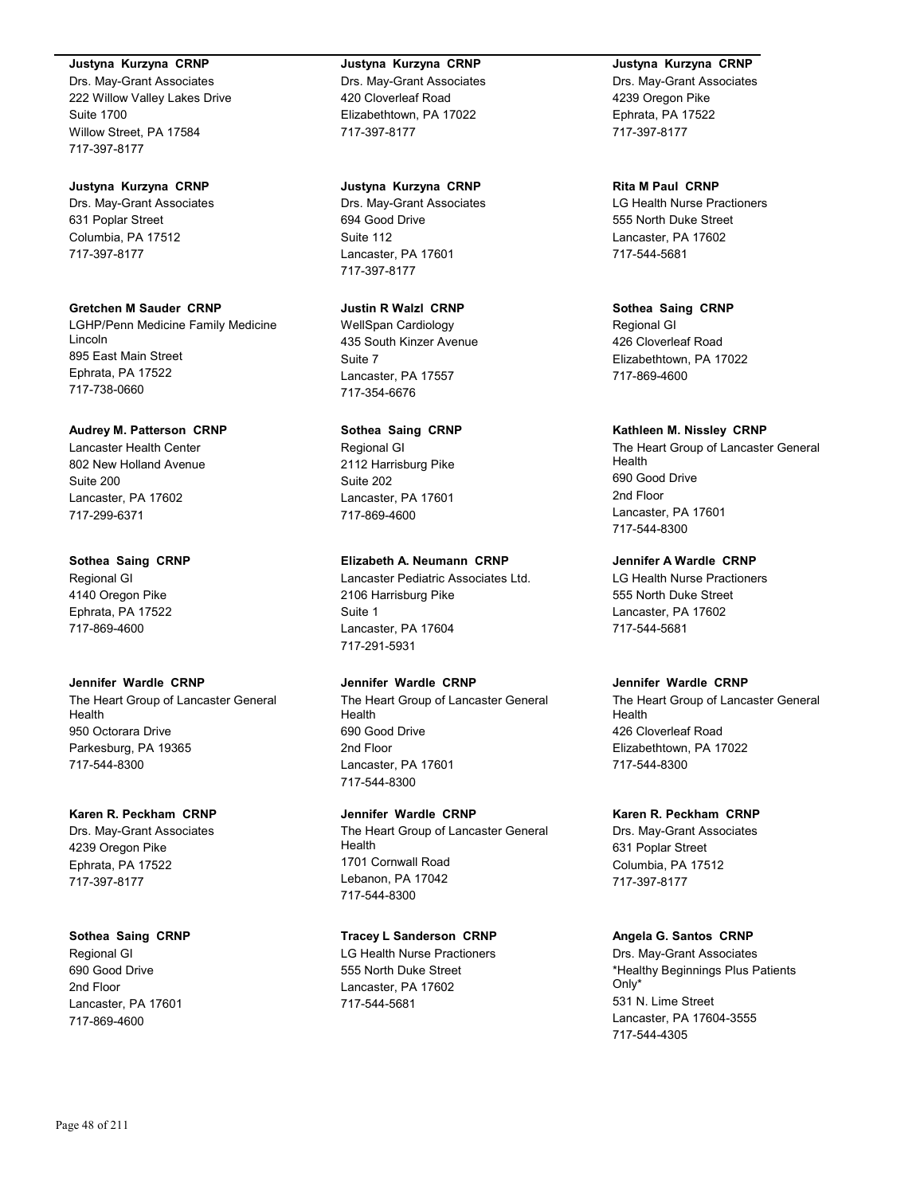**Justyna Kurzyna CRNP**
Drs. May-Grant Associates
222 Willow Valley Lakes Drive
Suite 1700
Willow Street, PA 17584
717-397-8177

**Justyna Kurzyna CRNP**
Drs. May-Grant Associates
631 Poplar Street
Columbia, PA 17512
717-397-8177

**Gretchen M Sauder CRNP**
LGHP/Penn Medicine Family Medicine Lincoln
895 East Main Street
Ephrata, PA 17522
717-738-0660

**Audrey M. Patterson CRNP**
Lancaster Health Center
802 New Holland Avenue
Suite 200
Lancaster, PA 17602
717-299-6371

**Sothea Saing CRNP**
Regional GI
4140 Oregon Pike
Ephrata, PA 17522
717-869-4600

**Jennifer Wardle CRNP**
The Heart Group of Lancaster General Health
950 Octorara Drive
Parkesburg, PA 19365
717-544-8300

**Karen R. Peckham CRNP**
Drs. May-Grant Associates
4239 Oregon Pike
Ephrata, PA 17522
717-397-8177

**Sothea Saing CRNP**
Regional GI
690 Good Drive
2nd Floor
Lancaster, PA 17601
717-869-4600

**Justyna Kurzyna CRNP**
Drs. May-Grant Associates
420 Cloverleaf Road
Elizabethtown, PA 17022
717-397-8177

**Justyna Kurzyna CRNP**
Drs. May-Grant Associates
694 Good Drive
Suite 112
Lancaster, PA 17601
717-397-8177

**Justin R Walzl CRNP**
WellSpan Cardiology
435 South Kinzer Avenue
Suite 7
Lancaster, PA 17557
717-354-6676

**Sothea Saing CRNP**
Regional GI
2112 Harrisburg Pike
Suite 202
Lancaster, PA 17601
717-869-4600

**Elizabeth A. Neumann CRNP**
Lancaster Pediatric Associates Ltd.
2106 Harrisburg Pike
Suite 1
Lancaster, PA 17604
717-291-5931

**Jennifer Wardle CRNP**
The Heart Group of Lancaster General Health
690 Good Drive
2nd Floor
Lancaster, PA 17601
717-544-8300

**Jennifer Wardle CRNP**
The Heart Group of Lancaster General Health
1701 Cornwall Road
Lebanon, PA 17042
717-544-8300

**Tracey L Sanderson CRNP**
LG Health Nurse Practioners
555 North Duke Street
Lancaster, PA 17602
717-544-5681

**Justyna Kurzyna CRNP**
Drs. May-Grant Associates
4239 Oregon Pike
Ephrata, PA 17522
717-397-8177

**Rita M Paul CRNP**
LG Health Nurse Practioners
555 North Duke Street
Lancaster, PA 17602
717-544-5681

**Sothea Saing CRNP**
Regional GI
426 Cloverleaf Road
Elizabethtown, PA 17022
717-869-4600

**Kathleen M. Nissley CRNP**
The Heart Group of Lancaster General Health
690 Good Drive
2nd Floor
Lancaster, PA 17601
717-544-8300

**Jennifer A Wardle CRNP**
LG Health Nurse Practioners
555 North Duke Street
Lancaster, PA 17602
717-544-5681

**Jennifer Wardle CRNP**
The Heart Group of Lancaster General Health
426 Cloverleaf Road
Elizabethtown, PA 17022
717-544-8300

**Karen R. Peckham CRNP**
Drs. May-Grant Associates
631 Poplar Street
Columbia, PA 17512
717-397-8177

**Angela G. Santos CRNP**
Drs. May-Grant Associates
*Healthy Beginnings Plus Patients Only*
531 N. Lime Street
Lancaster, PA 17604-3555
717-544-4305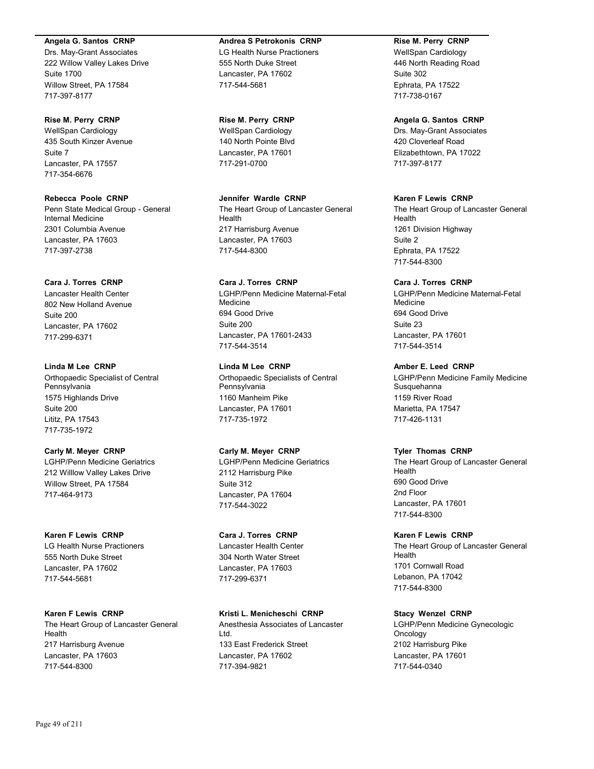**Angela G. Santos CRNP**
Drs. May-Grant Associates
222 Willow Valley Lakes Drive
Suite 1700
Willow Street, PA 17584
717-397-8177

**Rise M. Perry CRNP**
WellSpan Cardiology
435 South Kinzer Avenue
Suite 7
Lancaster, PA 17557
717-354-6676

**Rebecca Poole CRNP**
Penn State Medical Group - General Internal Medicine
2301 Columbia Avenue
Lancaster, PA 17603
717-397-2738

**Cara J. Torres CRNP**
Lancaster Health Center
802 New Holland Avenue
Suite 200
Lancaster, PA 17602
717-299-6371

**Linda M Lee CRNP**
Orthopaedic Specialist of Central Pennsylvania
1575 Highlands Drive
Suite 200
Lititz, PA 17543
717-735-1972

**Carly M. Meyer CRNP**
LGHP/Penn Medicine Geriatrics
212 Willlow Valley Lakes Drive
Willow Street, PA 17584
717-464-9173

**Karen F Lewis CRNP**
LG Health Nurse Practioners
555 North Duke Street
Lancaster, PA 17602
717-544-5681

**Karen F Lewis CRNP**
The Heart Group of Lancaster General Health
217 Harrisburg Avenue
Lancaster, PA 17603
717-544-8300

**Andrea S Petrokonis CRNP**
LG Health Nurse Practioners
555 North Duke Street
Lancaster, PA 17602
717-544-5681

**Rise M. Perry CRNP**
WellSpan Cardiology
140 North Pointe Blvd
Lancaster, PA 17601
717-291-0700

**Jennifer Wardle CRNP**
The Heart Group of Lancaster General Health
217 Harrisburg Avenue
Lancaster, PA 17603
717-544-8300

**Cara J. Torres CRNP**
LGHP/Penn Medicine Maternal-Fetal Medicine
694 Good Drive
Suite 200
Lancaster, PA 17601-2433
717-544-3514

**Linda M Lee CRNP**
Orthopaedic Specialists of Central Pennsylvania
1160 Manheim Pike
Lancaster, PA 17601
717-735-1972

**Carly M. Meyer CRNP**
LGHP/Penn Medicine Geriatrics
2112 Harrisburg Pike
Suite 312
Lancaster, PA 17604
717-544-3022

**Cara J. Torres CRNP**
Lancaster Health Center
304 North Water Street
Lancaster, PA 17603
717-299-6371

**Kristi L. Menicheschi CRNP**
Anesthesia Associates of Lancaster Ltd.
133 East Frederick Street
Lancaster, PA 17602
717-394-9821

**Rise M. Perry CRNP**
WellSpan Cardiology
446 North Reading Road
Suite 302
Ephrata, PA 17522
717-738-0167

**Angela G. Santos CRNP**
Drs. May-Grant Associates
420 Cloverleaf Road
Elizabethtown, PA 17022
717-397-8177

**Karen F Lewis CRNP**
The Heart Group of Lancaster General Health
1261 Division Highway
Suite 2
Ephrata, PA 17522
717-544-8300

**Cara J. Torres CRNP**
LGHP/Penn Medicine Maternal-Fetal Medicine
694 Good Drive
Suite 23
Lancaster, PA 17601
717-544-3514

**Amber E. Leed CRNP**
LGHP/Penn Medicine Family Medicine Susquehanna
1159 River Road
Marietta, PA 17547
717-426-1131

**Tyler Thomas CRNP**
The Heart Group of Lancaster General Health
690 Good Drive
2nd Floor
Lancaster, PA 17601
717-544-8300

**Karen F Lewis CRNP**
The Heart Group of Lancaster General Health
1701 Cornwall Road
Lebanon, PA 17042
717-544-8300

**Stacy Wenzel CRNP**
LGHP/Penn Medicine Gynecologic Oncology
2102 Harrisburg Pike
Lancaster, PA 17601
717-544-0340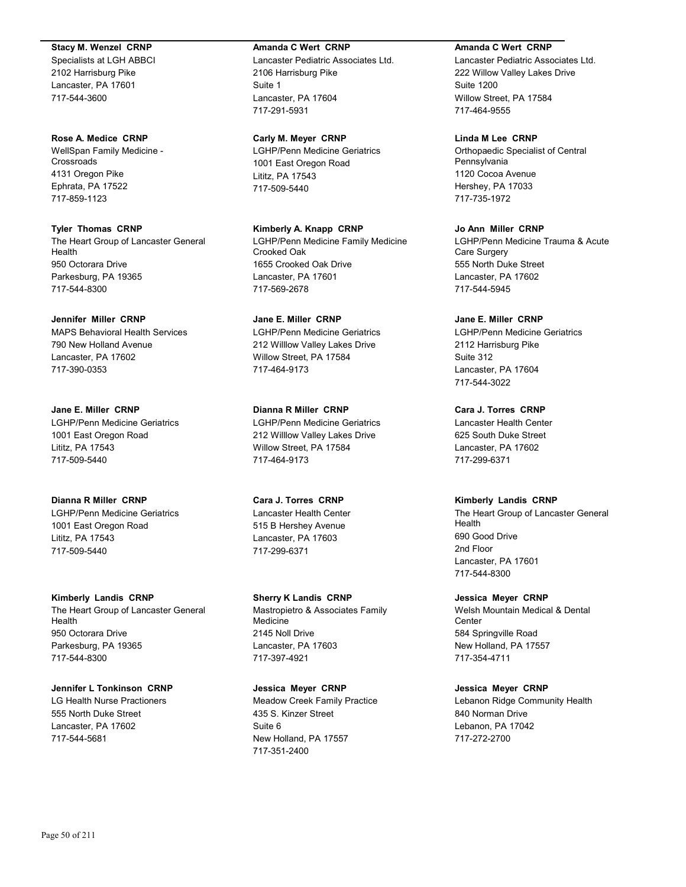**Stacy M. Wenzel CRNP**
Specialists at LGH ABBCI
2102 Harrisburg Pike
Lancaster, PA 17601
717-544-3600

**Rose A. Medice CRNP**
WellSpan Family Medicine - Crossroads
4131 Oregon Pike
Ephrata, PA 17522
717-859-1123

**Tyler Thomas CRNP**
The Heart Group of Lancaster General Health
950 Octorara Drive
Parkesburg, PA 19365
717-544-8300

**Jennifer Miller CRNP**
MAPS Behavioral Health Services
790 New Holland Avenue
Lancaster, PA 17602
717-390-0353

**Jane E. Miller CRNP**
LGHP/Penn Medicine Geriatrics
1001 East Oregon Road
Lititz, PA 17543
717-509-5440

**Dianna R Miller CRNP**
LGHP/Penn Medicine Geriatrics
1001 East Oregon Road
Lititz, PA 17543
717-509-5440

**Kimberly Landis CRNP**
The Heart Group of Lancaster General Health
950 Octorara Drive
Parkesburg, PA 19365
717-544-8300

**Jennifer L Tonkinson CRNP**
LG Health Nurse Practioners
555 North Duke Street
Lancaster, PA 17602
717-544-5681

**Amanda C Wert CRNP**
Lancaster Pediatric Associates Ltd.
2106 Harrisburg Pike
Suite 1
Lancaster, PA 17604
717-291-5931

**Carly M. Meyer CRNP**
LGHP/Penn Medicine Geriatrics
1001 East Oregon Road
Lititz, PA 17543
717-509-5440

**Kimberly A. Knapp CRNP**
LGHP/Penn Medicine Family Medicine Crooked Oak
1655 Crooked Oak Drive
Lancaster, PA 17601
717-569-2678

**Jane E. Miller CRNP**
LGHP/Penn Medicine Geriatrics
212 Willlow Valley Lakes Drive
Willow Street, PA 17584
717-464-9173

**Dianna R Miller CRNP**
LGHP/Penn Medicine Geriatrics
212 Willlow Valley Lakes Drive
Willow Street, PA 17584
717-464-9173

**Cara J. Torres CRNP**
Lancaster Health Center
515 B Hershey Avenue
Lancaster, PA 17603
717-299-6371

**Sherry K Landis CRNP**
Mastropietro & Associates Family Medicine
2145 Noll Drive
Lancaster, PA 17603
717-397-4921

**Jessica Meyer CRNP**
Meadow Creek Family Practice
435 S. Kinzer Street
Suite 6
New Holland, PA 17557
717-351-2400

**Amanda C Wert CRNP**
Lancaster Pediatric Associates Ltd.
222 Willow Valley Lakes Drive
Suite 1200
Willow Street, PA 17584
717-464-9555

**Linda M Lee CRNP**
Orthopaedic Specialist of Central Pennsylvania
1120 Cocoa Avenue
Hershey, PA 17033
717-735-1972

**Jo Ann Miller CRNP**
LGHP/Penn Medicine Trauma & Acute Care Surgery
555 North Duke Street
Lancaster, PA 17602
717-544-5945

**Jane E. Miller CRNP**
LGHP/Penn Medicine Geriatrics
2112 Harrisburg Pike
Suite 312
Lancaster, PA 17604
717-544-3022

**Cara J. Torres CRNP**
Lancaster Health Center
625 South Duke Street
Lancaster, PA 17602
717-299-6371

**Kimberly Landis CRNP**
The Heart Group of Lancaster General Health
690 Good Drive
2nd Floor
Lancaster, PA 17601
717-544-8300

**Jessica Meyer CRNP**
Welsh Mountain Medical & Dental Center
584 Springville Road
New Holland, PA 17557
717-354-4711

**Jessica Meyer CRNP**
Lebanon Ridge Community Health
840 Norman Drive
Lebanon, PA 17042
717-272-2700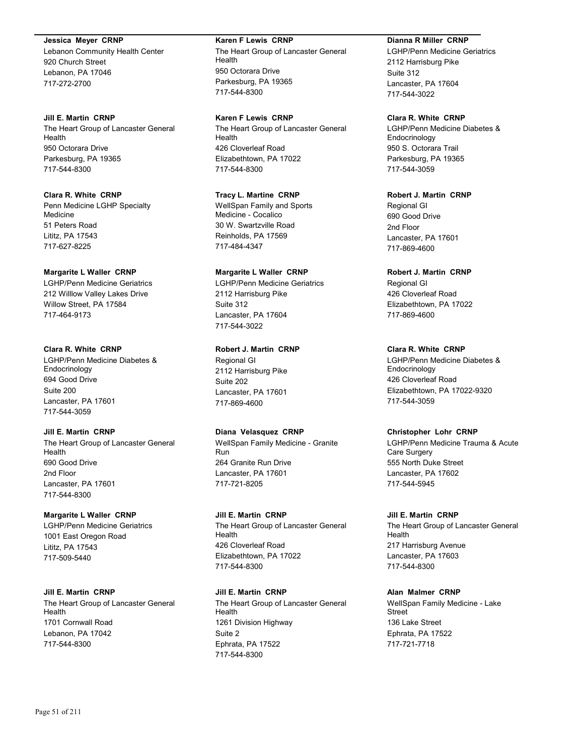**Jessica Meyer CRNP**
Lebanon Community Health Center
920 Church Street
Lebanon, PA 17046
717-272-2700

**Jill E. Martin CRNP**
The Heart Group of Lancaster General Health
950 Octorara Drive
Parkesburg, PA 19365
717-544-8300

**Clara R. White CRNP**
Penn Medicine LGHP Specialty Medicine
51 Peters Road
Lititz, PA 17543
717-627-8225

**Margarite L Waller CRNP**
LGHP/Penn Medicine Geriatrics
212 Willlow Valley Lakes Drive
Willow Street, PA 17584
717-464-9173

**Clara R. White CRNP**
LGHP/Penn Medicine Diabetes & Endocrinology
694 Good Drive
Suite 200
Lancaster, PA 17601
717-544-3059

**Jill E. Martin CRNP**
The Heart Group of Lancaster General Health
690 Good Drive
2nd Floor
Lancaster, PA 17601
717-544-8300

**Margarite L Waller CRNP**
LGHP/Penn Medicine Geriatrics
1001 East Oregon Road
Lititz, PA 17543
717-509-5440

**Jill E. Martin CRNP**
The Heart Group of Lancaster General Health
1701 Cornwall Road
Lebanon, PA 17042
717-544-8300

**Karen F Lewis CRNP**
The Heart Group of Lancaster General Health
950 Octorara Drive
Parkesburg, PA 19365
717-544-8300

**Karen F Lewis CRNP**
The Heart Group of Lancaster General Health
426 Cloverleaf Road
Elizabethtown, PA 17022
717-544-8300

**Tracy L. Martine CRNP**
WellSpan Family and Sports Medicine - Cocalico
30 W. Swartzville Road
Reinholds, PA 17569
717-484-4347

**Margarite L Waller CRNP**
LGHP/Penn Medicine Geriatrics
2112 Harrisburg Pike
Suite 312
Lancaster, PA 17604
717-544-3022

**Robert J. Martin CRNP**
Regional GI
2112 Harrisburg Pike
Suite 202
Lancaster, PA 17601
717-869-4600

**Diana Velasquez CRNP**
WellSpan Family Medicine - Granite Run
264 Granite Run Drive
Lancaster, PA 17601
717-721-8205

**Jill E. Martin CRNP**
The Heart Group of Lancaster General Health
426 Cloverleaf Road
Elizabethtown, PA 17022
717-544-8300

**Jill E. Martin CRNP**
The Heart Group of Lancaster General Health
1261 Division Highway
Suite 2
Ephrata, PA 17522
717-544-8300

**Dianna R Miller CRNP**
LGHP/Penn Medicine Geriatrics
2112 Harrisburg Pike
Suite 312
Lancaster, PA 17604
717-544-3022

**Clara R. White CRNP**
LGHP/Penn Medicine Diabetes & Endocrinology
950 S. Octorara Trail
Parkesburg, PA 19365
717-544-3059

**Robert J. Martin CRNP**
Regional GI
690 Good Drive
2nd Floor
Lancaster, PA 17601
717-869-4600

**Robert J. Martin CRNP**
Regional GI
426 Cloverleaf Road
Elizabethtown, PA 17022
717-869-4600

**Clara R. White CRNP**
LGHP/Penn Medicine Diabetes & Endocrinology
426 Cloverleaf Road
Elizabethtown, PA 17022-9320
717-544-3059

**Christopher Lohr CRNP**
LGHP/Penn Medicine Trauma & Acute Care Surgery
555 North Duke Street
Lancaster, PA 17602
717-544-5945

**Jill E. Martin CRNP**
The Heart Group of Lancaster General Health
217 Harrisburg Avenue
Lancaster, PA 17603
717-544-8300

**Alan Malmer CRNP**
WellSpan Family Medicine - Lake Street
136 Lake Street
Ephrata, PA 17522
717-721-7718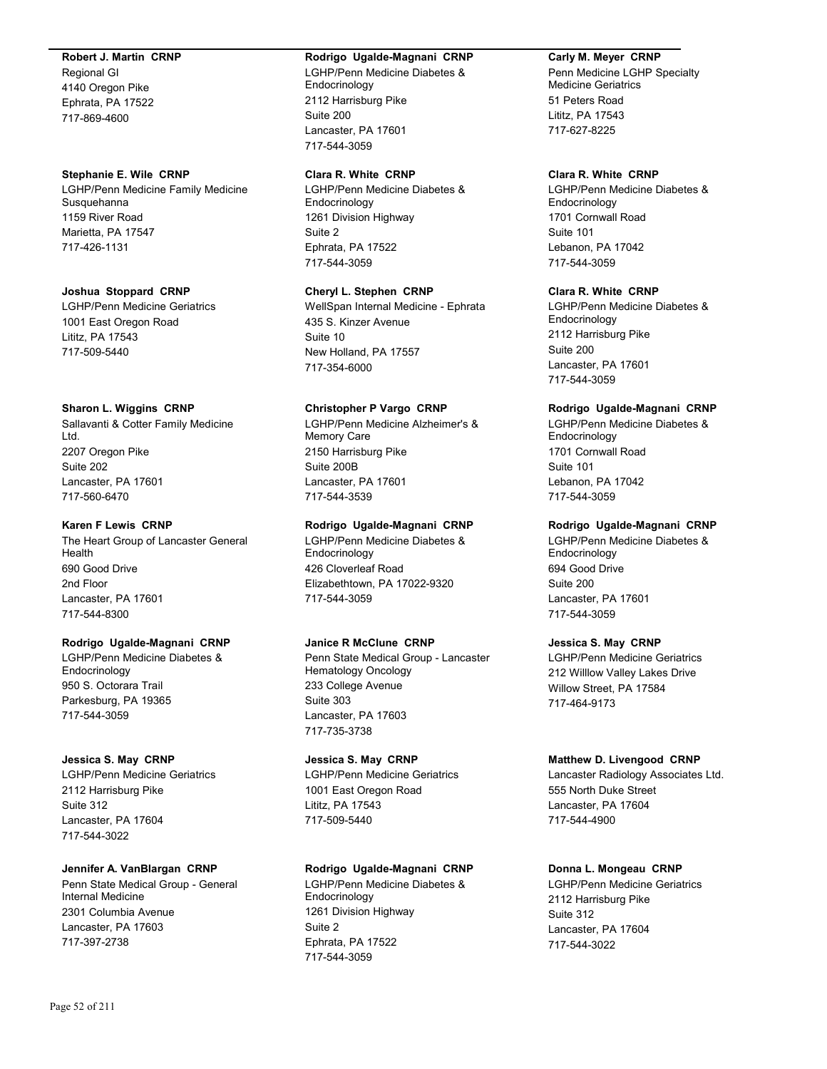**Robert J. Martin CRNP**
Regional GI
4140 Oregon Pike
Ephrata, PA 17522
717-869-4600

**Stephanie E. Wile CRNP**
LGHP/Penn Medicine Family Medicine Susquehanna
1159 River Road
Marietta, PA 17547
717-426-1131

**Joshua Stoppard CRNP**
LGHP/Penn Medicine Geriatrics
1001 East Oregon Road
Lititz, PA 17543
717-509-5440

**Sharon L. Wiggins CRNP**
Sallavanti & Cotter Family Medicine Ltd.
2207 Oregon Pike
Suite 202
Lancaster, PA 17601
717-560-6470

**Karen F Lewis CRNP**
The Heart Group of Lancaster General Health
690 Good Drive
2nd Floor
Lancaster, PA 17601
717-544-8300

**Rodrigo Ugalde-Magnani CRNP**
LGHP/Penn Medicine Diabetes & Endocrinology
950 S. Octorara Trail
Parkesburg, PA 19365
717-544-3059

**Jessica S. May CRNP**
LGHP/Penn Medicine Geriatrics
2112 Harrisburg Pike
Suite 312
Lancaster, PA 17604
717-544-3022

**Jennifer A. VanBlargan CRNP**
Penn State Medical Group - General Internal Medicine
2301 Columbia Avenue
Lancaster, PA 17603
717-397-2738

**Rodrigo Ugalde-Magnani CRNP**
LGHP/Penn Medicine Diabetes & Endocrinology
2112 Harrisburg Pike
Suite 200
Lancaster, PA 17601
717-544-3059

**Clara R. White CRNP**
LGHP/Penn Medicine Diabetes & Endocrinology
1261 Division Highway
Suite 2
Ephrata, PA 17522
717-544-3059

**Cheryl L. Stephen CRNP**
WellSpan Internal Medicine - Ephrata
435 S. Kinzer Avenue
Suite 10
New Holland, PA 17557
717-354-6000

**Christopher P Vargo CRNP**
LGHP/Penn Medicine Alzheimer's & Memory Care
2150 Harrisburg Pike
Suite 200B
Lancaster, PA 17601
717-544-3539

**Rodrigo Ugalde-Magnani CRNP**
LGHP/Penn Medicine Diabetes & Endocrinology
426 Cloverleaf Road
Elizabethtown, PA 17022-9320
717-544-3059

**Janice R McClune CRNP**
Penn State Medical Group - Lancaster Hematology Oncology
233 College Avenue
Suite 303
Lancaster, PA 17603
717-735-3738

**Jessica S. May CRNP**
LGHP/Penn Medicine Geriatrics
1001 East Oregon Road
Lititz, PA 17543
717-509-5440

**Rodrigo Ugalde-Magnani CRNP**
LGHP/Penn Medicine Diabetes & Endocrinology
1261 Division Highway
Suite 2
Ephrata, PA 17522
717-544-3059

**Carly M. Meyer CRNP**
Penn Medicine LGHP Specialty Medicine Geriatrics
51 Peters Road
Lititz, PA 17543
717-627-8225

**Clara R. White CRNP**
LGHP/Penn Medicine Diabetes & Endocrinology
1701 Cornwall Road
Suite 101
Lebanon, PA 17042
717-544-3059

**Clara R. White CRNP**
LGHP/Penn Medicine Diabetes & Endocrinology
2112 Harrisburg Pike
Suite 200
Lancaster, PA 17601
717-544-3059

**Rodrigo Ugalde-Magnani CRNP**
LGHP/Penn Medicine Diabetes & Endocrinology
1701 Cornwall Road
Suite 101
Lebanon, PA 17042
717-544-3059

**Rodrigo Ugalde-Magnani CRNP**
LGHP/Penn Medicine Diabetes & Endocrinology
694 Good Drive
Suite 200
Lancaster, PA 17601
717-544-3059

**Jessica S. May CRNP**
LGHP/Penn Medicine Geriatrics
212 Willlow Valley Lakes Drive
Willow Street, PA 17584
717-464-9173

**Matthew D. Livengood CRNP**
Lancaster Radiology Associates Ltd.
555 North Duke Street
Lancaster, PA 17604
717-544-4900

**Donna L. Mongeau CRNP**
LGHP/Penn Medicine Geriatrics
2112 Harrisburg Pike
Suite 312
Lancaster, PA 17604
717-544-3022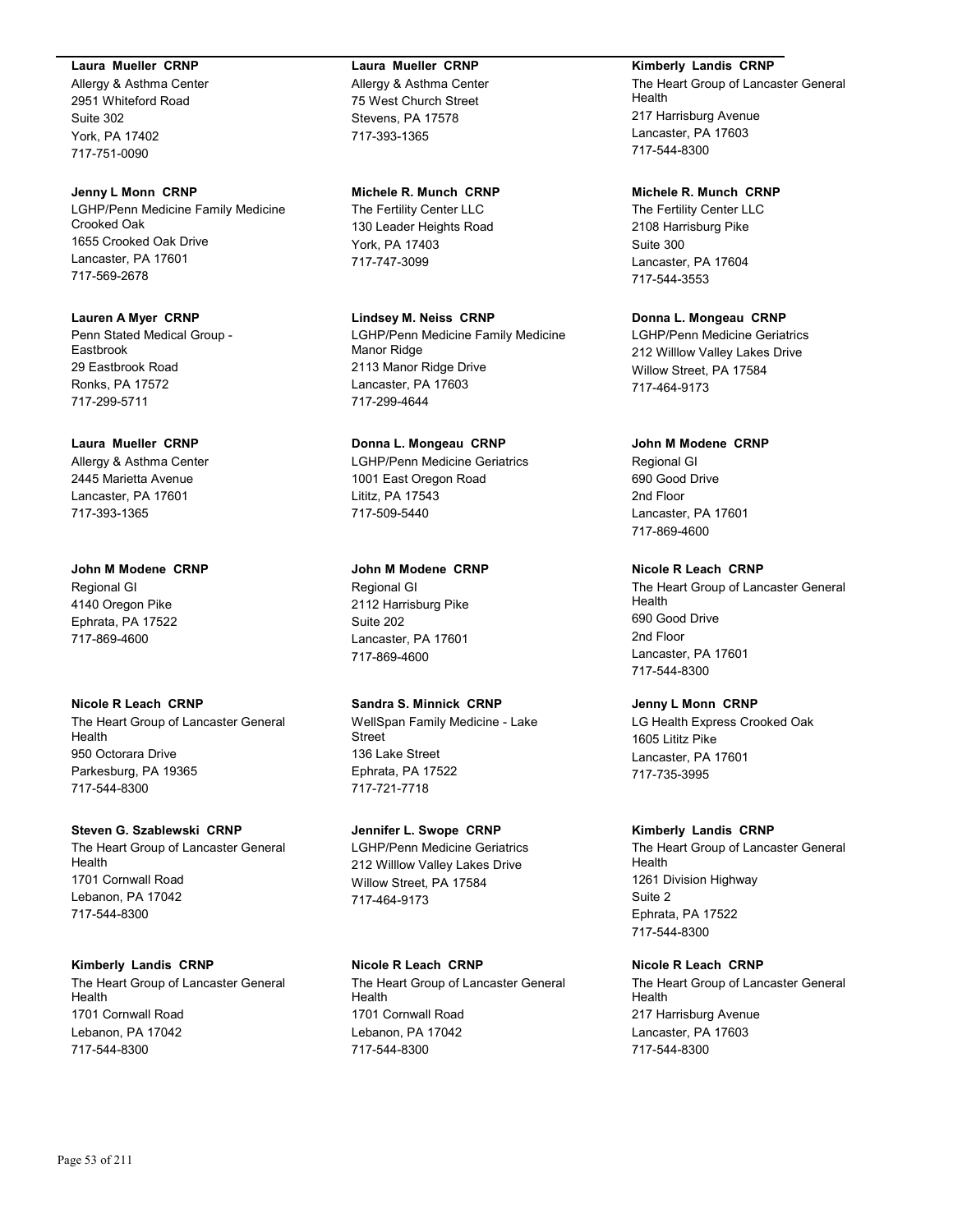**Laura Mueller CRNP**
Allergy & Asthma Center
2951 Whiteford Road
Suite 302
York, PA 17402
717-751-0090

**Jenny L Monn CRNP**
LGHP/Penn Medicine Family Medicine Crooked Oak
1655 Crooked Oak Drive
Lancaster, PA 17601
717-569-2678

**Lauren A Myer CRNP**
Penn Stated Medical Group - Eastbrook
29 Eastbrook Road
Ronks, PA 17572
717-299-5711

**Laura Mueller CRNP**
Allergy & Asthma Center
2445 Marietta Avenue
Lancaster, PA 17601
717-393-1365

**John M Modene CRNP**
Regional GI
4140 Oregon Pike
Ephrata, PA 17522
717-869-4600

**Nicole R Leach CRNP**
The Heart Group of Lancaster General Health
950 Octorara Drive
Parkesburg, PA 19365
717-544-8300

**Steven G. Szablewski CRNP**
The Heart Group of Lancaster General Health
1701 Cornwall Road
Lebanon, PA 17042
717-544-8300

**Kimberly Landis CRNP**
The Heart Group of Lancaster General Health
1701 Cornwall Road
Lebanon, PA 17042
717-544-8300

**Laura Mueller CRNP**
Allergy & Asthma Center
75 West Church Street
Stevens, PA 17578
717-393-1365

**Michele R. Munch CRNP**
The Fertility Center LLC
130 Leader Heights Road
York, PA 17403
717-747-3099

**Lindsey M. Neiss CRNP**
LGHP/Penn Medicine Family Medicine Manor Ridge
2113 Manor Ridge Drive
Lancaster, PA 17603
717-299-4644

**Donna L. Mongeau CRNP**
LGHP/Penn Medicine Geriatrics
1001 East Oregon Road
Lititz, PA 17543
717-509-5440

**John M Modene CRNP**
Regional GI
2112 Harrisburg Pike
Suite 202
Lancaster, PA 17601
717-869-4600

**Sandra S. Minnick CRNP**
WellSpan Family Medicine - Lake Street
136 Lake Street
Ephrata, PA 17522
717-721-7718

**Jennifer L. Swope CRNP**
LGHP/Penn Medicine Geriatrics
212 Willlow Valley Lakes Drive
Willow Street, PA 17584
717-464-9173

**Nicole R Leach CRNP**
The Heart Group of Lancaster General Health
1701 Cornwall Road
Lebanon, PA 17042
717-544-8300

**Kimberly Landis CRNP**
The Heart Group of Lancaster General Health
217 Harrisburg Avenue
Lancaster, PA 17603
717-544-8300

**Michele R. Munch CRNP**
The Fertility Center LLC
2108 Harrisburg Pike
Suite 300
Lancaster, PA 17604
717-544-3553

**Donna L. Mongeau CRNP**
LGHP/Penn Medicine Geriatrics
212 Willlow Valley Lakes Drive
Willow Street, PA 17584
717-464-9173

**John M Modene CRNP**
Regional GI
690 Good Drive
2nd Floor
Lancaster, PA 17601
717-869-4600

**Nicole R Leach CRNP**
The Heart Group of Lancaster General Health
690 Good Drive
2nd Floor
Lancaster, PA 17601
717-544-8300

**Jenny L Monn CRNP**
LG Health Express Crooked Oak
1605 Lititz Pike
Lancaster, PA 17601
717-735-3995

**Kimberly Landis CRNP**
The Heart Group of Lancaster General Health
1261 Division Highway
Suite 2
Ephrata, PA 17522
717-544-8300

**Nicole R Leach CRNP**
The Heart Group of Lancaster General Health
217 Harrisburg Avenue
Lancaster, PA 17603
717-544-8300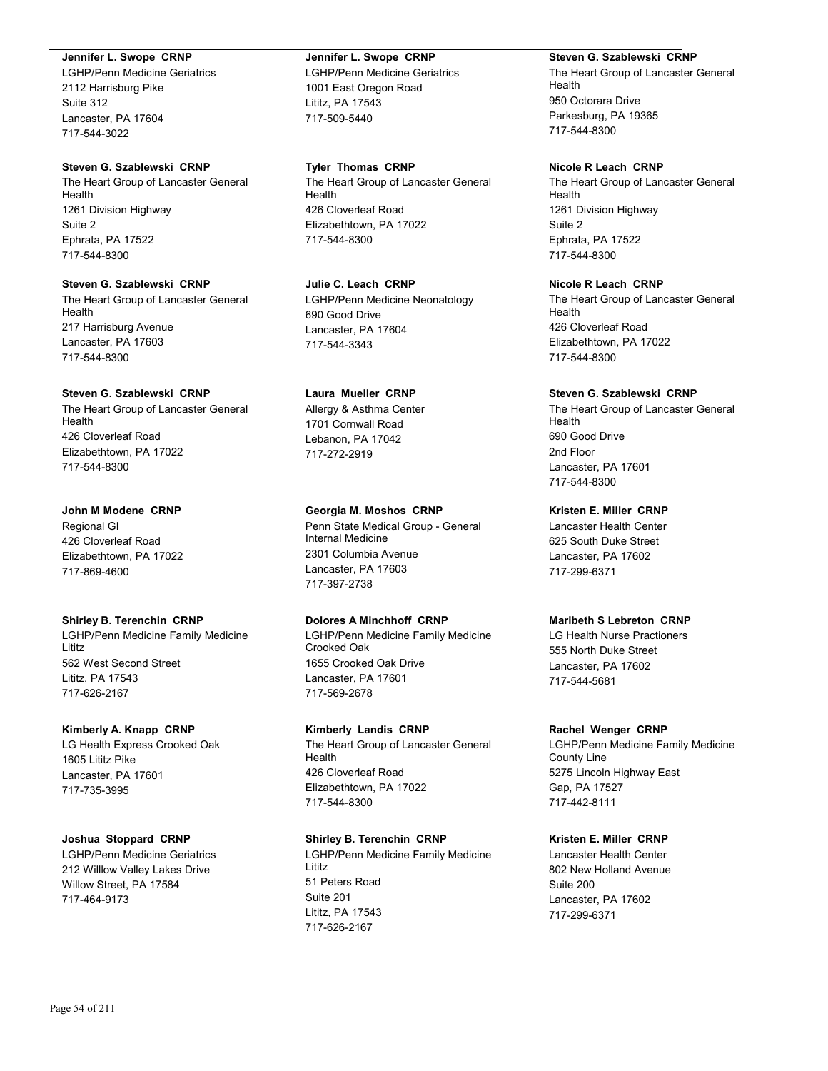**Jennifer L. Swope CRNP**
LGHP/Penn Medicine Geriatrics
2112 Harrisburg Pike
Suite 312
Lancaster, PA 17604
717-544-3022

**Steven G. Szablewski CRNP**
The Heart Group of Lancaster General Health
1261 Division Highway
Suite 2
Ephrata, PA 17522
717-544-8300

**Steven G. Szablewski CRNP**
The Heart Group of Lancaster General Health
217 Harrisburg Avenue
Lancaster, PA 17603
717-544-8300

**Steven G. Szablewski CRNP**
The Heart Group of Lancaster General Health
426 Cloverleaf Road
Elizabethtown, PA 17022
717-544-8300

**John M Modene CRNP**
Regional GI
426 Cloverleaf Road
Elizabethtown, PA 17022
717-869-4600

**Shirley B. Terenchin CRNP**
LGHP/Penn Medicine Family Medicine Lititz
562 West Second Street
Lititz, PA 17543
717-626-2167

**Kimberly A. Knapp CRNP**
LG Health Express Crooked Oak
1605 Lititz Pike
Lancaster, PA 17601
717-735-3995

**Joshua Stoppard CRNP**
LGHP/Penn Medicine Geriatrics
212 Willlow Valley Lakes Drive
Willow Street, PA 17584
717-464-9173

**Jennifer L. Swope CRNP**
LGHP/Penn Medicine Geriatrics
1001 East Oregon Road
Lititz, PA 17543
717-509-5440

**Tyler Thomas CRNP**
The Heart Group of Lancaster General Health
426 Cloverleaf Road
Elizabethtown, PA 17022
717-544-8300

**Julie C. Leach CRNP**
LGHP/Penn Medicine Neonatology
690 Good Drive
Lancaster, PA 17604
717-544-3343

**Laura Mueller CRNP**
Allergy & Asthma Center
1701 Cornwall Road
Lebanon, PA 17042
717-272-2919

**Georgia M. Moshos CRNP**
Penn State Medical Group - General Internal Medicine
2301 Columbia Avenue
Lancaster, PA 17603
717-397-2738

**Dolores A Minchhoff CRNP**
LGHP/Penn Medicine Family Medicine Crooked Oak
1655 Crooked Oak Drive
Lancaster, PA 17601
717-569-2678

**Kimberly Landis CRNP**
The Heart Group of Lancaster General Health
426 Cloverleaf Road
Elizabethtown, PA 17022
717-544-8300

**Shirley B. Terenchin CRNP**
LGHP/Penn Medicine Family Medicine Lititz
51 Peters Road
Suite 201
Lititz, PA 17543
717-626-2167

**Steven G. Szablewski CRNP**
The Heart Group of Lancaster General Health
950 Octorara Drive
Parkesburg, PA 19365
717-544-8300

**Nicole R Leach CRNP**
The Heart Group of Lancaster General Health
1261 Division Highway
Suite 2
Ephrata, PA 17522
717-544-8300

**Nicole R Leach CRNP**
The Heart Group of Lancaster General Health
426 Cloverleaf Road
Elizabethtown, PA 17022
717-544-8300

**Steven G. Szablewski CRNP**
The Heart Group of Lancaster General Health
690 Good Drive
2nd Floor
Lancaster, PA 17601
717-544-8300

**Kristen E. Miller CRNP**
Lancaster Health Center
625 South Duke Street
Lancaster, PA 17602
717-299-6371

**Maribeth S Lebreton CRNP**
LG Health Nurse Practioners
555 North Duke Street
Lancaster, PA 17602
717-544-5681

**Rachel Wenger CRNP**
LGHP/Penn Medicine Family Medicine County Line
5275 Lincoln Highway East
Gap, PA 17527
717-442-8111

**Kristen E. Miller CRNP**
Lancaster Health Center
802 New Holland Avenue
Suite 200
Lancaster, PA 17602
717-299-6371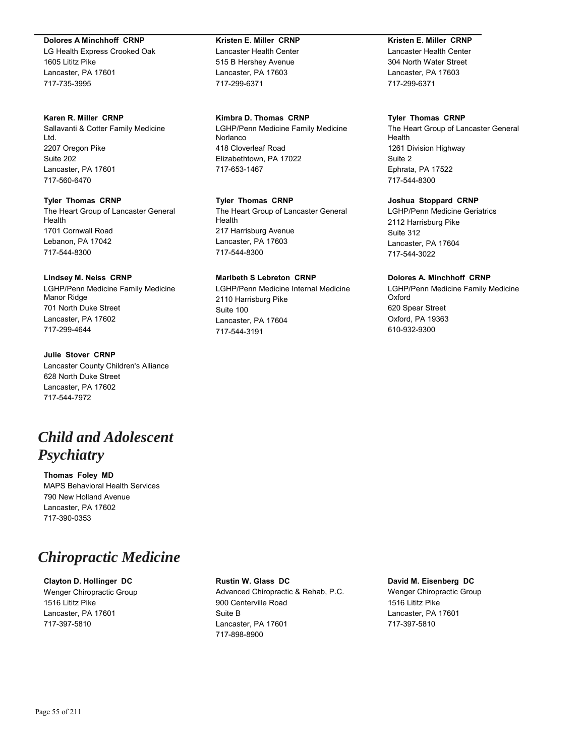**Dolores A Minchhoff CRNP**
LG Health Express Crooked Oak
1605 Lititz Pike
Lancaster, PA 17601
717-735-3995

**Karen R. Miller CRNP**
Sallavanti & Cotter Family Medicine Ltd.
2207 Oregon Pike
Suite 202
Lancaster, PA 17601
717-560-6470

**Tyler Thomas CRNP**
The Heart Group of Lancaster General Health
1701 Cornwall Road
Lebanon, PA 17042
717-544-8300

**Lindsey M. Neiss CRNP**
LGHP/Penn Medicine Family Medicine Manor Ridge
701 North Duke Street
Lancaster, PA 17602
717-299-4644

**Julie Stover CRNP**
Lancaster County Children's Alliance
628 North Duke Street
Lancaster, PA 17602
717-544-7972

**Kristen E. Miller CRNP**
Lancaster Health Center
515 B Hershey Avenue
Lancaster, PA 17603
717-299-6371

**Kimbra D. Thomas CRNP**
LGHP/Penn Medicine Family Medicine Norlanco
418 Cloverleaf Road
Elizabethtown, PA 17022
717-653-1467

**Tyler Thomas CRNP**
The Heart Group of Lancaster General Health
217 Harrisburg Avenue
Lancaster, PA 17603
717-544-8300

**Maribeth S Lebreton CRNP**
LGHP/Penn Medicine Internal Medicine
2110 Harrisburg Pike
Suite 100
Lancaster, PA 17604
717-544-3191

**Kristen E. Miller CRNP**
Lancaster Health Center
304 North Water Street
Lancaster, PA 17603
717-299-6371

**Tyler Thomas CRNP**
The Heart Group of Lancaster General Health
1261 Division Highway
Suite 2
Ephrata, PA 17522
717-544-8300

**Joshua Stoppard CRNP**
LGHP/Penn Medicine Geriatrics
2112 Harrisburg Pike
Suite 312
Lancaster, PA 17604
717-544-3022

**Dolores A. Minchhoff CRNP**
LGHP/Penn Medicine Family Medicine Oxford
620 Spear Street
Oxford, PA 19363
610-932-9300

# *Child and Adolescent Psychiatry*

**Thomas Foley MD**
MAPS Behavioral Health Services
790 New Holland Avenue
Lancaster, PA 17602
717-390-0353

# *Chiropractic Medicine*

**Clayton D. Hollinger DC**
Wenger Chiropractic Group
1516 Lititz Pike
Lancaster, PA 17601
717-397-5810

**Rustin W. Glass DC**
Advanced Chiropractic & Rehab, P.C.
900 Centerville Road
Suite B
Lancaster, PA 17601
717-898-8900

**David M. Eisenberg DC**
Wenger Chiropractic Group
1516 Lititz Pike
Lancaster, PA 17601
717-397-5810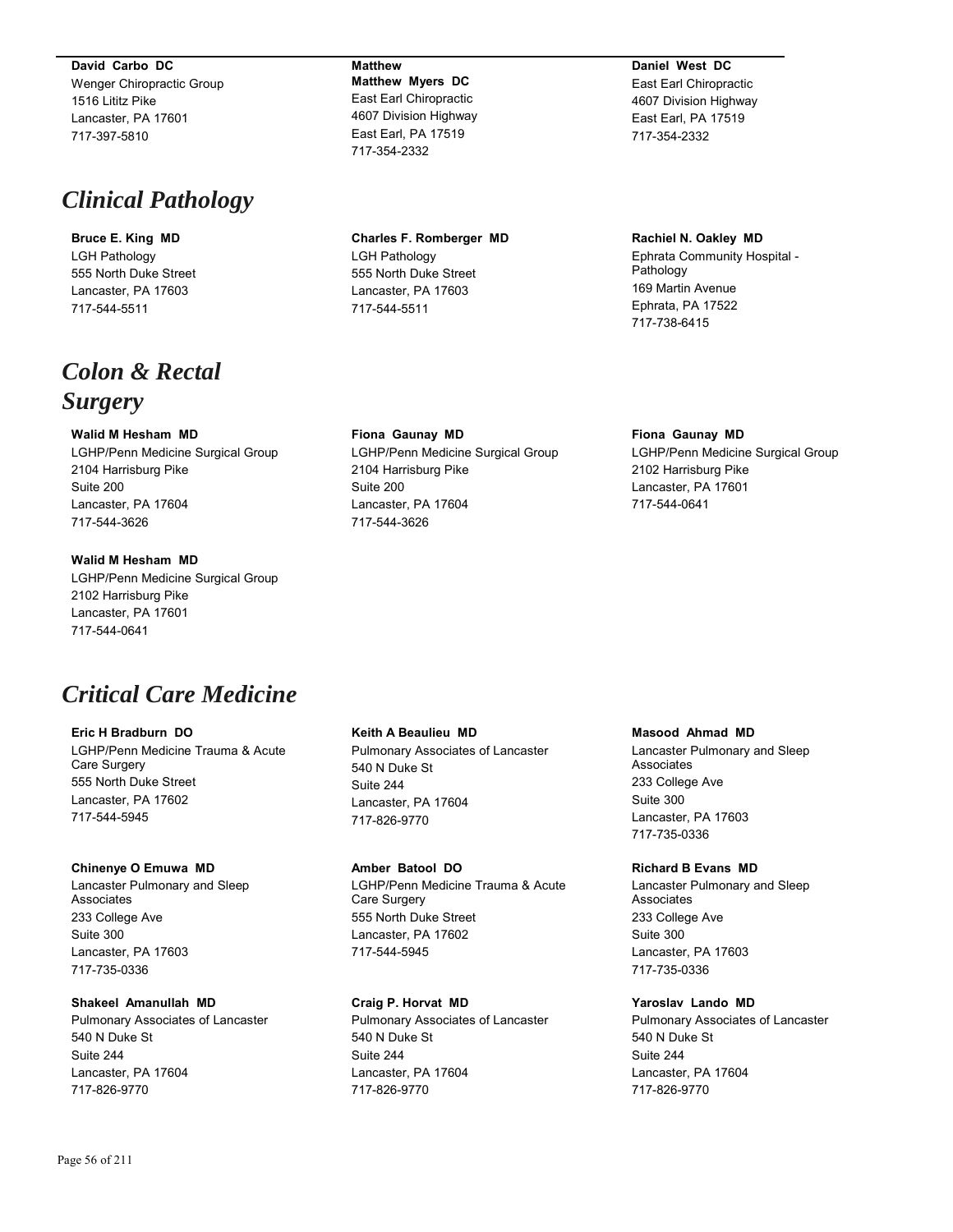**David Carbo DC**
Wenger Chiropractic Group
1516 Lititz Pike
Lancaster, PA 17601
717-397-5810

**Matthew**
**Matthew Myers DC**
East Earl Chiropractic
4607 Division Highway
East Earl, PA 17519
717-354-2332

**Daniel West DC**
East Earl Chiropractic
4607 Division Highway
East Earl, PA 17519
717-354-2332

# *Clinical Pathology*

**Bruce E. King MD**
LGH Pathology
555 North Duke Street
Lancaster, PA 17603
717-544-5511

**Charles F. Romberger MD**
LGH Pathology
555 North Duke Street
Lancaster, PA 17603
717-544-5511

**Rachiel N. Oakley MD**
Ephrata Community Hospital - Pathology
169 Martin Avenue
Ephrata, PA 17522
717-738-6415

# *Colon & Rectal Surgery*

**Walid M Hesham MD**
LGHP/Penn Medicine Surgical Group
2104 Harrisburg Pike
Suite 200
Lancaster, PA 17604
717-544-3626

**Fiona Gaunay MD**
LGHP/Penn Medicine Surgical Group
2104 Harrisburg Pike
Suite 200
Lancaster, PA 17604
717-544-3626

**Fiona Gaunay MD**
LGHP/Penn Medicine Surgical Group
2102 Harrisburg Pike
Lancaster, PA 17601
717-544-0641

**Walid M Hesham MD**
LGHP/Penn Medicine Surgical Group
2102 Harrisburg Pike
Lancaster, PA 17601
717-544-0641

# *Critical Care Medicine*

**Eric H Bradburn DO**
LGHP/Penn Medicine Trauma & Acute Care Surgery
555 North Duke Street
Lancaster, PA 17602
717-544-5945

**Keith A Beaulieu MD**
Pulmonary Associates of Lancaster
540 N Duke St
Suite 244
Lancaster, PA 17604
717-826-9770

**Masood Ahmad MD**
Lancaster Pulmonary and Sleep Associates
233 College Ave
Suite 300
Lancaster, PA 17603
717-735-0336

**Chinenye O Emuwa MD**
Lancaster Pulmonary and Sleep Associates
233 College Ave
Suite 300
Lancaster, PA 17603
717-735-0336

**Amber Batool DO**
LGHP/Penn Medicine Trauma & Acute Care Surgery
555 North Duke Street
Lancaster, PA 17602
717-544-5945

**Richard B Evans MD**
Lancaster Pulmonary and Sleep Associates
233 College Ave
Suite 300
Lancaster, PA 17603
717-735-0336

**Shakeel Amanullah MD**
Pulmonary Associates of Lancaster
540 N Duke St
Suite 244
Lancaster, PA 17604
717-826-9770

**Craig P. Horvat MD**
Pulmonary Associates of Lancaster
540 N Duke St
Suite 244
Lancaster, PA 17604
717-826-9770

**Yaroslav Lando MD**
Pulmonary Associates of Lancaster
540 N Duke St
Suite 244
Lancaster, PA 17604
717-826-9770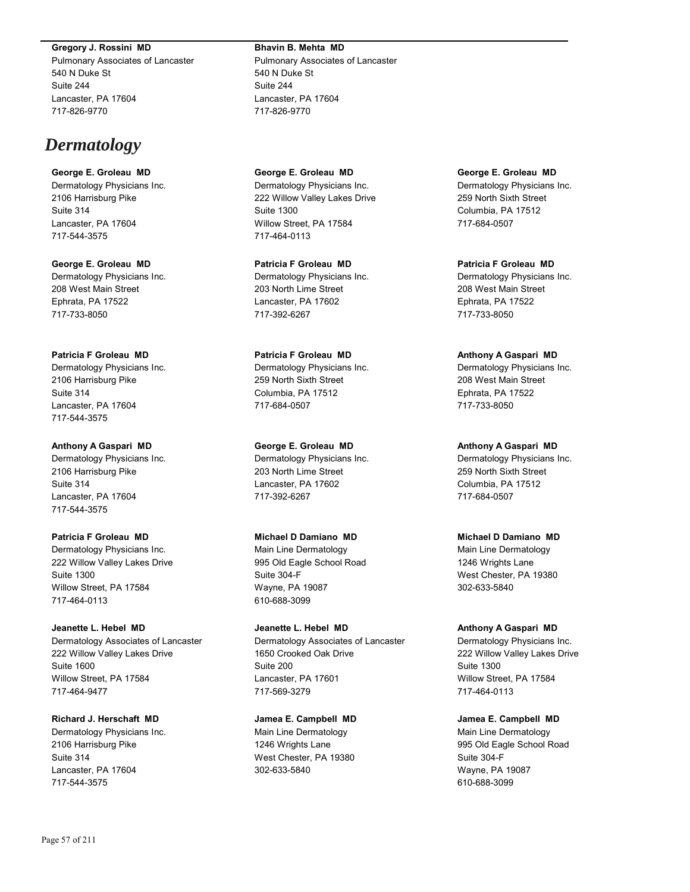**Gregory J. Rossini MD**
Pulmonary Associates of Lancaster
540 N Duke St
Suite 244
Lancaster, PA 17604
717-826-9770

**Bhavin B. Mehta MD**
Pulmonary Associates of Lancaster
540 N Duke St
Suite 244
Lancaster, PA 17604
717-826-9770

# *Dermatology*

**George E. Groleau MD**
Dermatology Physicians Inc.
2106 Harrisburg Pike
Suite 314
Lancaster, PA 17604
717-544-3575

**George E. Groleau MD**
Dermatology Physicians Inc.
208 West Main Street
Ephrata, PA 17522
717-733-8050

**Patricia F Groleau MD**
Dermatology Physicians Inc.
2106 Harrisburg Pike
Suite 314
Lancaster, PA 17604
717-544-3575

**Anthony A Gaspari MD**
Dermatology Physicians Inc.
2106 Harrisburg Pike
Suite 314
Lancaster, PA 17604
717-544-3575

**Patricia F Groleau MD**
Dermatology Physicians Inc.
222 Willow Valley Lakes Drive
Suite 1300
Willow Street, PA 17584
717-464-0113

**Jeanette L. Hebel MD**
Dermatology Associates of Lancaster
222 Willow Valley Lakes Drive
Suite 1600
Willow Street, PA 17584
717-464-9477

**Richard J. Herschaft MD**
Dermatology Physicians Inc.
2106 Harrisburg Pike
Suite 314
Lancaster, PA 17604
717-544-3575

**George E. Groleau MD**
Dermatology Physicians Inc.
222 Willow Valley Lakes Drive
Suite 1300
Willow Street, PA 17584
717-464-0113

**Patricia F Groleau MD**
Dermatology Physicians Inc.
203 North Lime Street
Lancaster, PA 17602
717-392-6267

**Patricia F Groleau MD**
Dermatology Physicians Inc.
259 North Sixth Street
Columbia, PA 17512
717-684-0507

**George E. Groleau MD**
Dermatology Physicians Inc.
203 North Lime Street
Lancaster, PA 17602
717-392-6267

**Michael D Damiano MD**
Main Line Dermatology
995 Old Eagle School Road
Suite 304-F
Wayne, PA 19087
610-688-3099

**Jeanette L. Hebel MD**
Dermatology Associates of Lancaster
1650 Crooked Oak Drive
Suite 200
Lancaster, PA 17601
717-569-3279

**Jamea E. Campbell MD**
Main Line Dermatology
1246 Wrights Lane
West Chester, PA 19380
302-633-5840

**George E. Groleau MD**
Dermatology Physicians Inc.
259 North Sixth Street
Columbia, PA 17512
717-684-0507

**Patricia F Groleau MD**
Dermatology Physicians Inc.
208 West Main Street
Ephrata, PA 17522
717-733-8050

**Anthony A Gaspari MD**
Dermatology Physicians Inc.
208 West Main Street
Ephrata, PA 17522
717-733-8050

**Anthony A Gaspari MD**
Dermatology Physicians Inc.
259 North Sixth Street
Columbia, PA 17512
717-684-0507

**Michael D Damiano MD**
Main Line Dermatology
1246 Wrights Lane
West Chester, PA 19380
302-633-5840

**Anthony A Gaspari MD**
Dermatology Physicians Inc.
222 Willow Valley Lakes Drive
Suite 1300
Willow Street, PA 17584
717-464-0113

**Jamea E. Campbell MD**
Main Line Dermatology
995 Old Eagle School Road
Suite 304-F
Wayne, PA 19087
610-688-3099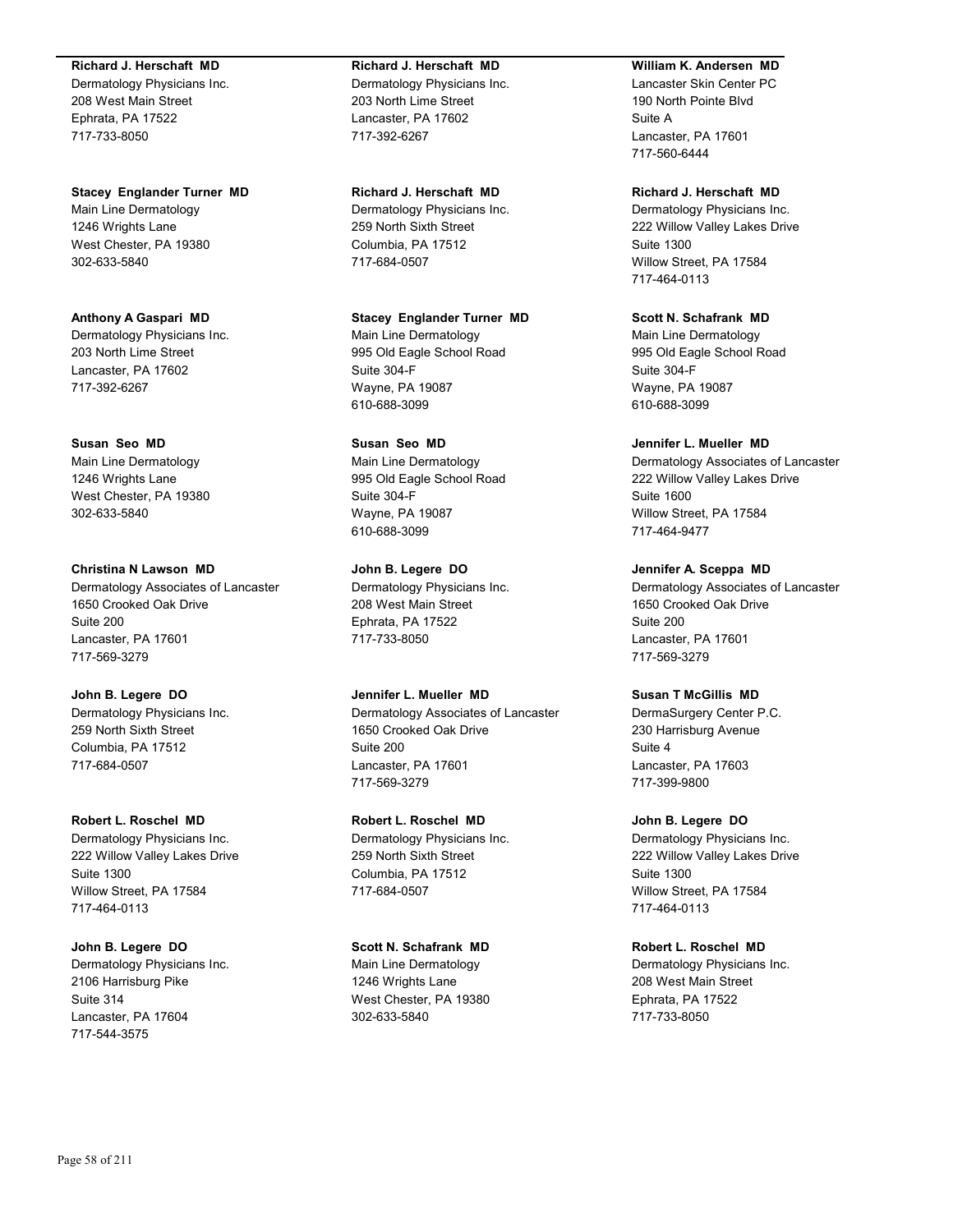**Richard J. Herschaft MD**
Dermatology Physicians Inc.
208 West Main Street
Ephrata, PA 17522
717-733-8050

**Stacey Englander Turner MD**
Main Line Dermatology
1246 Wrights Lane
West Chester, PA 19380
302-633-5840

**Anthony A Gaspari MD**
Dermatology Physicians Inc.
203 North Lime Street
Lancaster, PA 17602
717-392-6267

**Susan Seo MD**
Main Line Dermatology
1246 Wrights Lane
West Chester, PA 19380
302-633-5840

**Christina N Lawson MD**
Dermatology Associates of Lancaster
1650 Crooked Oak Drive
Suite 200
Lancaster, PA 17601
717-569-3279

**John B. Legere DO**
Dermatology Physicians Inc.
259 North Sixth Street
Columbia, PA 17512
717-684-0507

**Robert L. Roschel MD**
Dermatology Physicians Inc.
222 Willow Valley Lakes Drive
Suite 1300
Willow Street, PA 17584
717-464-0113

**John B. Legere DO**
Dermatology Physicians Inc.
2106 Harrisburg Pike
Suite 314
Lancaster, PA 17604
717-544-3575

**Richard J. Herschaft MD**
Dermatology Physicians Inc.
203 North Lime Street
Lancaster, PA 17602
717-392-6267

**Richard J. Herschaft MD**
Dermatology Physicians Inc.
259 North Sixth Street
Columbia, PA 17512
717-684-0507

**Stacey Englander Turner MD**
Main Line Dermatology
995 Old Eagle School Road
Suite 304-F
Wayne, PA 19087
610-688-3099

**Susan Seo MD**
Main Line Dermatology
995 Old Eagle School Road
Suite 304-F
Wayne, PA 19087
610-688-3099

**John B. Legere DO**
Dermatology Physicians Inc.
208 West Main Street
Ephrata, PA 17522
717-733-8050

**Jennifer L. Mueller MD**
Dermatology Associates of Lancaster
1650 Crooked Oak Drive
Suite 200
Lancaster, PA 17601
717-569-3279

**Robert L. Roschel MD**
Dermatology Physicians Inc.
259 North Sixth Street
Columbia, PA 17512
717-684-0507

**Scott N. Schafrank MD**
Main Line Dermatology
1246 Wrights Lane
West Chester, PA 19380
302-633-5840

**William K. Andersen MD**
Lancaster Skin Center PC
190 North Pointe Blvd
Suite A
Lancaster, PA 17601
717-560-6444

**Richard J. Herschaft MD**
Dermatology Physicians Inc.
222 Willow Valley Lakes Drive
Suite 1300
Willow Street, PA 17584
717-464-0113

**Scott N. Schafrank MD**
Main Line Dermatology
995 Old Eagle School Road
Suite 304-F
Wayne, PA 19087
610-688-3099

**Jennifer L. Mueller MD**
Dermatology Associates of Lancaster
222 Willow Valley Lakes Drive
Suite 1600
Willow Street, PA 17584
717-464-9477

**Jennifer A. Sceppa MD**
Dermatology Associates of Lancaster
1650 Crooked Oak Drive
Suite 200
Lancaster, PA 17601
717-569-3279

**Susan T McGillis MD**
DermaSurgery Center P.C.
230 Harrisburg Avenue
Suite 4
Lancaster, PA 17603
717-399-9800

**John B. Legere DO**
Dermatology Physicians Inc.
222 Willow Valley Lakes Drive
Suite 1300
Willow Street, PA 17584
717-464-0113

**Robert L. Roschel MD**
Dermatology Physicians Inc.
208 West Main Street
Ephrata, PA 17522
717-733-8050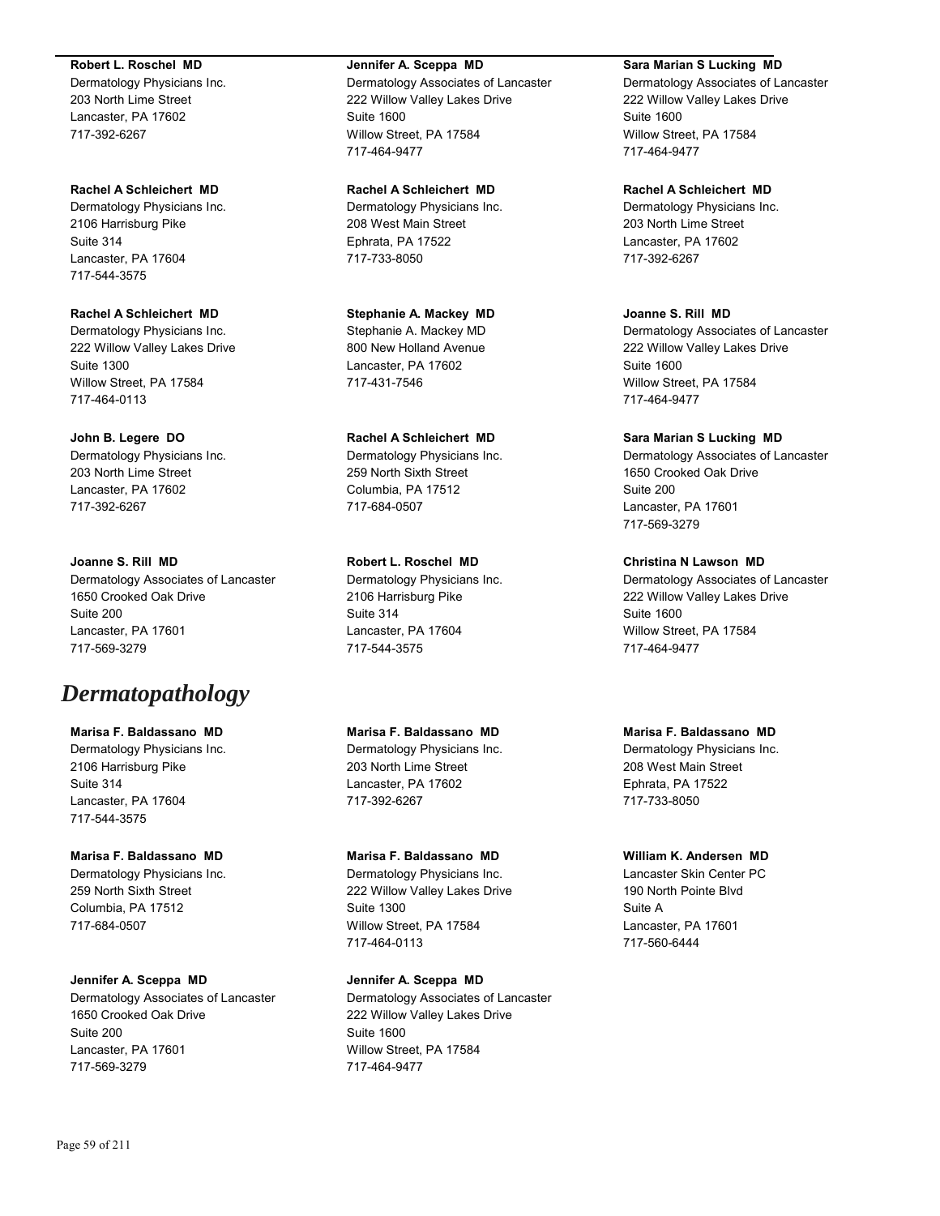**Robert L. Roschel MD**
Dermatology Physicians Inc.
203 North Lime Street
Lancaster, PA 17602
717-392-6267

**Rachel A Schleichert MD**
Dermatology Physicians Inc.
2106 Harrisburg Pike
Suite 314
Lancaster, PA 17604
717-544-3575

**Rachel A Schleichert MD**
Dermatology Physicians Inc.
222 Willow Valley Lakes Drive
Suite 1300
Willow Street, PA 17584
717-464-0113

**John B. Legere DO**
Dermatology Physicians Inc.
203 North Lime Street
Lancaster, PA 17602
717-392-6267

**Joanne S. Rill MD**
Dermatology Associates of Lancaster
1650 Crooked Oak Drive
Suite 200
Lancaster, PA 17601
717-569-3279

**Jennifer A. Sceppa MD**
Dermatology Associates of Lancaster
222 Willow Valley Lakes Drive
Suite 1600
Willow Street, PA 17584
717-464-9477

**Rachel A Schleichert MD**
Dermatology Physicians Inc.
208 West Main Street
Ephrata, PA 17522
717-733-8050

**Stephanie A. Mackey MD**
Stephanie A. Mackey MD
800 New Holland Avenue
Lancaster, PA 17602
717-431-7546

**Rachel A Schleichert MD**
Dermatology Physicians Inc.
259 North Sixth Street
Columbia, PA 17512
717-684-0507

**Robert L. Roschel MD**
Dermatology Physicians Inc.
2106 Harrisburg Pike
Suite 314
Lancaster, PA 17604
717-544-3575

**Sara Marian S Lucking MD**
Dermatology Associates of Lancaster
222 Willow Valley Lakes Drive
Suite 1600
Willow Street, PA 17584
717-464-9477

**Rachel A Schleichert MD**
Dermatology Physicians Inc.
203 North Lime Street
Lancaster, PA 17602
717-392-6267

**Joanne S. Rill MD**
Dermatology Associates of Lancaster
222 Willow Valley Lakes Drive
Suite 1600
Willow Street, PA 17584
717-464-9477

**Sara Marian S Lucking MD**
Dermatology Associates of Lancaster
1650 Crooked Oak Drive
Suite 200
Lancaster, PA 17601
717-569-3279

**Christina N Lawson MD**
Dermatology Associates of Lancaster
222 Willow Valley Lakes Drive
Suite 1600
Willow Street, PA 17584
717-464-9477

# *Dermatopathology*

**Marisa F. Baldassano MD**
Dermatology Physicians Inc.
2106 Harrisburg Pike
Suite 314
Lancaster, PA 17604
717-544-3575

**Marisa F. Baldassano MD**
Dermatology Physicians Inc.
259 North Sixth Street
Columbia, PA 17512
717-684-0507

**Jennifer A. Sceppa MD**
Dermatology Associates of Lancaster
1650 Crooked Oak Drive
Suite 200
Lancaster, PA 17601
717-569-3279

**Marisa F. Baldassano MD**
Dermatology Physicians Inc.
203 North Lime Street
Lancaster, PA 17602
717-392-6267

**Marisa F. Baldassano MD**
Dermatology Physicians Inc.
222 Willow Valley Lakes Drive
Suite 1300
Willow Street, PA 17584
717-464-0113

**Jennifer A. Sceppa MD**
Dermatology Associates of Lancaster
222 Willow Valley Lakes Drive
Suite 1600
Willow Street, PA 17584
717-464-9477

**Marisa F. Baldassano MD**
Dermatology Physicians Inc.
208 West Main Street
Ephrata, PA 17522
717-733-8050

**William K. Andersen MD**
Lancaster Skin Center PC
190 North Pointe Blvd
Suite A
Lancaster, PA 17601
717-560-6444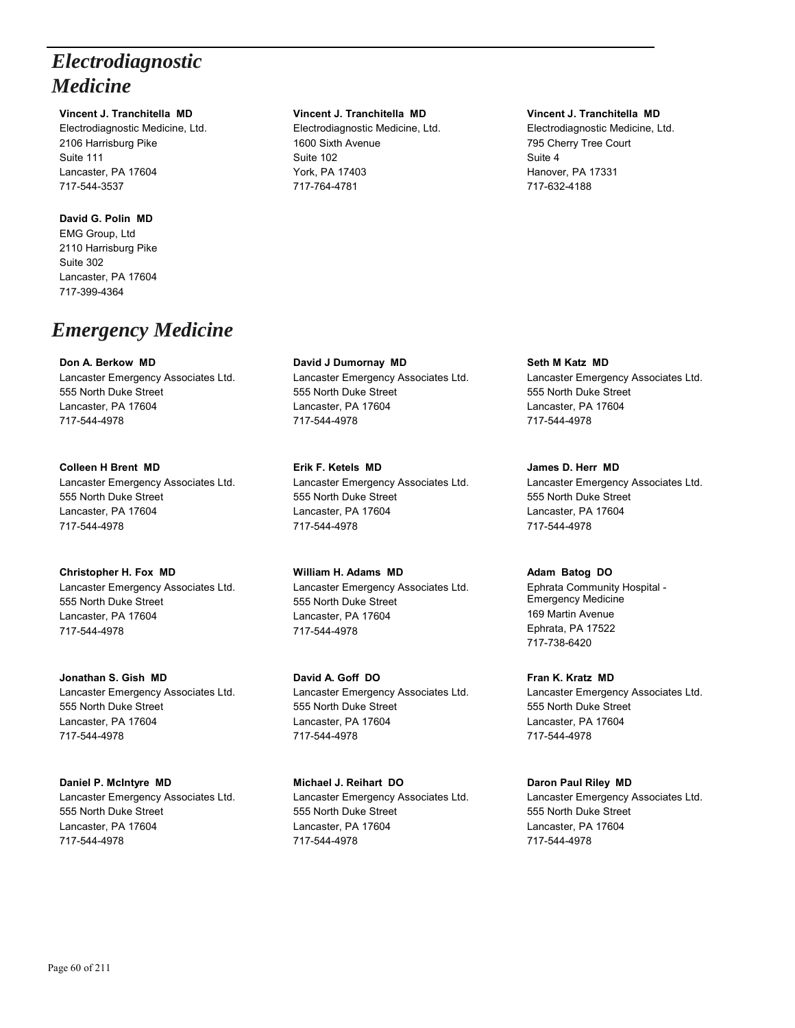# *Electrodiagnostic Medicine*

**Vincent J. Tranchitella MD**
Electrodiagnostic Medicine, Ltd.
2106 Harrisburg Pike
Suite 111
Lancaster, PA 17604
717-544-3537

**Vincent J. Tranchitella MD**
Electrodiagnostic Medicine, Ltd.
1600 Sixth Avenue
Suite 102
York, PA 17403
717-764-4781

**Vincent J. Tranchitella MD**
Electrodiagnostic Medicine, Ltd.
795 Cherry Tree Court
Suite 4
Hanover, PA 17331
717-632-4188

**David G. Polin MD**
EMG Group, Ltd
2110 Harrisburg Pike
Suite 302
Lancaster, PA 17604
717-399-4364

# *Emergency Medicine*

**Don A. Berkow MD**
Lancaster Emergency Associates Ltd.
555 North Duke Street
Lancaster, PA 17604
717-544-4978

**David J Dumornay MD**
Lancaster Emergency Associates Ltd.
555 North Duke Street
Lancaster, PA 17604
717-544-4978

**Seth M Katz MD**
Lancaster Emergency Associates Ltd.
555 North Duke Street
Lancaster, PA 17604
717-544-4978

**Colleen H Brent MD**
Lancaster Emergency Associates Ltd.
555 North Duke Street
Lancaster, PA 17604
717-544-4978

**Erik F. Ketels MD**
Lancaster Emergency Associates Ltd.
555 North Duke Street
Lancaster, PA 17604
717-544-4978

**James D. Herr MD**
Lancaster Emergency Associates Ltd.
555 North Duke Street
Lancaster, PA 17604
717-544-4978

**Christopher H. Fox MD**
Lancaster Emergency Associates Ltd.
555 North Duke Street
Lancaster, PA 17604
717-544-4978

**William H. Adams MD**
Lancaster Emergency Associates Ltd.
555 North Duke Street
Lancaster, PA 17604
717-544-4978

**Adam Batog DO**
Ephrata Community Hospital - Emergency Medicine
169 Martin Avenue
Ephrata, PA 17522
717-738-6420

**Jonathan S. Gish MD**
Lancaster Emergency Associates Ltd.
555 North Duke Street
Lancaster, PA 17604
717-544-4978

**David A. Goff DO**
Lancaster Emergency Associates Ltd.
555 North Duke Street
Lancaster, PA 17604
717-544-4978

**Fran K. Kratz MD**
Lancaster Emergency Associates Ltd.
555 North Duke Street
Lancaster, PA 17604
717-544-4978

**Daniel P. McIntyre MD**
Lancaster Emergency Associates Ltd.
555 North Duke Street
Lancaster, PA 17604
717-544-4978

**Michael J. Reihart DO**
Lancaster Emergency Associates Ltd.
555 North Duke Street
Lancaster, PA 17604
717-544-4978

**Daron Paul Riley MD**
Lancaster Emergency Associates Ltd.
555 North Duke Street
Lancaster, PA 17604
717-544-4978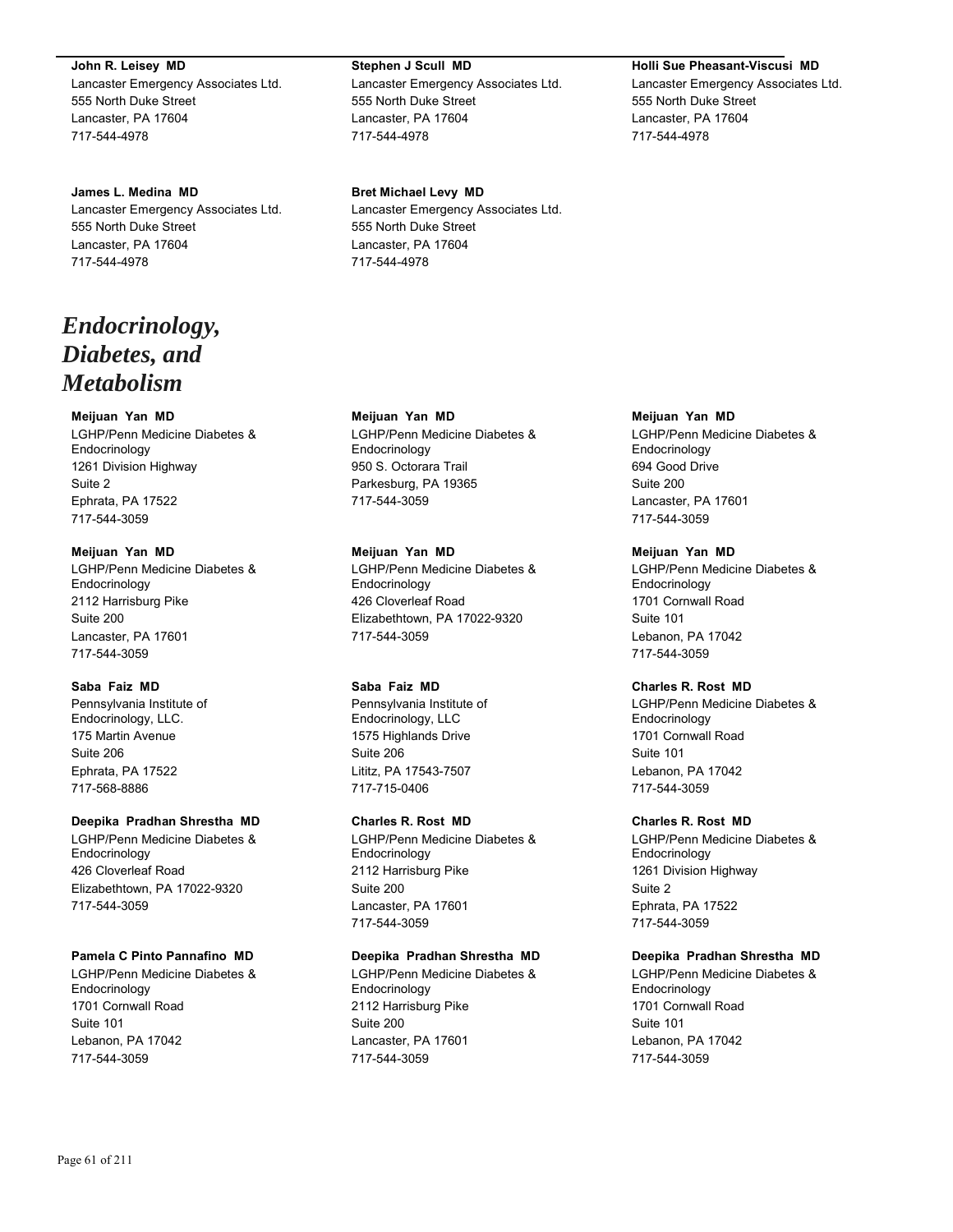**John R. Leisey MD**
Lancaster Emergency Associates Ltd.
555 North Duke Street
Lancaster, PA 17604
717-544-4978

**Stephen J Scull MD**
Lancaster Emergency Associates Ltd.
555 North Duke Street
Lancaster, PA 17604
717-544-4978

**Holli Sue Pheasant-Viscusi MD**
Lancaster Emergency Associates Ltd.
555 North Duke Street
Lancaster, PA 17604
717-544-4978

**James L. Medina MD**
Lancaster Emergency Associates Ltd.
555 North Duke Street
Lancaster, PA 17604
717-544-4978

**Bret Michael Levy MD**
Lancaster Emergency Associates Ltd.
555 North Duke Street
Lancaster, PA 17604
717-544-4978

# *Endocrinology, Diabetes, and Metabolism*

**Meijuan Yan MD**
LGHP/Penn Medicine Diabetes & Endocrinology
1261 Division Highway
Suite 2
Ephrata, PA 17522
717-544-3059

**Meijuan Yan MD**
LGHP/Penn Medicine Diabetes & Endocrinology
950 S. Octorara Trail
Parkesburg, PA 19365
717-544-3059

**Meijuan Yan MD**
LGHP/Penn Medicine Diabetes & Endocrinology
694 Good Drive
Suite 200
Lancaster, PA 17601
717-544-3059

**Meijuan Yan MD**
LGHP/Penn Medicine Diabetes & Endocrinology
2112 Harrisburg Pike
Suite 200
Lancaster, PA 17601
717-544-3059

**Meijuan Yan MD**
LGHP/Penn Medicine Diabetes & Endocrinology
426 Cloverleaf Road
Elizabethtown, PA 17022-9320
717-544-3059

**Meijuan Yan MD**
LGHP/Penn Medicine Diabetes & Endocrinology
1701 Cornwall Road
Suite 101
Lebanon, PA 17042
717-544-3059

**Saba Faiz MD**
Pennsylvania Institute of Endocrinology, LLC.
175 Martin Avenue
Suite 206
Ephrata, PA 17522
717-568-8886

**Saba Faiz MD**
Pennsylvania Institute of Endocrinology, LLC
1575 Highlands Drive
Suite 206
Lititz, PA 17543-7507
717-715-0406

**Charles R. Rost MD**
LGHP/Penn Medicine Diabetes & Endocrinology
1701 Cornwall Road
Suite 101
Lebanon, PA 17042
717-544-3059

**Deepika Pradhan Shrestha MD**
LGHP/Penn Medicine Diabetes & Endocrinology
426 Cloverleaf Road
Elizabethtown, PA 17022-9320
717-544-3059

**Charles R. Rost MD**
LGHP/Penn Medicine Diabetes & Endocrinology
2112 Harrisburg Pike
Suite 200
Lancaster, PA 17601
717-544-3059

**Charles R. Rost MD**
LGHP/Penn Medicine Diabetes & Endocrinology
1261 Division Highway
Suite 2
Ephrata, PA 17522
717-544-3059

**Pamela C Pinto Pannafino MD**
LGHP/Penn Medicine Diabetes & Endocrinology
1701 Cornwall Road
Suite 101
Lebanon, PA 17042
717-544-3059

**Deepika Pradhan Shrestha MD**
LGHP/Penn Medicine Diabetes & Endocrinology
2112 Harrisburg Pike
Suite 200
Lancaster, PA 17601
717-544-3059

**Deepika Pradhan Shrestha MD**
LGHP/Penn Medicine Diabetes & Endocrinology
1701 Cornwall Road
Suite 101
Lebanon, PA 17042
717-544-3059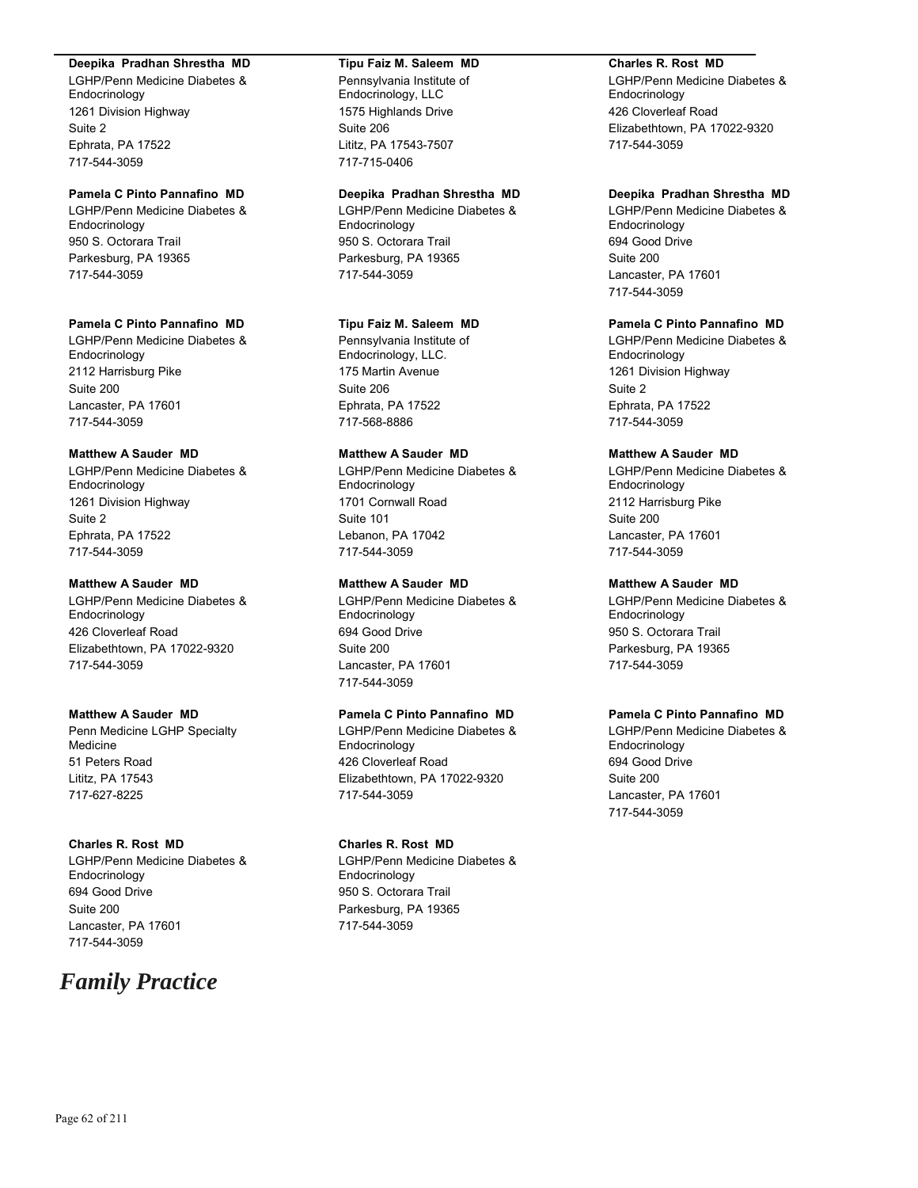**Deepika Pradhan Shrestha MD**
LGHP/Penn Medicine Diabetes & Endocrinology
1261 Division Highway
Suite 2
Ephrata, PA 17522
717-544-3059

**Pamela C Pinto Pannafino MD**
LGHP/Penn Medicine Diabetes & Endocrinology
950 S. Octorara Trail
Parkesburg, PA 19365
717-544-3059

**Pamela C Pinto Pannafino MD**
LGHP/Penn Medicine Diabetes & Endocrinology
2112 Harrisburg Pike
Suite 200
Lancaster, PA 17601
717-544-3059

**Matthew A Sauder MD**
LGHP/Penn Medicine Diabetes & Endocrinology
1261 Division Highway
Suite 2
Ephrata, PA 17522
717-544-3059

**Matthew A Sauder MD**
LGHP/Penn Medicine Diabetes & Endocrinology
426 Cloverleaf Road
Elizabethtown, PA 17022-9320
717-544-3059

**Matthew A Sauder MD**
Penn Medicine LGHP Specialty Medicine
51 Peters Road
Lititz, PA 17543
717-627-8225

**Charles R. Rost MD**
LGHP/Penn Medicine Diabetes & Endocrinology
694 Good Drive
Suite 200
Lancaster, PA 17601
717-544-3059

**Tipu Faiz M. Saleem MD**
Pennsylvania Institute of Endocrinology, LLC
1575 Highlands Drive
Suite 206
Lititz, PA 17543-7507
717-715-0406

**Deepika Pradhan Shrestha MD**
LGHP/Penn Medicine Diabetes & Endocrinology
950 S. Octorara Trail
Parkesburg, PA 19365
717-544-3059

**Tipu Faiz M. Saleem MD**
Pennsylvania Institute of Endocrinology, LLC.
175 Martin Avenue
Suite 206
Ephrata, PA 17522
717-568-8886

**Matthew A Sauder MD**
LGHP/Penn Medicine Diabetes & Endocrinology
1701 Cornwall Road
Suite 101
Lebanon, PA 17042
717-544-3059

**Matthew A Sauder MD**
LGHP/Penn Medicine Diabetes & Endocrinology
694 Good Drive
Suite 200
Lancaster, PA 17601
717-544-3059

**Pamela C Pinto Pannafino MD**
LGHP/Penn Medicine Diabetes & Endocrinology
426 Cloverleaf Road
Elizabethtown, PA 17022-9320
717-544-3059

**Charles R. Rost MD**
LGHP/Penn Medicine Diabetes & Endocrinology
950 S. Octorara Trail
Parkesburg, PA 19365
717-544-3059

**Charles R. Rost MD**
LGHP/Penn Medicine Diabetes & Endocrinology
426 Cloverleaf Road
Elizabethtown, PA 17022-9320
717-544-3059

**Deepika Pradhan Shrestha MD**
LGHP/Penn Medicine Diabetes & Endocrinology
694 Good Drive
Suite 200
Lancaster, PA 17601
717-544-3059

**Pamela C Pinto Pannafino MD**
LGHP/Penn Medicine Diabetes & Endocrinology
1261 Division Highway
Suite 2
Ephrata, PA 17522
717-544-3059

**Matthew A Sauder MD**
LGHP/Penn Medicine Diabetes & Endocrinology
2112 Harrisburg Pike
Suite 200
Lancaster, PA 17601
717-544-3059

**Matthew A Sauder MD**
LGHP/Penn Medicine Diabetes & Endocrinology
950 S. Octorara Trail
Parkesburg, PA 19365
717-544-3059

**Pamela C Pinto Pannafino MD**
LGHP/Penn Medicine Diabetes & Endocrinology
694 Good Drive
Suite 200
Lancaster, PA 17601
717-544-3059

# *Family Practice*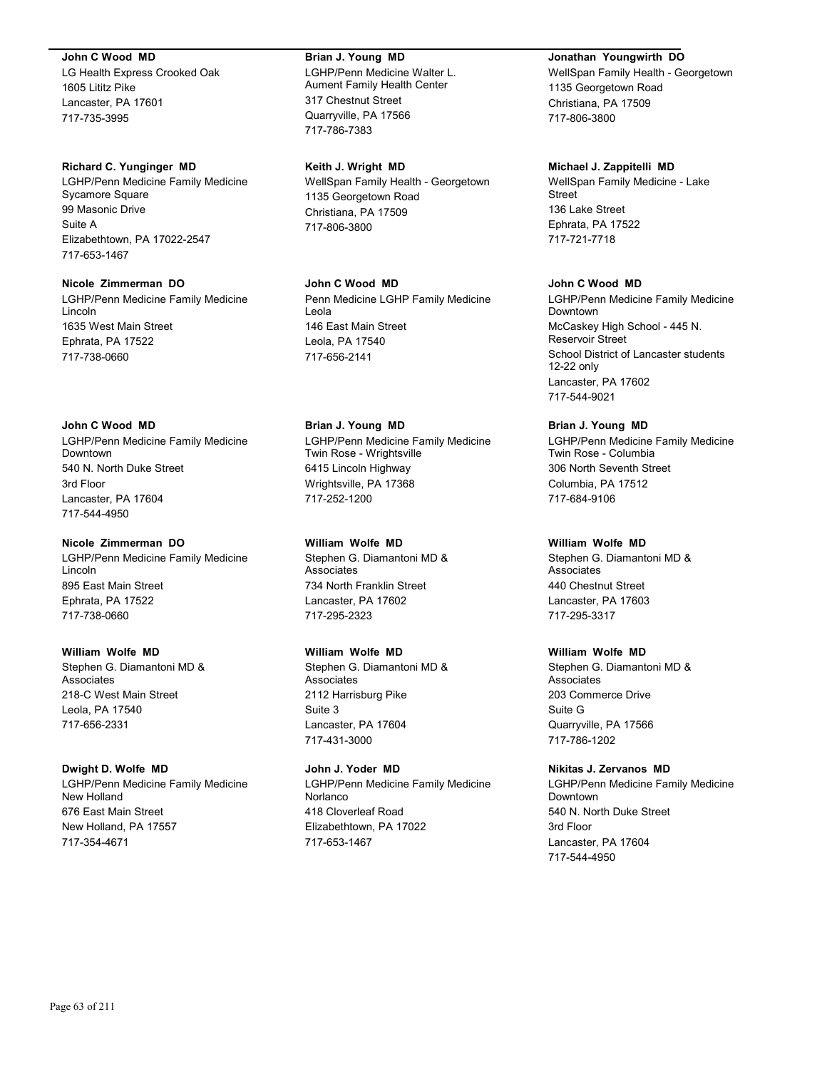**John C Wood MD**
LG Health Express Crooked Oak
1605 Lititz Pike
Lancaster, PA 17601
717-735-3995

**Richard C. Yunginger MD**
LGHP/Penn Medicine Family Medicine Sycamore Square
99 Masonic Drive
Suite A
Elizabethtown, PA 17022-2547
717-653-1467

**Nicole Zimmerman DO**
LGHP/Penn Medicine Family Medicine Lincoln
1635 West Main Street
Ephrata, PA 17522
717-738-0660

**John C Wood MD**
LGHP/Penn Medicine Family Medicine Downtown
540 N. North Duke Street
3rd Floor
Lancaster, PA 17604
717-544-4950

**Nicole Zimmerman DO**
LGHP/Penn Medicine Family Medicine Lincoln
895 East Main Street
Ephrata, PA 17522
717-738-0660

**William Wolfe MD**
Stephen G. Diamantoni MD & Associates
218-C West Main Street
Leola, PA 17540
717-656-2331

**Dwight D. Wolfe MD**
LGHP/Penn Medicine Family Medicine New Holland
676 East Main Street
New Holland, PA 17557
717-354-4671

**Brian J. Young MD**
LGHP/Penn Medicine Walter L. Aument Family Health Center
317 Chestnut Street
Quarryville, PA 17566
717-786-7383

**Keith J. Wright MD**
WellSpan Family Health - Georgetown
1135 Georgetown Road
Christiana, PA 17509
717-806-3800

**John C Wood MD**
Penn Medicine LGHP Family Medicine Leola
146 East Main Street
Leola, PA 17540
717-656-2141

**Brian J. Young MD**
LGHP/Penn Medicine Family Medicine Twin Rose - Wrightsville
6415 Lincoln Highway
Wrightsville, PA 17368
717-252-1200

**William Wolfe MD**
Stephen G. Diamantoni MD & Associates
734 North Franklin Street
Lancaster, PA 17602
717-295-2323

**William Wolfe MD**
Stephen G. Diamantoni MD & Associates
2112 Harrisburg Pike
Suite 3
Lancaster, PA 17604
717-431-3000

**John J. Yoder MD**
LGHP/Penn Medicine Family Medicine Norlanco
418 Cloverleaf Road
Elizabethtown, PA 17022
717-653-1467

**Jonathan Youngwirth DO**
WellSpan Family Health - Georgetown
1135 Georgetown Road
Christiana, PA 17509
717-806-3800

**Michael J. Zappitelli MD**
WellSpan Family Medicine - Lake Street
136 Lake Street
Ephrata, PA 17522
717-721-7718

**John C Wood MD**
LGHP/Penn Medicine Family Medicine Downtown
McCaskey High School - 445 N. Reservoir Street
School District of Lancaster students 12-22 only
Lancaster, PA 17602
717-544-9021

**Brian J. Young MD**
LGHP/Penn Medicine Family Medicine Twin Rose - Columbia
306 North Seventh Street
Columbia, PA 17512
717-684-9106

**William Wolfe MD**
Stephen G. Diamantoni MD & Associates
440 Chestnut Street
Lancaster, PA 17603
717-295-3317

**William Wolfe MD**
Stephen G. Diamantoni MD & Associates
203 Commerce Drive
Suite G
Quarryville, PA 17566
717-786-1202

**Nikitas J. Zervanos MD**
LGHP/Penn Medicine Family Medicine Downtown
540 N. North Duke Street
3rd Floor
Lancaster, PA 17604
717-544-4950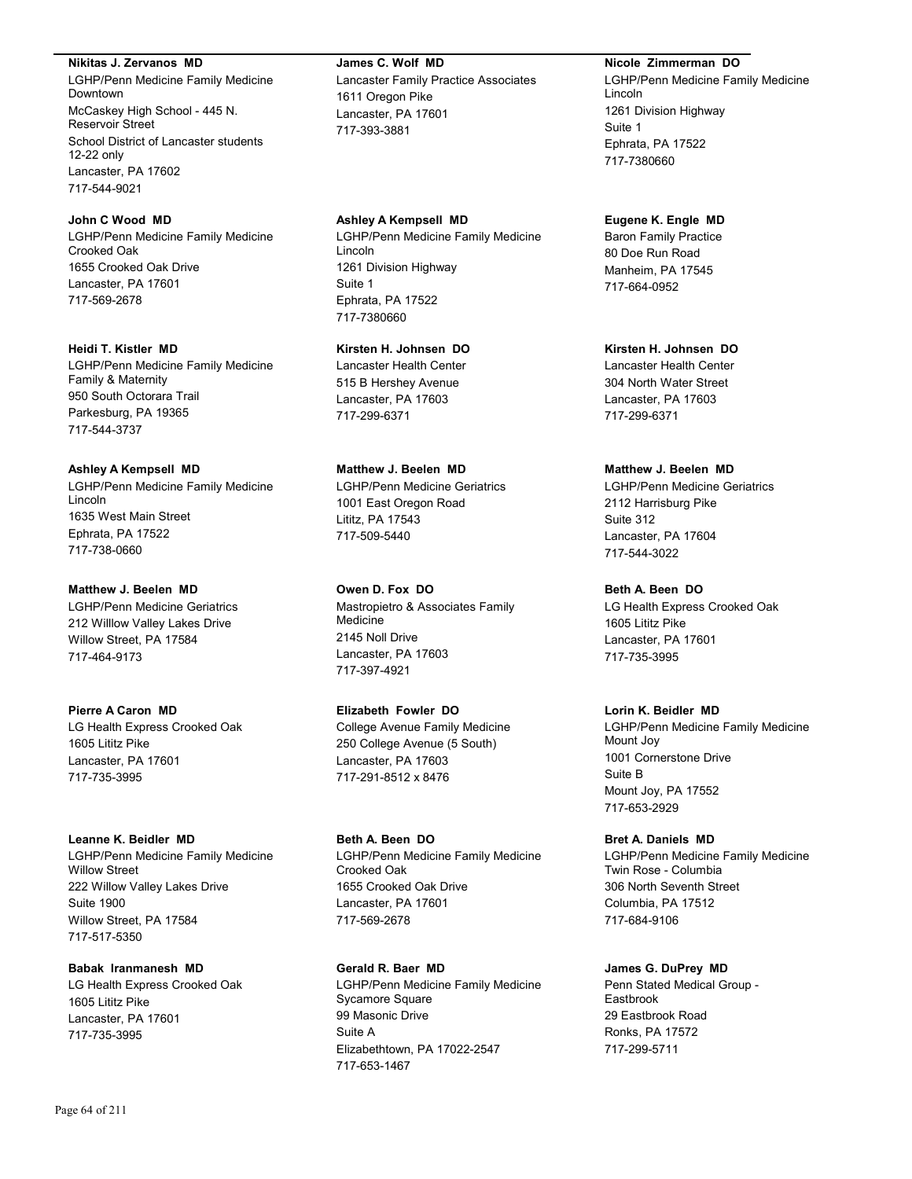**Nikitas J. Zervanos MD**
LGHP/Penn Medicine Family Medicine Downtown
McCaskey High School - 445 N. Reservoir Street
School District of Lancaster students 12-22 only
Lancaster, PA 17602
717-544-9021

**John C Wood MD**
LGHP/Penn Medicine Family Medicine Crooked Oak
1655 Crooked Oak Drive
Lancaster, PA 17601
717-569-2678

**Heidi T. Kistler MD**
LGHP/Penn Medicine Family Medicine Family & Maternity
950 South Octorara Trail
Parkesburg, PA 19365
717-544-3737

**Ashley A Kempsell MD**
LGHP/Penn Medicine Family Medicine Lincoln
1635 West Main Street
Ephrata, PA 17522
717-738-0660

**Matthew J. Beelen MD**
LGHP/Penn Medicine Geriatrics
212 Willlow Valley Lakes Drive
Willow Street, PA 17584
717-464-9173

**Pierre A Caron MD**
LG Health Express Crooked Oak
1605 Lititz Pike
Lancaster, PA 17601
717-735-3995

**Leanne K. Beidler MD**
LGHP/Penn Medicine Family Medicine Willow Street
222 Willow Valley Lakes Drive
Suite 1900
Willow Street, PA 17584
717-517-5350

**Babak Iranmanesh MD**
LG Health Express Crooked Oak
1605 Lititz Pike
Lancaster, PA 17601
717-735-3995

**James C. Wolf MD**
Lancaster Family Practice Associates
1611 Oregon Pike
Lancaster, PA 17601
717-393-3881

**Ashley A Kempsell MD**
LGHP/Penn Medicine Family Medicine Lincoln
1261 Division Highway
Suite 1
Ephrata, PA 17522
717-7380660

**Kirsten H. Johnsen DO**
Lancaster Health Center
515 B Hershey Avenue
Lancaster, PA 17603
717-299-6371

**Matthew J. Beelen MD**
LGHP/Penn Medicine Geriatrics
1001 East Oregon Road
Lititz, PA 17543
717-509-5440

**Owen D. Fox DO**
Mastropietro & Associates Family Medicine
2145 Noll Drive
Lancaster, PA 17603
717-397-4921

**Elizabeth Fowler DO**
College Avenue Family Medicine
250 College Avenue (5 South)
Lancaster, PA 17603
717-291-8512 x 8476

**Beth A. Been DO**
LGHP/Penn Medicine Family Medicine Crooked Oak
1655 Crooked Oak Drive
Lancaster, PA 17601
717-569-2678

**Gerald R. Baer MD**
LGHP/Penn Medicine Family Medicine Sycamore Square
99 Masonic Drive
Suite A
Elizabethtown, PA 17022-2547
717-653-1467

**Nicole Zimmerman DO**
LGHP/Penn Medicine Family Medicine Lincoln
1261 Division Highway
Suite 1
Ephrata, PA 17522
717-7380660

**Eugene K. Engle MD**
Baron Family Practice
80 Doe Run Road
Manheim, PA 17545
717-664-0952

**Kirsten H. Johnsen DO**
Lancaster Health Center
304 North Water Street
Lancaster, PA 17603
717-299-6371

**Matthew J. Beelen MD**
LGHP/Penn Medicine Geriatrics
2112 Harrisburg Pike
Suite 312
Lancaster, PA 17604
717-544-3022

**Beth A. Been DO**
LG Health Express Crooked Oak
1605 Lititz Pike
Lancaster, PA 17601
717-735-3995

**Lorin K. Beidler MD**
LGHP/Penn Medicine Family Medicine Mount Joy
1001 Cornerstone Drive
Suite B
Mount Joy, PA 17552
717-653-2929

**Bret A. Daniels MD**
LGHP/Penn Medicine Family Medicine Twin Rose - Columbia
306 North Seventh Street
Columbia, PA 17512
717-684-9106

**James G. DuPrey MD**
Penn Stated Medical Group - Eastbrook
29 Eastbrook Road
Ronks, PA 17572
717-299-5711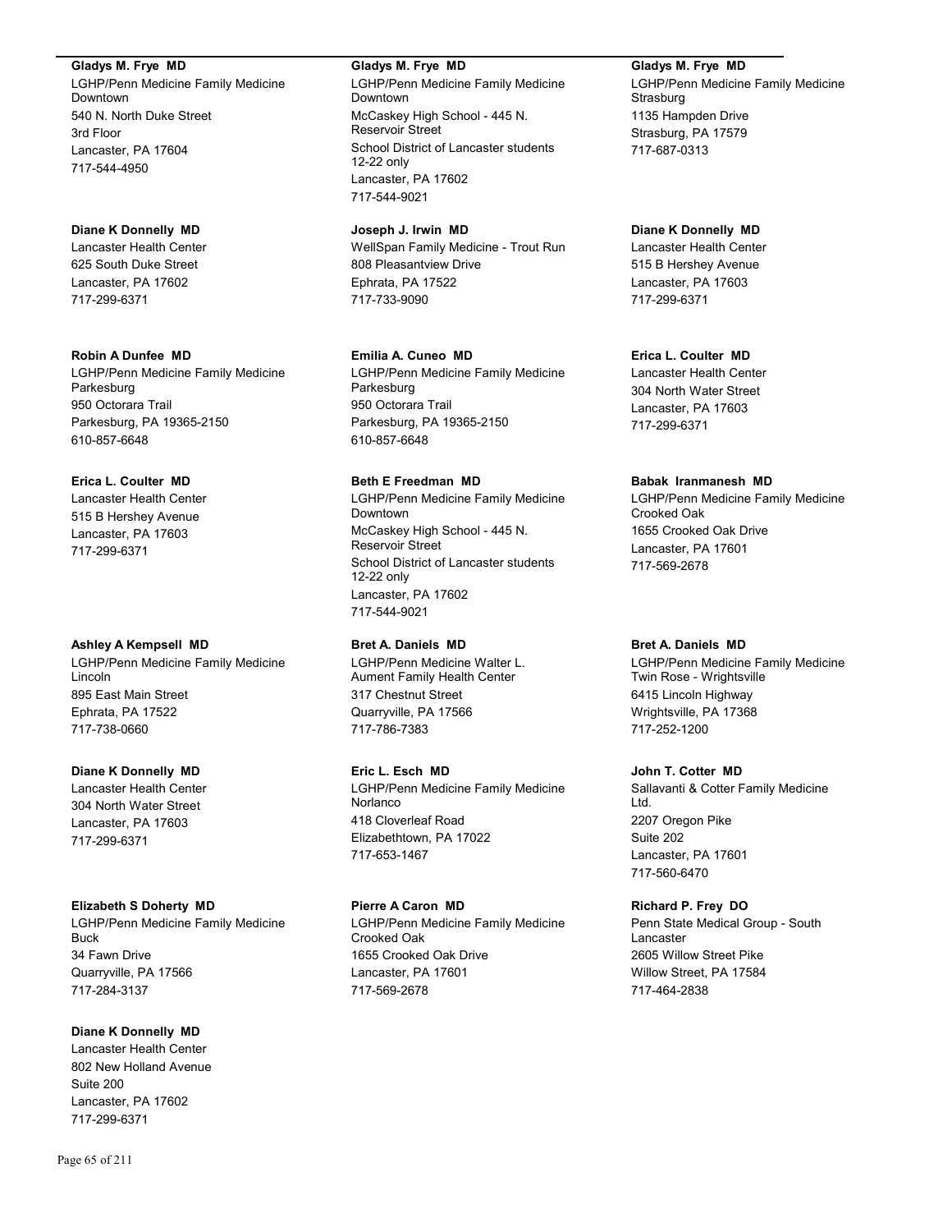**Gladys M. Frye MD**
LGHP/Penn Medicine Family Medicine Downtown
540 N. North Duke Street
3rd Floor
Lancaster, PA 17604
717-544-4950

**Diane K Donnelly MD**
Lancaster Health Center
625 South Duke Street
Lancaster, PA 17602
717-299-6371

**Robin A Dunfee MD**
LGHP/Penn Medicine Family Medicine Parkesburg
950 Octorara Trail
Parkesburg, PA 19365-2150
610-857-6648

**Erica L. Coulter MD**
Lancaster Health Center
515 B Hershey Avenue
Lancaster, PA 17603
717-299-6371

**Ashley A Kempsell MD**
LGHP/Penn Medicine Family Medicine Lincoln
895 East Main Street
Ephrata, PA 17522
717-738-0660

**Diane K Donnelly MD**
Lancaster Health Center
304 North Water Street
Lancaster, PA 17603
717-299-6371

**Elizabeth S Doherty MD**
LGHP/Penn Medicine Family Medicine Buck
34 Fawn Drive
Quarryville, PA 17566
717-284-3137

**Diane K Donnelly MD**
Lancaster Health Center
802 New Holland Avenue
Suite 200
Lancaster, PA 17602
717-299-6371

**Gladys M. Frye MD**
LGHP/Penn Medicine Family Medicine Downtown
McCaskey High School - 445 N. Reservoir Street
School District of Lancaster students 12-22 only
Lancaster, PA 17602
717-544-9021

**Joseph J. Irwin MD**
WellSpan Family Medicine - Trout Run
808 Pleasantview Drive
Ephrata, PA 17522
717-733-9090

**Emilia A. Cuneo MD**
LGHP/Penn Medicine Family Medicine Parkesburg
950 Octorara Trail
Parkesburg, PA 19365-2150
610-857-6648

**Beth E Freedman MD**
LGHP/Penn Medicine Family Medicine Downtown
McCaskey High School - 445 N. Reservoir Street
School District of Lancaster students 12-22 only
Lancaster, PA 17602
717-544-9021

**Bret A. Daniels MD**
LGHP/Penn Medicine Walter L. Aument Family Health Center
317 Chestnut Street
Quarryville, PA 17566
717-786-7383

**Eric L. Esch MD**
LGHP/Penn Medicine Family Medicine Norlanco
418 Cloverleaf Road
Elizabethtown, PA 17022
717-653-1467

**Pierre A Caron MD**
LGHP/Penn Medicine Family Medicine Crooked Oak
1655 Crooked Oak Drive
Lancaster, PA 17601
717-569-2678

**Gladys M. Frye MD**
LGHP/Penn Medicine Family Medicine Strasburg
1135 Hampden Drive
Strasburg, PA 17579
717-687-0313

**Diane K Donnelly MD**
Lancaster Health Center
515 B Hershey Avenue
Lancaster, PA 17603
717-299-6371

**Erica L. Coulter MD**
Lancaster Health Center
304 North Water Street
Lancaster, PA 17603
717-299-6371

**Babak Iranmanesh MD**
LGHP/Penn Medicine Family Medicine Crooked Oak
1655 Crooked Oak Drive
Lancaster, PA 17601
717-569-2678

**Bret A. Daniels MD**
LGHP/Penn Medicine Family Medicine Twin Rose - Wrightsville
6415 Lincoln Highway
Wrightsville, PA 17368
717-252-1200

**John T. Cotter MD**
Sallavanti & Cotter Family Medicine Ltd.
2207 Oregon Pike
Suite 202
Lancaster, PA 17601
717-560-6470

**Richard P. Frey DO**
Penn State Medical Group - South Lancaster
2605 Willow Street Pike
Willow Street, PA 17584
717-464-2838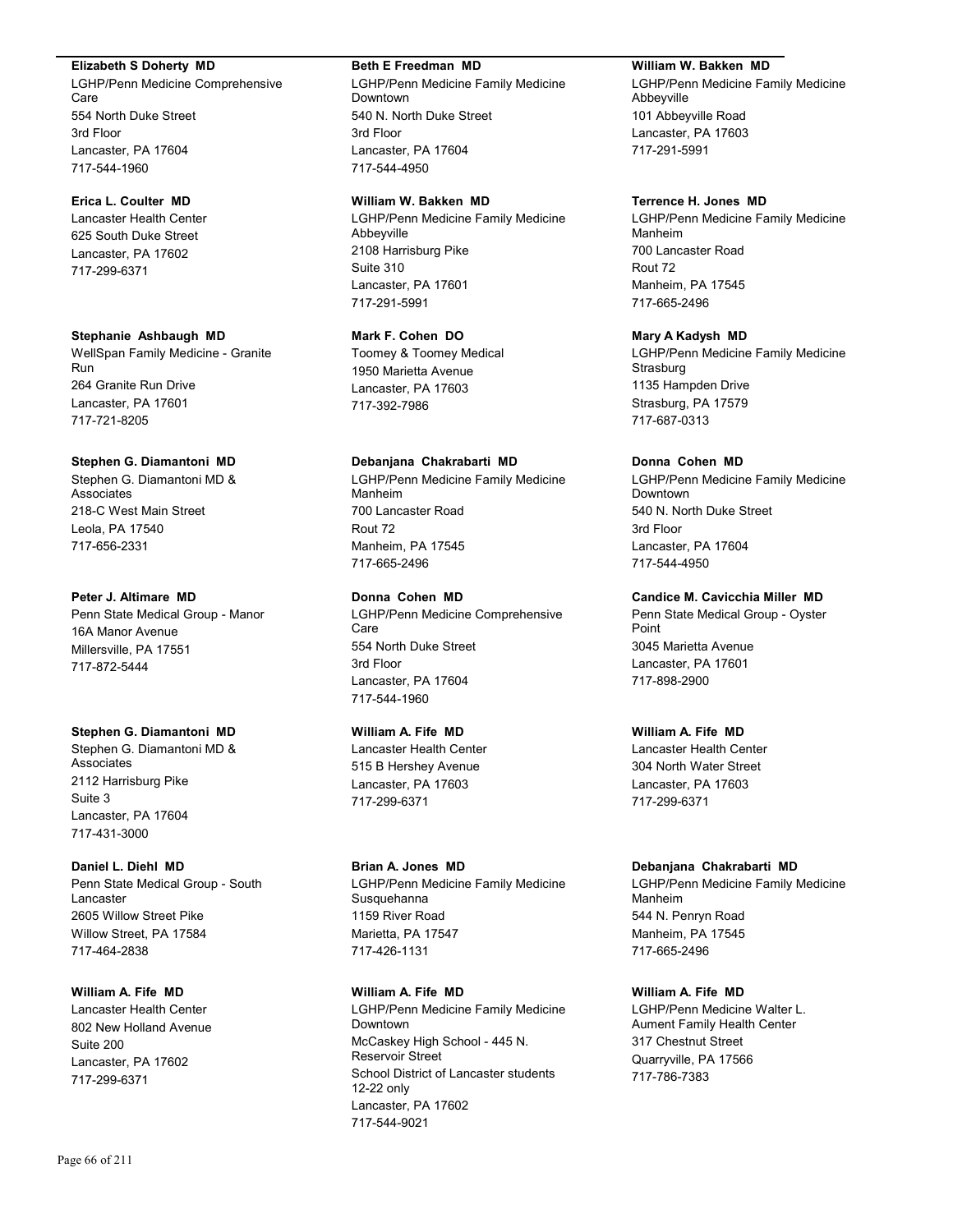**Elizabeth S Doherty MD**
LGHP/Penn Medicine Comprehensive Care
554 North Duke Street
3rd Floor
Lancaster, PA 17604
717-544-1960

**Erica L. Coulter MD**
Lancaster Health Center
625 South Duke Street
Lancaster, PA 17602
717-299-6371

**Stephanie Ashbaugh MD**
WellSpan Family Medicine - Granite Run
264 Granite Run Drive
Lancaster, PA 17601
717-721-8205

**Stephen G. Diamantoni MD**
Stephen G. Diamantoni MD & Associates
218-C West Main Street
Leola, PA 17540
717-656-2331

**Peter J. Altimare MD**
Penn State Medical Group - Manor
16A Manor Avenue
Millersville, PA 17551
717-872-5444

**Stephen G. Diamantoni MD**
Stephen G. Diamantoni MD & Associates
2112 Harrisburg Pike
Suite 3
Lancaster, PA 17604
717-431-3000

**Daniel L. Diehl MD**
Penn State Medical Group - South Lancaster
2605 Willow Street Pike
Willow Street, PA 17584
717-464-2838

**William A. Fife MD**
Lancaster Health Center
802 New Holland Avenue
Suite 200
Lancaster, PA 17602
717-299-6371

**Beth E Freedman MD**
LGHP/Penn Medicine Family Medicine Downtown
540 N. North Duke Street
3rd Floor
Lancaster, PA 17604
717-544-4950

**William W. Bakken MD**
LGHP/Penn Medicine Family Medicine Abbeyville
2108 Harrisburg Pike
Suite 310
Lancaster, PA 17601
717-291-5991

**Mark F. Cohen DO**
Toomey & Toomey Medical
1950 Marietta Avenue
Lancaster, PA 17603
717-392-7986

**Debanjana Chakrabarti MD**
LGHP/Penn Medicine Family Medicine Manheim
700 Lancaster Road
Rout 72
Manheim, PA 17545
717-665-2496

**Donna Cohen MD**
LGHP/Penn Medicine Comprehensive Care
554 North Duke Street
3rd Floor
Lancaster, PA 17604
717-544-1960

**William A. Fife MD**
Lancaster Health Center
515 B Hershey Avenue
Lancaster, PA 17603
717-299-6371

**Brian A. Jones MD**
LGHP/Penn Medicine Family Medicine Susquehanna
1159 River Road
Marietta, PA 17547
717-426-1131

**William A. Fife MD**
LGHP/Penn Medicine Family Medicine Downtown
McCaskey High School - 445 N. Reservoir Street
School District of Lancaster students 12-22 only
Lancaster, PA 17602
717-544-9021

**William W. Bakken MD**
LGHP/Penn Medicine Family Medicine Abbeyville
101 Abbeyville Road
Lancaster, PA 17603
717-291-5991

**Terrence H. Jones MD**
LGHP/Penn Medicine Family Medicine Manheim
700 Lancaster Road
Rout 72
Manheim, PA 17545
717-665-2496

**Mary A Kadysh MD**
LGHP/Penn Medicine Family Medicine Strasburg
1135 Hampden Drive
Strasburg, PA 17579
717-687-0313

**Donna Cohen MD**
LGHP/Penn Medicine Family Medicine Downtown
540 N. North Duke Street
3rd Floor
Lancaster, PA 17604
717-544-4950

**Candice M. Cavicchia Miller MD**
Penn State Medical Group - Oyster Point
3045 Marietta Avenue
Lancaster, PA 17601
717-898-2900

**William A. Fife MD**
Lancaster Health Center
304 North Water Street
Lancaster, PA 17603
717-299-6371

**Debanjana Chakrabarti MD**
LGHP/Penn Medicine Family Medicine Manheim
544 N. Penryn Road
Manheim, PA 17545
717-665-2496

**William A. Fife MD**
LGHP/Penn Medicine Walter L. Aument Family Health Center
317 Chestnut Street
Quarryville, PA 17566
717-786-7383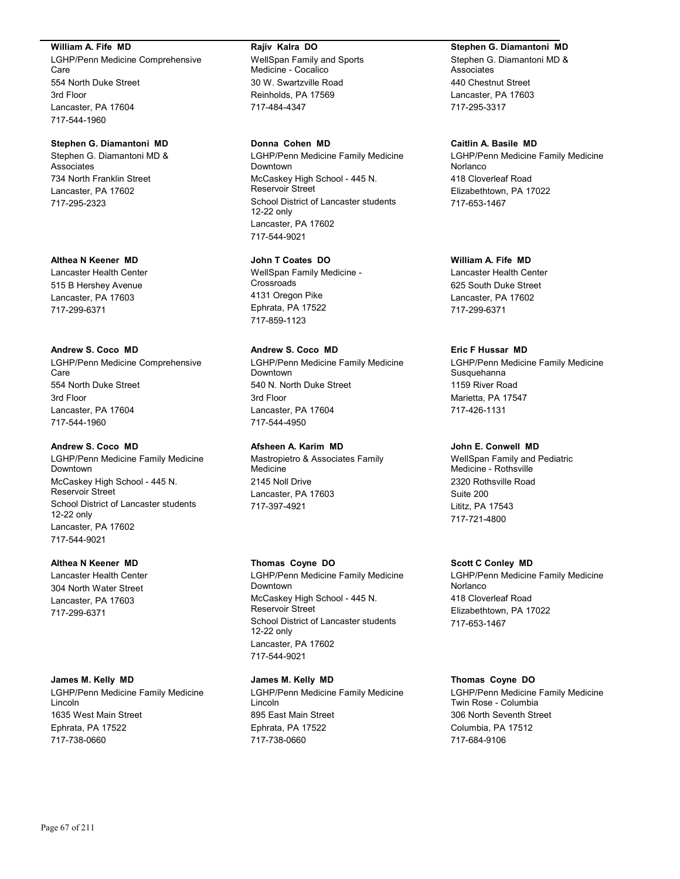**William A. Fife MD**
LGHP/Penn Medicine Comprehensive Care
554 North Duke Street
3rd Floor
Lancaster, PA 17604
717-544-1960

**Stephen G. Diamantoni MD**
Stephen G. Diamantoni MD & Associates
734 North Franklin Street
Lancaster, PA 17602
717-295-2323

**Althea N Keener MD**
Lancaster Health Center
515 B Hershey Avenue
Lancaster, PA 17603
717-299-6371

**Andrew S. Coco MD**
LGHP/Penn Medicine Comprehensive Care
554 North Duke Street
3rd Floor
Lancaster, PA 17604
717-544-1960

**Andrew S. Coco MD**
LGHP/Penn Medicine Family Medicine Downtown
McCaskey High School - 445 N. Reservoir Street
School District of Lancaster students 12-22 only
Lancaster, PA 17602
717-544-9021

**Althea N Keener MD**
Lancaster Health Center
304 North Water Street
Lancaster, PA 17603
717-299-6371

**James M. Kelly MD**
LGHP/Penn Medicine Family Medicine Lincoln
1635 West Main Street
Ephrata, PA 17522
717-738-0660

**Rajiv Kalra DO**
WellSpan Family and Sports Medicine - Cocalico
30 W. Swartzville Road
Reinholds, PA 17569
717-484-4347

**Donna Cohen MD**
LGHP/Penn Medicine Family Medicine Downtown
McCaskey High School - 445 N. Reservoir Street
School District of Lancaster students 12-22 only
Lancaster, PA 17602
717-544-9021

**John T Coates DO**
WellSpan Family Medicine - Crossroads
4131 Oregon Pike
Ephrata, PA 17522
717-859-1123

**Andrew S. Coco MD**
LGHP/Penn Medicine Family Medicine Downtown
540 N. North Duke Street
3rd Floor
Lancaster, PA 17604
717-544-4950

**Afsheen A. Karim MD**
Mastropietro & Associates Family Medicine
2145 Noll Drive
Lancaster, PA 17603
717-397-4921

**Thomas Coyne DO**
LGHP/Penn Medicine Family Medicine Downtown
McCaskey High School - 445 N. Reservoir Street
School District of Lancaster students 12-22 only
Lancaster, PA 17602
717-544-9021

**James M. Kelly MD**
LGHP/Penn Medicine Family Medicine Lincoln
895 East Main Street
Ephrata, PA 17522
717-738-0660

**Stephen G. Diamantoni MD**
Stephen G. Diamantoni MD & Associates
440 Chestnut Street
Lancaster, PA 17603
717-295-3317

**Caitlin A. Basile MD**
LGHP/Penn Medicine Family Medicine Norlanco
418 Cloverleaf Road
Elizabethtown, PA 17022
717-653-1467

**William A. Fife MD**
Lancaster Health Center
625 South Duke Street
Lancaster, PA 17602
717-299-6371

**Eric F Hussar MD**
LGHP/Penn Medicine Family Medicine Susquehanna
1159 River Road
Marietta, PA 17547
717-426-1131

**John E. Conwell MD**
WellSpan Family and Pediatric Medicine - Rothsville
2320 Rothsville Road
Suite 200
Lititz, PA 17543
717-721-4800

**Scott C Conley MD**
LGHP/Penn Medicine Family Medicine Norlanco
418 Cloverleaf Road
Elizabethtown, PA 17022
717-653-1467

**Thomas Coyne DO**
LGHP/Penn Medicine Family Medicine Twin Rose - Columbia
306 North Seventh Street
Columbia, PA 17512
717-684-9106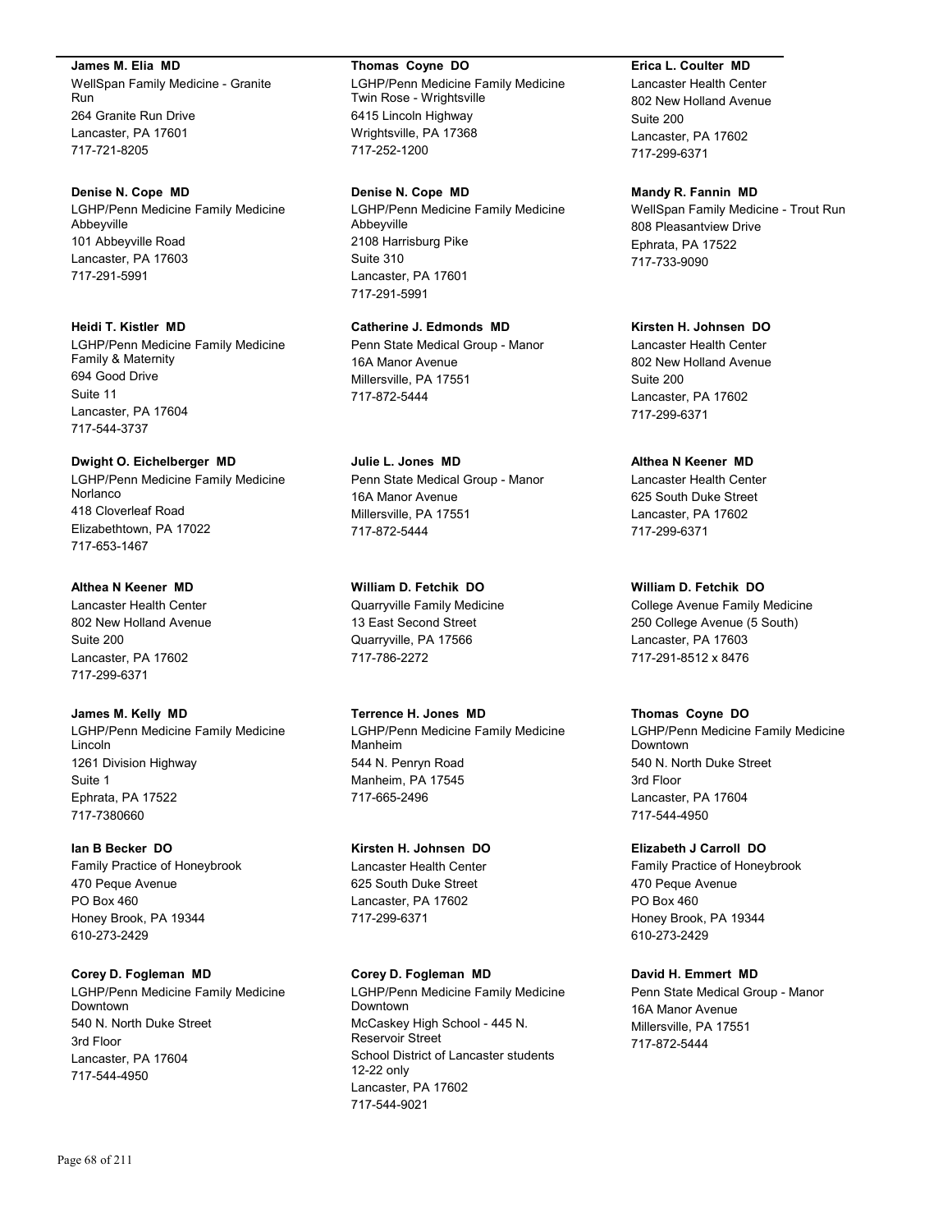**James M. Elia MD**
WellSpan Family Medicine - Granite Run
264 Granite Run Drive
Lancaster, PA 17601
717-721-8205

**Denise N. Cope MD**
LGHP/Penn Medicine Family Medicine Abbeyville
101 Abbeyville Road
Lancaster, PA 17603
717-291-5991

**Heidi T. Kistler MD**
LGHP/Penn Medicine Family Medicine Family & Maternity
694 Good Drive
Suite 11
Lancaster, PA 17604
717-544-3737

**Dwight O. Eichelberger MD**
LGHP/Penn Medicine Family Medicine Norlanco
418 Cloverleaf Road
Elizabethtown, PA 17022
717-653-1467

**Althea N Keener MD**
Lancaster Health Center
802 New Holland Avenue
Suite 200
Lancaster, PA 17602
717-299-6371

**James M. Kelly MD**
LGHP/Penn Medicine Family Medicine Lincoln
1261 Division Highway
Suite 1
Ephrata, PA 17522
717-7380660

**Ian B Becker DO**
Family Practice of Honeybrook
470 Peque Avenue
PO Box 460
Honey Brook, PA 19344
610-273-2429

**Corey D. Fogleman MD**
LGHP/Penn Medicine Family Medicine Downtown
540 N. North Duke Street
3rd Floor
Lancaster, PA 17604
717-544-4950

**Thomas Coyne DO**
LGHP/Penn Medicine Family Medicine Twin Rose - Wrightsville
6415 Lincoln Highway
Wrightsville, PA 17368
717-252-1200

**Denise N. Cope MD**
LGHP/Penn Medicine Family Medicine Abbeyville
2108 Harrisburg Pike
Suite 310
Lancaster, PA 17601
717-291-5991

**Catherine J. Edmonds MD**
Penn State Medical Group - Manor
16A Manor Avenue
Millersville, PA 17551
717-872-5444

**Julie L. Jones MD**
Penn State Medical Group - Manor
16A Manor Avenue
Millersville, PA 17551
717-872-5444

**William D. Fetchik DO**
Quarryville Family Medicine
13 East Second Street
Quarryville, PA 17566
717-786-2272

**Terrence H. Jones MD**
LGHP/Penn Medicine Family Medicine Manheim
544 N. Penryn Road
Manheim, PA 17545
717-665-2496

**Kirsten H. Johnsen DO**
Lancaster Health Center
625 South Duke Street
Lancaster, PA 17602
717-299-6371

**Corey D. Fogleman MD**
LGHP/Penn Medicine Family Medicine Downtown
McCaskey High School - 445 N. Reservoir Street
School District of Lancaster students 12-22 only
Lancaster, PA 17602
717-544-9021

**Erica L. Coulter MD**
Lancaster Health Center
802 New Holland Avenue
Suite 200
Lancaster, PA 17602
717-299-6371

**Mandy R. Fannin MD**
WellSpan Family Medicine - Trout Run
808 Pleasantview Drive
Ephrata, PA 17522
717-733-9090

**Kirsten H. Johnsen DO**
Lancaster Health Center
802 New Holland Avenue
Suite 200
Lancaster, PA 17602
717-299-6371

**Althea N Keener MD**
Lancaster Health Center
625 South Duke Street
Lancaster, PA 17602
717-299-6371

**William D. Fetchik DO**
College Avenue Family Medicine
250 College Avenue (5 South)
Lancaster, PA 17603
717-291-8512 x 8476

**Thomas Coyne DO**
LGHP/Penn Medicine Family Medicine Downtown
540 N. North Duke Street
3rd Floor
Lancaster, PA 17604
717-544-4950

**Elizabeth J Carroll DO**
Family Practice of Honeybrook
470 Peque Avenue
PO Box 460
Honey Brook, PA 19344
610-273-2429

**David H. Emmert MD**
Penn State Medical Group - Manor
16A Manor Avenue
Millersville, PA 17551
717-872-5444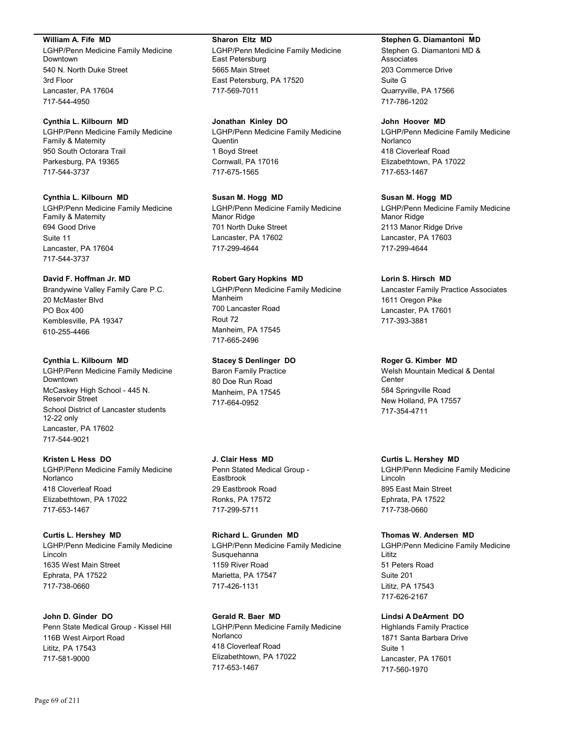**William A. Fife MD**
LGHP/Penn Medicine Family Medicine Downtown
540 N. North Duke Street
3rd Floor
Lancaster, PA 17604
717-544-4950

**Cynthia L. Kilbourn MD**
LGHP/Penn Medicine Family Medicine Family & Maternity
950 South Octorara Trail
Parkesburg, PA 19365
717-544-3737

**Cynthia L. Kilbourn MD**
LGHP/Penn Medicine Family Medicine Family & Maternity
694 Good Drive
Suite 11
Lancaster, PA 17604
717-544-3737

**David F. Hoffman Jr. MD**
Brandywine Valley Family Care P.C.
20 McMaster Blvd
PO Box 400
Kemblesville, PA 19347
610-255-4466

**Cynthia L. Kilbourn MD**
LGHP/Penn Medicine Family Medicine Downtown
McCaskey High School - 445 N. Reservoir Street
School District of Lancaster students 12-22 only
Lancaster, PA 17602
717-544-9021

**Kristen L Hess DO**
LGHP/Penn Medicine Family Medicine Norlanco
418 Cloverleaf Road
Elizabethtown, PA 17022
717-653-1467

**Curtis L. Hershey MD**
LGHP/Penn Medicine Family Medicine Lincoln
1635 West Main Street
Ephrata, PA 17522
717-738-0660

**John D. Ginder DO**
Penn State Medical Group - Kissel Hill
116B West Airport Road
Lititz, PA 17543
717-581-9000

**Sharon Eltz MD**
LGHP/Penn Medicine Family Medicine East Petersburg
5665 Main Street
East Petersburg, PA 17520
717-569-7011

**Jonathan Kinley DO**
LGHP/Penn Medicine Family Medicine Quentin
1 Boyd Street
Cornwall, PA 17016
717-675-1565

**Susan M. Hogg MD**
LGHP/Penn Medicine Family Medicine Manor Ridge
701 North Duke Street
Lancaster, PA 17602
717-299-4644

**Robert Gary Hopkins MD**
LGHP/Penn Medicine Family Medicine Manheim
700 Lancaster Road
Rout 72
Manheim, PA 17545
717-665-2496

**Stacey S Denlinger DO**
Baron Family Practice
80 Doe Run Road
Manheim, PA 17545
717-664-0952

**J. Clair Hess MD**
Penn Stated Medical Group - Eastbrook
29 Eastbrook Road
Ronks, PA 17572
717-299-5711

**Richard L. Grunden MD**
LGHP/Penn Medicine Family Medicine Susquehanna
1159 River Road
Marietta, PA 17547
717-426-1131

**Gerald R. Baer MD**
LGHP/Penn Medicine Family Medicine Norlanco
418 Cloverleaf Road
Elizabethtown, PA 17022
717-653-1467

**Stephen G. Diamantoni MD**
Stephen G. Diamantoni MD & Associates
203 Commerce Drive
Suite G
Quarryville, PA 17566
717-786-1202

**John Hoover MD**
LGHP/Penn Medicine Family Medicine Norlanco
418 Cloverleaf Road
Elizabethtown, PA 17022
717-653-1467

**Susan M. Hogg MD**
LGHP/Penn Medicine Family Medicine Manor Ridge
2113 Manor Ridge Drive
Lancaster, PA 17603
717-299-4644

**Lorin S. Hirsch MD**
Lancaster Family Practice Associates
1611 Oregon Pike
Lancaster, PA 17601
717-393-3881

**Roger G. Kimber MD**
Welsh Mountain Medical & Dental Center
584 Springville Road
New Holland, PA 17557
717-354-4711

**Curtis L. Hershey MD**
LGHP/Penn Medicine Family Medicine Lincoln
895 East Main Street
Ephrata, PA 17522
717-738-0660

**Thomas W. Andersen MD**
LGHP/Penn Medicine Family Medicine Lititz
51 Peters Road
Suite 201
Lititz, PA 17543
717-626-2167

**Lindsi A DeArment DO**
Highlands Family Practice
1871 Santa Barbara Drive
Suite 1
Lancaster, PA 17601
717-560-1970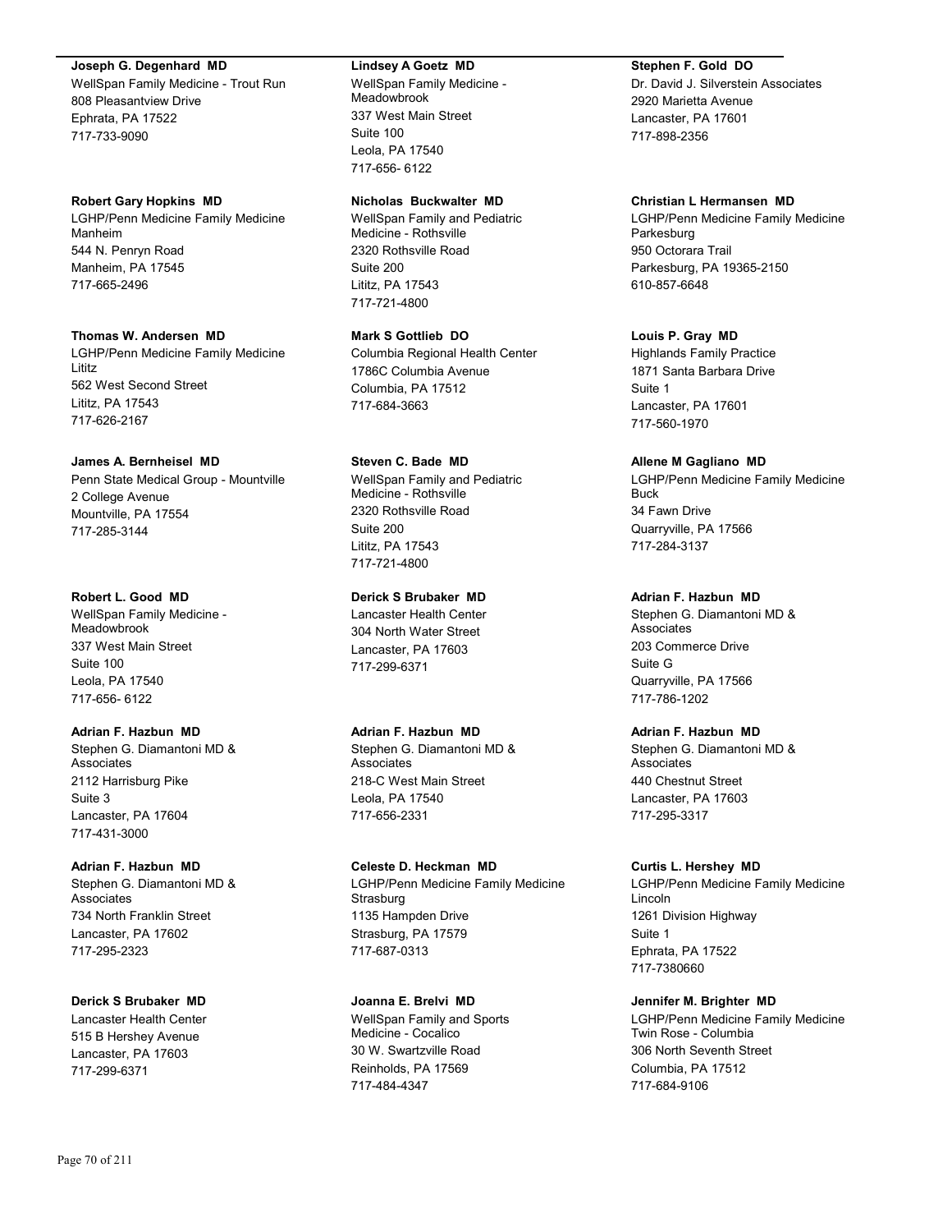**Joseph G. Degenhard MD**
WellSpan Family Medicine - Trout Run
808 Pleasantview Drive
Ephrata, PA 17522
717-733-9090

**Robert Gary Hopkins MD**
LGHP/Penn Medicine Family Medicine Manheim
544 N. Penryn Road
Manheim, PA 17545
717-665-2496

**Thomas W. Andersen MD**
LGHP/Penn Medicine Family Medicine Lititz
562 West Second Street
Lititz, PA 17543
717-626-2167

**James A. Bernheisel MD**
Penn State Medical Group - Mountville
2 College Avenue
Mountville, PA 17554
717-285-3144

**Robert L. Good MD**
WellSpan Family Medicine - Meadowbrook
337 West Main Street
Suite 100
Leola, PA 17540
717-656- 6122

**Adrian F. Hazbun MD**
Stephen G. Diamantoni MD & Associates
2112 Harrisburg Pike
Suite 3
Lancaster, PA 17604
717-431-3000

**Adrian F. Hazbun MD**
Stephen G. Diamantoni MD & Associates
734 North Franklin Street
Lancaster, PA 17602
717-295-2323

**Derick S Brubaker MD**
Lancaster Health Center
515 B Hershey Avenue
Lancaster, PA 17603
717-299-6371

**Lindsey A Goetz MD**
WellSpan Family Medicine - Meadowbrook
337 West Main Street
Suite 100
Leola, PA 17540
717-656- 6122

**Nicholas Buckwalter MD**
WellSpan Family and Pediatric Medicine - Rothsville
2320 Rothsville Road
Suite 200
Lititz, PA 17543
717-721-4800

**Mark S Gottlieb DO**
Columbia Regional Health Center
1786C Columbia Avenue
Columbia, PA 17512
717-684-3663

**Steven C. Bade MD**
WellSpan Family and Pediatric Medicine - Rothsville
2320 Rothsville Road
Suite 200
Lititz, PA 17543
717-721-4800

**Derick S Brubaker MD**
Lancaster Health Center
304 North Water Street
Lancaster, PA 17603
717-299-6371

**Adrian F. Hazbun MD**
Stephen G. Diamantoni MD & Associates
218-C West Main Street
Leola, PA 17540
717-656-2331

**Celeste D. Heckman MD**
LGHP/Penn Medicine Family Medicine Strasburg
1135 Hampden Drive
Strasburg, PA 17579
717-687-0313

**Joanna E. Brelvi MD**
WellSpan Family and Sports Medicine - Cocalico
30 W. Swartzville Road
Reinholds, PA 17569
717-484-4347

**Stephen F. Gold DO**
Dr. David J. Silverstein Associates
2920 Marietta Avenue
Lancaster, PA 17601
717-898-2356

**Christian L Hermansen MD**
LGHP/Penn Medicine Family Medicine Parkesburg
950 Octorara Trail
Parkesburg, PA 19365-2150
610-857-6648

**Louis P. Gray MD**
Highlands Family Practice
1871 Santa Barbara Drive
Suite 1
Lancaster, PA 17601
717-560-1970

**Allene M Gagliano MD**
LGHP/Penn Medicine Family Medicine Buck
34 Fawn Drive
Quarryville, PA 17566
717-284-3137

**Adrian F. Hazbun MD**
Stephen G. Diamantoni MD & Associates
203 Commerce Drive
Suite G
Quarryville, PA 17566
717-786-1202

**Adrian F. Hazbun MD**
Stephen G. Diamantoni MD & Associates
440 Chestnut Street
Lancaster, PA 17603
717-295-3317

**Curtis L. Hershey MD**
LGHP/Penn Medicine Family Medicine Lincoln
1261 Division Highway
Suite 1
Ephrata, PA 17522
717-7380660

**Jennifer M. Brighter MD**
LGHP/Penn Medicine Family Medicine Twin Rose - Columbia
306 North Seventh Street
Columbia, PA 17512
717-684-9106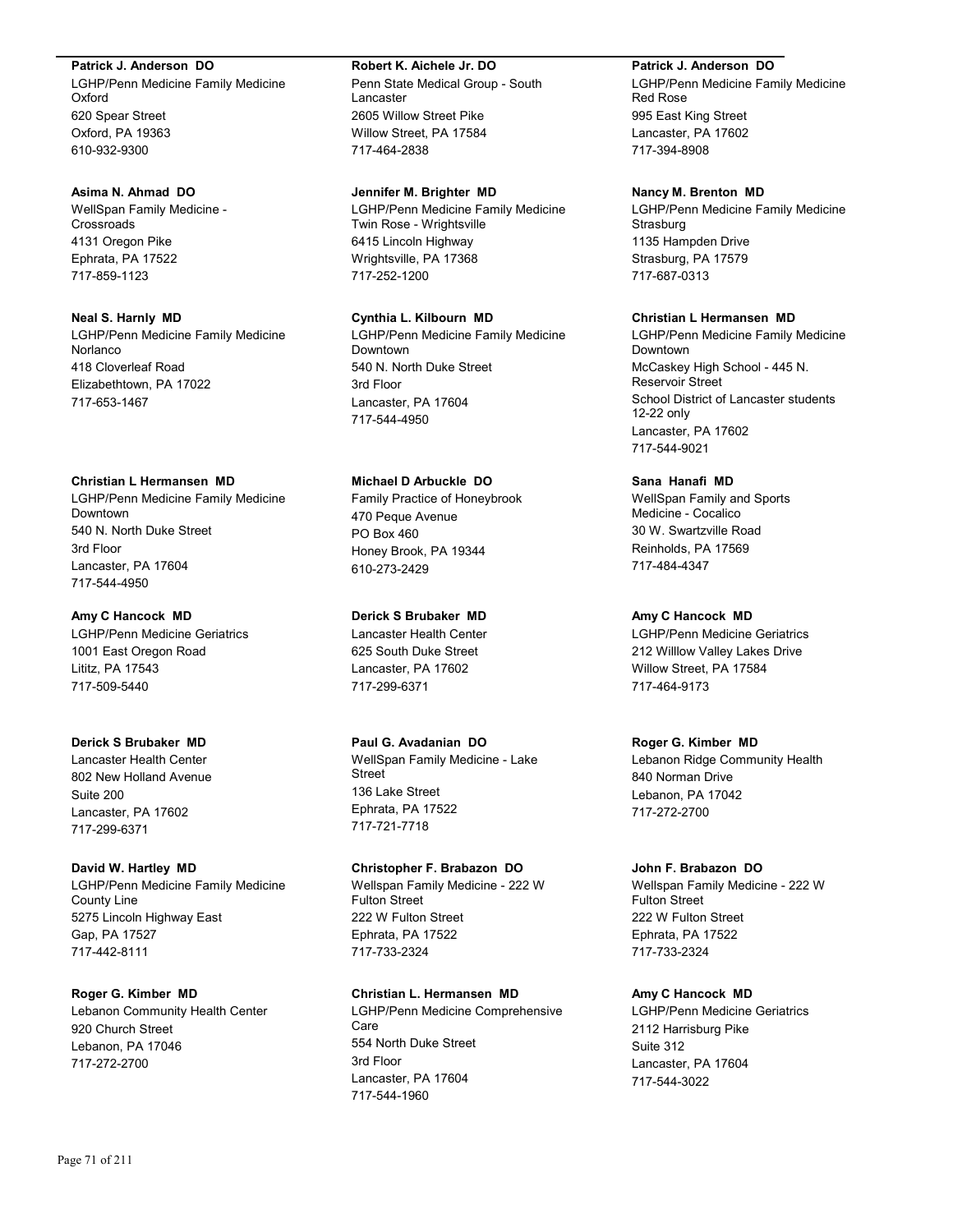**Patrick J. Anderson DO**
LGHP/Penn Medicine Family Medicine Oxford
620 Spear Street
Oxford, PA 19363
610-932-9300

**Asima N. Ahmad DO**
WellSpan Family Medicine - Crossroads
4131 Oregon Pike
Ephrata, PA 17522
717-859-1123

**Neal S. Harnly MD**
LGHP/Penn Medicine Family Medicine Norlanco
418 Cloverleaf Road
Elizabethtown, PA 17022
717-653-1467

**Christian L Hermansen MD**
LGHP/Penn Medicine Family Medicine Downtown
540 N. North Duke Street
3rd Floor
Lancaster, PA 17604
717-544-4950

**Amy C Hancock MD**
LGHP/Penn Medicine Geriatrics
1001 East Oregon Road
Lititz, PA 17543
717-509-5440

**Derick S Brubaker MD**
Lancaster Health Center
802 New Holland Avenue
Suite 200
Lancaster, PA 17602
717-299-6371

**David W. Hartley MD**
LGHP/Penn Medicine Family Medicine County Line
5275 Lincoln Highway East
Gap, PA 17527
717-442-8111

**Roger G. Kimber MD**
Lebanon Community Health Center
920 Church Street
Lebanon, PA 17046
717-272-2700

**Robert K. Aichele Jr. DO**
Penn State Medical Group - South Lancaster
2605 Willow Street Pike
Willow Street, PA 17584
717-464-2838

**Jennifer M. Brighter MD**
LGHP/Penn Medicine Family Medicine Twin Rose - Wrightsville
6415 Lincoln Highway
Wrightsville, PA 17368
717-252-1200

**Cynthia L. Kilbourn MD**
LGHP/Penn Medicine Family Medicine Downtown
540 N. North Duke Street
3rd Floor
Lancaster, PA 17604
717-544-4950

**Michael D Arbuckle DO**
Family Practice of Honeybrook
470 Peque Avenue
PO Box 460
Honey Brook, PA 19344
610-273-2429

**Derick S Brubaker MD**
Lancaster Health Center
625 South Duke Street
Lancaster, PA 17602
717-299-6371

**Paul G. Avadanian DO**
WellSpan Family Medicine - Lake Street
136 Lake Street
Ephrata, PA 17522
717-721-7718

**Christopher F. Brabazon DO**
Wellspan Family Medicine - 222 W Fulton Street
222 W Fulton Street
Ephrata, PA 17522
717-733-2324

**Christian L. Hermansen MD**
LGHP/Penn Medicine Comprehensive Care
554 North Duke Street
3rd Floor
Lancaster, PA 17604
717-544-1960

**Patrick J. Anderson DO**
LGHP/Penn Medicine Family Medicine Red Rose
995 East King Street
Lancaster, PA 17602
717-394-8908

**Nancy M. Brenton MD**
LGHP/Penn Medicine Family Medicine Strasburg
1135 Hampden Drive
Strasburg, PA 17579
717-687-0313

**Christian L Hermansen MD**
LGHP/Penn Medicine Family Medicine Downtown
McCaskey High School - 445 N. Reservoir Street
School District of Lancaster students 12-22 only
Lancaster, PA 17602
717-544-9021

**Sana Hanafi MD**
WellSpan Family and Sports Medicine - Cocalico
30 W. Swartzville Road
Reinholds, PA 17569
717-484-4347

**Amy C Hancock MD**
LGHP/Penn Medicine Geriatrics
212 Willlow Valley Lakes Drive
Willow Street, PA 17584
717-464-9173

**Roger G. Kimber MD**
Lebanon Ridge Community Health
840 Norman Drive
Lebanon, PA 17042
717-272-2700

**John F. Brabazon DO**
Wellspan Family Medicine - 222 W Fulton Street
222 W Fulton Street
Ephrata, PA 17522
717-733-2324

**Amy C Hancock MD**
LGHP/Penn Medicine Geriatrics
2112 Harrisburg Pike
Suite 312
Lancaster, PA 17604
717-544-3022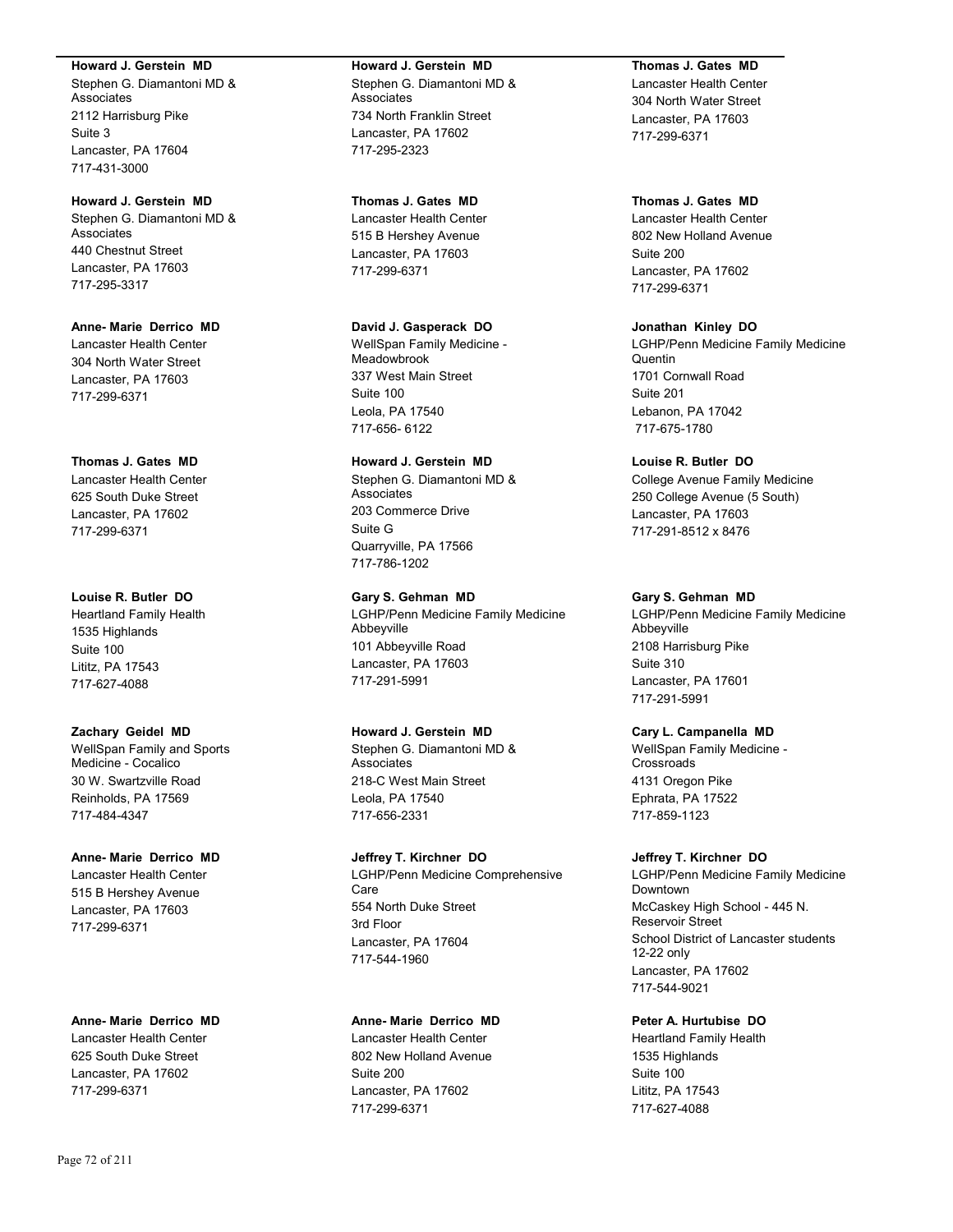**Howard J. Gerstein MD**
Stephen G. Diamantoni MD & Associates
2112 Harrisburg Pike
Suite 3
Lancaster, PA 17604
717-431-3000

**Howard J. Gerstein MD**
Stephen G. Diamantoni MD & Associates
440 Chestnut Street
Lancaster, PA 17603
717-295-3317

**Anne- Marie Derrico MD**
Lancaster Health Center
304 North Water Street
Lancaster, PA 17603
717-299-6371

**Thomas J. Gates MD**
Lancaster Health Center
625 South Duke Street
Lancaster, PA 17602
717-299-6371

**Louise R. Butler DO**
Heartland Family Health
1535 Highlands
Suite 100
Lititz, PA 17543
717-627-4088

**Zachary Geidel MD**
WellSpan Family and Sports Medicine - Cocalico
30 W. Swartzville Road
Reinholds, PA 17569
717-484-4347

**Anne- Marie Derrico MD**
Lancaster Health Center
515 B Hershey Avenue
Lancaster, PA 17603
717-299-6371

**Anne- Marie Derrico MD**
Lancaster Health Center
625 South Duke Street
Lancaster, PA 17602
717-299-6371

**Howard J. Gerstein MD**
Stephen G. Diamantoni MD & Associates
734 North Franklin Street
Lancaster, PA 17602
717-295-2323

**Thomas J. Gates MD**
Lancaster Health Center
515 B Hershey Avenue
Lancaster, PA 17603
717-299-6371

**David J. Gasperack DO**
WellSpan Family Medicine - Meadowbrook
337 West Main Street
Suite 100
Leola, PA 17540
717-656- 6122

**Howard J. Gerstein MD**
Stephen G. Diamantoni MD & Associates
203 Commerce Drive
Suite G
Quarryville, PA 17566
717-786-1202

**Gary S. Gehman MD**
LGHP/Penn Medicine Family Medicine Abbeyville
101 Abbeyville Road
Lancaster, PA 17603
717-291-5991

**Howard J. Gerstein MD**
Stephen G. Diamantoni MD & Associates
218-C West Main Street
Leola, PA 17540
717-656-2331

**Jeffrey T. Kirchner DO**
LGHP/Penn Medicine Comprehensive Care
554 North Duke Street
3rd Floor
Lancaster, PA 17604
717-544-1960

**Anne- Marie Derrico MD**
Lancaster Health Center
802 New Holland Avenue
Suite 200
Lancaster, PA 17602
717-299-6371

**Thomas J. Gates MD**
Lancaster Health Center
304 North Water Street
Lancaster, PA 17603
717-299-6371

**Thomas J. Gates MD**
Lancaster Health Center
802 New Holland Avenue
Suite 200
Lancaster, PA 17602
717-299-6371

**Jonathan Kinley DO**
LGHP/Penn Medicine Family Medicine Quentin
1701 Cornwall Road
Suite 201
Lebanon, PA 17042
717-675-1780

**Louise R. Butler DO**
College Avenue Family Medicine
250 College Avenue (5 South)
Lancaster, PA 17603
717-291-8512 x 8476

**Gary S. Gehman MD**
LGHP/Penn Medicine Family Medicine Abbeyville
2108 Harrisburg Pike
Suite 310
Lancaster, PA 17601
717-291-5991

**Cary L. Campanella MD**
WellSpan Family Medicine - Crossroads
4131 Oregon Pike
Ephrata, PA 17522
717-859-1123

**Jeffrey T. Kirchner DO**
LGHP/Penn Medicine Family Medicine Downtown
McCaskey High School - 445 N. Reservoir Street
School District of Lancaster students 12-22 only
Lancaster, PA 17602
717-544-9021

**Peter A. Hurtubise DO**
Heartland Family Health
1535 Highlands
Suite 100
Lititz, PA 17543
717-627-4088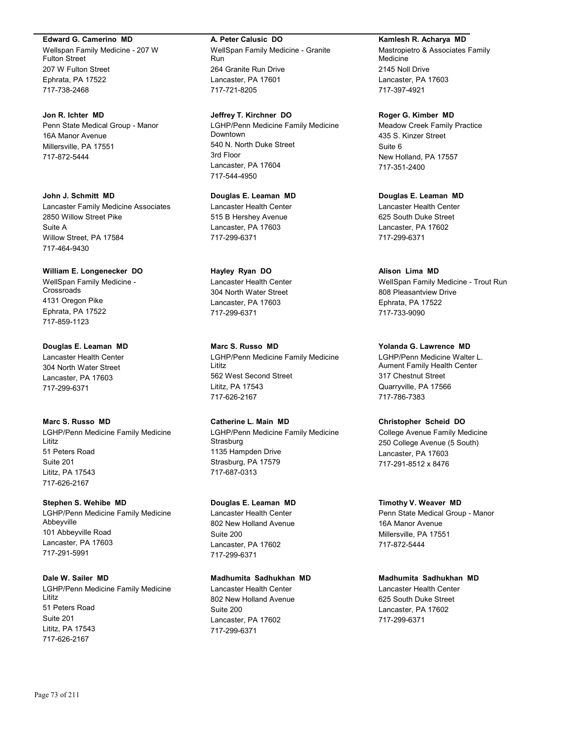**Edward G. Camerino MD**
Wellspan Family Medicine - 207 W Fulton Street
207 W Fulton Street
Ephrata, PA 17522
717-738-2468

**Jon R. Ichter MD**
Penn State Medical Group - Manor
16A Manor Avenue
Millersville, PA 17551
717-872-5444

**John J. Schmitt MD**
Lancaster Family Medicine Associates
2850 Willow Street Pike
Suite A
Willow Street, PA 17584
717-464-9430

**William E. Longenecker DO**
WellSpan Family Medicine - Crossroads
4131 Oregon Pike
Ephrata, PA 17522
717-859-1123

**Douglas E. Leaman MD**
Lancaster Health Center
304 North Water Street
Lancaster, PA 17603
717-299-6371

**Marc S. Russo MD**
LGHP/Penn Medicine Family Medicine Lititz
51 Peters Road
Suite 201
Lititz, PA 17543
717-626-2167

**Stephen S. Wehibe MD**
LGHP/Penn Medicine Family Medicine Abbeyville
101 Abbeyville Road
Lancaster, PA 17603
717-291-5991

**Dale W. Sailer MD**
LGHP/Penn Medicine Family Medicine Lititz
51 Peters Road
Suite 201
Lititz, PA 17543
717-626-2167

**A. Peter Calusic DO**
WellSpan Family Medicine - Granite Run
264 Granite Run Drive
Lancaster, PA 17601
717-721-8205

**Jeffrey T. Kirchner DO**
LGHP/Penn Medicine Family Medicine Downtown
540 N. North Duke Street
3rd Floor
Lancaster, PA 17604
717-544-4950

**Douglas E. Leaman MD**
Lancaster Health Center
515 B Hershey Avenue
Lancaster, PA 17603
717-299-6371

**Hayley Ryan DO**
Lancaster Health Center
304 North Water Street
Lancaster, PA 17603
717-299-6371

**Marc S. Russo MD**
LGHP/Penn Medicine Family Medicine Lititz
562 West Second Street
Lititz, PA 17543
717-626-2167

**Catherine L. Main MD**
LGHP/Penn Medicine Family Medicine Strasburg
1135 Hampden Drive
Strasburg, PA 17579
717-687-0313

**Douglas E. Leaman MD**
Lancaster Health Center
802 New Holland Avenue
Suite 200
Lancaster, PA 17602
717-299-6371

**Madhumita Sadhukhan MD**
Lancaster Health Center
802 New Holland Avenue
Suite 200
Lancaster, PA 17602
717-299-6371

**Kamlesh R. Acharya MD**
Mastropietro & Associates Family Medicine
2145 Noll Drive
Lancaster, PA 17603
717-397-4921

**Roger G. Kimber MD**
Meadow Creek Family Practice
435 S. Kinzer Street
Suite 6
New Holland, PA 17557
717-351-2400

**Douglas E. Leaman MD**
Lancaster Health Center
625 South Duke Street
Lancaster, PA 17602
717-299-6371

**Alison Lima MD**
WellSpan Family Medicine - Trout Run
808 Pleasantview Drive
Ephrata, PA 17522
717-733-9090

**Yolanda G. Lawrence MD**
LGHP/Penn Medicine Walter L. Aument Family Health Center
317 Chestnut Street
Quarryville, PA 17566
717-786-7383

**Christopher Scheid DO**
College Avenue Family Medicine
250 College Avenue (5 South)
Lancaster, PA 17603
717-291-8512 x 8476

**Timothy V. Weaver MD**
Penn State Medical Group - Manor
16A Manor Avenue
Millersville, PA 17551
717-872-5444

**Madhumita Sadhukhan MD**
Lancaster Health Center
625 South Duke Street
Lancaster, PA 17602
717-299-6371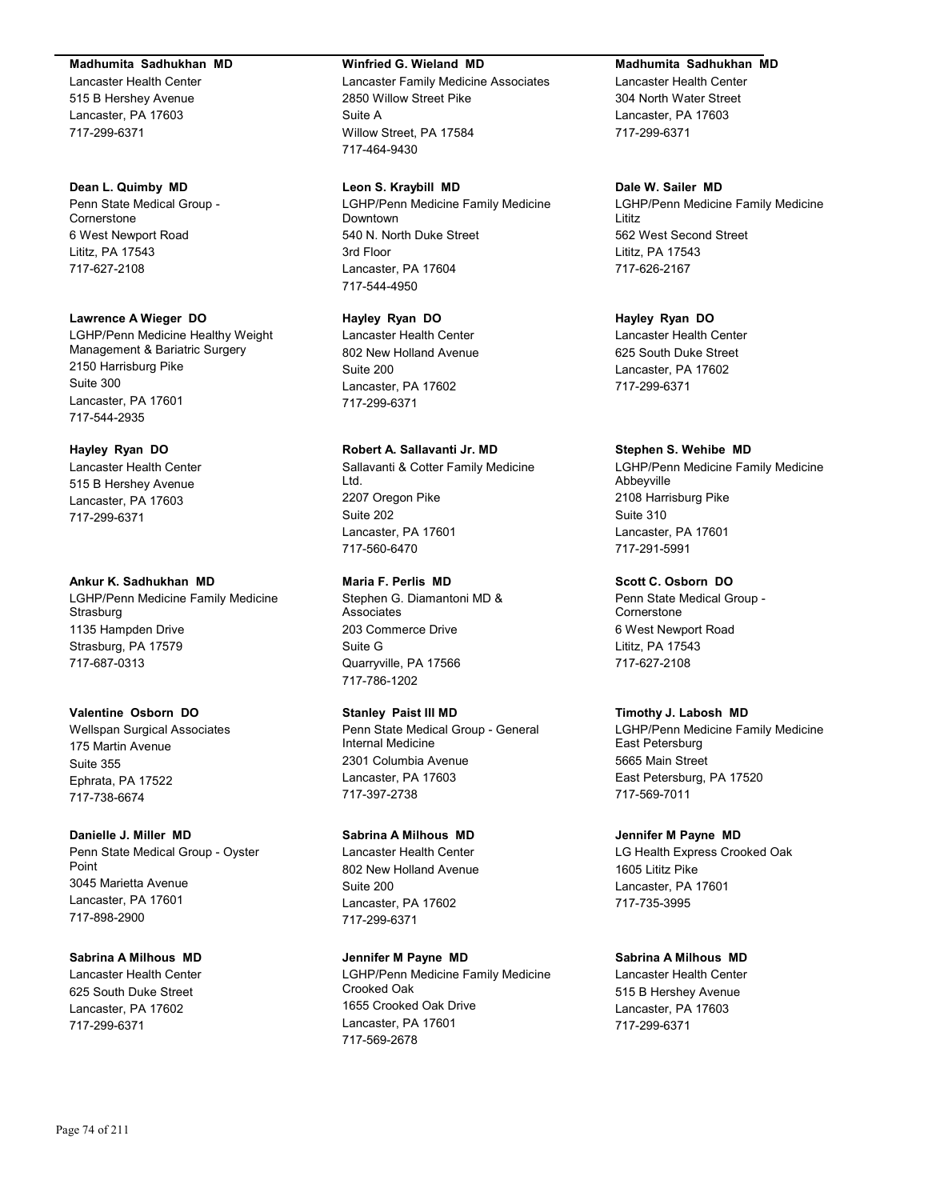**Madhumita Sadhukhan MD**
Lancaster Health Center
515 B Hershey Avenue
Lancaster, PA 17603
717-299-6371

**Dean L. Quimby MD**
Penn State Medical Group - Cornerstone
6 West Newport Road
Lititz, PA 17543
717-627-2108

**Lawrence A Wieger DO**
LGHP/Penn Medicine Healthy Weight Management & Bariatric Surgery
2150 Harrisburg Pike
Suite 300
Lancaster, PA 17601
717-544-2935

**Hayley Ryan DO**
Lancaster Health Center
515 B Hershey Avenue
Lancaster, PA 17603
717-299-6371

**Ankur K. Sadhukhan MD**
LGHP/Penn Medicine Family Medicine Strasburg
1135 Hampden Drive
Strasburg, PA 17579
717-687-0313

**Valentine Osborn DO**
Wellspan Surgical Associates
175 Martin Avenue
Suite 355
Ephrata, PA 17522
717-738-6674

**Danielle J. Miller MD**
Penn State Medical Group - Oyster Point
3045 Marietta Avenue
Lancaster, PA 17601
717-898-2900

**Sabrina A Milhous MD**
Lancaster Health Center
625 South Duke Street
Lancaster, PA 17602
717-299-6371

**Winfried G. Wieland MD**
Lancaster Family Medicine Associates
2850 Willow Street Pike
Suite A
Willow Street, PA 17584
717-464-9430

**Leon S. Kraybill MD**
LGHP/Penn Medicine Family Medicine Downtown
540 N. North Duke Street
3rd Floor
Lancaster, PA 17604
717-544-4950

**Hayley Ryan DO**
Lancaster Health Center
802 New Holland Avenue
Suite 200
Lancaster, PA 17602
717-299-6371

**Robert A. Sallavanti Jr. MD**
Sallavanti & Cotter Family Medicine Ltd.
2207 Oregon Pike
Suite 202
Lancaster, PA 17601
717-560-6470

**Maria F. Perlis MD**
Stephen G. Diamantoni MD & Associates
203 Commerce Drive
Suite G
Quarryville, PA 17566
717-786-1202

**Stanley Paist III MD**
Penn State Medical Group - General Internal Medicine
2301 Columbia Avenue
Lancaster, PA 17603
717-397-2738

**Sabrina A Milhous MD**
Lancaster Health Center
802 New Holland Avenue
Suite 200
Lancaster, PA 17602
717-299-6371

**Jennifer M Payne MD**
LGHP/Penn Medicine Family Medicine Crooked Oak
1655 Crooked Oak Drive
Lancaster, PA 17601
717-569-2678

**Madhumita Sadhukhan MD**
Lancaster Health Center
304 North Water Street
Lancaster, PA 17603
717-299-6371

**Dale W. Sailer MD**
LGHP/Penn Medicine Family Medicine Lititz
562 West Second Street
Lititz, PA 17543
717-626-2167

**Hayley Ryan DO**
Lancaster Health Center
625 South Duke Street
Lancaster, PA 17602
717-299-6371

**Stephen S. Wehibe MD**
LGHP/Penn Medicine Family Medicine Abbeyville
2108 Harrisburg Pike
Suite 310
Lancaster, PA 17601
717-291-5991

**Scott C. Osborn DO**
Penn State Medical Group - Cornerstone
6 West Newport Road
Lititz, PA 17543
717-627-2108

**Timothy J. Labosh MD**
LGHP/Penn Medicine Family Medicine East Petersburg
5665 Main Street
East Petersburg, PA 17520
717-569-7011

**Jennifer M Payne MD**
LG Health Express Crooked Oak
1605 Lititz Pike
Lancaster, PA 17601
717-735-3995

**Sabrina A Milhous MD**
Lancaster Health Center
515 B Hershey Avenue
Lancaster, PA 17603
717-299-6371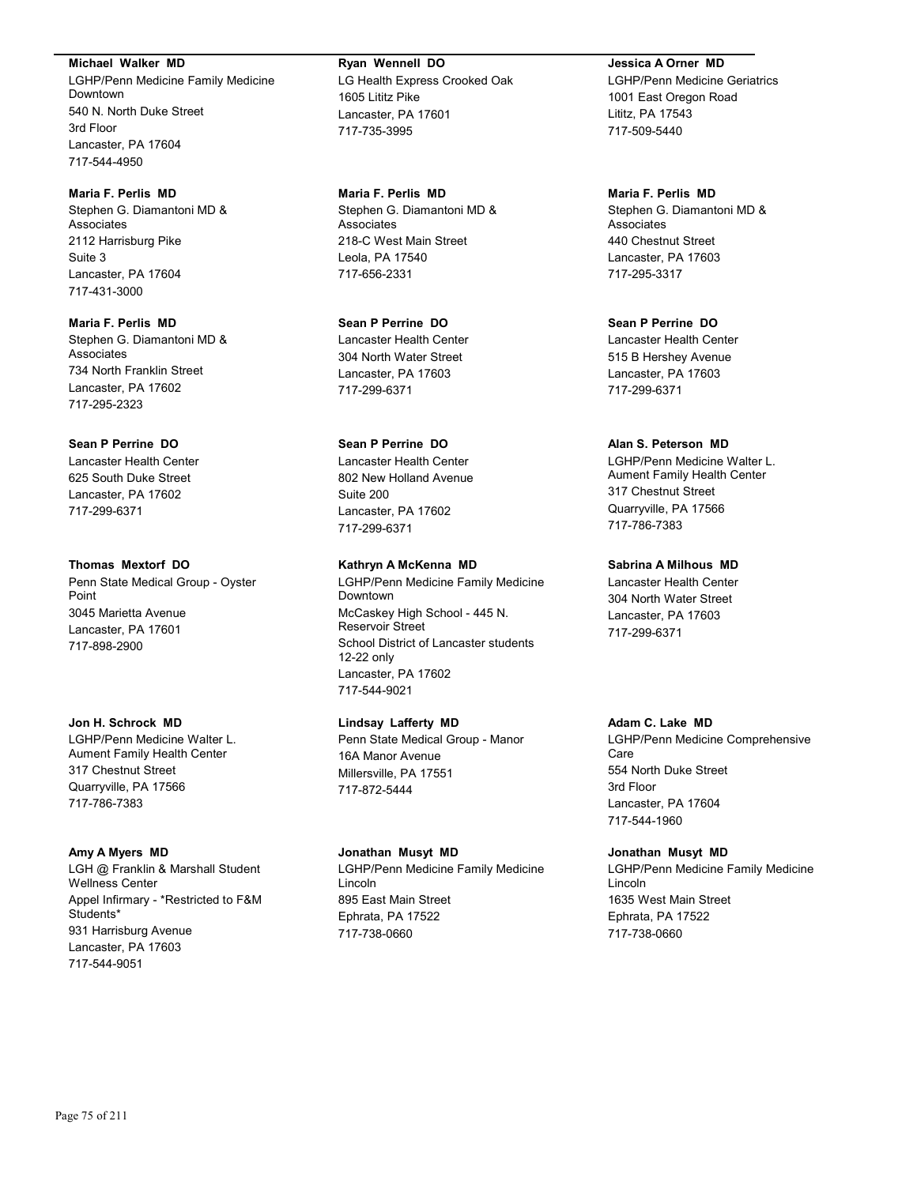**Michael Walker MD**
LGHP/Penn Medicine Family Medicine Downtown
540 N. North Duke Street
3rd Floor
Lancaster, PA 17604
717-544-4950

**Ryan Wennell DO**
LG Health Express Crooked Oak
1605 Lititz Pike
Lancaster, PA 17601
717-735-3995

**Jessica A Orner MD**
LGHP/Penn Medicine Geriatrics
1001 East Oregon Road
Lititz, PA 17543
717-509-5440

**Maria F. Perlis MD**
Stephen G. Diamantoni MD & Associates
2112 Harrisburg Pike
Suite 3
Lancaster, PA 17604
717-431-3000

**Maria F. Perlis MD**
Stephen G. Diamantoni MD & Associates
218-C West Main Street
Leola, PA 17540
717-656-2331

**Maria F. Perlis MD**
Stephen G. Diamantoni MD & Associates
440 Chestnut Street
Lancaster, PA 17603
717-295-3317

**Maria F. Perlis MD**
Stephen G. Diamantoni MD & Associates
734 North Franklin Street
Lancaster, PA 17602
717-295-2323

**Sean P Perrine DO**
Lancaster Health Center
304 North Water Street
Lancaster, PA 17603
717-299-6371

**Sean P Perrine DO**
Lancaster Health Center
515 B Hershey Avenue
Lancaster, PA 17603
717-299-6371

**Sean P Perrine DO**
Lancaster Health Center
625 South Duke Street
Lancaster, PA 17602
717-299-6371

**Sean P Perrine DO**
Lancaster Health Center
802 New Holland Avenue
Suite 200
Lancaster, PA 17602
717-299-6371

**Alan S. Peterson MD**
LGHP/Penn Medicine Walter L. Aument Family Health Center
317 Chestnut Street
Quarryville, PA 17566
717-786-7383

**Thomas Mextorf DO**
Penn State Medical Group - Oyster Point
3045 Marietta Avenue
Lancaster, PA 17601
717-898-2900

**Kathryn A McKenna MD**
LGHP/Penn Medicine Family Medicine Downtown
McCaskey High School - 445 N. Reservoir Street
School District of Lancaster students 12-22 only
Lancaster, PA 17602
717-544-9021

**Sabrina A Milhous MD**
Lancaster Health Center
304 North Water Street
Lancaster, PA 17603
717-299-6371

**Jon H. Schrock MD**
LGHP/Penn Medicine Walter L. Aument Family Health Center
317 Chestnut Street
Quarryville, PA 17566
717-786-7383

**Lindsay Lafferty MD**
Penn State Medical Group - Manor
16A Manor Avenue
Millersville, PA 17551
717-872-5444

**Adam C. Lake MD**
LGHP/Penn Medicine Comprehensive Care
554 North Duke Street
3rd Floor
Lancaster, PA 17604
717-544-1960

**Amy A Myers MD**
LGH @ Franklin & Marshall Student Wellness Center
Appel Infirmary - *Restricted to F&M Students*
931 Harrisburg Avenue
Lancaster, PA 17603
717-544-9051

**Jonathan Musyt MD**
LGHP/Penn Medicine Family Medicine Lincoln
895 East Main Street
Ephrata, PA 17522
717-738-0660

**Jonathan Musyt MD**
LGHP/Penn Medicine Family Medicine Lincoln
1635 West Main Street
Ephrata, PA 17522
717-738-0660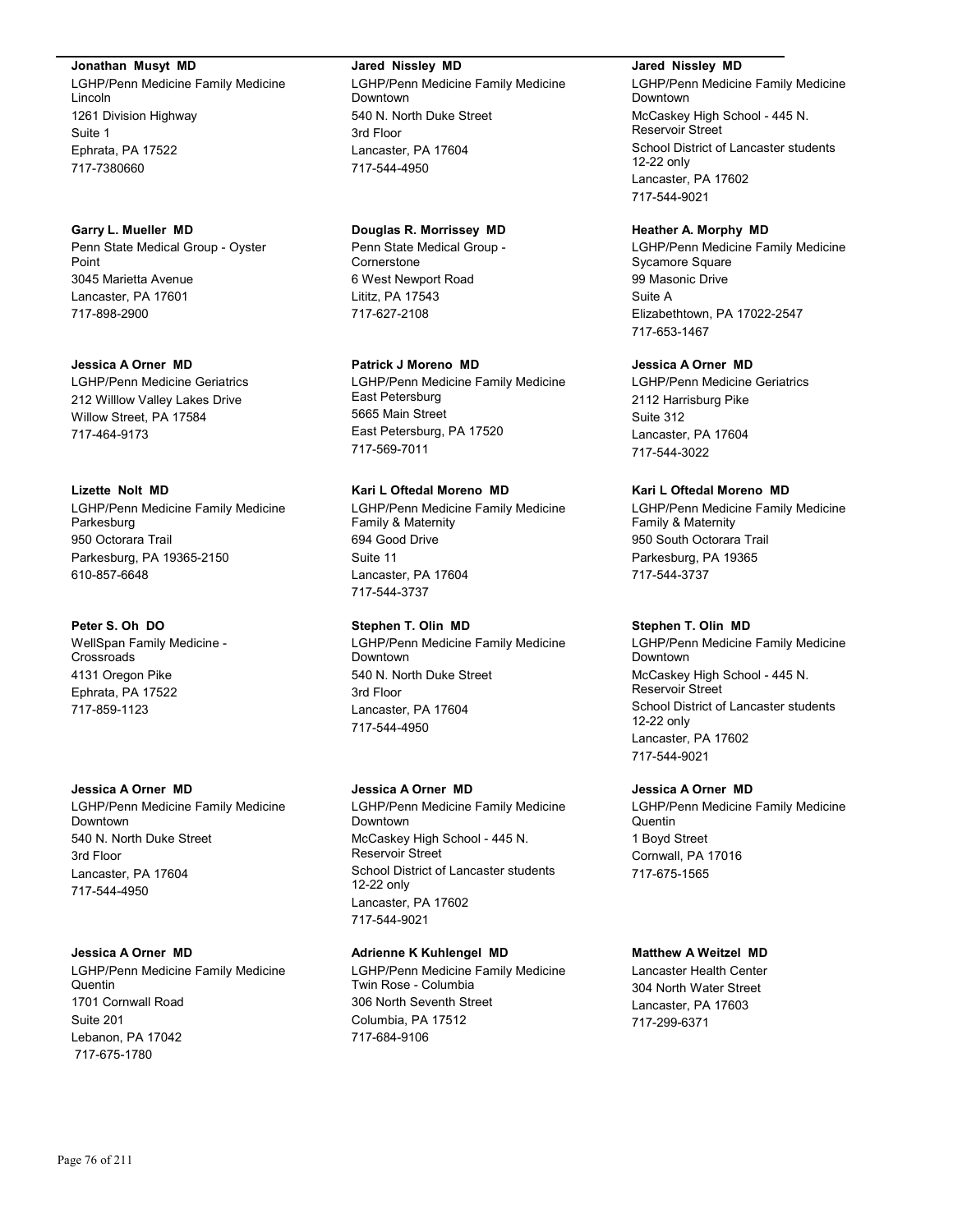**Jonathan Musyt MD**
LGHP/Penn Medicine Family Medicine Lincoln
1261 Division Highway
Suite 1
Ephrata, PA 17522
717-7380660

**Garry L. Mueller MD**
Penn State Medical Group - Oyster Point
3045 Marietta Avenue
Lancaster, PA 17601
717-898-2900

**Jessica A Orner MD**
LGHP/Penn Medicine Geriatrics
212 Willlow Valley Lakes Drive
Willow Street, PA 17584
717-464-9173

**Lizette Nolt MD**
LGHP/Penn Medicine Family Medicine Parkesburg
950 Octorara Trail
Parkesburg, PA 19365-2150
610-857-6648

**Peter S. Oh DO**
WellSpan Family Medicine - Crossroads
4131 Oregon Pike
Ephrata, PA 17522
717-859-1123

**Jessica A Orner MD**
LGHP/Penn Medicine Family Medicine Downtown
540 N. North Duke Street
3rd Floor
Lancaster, PA 17604
717-544-4950

**Jessica A Orner MD**
LGHP/Penn Medicine Family Medicine Quentin
1701 Cornwall Road
Suite 201
Lebanon, PA 17042
717-675-1780

**Jared Nissley MD**
LGHP/Penn Medicine Family Medicine Downtown
540 N. North Duke Street
3rd Floor
Lancaster, PA 17604
717-544-4950

**Douglas R. Morrissey MD**
Penn State Medical Group - Cornerstone
6 West Newport Road
Lititz, PA 17543
717-627-2108

**Patrick J Moreno MD**
LGHP/Penn Medicine Family Medicine East Petersburg
5665 Main Street
East Petersburg, PA 17520
717-569-7011

**Kari L Oftedal Moreno MD**
LGHP/Penn Medicine Family Medicine Family & Maternity
694 Good Drive
Suite 11
Lancaster, PA 17604
717-544-3737

**Stephen T. Olin MD**
LGHP/Penn Medicine Family Medicine Downtown
540 N. North Duke Street
3rd Floor
Lancaster, PA 17604
717-544-4950

**Jessica A Orner MD**
LGHP/Penn Medicine Family Medicine Downtown
McCaskey High School - 445 N. Reservoir Street
School District of Lancaster students 12-22 only
Lancaster, PA 17602
717-544-9021

**Adrienne K Kuhlengel MD**
LGHP/Penn Medicine Family Medicine Twin Rose - Columbia
306 North Seventh Street
Columbia, PA 17512
717-684-9106

**Jared Nissley MD**
LGHP/Penn Medicine Family Medicine Downtown
McCaskey High School - 445 N. Reservoir Street
School District of Lancaster students 12-22 only
Lancaster, PA 17602
717-544-9021

**Heather A. Morphy MD**
LGHP/Penn Medicine Family Medicine Sycamore Square
99 Masonic Drive
Suite A
Elizabethtown, PA 17022-2547
717-653-1467

**Jessica A Orner MD**
LGHP/Penn Medicine Geriatrics
2112 Harrisburg Pike
Suite 312
Lancaster, PA 17604
717-544-3022

**Kari L Oftedal Moreno MD**
LGHP/Penn Medicine Family Medicine Family & Maternity
950 South Octorara Trail
Parkesburg, PA 19365
717-544-3737

**Stephen T. Olin MD**
LGHP/Penn Medicine Family Medicine Downtown
McCaskey High School - 445 N. Reservoir Street
School District of Lancaster students 12-22 only
Lancaster, PA 17602
717-544-9021

**Jessica A Orner MD**
LGHP/Penn Medicine Family Medicine Quentin
1 Boyd Street
Cornwall, PA 17016
717-675-1565

**Matthew A Weitzel MD**
Lancaster Health Center
304 North Water Street
Lancaster, PA 17603
717-299-6371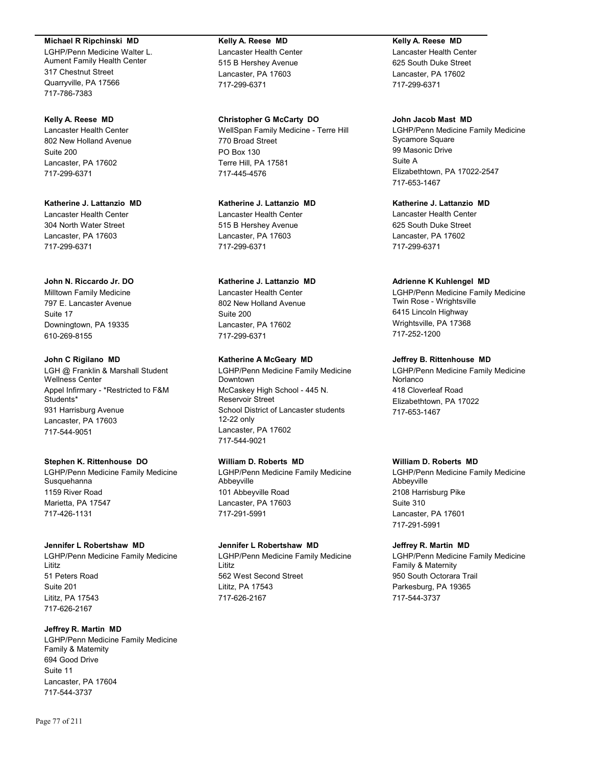**Michael R Ripchinski MD**
LGHP/Penn Medicine Walter L. Aument Family Health Center
317 Chestnut Street
Quarryville, PA 17566
717-786-7383

**Kelly A. Reese MD**
Lancaster Health Center
802 New Holland Avenue
Suite 200
Lancaster, PA 17602
717-299-6371

**Katherine J. Lattanzio MD**
Lancaster Health Center
304 North Water Street
Lancaster, PA 17603
717-299-6371

**John N. Riccardo Jr. DO**
Milltown Family Medicine
797 E. Lancaster Avenue
Suite 17
Downingtown, PA 19335
610-269-8155

**John C Rigilano MD**
LGH @ Franklin & Marshall Student Wellness Center
Appel Infirmary - *Restricted to F&M Students*
931 Harrisburg Avenue
Lancaster, PA 17603
717-544-9051

**Stephen K. Rittenhouse DO**
LGHP/Penn Medicine Family Medicine Susquehanna
1159 River Road
Marietta, PA 17547
717-426-1131

**Jennifer L Robertshaw MD**
LGHP/Penn Medicine Family Medicine Lititz
51 Peters Road
Suite 201
Lititz, PA 17543
717-626-2167

**Jeffrey R. Martin MD**
LGHP/Penn Medicine Family Medicine Family & Maternity
694 Good Drive
Suite 11
Lancaster, PA 17604
717-544-3737

**Kelly A. Reese MD**
Lancaster Health Center
515 B Hershey Avenue
Lancaster, PA 17603
717-299-6371

**Christopher G McCarty DO**
WellSpan Family Medicine - Terre Hill
770 Broad Street
PO Box 130
Terre Hill, PA 17581
717-445-4576

**Katherine J. Lattanzio MD**
Lancaster Health Center
515 B Hershey Avenue
Lancaster, PA 17603
717-299-6371

**Katherine J. Lattanzio MD**
Lancaster Health Center
802 New Holland Avenue
Suite 200
Lancaster, PA 17602
717-299-6371

**Katherine A McGeary MD**
LGHP/Penn Medicine Family Medicine Downtown
McCaskey High School - 445 N. Reservoir Street
School District of Lancaster students 12-22 only
Lancaster, PA 17602
717-544-9021

**William D. Roberts MD**
LGHP/Penn Medicine Family Medicine Abbeyville
101 Abbeyville Road
Lancaster, PA 17603
717-291-5991

**Jennifer L Robertshaw MD**
LGHP/Penn Medicine Family Medicine Lititz
562 West Second Street
Lititz, PA 17543
717-626-2167

**Kelly A. Reese MD**
Lancaster Health Center
625 South Duke Street
Lancaster, PA 17602
717-299-6371

**John Jacob Mast MD**
LGHP/Penn Medicine Family Medicine Sycamore Square
99 Masonic Drive
Suite A
Elizabethtown, PA 17022-2547
717-653-1467

**Katherine J. Lattanzio MD**
Lancaster Health Center
625 South Duke Street
Lancaster, PA 17602
717-299-6371

**Adrienne K Kuhlengel MD**
LGHP/Penn Medicine Family Medicine Twin Rose - Wrightsville
6415 Lincoln Highway
Wrightsville, PA 17368
717-252-1200

**Jeffrey B. Rittenhouse MD**
LGHP/Penn Medicine Family Medicine Norlanco
418 Cloverleaf Road
Elizabethtown, PA 17022
717-653-1467

**William D. Roberts MD**
LGHP/Penn Medicine Family Medicine Abbeyville
2108 Harrisburg Pike
Suite 310
Lancaster, PA 17601
717-291-5991

**Jeffrey R. Martin MD**
LGHP/Penn Medicine Family Medicine Family & Maternity
950 South Octorara Trail
Parkesburg, PA 19365
717-544-3737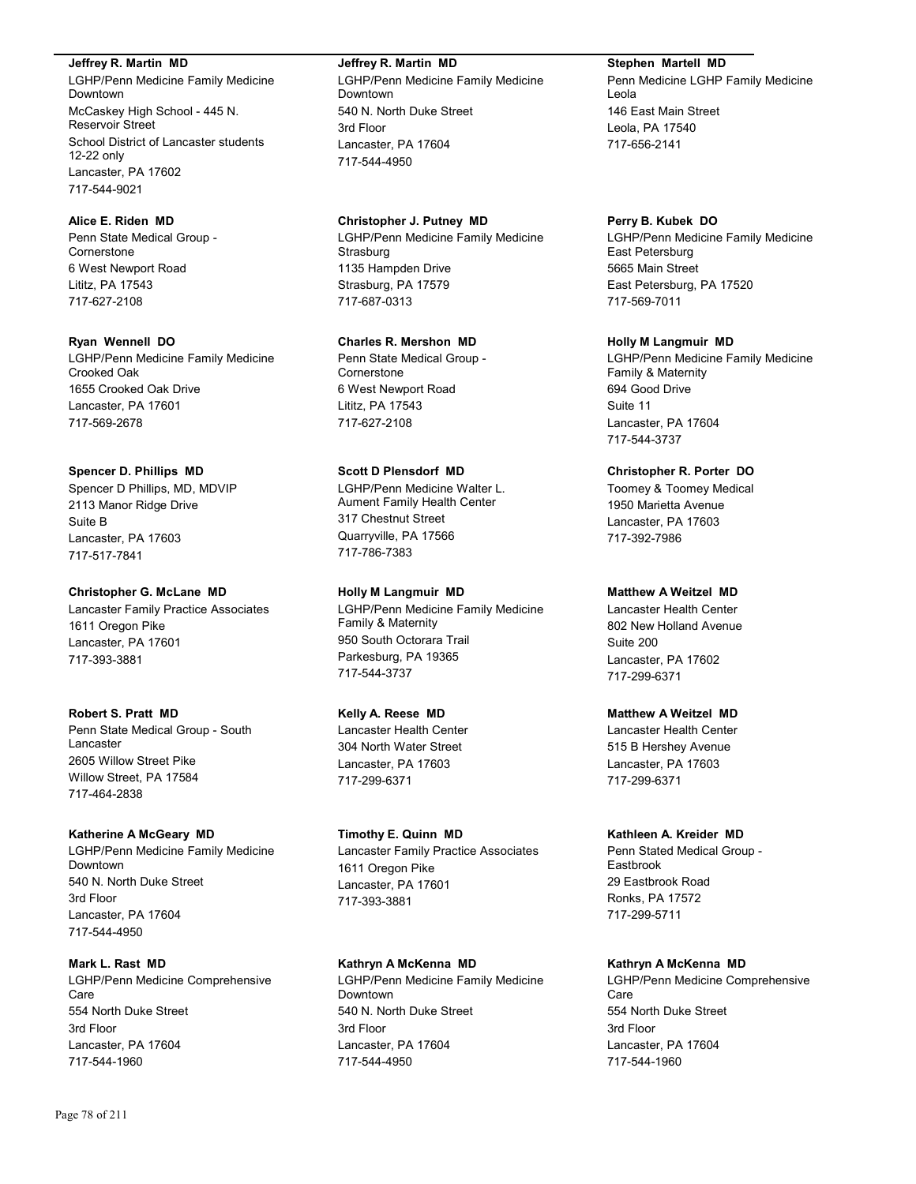**Jeffrey R. Martin MD**
LGHP/Penn Medicine Family Medicine Downtown
McCaskey High School - 445 N. Reservoir Street
School District of Lancaster students 12-22 only
Lancaster, PA 17602
717-544-9021

**Alice E. Riden MD**
Penn State Medical Group - Cornerstone
6 West Newport Road
Lititz, PA 17543
717-627-2108

**Ryan Wennell DO**
LGHP/Penn Medicine Family Medicine Crooked Oak
1655 Crooked Oak Drive
Lancaster, PA 17601
717-569-2678

**Spencer D. Phillips MD**
Spencer D Phillips, MD, MDVIP
2113 Manor Ridge Drive
Suite B
Lancaster, PA 17603
717-517-7841

**Christopher G. McLane MD**
Lancaster Family Practice Associates
1611 Oregon Pike
Lancaster, PA 17601
717-393-3881

**Robert S. Pratt MD**
Penn State Medical Group - South Lancaster
2605 Willow Street Pike
Willow Street, PA 17584
717-464-2838

**Katherine A McGeary MD**
LGHP/Penn Medicine Family Medicine Downtown
540 N. North Duke Street
3rd Floor
Lancaster, PA 17604
717-544-4950

**Mark L. Rast MD**
LGHP/Penn Medicine Comprehensive Care
554 North Duke Street
3rd Floor
Lancaster, PA 17604
717-544-1960

**Jeffrey R. Martin MD**
LGHP/Penn Medicine Family Medicine Downtown
540 N. North Duke Street
3rd Floor
Lancaster, PA 17604
717-544-4950

**Christopher J. Putney MD**
LGHP/Penn Medicine Family Medicine Strasburg
1135 Hampden Drive
Strasburg, PA 17579
717-687-0313

**Charles R. Mershon MD**
Penn State Medical Group - Cornerstone
6 West Newport Road
Lititz, PA 17543
717-627-2108

**Scott D Plensdorf MD**
LGHP/Penn Medicine Walter L. Aument Family Health Center
317 Chestnut Street
Quarryville, PA 17566
717-786-7383

**Holly M Langmuir MD**
LGHP/Penn Medicine Family Medicine Family & Maternity
950 South Octorara Trail
Parkesburg, PA 19365
717-544-3737

**Kelly A. Reese MD**
Lancaster Health Center
304 North Water Street
Lancaster, PA 17603
717-299-6371

**Timothy E. Quinn MD**
Lancaster Family Practice Associates
1611 Oregon Pike
Lancaster, PA 17601
717-393-3881

**Kathryn A McKenna MD**
LGHP/Penn Medicine Family Medicine Downtown
540 N. North Duke Street
3rd Floor
Lancaster, PA 17604
717-544-4950

**Stephen Martell MD**
Penn Medicine LGHP Family Medicine Leola
146 East Main Street
Leola, PA 17540
717-656-2141

**Perry B. Kubek DO**
LGHP/Penn Medicine Family Medicine East Petersburg
5665 Main Street
East Petersburg, PA 17520
717-569-7011

**Holly M Langmuir MD**
LGHP/Penn Medicine Family Medicine Family & Maternity
694 Good Drive
Suite 11
Lancaster, PA 17604
717-544-3737

**Christopher R. Porter DO**
Toomey & Toomey Medical
1950 Marietta Avenue
Lancaster, PA 17603
717-392-7986

**Matthew A Weitzel MD**
Lancaster Health Center
802 New Holland Avenue
Suite 200
Lancaster, PA 17602
717-299-6371

**Matthew A Weitzel MD**
Lancaster Health Center
515 B Hershey Avenue
Lancaster, PA 17603
717-299-6371

**Kathleen A. Kreider MD**
Penn Stated Medical Group - Eastbrook
29 Eastbrook Road
Ronks, PA 17572
717-299-5711

**Kathryn A McKenna MD**
LGHP/Penn Medicine Comprehensive Care
554 North Duke Street
3rd Floor
Lancaster, PA 17604
717-544-1960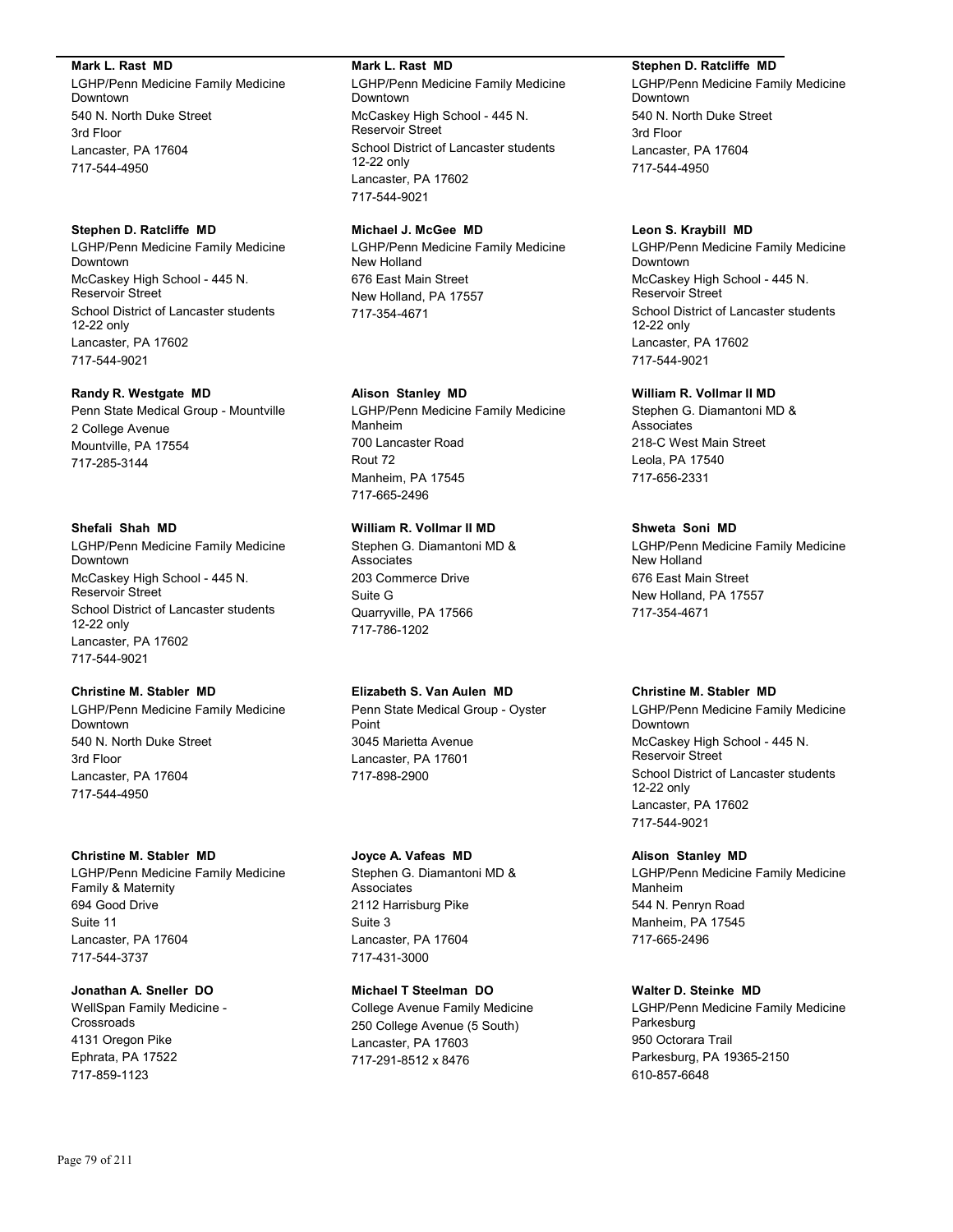**Mark L. Rast MD**
LGHP/Penn Medicine Family Medicine Downtown
540 N. North Duke Street
3rd Floor
Lancaster, PA 17604
717-544-4950

**Stephen D. Ratcliffe MD**
LGHP/Penn Medicine Family Medicine Downtown
McCaskey High School - 445 N. Reservoir Street
School District of Lancaster students 12-22 only
Lancaster, PA 17602
717-544-9021

**Randy R. Westgate MD**
Penn State Medical Group - Mountville
2 College Avenue
Mountville, PA 17554
717-285-3144

**Shefali Shah MD**
LGHP/Penn Medicine Family Medicine Downtown
McCaskey High School - 445 N. Reservoir Street
School District of Lancaster students 12-22 only
Lancaster, PA 17602
717-544-9021

**Christine M. Stabler MD**
LGHP/Penn Medicine Family Medicine Downtown
540 N. North Duke Street
3rd Floor
Lancaster, PA 17604
717-544-4950

**Christine M. Stabler MD**
LGHP/Penn Medicine Family Medicine Family & Maternity
694 Good Drive
Suite 11
Lancaster, PA 17604
717-544-3737

**Jonathan A. Sneller DO**
WellSpan Family Medicine - Crossroads
4131 Oregon Pike
Ephrata, PA 17522
717-859-1123

**Mark L. Rast MD**
LGHP/Penn Medicine Family Medicine Downtown
McCaskey High School - 445 N. Reservoir Street
School District of Lancaster students 12-22 only
Lancaster, PA 17602
717-544-9021

**Michael J. McGee MD**
LGHP/Penn Medicine Family Medicine New Holland
676 East Main Street
New Holland, PA 17557
717-354-4671

**Alison Stanley MD**
LGHP/Penn Medicine Family Medicine Manheim
700 Lancaster Road
Rout 72
Manheim, PA 17545
717-665-2496

**William R. Vollmar II MD**
Stephen G. Diamantoni MD & Associates
203 Commerce Drive
Suite G
Quarryville, PA 17566
717-786-1202

**Elizabeth S. Van Aulen MD**
Penn State Medical Group - Oyster Point
3045 Marietta Avenue
Lancaster, PA 17601
717-898-2900

**Joyce A. Vafeas MD**
Stephen G. Diamantoni MD & Associates
2112 Harrisburg Pike
Suite 3
Lancaster, PA 17604
717-431-3000

**Michael T Steelman DO**
College Avenue Family Medicine
250 College Avenue (5 South)
Lancaster, PA 17603
717-291-8512 x 8476

**Stephen D. Ratcliffe MD**
LGHP/Penn Medicine Family Medicine Downtown
540 N. North Duke Street
3rd Floor
Lancaster, PA 17604
717-544-4950

**Leon S. Kraybill MD**
LGHP/Penn Medicine Family Medicine Downtown
McCaskey High School - 445 N. Reservoir Street
School District of Lancaster students 12-22 only
Lancaster, PA 17602
717-544-9021

**William R. Vollmar II MD**
Stephen G. Diamantoni MD & Associates
218-C West Main Street
Leola, PA 17540
717-656-2331

**Shweta Soni MD**
LGHP/Penn Medicine Family Medicine New Holland
676 East Main Street
New Holland, PA 17557
717-354-4671

**Christine M. Stabler MD**
LGHP/Penn Medicine Family Medicine Downtown
McCaskey High School - 445 N. Reservoir Street
School District of Lancaster students 12-22 only
Lancaster, PA 17602
717-544-9021

**Alison Stanley MD**
LGHP/Penn Medicine Family Medicine Manheim
544 N. Penryn Road
Manheim, PA 17545
717-665-2496

**Walter D. Steinke MD**
LGHP/Penn Medicine Family Medicine Parkesburg
950 Octorara Trail
Parkesburg, PA 19365-2150
610-857-6648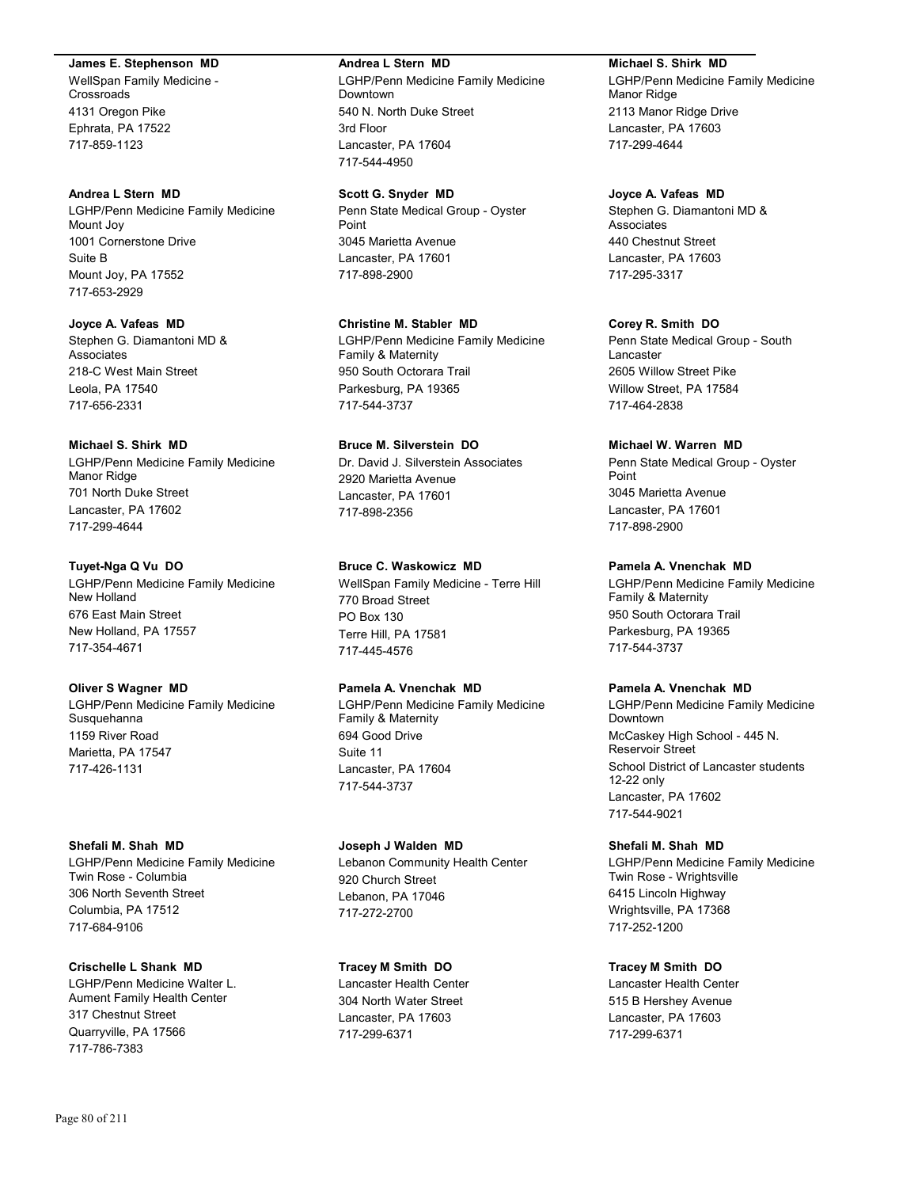**James E. Stephenson MD**
WellSpan Family Medicine - Crossroads
4131 Oregon Pike
Ephrata, PA 17522
717-859-1123

**Andrea L Stern MD**
LGHP/Penn Medicine Family Medicine Mount Joy
1001 Cornerstone Drive
Suite B
Mount Joy, PA 17552
717-653-2929

**Joyce A. Vafeas MD**
Stephen G. Diamantoni MD & Associates
218-C West Main Street
Leola, PA 17540
717-656-2331

**Michael S. Shirk MD**
LGHP/Penn Medicine Family Medicine Manor Ridge
701 North Duke Street
Lancaster, PA 17602
717-299-4644

**Tuyet-Nga Q Vu DO**
LGHP/Penn Medicine Family Medicine New Holland
676 East Main Street
New Holland, PA 17557
717-354-4671

**Oliver S Wagner MD**
LGHP/Penn Medicine Family Medicine Susquehanna
1159 River Road
Marietta, PA 17547
717-426-1131

**Shefali M. Shah MD**
LGHP/Penn Medicine Family Medicine Twin Rose - Columbia
306 North Seventh Street
Columbia, PA 17512
717-684-9106

**Crischelle L Shank MD**
LGHP/Penn Medicine Walter L. Aument Family Health Center
317 Chestnut Street
Quarryville, PA 17566
717-786-7383

**Andrea L Stern MD**
LGHP/Penn Medicine Family Medicine Downtown
540 N. North Duke Street
3rd Floor
Lancaster, PA 17604
717-544-4950

**Scott G. Snyder MD**
Penn State Medical Group - Oyster Point
3045 Marietta Avenue
Lancaster, PA 17601
717-898-2900

**Christine M. Stabler MD**
LGHP/Penn Medicine Family Medicine Family & Maternity
950 South Octorara Trail
Parkesburg, PA 19365
717-544-3737

**Bruce M. Silverstein DO**
Dr. David J. Silverstein Associates
2920 Marietta Avenue
Lancaster, PA 17601
717-898-2356

**Bruce C. Waskowicz MD**
WellSpan Family Medicine - Terre Hill
770 Broad Street
PO Box 130
Terre Hill, PA 17581
717-445-4576

**Pamela A. Vnenchak MD**
LGHP/Penn Medicine Family Medicine Family & Maternity
694 Good Drive
Suite 11
Lancaster, PA 17604
717-544-3737

**Joseph J Walden MD**
Lebanon Community Health Center
920 Church Street
Lebanon, PA 17046
717-272-2700

**Tracey M Smith DO**
Lancaster Health Center
304 North Water Street
Lancaster, PA 17603
717-299-6371

**Michael S. Shirk MD**
LGHP/Penn Medicine Family Medicine Manor Ridge
2113 Manor Ridge Drive
Lancaster, PA 17603
717-299-4644

**Joyce A. Vafeas MD**
Stephen G. Diamantoni MD & Associates
440 Chestnut Street
Lancaster, PA 17603
717-295-3317

**Corey R. Smith DO**
Penn State Medical Group - South Lancaster
2605 Willow Street Pike
Willow Street, PA 17584
717-464-2838

**Michael W. Warren MD**
Penn State Medical Group - Oyster Point
3045 Marietta Avenue
Lancaster, PA 17601
717-898-2900

**Pamela A. Vnenchak MD**
LGHP/Penn Medicine Family Medicine Family & Maternity
950 South Octorara Trail
Parkesburg, PA 19365
717-544-3737

**Pamela A. Vnenchak MD**
LGHP/Penn Medicine Family Medicine Downtown
McCaskey High School - 445 N. Reservoir Street
School District of Lancaster students 12-22 only
Lancaster, PA 17602
717-544-9021

**Shefali M. Shah MD**
LGHP/Penn Medicine Family Medicine Twin Rose - Wrightsville
6415 Lincoln Highway
Wrightsville, PA 17368
717-252-1200

**Tracey M Smith DO**
Lancaster Health Center
515 B Hershey Avenue
Lancaster, PA 17603
717-299-6371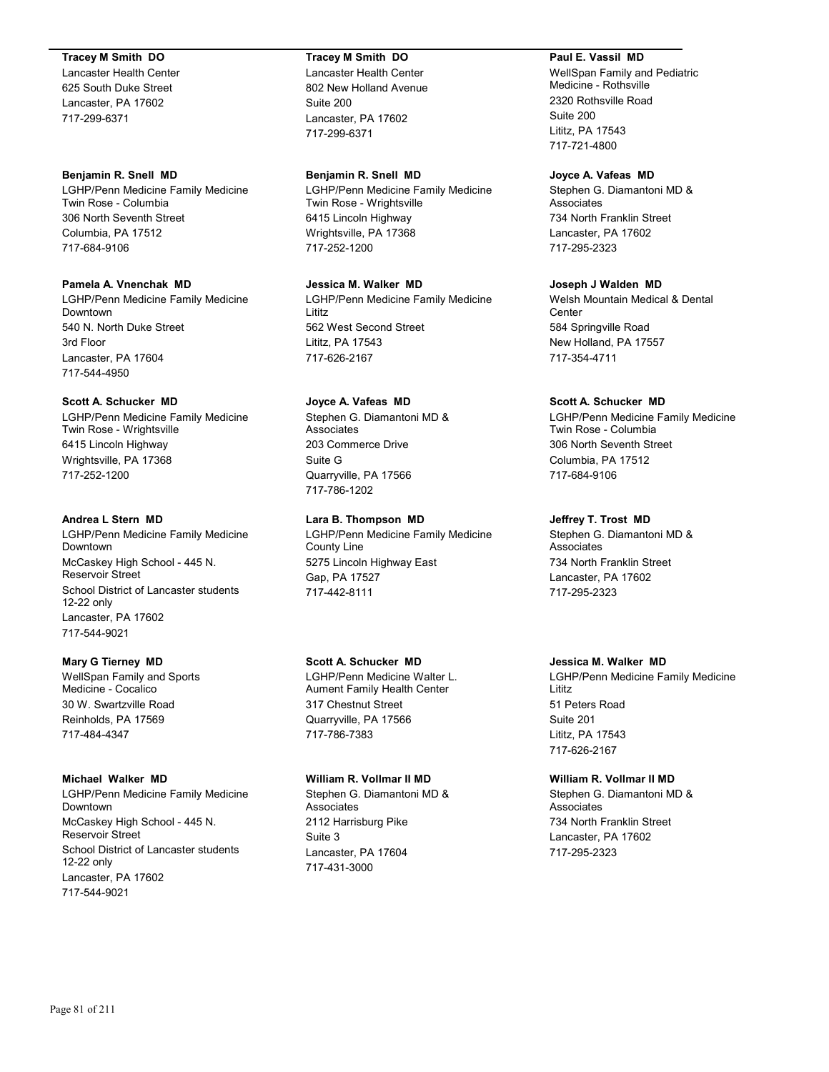**Tracey M Smith DO**
Lancaster Health Center
625 South Duke Street
Lancaster, PA 17602
717-299-6371

**Benjamin R. Snell MD**
LGHP/Penn Medicine Family Medicine Twin Rose - Columbia
306 North Seventh Street
Columbia, PA 17512
717-684-9106

**Pamela A. Vnenchak MD**
LGHP/Penn Medicine Family Medicine Downtown
540 N. North Duke Street
3rd Floor
Lancaster, PA 17604
717-544-4950

**Scott A. Schucker MD**
LGHP/Penn Medicine Family Medicine Twin Rose - Wrightsville
6415 Lincoln Highway
Wrightsville, PA 17368
717-252-1200

**Andrea L Stern MD**
LGHP/Penn Medicine Family Medicine Downtown
McCaskey High School - 445 N. Reservoir Street
School District of Lancaster students 12-22 only
Lancaster, PA 17602
717-544-9021

**Mary G Tierney MD**
WellSpan Family and Sports Medicine - Cocalico
30 W. Swartzville Road
Reinholds, PA 17569
717-484-4347

**Michael Walker MD**
LGHP/Penn Medicine Family Medicine Downtown
McCaskey High School - 445 N. Reservoir Street
School District of Lancaster students 12-22 only
Lancaster, PA 17602
717-544-9021

**Tracey M Smith DO**
Lancaster Health Center
802 New Holland Avenue
Suite 200
Lancaster, PA 17602
717-299-6371

**Benjamin R. Snell MD**
LGHP/Penn Medicine Family Medicine Twin Rose - Wrightsville
6415 Lincoln Highway
Wrightsville, PA 17368
717-252-1200

**Jessica M. Walker MD**
LGHP/Penn Medicine Family Medicine Lititz
562 West Second Street
Lititz, PA 17543
717-626-2167

**Joyce A. Vafeas MD**
Stephen G. Diamantoni MD & Associates
203 Commerce Drive
Suite G
Quarryville, PA 17566
717-786-1202

**Lara B. Thompson MD**
LGHP/Penn Medicine Family Medicine County Line
5275 Lincoln Highway East
Gap, PA 17527
717-442-8111

**Scott A. Schucker MD**
LGHP/Penn Medicine Walter L. Aument Family Health Center
317 Chestnut Street
Quarryville, PA 17566
717-786-7383

**William R. Vollmar II MD**
Stephen G. Diamantoni MD & Associates
2112 Harrisburg Pike
Suite 3
Lancaster, PA 17604
717-431-3000

**Paul E. Vassil MD**
WellSpan Family and Pediatric Medicine - Rothsville
2320 Rothsville Road
Suite 200
Lititz, PA 17543
717-721-4800

**Joyce A. Vafeas MD**
Stephen G. Diamantoni MD & Associates
734 North Franklin Street
Lancaster, PA 17602
717-295-2323

**Joseph J Walden MD**
Welsh Mountain Medical & Dental Center
584 Springville Road
New Holland, PA 17557
717-354-4711

**Scott A. Schucker MD**
LGHP/Penn Medicine Family Medicine Twin Rose - Columbia
306 North Seventh Street
Columbia, PA 17512
717-684-9106

**Jeffrey T. Trost MD**
Stephen G. Diamantoni MD & Associates
734 North Franklin Street
Lancaster, PA 17602
717-295-2323

**Jessica M. Walker MD**
LGHP/Penn Medicine Family Medicine Lititz
51 Peters Road
Suite 201
Lititz, PA 17543
717-626-2167

**William R. Vollmar II MD**
Stephen G. Diamantoni MD & Associates
734 North Franklin Street
Lancaster, PA 17602
717-295-2323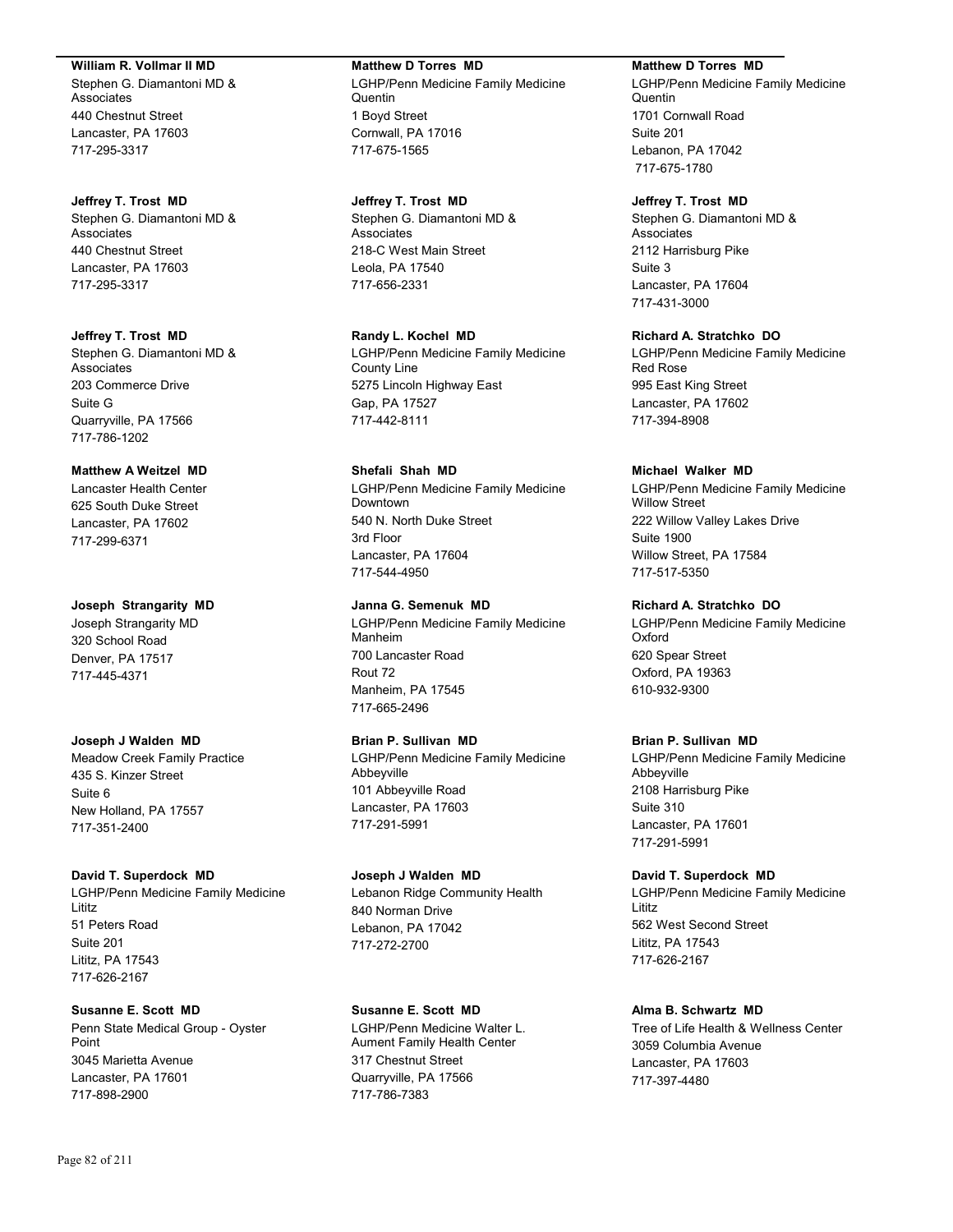**William R. Vollmar II MD**
Stephen G. Diamantoni MD & Associates
440 Chestnut Street
Lancaster, PA 17603
717-295-3317

**Jeffrey T. Trost MD**
Stephen G. Diamantoni MD & Associates
440 Chestnut Street
Lancaster, PA 17603
717-295-3317

**Jeffrey T. Trost MD**
Stephen G. Diamantoni MD & Associates
203 Commerce Drive
Suite G
Quarryville, PA 17566
717-786-1202

**Matthew A Weitzel MD**
Lancaster Health Center
625 South Duke Street
Lancaster, PA 17602
717-299-6371

**Joseph Strangarity MD**
Joseph Strangarity MD
320 School Road
Denver, PA 17517
717-445-4371

**Joseph J Walden MD**
Meadow Creek Family Practice
435 S. Kinzer Street
Suite 6
New Holland, PA 17557
717-351-2400

**David T. Superdock MD**
LGHP/Penn Medicine Family Medicine Lititz
51 Peters Road
Suite 201
Lititz, PA 17543
717-626-2167

**Susanne E. Scott MD**
Penn State Medical Group - Oyster Point
3045 Marietta Avenue
Lancaster, PA 17601
717-898-2900

**Matthew D Torres MD**
LGHP/Penn Medicine Family Medicine Quentin
1 Boyd Street
Cornwall, PA 17016
717-675-1565

**Jeffrey T. Trost MD**
Stephen G. Diamantoni MD & Associates
218-C West Main Street
Leola, PA 17540
717-656-2331

**Randy L. Kochel MD**
LGHP/Penn Medicine Family Medicine County Line
5275 Lincoln Highway East
Gap, PA 17527
717-442-8111

**Shefali Shah MD**
LGHP/Penn Medicine Family Medicine Downtown
540 N. North Duke Street
3rd Floor
Lancaster, PA 17604
717-544-4950

**Janna G. Semenuk MD**
LGHP/Penn Medicine Family Medicine Manheim
700 Lancaster Road
Rout 72
Manheim, PA 17545
717-665-2496

**Brian P. Sullivan MD**
LGHP/Penn Medicine Family Medicine Abbeyville
101 Abbeyville Road
Lancaster, PA 17603
717-291-5991

**Joseph J Walden MD**
Lebanon Ridge Community Health
840 Norman Drive
Lebanon, PA 17042
717-272-2700

**Susanne E. Scott MD**
LGHP/Penn Medicine Walter L. Aument Family Health Center
317 Chestnut Street
Quarryville, PA 17566
717-786-7383

**Matthew D Torres MD**
LGHP/Penn Medicine Family Medicine Quentin
1701 Cornwall Road
Suite 201
Lebanon, PA 17042
717-675-1780

**Jeffrey T. Trost MD**
Stephen G. Diamantoni MD & Associates
2112 Harrisburg Pike
Suite 3
Lancaster, PA 17604
717-431-3000

**Richard A. Stratchko DO**
LGHP/Penn Medicine Family Medicine Red Rose
995 East King Street
Lancaster, PA 17602
717-394-8908

**Michael Walker MD**
LGHP/Penn Medicine Family Medicine Willow Street
222 Willow Valley Lakes Drive
Suite 1900
Willow Street, PA 17584
717-517-5350

**Richard A. Stratchko DO**
LGHP/Penn Medicine Family Medicine Oxford
620 Spear Street
Oxford, PA 19363
610-932-9300

**Brian P. Sullivan MD**
LGHP/Penn Medicine Family Medicine Abbeyville
2108 Harrisburg Pike
Suite 310
Lancaster, PA 17601
717-291-5991

**David T. Superdock MD**
LGHP/Penn Medicine Family Medicine Lititz
562 West Second Street
Lititz, PA 17543
717-626-2167

**Alma B. Schwartz MD**
Tree of Life Health & Wellness Center
3059 Columbia Avenue
Lancaster, PA 17603
717-397-4480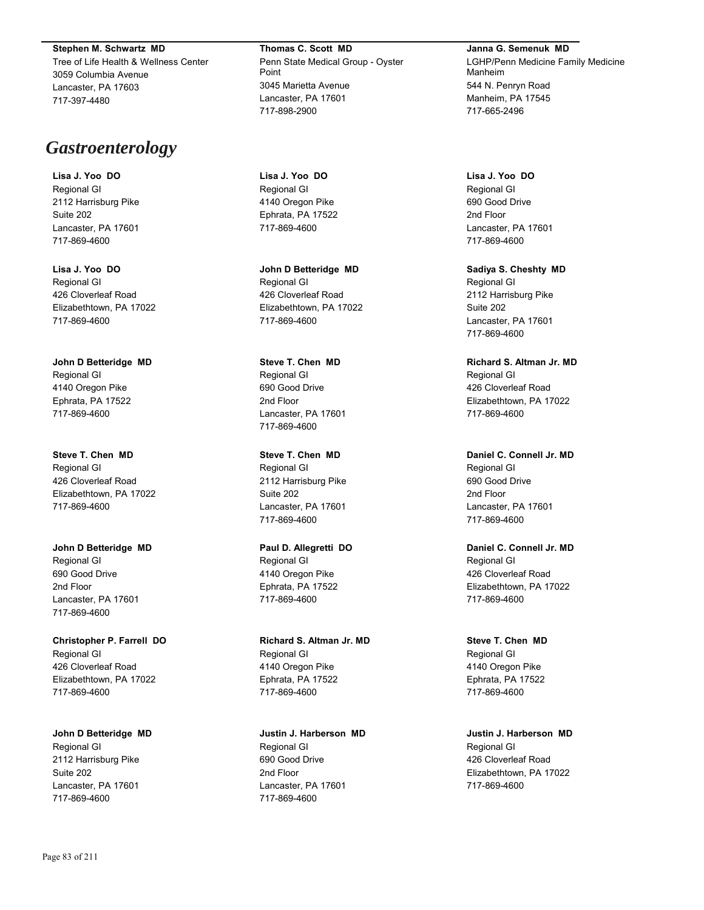**Stephen M. Schwartz MD**
Tree of Life Health & Wellness Center
3059 Columbia Avenue
Lancaster, PA 17603
717-397-4480

**Thomas C. Scott MD**
Penn State Medical Group - Oyster Point
3045 Marietta Avenue
Lancaster, PA 17601
717-898-2900

**Janna G. Semenuk MD**
LGHP/Penn Medicine Family Medicine Manheim
544 N. Penryn Road
Manheim, PA 17545
717-665-2496

# *Gastroenterology*

**Lisa J. Yoo DO**
Regional GI
2112 Harrisburg Pike
Suite 202
Lancaster, PA 17601
717-869-4600

**Lisa J. Yoo DO**
Regional GI
426 Cloverleaf Road
Elizabethtown, PA 17022
717-869-4600

**John D Betteridge MD**
Regional GI
4140 Oregon Pike
Ephrata, PA 17522
717-869-4600

**Steve T. Chen MD**
Regional GI
426 Cloverleaf Road
Elizabethtown, PA 17022
717-869-4600

**John D Betteridge MD**
Regional GI
690 Good Drive
2nd Floor
Lancaster, PA 17601
717-869-4600

**Christopher P. Farrell DO**
Regional GI
426 Cloverleaf Road
Elizabethtown, PA 17022
717-869-4600

**John D Betteridge MD**
Regional GI
2112 Harrisburg Pike
Suite 202
Lancaster, PA 17601
717-869-4600

**Lisa J. Yoo DO**
Regional GI
4140 Oregon Pike
Ephrata, PA 17522
717-869-4600

**John D Betteridge MD**
Regional GI
426 Cloverleaf Road
Elizabethtown, PA 17022
717-869-4600

**Steve T. Chen MD**
Regional GI
690 Good Drive
2nd Floor
Lancaster, PA 17601
717-869-4600

**Steve T. Chen MD**
Regional GI
2112 Harrisburg Pike
Suite 202
Lancaster, PA 17601
717-869-4600

**Paul D. Allegretti DO**
Regional GI
4140 Oregon Pike
Ephrata, PA 17522
717-869-4600

**Richard S. Altman Jr. MD**
Regional GI
4140 Oregon Pike
Ephrata, PA 17522
717-869-4600

**Justin J. Harberson MD**
Regional GI
690 Good Drive
2nd Floor
Lancaster, PA 17601
717-869-4600

**Lisa J. Yoo DO**
Regional GI
690 Good Drive
2nd Floor
Lancaster, PA 17601
717-869-4600

**Sadiya S. Cheshty MD**
Regional GI
2112 Harrisburg Pike
Suite 202
Lancaster, PA 17601
717-869-4600

**Richard S. Altman Jr. MD**
Regional GI
426 Cloverleaf Road
Elizabethtown, PA 17022
717-869-4600

**Daniel C. Connell Jr. MD**
Regional GI
690 Good Drive
2nd Floor
Lancaster, PA 17601
717-869-4600

**Daniel C. Connell Jr. MD**
Regional GI
426 Cloverleaf Road
Elizabethtown, PA 17022
717-869-4600

**Steve T. Chen MD**
Regional GI
4140 Oregon Pike
Ephrata, PA 17522
717-869-4600

**Justin J. Harberson MD**
Regional GI
426 Cloverleaf Road
Elizabethtown, PA 17022
717-869-4600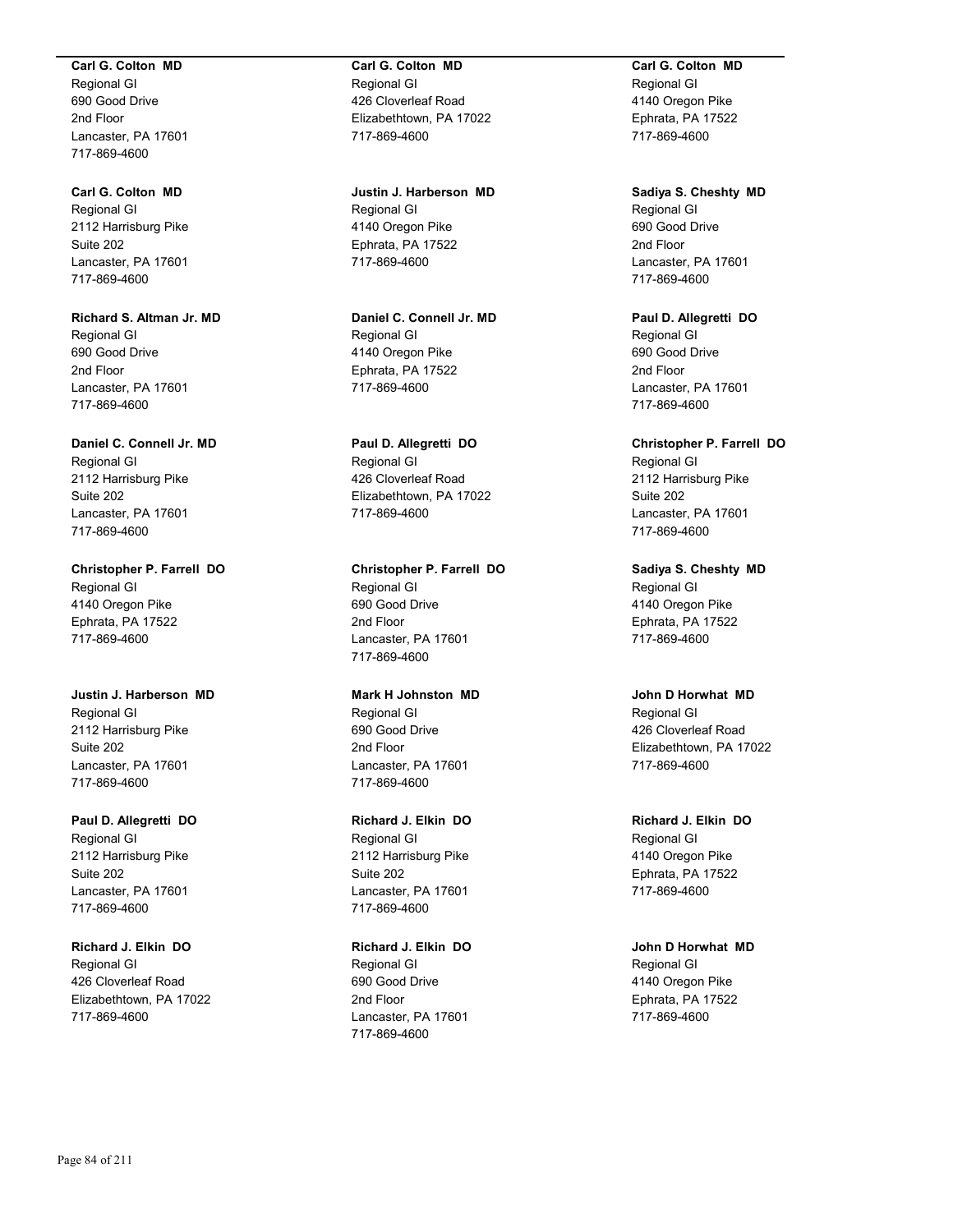**Carl G. Colton MD**
Regional GI
690 Good Drive
2nd Floor
Lancaster, PA 17601
717-869-4600

**Carl G. Colton MD**
Regional GI
2112 Harrisburg Pike
Suite 202
Lancaster, PA 17601
717-869-4600

**Richard S. Altman Jr. MD**
Regional GI
690 Good Drive
2nd Floor
Lancaster, PA 17601
717-869-4600

**Daniel C. Connell Jr. MD**
Regional GI
2112 Harrisburg Pike
Suite 202
Lancaster, PA 17601
717-869-4600

**Christopher P. Farrell DO**
Regional GI
4140 Oregon Pike
Ephrata, PA 17522
717-869-4600

**Justin J. Harberson MD**
Regional GI
2112 Harrisburg Pike
Suite 202
Lancaster, PA 17601
717-869-4600

**Paul D. Allegretti DO**
Regional GI
2112 Harrisburg Pike
Suite 202
Lancaster, PA 17601
717-869-4600

**Richard J. Elkin DO**
Regional GI
426 Cloverleaf Road
Elizabethtown, PA 17022
717-869-4600

**Carl G. Colton MD**
Regional GI
426 Cloverleaf Road
Elizabethtown, PA 17022
717-869-4600

**Justin J. Harberson MD**
Regional GI
4140 Oregon Pike
Ephrata, PA 17522
717-869-4600

**Daniel C. Connell Jr. MD**
Regional GI
4140 Oregon Pike
Ephrata, PA 17522
717-869-4600

**Paul D. Allegretti DO**
Regional GI
426 Cloverleaf Road
Elizabethtown, PA 17022
717-869-4600

**Christopher P. Farrell DO**
Regional GI
690 Good Drive
2nd Floor
Lancaster, PA 17601
717-869-4600

**Mark H Johnston MD**
Regional GI
690 Good Drive
2nd Floor
Lancaster, PA 17601
717-869-4600

**Richard J. Elkin DO**
Regional GI
2112 Harrisburg Pike
Suite 202
Lancaster, PA 17601
717-869-4600

**Richard J. Elkin DO**
Regional GI
690 Good Drive
2nd Floor
Lancaster, PA 17601
717-869-4600

**Carl G. Colton MD**
Regional GI
4140 Oregon Pike
Ephrata, PA 17522
717-869-4600

**Sadiya S. Cheshty MD**
Regional GI
690 Good Drive
2nd Floor
Lancaster, PA 17601
717-869-4600

**Paul D. Allegretti DO**
Regional GI
690 Good Drive
2nd Floor
Lancaster, PA 17601
717-869-4600

**Christopher P. Farrell DO**
Regional GI
2112 Harrisburg Pike
Suite 202
Lancaster, PA 17601
717-869-4600

**Sadiya S. Cheshty MD**
Regional GI
4140 Oregon Pike
Ephrata, PA 17522
717-869-4600

**John D Horwhat MD**
Regional GI
426 Cloverleaf Road
Elizabethtown, PA 17022
717-869-4600

**Richard J. Elkin DO**
Regional GI
4140 Oregon Pike
Ephrata, PA 17522
717-869-4600

**John D Horwhat MD**
Regional GI
4140 Oregon Pike
Ephrata, PA 17522
717-869-4600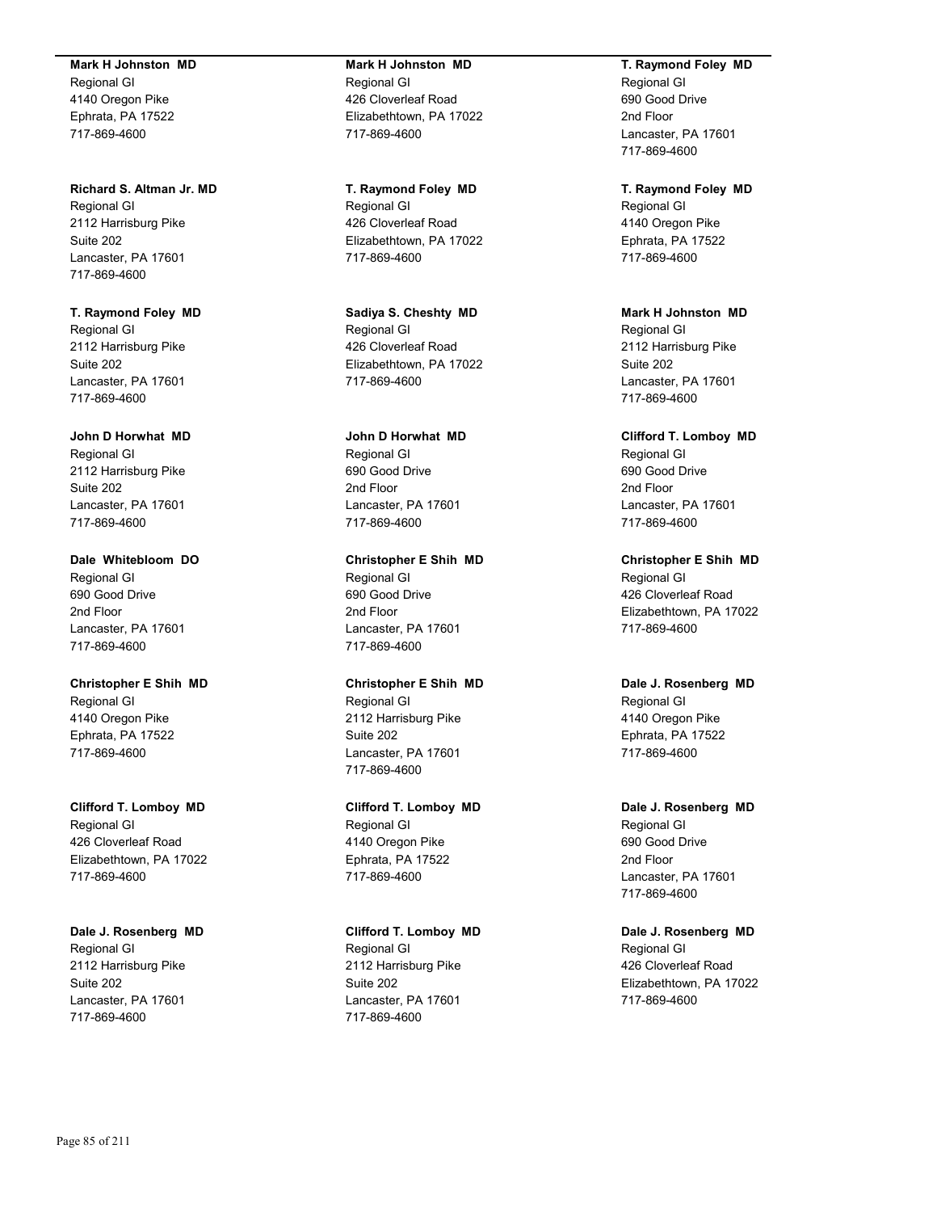**Mark H Johnston MD**
Regional GI
4140 Oregon Pike
Ephrata, PA 17522
717-869-4600

**Richard S. Altman Jr. MD**
Regional GI
2112 Harrisburg Pike
Suite 202
Lancaster, PA 17601
717-869-4600

**T. Raymond Foley MD**
Regional GI
2112 Harrisburg Pike
Suite 202
Lancaster, PA 17601
717-869-4600

**John D Horwhat MD**
Regional GI
2112 Harrisburg Pike
Suite 202
Lancaster, PA 17601
717-869-4600

**Dale Whitebloom DO**
Regional GI
690 Good Drive
2nd Floor
Lancaster, PA 17601
717-869-4600

**Christopher E Shih MD**
Regional GI
4140 Oregon Pike
Ephrata, PA 17522
717-869-4600

**Clifford T. Lomboy MD**
Regional GI
426 Cloverleaf Road
Elizabethtown, PA 17022
717-869-4600

**Dale J. Rosenberg MD**
Regional GI
2112 Harrisburg Pike
Suite 202
Lancaster, PA 17601
717-869-4600

**Mark H Johnston MD**
Regional GI
426 Cloverleaf Road
Elizabethtown, PA 17022
717-869-4600

**T. Raymond Foley MD**
Regional GI
426 Cloverleaf Road
Elizabethtown, PA 17022
717-869-4600

**Sadiya S. Cheshty MD**
Regional GI
426 Cloverleaf Road
Elizabethtown, PA 17022
717-869-4600

**John D Horwhat MD**
Regional GI
690 Good Drive
2nd Floor
Lancaster, PA 17601
717-869-4600

**Christopher E Shih MD**
Regional GI
690 Good Drive
2nd Floor
Lancaster, PA 17601
717-869-4600

**Christopher E Shih MD**
Regional GI
2112 Harrisburg Pike
Suite 202
Lancaster, PA 17601
717-869-4600

**Clifford T. Lomboy MD**
Regional GI
4140 Oregon Pike
Ephrata, PA 17522
717-869-4600

**Clifford T. Lomboy MD**
Regional GI
2112 Harrisburg Pike
Suite 202
Lancaster, PA 17601
717-869-4600

**T. Raymond Foley MD**
Regional GI
690 Good Drive
2nd Floor
Lancaster, PA 17601
717-869-4600

**T. Raymond Foley MD**
Regional GI
4140 Oregon Pike
Ephrata, PA 17522
717-869-4600

**Mark H Johnston MD**
Regional GI
2112 Harrisburg Pike
Suite 202
Lancaster, PA 17601
717-869-4600

**Clifford T. Lomboy MD**
Regional GI
690 Good Drive
2nd Floor
Lancaster, PA 17601
717-869-4600

**Christopher E Shih MD**
Regional GI
426 Cloverleaf Road
Elizabethtown, PA 17022
717-869-4600

**Dale J. Rosenberg MD**
Regional GI
4140 Oregon Pike
Ephrata, PA 17522
717-869-4600

**Dale J. Rosenberg MD**
Regional GI
690 Good Drive
2nd Floor
Lancaster, PA 17601
717-869-4600

**Dale J. Rosenberg MD**
Regional GI
426 Cloverleaf Road
Elizabethtown, PA 17022
717-869-4600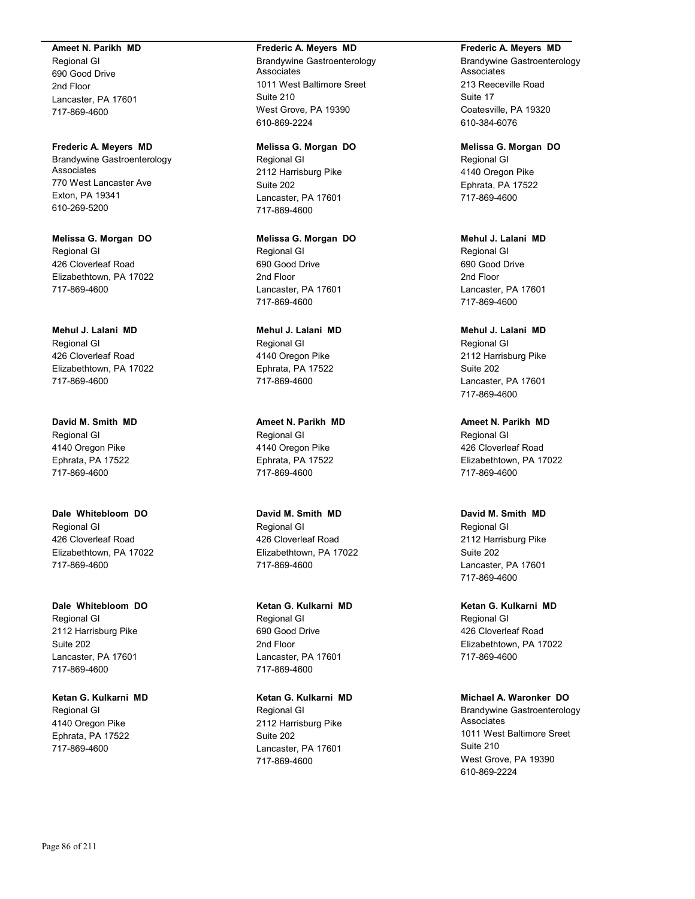**Ameet N. Parikh MD**
Regional GI
690 Good Drive
2nd Floor
Lancaster, PA 17601
717-869-4600

**Frederic A. Meyers MD**
Brandywine Gastroenterology Associates
770 West Lancaster Ave
Exton, PA 19341
610-269-5200

**Melissa G. Morgan DO**
Regional GI
426 Cloverleaf Road
Elizabethtown, PA 17022
717-869-4600

**Mehul J. Lalani MD**
Regional GI
426 Cloverleaf Road
Elizabethtown, PA 17022
717-869-4600

**David M. Smith MD**
Regional GI
4140 Oregon Pike
Ephrata, PA 17522
717-869-4600

**Dale Whitebloom DO**
Regional GI
426 Cloverleaf Road
Elizabethtown, PA 17022
717-869-4600

**Dale Whitebloom DO**
Regional GI
2112 Harrisburg Pike
Suite 202
Lancaster, PA 17601
717-869-4600

**Ketan G. Kulkarni MD**
Regional GI
4140 Oregon Pike
Ephrata, PA 17522
717-869-4600

**Frederic A. Meyers MD**
Brandywine Gastroenterology Associates
1011 West Baltimore Sreet
Suite 210
West Grove, PA 19390
610-869-2224

**Melissa G. Morgan DO**
Regional GI
2112 Harrisburg Pike
Suite 202
Lancaster, PA 17601
717-869-4600

**Melissa G. Morgan DO**
Regional GI
690 Good Drive
2nd Floor
Lancaster, PA 17601
717-869-4600

**Mehul J. Lalani MD**
Regional GI
4140 Oregon Pike
Ephrata, PA 17522
717-869-4600

**Ameet N. Parikh MD**
Regional GI
4140 Oregon Pike
Ephrata, PA 17522
717-869-4600

**David M. Smith MD**
Regional GI
426 Cloverleaf Road
Elizabethtown, PA 17022
717-869-4600

**Ketan G. Kulkarni MD**
Regional GI
690 Good Drive
2nd Floor
Lancaster, PA 17601
717-869-4600

**Ketan G. Kulkarni MD**
Regional GI
2112 Harrisburg Pike
Suite 202
Lancaster, PA 17601
717-869-4600

**Frederic A. Meyers MD**
Brandywine Gastroenterology Associates
213 Reeceville Road
Suite 17
Coatesville, PA 19320
610-384-6076

**Melissa G. Morgan DO**
Regional GI
4140 Oregon Pike
Ephrata, PA 17522
717-869-4600

**Mehul J. Lalani MD**
Regional GI
690 Good Drive
2nd Floor
Lancaster, PA 17601
717-869-4600

**Mehul J. Lalani MD**
Regional GI
2112 Harrisburg Pike
Suite 202
Lancaster, PA 17601
717-869-4600

**Ameet N. Parikh MD**
Regional GI
426 Cloverleaf Road
Elizabethtown, PA 17022
717-869-4600

**David M. Smith MD**
Regional GI
2112 Harrisburg Pike
Suite 202
Lancaster, PA 17601
717-869-4600

**Ketan G. Kulkarni MD**
Regional GI
426 Cloverleaf Road
Elizabethtown, PA 17022
717-869-4600

**Michael A. Waronker DO**
Brandywine Gastroenterology Associates
1011 West Baltimore Sreet
Suite 210
West Grove, PA 19390
610-869-2224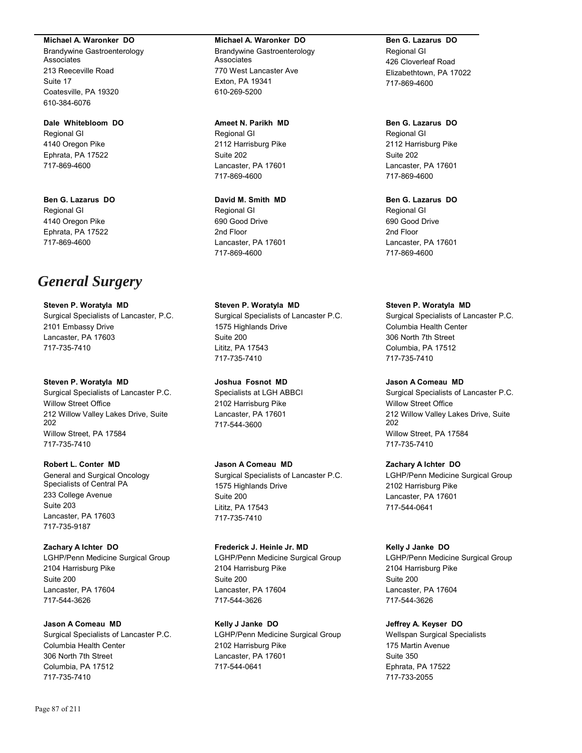**Michael A. Waronker DO**
Brandywine Gastroenterology Associates
213 Reeceville Road
Suite 17
Coatesville, PA 19320
610-384-6076

**Michael A. Waronker DO**
Brandywine Gastroenterology Associates
770 West Lancaster Ave
Exton, PA 19341
610-269-5200

**Ben G. Lazarus DO**
Regional GI
426 Cloverleaf Road
Elizabethtown, PA 17022
717-869-4600

**Dale Whitebloom DO**
Regional GI
4140 Oregon Pike
Ephrata, PA 17522
717-869-4600

**Ameet N. Parikh MD**
Regional GI
2112 Harrisburg Pike
Suite 202
Lancaster, PA 17601
717-869-4600

**Ben G. Lazarus DO**
Regional GI
2112 Harrisburg Pike
Suite 202
Lancaster, PA 17601
717-869-4600

**Ben G. Lazarus DO**
Regional GI
4140 Oregon Pike
Ephrata, PA 17522
717-869-4600

**David M. Smith MD**
Regional GI
690 Good Drive
2nd Floor
Lancaster, PA 17601
717-869-4600

**Ben G. Lazarus DO**
Regional GI
690 Good Drive
2nd Floor
Lancaster, PA 17601
717-869-4600

# *General Surgery*

**Steven P. Woratyla MD**
Surgical Specialists of Lancaster, P.C.
2101 Embassy Drive
Lancaster, PA 17603
717-735-7410

**Steven P. Woratyla MD**
Surgical Specialists of Lancaster P.C.
1575 Highlands Drive
Suite 200
Lititz, PA 17543
717-735-7410

**Steven P. Woratyla MD**
Surgical Specialists of Lancaster P.C.
Columbia Health Center
306 North 7th Street
Columbia, PA 17512
717-735-7410

**Steven P. Woratyla MD**
Surgical Specialists of Lancaster P.C.
Willow Street Office
212 Willow Valley Lakes Drive, Suite 202
Willow Street, PA 17584
717-735-7410

**Joshua Fosnot MD**
Specialists at LGH ABBCI
2102 Harrisburg Pike
Lancaster, PA 17601
717-544-3600

**Jason A Comeau MD**
Surgical Specialists of Lancaster P.C.
Willow Street Office
212 Willow Valley Lakes Drive, Suite 202
Willow Street, PA 17584
717-735-7410

**Robert L. Conter MD**
General and Surgical Oncology Specialists of Central PA
233 College Avenue
Suite 203
Lancaster, PA 17603
717-735-9187

**Jason A Comeau MD**
Surgical Specialists of Lancaster P.C.
1575 Highlands Drive
Suite 200
Lititz, PA 17543
717-735-7410

**Zachary A Ichter DO**
LGHP/Penn Medicine Surgical Group
2102 Harrisburg Pike
Lancaster, PA 17601
717-544-0641

**Zachary A Ichter DO**
LGHP/Penn Medicine Surgical Group
2104 Harrisburg Pike
Suite 200
Lancaster, PA 17604
717-544-3626

**Frederick J. Heinle Jr. MD**
LGHP/Penn Medicine Surgical Group
2104 Harrisburg Pike
Suite 200
Lancaster, PA 17604
717-544-3626

**Kelly J Janke DO**
LGHP/Penn Medicine Surgical Group
2104 Harrisburg Pike
Suite 200
Lancaster, PA 17604
717-544-3626

**Jason A Comeau MD**
Surgical Specialists of Lancaster P.C.
Columbia Health Center
306 North 7th Street
Columbia, PA 17512
717-735-7410

**Kelly J Janke DO**
LGHP/Penn Medicine Surgical Group
2102 Harrisburg Pike
Lancaster, PA 17601
717-544-0641

**Jeffrey A. Keyser DO**
Wellspan Surgical Specialists
175 Martin Avenue
Suite 350
Ephrata, PA 17522
717-733-2055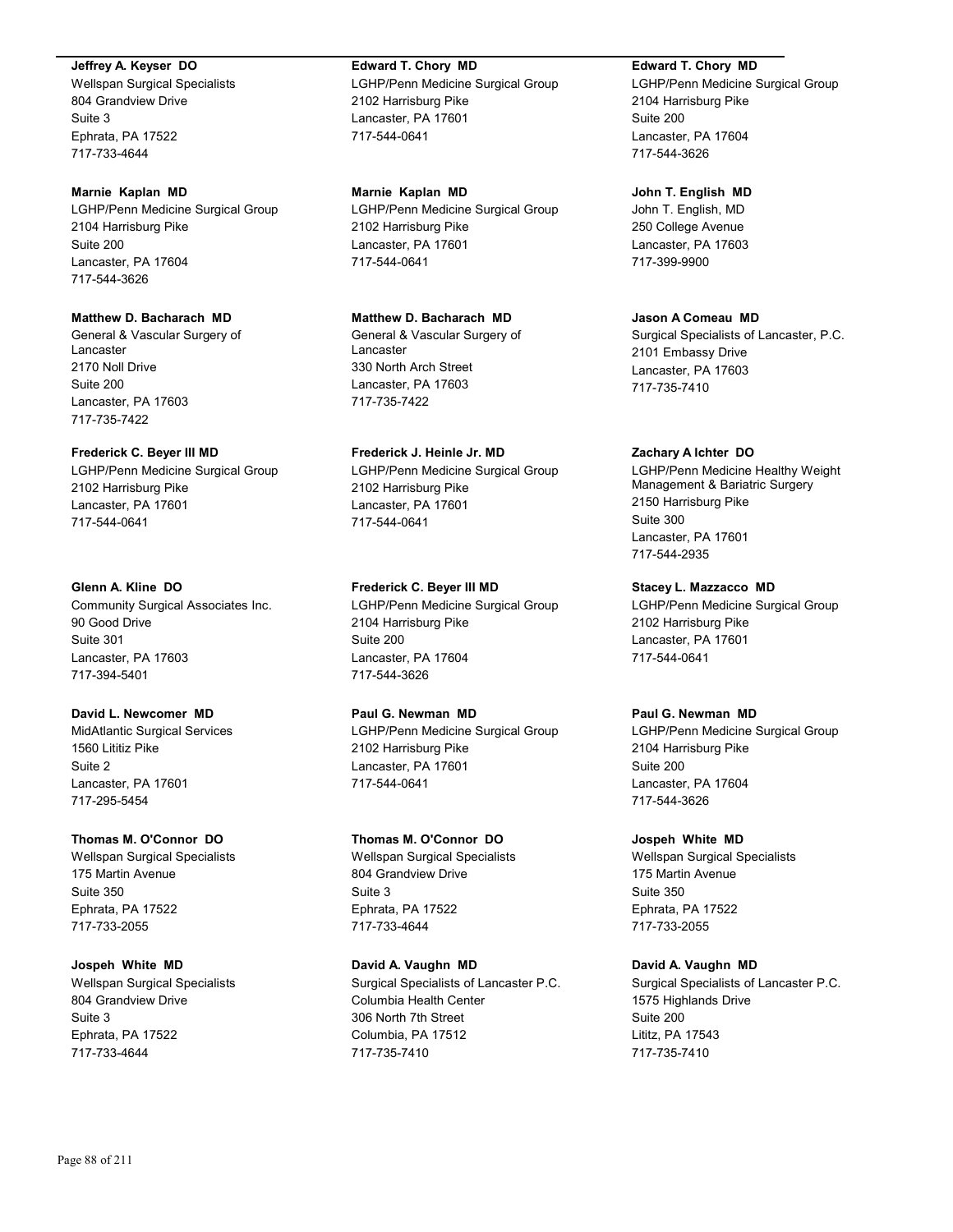**Jeffrey A. Keyser DO**
Wellspan Surgical Specialists
804 Grandview Drive
Suite 3
Ephrata, PA 17522
717-733-4644

**Marnie Kaplan MD**
LGHP/Penn Medicine Surgical Group
2104 Harrisburg Pike
Suite 200
Lancaster, PA 17604
717-544-3626

**Matthew D. Bacharach MD**
General & Vascular Surgery of Lancaster
2170 Noll Drive
Suite 200
Lancaster, PA 17603
717-735-7422

**Frederick C. Beyer III MD**
LGHP/Penn Medicine Surgical Group
2102 Harrisburg Pike
Lancaster, PA 17601
717-544-0641

**Glenn A. Kline DO**
Community Surgical Associates Inc.
90 Good Drive
Suite 301
Lancaster, PA 17603
717-394-5401

**David L. Newcomer MD**
MidAtlantic Surgical Services
1560 Lititiz Pike
Suite 2
Lancaster, PA 17601
717-295-5454

**Thomas M. O'Connor DO**
Wellspan Surgical Specialists
175 Martin Avenue
Suite 350
Ephrata, PA 17522
717-733-2055

**Jospeh White MD**
Wellspan Surgical Specialists
804 Grandview Drive
Suite 3
Ephrata, PA 17522
717-733-4644

**Edward T. Chory MD**
LGHP/Penn Medicine Surgical Group
2102 Harrisburg Pike
Lancaster, PA 17601
717-544-0641

**Marnie Kaplan MD**
LGHP/Penn Medicine Surgical Group
2102 Harrisburg Pike
Lancaster, PA 17601
717-544-0641

**Matthew D. Bacharach MD**
General & Vascular Surgery of Lancaster
330 North Arch Street
Lancaster, PA 17603
717-735-7422

**Frederick J. Heinle Jr. MD**
LGHP/Penn Medicine Surgical Group
2102 Harrisburg Pike
Lancaster, PA 17601
717-544-0641

**Frederick C. Beyer III MD**
LGHP/Penn Medicine Surgical Group
2104 Harrisburg Pike
Suite 200
Lancaster, PA 17604
717-544-3626

**Paul G. Newman MD**
LGHP/Penn Medicine Surgical Group
2102 Harrisburg Pike
Lancaster, PA 17601
717-544-0641

**Thomas M. O'Connor DO**
Wellspan Surgical Specialists
804 Grandview Drive
Suite 3
Ephrata, PA 17522
717-733-4644

**David A. Vaughn MD**
Surgical Specialists of Lancaster P.C.
Columbia Health Center
306 North 7th Street
Columbia, PA 17512
717-735-7410

**Edward T. Chory MD**
LGHP/Penn Medicine Surgical Group
2104 Harrisburg Pike
Suite 200
Lancaster, PA 17604
717-544-3626

**John T. English MD**
John T. English, MD
250 College Avenue
Lancaster, PA 17603
717-399-9900

**Jason A Comeau MD**
Surgical Specialists of Lancaster, P.C.
2101 Embassy Drive
Lancaster, PA 17603
717-735-7410

**Zachary A Ichter DO**
LGHP/Penn Medicine Healthy Weight Management & Bariatric Surgery
2150 Harrisburg Pike
Suite 300
Lancaster, PA 17601
717-544-2935

**Stacey L. Mazzacco MD**
LGHP/Penn Medicine Surgical Group
2102 Harrisburg Pike
Lancaster, PA 17601
717-544-0641

**Paul G. Newman MD**
LGHP/Penn Medicine Surgical Group
2104 Harrisburg Pike
Suite 200
Lancaster, PA 17604
717-544-3626

**Jospeh White MD**
Wellspan Surgical Specialists
175 Martin Avenue
Suite 350
Ephrata, PA 17522
717-733-2055

**David A. Vaughn MD**
Surgical Specialists of Lancaster P.C.
1575 Highlands Drive
Suite 200
Lititz, PA 17543
717-735-7410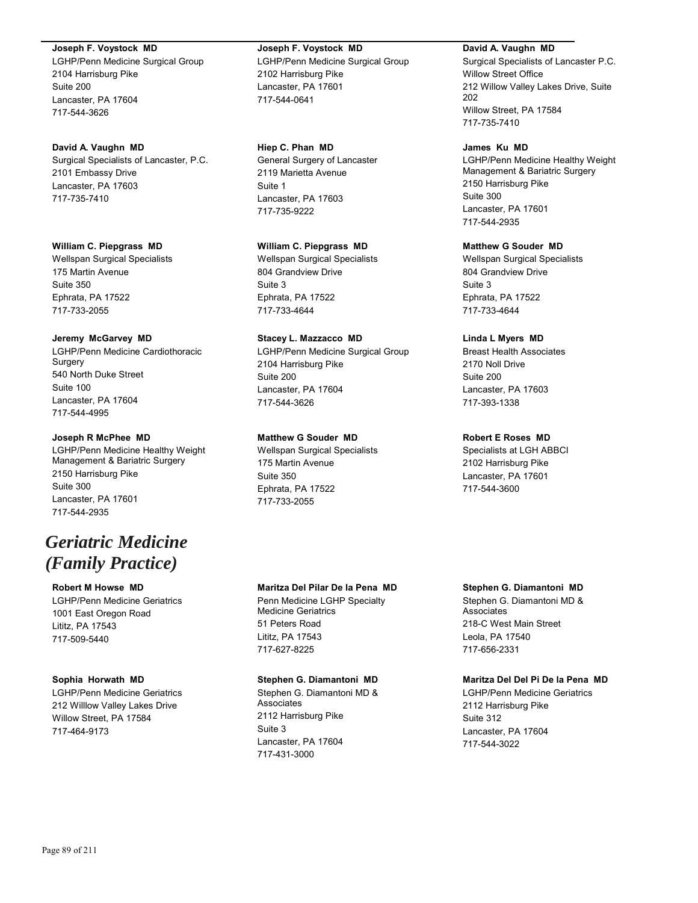**Joseph F. Voystock MD**
LGHP/Penn Medicine Surgical Group
2104 Harrisburg Pike
Suite 200
Lancaster, PA 17604
717-544-3626

**David A. Vaughn MD**
Surgical Specialists of Lancaster, P.C.
2101 Embassy Drive
Lancaster, PA 17603
717-735-7410

**William C. Piepgrass MD**
Wellspan Surgical Specialists
175 Martin Avenue
Suite 350
Ephrata, PA 17522
717-733-2055

**Jeremy McGarvey MD**
LGHP/Penn Medicine Cardiothoracic Surgery
540 North Duke Street
Suite 100
Lancaster, PA 17604
717-544-4995

**Joseph R McPhee MD**
LGHP/Penn Medicine Healthy Weight Management & Bariatric Surgery
2150 Harrisburg Pike
Suite 300
Lancaster, PA 17601
717-544-2935

**Joseph F. Voystock MD**
LGHP/Penn Medicine Surgical Group
2102 Harrisburg Pike
Lancaster, PA 17601
717-544-0641

**Hiep C. Phan MD**
General Surgery of Lancaster
2119 Marietta Avenue
Suite 1
Lancaster, PA 17603
717-735-9222

**William C. Piepgrass MD**
Wellspan Surgical Specialists
804 Grandview Drive
Suite 3
Ephrata, PA 17522
717-733-4644

**Stacey L. Mazzacco MD**
LGHP/Penn Medicine Surgical Group
2104 Harrisburg Pike
Suite 200
Lancaster, PA 17604
717-544-3626

**Matthew G Souder MD**
Wellspan Surgical Specialists
175 Martin Avenue
Suite 350
Ephrata, PA 17522
717-733-2055

**David A. Vaughn MD**
Surgical Specialists of Lancaster P.C.
Willow Street Office
212 Willow Valley Lakes Drive, Suite 202
Willow Street, PA 17584
717-735-7410

**James Ku MD**
LGHP/Penn Medicine Healthy Weight Management & Bariatric Surgery
2150 Harrisburg Pike
Suite 300
Lancaster, PA 17601
717-544-2935

**Matthew G Souder MD**
Wellspan Surgical Specialists
804 Grandview Drive
Suite 3
Ephrata, PA 17522
717-733-4644

**Linda L Myers MD**
Breast Health Associates
2170 Noll Drive
Suite 200
Lancaster, PA 17603
717-393-1338

**Robert E Roses MD**
Specialists at LGH ABBCI
2102 Harrisburg Pike
Lancaster, PA 17601
717-544-3600

# *Geriatric Medicine (Family Practice)*

**Robert M Howse MD**
LGHP/Penn Medicine Geriatrics
1001 East Oregon Road
Lititz, PA 17543
717-509-5440

**Sophia Horwath MD**
LGHP/Penn Medicine Geriatrics
212 Willlow Valley Lakes Drive
Willow Street, PA 17584
717-464-9173

**Maritza Del Pilar De la Pena MD**
Penn Medicine LGHP Specialty Medicine Geriatrics
51 Peters Road
Lititz, PA 17543
717-627-8225

**Stephen G. Diamantoni MD**
Stephen G. Diamantoni MD & Associates
2112 Harrisburg Pike
Suite 3
Lancaster, PA 17604
717-431-3000

**Stephen G. Diamantoni MD**
Stephen G. Diamantoni MD & Associates
218-C West Main Street
Leola, PA 17540
717-656-2331

**Maritza Del Del Pi De la Pena MD**
LGHP/Penn Medicine Geriatrics
2112 Harrisburg Pike
Suite 312
Lancaster, PA 17604
717-544-3022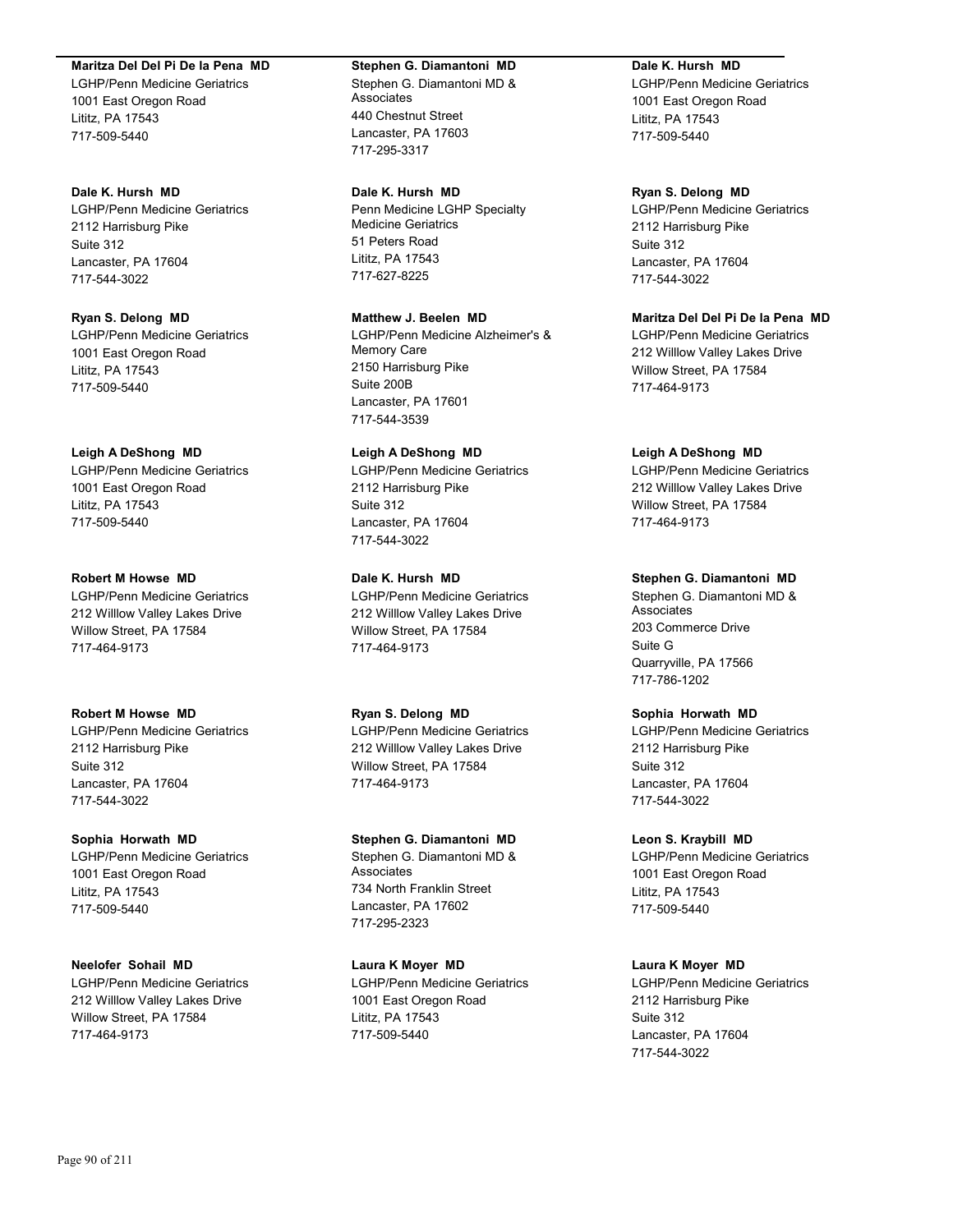**Maritza Del Del Pi De la Pena MD**
LGHP/Penn Medicine Geriatrics
1001 East Oregon Road
Lititz, PA 17543
717-509-5440

**Dale K. Hursh MD**
LGHP/Penn Medicine Geriatrics
2112 Harrisburg Pike
Suite 312
Lancaster, PA 17604
717-544-3022

**Ryan S. Delong MD**
LGHP/Penn Medicine Geriatrics
1001 East Oregon Road
Lititz, PA 17543
717-509-5440

**Leigh A DeShong MD**
LGHP/Penn Medicine Geriatrics
1001 East Oregon Road
Lititz, PA 17543
717-509-5440

**Robert M Howse MD**
LGHP/Penn Medicine Geriatrics
212 Willlow Valley Lakes Drive
Willow Street, PA 17584
717-464-9173

**Robert M Howse MD**
LGHP/Penn Medicine Geriatrics
2112 Harrisburg Pike
Suite 312
Lancaster, PA 17604
717-544-3022

**Sophia Horwath MD**
LGHP/Penn Medicine Geriatrics
1001 East Oregon Road
Lititz, PA 17543
717-509-5440

**Neelofer Sohail MD**
LGHP/Penn Medicine Geriatrics
212 Willlow Valley Lakes Drive
Willow Street, PA 17584
717-464-9173

**Stephen G. Diamantoni MD**
Stephen G. Diamantoni MD & Associates
440 Chestnut Street
Lancaster, PA 17603
717-295-3317

**Dale K. Hursh MD**
Penn Medicine LGHP Specialty Medicine Geriatrics
51 Peters Road
Lititz, PA 17543
717-627-8225

**Matthew J. Beelen MD**
LGHP/Penn Medicine Alzheimer's & Memory Care
2150 Harrisburg Pike
Suite 200B
Lancaster, PA 17601
717-544-3539

**Leigh A DeShong MD**
LGHP/Penn Medicine Geriatrics
2112 Harrisburg Pike
Suite 312
Lancaster, PA 17604
717-544-3022

**Dale K. Hursh MD**
LGHP/Penn Medicine Geriatrics
212 Willlow Valley Lakes Drive
Willow Street, PA 17584
717-464-9173

**Ryan S. Delong MD**
LGHP/Penn Medicine Geriatrics
212 Willlow Valley Lakes Drive
Willow Street, PA 17584
717-464-9173

**Stephen G. Diamantoni MD**
Stephen G. Diamantoni MD & Associates
734 North Franklin Street
Lancaster, PA 17602
717-295-2323

**Laura K Moyer MD**
LGHP/Penn Medicine Geriatrics
1001 East Oregon Road
Lititz, PA 17543
717-509-5440

**Dale K. Hursh MD**
LGHP/Penn Medicine Geriatrics
1001 East Oregon Road
Lititz, PA 17543
717-509-5440

**Ryan S. Delong MD**
LGHP/Penn Medicine Geriatrics
2112 Harrisburg Pike
Suite 312
Lancaster, PA 17604
717-544-3022

**Maritza Del Del Pi De la Pena MD**
LGHP/Penn Medicine Geriatrics
212 Willlow Valley Lakes Drive
Willow Street, PA 17584
717-464-9173

**Leigh A DeShong MD**
LGHP/Penn Medicine Geriatrics
212 Willlow Valley Lakes Drive
Willow Street, PA 17584
717-464-9173

**Stephen G. Diamantoni MD**
Stephen G. Diamantoni MD & Associates
203 Commerce Drive
Suite G
Quarryville, PA 17566
717-786-1202

**Sophia Horwath MD**
LGHP/Penn Medicine Geriatrics
2112 Harrisburg Pike
Suite 312
Lancaster, PA 17604
717-544-3022

**Leon S. Kraybill MD**
LGHP/Penn Medicine Geriatrics
1001 East Oregon Road
Lititz, PA 17543
717-509-5440

**Laura K Moyer MD**
LGHP/Penn Medicine Geriatrics
2112 Harrisburg Pike
Suite 312
Lancaster, PA 17604
717-544-3022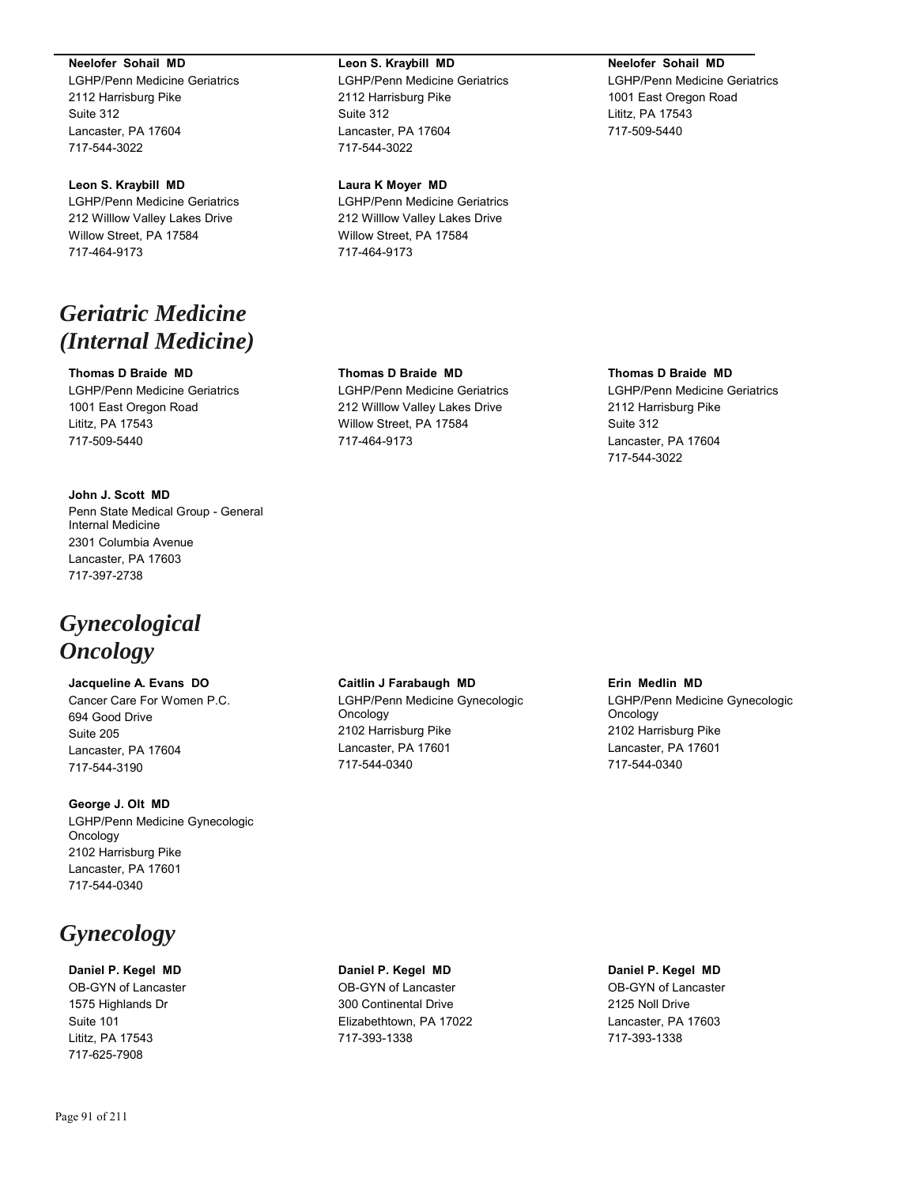**Neelofer Sohail MD**
LGHP/Penn Medicine Geriatrics
2112 Harrisburg Pike
Suite 312
Lancaster, PA 17604
717-544-3022

**Leon S. Kraybill MD**
LGHP/Penn Medicine Geriatrics
212 Willlow Valley Lakes Drive
Willow Street, PA 17584
717-464-9173

**Leon S. Kraybill MD**
LGHP/Penn Medicine Geriatrics
2112 Harrisburg Pike
Suite 312
Lancaster, PA 17604
717-544-3022

**Laura K Moyer MD**
LGHP/Penn Medicine Geriatrics
212 Willlow Valley Lakes Drive
Willow Street, PA 17584
717-464-9173

**Neelofer Sohail MD**
LGHP/Penn Medicine Geriatrics
1001 East Oregon Road
Lititz, PA 17543
717-509-5440

# *Geriatric Medicine (Internal Medicine)*

**Thomas D Braide MD**
LGHP/Penn Medicine Geriatrics
1001 East Oregon Road
Lititz, PA 17543
717-509-5440

**John J. Scott MD**
Penn State Medical Group - General Internal Medicine
2301 Columbia Avenue
Lancaster, PA 17603
717-397-2738

**Thomas D Braide MD**
LGHP/Penn Medicine Geriatrics
212 Willlow Valley Lakes Drive
Willow Street, PA 17584
717-464-9173

**Thomas D Braide MD**
LGHP/Penn Medicine Geriatrics
2112 Harrisburg Pike
Suite 312
Lancaster, PA 17604
717-544-3022

# *Gynecological Oncology*

**Jacqueline A. Evans DO**
Cancer Care For Women P.C.
694 Good Drive
Suite 205
Lancaster, PA 17604
717-544-3190

**George J. Olt MD**
LGHP/Penn Medicine Gynecologic Oncology
2102 Harrisburg Pike
Lancaster, PA 17601
717-544-0340

**Caitlin J Farabaugh MD**
LGHP/Penn Medicine Gynecologic Oncology
2102 Harrisburg Pike
Lancaster, PA 17601
717-544-0340

**Erin Medlin MD**
LGHP/Penn Medicine Gynecologic Oncology
2102 Harrisburg Pike
Lancaster, PA 17601
717-544-0340

# *Gynecology*

**Daniel P. Kegel MD**
OB-GYN of Lancaster
1575 Highlands Dr
Suite 101
Lititz, PA 17543
717-625-7908

**Daniel P. Kegel MD**
OB-GYN of Lancaster
300 Continental Drive
Elizabethtown, PA 17022
717-393-1338

**Daniel P. Kegel MD**
OB-GYN of Lancaster
2125 Noll Drive
Lancaster, PA 17603
717-393-1338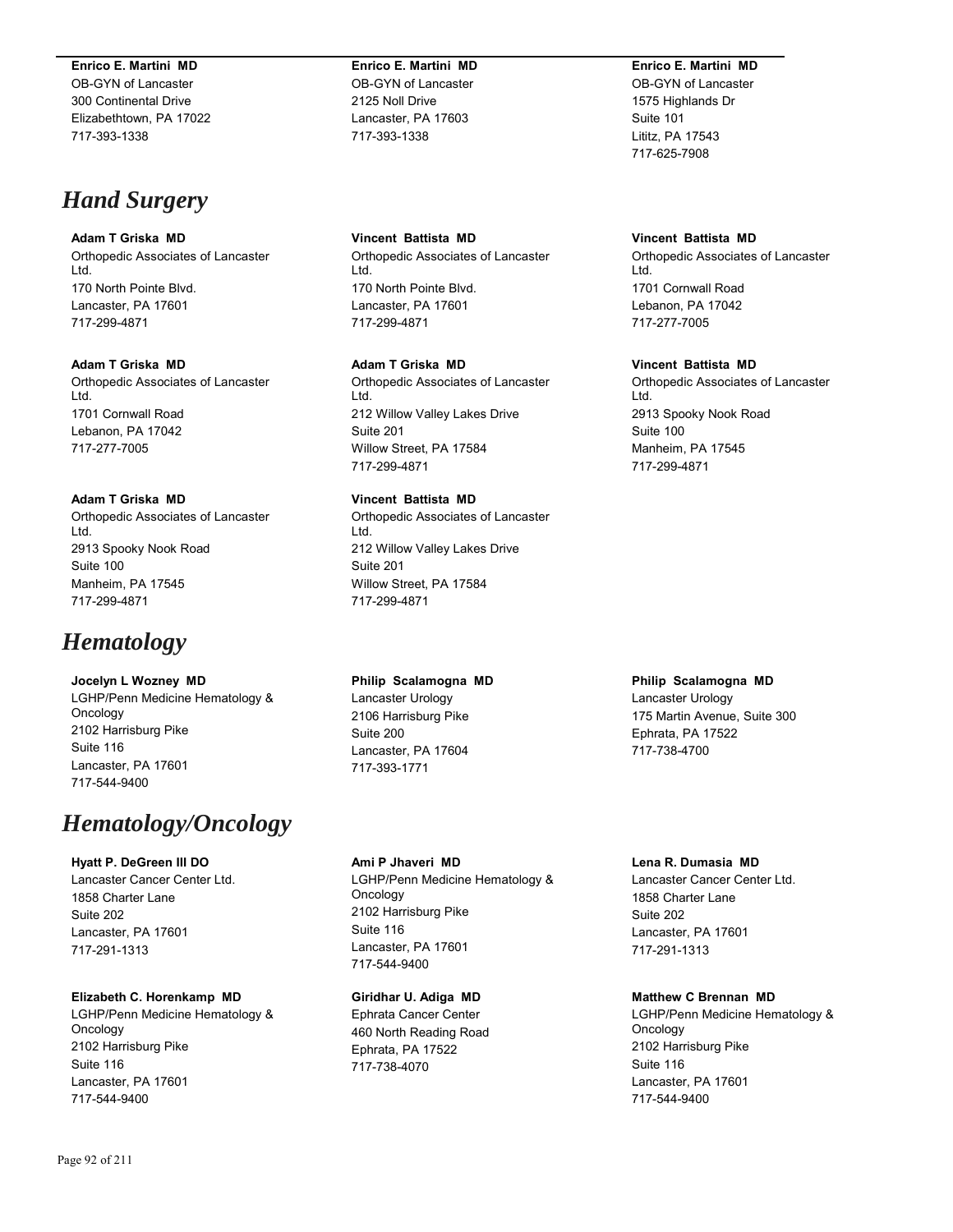**Enrico E. Martini MD**
OB-GYN of Lancaster
300 Continental Drive
Elizabethtown, PA 17022
717-393-1338

**Enrico E. Martini MD**
OB-GYN of Lancaster
2125 Noll Drive
Lancaster, PA 17603
717-393-1338

**Enrico E. Martini MD**
OB-GYN of Lancaster
1575 Highlands Dr
Suite 101
Lititz, PA 17543
717-625-7908

# *Hand Surgery*

**Adam T Griska MD**
Orthopedic Associates of Lancaster Ltd.
170 North Pointe Blvd.
Lancaster, PA 17601
717-299-4871

**Adam T Griska MD**
Orthopedic Associates of Lancaster Ltd.
1701 Cornwall Road
Lebanon, PA 17042
717-277-7005

**Adam T Griska MD**
Orthopedic Associates of Lancaster Ltd.
2913 Spooky Nook Road
Suite 100
Manheim, PA 17545
717-299-4871

**Vincent Battista MD**
Orthopedic Associates of Lancaster Ltd.
170 North Pointe Blvd.
Lancaster, PA 17601
717-299-4871

**Adam T Griska MD**
Orthopedic Associates of Lancaster Ltd.
212 Willow Valley Lakes Drive
Suite 201
Willow Street, PA 17584
717-299-4871

**Vincent Battista MD**
Orthopedic Associates of Lancaster Ltd.
212 Willow Valley Lakes Drive
Suite 201
Willow Street, PA 17584
717-299-4871

**Vincent Battista MD**
Orthopedic Associates of Lancaster Ltd.
1701 Cornwall Road
Lebanon, PA 17042
717-277-7005

**Vincent Battista MD**
Orthopedic Associates of Lancaster Ltd.
2913 Spooky Nook Road
Suite 100
Manheim, PA 17545
717-299-4871

# *Hematology*

**Jocelyn L Wozney MD**
LGHP/Penn Medicine Hematology & Oncology
2102 Harrisburg Pike
Suite 116
Lancaster, PA 17601
717-544-9400

**Philip Scalamogna MD**
Lancaster Urology
2106 Harrisburg Pike
Suite 200
Lancaster, PA 17604
717-393-1771

**Philip Scalamogna MD**
Lancaster Urology
175 Martin Avenue, Suite 300
Ephrata, PA 17522
717-738-4700

# *Hematology/Oncology*

**Hyatt P. DeGreen III DO**
Lancaster Cancer Center Ltd.
1858 Charter Lane
Suite 202
Lancaster, PA 17601
717-291-1313

**Elizabeth C. Horenkamp MD**
LGHP/Penn Medicine Hematology & Oncology
2102 Harrisburg Pike
Suite 116
Lancaster, PA 17601
717-544-9400

**Ami P Jhaveri MD**
LGHP/Penn Medicine Hematology & Oncology
2102 Harrisburg Pike
Suite 116
Lancaster, PA 17601
717-544-9400

**Giridhar U. Adiga MD**
Ephrata Cancer Center
460 North Reading Road
Ephrata, PA 17522
717-738-4070

**Lena R. Dumasia MD**
Lancaster Cancer Center Ltd.
1858 Charter Lane
Suite 202
Lancaster, PA 17601
717-291-1313

**Matthew C Brennan MD**
LGHP/Penn Medicine Hematology & Oncology
2102 Harrisburg Pike
Suite 116
Lancaster, PA 17601
717-544-9400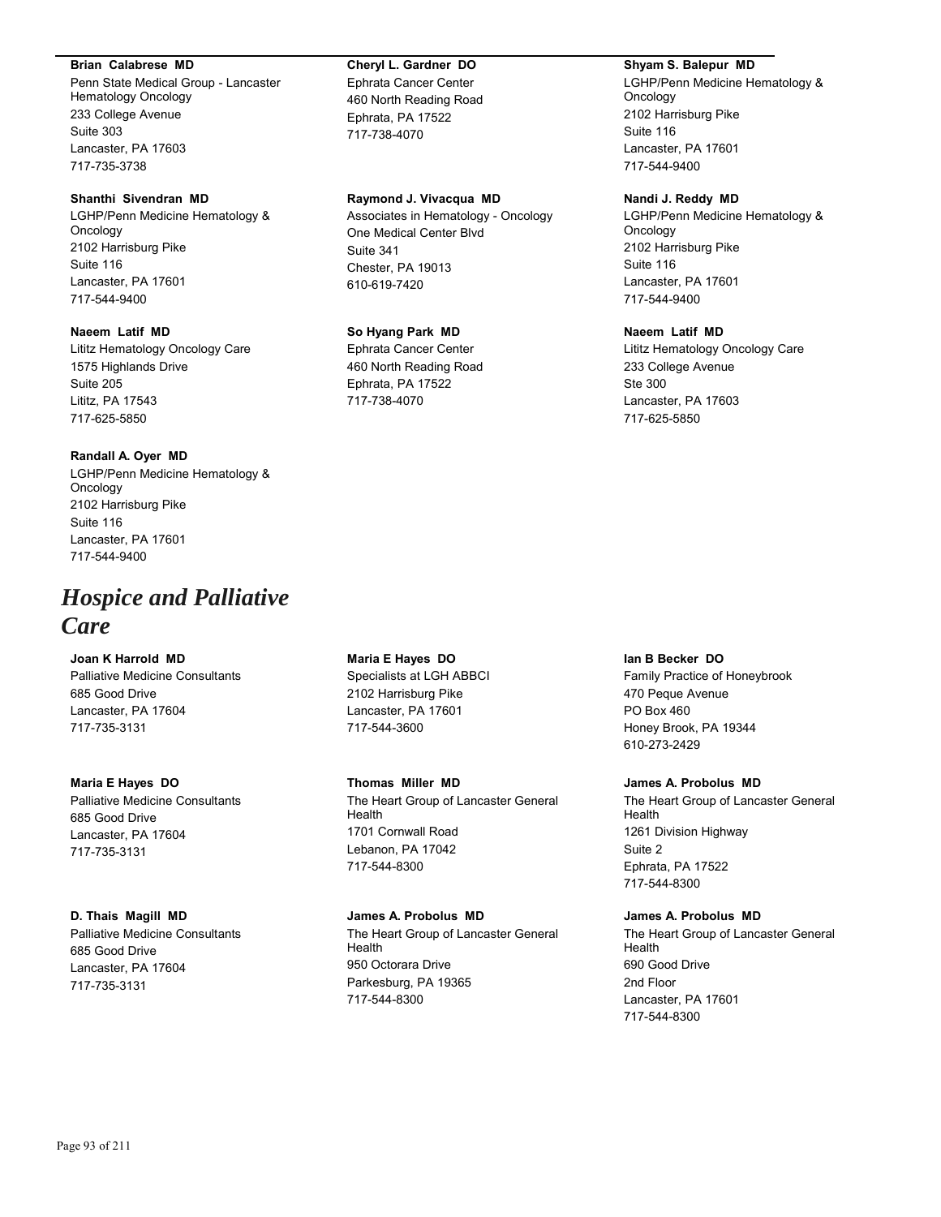**Brian Calabrese MD**
Penn State Medical Group - Lancaster Hematology Oncology
233 College Avenue
Suite 303
Lancaster, PA 17603
717-735-3738

**Shanthi Sivendran MD**
LGHP/Penn Medicine Hematology & Oncology
2102 Harrisburg Pike
Suite 116
Lancaster, PA 17601
717-544-9400

**Naeem Latif MD**
Lititz Hematology Oncology Care
1575 Highlands Drive
Suite 205
Lititz, PA 17543
717-625-5850

**Randall A. Oyer MD**
LGHP/Penn Medicine Hematology & Oncology
2102 Harrisburg Pike
Suite 116
Lancaster, PA 17601
717-544-9400

**Cheryl L. Gardner DO**
Ephrata Cancer Center
460 North Reading Road
Ephrata, PA 17522
717-738-4070

**Raymond J. Vivacqua MD**
Associates in Hematology - Oncology
One Medical Center Blvd
Suite 341
Chester, PA 19013
610-619-7420

**So Hyang Park MD**
Ephrata Cancer Center
460 North Reading Road
Ephrata, PA 17522
717-738-4070

**Shyam S. Balepur MD**
LGHP/Penn Medicine Hematology & Oncology
2102 Harrisburg Pike
Suite 116
Lancaster, PA 17601
717-544-9400

**Nandi J. Reddy MD**
LGHP/Penn Medicine Hematology & Oncology
2102 Harrisburg Pike
Suite 116
Lancaster, PA 17601
717-544-9400

**Naeem Latif MD**
Lititz Hematology Oncology Care
233 College Avenue
Ste 300
Lancaster, PA 17603
717-625-5850

# *Hospice and Palliative Care*

**Joan K Harrold MD**
Palliative Medicine Consultants
685 Good Drive
Lancaster, PA 17604
717-735-3131

**Maria E Hayes DO**
Palliative Medicine Consultants
685 Good Drive
Lancaster, PA 17604
717-735-3131

**D. Thais Magill MD**
Palliative Medicine Consultants
685 Good Drive
Lancaster, PA 17604
717-735-3131

**Maria E Hayes DO**
Specialists at LGH ABBCI
2102 Harrisburg Pike
Lancaster, PA 17601
717-544-3600

**Thomas Miller MD**
The Heart Group of Lancaster General Health
1701 Cornwall Road
Lebanon, PA 17042
717-544-8300

**James A. Probolus MD**
The Heart Group of Lancaster General Health
950 Octorara Drive
Parkesburg, PA 19365
717-544-8300

**Ian B Becker DO**
Family Practice of Honeybrook
470 Peque Avenue
PO Box 460
Honey Brook, PA 19344
610-273-2429

**James A. Probolus MD**
The Heart Group of Lancaster General Health
1261 Division Highway
Suite 2
Ephrata, PA 17522
717-544-8300

**James A. Probolus MD**
The Heart Group of Lancaster General Health
690 Good Drive
2nd Floor
Lancaster, PA 17601
717-544-8300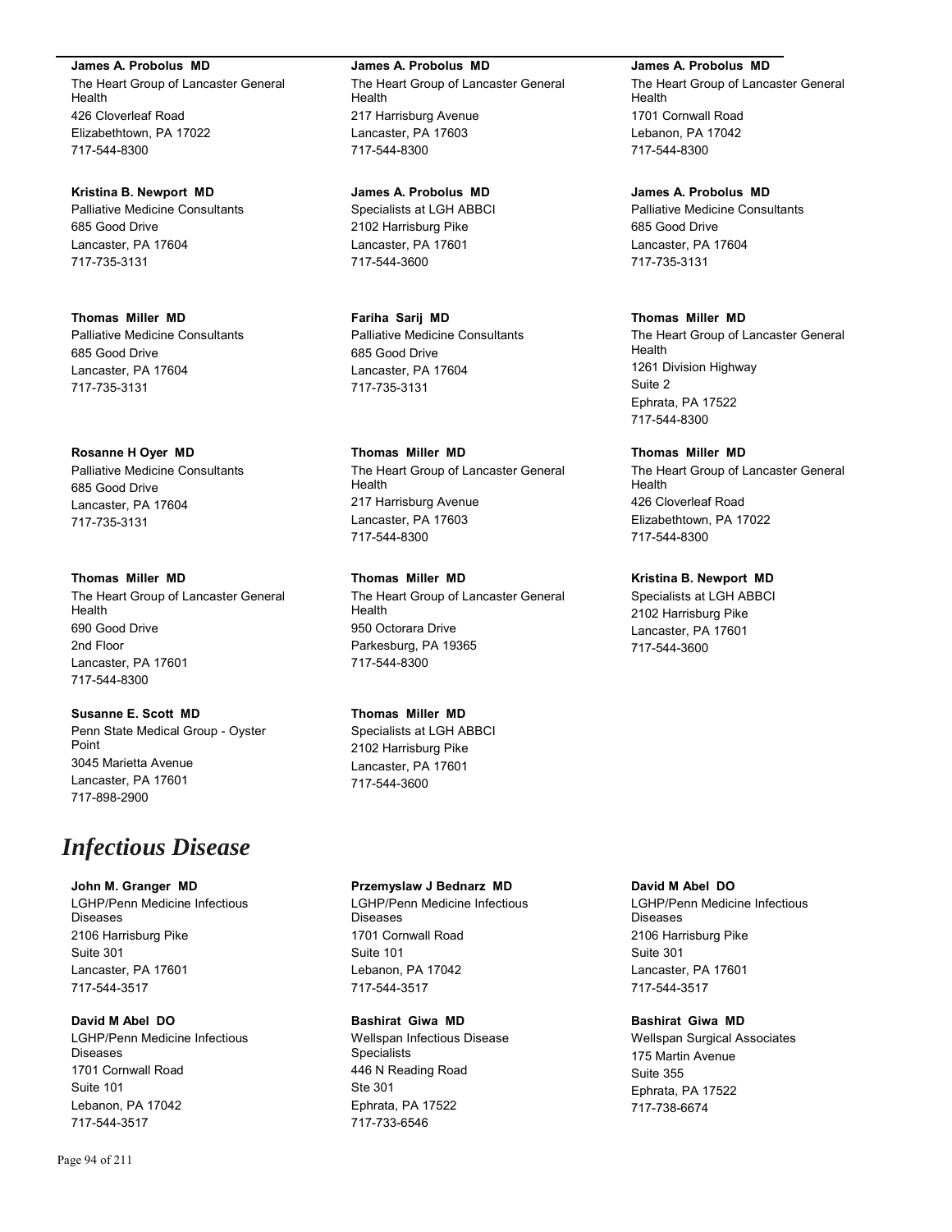**James A. Probolus MD**
The Heart Group of Lancaster General Health
426 Cloverleaf Road
Elizabethtown, PA 17022
717-544-8300

**Kristina B. Newport MD**
Palliative Medicine Consultants
685 Good Drive
Lancaster, PA 17604
717-735-3131

**Thomas Miller MD**
Palliative Medicine Consultants
685 Good Drive
Lancaster, PA 17604
717-735-3131

**Rosanne H Oyer MD**
Palliative Medicine Consultants
685 Good Drive
Lancaster, PA 17604
717-735-3131

**Thomas Miller MD**
The Heart Group of Lancaster General Health
690 Good Drive
2nd Floor
Lancaster, PA 17601
717-544-8300

**Susanne E. Scott MD**
Penn State Medical Group - Oyster Point
3045 Marietta Avenue
Lancaster, PA 17601
717-898-2900

**James A. Probolus MD**
The Heart Group of Lancaster General Health
217 Harrisburg Avenue
Lancaster, PA 17603
717-544-8300

**James A. Probolus MD**
Specialists at LGH ABBCI
2102 Harrisburg Pike
Lancaster, PA 17601
717-544-3600

**Fariha Sarij MD**
Palliative Medicine Consultants
685 Good Drive
Lancaster, PA 17604
717-735-3131

**Thomas Miller MD**
The Heart Group of Lancaster General Health
217 Harrisburg Avenue
Lancaster, PA 17603
717-544-8300

**Thomas Miller MD**
The Heart Group of Lancaster General Health
950 Octorara Drive
Parkesburg, PA 19365
717-544-8300

**Thomas Miller MD**
Specialists at LGH ABBCI
2102 Harrisburg Pike
Lancaster, PA 17601
717-544-3600

**James A. Probolus MD**
The Heart Group of Lancaster General Health
1701 Cornwall Road
Lebanon, PA 17042
717-544-8300

**James A. Probolus MD**
Palliative Medicine Consultants
685 Good Drive
Lancaster, PA 17604
717-735-3131

**Thomas Miller MD**
The Heart Group of Lancaster General Health
1261 Division Highway
Suite 2
Ephrata, PA 17522
717-544-8300

**Thomas Miller MD**
The Heart Group of Lancaster General Health
426 Cloverleaf Road
Elizabethtown, PA 17022
717-544-8300

**Kristina B. Newport MD**
Specialists at LGH ABBCI
2102 Harrisburg Pike
Lancaster, PA 17601
717-544-3600

# *Infectious Disease*

**John M. Granger MD**
LGHP/Penn Medicine Infectious Diseases
2106 Harrisburg Pike
Suite 301
Lancaster, PA 17601
717-544-3517

**David M Abel DO**
LGHP/Penn Medicine Infectious Diseases
1701 Cornwall Road
Suite 101
Lebanon, PA 17042
717-544-3517

**Przemyslaw J Bednarz MD**
LGHP/Penn Medicine Infectious Diseases
1701 Cornwall Road
Suite 101
Lebanon, PA 17042
717-544-3517

**Bashirat Giwa MD**
Wellspan Infectious Disease Specialists
446 N Reading Road
Ste 301
Ephrata, PA 17522
717-733-6546

**David M Abel DO**
LGHP/Penn Medicine Infectious Diseases
2106 Harrisburg Pike
Suite 301
Lancaster, PA 17601
717-544-3517

**Bashirat Giwa MD**
Wellspan Surgical Associates
175 Martin Avenue
Suite 355
Ephrata, PA 17522
717-738-6674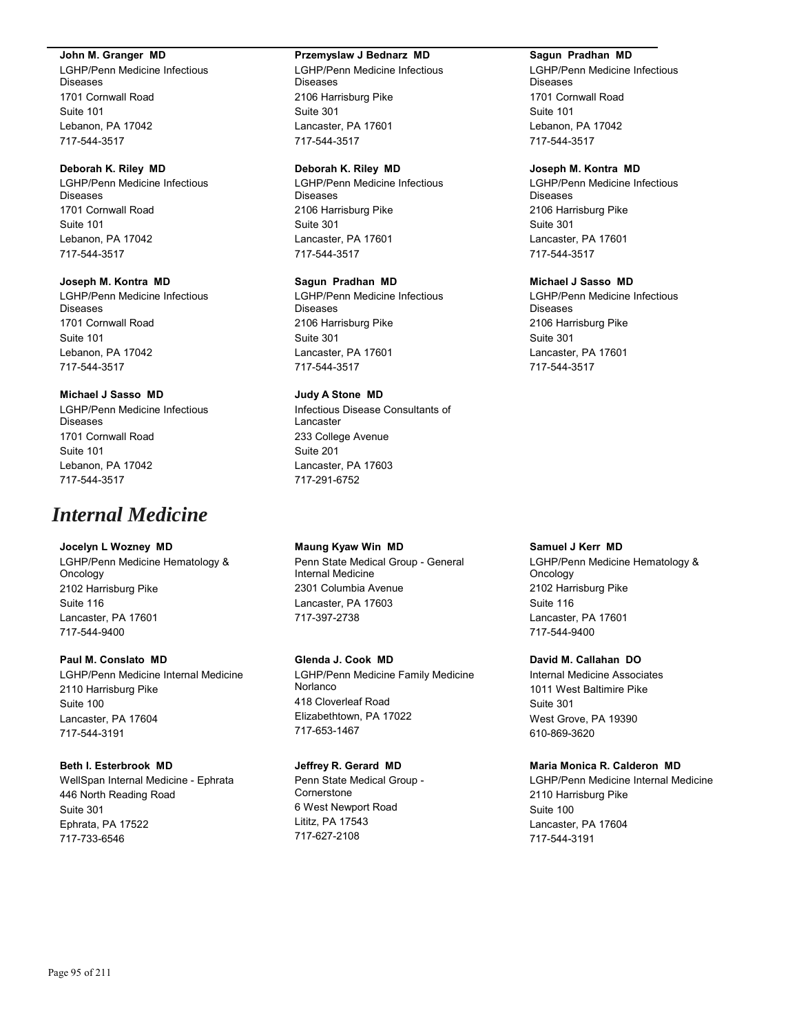**John M. Granger MD**
LGHP/Penn Medicine Infectious Diseases
1701 Cornwall Road
Suite 101
Lebanon, PA 17042
717-544-3517

**Deborah K. Riley MD**
LGHP/Penn Medicine Infectious Diseases
1701 Cornwall Road
Suite 101
Lebanon, PA 17042
717-544-3517

**Joseph M. Kontra MD**
LGHP/Penn Medicine Infectious Diseases
1701 Cornwall Road
Suite 101
Lebanon, PA 17042
717-544-3517

**Michael J Sasso MD**
LGHP/Penn Medicine Infectious Diseases
1701 Cornwall Road
Suite 101
Lebanon, PA 17042
717-544-3517

**Przemyslaw J Bednarz MD**
LGHP/Penn Medicine Infectious Diseases
2106 Harrisburg Pike
Suite 301
Lancaster, PA 17601
717-544-3517

**Deborah K. Riley MD**
LGHP/Penn Medicine Infectious Diseases
2106 Harrisburg Pike
Suite 301
Lancaster, PA 17601
717-544-3517

**Sagun Pradhan MD**
LGHP/Penn Medicine Infectious Diseases
2106 Harrisburg Pike
Suite 301
Lancaster, PA 17601
717-544-3517

**Judy A Stone MD**
Infectious Disease Consultants of Lancaster
233 College Avenue
Suite 201
Lancaster, PA 17603
717-291-6752

**Sagun Pradhan MD**
LGHP/Penn Medicine Infectious Diseases
1701 Cornwall Road
Suite 101
Lebanon, PA 17042
717-544-3517

**Joseph M. Kontra MD**
LGHP/Penn Medicine Infectious Diseases
2106 Harrisburg Pike
Suite 301
Lancaster, PA 17601
717-544-3517

**Michael J Sasso MD**
LGHP/Penn Medicine Infectious Diseases
2106 Harrisburg Pike
Suite 301
Lancaster, PA 17601
717-544-3517

# *Internal Medicine*

**Jocelyn L Wozney MD**
LGHP/Penn Medicine Hematology & Oncology
2102 Harrisburg Pike
Suite 116
Lancaster, PA 17601
717-544-9400

**Paul M. Conslato MD**
LGHP/Penn Medicine Internal Medicine
2110 Harrisburg Pike
Suite 100
Lancaster, PA 17604
717-544-3191

**Beth I. Esterbrook MD**
WellSpan Internal Medicine - Ephrata
446 North Reading Road
Suite 301
Ephrata, PA 17522
717-733-6546

**Maung Kyaw Win MD**
Penn State Medical Group - General Internal Medicine
2301 Columbia Avenue
Lancaster, PA 17603
717-397-2738

**Glenda J. Cook MD**
LGHP/Penn Medicine Family Medicine Norlanco
418 Cloverleaf Road
Elizabethtown, PA 17022
717-653-1467

**Jeffrey R. Gerard MD**
Penn State Medical Group - Cornerstone
6 West Newport Road
Lititz, PA 17543
717-627-2108

**Samuel J Kerr MD**
LGHP/Penn Medicine Hematology & Oncology
2102 Harrisburg Pike
Suite 116
Lancaster, PA 17601
717-544-9400

**David M. Callahan DO**
Internal Medicine Associates
1011 West Baltimire Pike
Suite 301
West Grove, PA 19390
610-869-3620

**Maria Monica R. Calderon MD**
LGHP/Penn Medicine Internal Medicine
2110 Harrisburg Pike
Suite 100
Lancaster, PA 17604
717-544-3191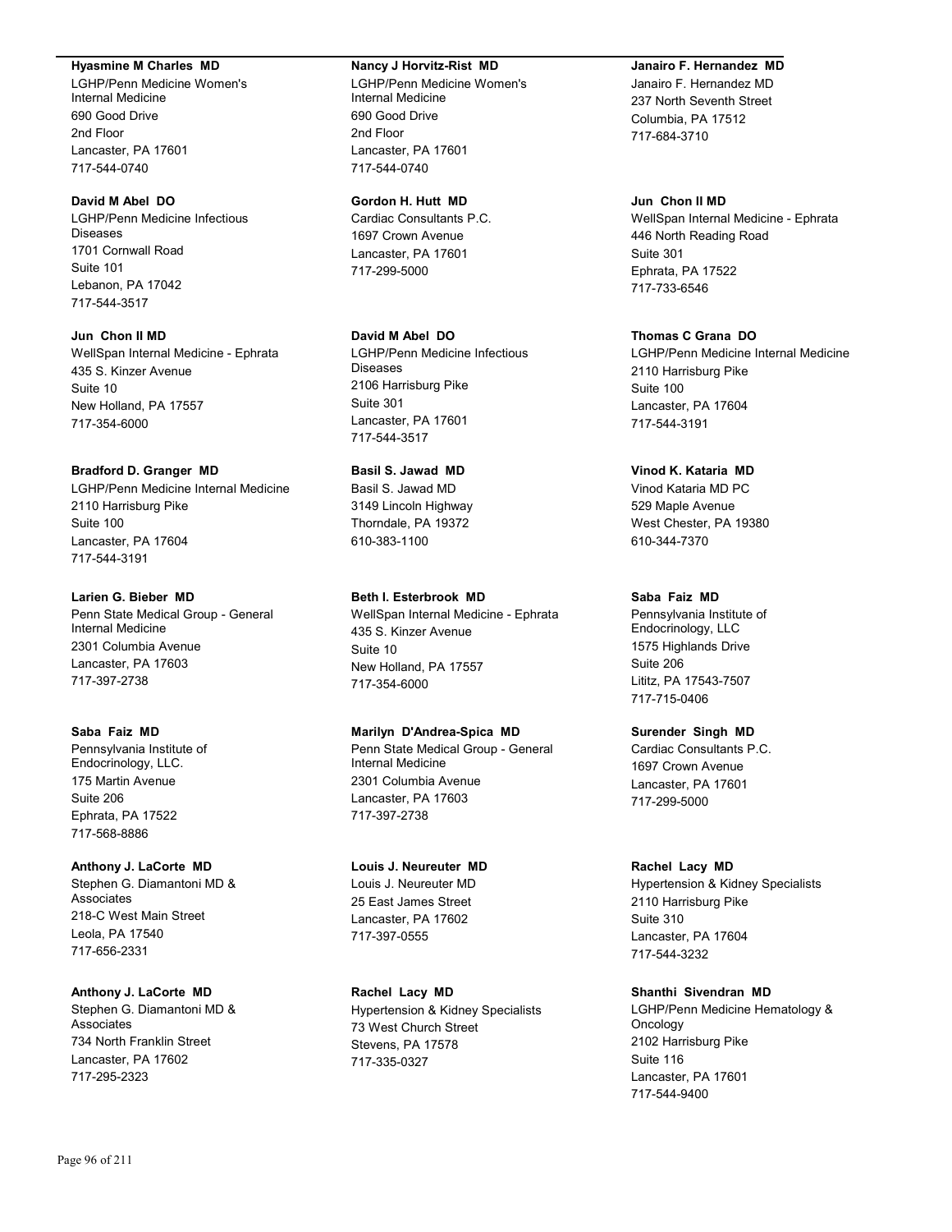**Hyasmine M Charles MD**
LGHP/Penn Medicine Women's Internal Medicine
690 Good Drive
2nd Floor
Lancaster, PA 17601
717-544-0740

**David M Abel DO**
LGHP/Penn Medicine Infectious Diseases
1701 Cornwall Road
Suite 101
Lebanon, PA 17042
717-544-3517

**Jun Chon II MD**
WellSpan Internal Medicine - Ephrata
435 S. Kinzer Avenue
Suite 10
New Holland, PA 17557
717-354-6000

**Bradford D. Granger MD**
LGHP/Penn Medicine Internal Medicine
2110 Harrisburg Pike
Suite 100
Lancaster, PA 17604
717-544-3191

**Larien G. Bieber MD**
Penn State Medical Group - General Internal Medicine
2301 Columbia Avenue
Lancaster, PA 17603
717-397-2738

**Saba Faiz MD**
Pennsylvania Institute of Endocrinology, LLC.
175 Martin Avenue
Suite 206
Ephrata, PA 17522
717-568-8886

**Anthony J. LaCorte MD**
Stephen G. Diamantoni MD & Associates
218-C West Main Street
Leola, PA 17540
717-656-2331

**Anthony J. LaCorte MD**
Stephen G. Diamantoni MD & Associates
734 North Franklin Street
Lancaster, PA 17602
717-295-2323

**Nancy J Horvitz-Rist MD**
LGHP/Penn Medicine Women's Internal Medicine
690 Good Drive
2nd Floor
Lancaster, PA 17601
717-544-0740

**Gordon H. Hutt MD**
Cardiac Consultants P.C.
1697 Crown Avenue
Lancaster, PA 17601
717-299-5000

**David M Abel DO**
LGHP/Penn Medicine Infectious Diseases
2106 Harrisburg Pike
Suite 301
Lancaster, PA 17601
717-544-3517

**Basil S. Jawad MD**
Basil S. Jawad MD
3149 Lincoln Highway
Thorndale, PA 19372
610-383-1100

**Beth I. Esterbrook MD**
WellSpan Internal Medicine - Ephrata
435 S. Kinzer Avenue
Suite 10
New Holland, PA 17557
717-354-6000

**Marilyn D'Andrea-Spica MD**
Penn State Medical Group - General Internal Medicine
2301 Columbia Avenue
Lancaster, PA 17603
717-397-2738

**Louis J. Neureuter MD**
Louis J. Neureuter MD
25 East James Street
Lancaster, PA 17602
717-397-0555

**Rachel Lacy MD**
Hypertension & Kidney Specialists
73 West Church Street
Stevens, PA 17578
717-335-0327

**Janairo F. Hernandez MD**
Janairo F. Hernandez MD
237 North Seventh Street
Columbia, PA 17512
717-684-3710

**Jun Chon II MD**
WellSpan Internal Medicine - Ephrata
446 North Reading Road
Suite 301
Ephrata, PA 17522
717-733-6546

**Thomas C Grana DO**
LGHP/Penn Medicine Internal Medicine
2110 Harrisburg Pike
Suite 100
Lancaster, PA 17604
717-544-3191

**Vinod K. Kataria MD**
Vinod Kataria MD PC
529 Maple Avenue
West Chester, PA 19380
610-344-7370

**Saba Faiz MD**
Pennsylvania Institute of Endocrinology, LLC
1575 Highlands Drive
Suite 206
Lititz, PA 17543-7507
717-715-0406

**Surender Singh MD**
Cardiac Consultants P.C.
1697 Crown Avenue
Lancaster, PA 17601
717-299-5000

**Rachel Lacy MD**
Hypertension & Kidney Specialists
2110 Harrisburg Pike
Suite 310
Lancaster, PA 17604
717-544-3232

**Shanthi Sivendran MD**
LGHP/Penn Medicine Hematology & Oncology
2102 Harrisburg Pike
Suite 116
Lancaster, PA 17601
717-544-9400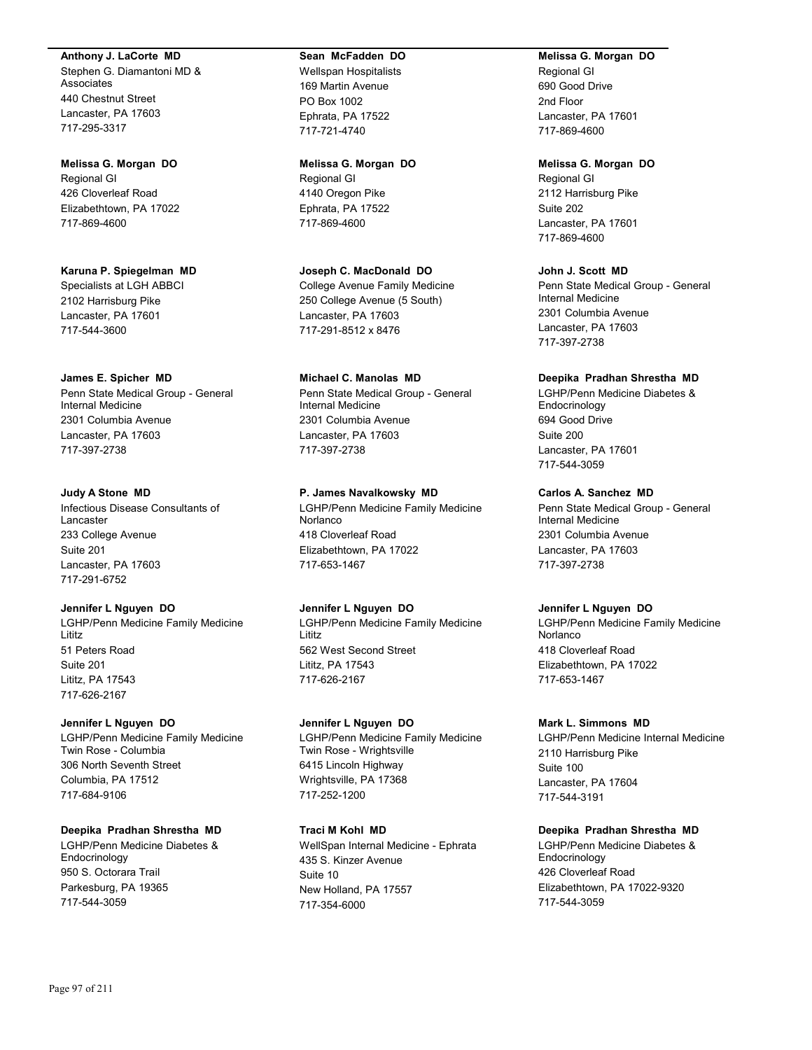**Anthony J. LaCorte MD**
Stephen G. Diamantoni MD & Associates
440 Chestnut Street
Lancaster, PA 17603
717-295-3317

**Melissa G. Morgan DO**
Regional GI
426 Cloverleaf Road
Elizabethtown, PA 17022
717-869-4600

**Karuna P. Spiegelman MD**
Specialists at LGH ABBCI
2102 Harrisburg Pike
Lancaster, PA 17601
717-544-3600

**James E. Spicher MD**
Penn State Medical Group - General Internal Medicine
2301 Columbia Avenue
Lancaster, PA 17603
717-397-2738

**Judy A Stone MD**
Infectious Disease Consultants of Lancaster
233 College Avenue
Suite 201
Lancaster, PA 17603
717-291-6752

**Jennifer L Nguyen DO**
LGHP/Penn Medicine Family Medicine Lititz
51 Peters Road
Suite 201
Lititz, PA 17543
717-626-2167

**Jennifer L Nguyen DO**
LGHP/Penn Medicine Family Medicine Twin Rose - Columbia
306 North Seventh Street
Columbia, PA 17512
717-684-9106

**Deepika Pradhan Shrestha MD**
LGHP/Penn Medicine Diabetes & Endocrinology
950 S. Octorara Trail
Parkesburg, PA 19365
717-544-3059

**Sean McFadden DO**
Wellspan Hospitalists
169 Martin Avenue
PO Box 1002
Ephrata, PA 17522
717-721-4740

**Melissa G. Morgan DO**
Regional GI
4140 Oregon Pike
Ephrata, PA 17522
717-869-4600

**Joseph C. MacDonald DO**
College Avenue Family Medicine
250 College Avenue (5 South)
Lancaster, PA 17603
717-291-8512 x 8476

**Michael C. Manolas MD**
Penn State Medical Group - General Internal Medicine
2301 Columbia Avenue
Lancaster, PA 17603
717-397-2738

**P. James Navalkowsky MD**
LGHP/Penn Medicine Family Medicine Norlanco
418 Cloverleaf Road
Elizabethtown, PA 17022
717-653-1467

**Jennifer L Nguyen DO**
LGHP/Penn Medicine Family Medicine Lititz
562 West Second Street
Lititz, PA 17543
717-626-2167

**Jennifer L Nguyen DO**
LGHP/Penn Medicine Family Medicine Twin Rose - Wrightsville
6415 Lincoln Highway
Wrightsville, PA 17368
717-252-1200

**Traci M Kohl MD**
WellSpan Internal Medicine - Ephrata
435 S. Kinzer Avenue
Suite 10
New Holland, PA 17557
717-354-6000

**Melissa G. Morgan DO**
Regional GI
690 Good Drive
2nd Floor
Lancaster, PA 17601
717-869-4600

**Melissa G. Morgan DO**
Regional GI
2112 Harrisburg Pike
Suite 202
Lancaster, PA 17601
717-869-4600

**John J. Scott MD**
Penn State Medical Group - General Internal Medicine
2301 Columbia Avenue
Lancaster, PA 17603
717-397-2738

**Deepika Pradhan Shrestha MD**
LGHP/Penn Medicine Diabetes & Endocrinology
694 Good Drive
Suite 200
Lancaster, PA 17601
717-544-3059

**Carlos A. Sanchez MD**
Penn State Medical Group - General Internal Medicine
2301 Columbia Avenue
Lancaster, PA 17603
717-397-2738

**Jennifer L Nguyen DO**
LGHP/Penn Medicine Family Medicine Norlanco
418 Cloverleaf Road
Elizabethtown, PA 17022
717-653-1467

**Mark L. Simmons MD**
LGHP/Penn Medicine Internal Medicine
2110 Harrisburg Pike
Suite 100
Lancaster, PA 17604
717-544-3191

**Deepika Pradhan Shrestha MD**
LGHP/Penn Medicine Diabetes & Endocrinology
426 Cloverleaf Road
Elizabethtown, PA 17022-9320
717-544-3059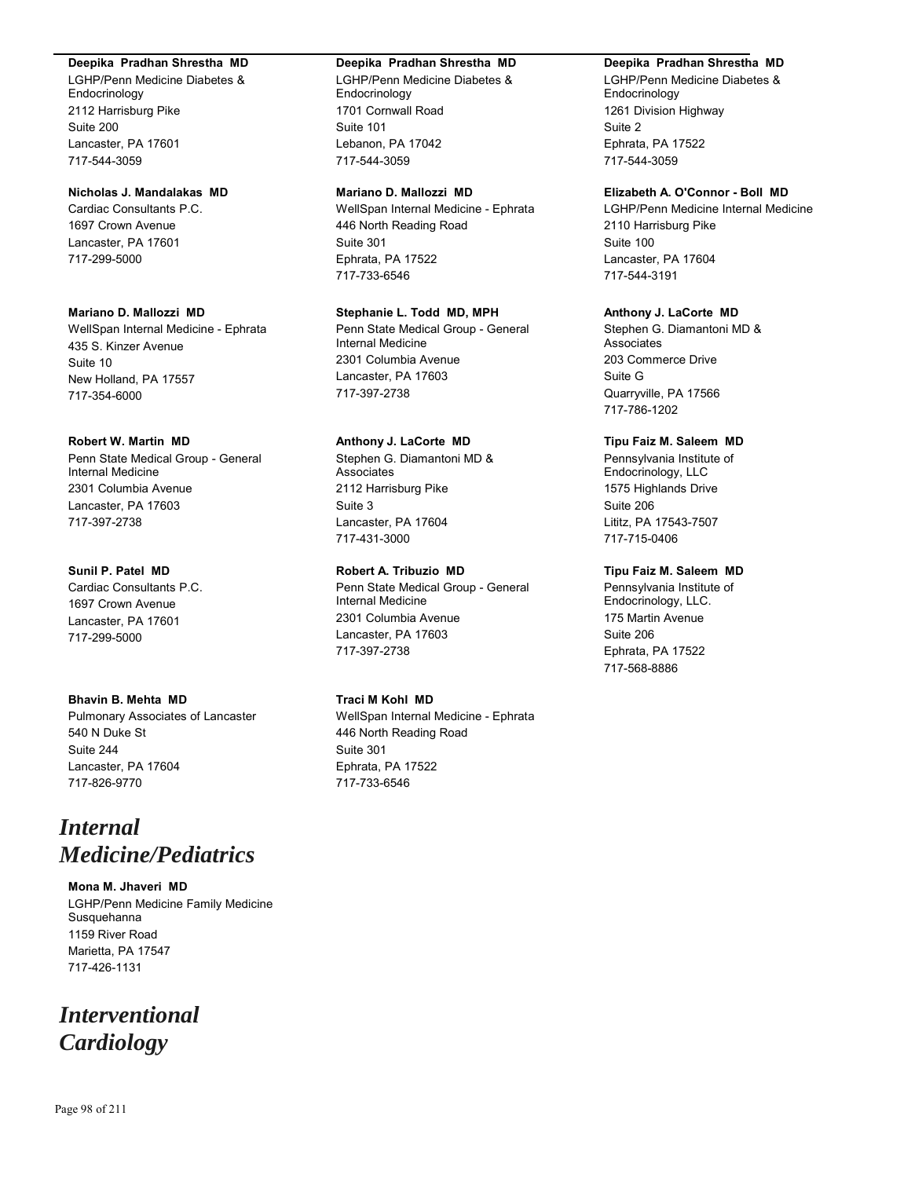**Deepika Pradhan Shrestha MD**
LGHP/Penn Medicine Diabetes & Endocrinology
2112 Harrisburg Pike
Suite 200
Lancaster, PA 17601
717-544-3059

**Nicholas J. Mandalakas MD**
Cardiac Consultants P.C.
1697 Crown Avenue
Lancaster, PA 17601
717-299-5000

**Mariano D. Mallozzi MD**
WellSpan Internal Medicine - Ephrata
435 S. Kinzer Avenue
Suite 10
New Holland, PA 17557
717-354-6000

**Robert W. Martin MD**
Penn State Medical Group - General Internal Medicine
2301 Columbia Avenue
Lancaster, PA 17603
717-397-2738

**Sunil P. Patel MD**
Cardiac Consultants P.C.
1697 Crown Avenue
Lancaster, PA 17601
717-299-5000

**Bhavin B. Mehta MD**
Pulmonary Associates of Lancaster
540 N Duke St
Suite 244
Lancaster, PA 17604
717-826-9770

# *Internal Medicine/Pediatrics*

**Mona M. Jhaveri MD**
LGHP/Penn Medicine Family Medicine Susquehanna
1159 River Road
Marietta, PA 17547
717-426-1131

# *Interventional Cardiology*

**Deepika Pradhan Shrestha MD**
LGHP/Penn Medicine Diabetes & Endocrinology
1701 Cornwall Road
Suite 101
Lebanon, PA 17042
717-544-3059

**Mariano D. Mallozzi MD**
WellSpan Internal Medicine - Ephrata
446 North Reading Road
Suite 301
Ephrata, PA 17522
717-733-6546

**Stephanie L. Todd MD, MPH**
Penn State Medical Group - General Internal Medicine
2301 Columbia Avenue
Lancaster, PA 17603
717-397-2738

**Anthony J. LaCorte MD**
Stephen G. Diamantoni MD & Associates
2112 Harrisburg Pike
Suite 3
Lancaster, PA 17604
717-431-3000

**Robert A. Tribuzio MD**
Penn State Medical Group - General Internal Medicine
2301 Columbia Avenue
Lancaster, PA 17603
717-397-2738

**Traci M Kohl MD**
WellSpan Internal Medicine - Ephrata
446 North Reading Road
Suite 301
Ephrata, PA 17522
717-733-6546

**Deepika Pradhan Shrestha MD**
LGHP/Penn Medicine Diabetes & Endocrinology
1261 Division Highway
Suite 2
Ephrata, PA 17522
717-544-3059

**Elizabeth A. O'Connor - Boll MD**
LGHP/Penn Medicine Internal Medicine
2110 Harrisburg Pike
Suite 100
Lancaster, PA 17604
717-544-3191

**Anthony J. LaCorte MD**
Stephen G. Diamantoni MD & Associates
203 Commerce Drive
Suite G
Quarryville, PA 17566
717-786-1202

**Tipu Faiz M. Saleem MD**
Pennsylvania Institute of Endocrinology, LLC
1575 Highlands Drive
Suite 206
Lititz, PA 17543-7507
717-715-0406

**Tipu Faiz M. Saleem MD**
Pennsylvania Institute of Endocrinology, LLC.
175 Martin Avenue
Suite 206
Ephrata, PA 17522
717-568-8886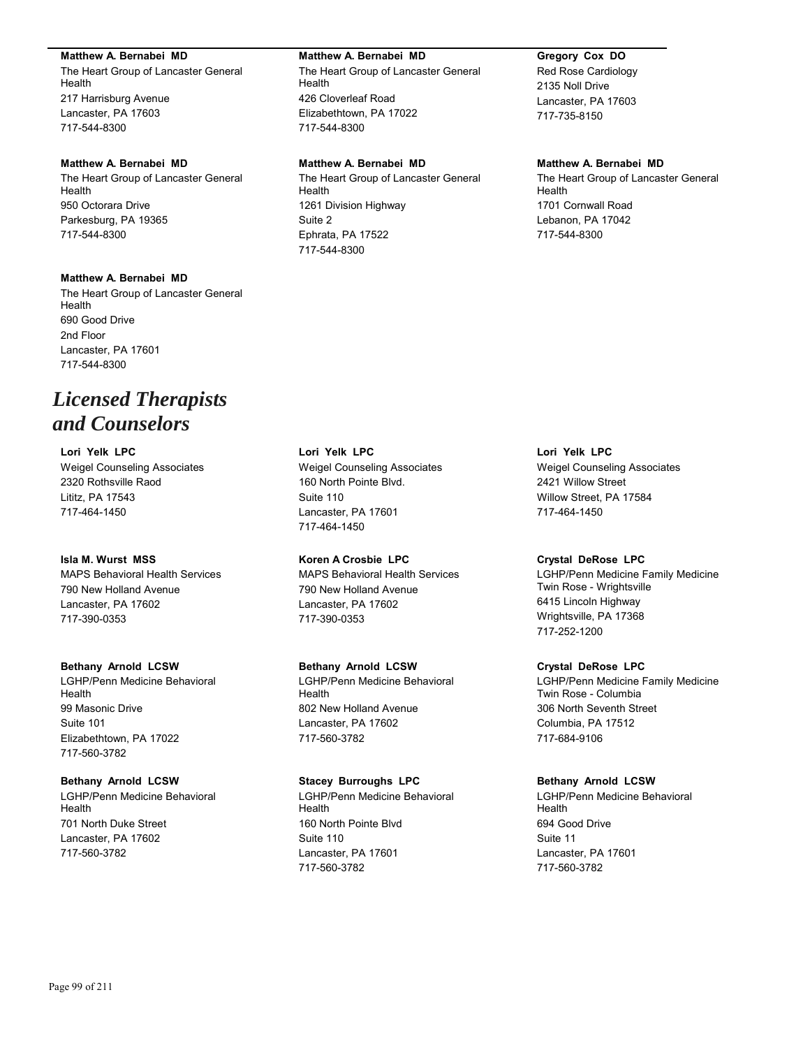**Matthew A. Bernabei MD**
The Heart Group of Lancaster General Health
217 Harrisburg Avenue
Lancaster, PA 17603
717-544-8300

**Matthew A. Bernabei MD**
The Heart Group of Lancaster General Health
426 Cloverleaf Road
Elizabethtown, PA 17022
717-544-8300

**Gregory Cox DO**
Red Rose Cardiology
2135 Noll Drive
Lancaster, PA 17603
717-735-8150

**Matthew A. Bernabei MD**
The Heart Group of Lancaster General Health
950 Octorara Drive
Parkesburg, PA 19365
717-544-8300

**Matthew A. Bernabei MD**
The Heart Group of Lancaster General Health
1261 Division Highway
Suite 2
Ephrata, PA 17522
717-544-8300

**Matthew A. Bernabei MD**
The Heart Group of Lancaster General Health
1701 Cornwall Road
Lebanon, PA 17042
717-544-8300

**Matthew A. Bernabei MD**
The Heart Group of Lancaster General Health
690 Good Drive
2nd Floor
Lancaster, PA 17601
717-544-8300

# *Licensed Therapists and Counselors*

**Lori Yelk LPC**
Weigel Counseling Associates
2320 Rothsville Raod
Lititz, PA 17543
717-464-1450

**Lori Yelk LPC**
Weigel Counseling Associates
160 North Pointe Blvd.
Suite 110
Lancaster, PA 17601
717-464-1450

**Lori Yelk LPC**
Weigel Counseling Associates
2421 Willow Street
Willow Street, PA 17584
717-464-1450

**Isla M. Wurst MSS**
MAPS Behavioral Health Services
790 New Holland Avenue
Lancaster, PA 17602
717-390-0353

**Koren A Crosbie LPC**
MAPS Behavioral Health Services
790 New Holland Avenue
Lancaster, PA 17602
717-390-0353

**Crystal DeRose LPC**
LGHP/Penn Medicine Family Medicine Twin Rose - Wrightsville
6415 Lincoln Highway
Wrightsville, PA 17368
717-252-1200

**Bethany Arnold LCSW**
LGHP/Penn Medicine Behavioral Health
99 Masonic Drive
Suite 101
Elizabethtown, PA 17022
717-560-3782

**Bethany Arnold LCSW**
LGHP/Penn Medicine Behavioral Health
802 New Holland Avenue
Lancaster, PA 17602
717-560-3782

**Crystal DeRose LPC**
LGHP/Penn Medicine Family Medicine Twin Rose - Columbia
306 North Seventh Street
Columbia, PA 17512
717-684-9106

**Bethany Arnold LCSW**
LGHP/Penn Medicine Behavioral Health
701 North Duke Street
Lancaster, PA 17602
717-560-3782

**Stacey Burroughs LPC**
LGHP/Penn Medicine Behavioral Health
160 North Pointe Blvd
Suite 110
Lancaster, PA 17601
717-560-3782

**Bethany Arnold LCSW**
LGHP/Penn Medicine Behavioral Health
694 Good Drive
Suite 11
Lancaster, PA 17601
717-560-3782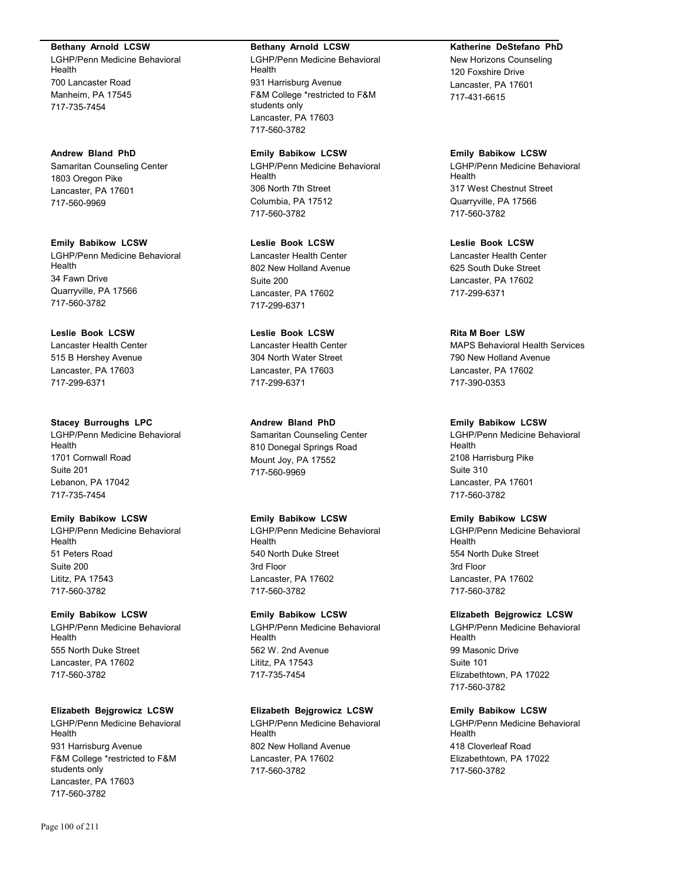**Bethany Arnold LCSW**
LGHP/Penn Medicine Behavioral Health
700 Lancaster Road
Manheim, PA 17545
717-735-7454

**Andrew Bland PhD**
Samaritan Counseling Center
1803 Oregon Pike
Lancaster, PA 17601
717-560-9969

**Emily Babikow LCSW**
LGHP/Penn Medicine Behavioral Health
34 Fawn Drive
Quarryville, PA 17566
717-560-3782

**Leslie Book LCSW**
Lancaster Health Center
515 B Hershey Avenue
Lancaster, PA 17603
717-299-6371

**Stacey Burroughs LPC**
LGHP/Penn Medicine Behavioral Health
1701 Cornwall Road
Suite 201
Lebanon, PA 17042
717-735-7454

**Emily Babikow LCSW**
LGHP/Penn Medicine Behavioral Health
51 Peters Road
Suite 200
Lititz, PA 17543
717-560-3782

**Emily Babikow LCSW**
LGHP/Penn Medicine Behavioral Health
555 North Duke Street
Lancaster, PA 17602
717-560-3782

**Elizabeth Bejgrowicz LCSW**
LGHP/Penn Medicine Behavioral Health
931 Harrisburg Avenue
F&M College *restricted to F&M students only
Lancaster, PA 17603
717-560-3782

**Bethany Arnold LCSW**
LGHP/Penn Medicine Behavioral Health
931 Harrisburg Avenue
F&M College *restricted to F&M students only
Lancaster, PA 17603
717-560-3782

**Emily Babikow LCSW**
LGHP/Penn Medicine Behavioral Health
306 North 7th Street
Columbia, PA 17512
717-560-3782

**Leslie Book LCSW**
Lancaster Health Center
802 New Holland Avenue
Suite 200
Lancaster, PA 17602
717-299-6371

**Leslie Book LCSW**
Lancaster Health Center
304 North Water Street
Lancaster, PA 17603
717-299-6371

**Andrew Bland PhD**
Samaritan Counseling Center
810 Donegal Springs Road
Mount Joy, PA 17552
717-560-9969

**Emily Babikow LCSW**
LGHP/Penn Medicine Behavioral Health
540 North Duke Street
3rd Floor
Lancaster, PA 17602
717-560-3782

**Emily Babikow LCSW**
LGHP/Penn Medicine Behavioral Health
562 W. 2nd Avenue
Lititz, PA 17543
717-735-7454

**Elizabeth Bejgrowicz LCSW**
LGHP/Penn Medicine Behavioral Health
802 New Holland Avenue
Lancaster, PA 17602
717-560-3782

**Katherine DeStefano PhD**
New Horizons Counseling
120 Foxshire Drive
Lancaster, PA 17601
717-431-6615

**Emily Babikow LCSW**
LGHP/Penn Medicine Behavioral Health
317 West Chestnut Street
Quarryville, PA 17566
717-560-3782

**Leslie Book LCSW**
Lancaster Health Center
625 South Duke Street
Lancaster, PA 17602
717-299-6371

**Rita M Boer LSW**
MAPS Behavioral Health Services
790 New Holland Avenue
Lancaster, PA 17602
717-390-0353

**Emily Babikow LCSW**
LGHP/Penn Medicine Behavioral Health
2108 Harrisburg Pike
Suite 310
Lancaster, PA 17601
717-560-3782

**Emily Babikow LCSW**
LGHP/Penn Medicine Behavioral Health
554 North Duke Street
3rd Floor
Lancaster, PA 17602
717-560-3782

**Elizabeth Bejgrowicz LCSW**
LGHP/Penn Medicine Behavioral Health
99 Masonic Drive
Suite 101
Elizabethtown, PA 17022
717-560-3782

**Emily Babikow LCSW**
LGHP/Penn Medicine Behavioral Health
418 Cloverleaf Road
Elizabethtown, PA 17022
717-560-3782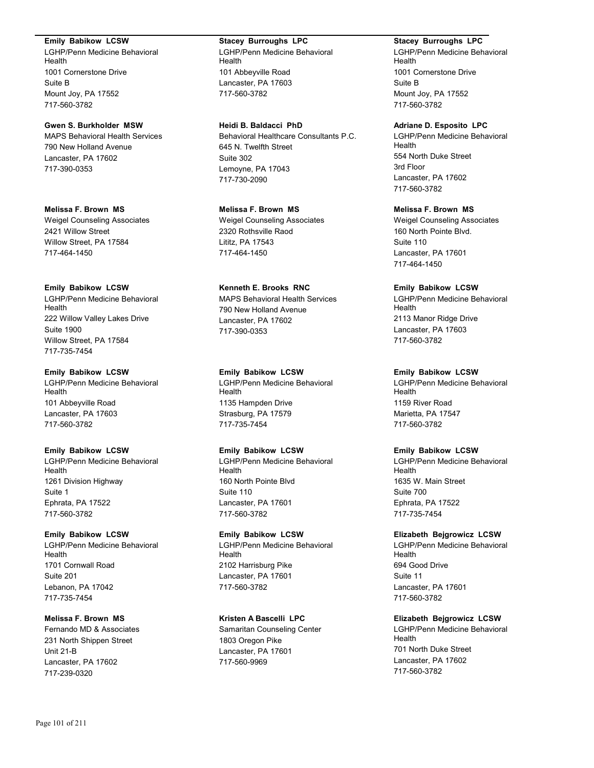**Emily Babikow LCSW**
LGHP/Penn Medicine Behavioral Health
1001 Cornerstone Drive
Suite B
Mount Joy, PA 17552
717-560-3782

**Gwen S. Burkholder MSW**
MAPS Behavioral Health Services
790 New Holland Avenue
Lancaster, PA 17602
717-390-0353

**Melissa F. Brown MS**
Weigel Counseling Associates
2421 Willow Street
Willow Street, PA 17584
717-464-1450

**Emily Babikow LCSW**
LGHP/Penn Medicine Behavioral Health
222 Willow Valley Lakes Drive
Suite 1900
Willow Street, PA 17584
717-735-7454

**Emily Babikow LCSW**
LGHP/Penn Medicine Behavioral Health
101 Abbeyville Road
Lancaster, PA 17603
717-560-3782

**Emily Babikow LCSW**
LGHP/Penn Medicine Behavioral Health
1261 Division Highway
Suite 1
Ephrata, PA 17522
717-560-3782

**Emily Babikow LCSW**
LGHP/Penn Medicine Behavioral Health
1701 Cornwall Road
Suite 201
Lebanon, PA 17042
717-735-7454

**Melissa F. Brown MS**
Fernando MD & Associates
231 North Shippen Street
Unit 21-B
Lancaster, PA 17602
717-239-0320

**Stacey Burroughs LPC**
LGHP/Penn Medicine Behavioral Health
101 Abbeyville Road
Lancaster, PA 17603
717-560-3782

**Heidi B. Baldacci PhD**
Behavioral Healthcare Consultants P.C.
645 N. Twelfth Street
Suite 302
Lemoyne, PA 17043
717-730-2090

**Melissa F. Brown MS**
Weigel Counseling Associates
2320 Rothsville Raod
Lititz, PA 17543
717-464-1450

**Kenneth E. Brooks RNC**
MAPS Behavioral Health Services
790 New Holland Avenue
Lancaster, PA 17602
717-390-0353

**Emily Babikow LCSW**
LGHP/Penn Medicine Behavioral Health
1135 Hampden Drive
Strasburg, PA 17579
717-735-7454

**Emily Babikow LCSW**
LGHP/Penn Medicine Behavioral Health
160 North Pointe Blvd
Suite 110
Lancaster, PA 17601
717-560-3782

**Emily Babikow LCSW**
LGHP/Penn Medicine Behavioral Health
2102 Harrisburg Pike
Lancaster, PA 17601
717-560-3782

**Kristen A Bascelli LPC**
Samaritan Counseling Center
1803 Oregon Pike
Lancaster, PA 17601
717-560-9969

**Stacey Burroughs LPC**
LGHP/Penn Medicine Behavioral Health
1001 Cornerstone Drive
Suite B
Mount Joy, PA 17552
717-560-3782

**Adriane D. Esposito LPC**
LGHP/Penn Medicine Behavioral Health
554 North Duke Street
3rd Floor
Lancaster, PA 17602
717-560-3782

**Melissa F. Brown MS**
Weigel Counseling Associates
160 North Pointe Blvd.
Suite 110
Lancaster, PA 17601
717-464-1450

**Emily Babikow LCSW**
LGHP/Penn Medicine Behavioral Health
2113 Manor Ridge Drive
Lancaster, PA 17603
717-560-3782

**Emily Babikow LCSW**
LGHP/Penn Medicine Behavioral Health
1159 River Road
Marietta, PA 17547
717-560-3782

**Emily Babikow LCSW**
LGHP/Penn Medicine Behavioral Health
1635 W. Main Street
Suite 700
Ephrata, PA 17522
717-735-7454

**Elizabeth Bejgrowicz LCSW**
LGHP/Penn Medicine Behavioral Health
694 Good Drive
Suite 11
Lancaster, PA 17601
717-560-3782

**Elizabeth Bejgrowicz LCSW**
LGHP/Penn Medicine Behavioral Health
701 North Duke Street
Lancaster, PA 17602
717-560-3782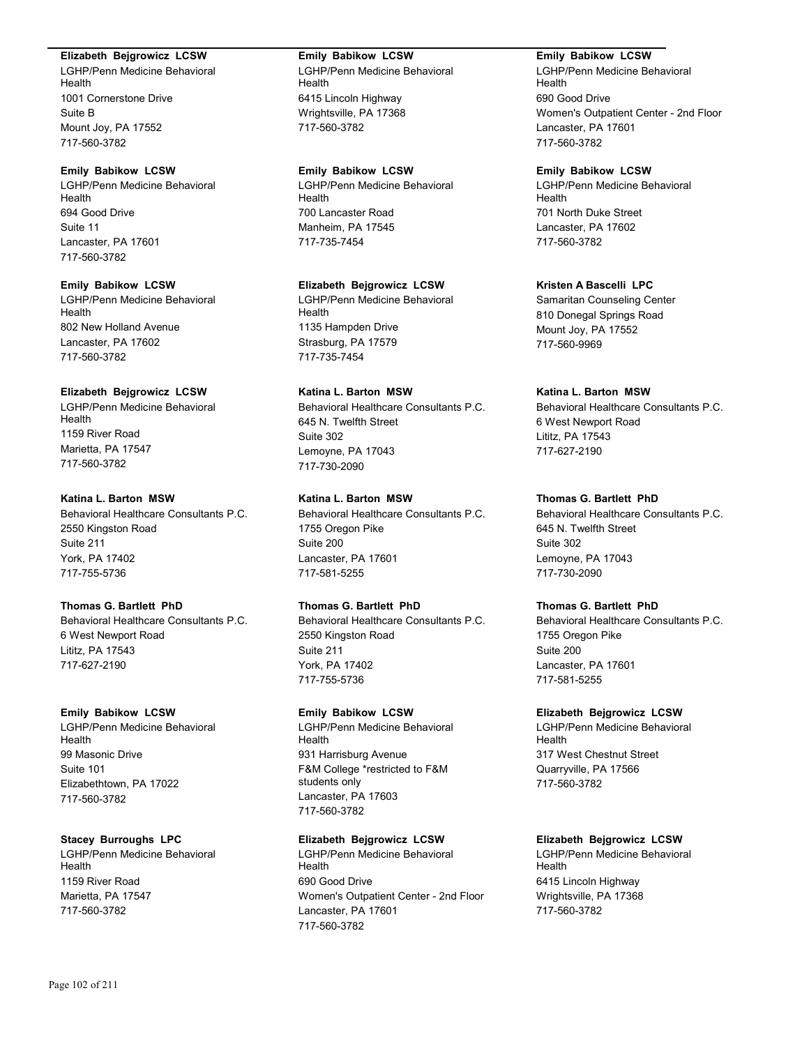**Elizabeth Bejgrowicz LCSW**
LGHP/Penn Medicine Behavioral Health
1001 Cornerstone Drive
Suite B
Mount Joy, PA 17552
717-560-3782

**Emily Babikow LCSW**
LGHP/Penn Medicine Behavioral Health
694 Good Drive
Suite 11
Lancaster, PA 17601
717-560-3782

**Emily Babikow LCSW**
LGHP/Penn Medicine Behavioral Health
802 New Holland Avenue
Lancaster, PA 17602
717-560-3782

**Elizabeth Bejgrowicz LCSW**
LGHP/Penn Medicine Behavioral Health
1159 River Road
Marietta, PA 17547
717-560-3782

**Katina L. Barton MSW**
Behavioral Healthcare Consultants P.C.
2550 Kingston Road
Suite 211
York, PA 17402
717-755-5736

**Thomas G. Bartlett PhD**
Behavioral Healthcare Consultants P.C.
6 West Newport Road
Lititz, PA 17543
717-627-2190

**Emily Babikow LCSW**
LGHP/Penn Medicine Behavioral Health
99 Masonic Drive
Suite 101
Elizabethtown, PA 17022
717-560-3782

**Stacey Burroughs LPC**
LGHP/Penn Medicine Behavioral Health
1159 River Road
Marietta, PA 17547
717-560-3782

**Emily Babikow LCSW**
LGHP/Penn Medicine Behavioral Health
6415 Lincoln Highway
Wrightsville, PA 17368
717-560-3782

**Emily Babikow LCSW**
LGHP/Penn Medicine Behavioral Health
700 Lancaster Road
Manheim, PA 17545
717-735-7454

**Elizabeth Bejgrowicz LCSW**
LGHP/Penn Medicine Behavioral Health
1135 Hampden Drive
Strasburg, PA 17579
717-735-7454

**Katina L. Barton MSW**
Behavioral Healthcare Consultants P.C.
645 N. Twelfth Street
Suite 302
Lemoyne, PA 17043
717-730-2090

**Katina L. Barton MSW**
Behavioral Healthcare Consultants P.C.
1755 Oregon Pike
Suite 200
Lancaster, PA 17601
717-581-5255

**Thomas G. Bartlett PhD**
Behavioral Healthcare Consultants P.C.
2550 Kingston Road
Suite 211
York, PA 17402
717-755-5736

**Emily Babikow LCSW**
LGHP/Penn Medicine Behavioral Health
931 Harrisburg Avenue
F&M College *restricted to F&M students only
Lancaster, PA 17603
717-560-3782

**Elizabeth Bejgrowicz LCSW**
LGHP/Penn Medicine Behavioral Health
690 Good Drive
Women's Outpatient Center - 2nd Floor
Lancaster, PA 17601
717-560-3782

**Emily Babikow LCSW**
LGHP/Penn Medicine Behavioral Health
690 Good Drive
Women's Outpatient Center - 2nd Floor
Lancaster, PA 17601
717-560-3782

**Emily Babikow LCSW**
LGHP/Penn Medicine Behavioral Health
701 North Duke Street
Lancaster, PA 17602
717-560-3782

**Kristen A Bascelli LPC**
Samaritan Counseling Center
810 Donegal Springs Road
Mount Joy, PA 17552
717-560-9969

**Katina L. Barton MSW**
Behavioral Healthcare Consultants P.C.
6 West Newport Road
Lititz, PA 17543
717-627-2190

**Thomas G. Bartlett PhD**
Behavioral Healthcare Consultants P.C.
645 N. Twelfth Street
Suite 302
Lemoyne, PA 17043
717-730-2090

**Thomas G. Bartlett PhD**
Behavioral Healthcare Consultants P.C.
1755 Oregon Pike
Suite 200
Lancaster, PA 17601
717-581-5255

**Elizabeth Bejgrowicz LCSW**
LGHP/Penn Medicine Behavioral Health
317 West Chestnut Street
Quarryville, PA 17566
717-560-3782

**Elizabeth Bejgrowicz LCSW**
LGHP/Penn Medicine Behavioral Health
6415 Lincoln Highway
Wrightsville, PA 17368
717-560-3782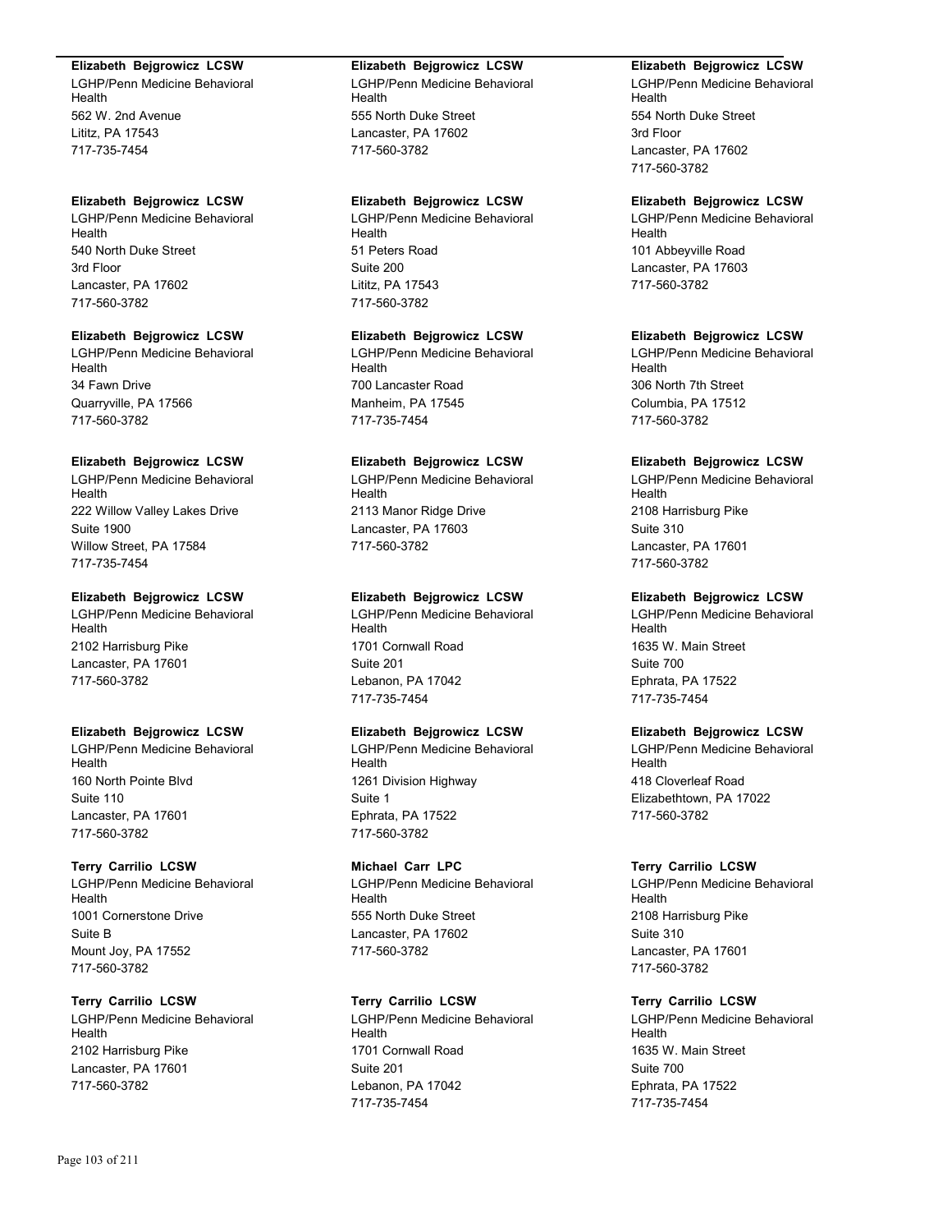**Elizabeth Bejgrowicz LCSW**
LGHP/Penn Medicine Behavioral Health
562 W. 2nd Avenue
Lititz, PA 17543
717-735-7454

**Elizabeth Bejgrowicz LCSW**
LGHP/Penn Medicine Behavioral Health
540 North Duke Street
3rd Floor
Lancaster, PA 17602
717-560-3782

**Elizabeth Bejgrowicz LCSW**
LGHP/Penn Medicine Behavioral Health
34 Fawn Drive
Quarryville, PA 17566
717-560-3782

**Elizabeth Bejgrowicz LCSW**
LGHP/Penn Medicine Behavioral Health
222 Willow Valley Lakes Drive
Suite 1900
Willow Street, PA 17584
717-735-7454

**Elizabeth Bejgrowicz LCSW**
LGHP/Penn Medicine Behavioral Health
2102 Harrisburg Pike
Lancaster, PA 17601
717-560-3782

**Elizabeth Bejgrowicz LCSW**
LGHP/Penn Medicine Behavioral Health
160 North Pointe Blvd
Suite 110
Lancaster, PA 17601
717-560-3782

**Terry Carrilio LCSW**
LGHP/Penn Medicine Behavioral Health
1001 Cornerstone Drive
Suite B
Mount Joy, PA 17552
717-560-3782

**Terry Carrilio LCSW**
LGHP/Penn Medicine Behavioral Health
2102 Harrisburg Pike
Lancaster, PA 17601
717-560-3782

**Elizabeth Bejgrowicz LCSW**
LGHP/Penn Medicine Behavioral Health
555 North Duke Street
Lancaster, PA 17602
717-560-3782

**Elizabeth Bejgrowicz LCSW**
LGHP/Penn Medicine Behavioral Health
51 Peters Road
Suite 200
Lititz, PA 17543
717-560-3782

**Elizabeth Bejgrowicz LCSW**
LGHP/Penn Medicine Behavioral Health
700 Lancaster Road
Manheim, PA 17545
717-735-7454

**Elizabeth Bejgrowicz LCSW**
LGHP/Penn Medicine Behavioral Health
2113 Manor Ridge Drive
Lancaster, PA 17603
717-560-3782

**Elizabeth Bejgrowicz LCSW**
LGHP/Penn Medicine Behavioral Health
1701 Cornwall Road
Suite 201
Lebanon, PA 17042
717-735-7454

**Elizabeth Bejgrowicz LCSW**
LGHP/Penn Medicine Behavioral Health
1261 Division Highway
Suite 1
Ephrata, PA 17522
717-560-3782

**Michael Carr LPC**
LGHP/Penn Medicine Behavioral Health
555 North Duke Street
Lancaster, PA 17602
717-560-3782

**Terry Carrilio LCSW**
LGHP/Penn Medicine Behavioral Health
1701 Cornwall Road
Suite 201
Lebanon, PA 17042
717-735-7454

**Elizabeth Bejgrowicz LCSW**
LGHP/Penn Medicine Behavioral Health
554 North Duke Street
3rd Floor
Lancaster, PA 17602
717-560-3782

**Elizabeth Bejgrowicz LCSW**
LGHP/Penn Medicine Behavioral Health
101 Abbeyville Road
Lancaster, PA 17603
717-560-3782

**Elizabeth Bejgrowicz LCSW**
LGHP/Penn Medicine Behavioral Health
306 North 7th Street
Columbia, PA 17512
717-560-3782

**Elizabeth Bejgrowicz LCSW**
LGHP/Penn Medicine Behavioral Health
2108 Harrisburg Pike
Suite 310
Lancaster, PA 17601
717-560-3782

**Elizabeth Bejgrowicz LCSW**
LGHP/Penn Medicine Behavioral Health
1635 W. Main Street
Suite 700
Ephrata, PA 17522
717-735-7454

**Elizabeth Bejgrowicz LCSW**
LGHP/Penn Medicine Behavioral Health
418 Cloverleaf Road
Elizabethtown, PA 17022
717-560-3782

**Terry Carrilio LCSW**
LGHP/Penn Medicine Behavioral Health
2108 Harrisburg Pike
Suite 310
Lancaster, PA 17601
717-560-3782

**Terry Carrilio LCSW**
LGHP/Penn Medicine Behavioral Health
1635 W. Main Street
Suite 700
Ephrata, PA 17522
717-735-7454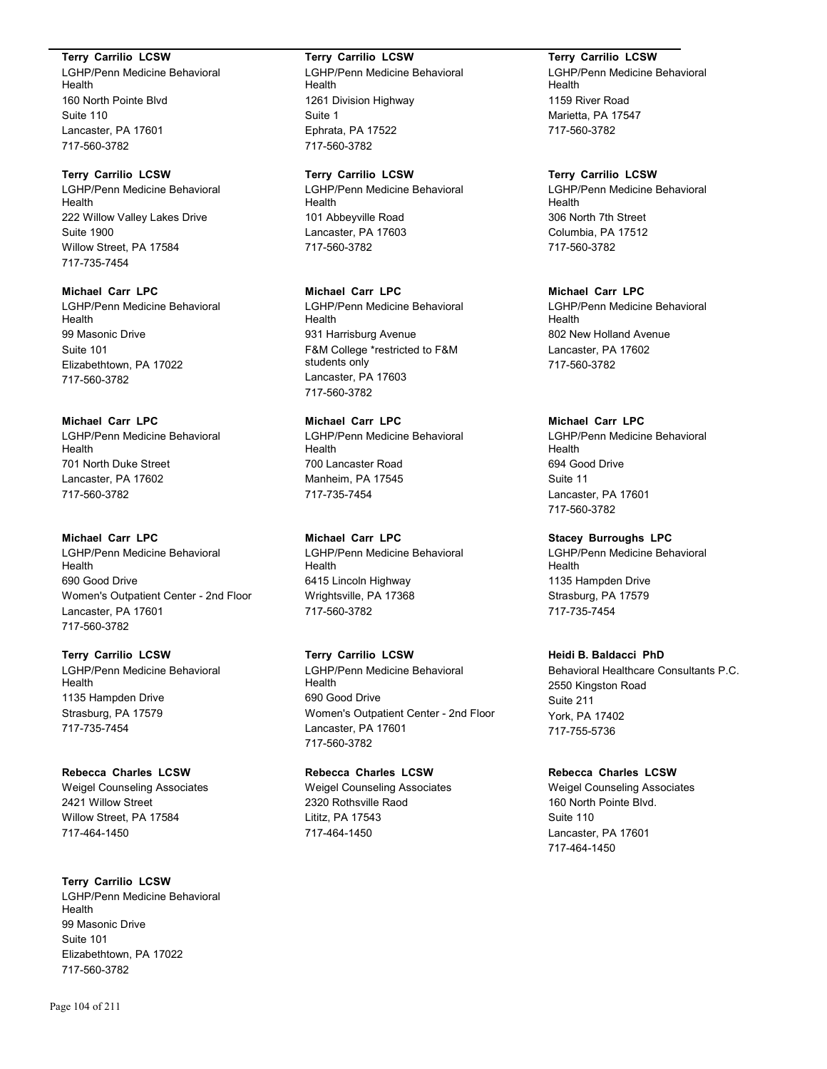**Terry Carrilio LCSW**
LGHP/Penn Medicine Behavioral Health
160 North Pointe Blvd
Suite 110
Lancaster, PA 17601
717-560-3782

**Terry Carrilio LCSW**
LGHP/Penn Medicine Behavioral Health
222 Willow Valley Lakes Drive
Suite 1900
Willow Street, PA 17584
717-735-7454

**Michael Carr LPC**
LGHP/Penn Medicine Behavioral Health
99 Masonic Drive
Suite 101
Elizabethtown, PA 17022
717-560-3782

**Michael Carr LPC**
LGHP/Penn Medicine Behavioral Health
701 North Duke Street
Lancaster, PA 17602
717-560-3782

**Michael Carr LPC**
LGHP/Penn Medicine Behavioral Health
690 Good Drive
Women's Outpatient Center - 2nd Floor
Lancaster, PA 17601
717-560-3782

**Terry Carrilio LCSW**
LGHP/Penn Medicine Behavioral Health
1135 Hampden Drive
Strasburg, PA 17579
717-735-7454

**Rebecca Charles LCSW**
Weigel Counseling Associates
2421 Willow Street
Willow Street, PA 17584
717-464-1450

**Terry Carrilio LCSW**
LGHP/Penn Medicine Behavioral Health
99 Masonic Drive
Suite 101
Elizabethtown, PA 17022
717-560-3782

**Terry Carrilio LCSW**
LGHP/Penn Medicine Behavioral Health
1261 Division Highway
Suite 1
Ephrata, PA 17522
717-560-3782

**Terry Carrilio LCSW**
LGHP/Penn Medicine Behavioral Health
101 Abbeyville Road
Lancaster, PA 17603
717-560-3782

**Michael Carr LPC**
LGHP/Penn Medicine Behavioral Health
931 Harrisburg Avenue
F&M College *restricted to F&M students only
Lancaster, PA 17603
717-560-3782

**Michael Carr LPC**
LGHP/Penn Medicine Behavioral Health
700 Lancaster Road
Manheim, PA 17545
717-735-7454

**Michael Carr LPC**
LGHP/Penn Medicine Behavioral Health
6415 Lincoln Highway
Wrightsville, PA 17368
717-560-3782

**Terry Carrilio LCSW**
LGHP/Penn Medicine Behavioral Health
690 Good Drive
Women's Outpatient Center - 2nd Floor
Lancaster, PA 17601
717-560-3782

**Rebecca Charles LCSW**
Weigel Counseling Associates
2320 Rothsville Raod
Lititz, PA 17543
717-464-1450

**Terry Carrilio LCSW**
LGHP/Penn Medicine Behavioral Health
1159 River Road
Marietta, PA 17547
717-560-3782

**Terry Carrilio LCSW**
LGHP/Penn Medicine Behavioral Health
306 North 7th Street
Columbia, PA 17512
717-560-3782

**Michael Carr LPC**
LGHP/Penn Medicine Behavioral Health
802 New Holland Avenue
Lancaster, PA 17602
717-560-3782

**Michael Carr LPC**
LGHP/Penn Medicine Behavioral Health
694 Good Drive
Suite 11
Lancaster, PA 17601
717-560-3782

**Stacey Burroughs LPC**
LGHP/Penn Medicine Behavioral Health
1135 Hampden Drive
Strasburg, PA 17579
717-735-7454

**Heidi B. Baldacci PhD**
Behavioral Healthcare Consultants P.C.
2550 Kingston Road
Suite 211
York, PA 17402
717-755-5736

**Rebecca Charles LCSW**
Weigel Counseling Associates
160 North Pointe Blvd.
Suite 110
Lancaster, PA 17601
717-464-1450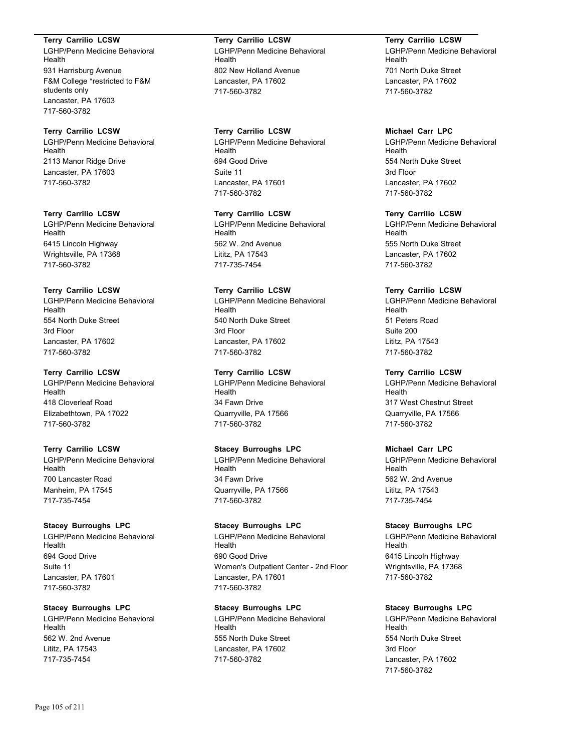**Terry Carrilio LCSW**
LGHP/Penn Medicine Behavioral Health
931 Harrisburg Avenue
F&M College *restricted to F&M students only
Lancaster, PA 17603
717-560-3782

**Terry Carrilio LCSW**
LGHP/Penn Medicine Behavioral Health
2113 Manor Ridge Drive
Lancaster, PA 17603
717-560-3782

**Terry Carrilio LCSW**
LGHP/Penn Medicine Behavioral Health
6415 Lincoln Highway
Wrightsville, PA 17368
717-560-3782

**Terry Carrilio LCSW**
LGHP/Penn Medicine Behavioral Health
554 North Duke Street
3rd Floor
Lancaster, PA 17602
717-560-3782

**Terry Carrilio LCSW**
LGHP/Penn Medicine Behavioral Health
418 Cloverleaf Road
Elizabethtown, PA 17022
717-560-3782

**Terry Carrilio LCSW**
LGHP/Penn Medicine Behavioral Health
700 Lancaster Road
Manheim, PA 17545
717-735-7454

**Stacey Burroughs LPC**
LGHP/Penn Medicine Behavioral Health
694 Good Drive
Suite 11
Lancaster, PA 17601
717-560-3782

**Stacey Burroughs LPC**
LGHP/Penn Medicine Behavioral Health
562 W. 2nd Avenue
Lititz, PA 17543
717-735-7454

**Terry Carrilio LCSW**
LGHP/Penn Medicine Behavioral Health
802 New Holland Avenue
Lancaster, PA 17602
717-560-3782

**Terry Carrilio LCSW**
LGHP/Penn Medicine Behavioral Health
694 Good Drive
Suite 11
Lancaster, PA 17601
717-560-3782

**Terry Carrilio LCSW**
LGHP/Penn Medicine Behavioral Health
562 W. 2nd Avenue
Lititz, PA 17543
717-735-7454

**Terry Carrilio LCSW**
LGHP/Penn Medicine Behavioral Health
540 North Duke Street
3rd Floor
Lancaster, PA 17602
717-560-3782

**Terry Carrilio LCSW**
LGHP/Penn Medicine Behavioral Health
34 Fawn Drive
Quarryville, PA 17566
717-560-3782

**Stacey Burroughs LPC**
LGHP/Penn Medicine Behavioral Health
34 Fawn Drive
Quarryville, PA 17566
717-560-3782

**Stacey Burroughs LPC**
LGHP/Penn Medicine Behavioral Health
690 Good Drive
Women's Outpatient Center - 2nd Floor
Lancaster, PA 17601
717-560-3782

**Stacey Burroughs LPC**
LGHP/Penn Medicine Behavioral Health
555 North Duke Street
Lancaster, PA 17602
717-560-3782

**Terry Carrilio LCSW**
LGHP/Penn Medicine Behavioral Health
701 North Duke Street
Lancaster, PA 17602
717-560-3782

**Michael Carr LPC**
LGHP/Penn Medicine Behavioral Health
554 North Duke Street
3rd Floor
Lancaster, PA 17602
717-560-3782

**Terry Carrilio LCSW**
LGHP/Penn Medicine Behavioral Health
555 North Duke Street
Lancaster, PA 17602
717-560-3782

**Terry Carrilio LCSW**
LGHP/Penn Medicine Behavioral Health
51 Peters Road
Suite 200
Lititz, PA 17543
717-560-3782

**Terry Carrilio LCSW**
LGHP/Penn Medicine Behavioral Health
317 West Chestnut Street
Quarryville, PA 17566
717-560-3782

**Michael Carr LPC**
LGHP/Penn Medicine Behavioral Health
562 W. 2nd Avenue
Lititz, PA 17543
717-735-7454

**Stacey Burroughs LPC**
LGHP/Penn Medicine Behavioral Health
6415 Lincoln Highway
Wrightsville, PA 17368
717-560-3782

**Stacey Burroughs LPC**
LGHP/Penn Medicine Behavioral Health
554 North Duke Street
3rd Floor
Lancaster, PA 17602
717-560-3782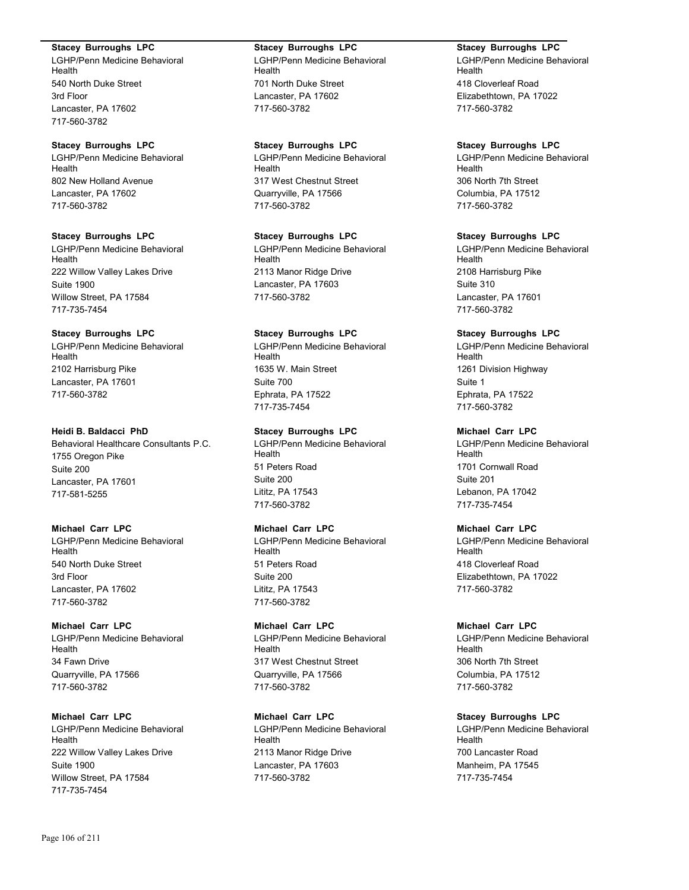**Stacey Burroughs LPC**
LGHP/Penn Medicine Behavioral Health
540 North Duke Street
3rd Floor
Lancaster, PA 17602
717-560-3782

**Stacey Burroughs LPC**
LGHP/Penn Medicine Behavioral Health
802 New Holland Avenue
Lancaster, PA 17602
717-560-3782

**Stacey Burroughs LPC**
LGHP/Penn Medicine Behavioral Health
222 Willow Valley Lakes Drive
Suite 1900
Willow Street, PA 17584
717-735-7454

**Stacey Burroughs LPC**
LGHP/Penn Medicine Behavioral Health
2102 Harrisburg Pike
Lancaster, PA 17601
717-560-3782

**Heidi B. Baldacci PhD**
Behavioral Healthcare Consultants P.C.
1755 Oregon Pike
Suite 200
Lancaster, PA 17601
717-581-5255

**Michael Carr LPC**
LGHP/Penn Medicine Behavioral Health
540 North Duke Street
3rd Floor
Lancaster, PA 17602
717-560-3782

**Michael Carr LPC**
LGHP/Penn Medicine Behavioral Health
34 Fawn Drive
Quarryville, PA 17566
717-560-3782

**Michael Carr LPC**
LGHP/Penn Medicine Behavioral Health
222 Willow Valley Lakes Drive
Suite 1900
Willow Street, PA 17584
717-735-7454

**Stacey Burroughs LPC**
LGHP/Penn Medicine Behavioral Health
701 North Duke Street
Lancaster, PA 17602
717-560-3782

**Stacey Burroughs LPC**
LGHP/Penn Medicine Behavioral Health
317 West Chestnut Street
Quarryville, PA 17566
717-560-3782

**Stacey Burroughs LPC**
LGHP/Penn Medicine Behavioral Health
2113 Manor Ridge Drive
Lancaster, PA 17603
717-560-3782

**Stacey Burroughs LPC**
LGHP/Penn Medicine Behavioral Health
1635 W. Main Street
Suite 700
Ephrata, PA 17522
717-735-7454

**Stacey Burroughs LPC**
LGHP/Penn Medicine Behavioral Health
51 Peters Road
Suite 200
Lititz, PA 17543
717-560-3782

**Michael Carr LPC**
LGHP/Penn Medicine Behavioral Health
51 Peters Road
Suite 200
Lititz, PA 17543
717-560-3782

**Michael Carr LPC**
LGHP/Penn Medicine Behavioral Health
317 West Chestnut Street
Quarryville, PA 17566
717-560-3782

**Michael Carr LPC**
LGHP/Penn Medicine Behavioral Health
2113 Manor Ridge Drive
Lancaster, PA 17603
717-560-3782

**Stacey Burroughs LPC**
LGHP/Penn Medicine Behavioral Health
418 Cloverleaf Road
Elizabethtown, PA 17022
717-560-3782

**Stacey Burroughs LPC**
LGHP/Penn Medicine Behavioral Health
306 North 7th Street
Columbia, PA 17512
717-560-3782

**Stacey Burroughs LPC**
LGHP/Penn Medicine Behavioral Health
2108 Harrisburg Pike
Suite 310
Lancaster, PA 17601
717-560-3782

**Stacey Burroughs LPC**
LGHP/Penn Medicine Behavioral Health
1261 Division Highway
Suite 1
Ephrata, PA 17522
717-560-3782

**Michael Carr LPC**
LGHP/Penn Medicine Behavioral Health
1701 Cornwall Road
Suite 201
Lebanon, PA 17042
717-735-7454

**Michael Carr LPC**
LGHP/Penn Medicine Behavioral Health
418 Cloverleaf Road
Elizabethtown, PA 17022
717-560-3782

**Michael Carr LPC**
LGHP/Penn Medicine Behavioral Health
306 North 7th Street
Columbia, PA 17512
717-560-3782

**Stacey Burroughs LPC**
LGHP/Penn Medicine Behavioral Health
700 Lancaster Road
Manheim, PA 17545
717-735-7454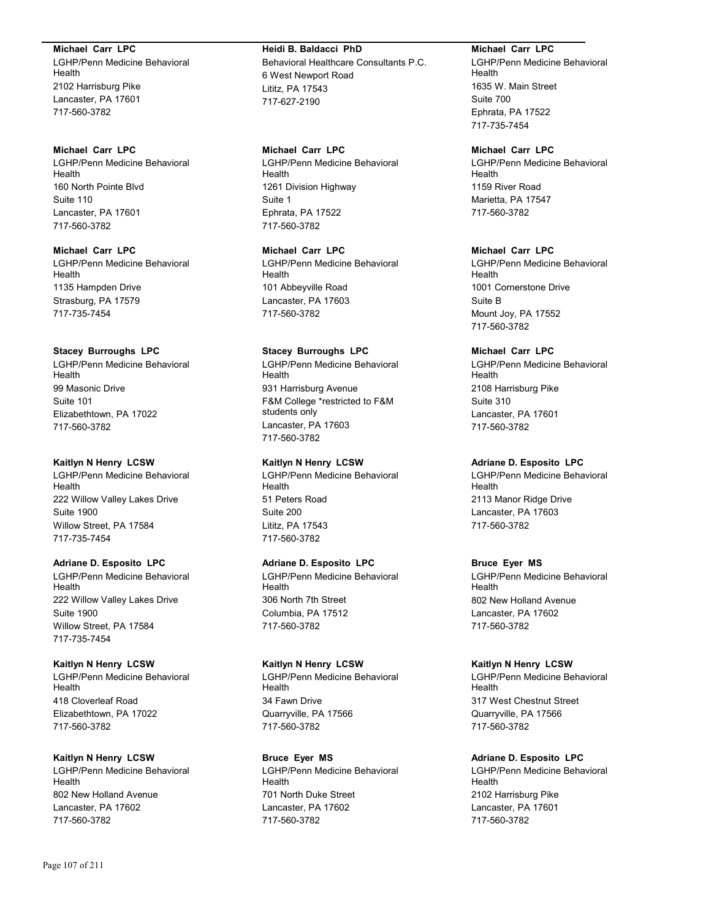**Michael Carr LPC**
LGHP/Penn Medicine Behavioral Health
2102 Harrisburg Pike
Lancaster, PA 17601
717-560-3782

**Michael Carr LPC**
LGHP/Penn Medicine Behavioral Health
160 North Pointe Blvd
Suite 110
Lancaster, PA 17601
717-560-3782

**Michael Carr LPC**
LGHP/Penn Medicine Behavioral Health
1135 Hampden Drive
Strasburg, PA 17579
717-735-7454

**Stacey Burroughs LPC**
LGHP/Penn Medicine Behavioral Health
99 Masonic Drive
Suite 101
Elizabethtown, PA 17022
717-560-3782

**Kaitlyn N Henry LCSW**
LGHP/Penn Medicine Behavioral Health
222 Willow Valley Lakes Drive
Suite 1900
Willow Street, PA 17584
717-735-7454

**Adriane D. Esposito LPC**
LGHP/Penn Medicine Behavioral Health
222 Willow Valley Lakes Drive
Suite 1900
Willow Street, PA 17584
717-735-7454

**Kaitlyn N Henry LCSW**
LGHP/Penn Medicine Behavioral Health
418 Cloverleaf Road
Elizabethtown, PA 17022
717-560-3782

**Kaitlyn N Henry LCSW**
LGHP/Penn Medicine Behavioral Health
802 New Holland Avenue
Lancaster, PA 17602
717-560-3782

**Heidi B. Baldacci PhD**
Behavioral Healthcare Consultants P.C.
6 West Newport Road
Lititz, PA 17543
717-627-2190

**Michael Carr LPC**
LGHP/Penn Medicine Behavioral Health
1261 Division Highway
Suite 1
Ephrata, PA 17522
717-560-3782

**Michael Carr LPC**
LGHP/Penn Medicine Behavioral Health
101 Abbeyville Road
Lancaster, PA 17603
717-560-3782

**Stacey Burroughs LPC**
LGHP/Penn Medicine Behavioral Health
931 Harrisburg Avenue
F&M College *restricted to F&M students only
Lancaster, PA 17603
717-560-3782

**Kaitlyn N Henry LCSW**
LGHP/Penn Medicine Behavioral Health
51 Peters Road
Suite 200
Lititz, PA 17543
717-560-3782

**Adriane D. Esposito LPC**
LGHP/Penn Medicine Behavioral Health
306 North 7th Street
Columbia, PA 17512
717-560-3782

**Kaitlyn N Henry LCSW**
LGHP/Penn Medicine Behavioral Health
34 Fawn Drive
Quarryville, PA 17566
717-560-3782

**Bruce Eyer MS**
LGHP/Penn Medicine Behavioral Health
701 North Duke Street
Lancaster, PA 17602
717-560-3782

**Michael Carr LPC**
LGHP/Penn Medicine Behavioral Health
1635 W. Main Street
Suite 700
Ephrata, PA 17522
717-735-7454

**Michael Carr LPC**
LGHP/Penn Medicine Behavioral Health
1159 River Road
Marietta, PA 17547
717-560-3782

**Michael Carr LPC**
LGHP/Penn Medicine Behavioral Health
1001 Cornerstone Drive
Suite B
Mount Joy, PA 17552
717-560-3782

**Michael Carr LPC**
LGHP/Penn Medicine Behavioral Health
2108 Harrisburg Pike
Suite 310
Lancaster, PA 17601
717-560-3782

**Adriane D. Esposito LPC**
LGHP/Penn Medicine Behavioral Health
2113 Manor Ridge Drive
Lancaster, PA 17603
717-560-3782

**Bruce Eyer MS**
LGHP/Penn Medicine Behavioral Health
802 New Holland Avenue
Lancaster, PA 17602
717-560-3782

**Kaitlyn N Henry LCSW**
LGHP/Penn Medicine Behavioral Health
317 West Chestnut Street
Quarryville, PA 17566
717-560-3782

**Adriane D. Esposito LPC**
LGHP/Penn Medicine Behavioral Health
2102 Harrisburg Pike
Lancaster, PA 17601
717-560-3782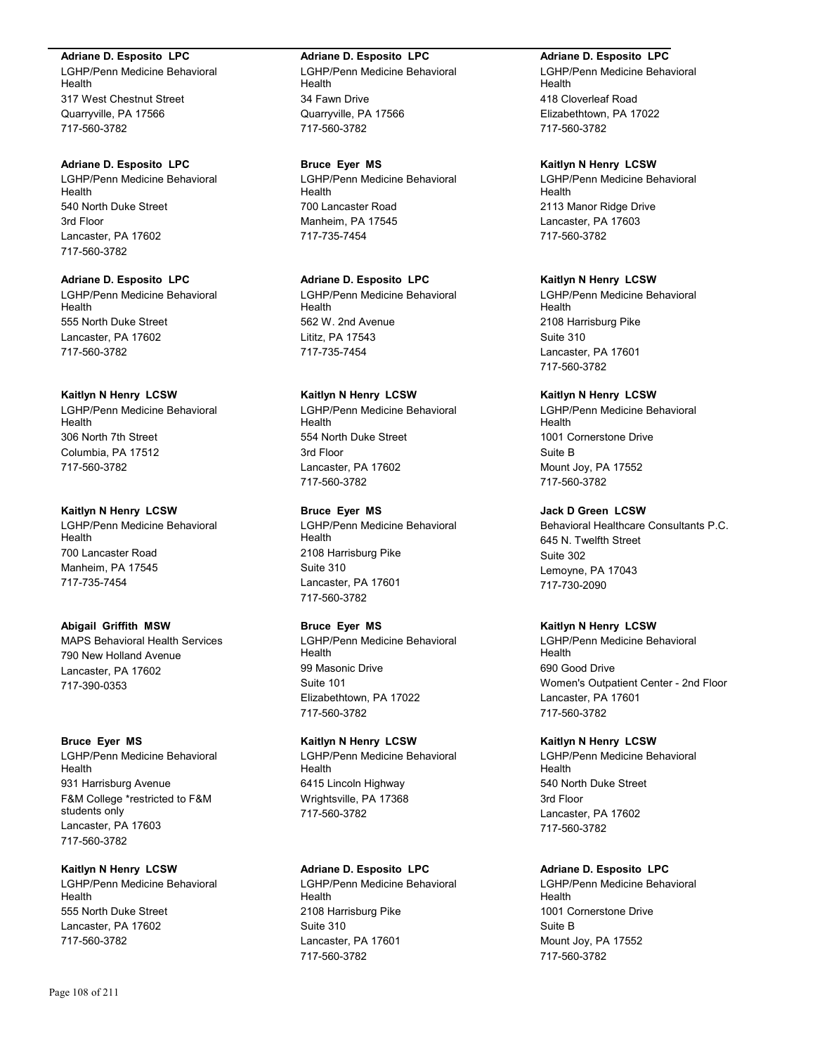**Adriane D. Esposito LPC**
LGHP/Penn Medicine Behavioral Health
317 West Chestnut Street
Quarryville, PA 17566
717-560-3782

**Adriane D. Esposito LPC**
LGHP/Penn Medicine Behavioral Health
540 North Duke Street
3rd Floor
Lancaster, PA 17602
717-560-3782

**Adriane D. Esposito LPC**
LGHP/Penn Medicine Behavioral Health
555 North Duke Street
Lancaster, PA 17602
717-560-3782

**Kaitlyn N Henry LCSW**
LGHP/Penn Medicine Behavioral Health
306 North 7th Street
Columbia, PA 17512
717-560-3782

**Kaitlyn N Henry LCSW**
LGHP/Penn Medicine Behavioral Health
700 Lancaster Road
Manheim, PA 17545
717-735-7454

**Abigail Griffith MSW**
MAPS Behavioral Health Services
790 New Holland Avenue
Lancaster, PA 17602
717-390-0353

**Bruce Eyer MS**
LGHP/Penn Medicine Behavioral Health
931 Harrisburg Avenue
F&M College *restricted to F&M students only
Lancaster, PA 17603
717-560-3782

**Kaitlyn N Henry LCSW**
LGHP/Penn Medicine Behavioral Health
555 North Duke Street
Lancaster, PA 17602
717-560-3782

**Adriane D. Esposito LPC**
LGHP/Penn Medicine Behavioral Health
34 Fawn Drive
Quarryville, PA 17566
717-560-3782

**Bruce Eyer MS**
LGHP/Penn Medicine Behavioral Health
700 Lancaster Road
Manheim, PA 17545
717-735-7454

**Adriane D. Esposito LPC**
LGHP/Penn Medicine Behavioral Health
562 W. 2nd Avenue
Lititz, PA 17543
717-735-7454

**Kaitlyn N Henry LCSW**
LGHP/Penn Medicine Behavioral Health
554 North Duke Street
3rd Floor
Lancaster, PA 17602
717-560-3782

**Bruce Eyer MS**
LGHP/Penn Medicine Behavioral Health
2108 Harrisburg Pike
Suite 310
Lancaster, PA 17601
717-560-3782

**Bruce Eyer MS**
LGHP/Penn Medicine Behavioral Health
99 Masonic Drive
Suite 101
Elizabethtown, PA 17022
717-560-3782

**Kaitlyn N Henry LCSW**
LGHP/Penn Medicine Behavioral Health
6415 Lincoln Highway
Wrightsville, PA 17368
717-560-3782

**Adriane D. Esposito LPC**
LGHP/Penn Medicine Behavioral Health
2108 Harrisburg Pike
Suite 310
Lancaster, PA 17601
717-560-3782

**Adriane D. Esposito LPC**
LGHP/Penn Medicine Behavioral Health
418 Cloverleaf Road
Elizabethtown, PA 17022
717-560-3782

**Kaitlyn N Henry LCSW**
LGHP/Penn Medicine Behavioral Health
2113 Manor Ridge Drive
Lancaster, PA 17603
717-560-3782

**Kaitlyn N Henry LCSW**
LGHP/Penn Medicine Behavioral Health
2108 Harrisburg Pike
Suite 310
Lancaster, PA 17601
717-560-3782

**Kaitlyn N Henry LCSW**
LGHP/Penn Medicine Behavioral Health
1001 Cornerstone Drive
Suite B
Mount Joy, PA 17552
717-560-3782

**Jack D Green LCSW**
Behavioral Healthcare Consultants P.C.
645 N. Twelfth Street
Suite 302
Lemoyne, PA 17043
717-730-2090

**Kaitlyn N Henry LCSW**
LGHP/Penn Medicine Behavioral Health
690 Good Drive
Women's Outpatient Center - 2nd Floor
Lancaster, PA 17601
717-560-3782

**Kaitlyn N Henry LCSW**
LGHP/Penn Medicine Behavioral Health
540 North Duke Street
3rd Floor
Lancaster, PA 17602
717-560-3782

**Adriane D. Esposito LPC**
LGHP/Penn Medicine Behavioral Health
1001 Cornerstone Drive
Suite B
Mount Joy, PA 17552
717-560-3782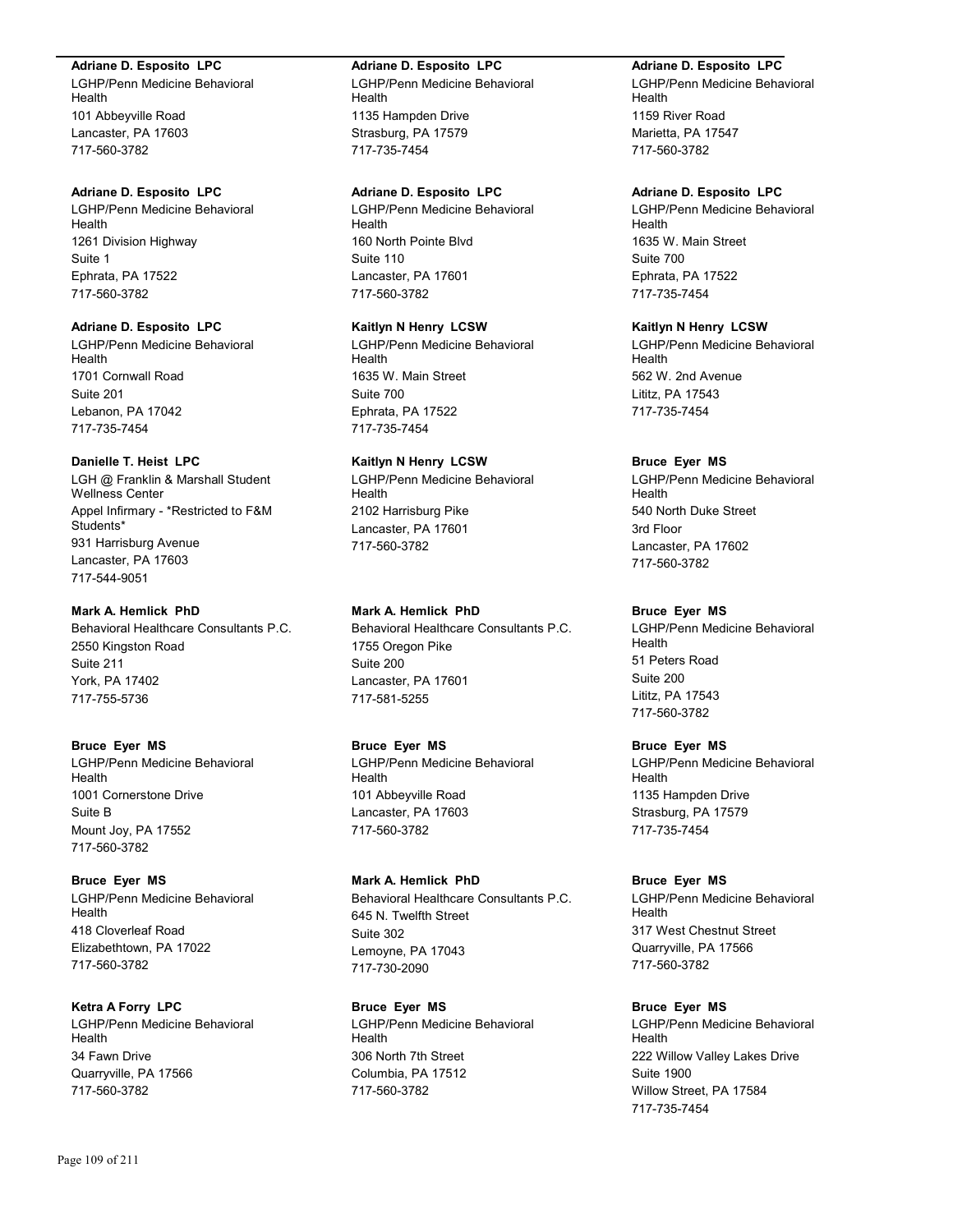**Adriane D. Esposito LPC**
LGHP/Penn Medicine Behavioral Health
101 Abbeyville Road
Lancaster, PA 17603
717-560-3782

**Adriane D. Esposito LPC**
LGHP/Penn Medicine Behavioral Health
1261 Division Highway
Suite 1
Ephrata, PA 17522
717-560-3782

**Adriane D. Esposito LPC**
LGHP/Penn Medicine Behavioral Health
1701 Cornwall Road
Suite 201
Lebanon, PA 17042
717-735-7454

**Danielle T. Heist LPC**
LGH @ Franklin & Marshall Student Wellness Center
Appel Infirmary - *Restricted to F&M Students*
931 Harrisburg Avenue
Lancaster, PA 17603
717-544-9051

**Mark A. Hemlick PhD**
Behavioral Healthcare Consultants P.C.
2550 Kingston Road
Suite 211
York, PA 17402
717-755-5736

**Bruce Eyer MS**
LGHP/Penn Medicine Behavioral Health
1001 Cornerstone Drive
Suite B
Mount Joy, PA 17552
717-560-3782

**Bruce Eyer MS**
LGHP/Penn Medicine Behavioral Health
418 Cloverleaf Road
Elizabethtown, PA 17022
717-560-3782

**Ketra A Forry LPC**
LGHP/Penn Medicine Behavioral Health
34 Fawn Drive
Quarryville, PA 17566
717-560-3782

**Adriane D. Esposito LPC**
LGHP/Penn Medicine Behavioral Health
1135 Hampden Drive
Strasburg, PA 17579
717-735-7454

**Adriane D. Esposito LPC**
LGHP/Penn Medicine Behavioral Health
160 North Pointe Blvd
Suite 110
Lancaster, PA 17601
717-560-3782

**Kaitlyn N Henry LCSW**
LGHP/Penn Medicine Behavioral Health
1635 W. Main Street
Suite 700
Ephrata, PA 17522
717-735-7454

**Kaitlyn N Henry LCSW**
LGHP/Penn Medicine Behavioral Health
2102 Harrisburg Pike
Lancaster, PA 17601
717-560-3782

**Mark A. Hemlick PhD**
Behavioral Healthcare Consultants P.C.
1755 Oregon Pike
Suite 200
Lancaster, PA 17601
717-581-5255

**Bruce Eyer MS**
LGHP/Penn Medicine Behavioral Health
101 Abbeyville Road
Lancaster, PA 17603
717-560-3782

**Mark A. Hemlick PhD**
Behavioral Healthcare Consultants P.C.
645 N. Twelfth Street
Suite 302
Lemoyne, PA 17043
717-730-2090

**Bruce Eyer MS**
LGHP/Penn Medicine Behavioral Health
306 North 7th Street
Columbia, PA 17512
717-560-3782

**Adriane D. Esposito LPC**
LGHP/Penn Medicine Behavioral Health
1159 River Road
Marietta, PA 17547
717-560-3782

**Adriane D. Esposito LPC**
LGHP/Penn Medicine Behavioral Health
1635 W. Main Street
Suite 700
Ephrata, PA 17522
717-735-7454

**Kaitlyn N Henry LCSW**
LGHP/Penn Medicine Behavioral Health
562 W. 2nd Avenue
Lititz, PA 17543
717-735-7454

**Bruce Eyer MS**
LGHP/Penn Medicine Behavioral Health
540 North Duke Street
3rd Floor
Lancaster, PA 17602
717-560-3782

**Bruce Eyer MS**
LGHP/Penn Medicine Behavioral Health
51 Peters Road
Suite 200
Lititz, PA 17543
717-560-3782

**Bruce Eyer MS**
LGHP/Penn Medicine Behavioral Health
1135 Hampden Drive
Strasburg, PA 17579
717-735-7454

**Bruce Eyer MS**
LGHP/Penn Medicine Behavioral Health
317 West Chestnut Street
Quarryville, PA 17566
717-560-3782

**Bruce Eyer MS**
LGHP/Penn Medicine Behavioral Health
222 Willow Valley Lakes Drive
Suite 1900
Willow Street, PA 17584
717-735-7454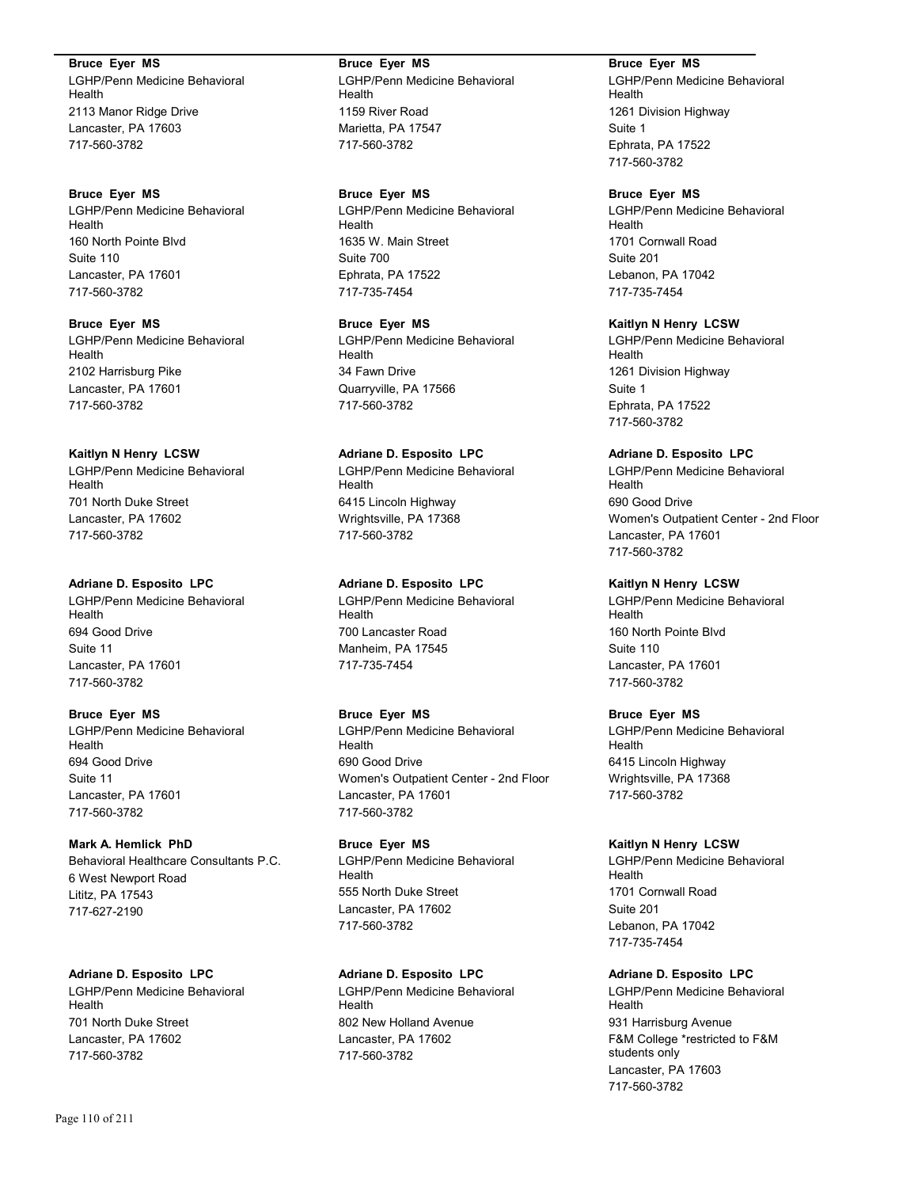**Bruce Eyer MS**
LGHP/Penn Medicine Behavioral Health
2113 Manor Ridge Drive
Lancaster, PA 17603
717-560-3782

**Bruce Eyer MS**
LGHP/Penn Medicine Behavioral Health
160 North Pointe Blvd
Suite 110
Lancaster, PA 17601
717-560-3782

**Bruce Eyer MS**
LGHP/Penn Medicine Behavioral Health
2102 Harrisburg Pike
Lancaster, PA 17601
717-560-3782

**Kaitlyn N Henry LCSW**
LGHP/Penn Medicine Behavioral Health
701 North Duke Street
Lancaster, PA 17602
717-560-3782

**Adriane D. Esposito LPC**
LGHP/Penn Medicine Behavioral Health
694 Good Drive
Suite 11
Lancaster, PA 17601
717-560-3782

**Bruce Eyer MS**
LGHP/Penn Medicine Behavioral Health
694 Good Drive
Suite 11
Lancaster, PA 17601
717-560-3782

**Mark A. Hemlick PhD**
Behavioral Healthcare Consultants P.C.
6 West Newport Road
Lititz, PA 17543
717-627-2190

**Adriane D. Esposito LPC**
LGHP/Penn Medicine Behavioral Health
701 North Duke Street
Lancaster, PA 17602
717-560-3782

**Bruce Eyer MS**
LGHP/Penn Medicine Behavioral Health
1159 River Road
Marietta, PA 17547
717-560-3782

**Bruce Eyer MS**
LGHP/Penn Medicine Behavioral Health
1635 W. Main Street
Suite 700
Ephrata, PA 17522
717-735-7454

**Bruce Eyer MS**
LGHP/Penn Medicine Behavioral Health
34 Fawn Drive
Quarryville, PA 17566
717-560-3782

**Adriane D. Esposito LPC**
LGHP/Penn Medicine Behavioral Health
6415 Lincoln Highway
Wrightsville, PA 17368
717-560-3782

**Adriane D. Esposito LPC**
LGHP/Penn Medicine Behavioral Health
700 Lancaster Road
Manheim, PA 17545
717-735-7454

**Bruce Eyer MS**
LGHP/Penn Medicine Behavioral Health
690 Good Drive
Women's Outpatient Center - 2nd Floor
Lancaster, PA 17601
717-560-3782

**Bruce Eyer MS**
LGHP/Penn Medicine Behavioral Health
555 North Duke Street
Lancaster, PA 17602
717-560-3782

**Adriane D. Esposito LPC**
LGHP/Penn Medicine Behavioral Health
802 New Holland Avenue
Lancaster, PA 17602
717-560-3782

**Bruce Eyer MS**
LGHP/Penn Medicine Behavioral Health
1261 Division Highway
Suite 1
Ephrata, PA 17522
717-560-3782

**Bruce Eyer MS**
LGHP/Penn Medicine Behavioral Health
1701 Cornwall Road
Suite 201
Lebanon, PA 17042
717-735-7454

**Kaitlyn N Henry LCSW**
LGHP/Penn Medicine Behavioral Health
1261 Division Highway
Suite 1
Ephrata, PA 17522
717-560-3782

**Adriane D. Esposito LPC**
LGHP/Penn Medicine Behavioral Health
690 Good Drive
Women's Outpatient Center - 2nd Floor
Lancaster, PA 17601
717-560-3782

**Kaitlyn N Henry LCSW**
LGHP/Penn Medicine Behavioral Health
160 North Pointe Blvd
Suite 110
Lancaster, PA 17601
717-560-3782

**Bruce Eyer MS**
LGHP/Penn Medicine Behavioral Health
6415 Lincoln Highway
Wrightsville, PA 17368
717-560-3782

**Kaitlyn N Henry LCSW**
LGHP/Penn Medicine Behavioral Health
1701 Cornwall Road
Suite 201
Lebanon, PA 17042
717-735-7454

**Adriane D. Esposito LPC**
LGHP/Penn Medicine Behavioral Health
931 Harrisburg Avenue
F&M College *restricted to F&M students only
Lancaster, PA 17603
717-560-3782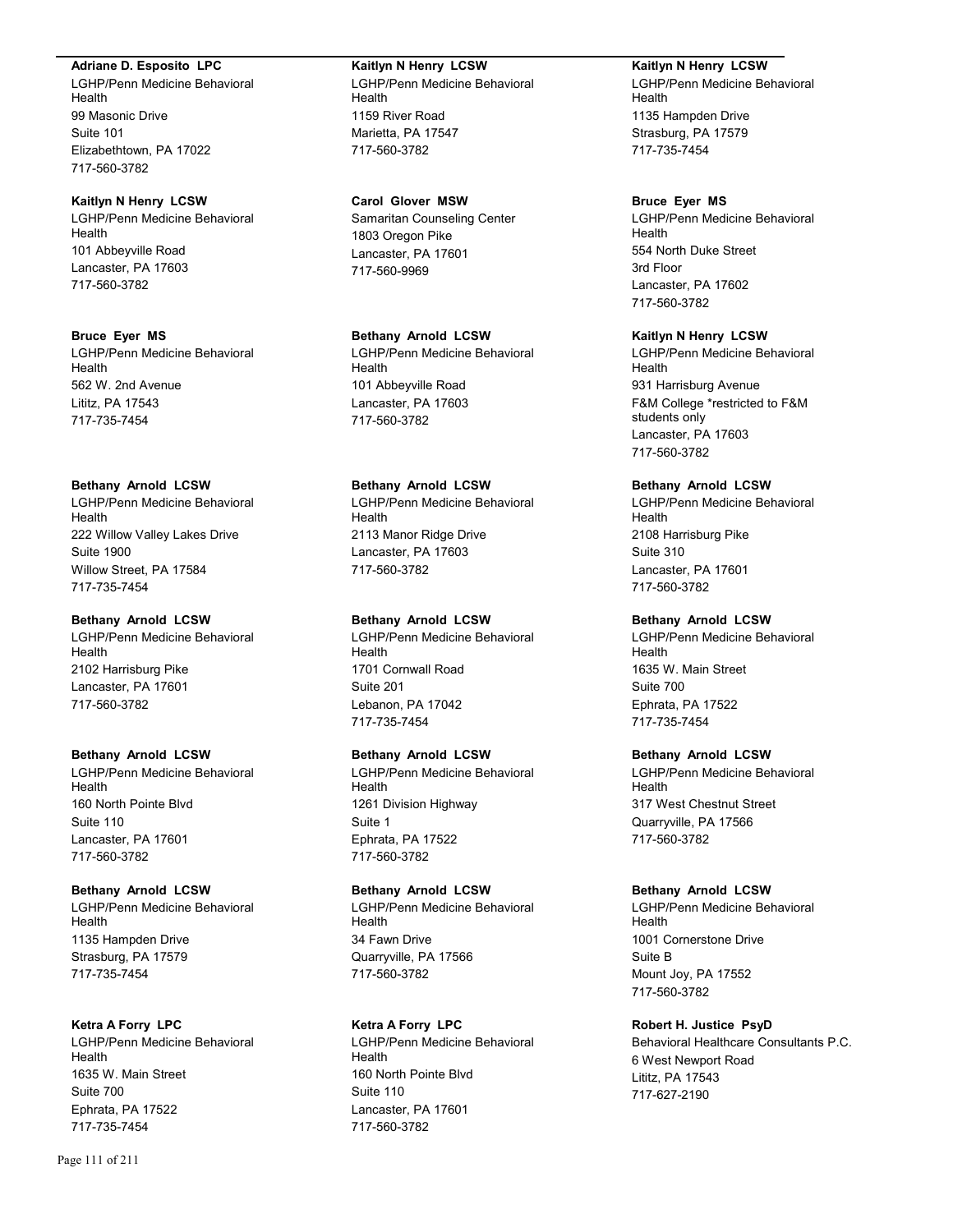**Adriane D. Esposito LPC**
LGHP/Penn Medicine Behavioral Health
99 Masonic Drive
Suite 101
Elizabethtown, PA 17022
717-560-3782

**Kaitlyn N Henry LCSW**
LGHP/Penn Medicine Behavioral Health
101 Abbeyville Road
Lancaster, PA 17603
717-560-3782

**Bruce Eyer MS**
LGHP/Penn Medicine Behavioral Health
562 W. 2nd Avenue
Lititz, PA 17543
717-735-7454

**Bethany Arnold LCSW**
LGHP/Penn Medicine Behavioral Health
222 Willow Valley Lakes Drive
Suite 1900
Willow Street, PA 17584
717-735-7454

**Bethany Arnold LCSW**
LGHP/Penn Medicine Behavioral Health
2102 Harrisburg Pike
Lancaster, PA 17601
717-560-3782

**Bethany Arnold LCSW**
LGHP/Penn Medicine Behavioral Health
160 North Pointe Blvd
Suite 110
Lancaster, PA 17601
717-560-3782

**Bethany Arnold LCSW**
LGHP/Penn Medicine Behavioral Health
1135 Hampden Drive
Strasburg, PA 17579
717-735-7454

**Ketra A Forry LPC**
LGHP/Penn Medicine Behavioral Health
1635 W. Main Street
Suite 700
Ephrata, PA 17522
717-735-7454

**Kaitlyn N Henry LCSW**
LGHP/Penn Medicine Behavioral Health
1159 River Road
Marietta, PA 17547
717-560-3782

**Carol Glover MSW**
Samaritan Counseling Center
1803 Oregon Pike
Lancaster, PA 17601
717-560-9969

**Bethany Arnold LCSW**
LGHP/Penn Medicine Behavioral Health
101 Abbeyville Road
Lancaster, PA 17603
717-560-3782

**Bethany Arnold LCSW**
LGHP/Penn Medicine Behavioral Health
2113 Manor Ridge Drive
Lancaster, PA 17603
717-560-3782

**Bethany Arnold LCSW**
LGHP/Penn Medicine Behavioral Health
1701 Cornwall Road
Suite 201
Lebanon, PA 17042
717-735-7454

**Bethany Arnold LCSW**
LGHP/Penn Medicine Behavioral Health
1261 Division Highway
Suite 1
Ephrata, PA 17522
717-560-3782

**Bethany Arnold LCSW**
LGHP/Penn Medicine Behavioral Health
34 Fawn Drive
Quarryville, PA 17566
717-560-3782

**Ketra A Forry LPC**
LGHP/Penn Medicine Behavioral Health
160 North Pointe Blvd
Suite 110
Lancaster, PA 17601
717-560-3782

**Kaitlyn N Henry LCSW**
LGHP/Penn Medicine Behavioral Health
1135 Hampden Drive
Strasburg, PA 17579
717-735-7454

**Bruce Eyer MS**
LGHP/Penn Medicine Behavioral Health
554 North Duke Street
3rd Floor
Lancaster, PA 17602
717-560-3782

**Kaitlyn N Henry LCSW**
LGHP/Penn Medicine Behavioral Health
931 Harrisburg Avenue
F&M College *restricted to F&M students only
Lancaster, PA 17603
717-560-3782

**Bethany Arnold LCSW**
LGHP/Penn Medicine Behavioral Health
2108 Harrisburg Pike
Suite 310
Lancaster, PA 17601
717-560-3782

**Bethany Arnold LCSW**
LGHP/Penn Medicine Behavioral Health
1635 W. Main Street
Suite 700
Ephrata, PA 17522
717-735-7454

**Bethany Arnold LCSW**
LGHP/Penn Medicine Behavioral Health
317 West Chestnut Street
Quarryville, PA 17566
717-560-3782

**Bethany Arnold LCSW**
LGHP/Penn Medicine Behavioral Health
1001 Cornerstone Drive
Suite B
Mount Joy, PA 17552
717-560-3782

**Robert H. Justice PsyD**
Behavioral Healthcare Consultants P.C.
6 West Newport Road
Lititz, PA 17543
717-627-2190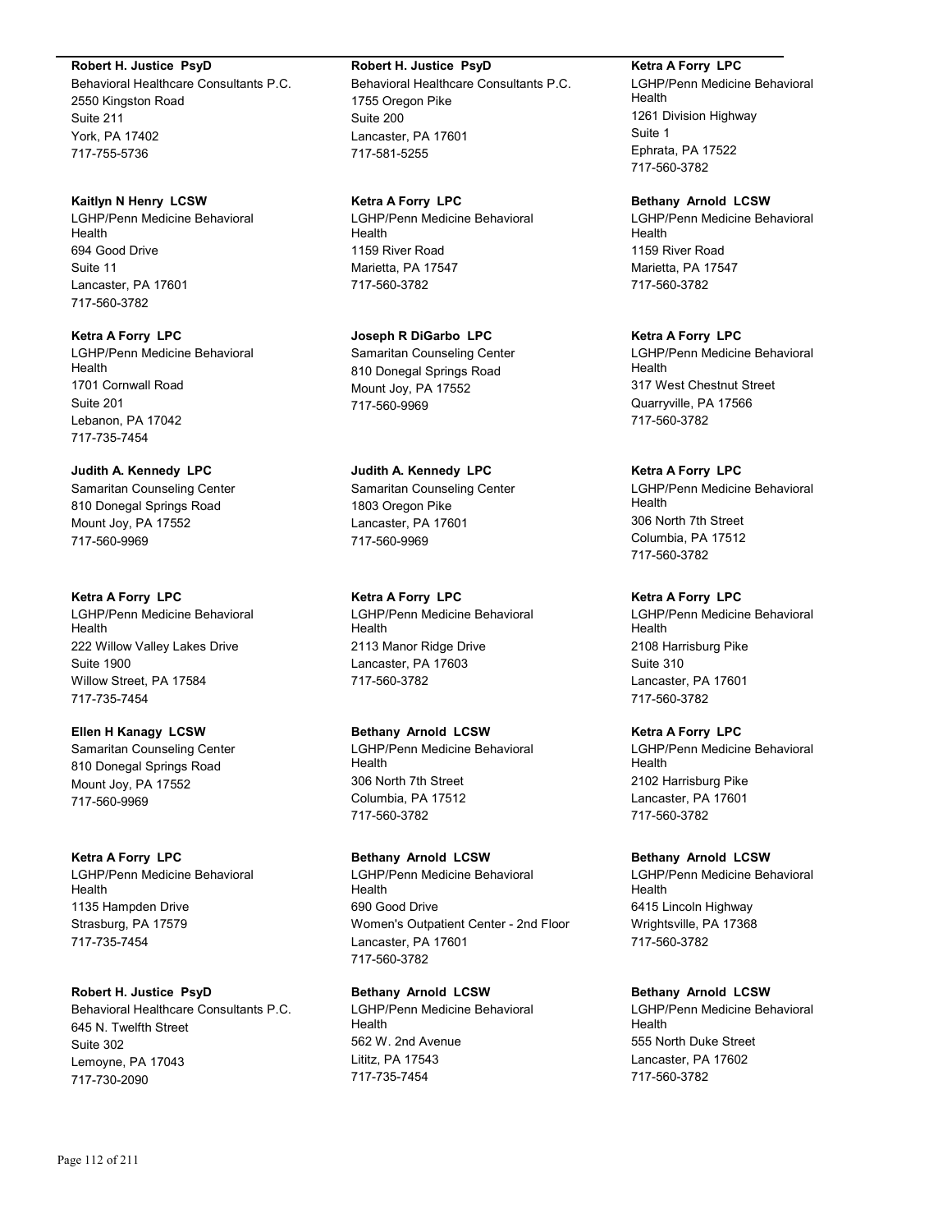**Robert H. Justice PsyD**
Behavioral Healthcare Consultants P.C.
2550 Kingston Road
Suite 211
York, PA 17402
717-755-5736

**Kaitlyn N Henry LCSW**
LGHP/Penn Medicine Behavioral Health
694 Good Drive
Suite 11
Lancaster, PA 17601
717-560-3782

**Ketra A Forry LPC**
LGHP/Penn Medicine Behavioral Health
1701 Cornwall Road
Suite 201
Lebanon, PA 17042
717-735-7454

**Judith A. Kennedy LPC**
Samaritan Counseling Center
810 Donegal Springs Road
Mount Joy, PA 17552
717-560-9969

**Ketra A Forry LPC**
LGHP/Penn Medicine Behavioral Health
222 Willow Valley Lakes Drive
Suite 1900
Willow Street, PA 17584
717-735-7454

**Ellen H Kanagy LCSW**
Samaritan Counseling Center
810 Donegal Springs Road
Mount Joy, PA 17552
717-560-9969

**Ketra A Forry LPC**
LGHP/Penn Medicine Behavioral Health
1135 Hampden Drive
Strasburg, PA 17579
717-735-7454

**Robert H. Justice PsyD**
Behavioral Healthcare Consultants P.C.
645 N. Twelfth Street
Suite 302
Lemoyne, PA 17043
717-730-2090

**Robert H. Justice PsyD**
Behavioral Healthcare Consultants P.C.
1755 Oregon Pike
Suite 200
Lancaster, PA 17601
717-581-5255

**Ketra A Forry LPC**
LGHP/Penn Medicine Behavioral Health
1159 River Road
Marietta, PA 17547
717-560-3782

**Joseph R DiGarbo LPC**
Samaritan Counseling Center
810 Donegal Springs Road
Mount Joy, PA 17552
717-560-9969

**Judith A. Kennedy LPC**
Samaritan Counseling Center
1803 Oregon Pike
Lancaster, PA 17601
717-560-9969

**Ketra A Forry LPC**
LGHP/Penn Medicine Behavioral Health
2113 Manor Ridge Drive
Lancaster, PA 17603
717-560-3782

**Bethany Arnold LCSW**
LGHP/Penn Medicine Behavioral Health
306 North 7th Street
Columbia, PA 17512
717-560-3782

**Bethany Arnold LCSW**
LGHP/Penn Medicine Behavioral Health
690 Good Drive
Women's Outpatient Center - 2nd Floor
Lancaster, PA 17601
717-560-3782

**Bethany Arnold LCSW**
LGHP/Penn Medicine Behavioral Health
562 W. 2nd Avenue
Lititz, PA 17543
717-735-7454

**Ketra A Forry LPC**
LGHP/Penn Medicine Behavioral Health
1261 Division Highway
Suite 1
Ephrata, PA 17522
717-560-3782

**Bethany Arnold LCSW**
LGHP/Penn Medicine Behavioral Health
1159 River Road
Marietta, PA 17547
717-560-3782

**Ketra A Forry LPC**
LGHP/Penn Medicine Behavioral Health
317 West Chestnut Street
Quarryville, PA 17566
717-560-3782

**Ketra A Forry LPC**
LGHP/Penn Medicine Behavioral Health
306 North 7th Street
Columbia, PA 17512
717-560-3782

**Ketra A Forry LPC**
LGHP/Penn Medicine Behavioral Health
2108 Harrisburg Pike
Suite 310
Lancaster, PA 17601
717-560-3782

**Ketra A Forry LPC**
LGHP/Penn Medicine Behavioral Health
2102 Harrisburg Pike
Lancaster, PA 17601
717-560-3782

**Bethany Arnold LCSW**
LGHP/Penn Medicine Behavioral Health
6415 Lincoln Highway
Wrightsville, PA 17368
717-560-3782

**Bethany Arnold LCSW**
LGHP/Penn Medicine Behavioral Health
555 North Duke Street
Lancaster, PA 17602
717-560-3782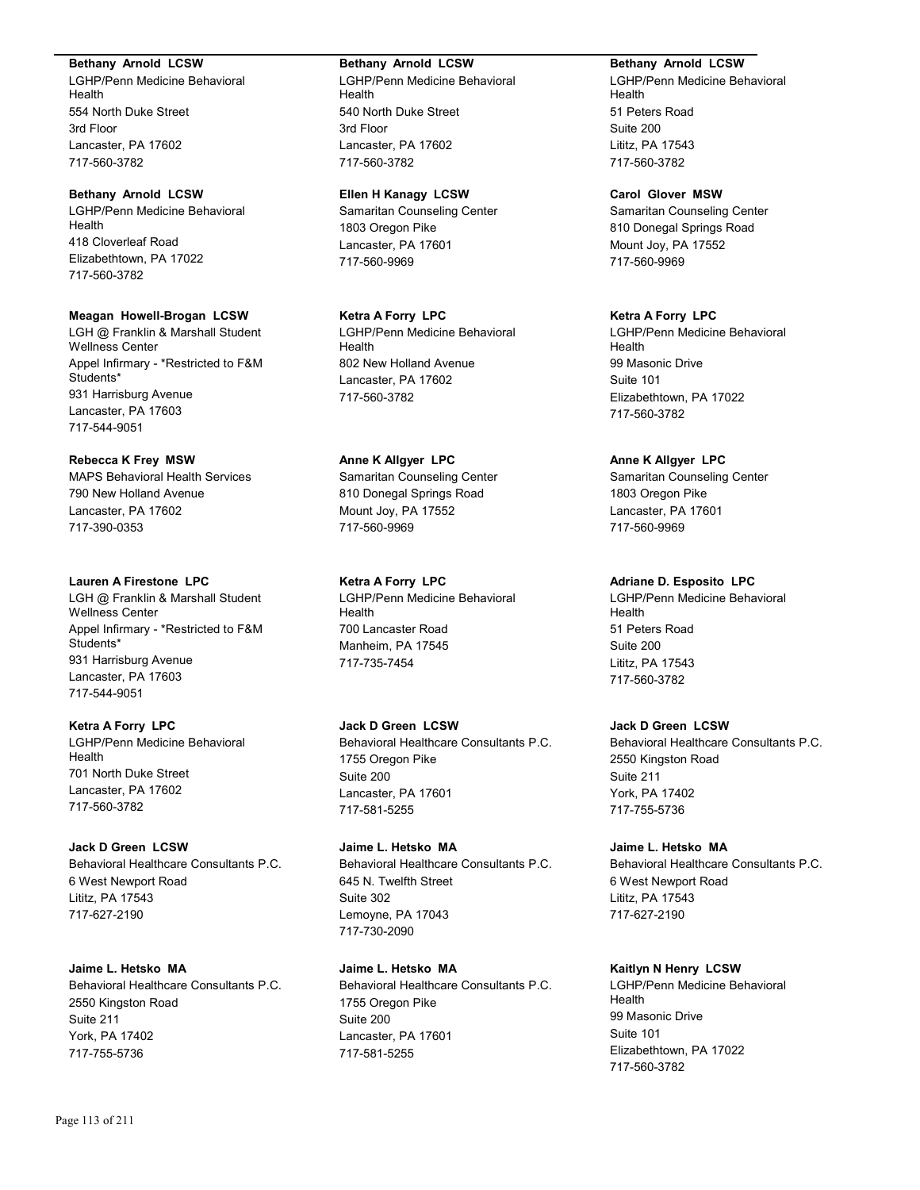**Bethany Arnold LCSW**
LGHP/Penn Medicine Behavioral Health
554 North Duke Street
3rd Floor
Lancaster, PA 17602
717-560-3782

**Bethany Arnold LCSW**
LGHP/Penn Medicine Behavioral Health
418 Cloverleaf Road
Elizabethtown, PA 17022
717-560-3782

**Meagan Howell-Brogan LCSW**
LGH @ Franklin & Marshall Student Wellness Center
Appel Infirmary - *Restricted to F&M Students*
931 Harrisburg Avenue
Lancaster, PA 17603
717-544-9051

**Rebecca K Frey MSW**
MAPS Behavioral Health Services
790 New Holland Avenue
Lancaster, PA 17602
717-390-0353

**Lauren A Firestone LPC**
LGH @ Franklin & Marshall Student Wellness Center
Appel Infirmary - *Restricted to F&M Students*
931 Harrisburg Avenue
Lancaster, PA 17603
717-544-9051

**Ketra A Forry LPC**
LGHP/Penn Medicine Behavioral Health
701 North Duke Street
Lancaster, PA 17602
717-560-3782

**Jack D Green LCSW**
Behavioral Healthcare Consultants P.C.
6 West Newport Road
Lititz, PA 17543
717-627-2190

**Jaime L. Hetsko MA**
Behavioral Healthcare Consultants P.C.
2550 Kingston Road
Suite 211
York, PA 17402
717-755-5736

**Bethany Arnold LCSW**
LGHP/Penn Medicine Behavioral Health
540 North Duke Street
3rd Floor
Lancaster, PA 17602
717-560-3782

**Ellen H Kanagy LCSW**
Samaritan Counseling Center
1803 Oregon Pike
Lancaster, PA 17601
717-560-9969

**Ketra A Forry LPC**
LGHP/Penn Medicine Behavioral Health
802 New Holland Avenue
Lancaster, PA 17602
717-560-3782

**Anne K Allgyer LPC**
Samaritan Counseling Center
810 Donegal Springs Road
Mount Joy, PA 17552
717-560-9969

**Ketra A Forry LPC**
LGHP/Penn Medicine Behavioral Health
700 Lancaster Road
Manheim, PA 17545
717-735-7454

**Jack D Green LCSW**
Behavioral Healthcare Consultants P.C.
1755 Oregon Pike
Suite 200
Lancaster, PA 17601
717-581-5255

**Jaime L. Hetsko MA**
Behavioral Healthcare Consultants P.C.
645 N. Twelfth Street
Suite 302
Lemoyne, PA 17043
717-730-2090

**Jaime L. Hetsko MA**
Behavioral Healthcare Consultants P.C.
1755 Oregon Pike
Suite 200
Lancaster, PA 17601
717-581-5255

**Bethany Arnold LCSW**
LGHP/Penn Medicine Behavioral Health
51 Peters Road
Suite 200
Lititz, PA 17543
717-560-3782

**Carol Glover MSW**
Samaritan Counseling Center
810 Donegal Springs Road
Mount Joy, PA 17552
717-560-9969

**Ketra A Forry LPC**
LGHP/Penn Medicine Behavioral Health
99 Masonic Drive
Suite 101
Elizabethtown, PA 17022
717-560-3782

**Anne K Allgyer LPC**
Samaritan Counseling Center
1803 Oregon Pike
Lancaster, PA 17601
717-560-9969

**Adriane D. Esposito LPC**
LGHP/Penn Medicine Behavioral Health
51 Peters Road
Suite 200
Lititz, PA 17543
717-560-3782

**Jack D Green LCSW**
Behavioral Healthcare Consultants P.C.
2550 Kingston Road
Suite 211
York, PA 17402
717-755-5736

**Jaime L. Hetsko MA**
Behavioral Healthcare Consultants P.C.
6 West Newport Road
Lititz, PA 17543
717-627-2190

**Kaitlyn N Henry LCSW**
LGHP/Penn Medicine Behavioral Health
99 Masonic Drive
Suite 101
Elizabethtown, PA 17022
717-560-3782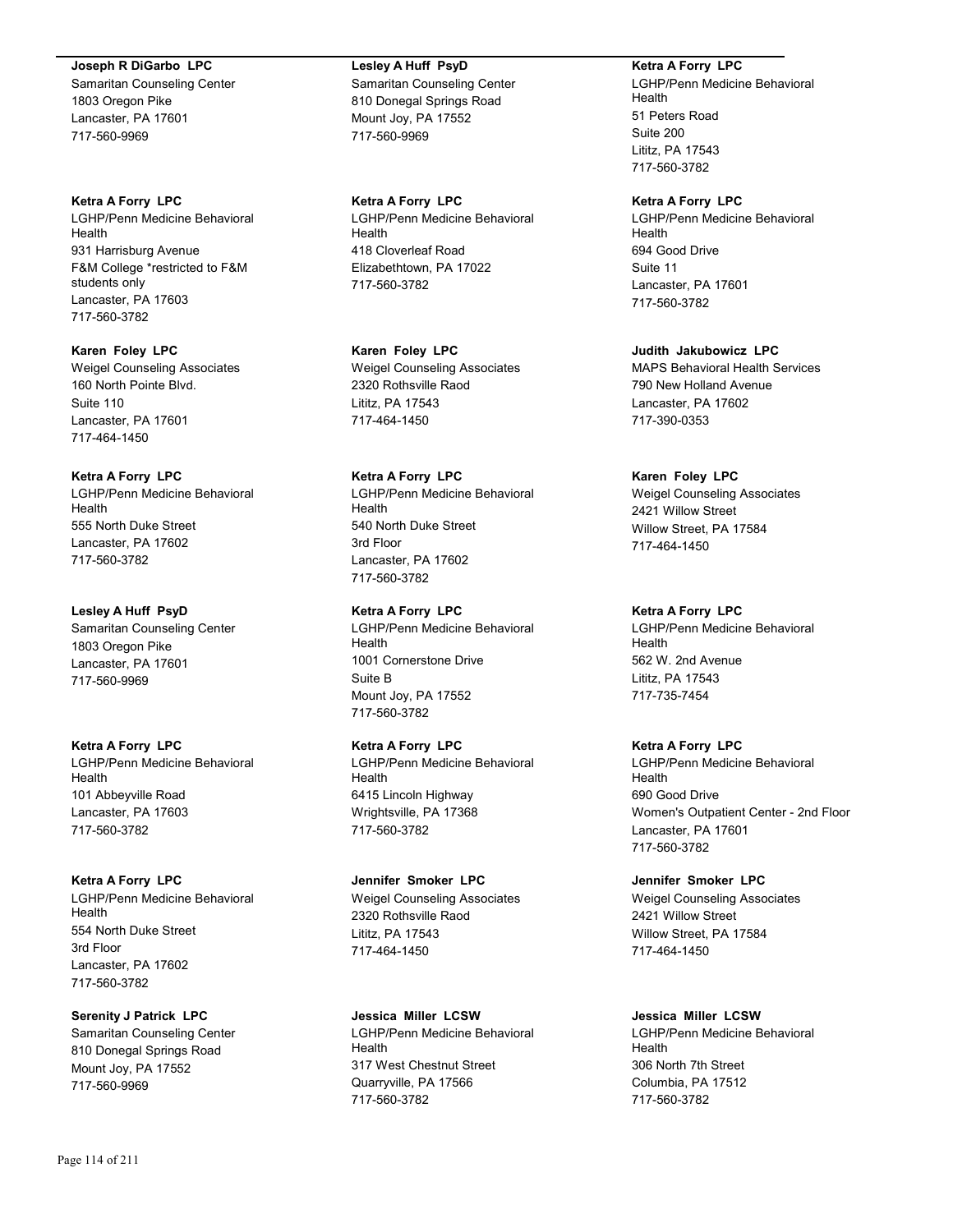**Joseph R DiGarbo LPC**
Samaritan Counseling Center
1803 Oregon Pike
Lancaster, PA 17601
717-560-9969

**Ketra A Forry LPC**
LGHP/Penn Medicine Behavioral Health
931 Harrisburg Avenue
F&M College *restricted to F&M students only
Lancaster, PA 17603
717-560-3782

**Karen Foley LPC**
Weigel Counseling Associates
160 North Pointe Blvd.
Suite 110
Lancaster, PA 17601
717-464-1450

**Ketra A Forry LPC**
LGHP/Penn Medicine Behavioral Health
555 North Duke Street
Lancaster, PA 17602
717-560-3782

**Lesley A Huff PsyD**
Samaritan Counseling Center
1803 Oregon Pike
Lancaster, PA 17601
717-560-9969

**Ketra A Forry LPC**
LGHP/Penn Medicine Behavioral Health
101 Abbeyville Road
Lancaster, PA 17603
717-560-3782

**Ketra A Forry LPC**
LGHP/Penn Medicine Behavioral Health
554 North Duke Street
3rd Floor
Lancaster, PA 17602
717-560-3782

**Serenity J Patrick LPC**
Samaritan Counseling Center
810 Donegal Springs Road
Mount Joy, PA 17552
717-560-9969

**Lesley A Huff PsyD**
Samaritan Counseling Center
810 Donegal Springs Road
Mount Joy, PA 17552
717-560-9969

**Ketra A Forry LPC**
LGHP/Penn Medicine Behavioral Health
418 Cloverleaf Road
Elizabethtown, PA 17022
717-560-3782

**Karen Foley LPC**
Weigel Counseling Associates
2320 Rothsville Raod
Lititz, PA 17543
717-464-1450

**Ketra A Forry LPC**
LGHP/Penn Medicine Behavioral Health
540 North Duke Street
3rd Floor
Lancaster, PA 17602
717-560-3782

**Ketra A Forry LPC**
LGHP/Penn Medicine Behavioral Health
1001 Cornerstone Drive
Suite B
Mount Joy, PA 17552
717-560-3782

**Ketra A Forry LPC**
LGHP/Penn Medicine Behavioral Health
6415 Lincoln Highway
Wrightsville, PA 17368
717-560-3782

**Jennifer Smoker LPC**
Weigel Counseling Associates
2320 Rothsville Raod
Lititz, PA 17543
717-464-1450

**Jessica Miller LCSW**
LGHP/Penn Medicine Behavioral Health
317 West Chestnut Street
Quarryville, PA 17566
717-560-3782

**Ketra A Forry LPC**
LGHP/Penn Medicine Behavioral Health
51 Peters Road
Suite 200
Lititz, PA 17543
717-560-3782

**Ketra A Forry LPC**
LGHP/Penn Medicine Behavioral Health
694 Good Drive
Suite 11
Lancaster, PA 17601
717-560-3782

**Judith Jakubowicz LPC**
MAPS Behavioral Health Services
790 New Holland Avenue
Lancaster, PA 17602
717-390-0353

**Karen Foley LPC**
Weigel Counseling Associates
2421 Willow Street
Willow Street, PA 17584
717-464-1450

**Ketra A Forry LPC**
LGHP/Penn Medicine Behavioral Health
562 W. 2nd Avenue
Lititz, PA 17543
717-735-7454

**Ketra A Forry LPC**
LGHP/Penn Medicine Behavioral Health
690 Good Drive
Women's Outpatient Center - 2nd Floor
Lancaster, PA 17601
717-560-3782

**Jennifer Smoker LPC**
Weigel Counseling Associates
2421 Willow Street
Willow Street, PA 17584
717-464-1450

**Jessica Miller LCSW**
LGHP/Penn Medicine Behavioral Health
306 North 7th Street
Columbia, PA 17512
717-560-3782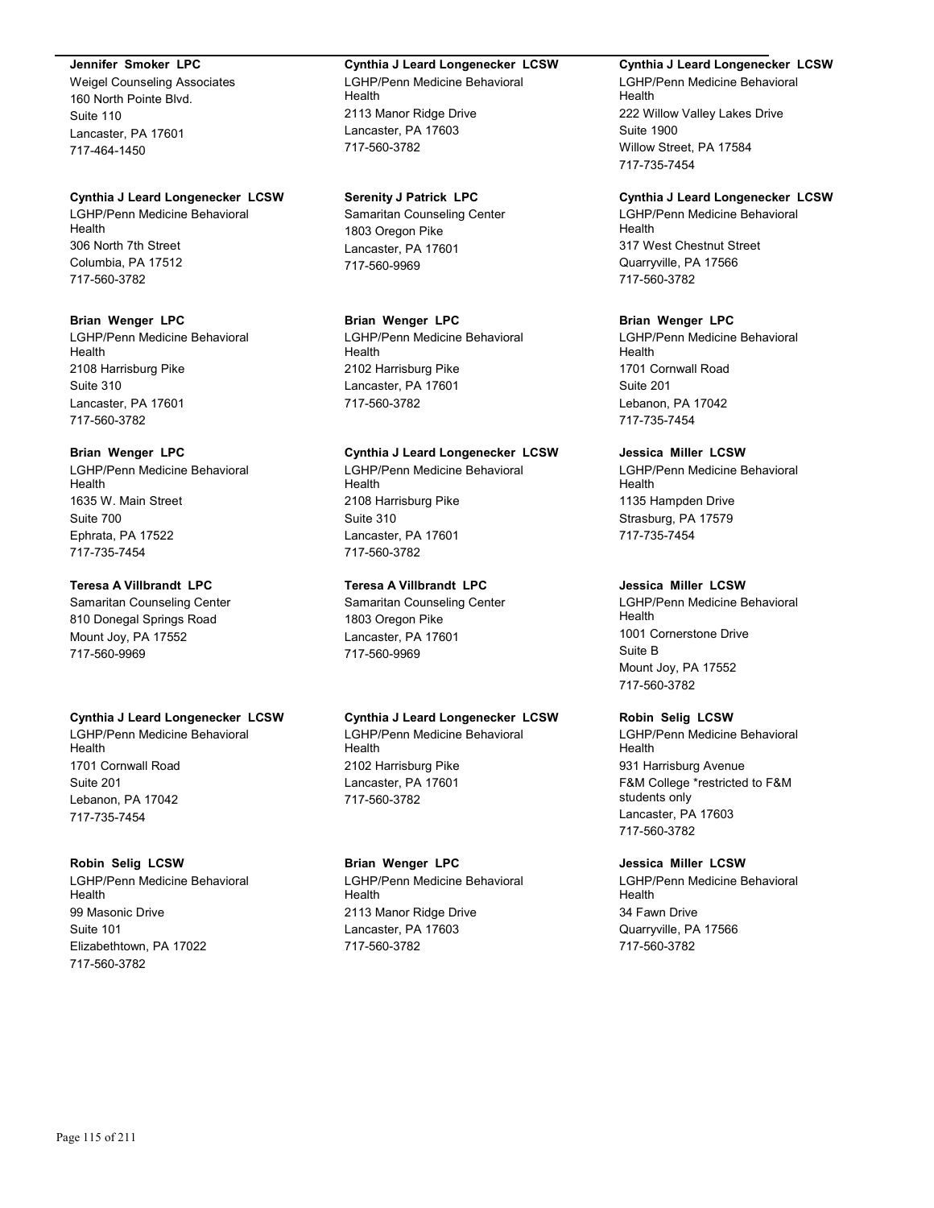**Jennifer Smoker LPC**
Weigel Counseling Associates
160 North Pointe Blvd.
Suite 110
Lancaster, PA 17601
717-464-1450

**Cynthia J Leard Longenecker LCSW**
LGHP/Penn Medicine Behavioral Health
306 North 7th Street
Columbia, PA 17512
717-560-3782

**Brian Wenger LPC**
LGHP/Penn Medicine Behavioral Health
2108 Harrisburg Pike
Suite 310
Lancaster, PA 17601
717-560-3782

**Brian Wenger LPC**
LGHP/Penn Medicine Behavioral Health
1635 W. Main Street
Suite 700
Ephrata, PA 17522
717-735-7454

**Teresa A Villbrandt LPC**
Samaritan Counseling Center
810 Donegal Springs Road
Mount Joy, PA 17552
717-560-9969

**Cynthia J Leard Longenecker LCSW**
LGHP/Penn Medicine Behavioral Health
1701 Cornwall Road
Suite 201
Lebanon, PA 17042
717-735-7454

**Robin Selig LCSW**
LGHP/Penn Medicine Behavioral Health
99 Masonic Drive
Suite 101
Elizabethtown, PA 17022
717-560-3782

**Cynthia J Leard Longenecker LCSW**
LGHP/Penn Medicine Behavioral Health
2113 Manor Ridge Drive
Lancaster, PA 17603
717-560-3782

**Serenity J Patrick LPC**
Samaritan Counseling Center
1803 Oregon Pike
Lancaster, PA 17601
717-560-9969

**Brian Wenger LPC**
LGHP/Penn Medicine Behavioral Health
2102 Harrisburg Pike
Lancaster, PA 17601
717-560-3782

**Cynthia J Leard Longenecker LCSW**
LGHP/Penn Medicine Behavioral Health
2108 Harrisburg Pike
Suite 310
Lancaster, PA 17601
717-560-3782

**Teresa A Villbrandt LPC**
Samaritan Counseling Center
1803 Oregon Pike
Lancaster, PA 17601
717-560-9969

**Cynthia J Leard Longenecker LCSW**
LGHP/Penn Medicine Behavioral Health
2102 Harrisburg Pike
Lancaster, PA 17601
717-560-3782

**Brian Wenger LPC**
LGHP/Penn Medicine Behavioral Health
2113 Manor Ridge Drive
Lancaster, PA 17603
717-560-3782

**Cynthia J Leard Longenecker LCSW**
LGHP/Penn Medicine Behavioral Health
222 Willow Valley Lakes Drive
Suite 1900
Willow Street, PA 17584
717-735-7454

**Cynthia J Leard Longenecker LCSW**
LGHP/Penn Medicine Behavioral Health
317 West Chestnut Street
Quarryville, PA 17566
717-560-3782

**Brian Wenger LPC**
LGHP/Penn Medicine Behavioral Health
1701 Cornwall Road
Suite 201
Lebanon, PA 17042
717-735-7454

**Jessica Miller LCSW**
LGHP/Penn Medicine Behavioral Health
1135 Hampden Drive
Strasburg, PA 17579
717-735-7454

**Jessica Miller LCSW**
LGHP/Penn Medicine Behavioral Health
1001 Cornerstone Drive
Suite B
Mount Joy, PA 17552
717-560-3782

**Robin Selig LCSW**
LGHP/Penn Medicine Behavioral Health
931 Harrisburg Avenue
F&M College *restricted to F&M students only
Lancaster, PA 17603
717-560-3782

**Jessica Miller LCSW**
LGHP/Penn Medicine Behavioral Health
34 Fawn Drive
Quarryville, PA 17566
717-560-3782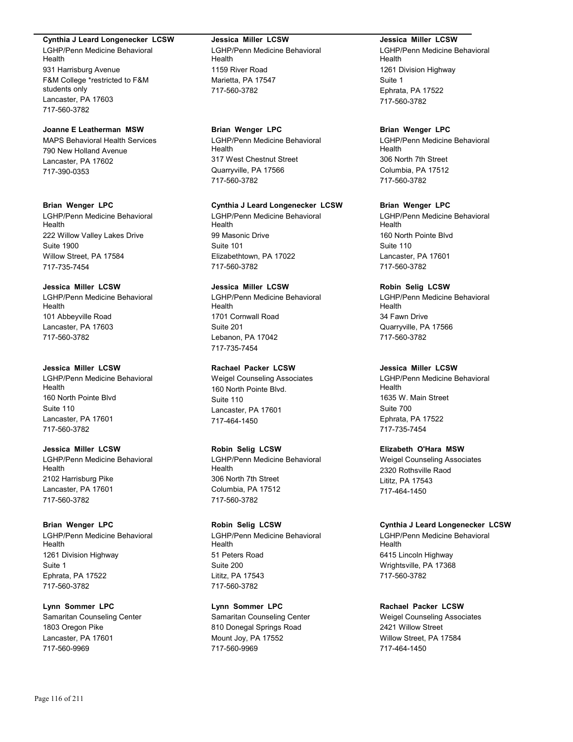**Cynthia J Leard Longenecker LCSW**
LGHP/Penn Medicine Behavioral Health
931 Harrisburg Avenue
F&M College *restricted to F&M students only
Lancaster, PA 17603
717-560-3782

**Joanne E Leatherman MSW**
MAPS Behavioral Health Services
790 New Holland Avenue
Lancaster, PA 17602
717-390-0353

**Brian Wenger LPC**
LGHP/Penn Medicine Behavioral Health
222 Willow Valley Lakes Drive
Suite 1900
Willow Street, PA 17584
717-735-7454

**Jessica Miller LCSW**
LGHP/Penn Medicine Behavioral Health
101 Abbeyville Road
Lancaster, PA 17603
717-560-3782

**Jessica Miller LCSW**
LGHP/Penn Medicine Behavioral Health
160 North Pointe Blvd
Suite 110
Lancaster, PA 17601
717-560-3782

**Jessica Miller LCSW**
LGHP/Penn Medicine Behavioral Health
2102 Harrisburg Pike
Lancaster, PA 17601
717-560-3782

**Brian Wenger LPC**
LGHP/Penn Medicine Behavioral Health
1261 Division Highway
Suite 1
Ephrata, PA 17522
717-560-3782

**Lynn Sommer LPC**
Samaritan Counseling Center
1803 Oregon Pike
Lancaster, PA 17601
717-560-9969

**Jessica Miller LCSW**
LGHP/Penn Medicine Behavioral Health
1159 River Road
Marietta, PA 17547
717-560-3782

**Brian Wenger LPC**
LGHP/Penn Medicine Behavioral Health
317 West Chestnut Street
Quarryville, PA 17566
717-560-3782

**Cynthia J Leard Longenecker LCSW**
LGHP/Penn Medicine Behavioral Health
99 Masonic Drive
Suite 101
Elizabethtown, PA 17022
717-560-3782

**Jessica Miller LCSW**
LGHP/Penn Medicine Behavioral Health
1701 Cornwall Road
Suite 201
Lebanon, PA 17042
717-735-7454

**Rachael Packer LCSW**
Weigel Counseling Associates
160 North Pointe Blvd.
Suite 110
Lancaster, PA 17601
717-464-1450

**Robin Selig LCSW**
LGHP/Penn Medicine Behavioral Health
306 North 7th Street
Columbia, PA 17512
717-560-3782

**Robin Selig LCSW**
LGHP/Penn Medicine Behavioral Health
51 Peters Road
Suite 200
Lititz, PA 17543
717-560-3782

**Lynn Sommer LPC**
Samaritan Counseling Center
810 Donegal Springs Road
Mount Joy, PA 17552
717-560-9969

**Jessica Miller LCSW**
LGHP/Penn Medicine Behavioral Health
1261 Division Highway
Suite 1
Ephrata, PA 17522
717-560-3782

**Brian Wenger LPC**
LGHP/Penn Medicine Behavioral Health
306 North 7th Street
Columbia, PA 17512
717-560-3782

**Brian Wenger LPC**
LGHP/Penn Medicine Behavioral Health
160 North Pointe Blvd
Suite 110
Lancaster, PA 17601
717-560-3782

**Robin Selig LCSW**
LGHP/Penn Medicine Behavioral Health
34 Fawn Drive
Quarryville, PA 17566
717-560-3782

**Jessica Miller LCSW**
LGHP/Penn Medicine Behavioral Health
1635 W. Main Street
Suite 700
Ephrata, PA 17522
717-735-7454

**Elizabeth O'Hara MSW**
Weigel Counseling Associates
2320 Rothsville Raod
Lititz, PA 17543
717-464-1450

**Cynthia J Leard Longenecker LCSW**
LGHP/Penn Medicine Behavioral Health
6415 Lincoln Highway
Wrightsville, PA 17368
717-560-3782

**Rachael Packer LCSW**
Weigel Counseling Associates
2421 Willow Street
Willow Street, PA 17584
717-464-1450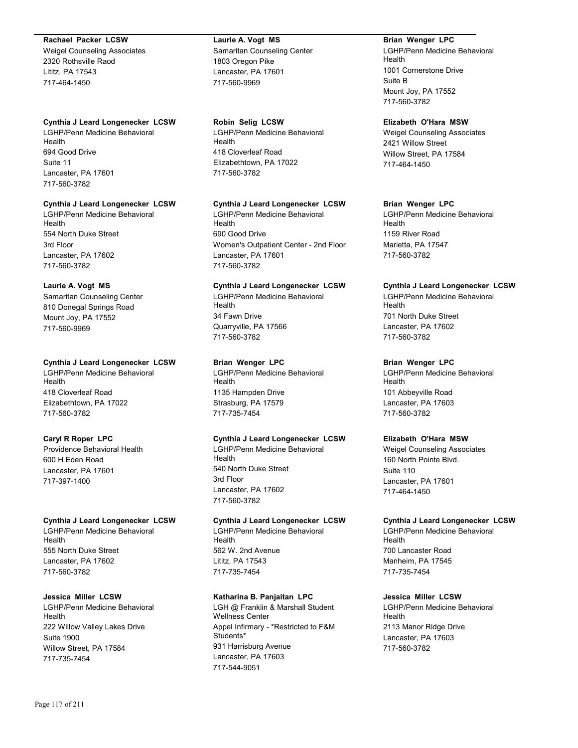**Rachael Packer LCSW**
Weigel Counseling Associates
2320 Rothsville Raod
Lititz, PA 17543
717-464-1450

**Cynthia J Leard Longenecker LCSW**
LGHP/Penn Medicine Behavioral Health
694 Good Drive
Suite 11
Lancaster, PA 17601
717-560-3782

**Cynthia J Leard Longenecker LCSW**
LGHP/Penn Medicine Behavioral Health
554 North Duke Street
3rd Floor
Lancaster, PA 17602
717-560-3782

**Laurie A. Vogt MS**
Samaritan Counseling Center
810 Donegal Springs Road
Mount Joy, PA 17552
717-560-9969

**Cynthia J Leard Longenecker LCSW**
LGHP/Penn Medicine Behavioral Health
418 Cloverleaf Road
Elizabethtown, PA 17022
717-560-3782

**Caryl R Roper LPC**
Providence Behavioral Health
600 H Eden Road
Lancaster, PA 17601
717-397-1400

**Cynthia J Leard Longenecker LCSW**
LGHP/Penn Medicine Behavioral Health
555 North Duke Street
Lancaster, PA 17602
717-560-3782

**Jessica Miller LCSW**
LGHP/Penn Medicine Behavioral Health
222 Willow Valley Lakes Drive
Suite 1900
Willow Street, PA 17584
717-735-7454

**Laurie A. Vogt MS**
Samaritan Counseling Center
1803 Oregon Pike
Lancaster, PA 17601
717-560-9969

**Robin Selig LCSW**
LGHP/Penn Medicine Behavioral Health
418 Cloverleaf Road
Elizabethtown, PA 17022
717-560-3782

**Cynthia J Leard Longenecker LCSW**
LGHP/Penn Medicine Behavioral Health
690 Good Drive
Women's Outpatient Center - 2nd Floor
Lancaster, PA 17601
717-560-3782

**Cynthia J Leard Longenecker LCSW**
LGHP/Penn Medicine Behavioral Health
34 Fawn Drive
Quarryville, PA 17566
717-560-3782

**Brian Wenger LPC**
LGHP/Penn Medicine Behavioral Health
1135 Hampden Drive
Strasburg, PA 17579
717-735-7454

**Cynthia J Leard Longenecker LCSW**
LGHP/Penn Medicine Behavioral Health
540 North Duke Street
3rd Floor
Lancaster, PA 17602
717-560-3782

**Cynthia J Leard Longenecker LCSW**
LGHP/Penn Medicine Behavioral Health
562 W. 2nd Avenue
Lititz, PA 17543
717-735-7454

**Katharina B. Panjaitan LPC**
LGH @ Franklin & Marshall Student Wellness Center
Appel Infirmary - *Restricted to F&M Students*
931 Harrisburg Avenue
Lancaster, PA 17603
717-544-9051

**Brian Wenger LPC**
LGHP/Penn Medicine Behavioral Health
1001 Cornerstone Drive
Suite B
Mount Joy, PA 17552
717-560-3782

**Elizabeth O'Hara MSW**
Weigel Counseling Associates
2421 Willow Street
Willow Street, PA 17584
717-464-1450

**Brian Wenger LPC**
LGHP/Penn Medicine Behavioral Health
1159 River Road
Marietta, PA 17547
717-560-3782

**Cynthia J Leard Longenecker LCSW**
LGHP/Penn Medicine Behavioral Health
701 North Duke Street
Lancaster, PA 17602
717-560-3782

**Brian Wenger LPC**
LGHP/Penn Medicine Behavioral Health
101 Abbeyville Road
Lancaster, PA 17603
717-560-3782

**Elizabeth O'Hara MSW**
Weigel Counseling Associates
160 North Pointe Blvd.
Suite 110
Lancaster, PA 17601
717-464-1450

**Cynthia J Leard Longenecker LCSW**
LGHP/Penn Medicine Behavioral Health
700 Lancaster Road
Manheim, PA 17545
717-735-7454

**Jessica Miller LCSW**
LGHP/Penn Medicine Behavioral Health
2113 Manor Ridge Drive
Lancaster, PA 17603
717-560-3782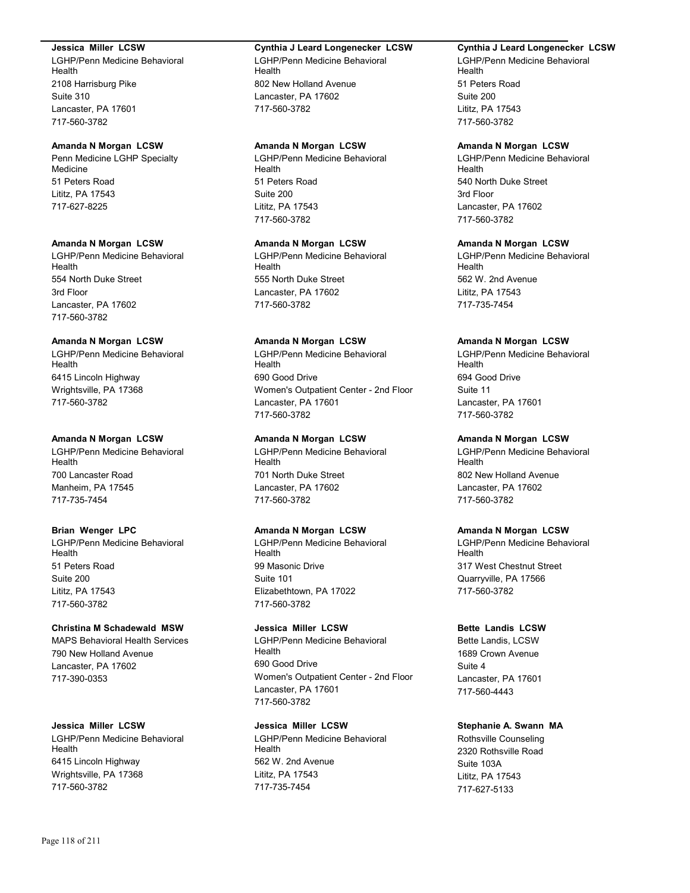**Jessica Miller LCSW**
LGHP/Penn Medicine Behavioral Health
2108 Harrisburg Pike
Suite 310
Lancaster, PA 17601
717-560-3782

**Amanda N Morgan LCSW**
Penn Medicine LGHP Specialty Medicine
51 Peters Road
Lititz, PA 17543
717-627-8225

**Amanda N Morgan LCSW**
LGHP/Penn Medicine Behavioral Health
554 North Duke Street
3rd Floor
Lancaster, PA 17602
717-560-3782

**Amanda N Morgan LCSW**
LGHP/Penn Medicine Behavioral Health
6415 Lincoln Highway
Wrightsville, PA 17368
717-560-3782

**Amanda N Morgan LCSW**
LGHP/Penn Medicine Behavioral Health
700 Lancaster Road
Manheim, PA 17545
717-735-7454

**Brian Wenger LPC**
LGHP/Penn Medicine Behavioral Health
51 Peters Road
Suite 200
Lititz, PA 17543
717-560-3782

**Christina M Schadewald MSW**
MAPS Behavioral Health Services
790 New Holland Avenue
Lancaster, PA 17602
717-390-0353

**Jessica Miller LCSW**
LGHP/Penn Medicine Behavioral Health
6415 Lincoln Highway
Wrightsville, PA 17368
717-560-3782

**Cynthia J Leard Longenecker LCSW**
LGHP/Penn Medicine Behavioral Health
802 New Holland Avenue
Lancaster, PA 17602
717-560-3782

**Amanda N Morgan LCSW**
LGHP/Penn Medicine Behavioral Health
51 Peters Road
Suite 200
Lititz, PA 17543
717-560-3782

**Amanda N Morgan LCSW**
LGHP/Penn Medicine Behavioral Health
555 North Duke Street
Lancaster, PA 17602
717-560-3782

**Amanda N Morgan LCSW**
LGHP/Penn Medicine Behavioral Health
690 Good Drive
Women's Outpatient Center - 2nd Floor
Lancaster, PA 17601
717-560-3782

**Amanda N Morgan LCSW**
LGHP/Penn Medicine Behavioral Health
701 North Duke Street
Lancaster, PA 17602
717-560-3782

**Amanda N Morgan LCSW**
LGHP/Penn Medicine Behavioral Health
99 Masonic Drive
Suite 101
Elizabethtown, PA 17022
717-560-3782

**Jessica Miller LCSW**
LGHP/Penn Medicine Behavioral Health
690 Good Drive
Women's Outpatient Center - 2nd Floor
Lancaster, PA 17601
717-560-3782

**Jessica Miller LCSW**
LGHP/Penn Medicine Behavioral Health
562 W. 2nd Avenue
Lititz, PA 17543
717-735-7454

**Cynthia J Leard Longenecker LCSW**
LGHP/Penn Medicine Behavioral Health
51 Peters Road
Suite 200
Lititz, PA 17543
717-560-3782

**Amanda N Morgan LCSW**
LGHP/Penn Medicine Behavioral Health
540 North Duke Street
3rd Floor
Lancaster, PA 17602
717-560-3782

**Amanda N Morgan LCSW**
LGHP/Penn Medicine Behavioral Health
562 W. 2nd Avenue
Lititz, PA 17543
717-735-7454

**Amanda N Morgan LCSW**
LGHP/Penn Medicine Behavioral Health
694 Good Drive
Suite 11
Lancaster, PA 17601
717-560-3782

**Amanda N Morgan LCSW**
LGHP/Penn Medicine Behavioral Health
802 New Holland Avenue
Lancaster, PA 17602
717-560-3782

**Amanda N Morgan LCSW**
LGHP/Penn Medicine Behavioral Health
317 West Chestnut Street
Quarryville, PA 17566
717-560-3782

**Bette Landis LCSW**
Bette Landis, LCSW
1689 Crown Avenue
Suite 4
Lancaster, PA 17601
717-560-4443

**Stephanie A. Swann MA**
Rothsville Counseling
2320 Rothsville Road
Suite 103A
Lititz, PA 17543
717-627-5133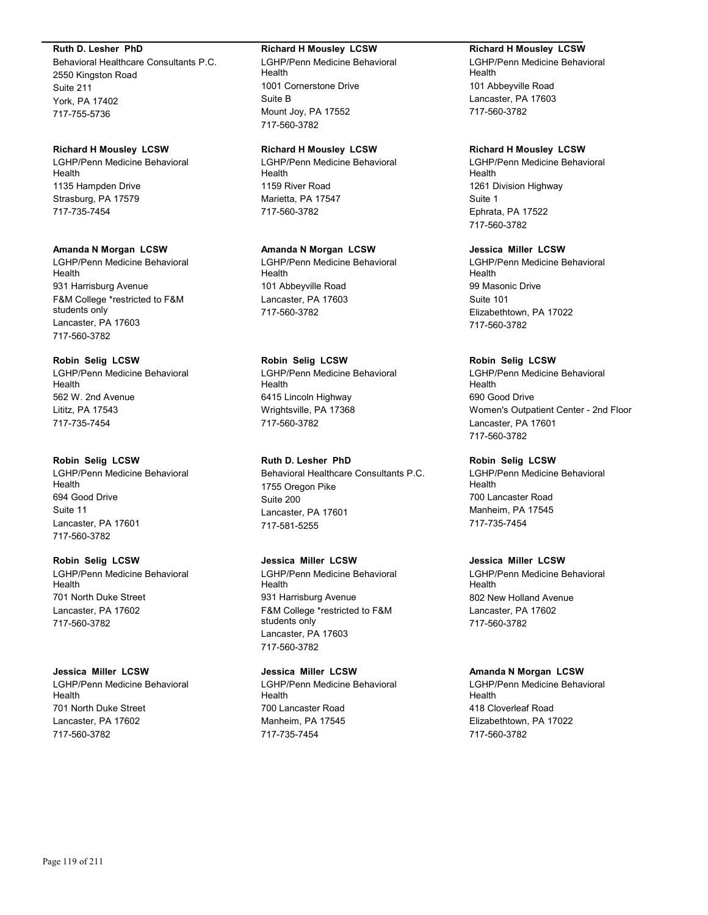**Ruth D. Lesher PhD**
Behavioral Healthcare Consultants P.C.
2550 Kingston Road
Suite 211
York, PA 17402
717-755-5736

**Richard H Mousley LCSW**
LGHP/Penn Medicine Behavioral Health
1135 Hampden Drive
Strasburg, PA 17579
717-735-7454

**Amanda N Morgan LCSW**
LGHP/Penn Medicine Behavioral Health
931 Harrisburg Avenue
F&M College *restricted to F&M students only
Lancaster, PA 17603
717-560-3782

**Robin Selig LCSW**
LGHP/Penn Medicine Behavioral Health
562 W. 2nd Avenue
Lititz, PA 17543
717-735-7454

**Robin Selig LCSW**
LGHP/Penn Medicine Behavioral Health
694 Good Drive
Suite 11
Lancaster, PA 17601
717-560-3782

**Robin Selig LCSW**
LGHP/Penn Medicine Behavioral Health
701 North Duke Street
Lancaster, PA 17602
717-560-3782

**Jessica Miller LCSW**
LGHP/Penn Medicine Behavioral Health
701 North Duke Street
Lancaster, PA 17602
717-560-3782

**Richard H Mousley LCSW**
LGHP/Penn Medicine Behavioral Health
1001 Cornerstone Drive
Suite B
Mount Joy, PA 17552
717-560-3782

**Richard H Mousley LCSW**
LGHP/Penn Medicine Behavioral Health
1159 River Road
Marietta, PA 17547
717-560-3782

**Amanda N Morgan LCSW**
LGHP/Penn Medicine Behavioral Health
101 Abbeyville Road
Lancaster, PA 17603
717-560-3782

**Robin Selig LCSW**
LGHP/Penn Medicine Behavioral Health
6415 Lincoln Highway
Wrightsville, PA 17368
717-560-3782

**Ruth D. Lesher PhD**
Behavioral Healthcare Consultants P.C.
1755 Oregon Pike
Suite 200
Lancaster, PA 17601
717-581-5255

**Jessica Miller LCSW**
LGHP/Penn Medicine Behavioral Health
931 Harrisburg Avenue
F&M College *restricted to F&M students only
Lancaster, PA 17603
717-560-3782

**Jessica Miller LCSW**
LGHP/Penn Medicine Behavioral Health
700 Lancaster Road
Manheim, PA 17545
717-735-7454

**Richard H Mousley LCSW**
LGHP/Penn Medicine Behavioral Health
101 Abbeyville Road
Lancaster, PA 17603
717-560-3782

**Richard H Mousley LCSW**
LGHP/Penn Medicine Behavioral Health
1261 Division Highway
Suite 1
Ephrata, PA 17522
717-560-3782

**Jessica Miller LCSW**
LGHP/Penn Medicine Behavioral Health
99 Masonic Drive
Suite 101
Elizabethtown, PA 17022
717-560-3782

**Robin Selig LCSW**
LGHP/Penn Medicine Behavioral Health
690 Good Drive
Women's Outpatient Center - 2nd Floor
Lancaster, PA 17601
717-560-3782

**Robin Selig LCSW**
LGHP/Penn Medicine Behavioral Health
700 Lancaster Road
Manheim, PA 17545
717-735-7454

**Jessica Miller LCSW**
LGHP/Penn Medicine Behavioral Health
802 New Holland Avenue
Lancaster, PA 17602
717-560-3782

**Amanda N Morgan LCSW**
LGHP/Penn Medicine Behavioral Health
418 Cloverleaf Road
Elizabethtown, PA 17022
717-560-3782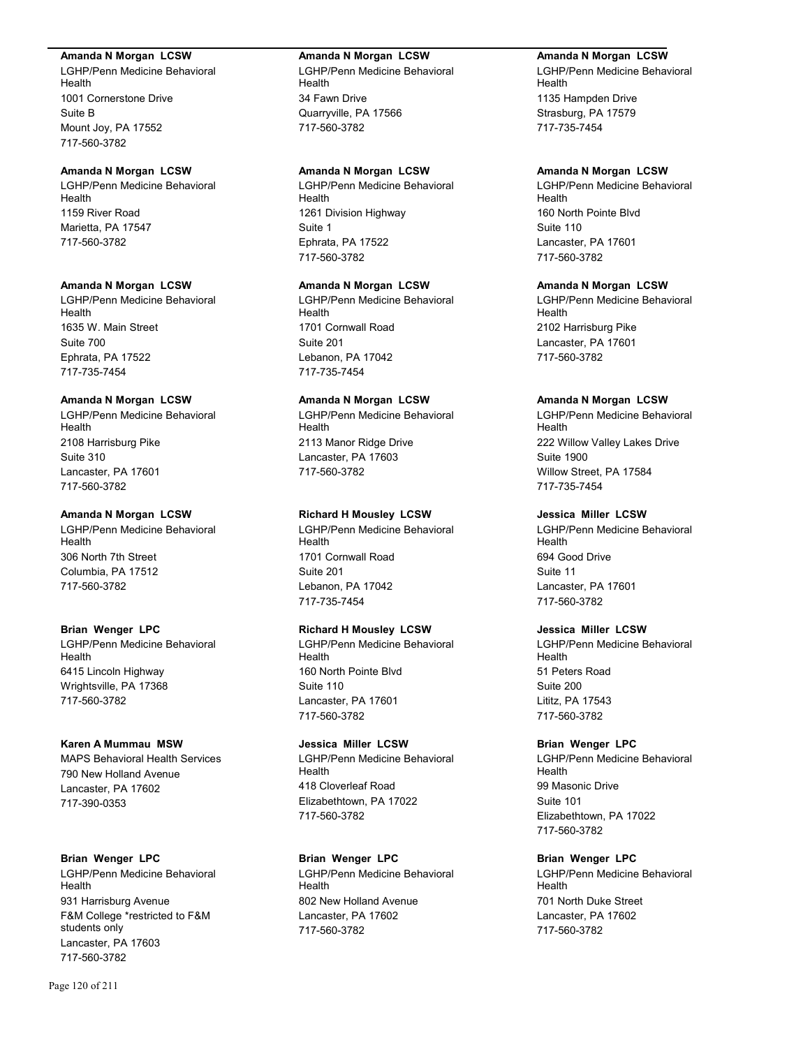**Amanda N Morgan LCSW**
LGHP/Penn Medicine Behavioral Health
1001 Cornerstone Drive
Suite B
Mount Joy, PA 17552
717-560-3782

**Amanda N Morgan LCSW**
LGHP/Penn Medicine Behavioral Health
1159 River Road
Marietta, PA 17547
717-560-3782

**Amanda N Morgan LCSW**
LGHP/Penn Medicine Behavioral Health
1635 W. Main Street
Suite 700
Ephrata, PA 17522
717-735-7454

**Amanda N Morgan LCSW**
LGHP/Penn Medicine Behavioral Health
2108 Harrisburg Pike
Suite 310
Lancaster, PA 17601
717-560-3782

**Amanda N Morgan LCSW**
LGHP/Penn Medicine Behavioral Health
306 North 7th Street
Columbia, PA 17512
717-560-3782

**Brian Wenger LPC**
LGHP/Penn Medicine Behavioral Health
6415 Lincoln Highway
Wrightsville, PA 17368
717-560-3782

**Karen A Mummau MSW**
MAPS Behavioral Health Services
790 New Holland Avenue
Lancaster, PA 17602
717-390-0353

**Brian Wenger LPC**
LGHP/Penn Medicine Behavioral Health
931 Harrisburg Avenue
F&M College *restricted to F&M students only
Lancaster, PA 17603
717-560-3782

**Amanda N Morgan LCSW**
LGHP/Penn Medicine Behavioral Health
34 Fawn Drive
Quarryville, PA 17566
717-560-3782

**Amanda N Morgan LCSW**
LGHP/Penn Medicine Behavioral Health
1261 Division Highway
Suite 1
Ephrata, PA 17522
717-560-3782

**Amanda N Morgan LCSW**
LGHP/Penn Medicine Behavioral Health
1701 Cornwall Road
Suite 201
Lebanon, PA 17042
717-735-7454

**Amanda N Morgan LCSW**
LGHP/Penn Medicine Behavioral Health
2113 Manor Ridge Drive
Lancaster, PA 17603
717-560-3782

**Richard H Mousley LCSW**
LGHP/Penn Medicine Behavioral Health
1701 Cornwall Road
Suite 201
Lebanon, PA 17042
717-735-7454

**Richard H Mousley LCSW**
LGHP/Penn Medicine Behavioral Health
160 North Pointe Blvd
Suite 110
Lancaster, PA 17601
717-560-3782

**Jessica Miller LCSW**
LGHP/Penn Medicine Behavioral Health
418 Cloverleaf Road
Elizabethtown, PA 17022
717-560-3782

**Brian Wenger LPC**
LGHP/Penn Medicine Behavioral Health
802 New Holland Avenue
Lancaster, PA 17602
717-560-3782

**Amanda N Morgan LCSW**
LGHP/Penn Medicine Behavioral Health
1135 Hampden Drive
Strasburg, PA 17579
717-735-7454

**Amanda N Morgan LCSW**
LGHP/Penn Medicine Behavioral Health
160 North Pointe Blvd
Suite 110
Lancaster, PA 17601
717-560-3782

**Amanda N Morgan LCSW**
LGHP/Penn Medicine Behavioral Health
2102 Harrisburg Pike
Lancaster, PA 17601
717-560-3782

**Amanda N Morgan LCSW**
LGHP/Penn Medicine Behavioral Health
222 Willow Valley Lakes Drive
Suite 1900
Willow Street, PA 17584
717-735-7454

**Jessica Miller LCSW**
LGHP/Penn Medicine Behavioral Health
694 Good Drive
Suite 11
Lancaster, PA 17601
717-560-3782

**Jessica Miller LCSW**
LGHP/Penn Medicine Behavioral Health
51 Peters Road
Suite 200
Lititz, PA 17543
717-560-3782

**Brian Wenger LPC**
LGHP/Penn Medicine Behavioral Health
99 Masonic Drive
Suite 101
Elizabethtown, PA 17022
717-560-3782

**Brian Wenger LPC**
LGHP/Penn Medicine Behavioral Health
701 North Duke Street
Lancaster, PA 17602
717-560-3782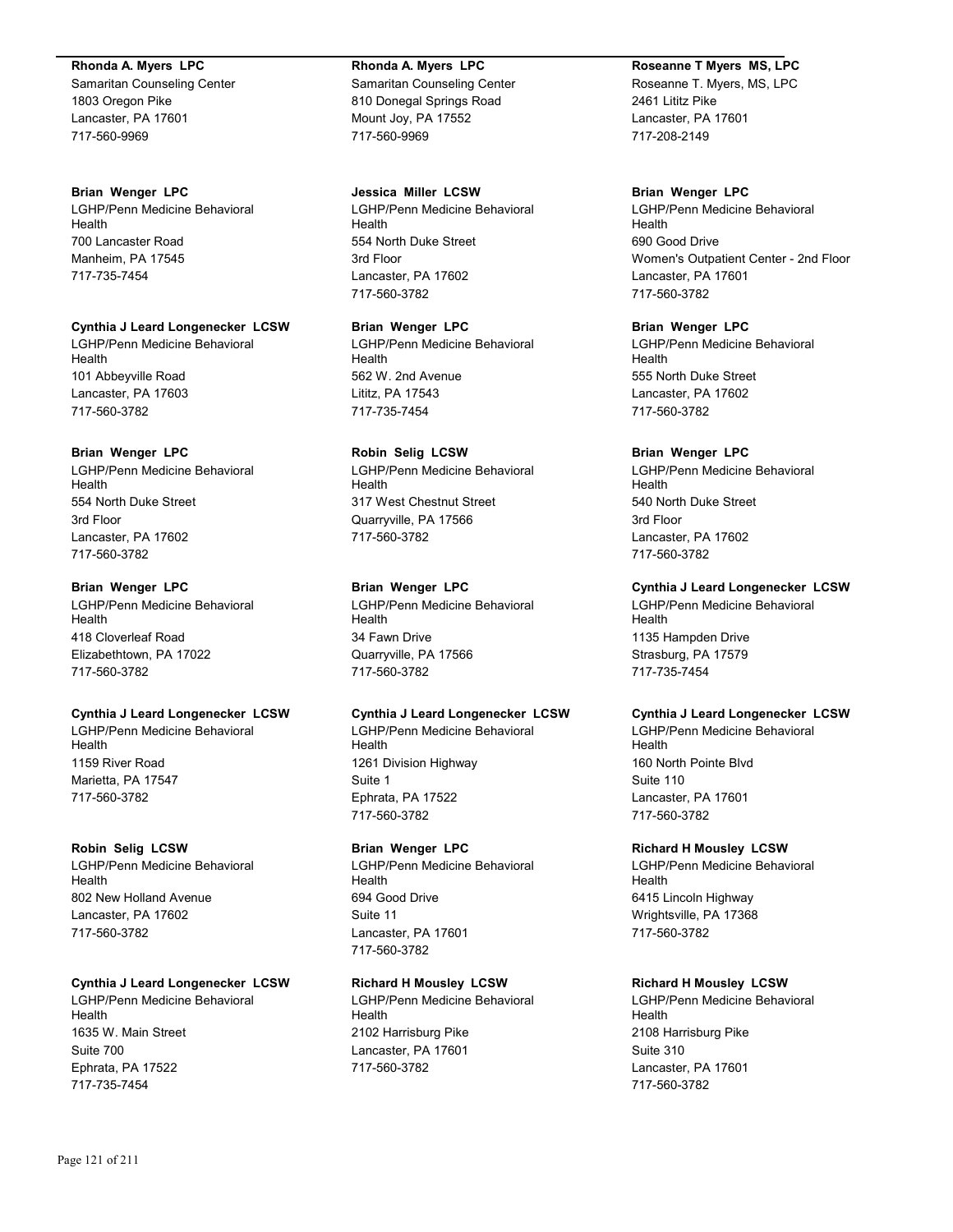**Rhonda A. Myers LPC**
Samaritan Counseling Center
1803 Oregon Pike
Lancaster, PA 17601
717-560-9969

**Brian Wenger LPC**
LGHP/Penn Medicine Behavioral Health
700 Lancaster Road
Manheim, PA 17545
717-735-7454

**Cynthia J Leard Longenecker LCSW**
LGHP/Penn Medicine Behavioral Health
101 Abbeyville Road
Lancaster, PA 17603
717-560-3782

**Brian Wenger LPC**
LGHP/Penn Medicine Behavioral Health
554 North Duke Street
3rd Floor
Lancaster, PA 17602
717-560-3782

**Brian Wenger LPC**
LGHP/Penn Medicine Behavioral Health
418 Cloverleaf Road
Elizabethtown, PA 17022
717-560-3782

**Cynthia J Leard Longenecker LCSW**
LGHP/Penn Medicine Behavioral Health
1159 River Road
Marietta, PA 17547
717-560-3782

**Robin Selig LCSW**
LGHP/Penn Medicine Behavioral Health
802 New Holland Avenue
Lancaster, PA 17602
717-560-3782

**Cynthia J Leard Longenecker LCSW**
LGHP/Penn Medicine Behavioral Health
1635 W. Main Street
Suite 700
Ephrata, PA 17522
717-735-7454

**Rhonda A. Myers LPC**
Samaritan Counseling Center
810 Donegal Springs Road
Mount Joy, PA 17552
717-560-9969

**Jessica Miller LCSW**
LGHP/Penn Medicine Behavioral Health
554 North Duke Street
3rd Floor
Lancaster, PA 17602
717-560-3782

**Brian Wenger LPC**
LGHP/Penn Medicine Behavioral Health
562 W. 2nd Avenue
Lititz, PA 17543
717-735-7454

**Robin Selig LCSW**
LGHP/Penn Medicine Behavioral Health
317 West Chestnut Street
Quarryville, PA 17566
717-560-3782

**Brian Wenger LPC**
LGHP/Penn Medicine Behavioral Health
34 Fawn Drive
Quarryville, PA 17566
717-560-3782

**Cynthia J Leard Longenecker LCSW**
LGHP/Penn Medicine Behavioral Health
1261 Division Highway
Suite 1
Ephrata, PA 17522
717-560-3782

**Brian Wenger LPC**
LGHP/Penn Medicine Behavioral Health
694 Good Drive
Suite 11
Lancaster, PA 17601
717-560-3782

**Richard H Mousley LCSW**
LGHP/Penn Medicine Behavioral Health
2102 Harrisburg Pike
Lancaster, PA 17601
717-560-3782

**Roseanne T Myers MS, LPC**
Roseanne T. Myers, MS, LPC
2461 Lititz Pike
Lancaster, PA 17601
717-208-2149

**Brian Wenger LPC**
LGHP/Penn Medicine Behavioral Health
690 Good Drive
Women's Outpatient Center - 2nd Floor
Lancaster, PA 17601
717-560-3782

**Brian Wenger LPC**
LGHP/Penn Medicine Behavioral Health
555 North Duke Street
Lancaster, PA 17602
717-560-3782

**Brian Wenger LPC**
LGHP/Penn Medicine Behavioral Health
540 North Duke Street
3rd Floor
Lancaster, PA 17602
717-560-3782

**Cynthia J Leard Longenecker LCSW**
LGHP/Penn Medicine Behavioral Health
1135 Hampden Drive
Strasburg, PA 17579
717-735-7454

**Cynthia J Leard Longenecker LCSW**
LGHP/Penn Medicine Behavioral Health
160 North Pointe Blvd
Suite 110
Lancaster, PA 17601
717-560-3782

**Richard H Mousley LCSW**
LGHP/Penn Medicine Behavioral Health
6415 Lincoln Highway
Wrightsville, PA 17368
717-560-3782

**Richard H Mousley LCSW**
LGHP/Penn Medicine Behavioral Health
2108 Harrisburg Pike
Suite 310
Lancaster, PA 17601
717-560-3782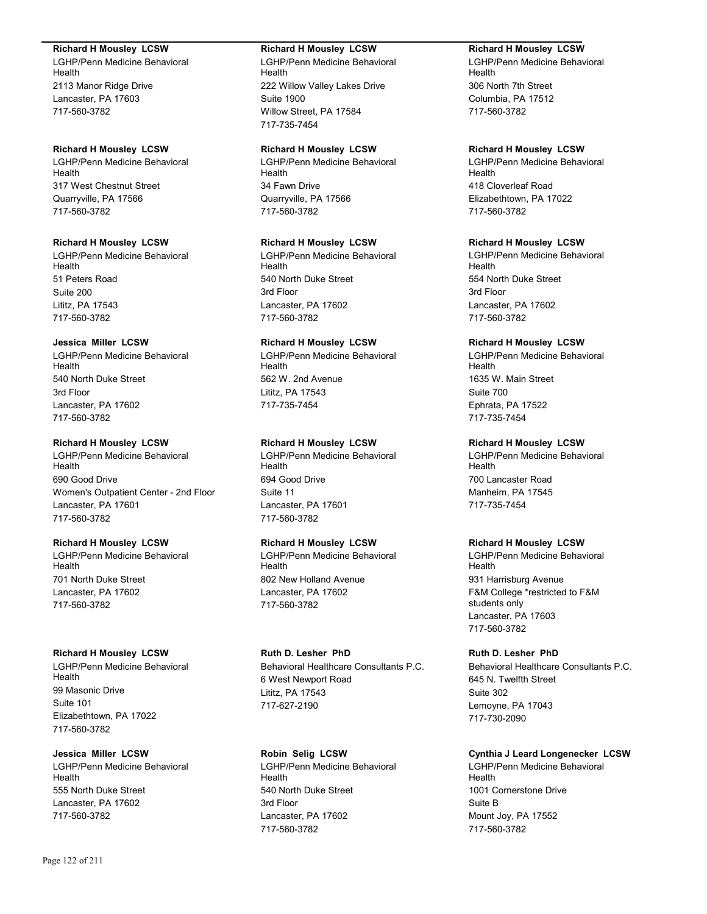**Richard H Mousley LCSW**
LGHP/Penn Medicine Behavioral Health
2113 Manor Ridge Drive
Lancaster, PA 17603
717-560-3782

**Richard H Mousley LCSW**
LGHP/Penn Medicine Behavioral Health
317 West Chestnut Street
Quarryville, PA 17566
717-560-3782

**Richard H Mousley LCSW**
LGHP/Penn Medicine Behavioral Health
51 Peters Road
Suite 200
Lititz, PA 17543
717-560-3782

**Jessica Miller LCSW**
LGHP/Penn Medicine Behavioral Health
540 North Duke Street
3rd Floor
Lancaster, PA 17602
717-560-3782

**Richard H Mousley LCSW**
LGHP/Penn Medicine Behavioral Health
690 Good Drive
Women's Outpatient Center - 2nd Floor
Lancaster, PA 17601
717-560-3782

**Richard H Mousley LCSW**
LGHP/Penn Medicine Behavioral Health
701 North Duke Street
Lancaster, PA 17602
717-560-3782

**Richard H Mousley LCSW**
LGHP/Penn Medicine Behavioral Health
99 Masonic Drive
Suite 101
Elizabethtown, PA 17022
717-560-3782

**Jessica Miller LCSW**
LGHP/Penn Medicine Behavioral Health
555 North Duke Street
Lancaster, PA 17602
717-560-3782

**Richard H Mousley LCSW**
LGHP/Penn Medicine Behavioral Health
222 Willow Valley Lakes Drive
Suite 1900
Willow Street, PA 17584
717-735-7454

**Richard H Mousley LCSW**
LGHP/Penn Medicine Behavioral Health
34 Fawn Drive
Quarryville, PA 17566
717-560-3782

**Richard H Mousley LCSW**
LGHP/Penn Medicine Behavioral Health
540 North Duke Street
3rd Floor
Lancaster, PA 17602
717-560-3782

**Richard H Mousley LCSW**
LGHP/Penn Medicine Behavioral Health
562 W. 2nd Avenue
Lititz, PA 17543
717-735-7454

**Richard H Mousley LCSW**
LGHP/Penn Medicine Behavioral Health
694 Good Drive
Suite 11
Lancaster, PA 17601
717-560-3782

**Richard H Mousley LCSW**
LGHP/Penn Medicine Behavioral Health
802 New Holland Avenue
Lancaster, PA 17602
717-560-3782

**Ruth D. Lesher PhD**
Behavioral Healthcare Consultants P.C.
6 West Newport Road
Lititz, PA 17543
717-627-2190

**Robin Selig LCSW**
LGHP/Penn Medicine Behavioral Health
540 North Duke Street
3rd Floor
Lancaster, PA 17602
717-560-3782

**Richard H Mousley LCSW**
LGHP/Penn Medicine Behavioral Health
306 North 7th Street
Columbia, PA 17512
717-560-3782

**Richard H Mousley LCSW**
LGHP/Penn Medicine Behavioral Health
418 Cloverleaf Road
Elizabethtown, PA 17022
717-560-3782

**Richard H Mousley LCSW**
LGHP/Penn Medicine Behavioral Health
554 North Duke Street
3rd Floor
Lancaster, PA 17602
717-560-3782

**Richard H Mousley LCSW**
LGHP/Penn Medicine Behavioral Health
1635 W. Main Street
Suite 700
Ephrata, PA 17522
717-735-7454

**Richard H Mousley LCSW**
LGHP/Penn Medicine Behavioral Health
700 Lancaster Road
Manheim, PA 17545
717-735-7454

**Richard H Mousley LCSW**
LGHP/Penn Medicine Behavioral Health
931 Harrisburg Avenue
F&M College *restricted to F&M students only
Lancaster, PA 17603
717-560-3782

**Ruth D. Lesher PhD**
Behavioral Healthcare Consultants P.C.
645 N. Twelfth Street
Suite 302
Lemoyne, PA 17043
717-730-2090

**Cynthia J Leard Longenecker LCSW**
LGHP/Penn Medicine Behavioral Health
1001 Cornerstone Drive
Suite B
Mount Joy, PA 17552
717-560-3782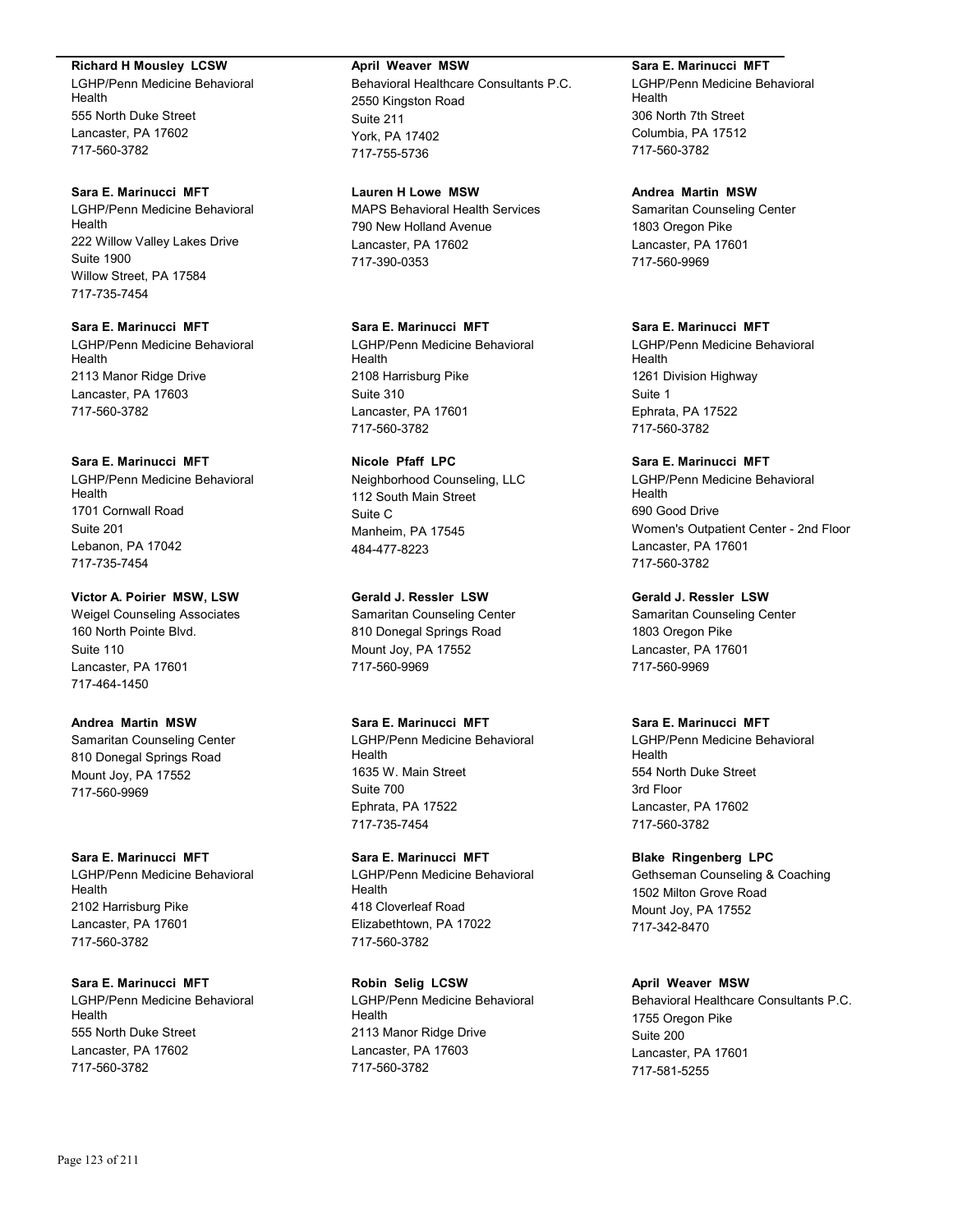**Richard H Mousley LCSW**
LGHP/Penn Medicine Behavioral Health
555 North Duke Street
Lancaster, PA 17602
717-560-3782

**Sara E. Marinucci MFT**
LGHP/Penn Medicine Behavioral Health
222 Willow Valley Lakes Drive
Suite 1900
Willow Street, PA 17584
717-735-7454

**Sara E. Marinucci MFT**
LGHP/Penn Medicine Behavioral Health
2113 Manor Ridge Drive
Lancaster, PA 17603
717-560-3782

**Sara E. Marinucci MFT**
LGHP/Penn Medicine Behavioral Health
1701 Cornwall Road
Suite 201
Lebanon, PA 17042
717-735-7454

**Victor A. Poirier MSW, LSW**
Weigel Counseling Associates
160 North Pointe Blvd.
Suite 110
Lancaster, PA 17601
717-464-1450

**Andrea Martin MSW**
Samaritan Counseling Center
810 Donegal Springs Road
Mount Joy, PA 17552
717-560-9969

**Sara E. Marinucci MFT**
LGHP/Penn Medicine Behavioral Health
2102 Harrisburg Pike
Lancaster, PA 17601
717-560-3782

**Sara E. Marinucci MFT**
LGHP/Penn Medicine Behavioral Health
555 North Duke Street
Lancaster, PA 17602
717-560-3782

**April Weaver MSW**
Behavioral Healthcare Consultants P.C.
2550 Kingston Road
Suite 211
York, PA 17402
717-755-5736

**Lauren H Lowe MSW**
MAPS Behavioral Health Services
790 New Holland Avenue
Lancaster, PA 17602
717-390-0353

**Sara E. Marinucci MFT**
LGHP/Penn Medicine Behavioral Health
2108 Harrisburg Pike
Suite 310
Lancaster, PA 17601
717-560-3782

**Nicole Pfaff LPC**
Neighborhood Counseling, LLC
112 South Main Street
Suite C
Manheim, PA 17545
484-477-8223

**Gerald J. Ressler LSW**
Samaritan Counseling Center
810 Donegal Springs Road
Mount Joy, PA 17552
717-560-9969

**Sara E. Marinucci MFT**
LGHP/Penn Medicine Behavioral Health
1635 W. Main Street
Suite 700
Ephrata, PA 17522
717-735-7454

**Sara E. Marinucci MFT**
LGHP/Penn Medicine Behavioral Health
418 Cloverleaf Road
Elizabethtown, PA 17022
717-560-3782

**Robin Selig LCSW**
LGHP/Penn Medicine Behavioral Health
2113 Manor Ridge Drive
Lancaster, PA 17603
717-560-3782

**Sara E. Marinucci MFT**
LGHP/Penn Medicine Behavioral Health
306 North 7th Street
Columbia, PA 17512
717-560-3782

**Andrea Martin MSW**
Samaritan Counseling Center
1803 Oregon Pike
Lancaster, PA 17601
717-560-9969

**Sara E. Marinucci MFT**
LGHP/Penn Medicine Behavioral Health
1261 Division Highway
Suite 1
Ephrata, PA 17522
717-560-3782

**Sara E. Marinucci MFT**
LGHP/Penn Medicine Behavioral Health
690 Good Drive
Women's Outpatient Center - 2nd Floor
Lancaster, PA 17601
717-560-3782

**Gerald J. Ressler LSW**
Samaritan Counseling Center
1803 Oregon Pike
Lancaster, PA 17601
717-560-9969

**Sara E. Marinucci MFT**
LGHP/Penn Medicine Behavioral Health
554 North Duke Street
3rd Floor
Lancaster, PA 17602
717-560-3782

**Blake Ringenberg LPC**
Gethseman Counseling & Coaching
1502 Milton Grove Road
Mount Joy, PA 17552
717-342-8470

**April Weaver MSW**
Behavioral Healthcare Consultants P.C.
1755 Oregon Pike
Suite 200
Lancaster, PA 17601
717-581-5255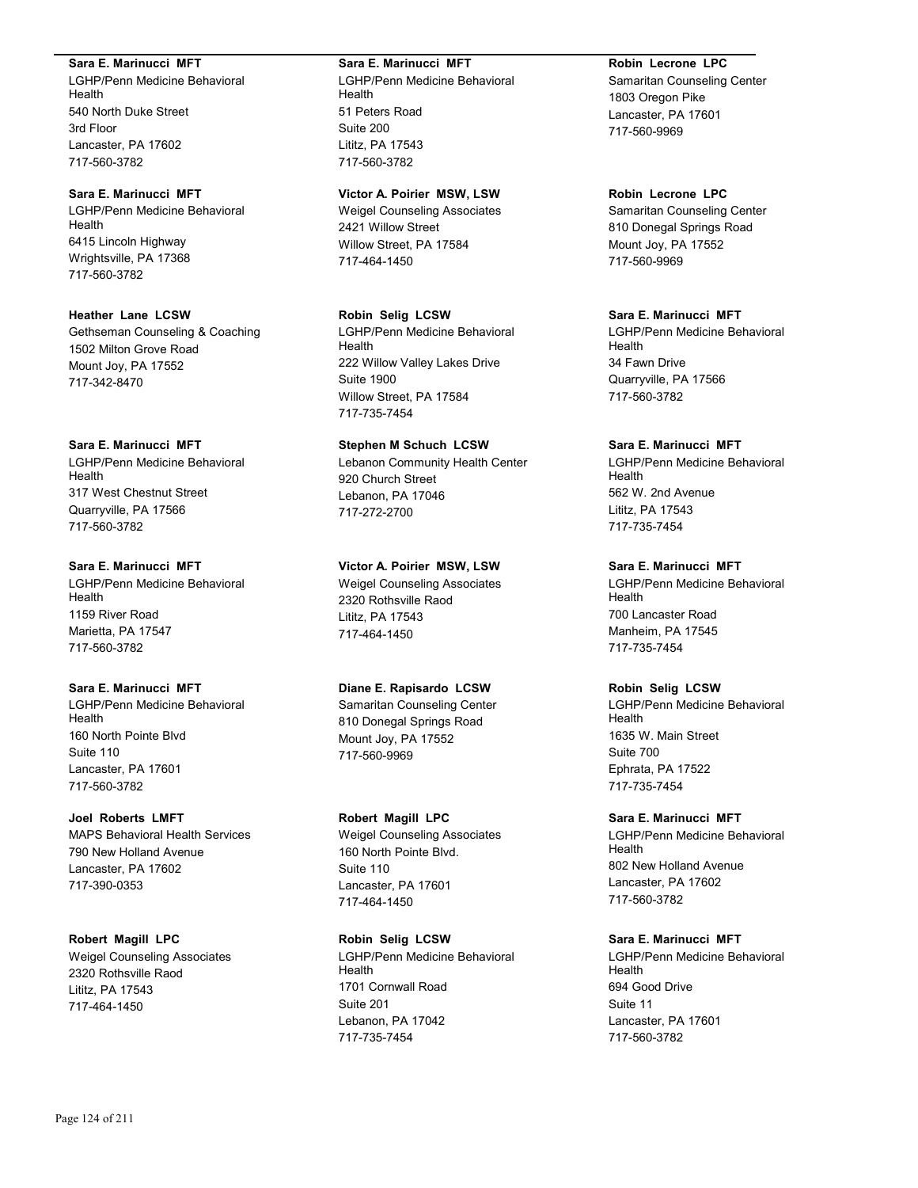**Sara E. Marinucci MFT**
LGHP/Penn Medicine Behavioral Health
540 North Duke Street
3rd Floor
Lancaster, PA 17602
717-560-3782

**Sara E. Marinucci MFT**
LGHP/Penn Medicine Behavioral Health
6415 Lincoln Highway
Wrightsville, PA 17368
717-560-3782

**Heather Lane LCSW**
Gethseman Counseling & Coaching
1502 Milton Grove Road
Mount Joy, PA 17552
717-342-8470

**Sara E. Marinucci MFT**
LGHP/Penn Medicine Behavioral Health
317 West Chestnut Street
Quarryville, PA 17566
717-560-3782

**Sara E. Marinucci MFT**
LGHP/Penn Medicine Behavioral Health
1159 River Road
Marietta, PA 17547
717-560-3782

**Sara E. Marinucci MFT**
LGHP/Penn Medicine Behavioral Health
160 North Pointe Blvd
Suite 110
Lancaster, PA 17601
717-560-3782

**Joel Roberts LMFT**
MAPS Behavioral Health Services
790 New Holland Avenue
Lancaster, PA 17602
717-390-0353

**Robert Magill LPC**
Weigel Counseling Associates
2320 Rothsville Raod
Lititz, PA 17543
717-464-1450

**Sara E. Marinucci MFT**
LGHP/Penn Medicine Behavioral Health
51 Peters Road
Suite 200
Lititz, PA 17543
717-560-3782

**Victor A. Poirier MSW, LSW**
Weigel Counseling Associates
2421 Willow Street
Willow Street, PA 17584
717-464-1450

**Robin Selig LCSW**
LGHP/Penn Medicine Behavioral Health
222 Willow Valley Lakes Drive
Suite 1900
Willow Street, PA 17584
717-735-7454

**Stephen M Schuch LCSW**
Lebanon Community Health Center
920 Church Street
Lebanon, PA 17046
717-272-2700

**Victor A. Poirier MSW, LSW**
Weigel Counseling Associates
2320 Rothsville Raod
Lititz, PA 17543
717-464-1450

**Diane E. Rapisardo LCSW**
Samaritan Counseling Center
810 Donegal Springs Road
Mount Joy, PA 17552
717-560-9969

**Robert Magill LPC**
Weigel Counseling Associates
160 North Pointe Blvd.
Suite 110
Lancaster, PA 17601
717-464-1450

**Robin Selig LCSW**
LGHP/Penn Medicine Behavioral Health
1701 Cornwall Road
Suite 201
Lebanon, PA 17042
717-735-7454

**Robin Lecrone LPC**
Samaritan Counseling Center
1803 Oregon Pike
Lancaster, PA 17601
717-560-9969

**Robin Lecrone LPC**
Samaritan Counseling Center
810 Donegal Springs Road
Mount Joy, PA 17552
717-560-9969

**Sara E. Marinucci MFT**
LGHP/Penn Medicine Behavioral Health
34 Fawn Drive
Quarryville, PA 17566
717-560-3782

**Sara E. Marinucci MFT**
LGHP/Penn Medicine Behavioral Health
562 W. 2nd Avenue
Lititz, PA 17543
717-735-7454

**Sara E. Marinucci MFT**
LGHP/Penn Medicine Behavioral Health
700 Lancaster Road
Manheim, PA 17545
717-735-7454

**Robin Selig LCSW**
LGHP/Penn Medicine Behavioral Health
1635 W. Main Street
Suite 700
Ephrata, PA 17522
717-735-7454

**Sara E. Marinucci MFT**
LGHP/Penn Medicine Behavioral Health
802 New Holland Avenue
Lancaster, PA 17602
717-560-3782

**Sara E. Marinucci MFT**
LGHP/Penn Medicine Behavioral Health
694 Good Drive
Suite 11
Lancaster, PA 17601
717-560-3782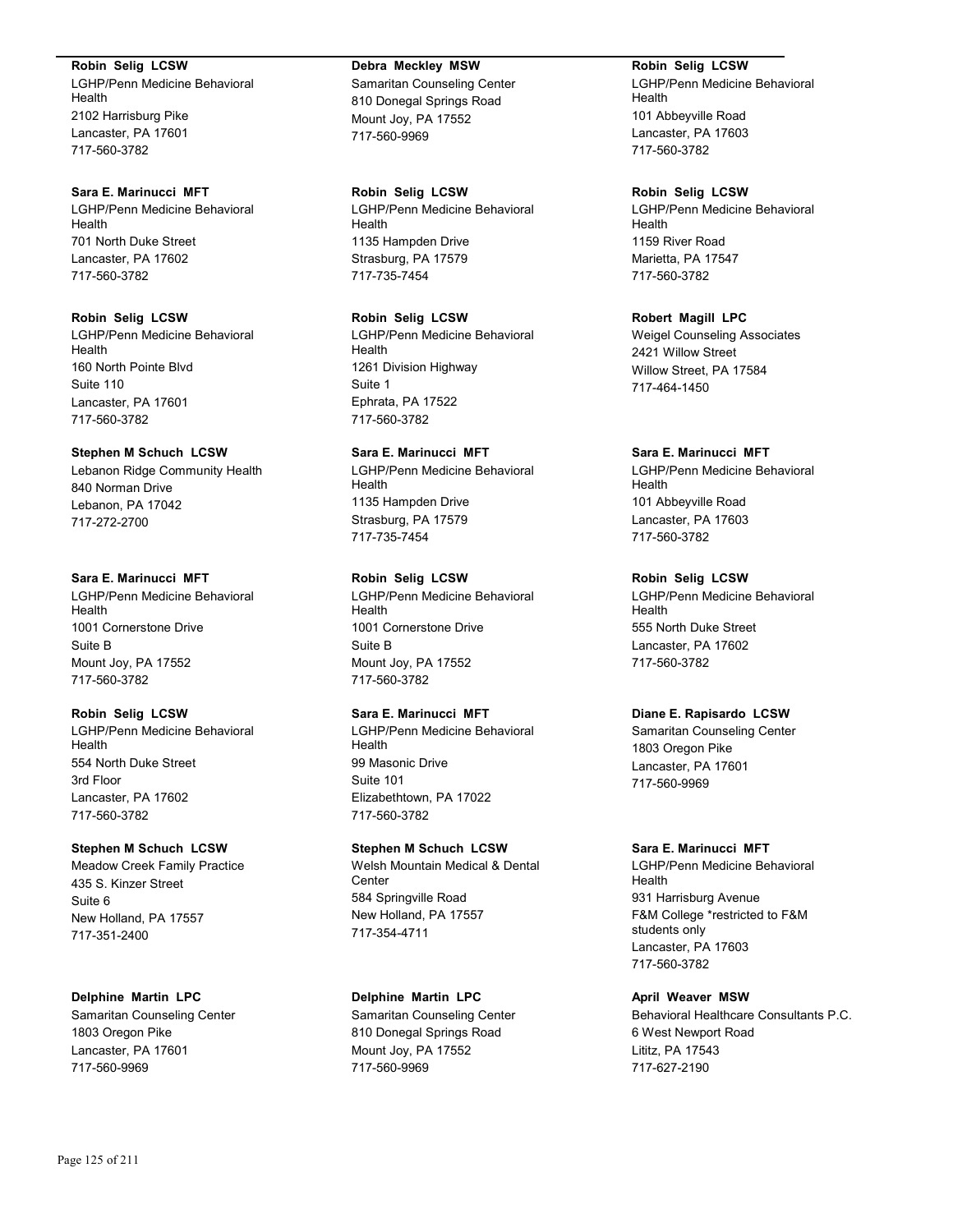**Robin Selig LCSW**
LGHP/Penn Medicine Behavioral Health
2102 Harrisburg Pike
Lancaster, PA 17601
717-560-3782

**Sara E. Marinucci MFT**
LGHP/Penn Medicine Behavioral Health
701 North Duke Street
Lancaster, PA 17602
717-560-3782

**Robin Selig LCSW**
LGHP/Penn Medicine Behavioral Health
160 North Pointe Blvd
Suite 110
Lancaster, PA 17601
717-560-3782

**Stephen M Schuch LCSW**
Lebanon Ridge Community Health
840 Norman Drive
Lebanon, PA 17042
717-272-2700

**Sara E. Marinucci MFT**
LGHP/Penn Medicine Behavioral Health
1001 Cornerstone Drive
Suite B
Mount Joy, PA 17552
717-560-3782

**Robin Selig LCSW**
LGHP/Penn Medicine Behavioral Health
554 North Duke Street
3rd Floor
Lancaster, PA 17602
717-560-3782

**Stephen M Schuch LCSW**
Meadow Creek Family Practice
435 S. Kinzer Street
Suite 6
New Holland, PA 17557
717-351-2400

**Delphine Martin LPC**
Samaritan Counseling Center
1803 Oregon Pike
Lancaster, PA 17601
717-560-9969

**Debra Meckley MSW**
Samaritan Counseling Center
810 Donegal Springs Road
Mount Joy, PA 17552
717-560-9969

**Robin Selig LCSW**
LGHP/Penn Medicine Behavioral Health
1135 Hampden Drive
Strasburg, PA 17579
717-735-7454

**Robin Selig LCSW**
LGHP/Penn Medicine Behavioral Health
1261 Division Highway
Suite 1
Ephrata, PA 17522
717-560-3782

**Sara E. Marinucci MFT**
LGHP/Penn Medicine Behavioral Health
1135 Hampden Drive
Strasburg, PA 17579
717-735-7454

**Robin Selig LCSW**
LGHP/Penn Medicine Behavioral Health
1001 Cornerstone Drive
Suite B
Mount Joy, PA 17552
717-560-3782

**Sara E. Marinucci MFT**
LGHP/Penn Medicine Behavioral Health
99 Masonic Drive
Suite 101
Elizabethtown, PA 17022
717-560-3782

**Stephen M Schuch LCSW**
Welsh Mountain Medical & Dental Center
584 Springville Road
New Holland, PA 17557
717-354-4711

**Delphine Martin LPC**
Samaritan Counseling Center
810 Donegal Springs Road
Mount Joy, PA 17552
717-560-9969

**Robin Selig LCSW**
LGHP/Penn Medicine Behavioral Health
101 Abbeyville Road
Lancaster, PA 17603
717-560-3782

**Robin Selig LCSW**
LGHP/Penn Medicine Behavioral Health
1159 River Road
Marietta, PA 17547
717-560-3782

**Robert Magill LPC**
Weigel Counseling Associates
2421 Willow Street
Willow Street, PA 17584
717-464-1450

**Sara E. Marinucci MFT**
LGHP/Penn Medicine Behavioral Health
101 Abbeyville Road
Lancaster, PA 17603
717-560-3782

**Robin Selig LCSW**
LGHP/Penn Medicine Behavioral Health
555 North Duke Street
Lancaster, PA 17602
717-560-3782

**Diane E. Rapisardo LCSW**
Samaritan Counseling Center
1803 Oregon Pike
Lancaster, PA 17601
717-560-9969

**Sara E. Marinucci MFT**
LGHP/Penn Medicine Behavioral Health
931 Harrisburg Avenue
F&M College *restricted to F&M students only
Lancaster, PA 17603
717-560-3782

**April Weaver MSW**
Behavioral Healthcare Consultants P.C.
6 West Newport Road
Lititz, PA 17543
717-627-2190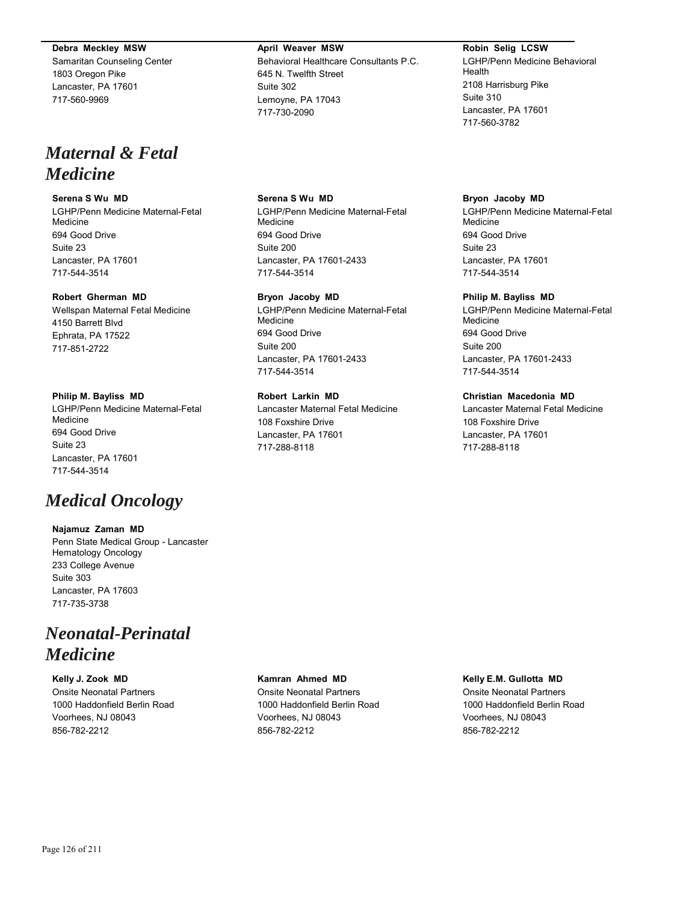**Debra Meckley MSW**
Samaritan Counseling Center
1803 Oregon Pike
Lancaster, PA 17601
717-560-9969

**April Weaver MSW**
Behavioral Healthcare Consultants P.C.
645 N. Twelfth Street
Suite 302
Lemoyne, PA 17043
717-730-2090

**Robin Selig LCSW**
LGHP/Penn Medicine Behavioral Health
2108 Harrisburg Pike
Suite 310
Lancaster, PA 17601
717-560-3782

## *Maternal & Fetal Medicine*

**Serena S Wu MD**
LGHP/Penn Medicine Maternal-Fetal Medicine
694 Good Drive
Suite 23
Lancaster, PA 17601
717-544-3514

**Serena S Wu MD**
LGHP/Penn Medicine Maternal-Fetal Medicine
694 Good Drive
Suite 200
Lancaster, PA 17601-2433
717-544-3514

**Bryon Jacoby MD**
LGHP/Penn Medicine Maternal-Fetal Medicine
694 Good Drive
Suite 23
Lancaster, PA 17601
717-544-3514

**Robert Gherman MD**
Wellspan Maternal Fetal Medicine
4150 Barrett Blvd
Ephrata, PA 17522
717-851-2722

**Bryon Jacoby MD**
LGHP/Penn Medicine Maternal-Fetal Medicine
694 Good Drive
Suite 200
Lancaster, PA 17601-2433
717-544-3514

**Philip M. Bayliss MD**
LGHP/Penn Medicine Maternal-Fetal Medicine
694 Good Drive
Suite 200
Lancaster, PA 17601-2433
717-544-3514

**Philip M. Bayliss MD**
LGHP/Penn Medicine Maternal-Fetal Medicine
694 Good Drive
Suite 23
Lancaster, PA 17601
717-544-3514

**Robert Larkin MD**
Lancaster Maternal Fetal Medicine
108 Foxshire Drive
Lancaster, PA 17601
717-288-8118

**Christian Macedonia MD**
Lancaster Maternal Fetal Medicine
108 Foxshire Drive
Lancaster, PA 17601
717-288-8118

## *Medical Oncology*

**Najamuz Zaman MD**
Penn State Medical Group - Lancaster Hematology Oncology
233 College Avenue
Suite 303
Lancaster, PA 17603
717-735-3738

## *Neonatal-Perinatal Medicine*

**Kelly J. Zook MD**
Onsite Neonatal Partners
1000 Haddonfield Berlin Road
Voorhees, NJ 08043
856-782-2212

**Kamran Ahmed MD**
Onsite Neonatal Partners
1000 Haddonfield Berlin Road
Voorhees, NJ 08043
856-782-2212

**Kelly E.M. Gullotta MD**
Onsite Neonatal Partners
1000 Haddonfield Berlin Road
Voorhees, NJ 08043
856-782-2212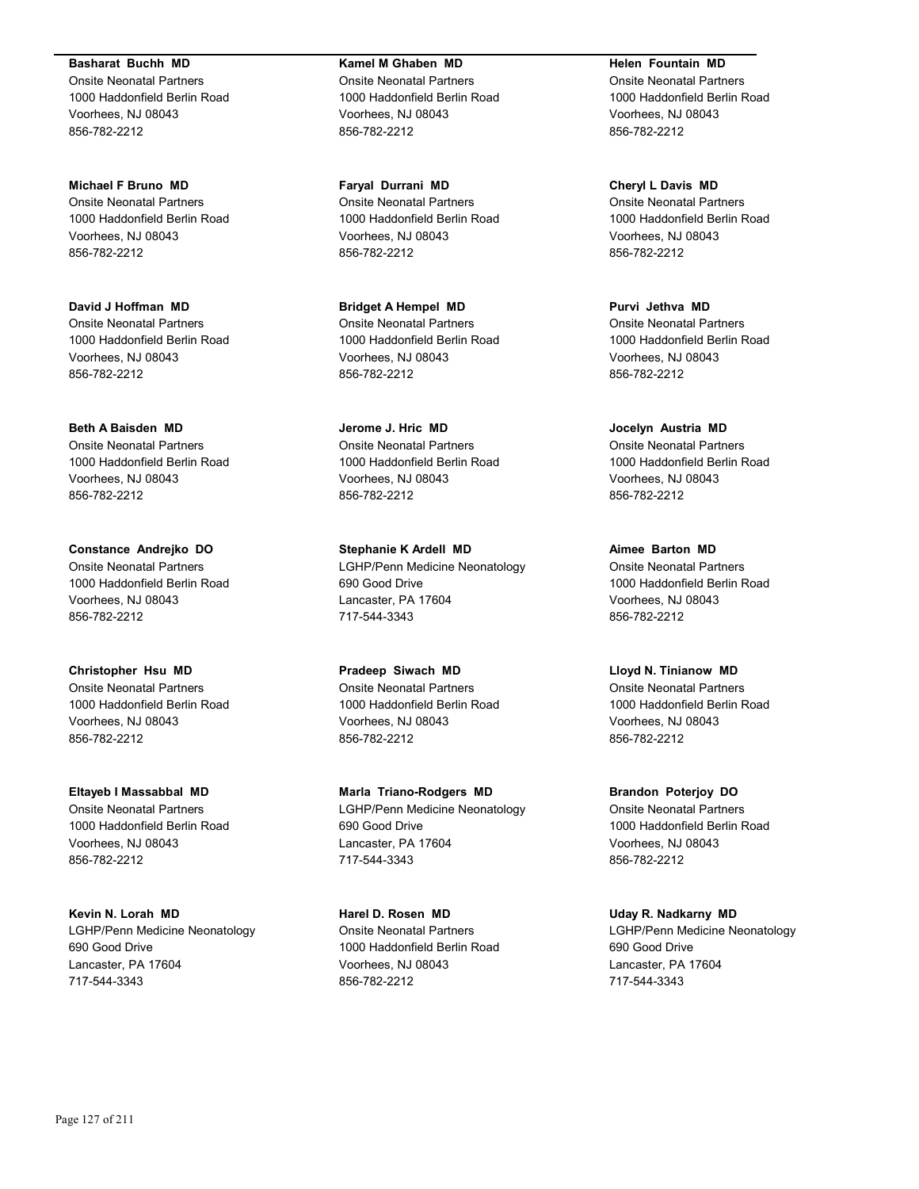**Basharat Buchh MD**
Onsite Neonatal Partners
1000 Haddonfield Berlin Road
Voorhees, NJ 08043
856-782-2212

**Michael F Bruno MD**
Onsite Neonatal Partners
1000 Haddonfield Berlin Road
Voorhees, NJ 08043
856-782-2212

**David J Hoffman MD**
Onsite Neonatal Partners
1000 Haddonfield Berlin Road
Voorhees, NJ 08043
856-782-2212

**Beth A Baisden MD**
Onsite Neonatal Partners
1000 Haddonfield Berlin Road
Voorhees, NJ 08043
856-782-2212

**Constance Andrejko DO**
Onsite Neonatal Partners
1000 Haddonfield Berlin Road
Voorhees, NJ 08043
856-782-2212

**Christopher Hsu MD**
Onsite Neonatal Partners
1000 Haddonfield Berlin Road
Voorhees, NJ 08043
856-782-2212

**Eltayeb I Massabbal MD**
Onsite Neonatal Partners
1000 Haddonfield Berlin Road
Voorhees, NJ 08043
856-782-2212

**Kevin N. Lorah MD**
LGHP/Penn Medicine Neonatology
690 Good Drive
Lancaster, PA 17604
717-544-3343

**Kamel M Ghaben MD**
Onsite Neonatal Partners
1000 Haddonfield Berlin Road
Voorhees, NJ 08043
856-782-2212

**Faryal Durrani MD**
Onsite Neonatal Partners
1000 Haddonfield Berlin Road
Voorhees, NJ 08043
856-782-2212

**Bridget A Hempel MD**
Onsite Neonatal Partners
1000 Haddonfield Berlin Road
Voorhees, NJ 08043
856-782-2212

**Jerome J. Hric MD**
Onsite Neonatal Partners
1000 Haddonfield Berlin Road
Voorhees, NJ 08043
856-782-2212

**Stephanie K Ardell MD**
LGHP/Penn Medicine Neonatology
690 Good Drive
Lancaster, PA 17604
717-544-3343

**Pradeep Siwach MD**
Onsite Neonatal Partners
1000 Haddonfield Berlin Road
Voorhees, NJ 08043
856-782-2212

**Marla Triano-Rodgers MD**
LGHP/Penn Medicine Neonatology
690 Good Drive
Lancaster, PA 17604
717-544-3343

**Harel D. Rosen MD**
Onsite Neonatal Partners
1000 Haddonfield Berlin Road
Voorhees, NJ 08043
856-782-2212

**Helen Fountain MD**
Onsite Neonatal Partners
1000 Haddonfield Berlin Road
Voorhees, NJ 08043
856-782-2212

**Cheryl L Davis MD**
Onsite Neonatal Partners
1000 Haddonfield Berlin Road
Voorhees, NJ 08043
856-782-2212

**Purvi Jethva MD**
Onsite Neonatal Partners
1000 Haddonfield Berlin Road
Voorhees, NJ 08043
856-782-2212

**Jocelyn Austria MD**
Onsite Neonatal Partners
1000 Haddonfield Berlin Road
Voorhees, NJ 08043
856-782-2212

**Aimee Barton MD**
Onsite Neonatal Partners
1000 Haddonfield Berlin Road
Voorhees, NJ 08043
856-782-2212

**Lloyd N. Tinianow MD**
Onsite Neonatal Partners
1000 Haddonfield Berlin Road
Voorhees, NJ 08043
856-782-2212

**Brandon Poterjoy DO**
Onsite Neonatal Partners
1000 Haddonfield Berlin Road
Voorhees, NJ 08043
856-782-2212

**Uday R. Nadkarny MD**
LGHP/Penn Medicine Neonatology
690 Good Drive
Lancaster, PA 17604
717-544-3343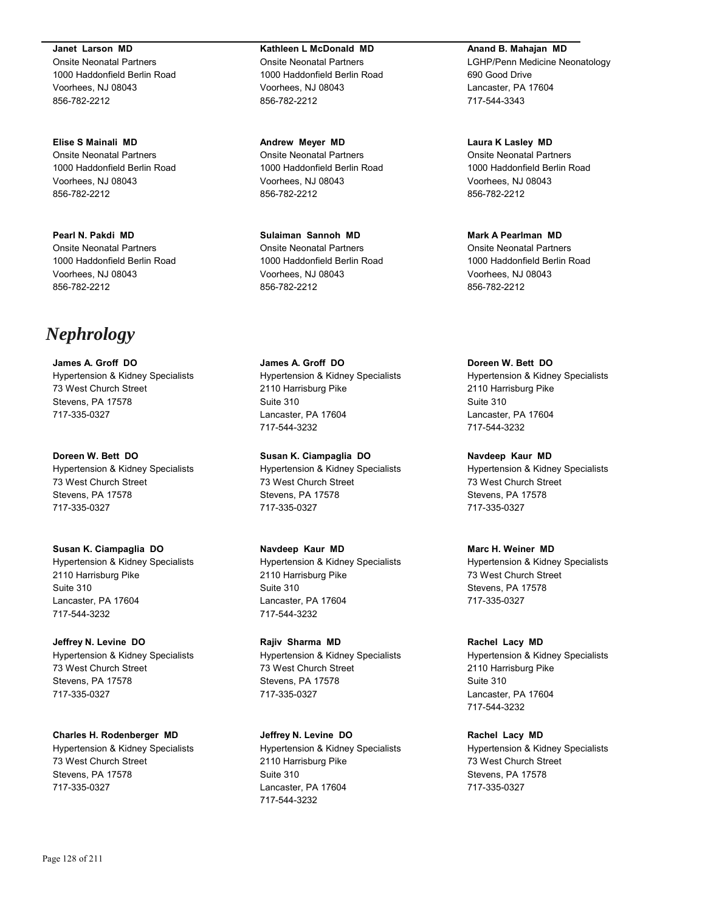**Janet Larson MD**
Onsite Neonatal Partners
1000 Haddonfield Berlin Road
Voorhees, NJ 08043
856-782-2212

**Kathleen L McDonald MD**
Onsite Neonatal Partners
1000 Haddonfield Berlin Road
Voorhees, NJ 08043
856-782-2212

**Anand B. Mahajan MD**
LGHP/Penn Medicine Neonatology
690 Good Drive
Lancaster, PA 17604
717-544-3343

**Elise S Mainali MD**
Onsite Neonatal Partners
1000 Haddonfield Berlin Road
Voorhees, NJ 08043
856-782-2212

**Andrew Meyer MD**
Onsite Neonatal Partners
1000 Haddonfield Berlin Road
Voorhees, NJ 08043
856-782-2212

**Laura K Lasley MD**
Onsite Neonatal Partners
1000 Haddonfield Berlin Road
Voorhees, NJ 08043
856-782-2212

**Pearl N. Pakdi MD**
Onsite Neonatal Partners
1000 Haddonfield Berlin Road
Voorhees, NJ 08043
856-782-2212

**Sulaiman Sannoh MD**
Onsite Neonatal Partners
1000 Haddonfield Berlin Road
Voorhees, NJ 08043
856-782-2212

**Mark A Pearlman MD**
Onsite Neonatal Partners
1000 Haddonfield Berlin Road
Voorhees, NJ 08043
856-782-2212

# *Nephrology*

**James A. Groff DO**
Hypertension & Kidney Specialists
73 West Church Street
Stevens, PA 17578
717-335-0327

**James A. Groff DO**
Hypertension & Kidney Specialists
2110 Harrisburg Pike
Suite 310
Lancaster, PA 17604
717-544-3232

**Doreen W. Bett DO**
Hypertension & Kidney Specialists
2110 Harrisburg Pike
Suite 310
Lancaster, PA 17604
717-544-3232

**Doreen W. Bett DO**
Hypertension & Kidney Specialists
73 West Church Street
Stevens, PA 17578
717-335-0327

**Susan K. Ciampaglia DO**
Hypertension & Kidney Specialists
73 West Church Street
Stevens, PA 17578
717-335-0327

**Navdeep Kaur MD**
Hypertension & Kidney Specialists
73 West Church Street
Stevens, PA 17578
717-335-0327

**Susan K. Ciampaglia DO**
Hypertension & Kidney Specialists
2110 Harrisburg Pike
Suite 310
Lancaster, PA 17604
717-544-3232

**Navdeep Kaur MD**
Hypertension & Kidney Specialists
2110 Harrisburg Pike
Suite 310
Lancaster, PA 17604
717-544-3232

**Marc H. Weiner MD**
Hypertension & Kidney Specialists
73 West Church Street
Stevens, PA 17578
717-335-0327

**Jeffrey N. Levine DO**
Hypertension & Kidney Specialists
73 West Church Street
Stevens, PA 17578
717-335-0327

**Rajiv Sharma MD**
Hypertension & Kidney Specialists
73 West Church Street
Stevens, PA 17578
717-335-0327

**Rachel Lacy MD**
Hypertension & Kidney Specialists
2110 Harrisburg Pike
Suite 310
Lancaster, PA 17604
717-544-3232

**Charles H. Rodenberger MD**
Hypertension & Kidney Specialists
73 West Church Street
Stevens, PA 17578
717-335-0327

**Jeffrey N. Levine DO**
Hypertension & Kidney Specialists
2110 Harrisburg Pike
Suite 310
Lancaster, PA 17604
717-544-3232

**Rachel Lacy MD**
Hypertension & Kidney Specialists
73 West Church Street
Stevens, PA 17578
717-335-0327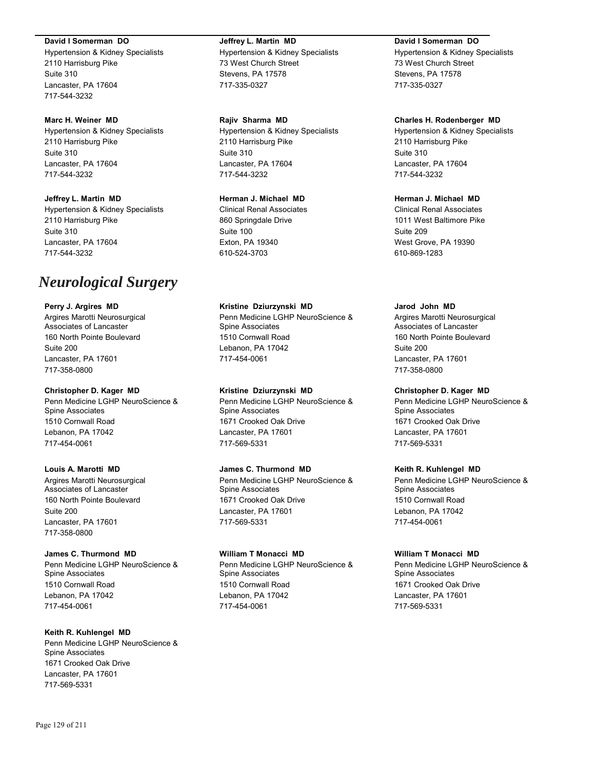**David I Somerman DO**
Hypertension & Kidney Specialists
2110 Harrisburg Pike
Suite 310
Lancaster, PA 17604
717-544-3232

**Marc H. Weiner MD**
Hypertension & Kidney Specialists
2110 Harrisburg Pike
Suite 310
Lancaster, PA 17604
717-544-3232

**Jeffrey L. Martin MD**
Hypertension & Kidney Specialists
2110 Harrisburg Pike
Suite 310
Lancaster, PA 17604
717-544-3232

**Jeffrey L. Martin MD**
Hypertension & Kidney Specialists
73 West Church Street
Stevens, PA 17578
717-335-0327

**Rajiv Sharma MD**
Hypertension & Kidney Specialists
2110 Harrisburg Pike
Suite 310
Lancaster, PA 17604
717-544-3232

**Herman J. Michael MD**
Clinical Renal Associates
860 Springdale Drive
Suite 100
Exton, PA 19340
610-524-3703

**David I Somerman DO**
Hypertension & Kidney Specialists
73 West Church Street
Stevens, PA 17578
717-335-0327

**Charles H. Rodenberger MD**
Hypertension & Kidney Specialists
2110 Harrisburg Pike
Suite 310
Lancaster, PA 17604
717-544-3232

**Herman J. Michael MD**
Clinical Renal Associates
1011 West Baltimore Pike
Suite 209
West Grove, PA 19390
610-869-1283

# *Neurological Surgery*

**Perry J. Argires MD**
Argires Marotti Neurosurgical Associates of Lancaster
160 North Pointe Boulevard
Suite 200
Lancaster, PA 17601
717-358-0800

**Christopher D. Kager MD**
Penn Medicine LGHP NeuroScience & Spine Associates
1510 Cornwall Road
Lebanon, PA 17042
717-454-0061

**Louis A. Marotti MD**
Argires Marotti Neurosurgical Associates of Lancaster
160 North Pointe Boulevard
Suite 200
Lancaster, PA 17601
717-358-0800

**James C. Thurmond MD**
Penn Medicine LGHP NeuroScience & Spine Associates
1510 Cornwall Road
Lebanon, PA 17042
717-454-0061

**Keith R. Kuhlengel MD**
Penn Medicine LGHP NeuroScience & Spine Associates
1671 Crooked Oak Drive
Lancaster, PA 17601
717-569-5331

**Kristine Dziurzynski MD**
Penn Medicine LGHP NeuroScience & Spine Associates
1510 Cornwall Road
Lebanon, PA 17042
717-454-0061

**Kristine Dziurzynski MD**
Penn Medicine LGHP NeuroScience & Spine Associates
1671 Crooked Oak Drive
Lancaster, PA 17601
717-569-5331

**James C. Thurmond MD**
Penn Medicine LGHP NeuroScience & Spine Associates
1671 Crooked Oak Drive
Lancaster, PA 17601
717-569-5331

**William T Monacci MD**
Penn Medicine LGHP NeuroScience & Spine Associates
1510 Cornwall Road
Lebanon, PA 17042
717-454-0061

**Jarod John MD**
Argires Marotti Neurosurgical Associates of Lancaster
160 North Pointe Boulevard
Suite 200
Lancaster, PA 17601
717-358-0800

**Christopher D. Kager MD**
Penn Medicine LGHP NeuroScience & Spine Associates
1671 Crooked Oak Drive
Lancaster, PA 17601
717-569-5331

**Keith R. Kuhlengel MD**
Penn Medicine LGHP NeuroScience & Spine Associates
1510 Cornwall Road
Lebanon, PA 17042
717-454-0061

**William T Monacci MD**
Penn Medicine LGHP NeuroScience & Spine Associates
1671 Crooked Oak Drive
Lancaster, PA 17601
717-569-5331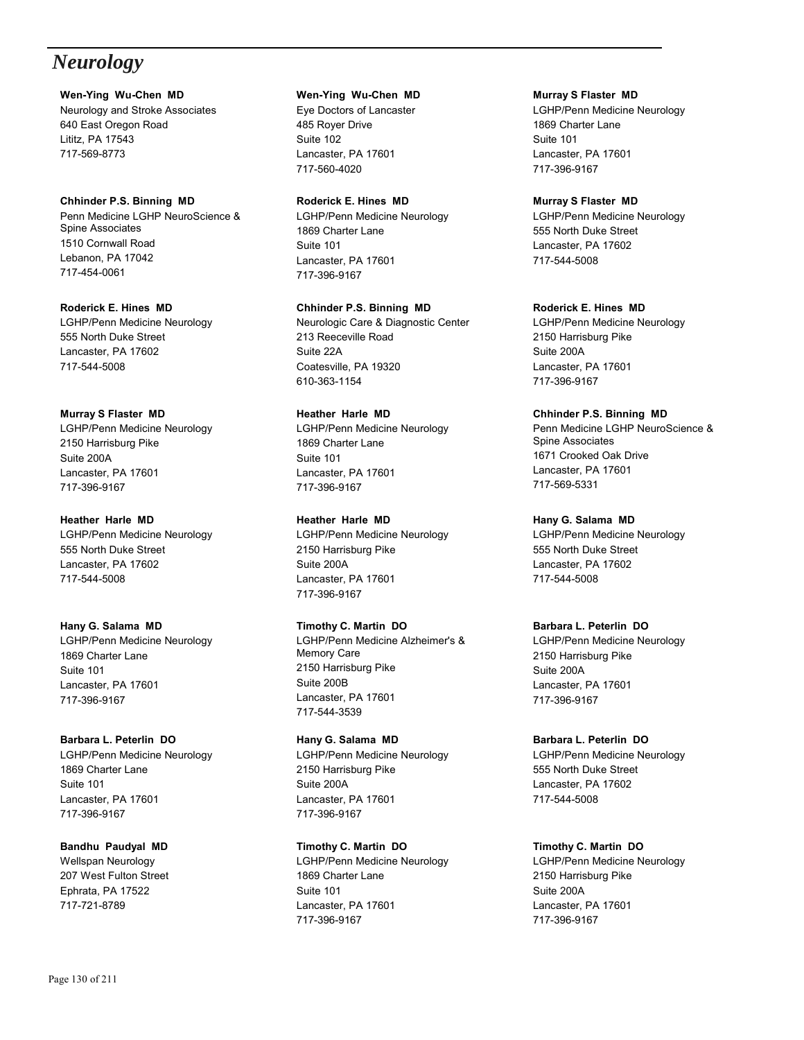# *Neurology*

**Wen-Ying Wu-Chen MD**
Neurology and Stroke Associates
640 East Oregon Road
Lititz, PA 17543
717-569-8773

**Chhinder P.S. Binning MD**
Penn Medicine LGHP NeuroScience & Spine Associates
1510 Cornwall Road
Lebanon, PA 17042
717-454-0061

**Roderick E. Hines MD**
LGHP/Penn Medicine Neurology
555 North Duke Street
Lancaster, PA 17602
717-544-5008

**Murray S Flaster MD**
LGHP/Penn Medicine Neurology
2150 Harrisburg Pike
Suite 200A
Lancaster, PA 17601
717-396-9167

**Heather Harle MD**
LGHP/Penn Medicine Neurology
555 North Duke Street
Lancaster, PA 17602
717-544-5008

**Hany G. Salama MD**
LGHP/Penn Medicine Neurology
1869 Charter Lane
Suite 101
Lancaster, PA 17601
717-396-9167

**Barbara L. Peterlin DO**
LGHP/Penn Medicine Neurology
1869 Charter Lane
Suite 101
Lancaster, PA 17601
717-396-9167

**Bandhu Paudyal MD**
Wellspan Neurology
207 West Fulton Street
Ephrata, PA 17522
717-721-8789

**Wen-Ying Wu-Chen MD**
Eye Doctors of Lancaster
485 Royer Drive
Suite 102
Lancaster, PA 17601
717-560-4020

**Roderick E. Hines MD**
LGHP/Penn Medicine Neurology
1869 Charter Lane
Suite 101
Lancaster, PA 17601
717-396-9167

**Chhinder P.S. Binning MD**
Neurologic Care & Diagnostic Center
213 Reeceville Road
Suite 22A
Coatesville, PA 19320
610-363-1154

**Heather Harle MD**
LGHP/Penn Medicine Neurology
1869 Charter Lane
Suite 101
Lancaster, PA 17601
717-396-9167

**Heather Harle MD**
LGHP/Penn Medicine Neurology
2150 Harrisburg Pike
Suite 200A
Lancaster, PA 17601
717-396-9167

**Timothy C. Martin DO**
LGHP/Penn Medicine Alzheimer's & Memory Care
2150 Harrisburg Pike
Suite 200B
Lancaster, PA 17601
717-544-3539

**Hany G. Salama MD**
LGHP/Penn Medicine Neurology
2150 Harrisburg Pike
Suite 200A
Lancaster, PA 17601
717-396-9167

**Timothy C. Martin DO**
LGHP/Penn Medicine Neurology
1869 Charter Lane
Suite 101
Lancaster, PA 17601
717-396-9167

**Murray S Flaster MD**
LGHP/Penn Medicine Neurology
1869 Charter Lane
Suite 101
Lancaster, PA 17601
717-396-9167

**Murray S Flaster MD**
LGHP/Penn Medicine Neurology
555 North Duke Street
Lancaster, PA 17602
717-544-5008

**Roderick E. Hines MD**
LGHP/Penn Medicine Neurology
2150 Harrisburg Pike
Suite 200A
Lancaster, PA 17601
717-396-9167

**Chhinder P.S. Binning MD**
Penn Medicine LGHP NeuroScience & Spine Associates
1671 Crooked Oak Drive
Lancaster, PA 17601
717-569-5331

**Hany G. Salama MD**
LGHP/Penn Medicine Neurology
555 North Duke Street
Lancaster, PA 17602
717-544-5008

**Barbara L. Peterlin DO**
LGHP/Penn Medicine Neurology
2150 Harrisburg Pike
Suite 200A
Lancaster, PA 17601
717-396-9167

**Barbara L. Peterlin DO**
LGHP/Penn Medicine Neurology
555 North Duke Street
Lancaster, PA 17602
717-544-5008

**Timothy C. Martin DO**
LGHP/Penn Medicine Neurology
2150 Harrisburg Pike
Suite 200A
Lancaster, PA 17601
717-396-9167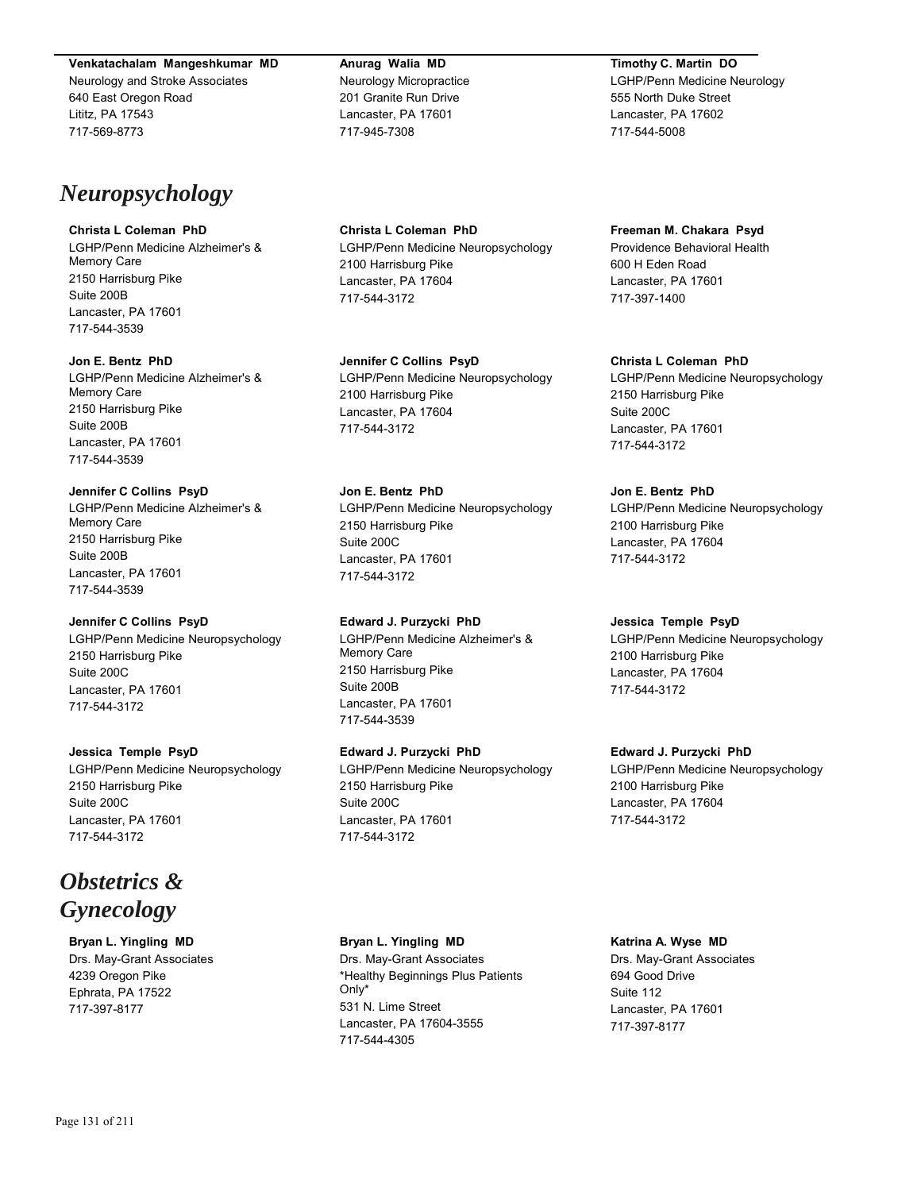**Venkatachalam Mangeshkumar MD**
Neurology and Stroke Associates
640 East Oregon Road
Lititz, PA 17543
717-569-8773

**Anurag Walia MD**
Neurology Micropractice
201 Granite Run Drive
Lancaster, PA 17601
717-945-7308

**Timothy C. Martin DO**
LGHP/Penn Medicine Neurology
555 North Duke Street
Lancaster, PA 17602
717-544-5008

# *Neuropsychology*

**Christa L Coleman PhD**
LGHP/Penn Medicine Alzheimer's & Memory Care
2150 Harrisburg Pike
Suite 200B
Lancaster, PA 17601
717-544-3539

**Jon E. Bentz PhD**
LGHP/Penn Medicine Alzheimer's & Memory Care
2150 Harrisburg Pike
Suite 200B
Lancaster, PA 17601
717-544-3539

**Jennifer C Collins PsyD**
LGHP/Penn Medicine Alzheimer's & Memory Care
2150 Harrisburg Pike
Suite 200B
Lancaster, PA 17601
717-544-3539

**Jennifer C Collins PsyD**
LGHP/Penn Medicine Neuropsychology
2150 Harrisburg Pike
Suite 200C
Lancaster, PA 17601
717-544-3172

**Jessica Temple PsyD**
LGHP/Penn Medicine Neuropsychology
2150 Harrisburg Pike
Suite 200C
Lancaster, PA 17601
717-544-3172

**Christa L Coleman PhD**
LGHP/Penn Medicine Neuropsychology
2100 Harrisburg Pike
Lancaster, PA 17604
717-544-3172

**Jennifer C Collins PsyD**
LGHP/Penn Medicine Neuropsychology
2100 Harrisburg Pike
Lancaster, PA 17604
717-544-3172

**Jon E. Bentz PhD**
LGHP/Penn Medicine Neuropsychology
2150 Harrisburg Pike
Suite 200C
Lancaster, PA 17601
717-544-3172

**Edward J. Purzycki PhD**
LGHP/Penn Medicine Alzheimer's & Memory Care
2150 Harrisburg Pike
Suite 200B
Lancaster, PA 17601
717-544-3539

**Edward J. Purzycki PhD**
LGHP/Penn Medicine Neuropsychology
2150 Harrisburg Pike
Suite 200C
Lancaster, PA 17601
717-544-3172

**Freeman M. Chakara Psyd**
Providence Behavioral Health
600 H Eden Road
Lancaster, PA 17601
717-397-1400

**Christa L Coleman PhD**
LGHP/Penn Medicine Neuropsychology
2150 Harrisburg Pike
Suite 200C
Lancaster, PA 17601
717-544-3172

**Jon E. Bentz PhD**
LGHP/Penn Medicine Neuropsychology
2100 Harrisburg Pike
Lancaster, PA 17604
717-544-3172

**Jessica Temple PsyD**
LGHP/Penn Medicine Neuropsychology
2100 Harrisburg Pike
Lancaster, PA 17604
717-544-3172

**Edward J. Purzycki PhD**
LGHP/Penn Medicine Neuropsychology
2100 Harrisburg Pike
Lancaster, PA 17604
717-544-3172

# *Obstetrics & Gynecology*

**Bryan L. Yingling MD**
Drs. May-Grant Associates
4239 Oregon Pike
Ephrata, PA 17522
717-397-8177

**Bryan L. Yingling MD**
Drs. May-Grant Associates
*Healthy Beginnings Plus Patients Only*
531 N. Lime Street
Lancaster, PA 17604-3555
717-544-4305

**Katrina A. Wyse MD**
Drs. May-Grant Associates
694 Good Drive
Suite 112
Lancaster, PA 17601
717-397-8177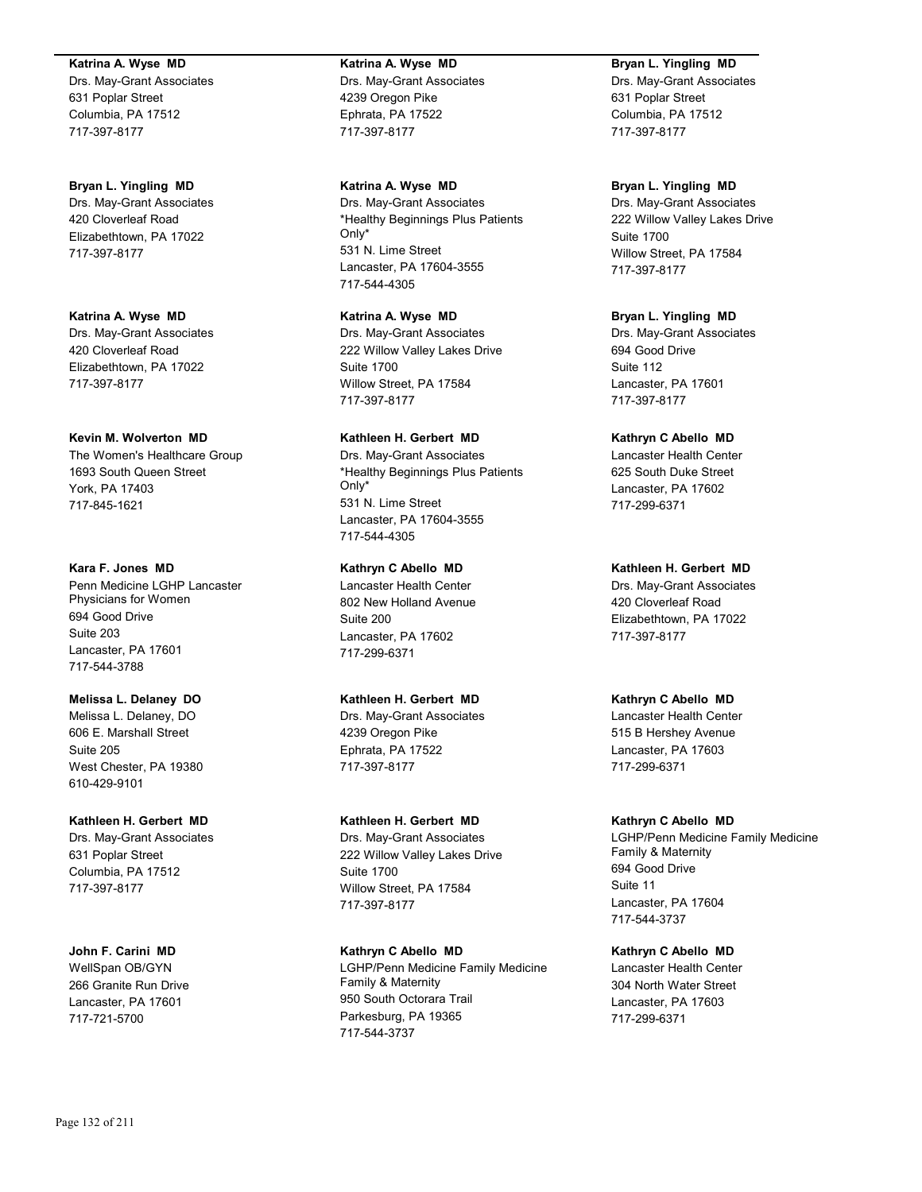**Katrina A. Wyse MD**
Drs. May-Grant Associates
631 Poplar Street
Columbia, PA 17512
717-397-8177

**Bryan L. Yingling MD**
Drs. May-Grant Associates
420 Cloverleaf Road
Elizabethtown, PA 17022
717-397-8177

**Katrina A. Wyse MD**
Drs. May-Grant Associates
420 Cloverleaf Road
Elizabethtown, PA 17022
717-397-8177

**Kevin M. Wolverton MD**
The Women's Healthcare Group
1693 South Queen Street
York, PA 17403
717-845-1621

**Kara F. Jones MD**
Penn Medicine LGHP Lancaster Physicians for Women
694 Good Drive
Suite 203
Lancaster, PA 17601
717-544-3788

**Melissa L. Delaney DO**
Melissa L. Delaney, DO
606 E. Marshall Street
Suite 205
West Chester, PA 19380
610-429-9101

**Kathleen H. Gerbert MD**
Drs. May-Grant Associates
631 Poplar Street
Columbia, PA 17512
717-397-8177

**John F. Carini MD**
WellSpan OB/GYN
266 Granite Run Drive
Lancaster, PA 17601
717-721-5700

**Katrina A. Wyse MD**
Drs. May-Grant Associates
4239 Oregon Pike
Ephrata, PA 17522
717-397-8177

**Katrina A. Wyse MD**
Drs. May-Grant Associates
*Healthy Beginnings Plus Patients Only*
531 N. Lime Street
Lancaster, PA 17604-3555
717-544-4305

**Katrina A. Wyse MD**
Drs. May-Grant Associates
222 Willow Valley Lakes Drive
Suite 1700
Willow Street, PA 17584
717-397-8177

**Kathleen H. Gerbert MD**
Drs. May-Grant Associates
*Healthy Beginnings Plus Patients Only*
531 N. Lime Street
Lancaster, PA 17604-3555
717-544-4305

**Kathryn C Abello MD**
Lancaster Health Center
802 New Holland Avenue
Suite 200
Lancaster, PA 17602
717-299-6371

**Kathleen H. Gerbert MD**
Drs. May-Grant Associates
4239 Oregon Pike
Ephrata, PA 17522
717-397-8177

**Kathleen H. Gerbert MD**
Drs. May-Grant Associates
222 Willow Valley Lakes Drive
Suite 1700
Willow Street, PA 17584
717-397-8177

**Kathryn C Abello MD**
LGHP/Penn Medicine Family Medicine Family & Maternity
950 South Octorara Trail
Parkesburg, PA 19365
717-544-3737

**Bryan L. Yingling MD**
Drs. May-Grant Associates
631 Poplar Street
Columbia, PA 17512
717-397-8177

**Bryan L. Yingling MD**
Drs. May-Grant Associates
222 Willow Valley Lakes Drive
Suite 1700
Willow Street, PA 17584
717-397-8177

**Bryan L. Yingling MD**
Drs. May-Grant Associates
694 Good Drive
Suite 112
Lancaster, PA 17601
717-397-8177

**Kathryn C Abello MD**
Lancaster Health Center
625 South Duke Street
Lancaster, PA 17602
717-299-6371

**Kathleen H. Gerbert MD**
Drs. May-Grant Associates
420 Cloverleaf Road
Elizabethtown, PA 17022
717-397-8177

**Kathryn C Abello MD**
Lancaster Health Center
515 B Hershey Avenue
Lancaster, PA 17603
717-299-6371

**Kathryn C Abello MD**
LGHP/Penn Medicine Family Medicine Family & Maternity
694 Good Drive
Suite 11
Lancaster, PA 17604
717-544-3737

**Kathryn C Abello MD**
Lancaster Health Center
304 North Water Street
Lancaster, PA 17603
717-299-6371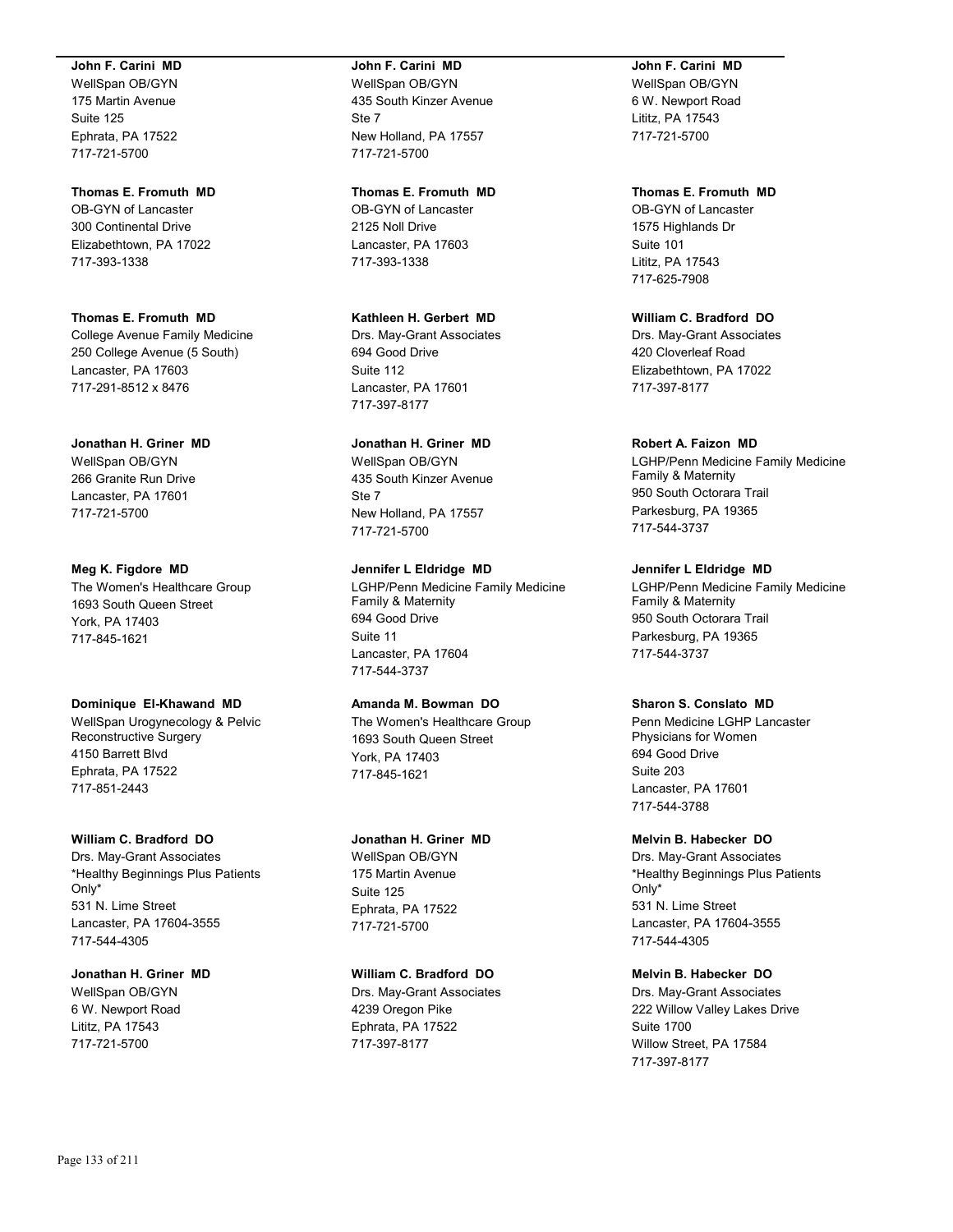**John F. Carini MD**
WellSpan OB/GYN
175 Martin Avenue
Suite 125
Ephrata, PA 17522
717-721-5700

**Thomas E. Fromuth MD**
OB-GYN of Lancaster
300 Continental Drive
Elizabethtown, PA 17022
717-393-1338

**Thomas E. Fromuth MD**
College Avenue Family Medicine
250 College Avenue (5 South)
Lancaster, PA 17603
717-291-8512 x 8476

**Jonathan H. Griner MD**
WellSpan OB/GYN
266 Granite Run Drive
Lancaster, PA 17601
717-721-5700

**Meg K. Figdore MD**
The Women's Healthcare Group
1693 South Queen Street
York, PA 17403
717-845-1621

**Dominique El-Khawand MD**
WellSpan Urogynecology & Pelvic Reconstructive Surgery
4150 Barrett Blvd
Ephrata, PA 17522
717-851-2443

**William C. Bradford DO**
Drs. May-Grant Associates
*Healthy Beginnings Plus Patients Only*
531 N. Lime Street
Lancaster, PA 17604-3555
717-544-4305

**Jonathan H. Griner MD**
WellSpan OB/GYN
6 W. Newport Road
Lititz, PA 17543
717-721-5700

**John F. Carini MD**
WellSpan OB/GYN
435 South Kinzer Avenue
Ste 7
New Holland, PA 17557
717-721-5700

**Thomas E. Fromuth MD**
OB-GYN of Lancaster
2125 Noll Drive
Lancaster, PA 17603
717-393-1338

**Kathleen H. Gerbert MD**
Drs. May-Grant Associates
694 Good Drive
Suite 112
Lancaster, PA 17601
717-397-8177

**Jonathan H. Griner MD**
WellSpan OB/GYN
435 South Kinzer Avenue
Ste 7
New Holland, PA 17557
717-721-5700

**Jennifer L Eldridge MD**
LGHP/Penn Medicine Family Medicine Family & Maternity
694 Good Drive
Suite 11
Lancaster, PA 17604
717-544-3737

**Amanda M. Bowman DO**
The Women's Healthcare Group
1693 South Queen Street
York, PA 17403
717-845-1621

**Jonathan H. Griner MD**
WellSpan OB/GYN
175 Martin Avenue
Suite 125
Ephrata, PA 17522
717-721-5700

**William C. Bradford DO**
Drs. May-Grant Associates
4239 Oregon Pike
Ephrata, PA 17522
717-397-8177

**John F. Carini MD**
WellSpan OB/GYN
6 W. Newport Road
Lititz, PA 17543
717-721-5700

**Thomas E. Fromuth MD**
OB-GYN of Lancaster
1575 Highlands Dr
Suite 101
Lititz, PA 17543
717-625-7908

**William C. Bradford DO**
Drs. May-Grant Associates
420 Cloverleaf Road
Elizabethtown, PA 17022
717-397-8177

**Robert A. Faizon MD**
LGHP/Penn Medicine Family Medicine Family & Maternity
950 South Octorara Trail
Parkesburg, PA 19365
717-544-3737

**Jennifer L Eldridge MD**
LGHP/Penn Medicine Family Medicine Family & Maternity
950 South Octorara Trail
Parkesburg, PA 19365
717-544-3737

**Sharon S. Conslato MD**
Penn Medicine LGHP Lancaster Physicians for Women
694 Good Drive
Suite 203
Lancaster, PA 17601
717-544-3788

**Melvin B. Habecker DO**
Drs. May-Grant Associates
*Healthy Beginnings Plus Patients Only*
531 N. Lime Street
Lancaster, PA 17604-3555
717-544-4305

**Melvin B. Habecker DO**
Drs. May-Grant Associates
222 Willow Valley Lakes Drive
Suite 1700
Willow Street, PA 17584
717-397-8177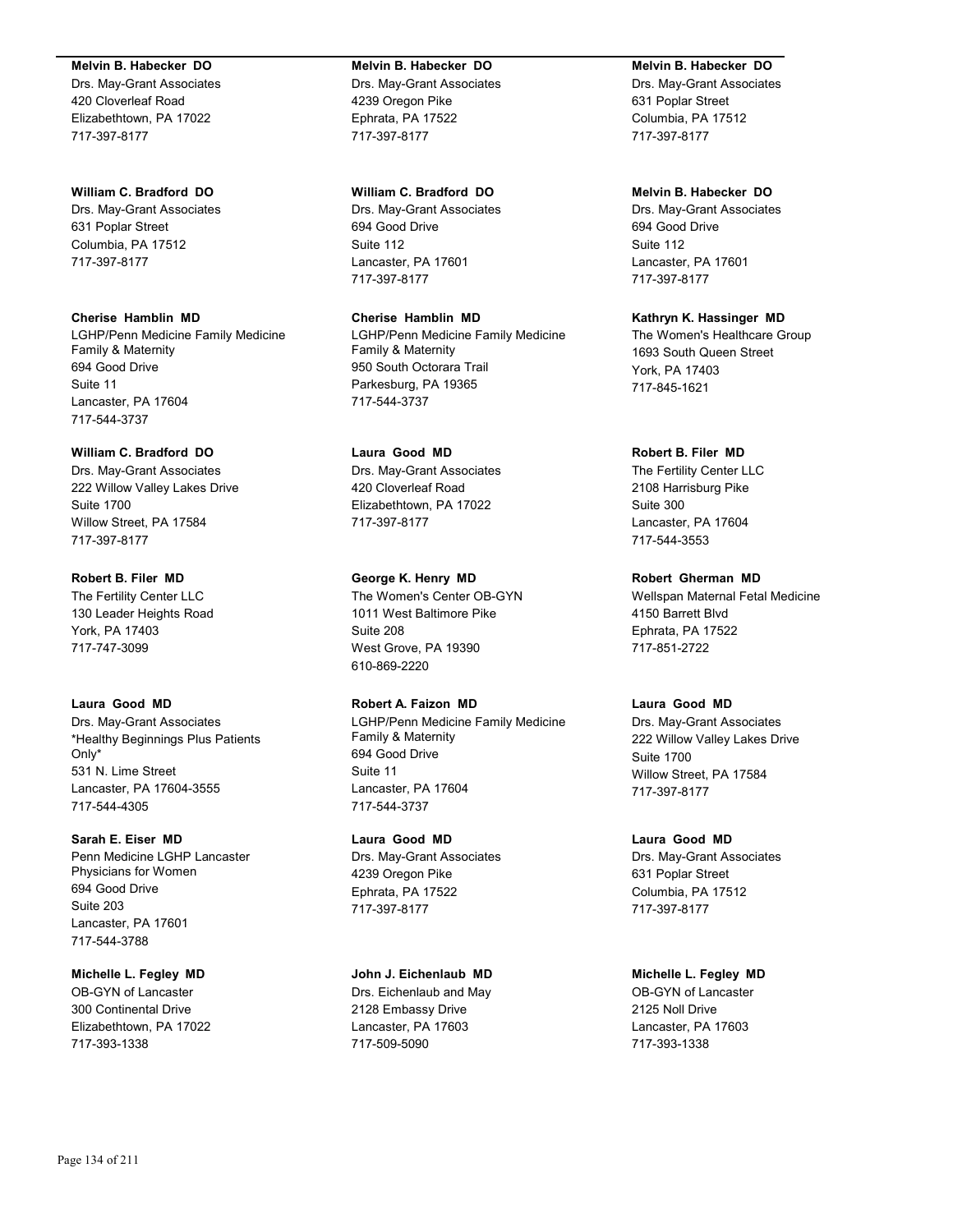**Melvin B. Habecker DO**
Drs. May-Grant Associates
420 Cloverleaf Road
Elizabethtown, PA 17022
717-397-8177

**William C. Bradford DO**
Drs. May-Grant Associates
631 Poplar Street
Columbia, PA 17512
717-397-8177

**Cherise Hamblin MD**
LGHP/Penn Medicine Family Medicine Family & Maternity
694 Good Drive
Suite 11
Lancaster, PA 17604
717-544-3737

**William C. Bradford DO**
Drs. May-Grant Associates
222 Willow Valley Lakes Drive
Suite 1700
Willow Street, PA 17584
717-397-8177

**Robert B. Filer MD**
The Fertility Center LLC
130 Leader Heights Road
York, PA 17403
717-747-3099

**Laura Good MD**
Drs. May-Grant Associates
*Healthy Beginnings Plus Patients Only*
531 N. Lime Street
Lancaster, PA 17604-3555
717-544-4305

**Sarah E. Eiser MD**
Penn Medicine LGHP Lancaster Physicians for Women
694 Good Drive
Suite 203
Lancaster, PA 17601
717-544-3788

**Michelle L. Fegley MD**
OB-GYN of Lancaster
300 Continental Drive
Elizabethtown, PA 17022
717-393-1338

**Melvin B. Habecker DO**
Drs. May-Grant Associates
4239 Oregon Pike
Ephrata, PA 17522
717-397-8177

**William C. Bradford DO**
Drs. May-Grant Associates
694 Good Drive
Suite 112
Lancaster, PA 17601
717-397-8177

**Cherise Hamblin MD**
LGHP/Penn Medicine Family Medicine Family & Maternity
950 South Octorara Trail
Parkesburg, PA 19365
717-544-3737

**Laura Good MD**
Drs. May-Grant Associates
420 Cloverleaf Road
Elizabethtown, PA 17022
717-397-8177

**George K. Henry MD**
The Women's Center OB-GYN
1011 West Baltimore Pike
Suite 208
West Grove, PA 19390
610-869-2220

**Robert A. Faizon MD**
LGHP/Penn Medicine Family Medicine Family & Maternity
694 Good Drive
Suite 11
Lancaster, PA 17604
717-544-3737

**Laura Good MD**
Drs. May-Grant Associates
4239 Oregon Pike
Ephrata, PA 17522
717-397-8177

**John J. Eichenlaub MD**
Drs. Eichenlaub and May
2128 Embassy Drive
Lancaster, PA 17603
717-509-5090

**Melvin B. Habecker DO**
Drs. May-Grant Associates
631 Poplar Street
Columbia, PA 17512
717-397-8177

**Melvin B. Habecker DO**
Drs. May-Grant Associates
694 Good Drive
Suite 112
Lancaster, PA 17601
717-397-8177

**Kathryn K. Hassinger MD**
The Women's Healthcare Group
1693 South Queen Street
York, PA 17403
717-845-1621

**Robert B. Filer MD**
The Fertility Center LLC
2108 Harrisburg Pike
Suite 300
Lancaster, PA 17604
717-544-3553

**Robert Gherman MD**
Wellspan Maternal Fetal Medicine
4150 Barrett Blvd
Ephrata, PA 17522
717-851-2722

**Laura Good MD**
Drs. May-Grant Associates
222 Willow Valley Lakes Drive
Suite 1700
Willow Street, PA 17584
717-397-8177

**Laura Good MD**
Drs. May-Grant Associates
631 Poplar Street
Columbia, PA 17512
717-397-8177

**Michelle L. Fegley MD**
OB-GYN of Lancaster
2125 Noll Drive
Lancaster, PA 17603
717-393-1338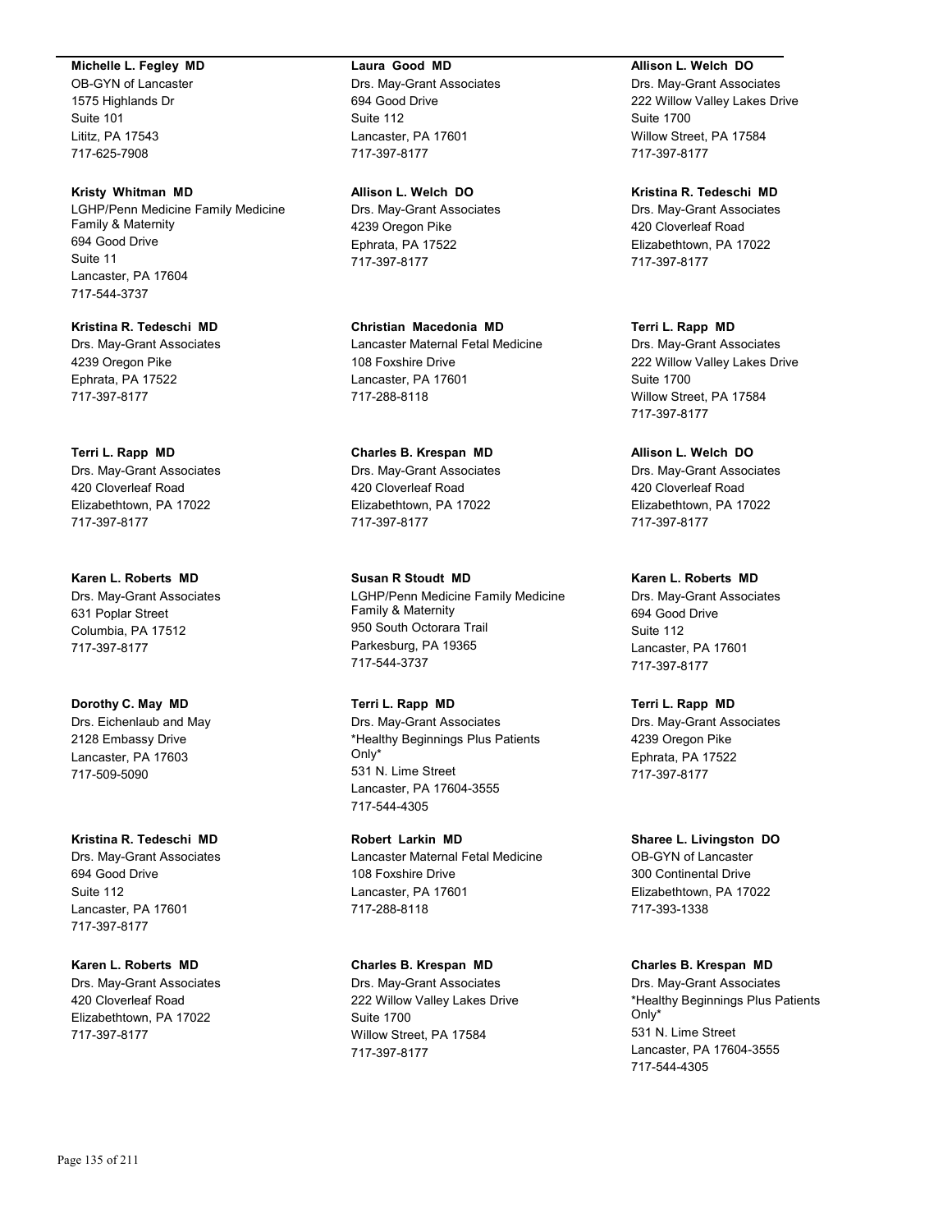**Michelle L. Fegley MD**
OB-GYN of Lancaster
1575 Highlands Dr
Suite 101
Lititz, PA 17543
717-625-7908

**Kristy Whitman MD**
LGHP/Penn Medicine Family Medicine Family & Maternity
694 Good Drive
Suite 11
Lancaster, PA 17604
717-544-3737

**Kristina R. Tedeschi MD**
Drs. May-Grant Associates
4239 Oregon Pike
Ephrata, PA 17522
717-397-8177

**Terri L. Rapp MD**
Drs. May-Grant Associates
420 Cloverleaf Road
Elizabethtown, PA 17022
717-397-8177

**Karen L. Roberts MD**
Drs. May-Grant Associates
631 Poplar Street
Columbia, PA 17512
717-397-8177

**Dorothy C. May MD**
Drs. Eichenlaub and May
2128 Embassy Drive
Lancaster, PA 17603
717-509-5090

**Kristina R. Tedeschi MD**
Drs. May-Grant Associates
694 Good Drive
Suite 112
Lancaster, PA 17601
717-397-8177

**Karen L. Roberts MD**
Drs. May-Grant Associates
420 Cloverleaf Road
Elizabethtown, PA 17022
717-397-8177

**Laura Good MD**
Drs. May-Grant Associates
694 Good Drive
Suite 112
Lancaster, PA 17601
717-397-8177

**Allison L. Welch DO**
Drs. May-Grant Associates
4239 Oregon Pike
Ephrata, PA 17522
717-397-8177

**Christian Macedonia MD**
Lancaster Maternal Fetal Medicine
108 Foxshire Drive
Lancaster, PA 17601
717-288-8118

**Charles B. Krespan MD**
Drs. May-Grant Associates
420 Cloverleaf Road
Elizabethtown, PA 17022
717-397-8177

**Susan R Stoudt MD**
LGHP/Penn Medicine Family Medicine Family & Maternity
950 South Octorara Trail
Parkesburg, PA 19365
717-544-3737

**Terri L. Rapp MD**
Drs. May-Grant Associates
*Healthy Beginnings Plus Patients Only*
531 N. Lime Street
Lancaster, PA 17604-3555
717-544-4305

**Robert Larkin MD**
Lancaster Maternal Fetal Medicine
108 Foxshire Drive
Lancaster, PA 17601
717-288-8118

**Charles B. Krespan MD**
Drs. May-Grant Associates
222 Willow Valley Lakes Drive
Suite 1700
Willow Street, PA 17584
717-397-8177

**Allison L. Welch DO**
Drs. May-Grant Associates
222 Willow Valley Lakes Drive
Suite 1700
Willow Street, PA 17584
717-397-8177

**Kristina R. Tedeschi MD**
Drs. May-Grant Associates
420 Cloverleaf Road
Elizabethtown, PA 17022
717-397-8177

**Terri L. Rapp MD**
Drs. May-Grant Associates
222 Willow Valley Lakes Drive
Suite 1700
Willow Street, PA 17584
717-397-8177

**Allison L. Welch DO**
Drs. May-Grant Associates
420 Cloverleaf Road
Elizabethtown, PA 17022
717-397-8177

**Karen L. Roberts MD**
Drs. May-Grant Associates
694 Good Drive
Suite 112
Lancaster, PA 17601
717-397-8177

**Terri L. Rapp MD**
Drs. May-Grant Associates
4239 Oregon Pike
Ephrata, PA 17522
717-397-8177

**Sharee L. Livingston DO**
OB-GYN of Lancaster
300 Continental Drive
Elizabethtown, PA 17022
717-393-1338

**Charles B. Krespan MD**
Drs. May-Grant Associates
*Healthy Beginnings Plus Patients Only*
531 N. Lime Street
Lancaster, PA 17604-3555
717-544-4305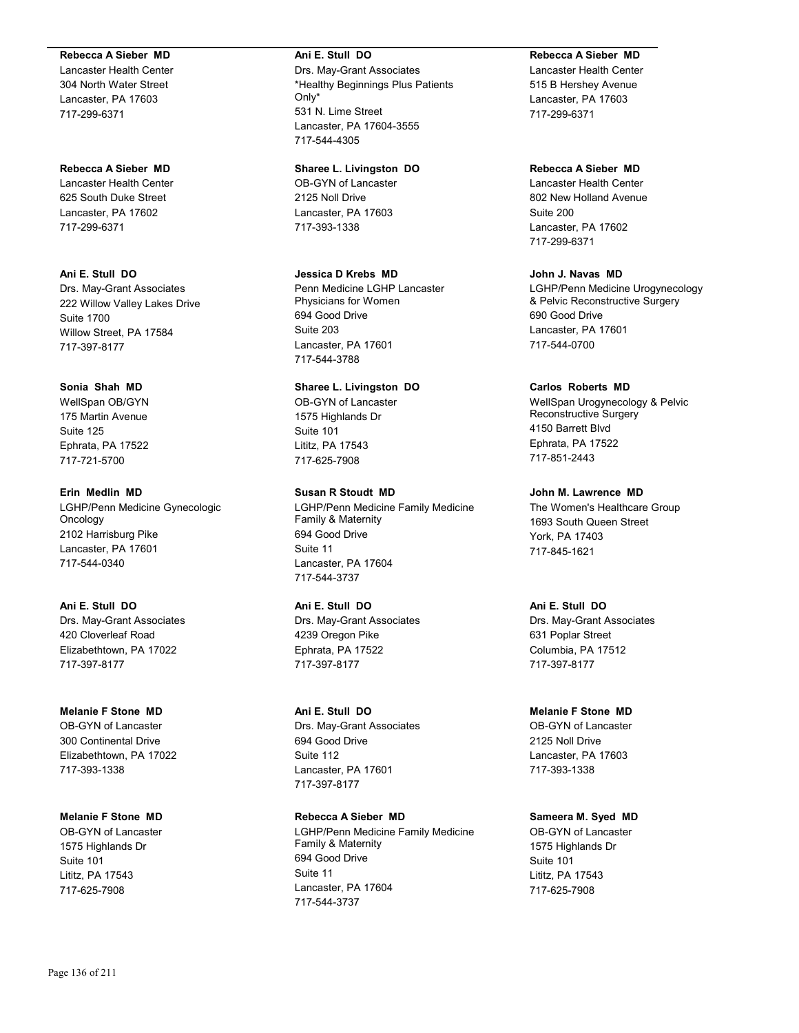**Rebecca A Sieber MD**
Lancaster Health Center
304 North Water Street
Lancaster, PA 17603
717-299-6371

**Rebecca A Sieber MD**
Lancaster Health Center
625 South Duke Street
Lancaster, PA 17602
717-299-6371

**Ani E. Stull DO**
Drs. May-Grant Associates
222 Willow Valley Lakes Drive
Suite 1700
Willow Street, PA 17584
717-397-8177

**Sonia Shah MD**
WellSpan OB/GYN
175 Martin Avenue
Suite 125
Ephrata, PA 17522
717-721-5700

**Erin Medlin MD**
LGHP/Penn Medicine Gynecologic Oncology
2102 Harrisburg Pike
Lancaster, PA 17601
717-544-0340

**Ani E. Stull DO**
Drs. May-Grant Associates
420 Cloverleaf Road
Elizabethtown, PA 17022
717-397-8177

**Melanie F Stone MD**
OB-GYN of Lancaster
300 Continental Drive
Elizabethtown, PA 17022
717-393-1338

**Melanie F Stone MD**
OB-GYN of Lancaster
1575 Highlands Dr
Suite 101
Lititz, PA 17543
717-625-7908

**Ani E. Stull DO**
Drs. May-Grant Associates
*Healthy Beginnings Plus Patients Only*
531 N. Lime Street
Lancaster, PA 17604-3555
717-544-4305

**Sharee L. Livingston DO**
OB-GYN of Lancaster
2125 Noll Drive
Lancaster, PA 17603
717-393-1338

**Jessica D Krebs MD**
Penn Medicine LGHP Lancaster Physicians for Women
694 Good Drive
Suite 203
Lancaster, PA 17601
717-544-3788

**Sharee L. Livingston DO**
OB-GYN of Lancaster
1575 Highlands Dr
Suite 101
Lititz, PA 17543
717-625-7908

**Susan R Stoudt MD**
LGHP/Penn Medicine Family Medicine Family & Maternity
694 Good Drive
Suite 11
Lancaster, PA 17604
717-544-3737

**Ani E. Stull DO**
Drs. May-Grant Associates
4239 Oregon Pike
Ephrata, PA 17522
717-397-8177

**Ani E. Stull DO**
Drs. May-Grant Associates
694 Good Drive
Suite 112
Lancaster, PA 17601
717-397-8177

**Rebecca A Sieber MD**
LGHP/Penn Medicine Family Medicine Family & Maternity
694 Good Drive
Suite 11
Lancaster, PA 17604
717-544-3737

**Rebecca A Sieber MD**
Lancaster Health Center
515 B Hershey Avenue
Lancaster, PA 17603
717-299-6371

**Rebecca A Sieber MD**
Lancaster Health Center
802 New Holland Avenue
Suite 200
Lancaster, PA 17602
717-299-6371

**John J. Navas MD**
LGHP/Penn Medicine Urogynecology & Pelvic Reconstructive Surgery
690 Good Drive
Lancaster, PA 17601
717-544-0700

**Carlos Roberts MD**
WellSpan Urogynecology & Pelvic Reconstructive Surgery
4150 Barrett Blvd
Ephrata, PA 17522
717-851-2443

**John M. Lawrence MD**
The Women's Healthcare Group
1693 South Queen Street
York, PA 17403
717-845-1621

**Ani E. Stull DO**
Drs. May-Grant Associates
631 Poplar Street
Columbia, PA 17512
717-397-8177

**Melanie F Stone MD**
OB-GYN of Lancaster
2125 Noll Drive
Lancaster, PA 17603
717-393-1338

**Sameera M. Syed MD**
OB-GYN of Lancaster
1575 Highlands Dr
Suite 101
Lititz, PA 17543
717-625-7908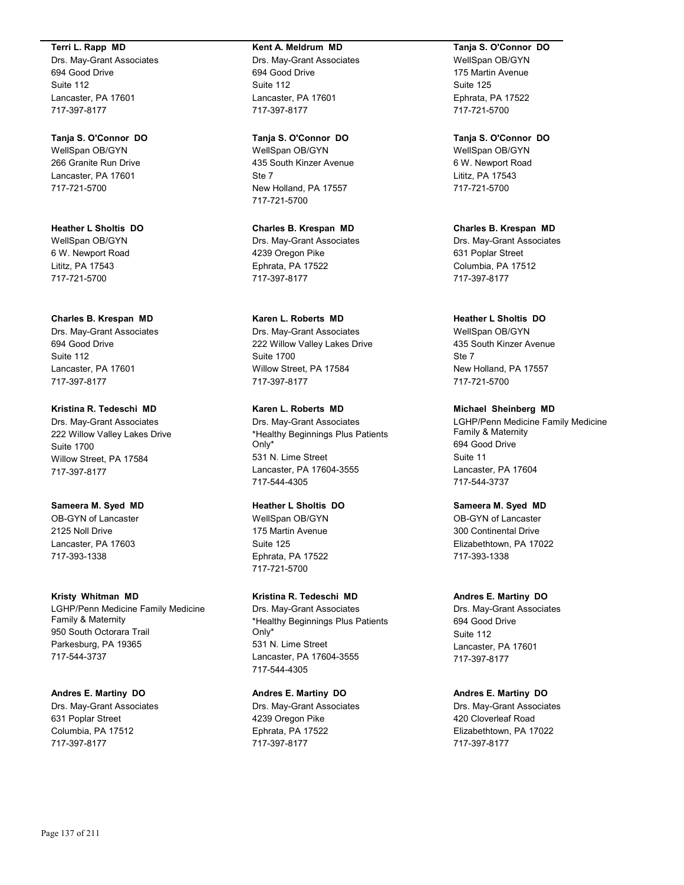**Terri L. Rapp MD**
Drs. May-Grant Associates
694 Good Drive
Suite 112
Lancaster, PA 17601
717-397-8177

**Tanja S. O'Connor DO**
WellSpan OB/GYN
266 Granite Run Drive
Lancaster, PA 17601
717-721-5700

**Heather L Sholtis DO**
WellSpan OB/GYN
6 W. Newport Road
Lititz, PA 17543
717-721-5700

**Charles B. Krespan MD**
Drs. May-Grant Associates
694 Good Drive
Suite 112
Lancaster, PA 17601
717-397-8177

**Kristina R. Tedeschi MD**
Drs. May-Grant Associates
222 Willow Valley Lakes Drive
Suite 1700
Willow Street, PA 17584
717-397-8177

**Sameera M. Syed MD**
OB-GYN of Lancaster
2125 Noll Drive
Lancaster, PA 17603
717-393-1338

**Kristy Whitman MD**
LGHP/Penn Medicine Family Medicine Family & Maternity
950 South Octorara Trail
Parkesburg, PA 19365
717-544-3737

**Andres E. Martiny DO**
Drs. May-Grant Associates
631 Poplar Street
Columbia, PA 17512
717-397-8177

**Kent A. Meldrum MD**
Drs. May-Grant Associates
694 Good Drive
Suite 112
Lancaster, PA 17601
717-397-8177

**Tanja S. O'Connor DO**
WellSpan OB/GYN
435 South Kinzer Avenue
Ste 7
New Holland, PA 17557
717-721-5700

**Charles B. Krespan MD**
Drs. May-Grant Associates
4239 Oregon Pike
Ephrata, PA 17522
717-397-8177

**Karen L. Roberts MD**
Drs. May-Grant Associates
222 Willow Valley Lakes Drive
Suite 1700
Willow Street, PA 17584
717-397-8177

**Karen L. Roberts MD**
Drs. May-Grant Associates
*Healthy Beginnings Plus Patients Only*
531 N. Lime Street
Lancaster, PA 17604-3555
717-544-4305

**Heather L Sholtis DO**
WellSpan OB/GYN
175 Martin Avenue
Suite 125
Ephrata, PA 17522
717-721-5700

**Kristina R. Tedeschi MD**
Drs. May-Grant Associates
*Healthy Beginnings Plus Patients Only*
531 N. Lime Street
Lancaster, PA 17604-3555
717-544-4305

**Andres E. Martiny DO**
Drs. May-Grant Associates
4239 Oregon Pike
Ephrata, PA 17522
717-397-8177

**Tanja S. O'Connor DO**
WellSpan OB/GYN
175 Martin Avenue
Suite 125
Ephrata, PA 17522
717-721-5700

**Tanja S. O'Connor DO**
WellSpan OB/GYN
6 W. Newport Road
Lititz, PA 17543
717-721-5700

**Charles B. Krespan MD**
Drs. May-Grant Associates
631 Poplar Street
Columbia, PA 17512
717-397-8177

**Heather L Sholtis DO**
WellSpan OB/GYN
435 South Kinzer Avenue
Ste 7
New Holland, PA 17557
717-721-5700

**Michael Sheinberg MD**
LGHP/Penn Medicine Family Medicine Family & Maternity
694 Good Drive
Suite 11
Lancaster, PA 17604
717-544-3737

**Sameera M. Syed MD**
OB-GYN of Lancaster
300 Continental Drive
Elizabethtown, PA 17022
717-393-1338

**Andres E. Martiny DO**
Drs. May-Grant Associates
694 Good Drive
Suite 112
Lancaster, PA 17601
717-397-8177

**Andres E. Martiny DO**
Drs. May-Grant Associates
420 Cloverleaf Road
Elizabethtown, PA 17022
717-397-8177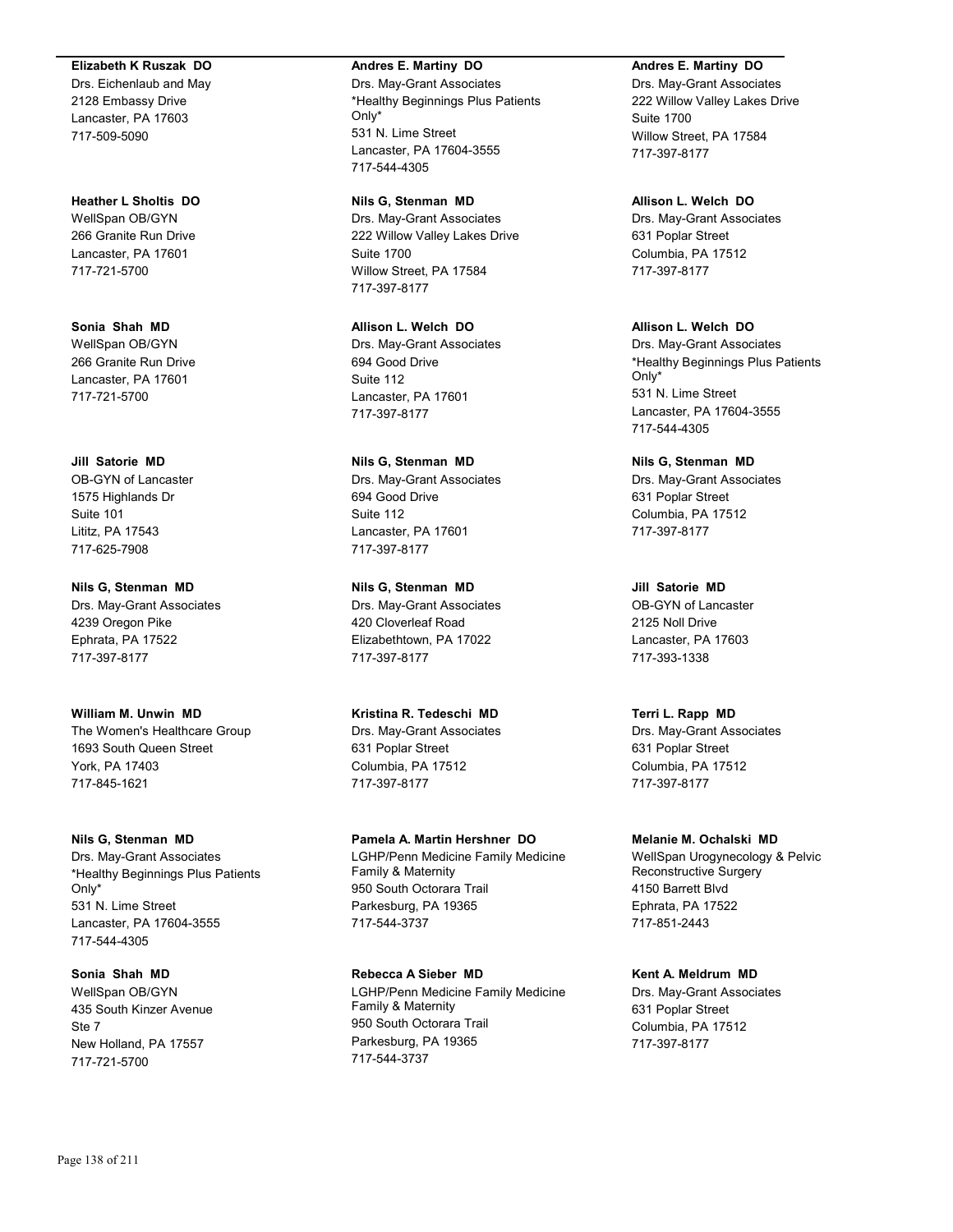**Elizabeth K Ruszak DO**
Drs. Eichenlaub and May
2128 Embassy Drive
Lancaster, PA 17603
717-509-5090

**Heather L Sholtis DO**
WellSpan OB/GYN
266 Granite Run Drive
Lancaster, PA 17601
717-721-5700

**Sonia Shah MD**
WellSpan OB/GYN
266 Granite Run Drive
Lancaster, PA 17601
717-721-5700

**Jill Satorie MD**
OB-GYN of Lancaster
1575 Highlands Dr
Suite 101
Lititz, PA 17543
717-625-7908

**Nils G, Stenman MD**
Drs. May-Grant Associates
4239 Oregon Pike
Ephrata, PA 17522
717-397-8177

**William M. Unwin MD**
The Women's Healthcare Group
1693 South Queen Street
York, PA 17403
717-845-1621

**Nils G, Stenman MD**
Drs. May-Grant Associates
*Healthy Beginnings Plus Patients Only*
531 N. Lime Street
Lancaster, PA 17604-3555
717-544-4305

**Sonia Shah MD**
WellSpan OB/GYN
435 South Kinzer Avenue
Ste 7
New Holland, PA 17557
717-721-5700

**Andres E. Martiny DO**
Drs. May-Grant Associates
*Healthy Beginnings Plus Patients Only*
531 N. Lime Street
Lancaster, PA 17604-3555
717-544-4305

**Nils G, Stenman MD**
Drs. May-Grant Associates
222 Willow Valley Lakes Drive
Suite 1700
Willow Street, PA 17584
717-397-8177

**Allison L. Welch DO**
Drs. May-Grant Associates
694 Good Drive
Suite 112
Lancaster, PA 17601
717-397-8177

**Nils G, Stenman MD**
Drs. May-Grant Associates
694 Good Drive
Suite 112
Lancaster, PA 17601
717-397-8177

**Nils G, Stenman MD**
Drs. May-Grant Associates
420 Cloverleaf Road
Elizabethtown, PA 17022
717-397-8177

**Kristina R. Tedeschi MD**
Drs. May-Grant Associates
631 Poplar Street
Columbia, PA 17512
717-397-8177

**Pamela A. Martin Hershner DO**
LGHP/Penn Medicine Family Medicine Family & Maternity
950 South Octorara Trail
Parkesburg, PA 19365
717-544-3737

**Rebecca A Sieber MD**
LGHP/Penn Medicine Family Medicine Family & Maternity
950 South Octorara Trail
Parkesburg, PA 19365
717-544-3737

**Andres E. Martiny DO**
Drs. May-Grant Associates
222 Willow Valley Lakes Drive
Suite 1700
Willow Street, PA 17584
717-397-8177

**Allison L. Welch DO**
Drs. May-Grant Associates
631 Poplar Street
Columbia, PA 17512
717-397-8177

**Allison L. Welch DO**
Drs. May-Grant Associates
*Healthy Beginnings Plus Patients Only*
531 N. Lime Street
Lancaster, PA 17604-3555
717-544-4305

**Nils G, Stenman MD**
Drs. May-Grant Associates
631 Poplar Street
Columbia, PA 17512
717-397-8177

**Jill Satorie MD**
OB-GYN of Lancaster
2125 Noll Drive
Lancaster, PA 17603
717-393-1338

**Terri L. Rapp MD**
Drs. May-Grant Associates
631 Poplar Street
Columbia, PA 17512
717-397-8177

**Melanie M. Ochalski MD**
WellSpan Urogynecology & Pelvic Reconstructive Surgery
4150 Barrett Blvd
Ephrata, PA 17522
717-851-2443

**Kent A. Meldrum MD**
Drs. May-Grant Associates
631 Poplar Street
Columbia, PA 17512
717-397-8177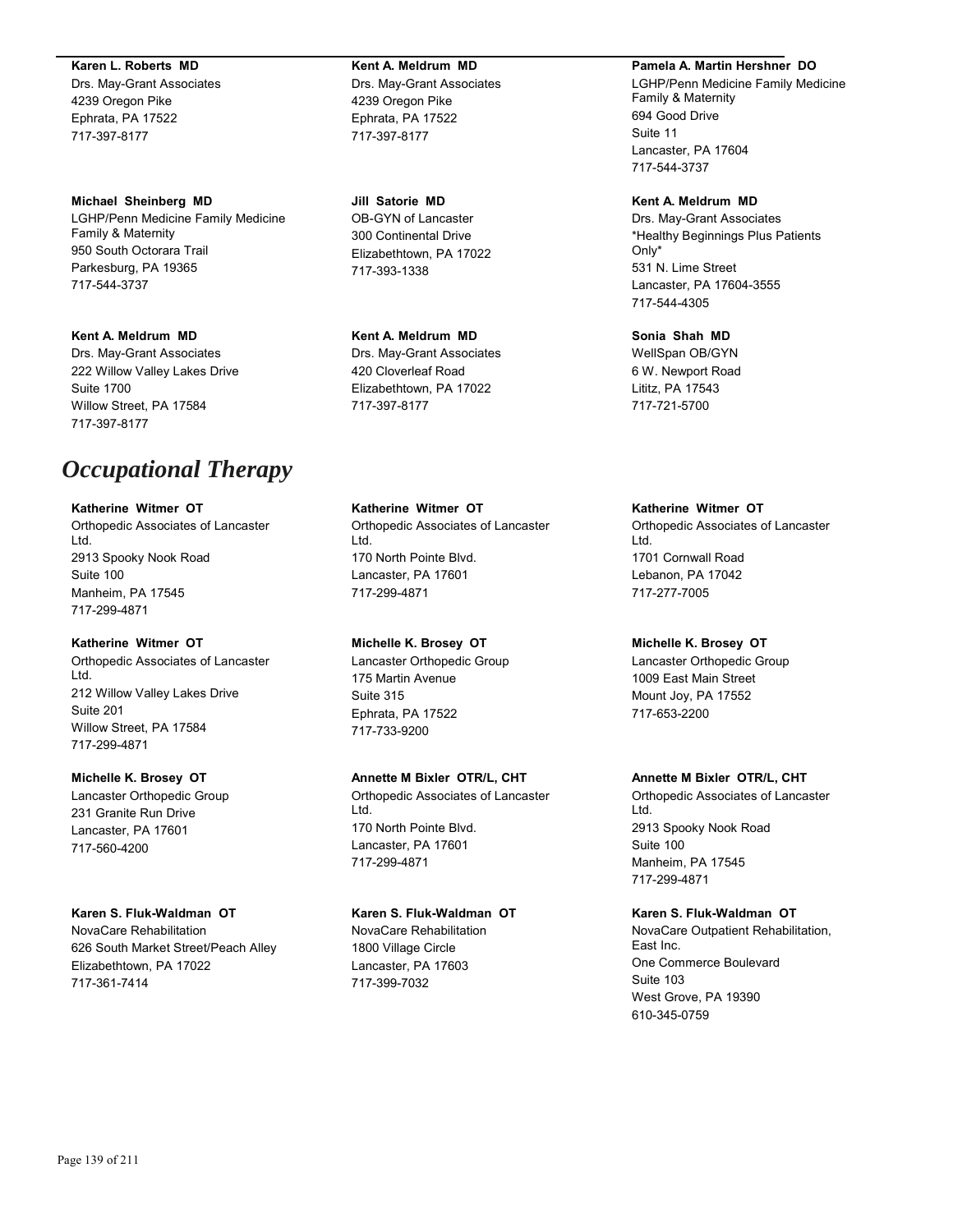**Karen L. Roberts MD**
Drs. May-Grant Associates
4239 Oregon Pike
Ephrata, PA 17522
717-397-8177

**Michael Sheinberg MD**
LGHP/Penn Medicine Family Medicine Family & Maternity
950 South Octorara Trail
Parkesburg, PA 19365
717-544-3737

**Kent A. Meldrum MD**
Drs. May-Grant Associates
222 Willow Valley Lakes Drive
Suite 1700
Willow Street, PA 17584
717-397-8177

**Kent A. Meldrum MD**
Drs. May-Grant Associates
4239 Oregon Pike
Ephrata, PA 17522
717-397-8177

**Jill Satorie MD**
OB-GYN of Lancaster
300 Continental Drive
Elizabethtown, PA 17022
717-393-1338

**Kent A. Meldrum MD**
Drs. May-Grant Associates
420 Cloverleaf Road
Elizabethtown, PA 17022
717-397-8177

**Pamela A. Martin Hershner DO**
LGHP/Penn Medicine Family Medicine Family & Maternity
694 Good Drive
Suite 11
Lancaster, PA 17604
717-544-3737

**Kent A. Meldrum MD**
Drs. May-Grant Associates
*Healthy Beginnings Plus Patients Only*
531 N. Lime Street
Lancaster, PA 17604-3555
717-544-4305

**Sonia Shah MD**
WellSpan OB/GYN
6 W. Newport Road
Lititz, PA 17543
717-721-5700

# *Occupational Therapy*

**Katherine Witmer OT**
Orthopedic Associates of Lancaster Ltd.
2913 Spooky Nook Road
Suite 100
Manheim, PA 17545
717-299-4871

**Katherine Witmer OT**
Orthopedic Associates of Lancaster Ltd.
212 Willow Valley Lakes Drive
Suite 201
Willow Street, PA 17584
717-299-4871

**Michelle K. Brosey OT**
Lancaster Orthopedic Group
231 Granite Run Drive
Lancaster, PA 17601
717-560-4200

**Karen S. Fluk-Waldman OT**
NovaCare Rehabilitation
626 South Market Street/Peach Alley
Elizabethtown, PA 17022
717-361-7414

**Katherine Witmer OT**
Orthopedic Associates of Lancaster Ltd.
170 North Pointe Blvd.
Lancaster, PA 17601
717-299-4871

**Michelle K. Brosey OT**
Lancaster Orthopedic Group
175 Martin Avenue
Suite 315
Ephrata, PA 17522
717-733-9200

**Annette M Bixler OTR/L, CHT**
Orthopedic Associates of Lancaster Ltd.
170 North Pointe Blvd.
Lancaster, PA 17601
717-299-4871

**Karen S. Fluk-Waldman OT**
NovaCare Rehabilitation
1800 Village Circle
Lancaster, PA 17603
717-399-7032

**Katherine Witmer OT**
Orthopedic Associates of Lancaster Ltd.
1701 Cornwall Road
Lebanon, PA 17042
717-277-7005

**Michelle K. Brosey OT**
Lancaster Orthopedic Group
1009 East Main Street
Mount Joy, PA 17552
717-653-2200

**Annette M Bixler OTR/L, CHT**
Orthopedic Associates of Lancaster Ltd.
2913 Spooky Nook Road
Suite 100
Manheim, PA 17545
717-299-4871

**Karen S. Fluk-Waldman OT**
NovaCare Outpatient Rehabilitation, East Inc.
One Commerce Boulevard
Suite 103
West Grove, PA 19390
610-345-0759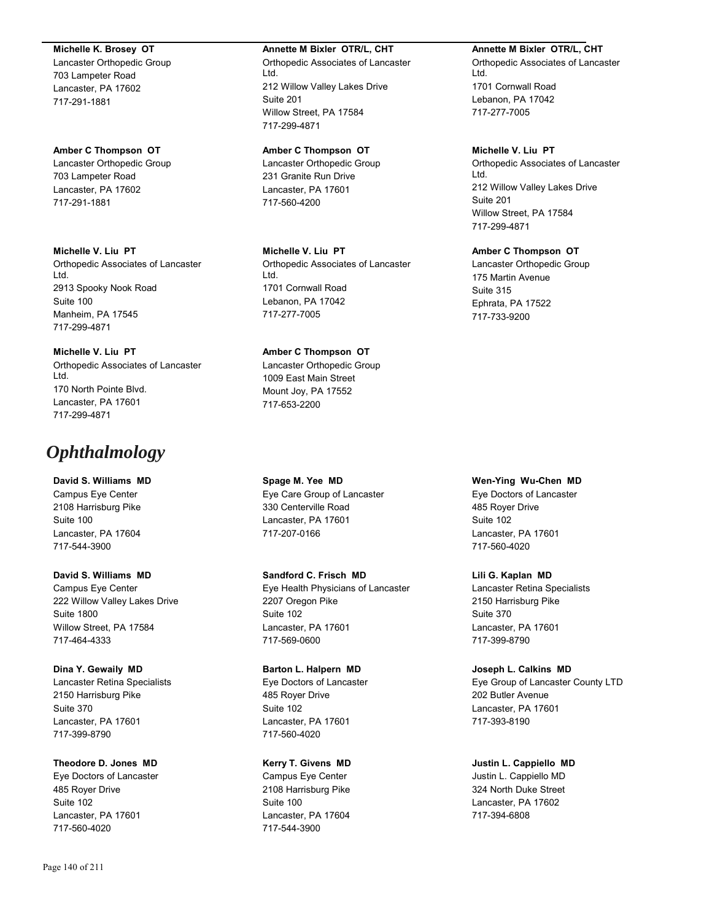**Michelle K. Brosey OT**
Lancaster Orthopedic Group
703 Lampeter Road
Lancaster, PA 17602
717-291-1881

**Amber C Thompson OT**
Lancaster Orthopedic Group
703 Lampeter Road
Lancaster, PA 17602
717-291-1881

**Michelle V. Liu PT**
Orthopedic Associates of Lancaster Ltd.
2913 Spooky Nook Road
Suite 100
Manheim, PA 17545
717-299-4871

**Michelle V. Liu PT**
Orthopedic Associates of Lancaster Ltd.
170 North Pointe Blvd.
Lancaster, PA 17601
717-299-4871

**Annette M Bixler OTR/L, CHT**
Orthopedic Associates of Lancaster Ltd.
212 Willow Valley Lakes Drive
Suite 201
Willow Street, PA 17584
717-299-4871

**Amber C Thompson OT**
Lancaster Orthopedic Group
231 Granite Run Drive
Lancaster, PA 17601
717-560-4200

**Michelle V. Liu PT**
Orthopedic Associates of Lancaster Ltd.
1701 Cornwall Road
Lebanon, PA 17042
717-277-7005

**Amber C Thompson OT**
Lancaster Orthopedic Group
1009 East Main Street
Mount Joy, PA 17552
717-653-2200

**Annette M Bixler OTR/L, CHT**
Orthopedic Associates of Lancaster Ltd.
1701 Cornwall Road
Lebanon, PA 17042
717-277-7005

**Michelle V. Liu PT**
Orthopedic Associates of Lancaster Ltd.
212 Willow Valley Lakes Drive
Suite 201
Willow Street, PA 17584
717-299-4871

**Amber C Thompson OT**
Lancaster Orthopedic Group
175 Martin Avenue
Suite 315
Ephrata, PA 17522
717-733-9200

# *Ophthalmology*

**David S. Williams MD**
Campus Eye Center
2108 Harrisburg Pike
Suite 100
Lancaster, PA 17604
717-544-3900

**David S. Williams MD**
Campus Eye Center
222 Willow Valley Lakes Drive
Suite 1800
Willow Street, PA 17584
717-464-4333

**Dina Y. Gewaily MD**
Lancaster Retina Specialists
2150 Harrisburg Pike
Suite 370
Lancaster, PA 17601
717-399-8790

**Theodore D. Jones MD**
Eye Doctors of Lancaster
485 Royer Drive
Suite 102
Lancaster, PA 17601
717-560-4020

**Spage M. Yee MD**
Eye Care Group of Lancaster
330 Centerville Road
Lancaster, PA 17601
717-207-0166

**Sandford C. Frisch MD**
Eye Health Physicians of Lancaster
2207 Oregon Pike
Suite 102
Lancaster, PA 17601
717-569-0600

**Barton L. Halpern MD**
Eye Doctors of Lancaster
485 Royer Drive
Suite 102
Lancaster, PA 17601
717-560-4020

**Kerry T. Givens MD**
Campus Eye Center
2108 Harrisburg Pike
Suite 100
Lancaster, PA 17604
717-544-3900

**Wen-Ying Wu-Chen MD**
Eye Doctors of Lancaster
485 Royer Drive
Suite 102
Lancaster, PA 17601
717-560-4020

**Lili G. Kaplan MD**
Lancaster Retina Specialists
2150 Harrisburg Pike
Suite 370
Lancaster, PA 17601
717-399-8790

**Joseph L. Calkins MD**
Eye Group of Lancaster County LTD
202 Butler Avenue
Lancaster, PA 17601
717-393-8190

**Justin L. Cappiello MD**
Justin L. Cappiello MD
324 North Duke Street
Lancaster, PA 17602
717-394-6808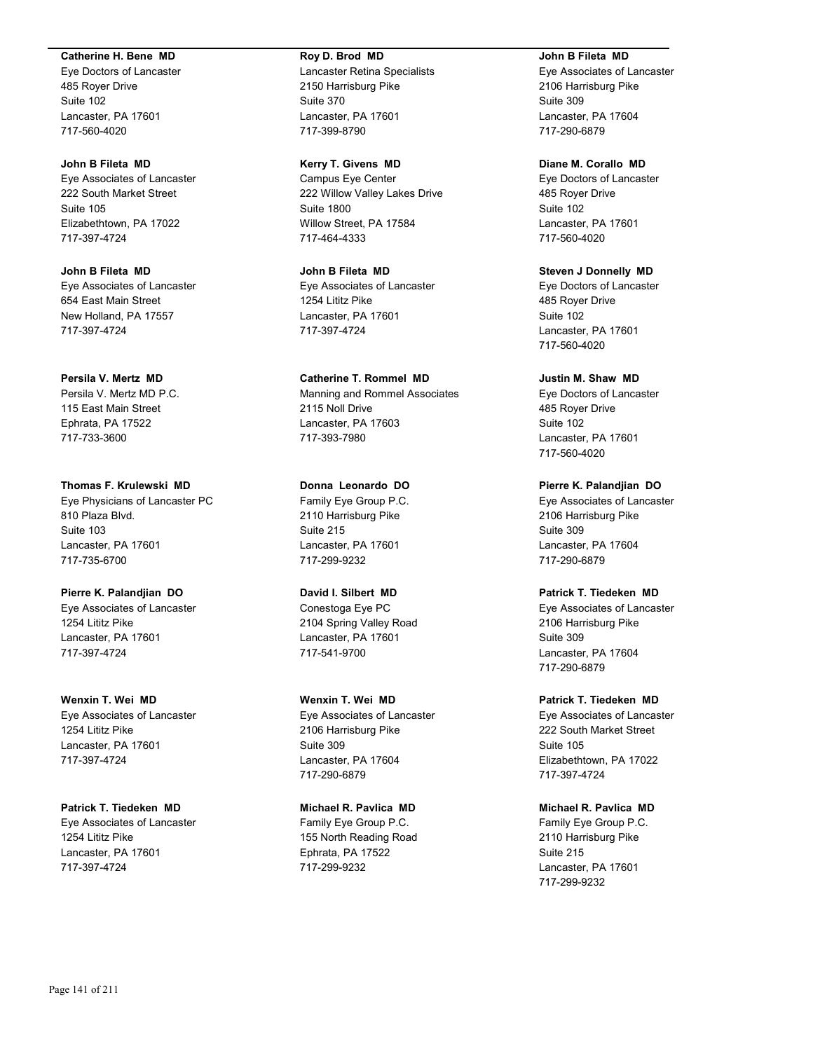**Catherine H. Bene MD**
Eye Doctors of Lancaster
485 Royer Drive
Suite 102
Lancaster, PA 17601
717-560-4020

**John B Fileta MD**
Eye Associates of Lancaster
222 South Market Street
Suite 105
Elizabethtown, PA 17022
717-397-4724

**John B Fileta MD**
Eye Associates of Lancaster
654 East Main Street
New Holland, PA 17557
717-397-4724

**Persila V. Mertz MD**
Persila V. Mertz MD P.C.
115 East Main Street
Ephrata, PA 17522
717-733-3600

**Thomas F. Krulewski MD**
Eye Physicians of Lancaster PC
810 Plaza Blvd.
Suite 103
Lancaster, PA 17601
717-735-6700

**Pierre K. Palandjian DO**
Eye Associates of Lancaster
1254 Lititz Pike
Lancaster, PA 17601
717-397-4724

**Wenxin T. Wei MD**
Eye Associates of Lancaster
1254 Lititz Pike
Lancaster, PA 17601
717-397-4724

**Patrick T. Tiedeken MD**
Eye Associates of Lancaster
1254 Lititz Pike
Lancaster, PA 17601
717-397-4724

**Roy D. Brod MD**
Lancaster Retina Specialists
2150 Harrisburg Pike
Suite 370
Lancaster, PA 17601
717-399-8790

**Kerry T. Givens MD**
Campus Eye Center
222 Willow Valley Lakes Drive
Suite 1800
Willow Street, PA 17584
717-464-4333

**John B Fileta MD**
Eye Associates of Lancaster
1254 Lititz Pike
Lancaster, PA 17601
717-397-4724

**Catherine T. Rommel MD**
Manning and Rommel Associates
2115 Noll Drive
Lancaster, PA 17603
717-393-7980

**Donna Leonardo DO**
Family Eye Group P.C.
2110 Harrisburg Pike
Suite 215
Lancaster, PA 17601
717-299-9232

**David I. Silbert MD**
Conestoga Eye PC
2104 Spring Valley Road
Lancaster, PA 17601
717-541-9700

**Wenxin T. Wei MD**
Eye Associates of Lancaster
2106 Harrisburg Pike
Suite 309
Lancaster, PA 17604
717-290-6879

**Michael R. Pavlica MD**
Family Eye Group P.C.
155 North Reading Road
Ephrata, PA 17522
717-299-9232

**John B Fileta MD**
Eye Associates of Lancaster
2106 Harrisburg Pike
Suite 309
Lancaster, PA 17604
717-290-6879

**Diane M. Corallo MD**
Eye Doctors of Lancaster
485 Royer Drive
Suite 102
Lancaster, PA 17601
717-560-4020

**Steven J Donnelly MD**
Eye Doctors of Lancaster
485 Royer Drive
Suite 102
Lancaster, PA 17601
717-560-4020

**Justin M. Shaw MD**
Eye Doctors of Lancaster
485 Royer Drive
Suite 102
Lancaster, PA 17601
717-560-4020

**Pierre K. Palandjian DO**
Eye Associates of Lancaster
2106 Harrisburg Pike
Suite 309
Lancaster, PA 17604
717-290-6879

**Patrick T. Tiedeken MD**
Eye Associates of Lancaster
2106 Harrisburg Pike
Suite 309
Lancaster, PA 17604
717-290-6879

**Patrick T. Tiedeken MD**
Eye Associates of Lancaster
222 South Market Street
Suite 105
Elizabethtown, PA 17022
717-397-4724

**Michael R. Pavlica MD**
Family Eye Group P.C.
2110 Harrisburg Pike
Suite 215
Lancaster, PA 17601
717-299-9232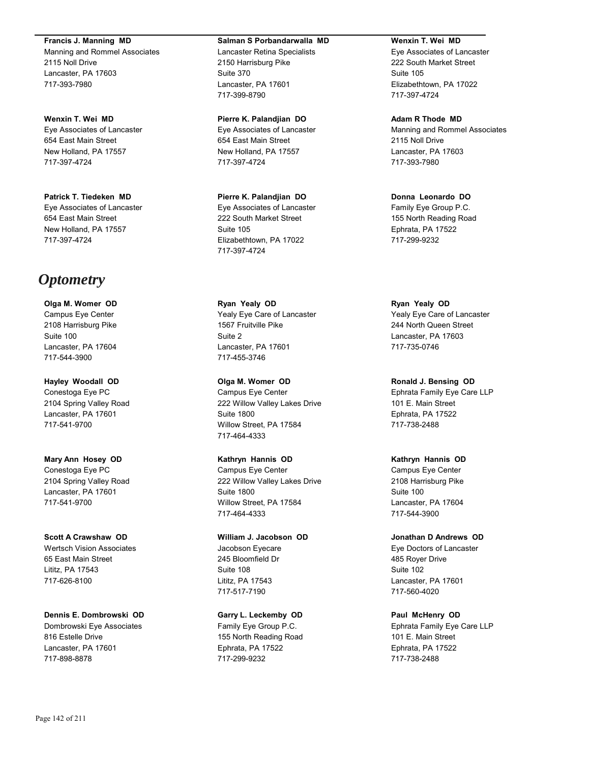**Francis J. Manning MD**
Manning and Rommel Associates
2115 Noll Drive
Lancaster, PA 17603
717-393-7980

**Wenxin T. Wei MD**
Eye Associates of Lancaster
654 East Main Street
New Holland, PA 17557
717-397-4724

**Patrick T. Tiedeken MD**
Eye Associates of Lancaster
654 East Main Street
New Holland, PA 17557
717-397-4724

**Salman S Porbandarwalla MD**
Lancaster Retina Specialists
2150 Harrisburg Pike
Suite 370
Lancaster, PA 17601
717-399-8790

**Pierre K. Palandjian DO**
Eye Associates of Lancaster
654 East Main Street
New Holland, PA 17557
717-397-4724

**Pierre K. Palandjian DO**
Eye Associates of Lancaster
222 South Market Street
Suite 105
Elizabethtown, PA 17022
717-397-4724

**Wenxin T. Wei MD**
Eye Associates of Lancaster
222 South Market Street
Suite 105
Elizabethtown, PA 17022
717-397-4724

**Adam R Thode MD**
Manning and Rommel Associates
2115 Noll Drive
Lancaster, PA 17603
717-393-7980

**Donna Leonardo DO**
Family Eye Group P.C.
155 North Reading Road
Ephrata, PA 17522
717-299-9232

# *Optometry*

**Olga M. Womer OD**
Campus Eye Center
2108 Harrisburg Pike
Suite 100
Lancaster, PA 17604
717-544-3900

**Hayley Woodall OD**
Conestoga Eye PC
2104 Spring Valley Road
Lancaster, PA 17601
717-541-9700

**Mary Ann Hosey OD**
Conestoga Eye PC
2104 Spring Valley Road
Lancaster, PA 17601
717-541-9700

**Scott A Crawshaw OD**
Wertsch Vision Associates
65 East Main Street
Lititz, PA 17543
717-626-8100

**Dennis E. Dombrowski OD**
Dombrowski Eye Associates
816 Estelle Drive
Lancaster, PA 17601
717-898-8878

**Ryan Yealy OD**
Yealy Eye Care of Lancaster
1567 Fruitville Pike
Suite 2
Lancaster, PA 17601
717-455-3746

**Olga M. Womer OD**
Campus Eye Center
222 Willow Valley Lakes Drive
Suite 1800
Willow Street, PA 17584
717-464-4333

**Kathryn Hannis OD**
Campus Eye Center
222 Willow Valley Lakes Drive
Suite 1800
Willow Street, PA 17584
717-464-4333

**William J. Jacobson OD**
Jacobson Eyecare
245 Bloomfield Dr
Suite 108
Lititz, PA 17543
717-517-7190

**Garry L. Leckemby OD**
Family Eye Group P.C.
155 North Reading Road
Ephrata, PA 17522
717-299-9232

**Ryan Yealy OD**
Yealy Eye Care of Lancaster
244 North Queen Street
Lancaster, PA 17603
717-735-0746

**Ronald J. Bensing OD**
Ephrata Family Eye Care LLP
101 E. Main Street
Ephrata, PA 17522
717-738-2488

**Kathryn Hannis OD**
Campus Eye Center
2108 Harrisburg Pike
Suite 100
Lancaster, PA 17604
717-544-3900

**Jonathan D Andrews OD**
Eye Doctors of Lancaster
485 Royer Drive
Suite 102
Lancaster, PA 17601
717-560-4020

**Paul McHenry OD**
Ephrata Family Eye Care LLP
101 E. Main Street
Ephrata, PA 17522
717-738-2488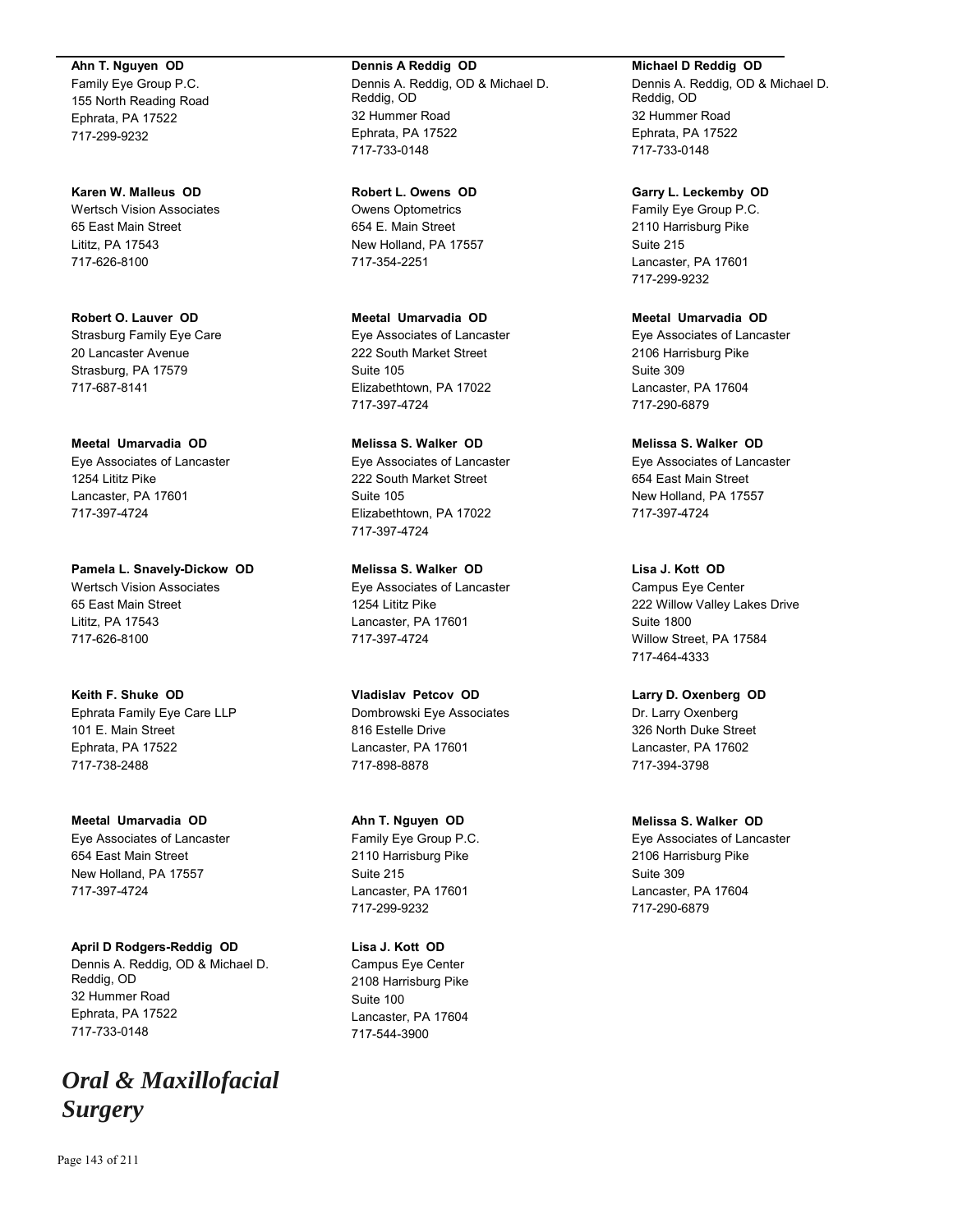**Ahn T. Nguyen OD**
Family Eye Group P.C.
155 North Reading Road
Ephrata, PA 17522
717-299-9232

**Karen W. Malleus OD**
Wertsch Vision Associates
65 East Main Street
Lititz, PA 17543
717-626-8100

**Robert O. Lauver OD**
Strasburg Family Eye Care
20 Lancaster Avenue
Strasburg, PA 17579
717-687-8141

**Meetal Umarvadia OD**
Eye Associates of Lancaster
1254 Lititz Pike
Lancaster, PA 17601
717-397-4724

**Pamela L. Snavely-Dickow OD**
Wertsch Vision Associates
65 East Main Street
Lititz, PA 17543
717-626-8100

**Keith F. Shuke OD**
Ephrata Family Eye Care LLP
101 E. Main Street
Ephrata, PA 17522
717-738-2488

**Meetal Umarvadia OD**
Eye Associates of Lancaster
654 East Main Street
New Holland, PA 17557
717-397-4724

**April D Rodgers-Reddig OD**
Dennis A. Reddig, OD & Michael D. Reddig, OD
32 Hummer Road
Ephrata, PA 17522
717-733-0148

**Dennis A Reddig OD**
Dennis A. Reddig, OD & Michael D. Reddig, OD
32 Hummer Road
Ephrata, PA 17522
717-733-0148

**Robert L. Owens OD**
Owens Optometrics
654 E. Main Street
New Holland, PA 17557
717-354-2251

**Meetal Umarvadia OD**
Eye Associates of Lancaster
222 South Market Street
Suite 105
Elizabethtown, PA 17022
717-397-4724

**Melissa S. Walker OD**
Eye Associates of Lancaster
222 South Market Street
Suite 105
Elizabethtown, PA 17022
717-397-4724

**Melissa S. Walker OD**
Eye Associates of Lancaster
1254 Lititz Pike
Lancaster, PA 17601
717-397-4724

**Vladislav Petcov OD**
Dombrowski Eye Associates
816 Estelle Drive
Lancaster, PA 17601
717-898-8878

**Ahn T. Nguyen OD**
Family Eye Group P.C.
2110 Harrisburg Pike
Suite 215
Lancaster, PA 17601
717-299-9232

**Lisa J. Kott OD**
Campus Eye Center
2108 Harrisburg Pike
Suite 100
Lancaster, PA 17604
717-544-3900

**Michael D Reddig OD**
Dennis A. Reddig, OD & Michael D. Reddig, OD
32 Hummer Road
Ephrata, PA 17522
717-733-0148

**Garry L. Leckemby OD**
Family Eye Group P.C.
2110 Harrisburg Pike
Suite 215
Lancaster, PA 17601
717-299-9232

**Meetal Umarvadia OD**
Eye Associates of Lancaster
2106 Harrisburg Pike
Suite 309
Lancaster, PA 17604
717-290-6879

**Melissa S. Walker OD**
Eye Associates of Lancaster
654 East Main Street
New Holland, PA 17557
717-397-4724

**Lisa J. Kott OD**
Campus Eye Center
222 Willow Valley Lakes Drive
Suite 1800
Willow Street, PA 17584
717-464-4333

**Larry D. Oxenberg OD**
Dr. Larry Oxenberg
326 North Duke Street
Lancaster, PA 17602
717-394-3798

**Melissa S. Walker OD**
Eye Associates of Lancaster
2106 Harrisburg Pike
Suite 309
Lancaster, PA 17604
717-290-6879

# *Oral & Maxillofacial Surgery*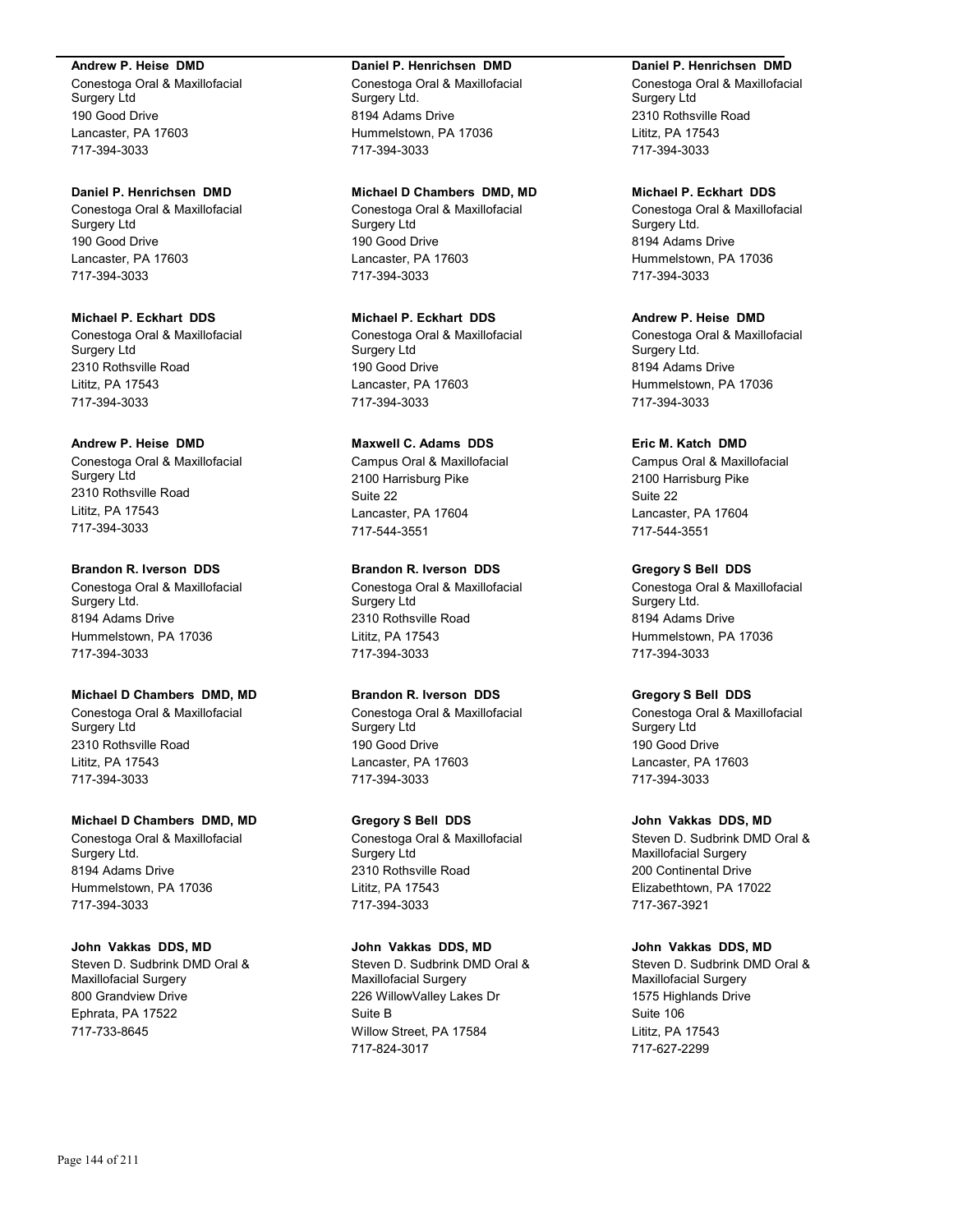**Andrew P. Heise DMD**
Conestoga Oral & Maxillofacial Surgery Ltd
190 Good Drive
Lancaster, PA 17603
717-394-3033

**Daniel P. Henrichsen DMD**
Conestoga Oral & Maxillofacial Surgery Ltd
190 Good Drive
Lancaster, PA 17603
717-394-3033

**Michael P. Eckhart DDS**
Conestoga Oral & Maxillofacial Surgery Ltd
2310 Rothsville Road
Lititz, PA 17543
717-394-3033

**Andrew P. Heise DMD**
Conestoga Oral & Maxillofacial Surgery Ltd
2310 Rothsville Road
Lititz, PA 17543
717-394-3033

**Brandon R. Iverson DDS**
Conestoga Oral & Maxillofacial Surgery Ltd.
8194 Adams Drive
Hummelstown, PA 17036
717-394-3033

**Michael D Chambers DMD, MD**
Conestoga Oral & Maxillofacial Surgery Ltd
2310 Rothsville Road
Lititz, PA 17543
717-394-3033

**Michael D Chambers DMD, MD**
Conestoga Oral & Maxillofacial Surgery Ltd.
8194 Adams Drive
Hummelstown, PA 17036
717-394-3033

**John Vakkas DDS, MD**
Steven D. Sudbrink DMD Oral & Maxillofacial Surgery
800 Grandview Drive
Ephrata, PA 17522
717-733-8645

**Daniel P. Henrichsen DMD**
Conestoga Oral & Maxillofacial Surgery Ltd.
8194 Adams Drive
Hummelstown, PA 17036
717-394-3033

**Michael D Chambers DMD, MD**
Conestoga Oral & Maxillofacial Surgery Ltd
190 Good Drive
Lancaster, PA 17603
717-394-3033

**Michael P. Eckhart DDS**
Conestoga Oral & Maxillofacial Surgery Ltd
190 Good Drive
Lancaster, PA 17603
717-394-3033

**Maxwell C. Adams DDS**
Campus Oral & Maxillofacial
2100 Harrisburg Pike
Suite 22
Lancaster, PA 17604
717-544-3551

**Brandon R. Iverson DDS**
Conestoga Oral & Maxillofacial Surgery Ltd
2310 Rothsville Road
Lititz, PA 17543
717-394-3033

**Brandon R. Iverson DDS**
Conestoga Oral & Maxillofacial Surgery Ltd
190 Good Drive
Lancaster, PA 17603
717-394-3033

**Gregory S Bell DDS**
Conestoga Oral & Maxillofacial Surgery Ltd
2310 Rothsville Road
Lititz, PA 17543
717-394-3033

**John Vakkas DDS, MD**
Steven D. Sudbrink DMD Oral & Maxillofacial Surgery
226 WillowValley Lakes Dr
Suite B
Willow Street, PA 17584
717-824-3017

**Daniel P. Henrichsen DMD**
Conestoga Oral & Maxillofacial Surgery Ltd
2310 Rothsville Road
Lititz, PA 17543
717-394-3033

**Michael P. Eckhart DDS**
Conestoga Oral & Maxillofacial Surgery Ltd.
8194 Adams Drive
Hummelstown, PA 17036
717-394-3033

**Andrew P. Heise DMD**
Conestoga Oral & Maxillofacial Surgery Ltd.
8194 Adams Drive
Hummelstown, PA 17036
717-394-3033

**Eric M. Katch DMD**
Campus Oral & Maxillofacial
2100 Harrisburg Pike
Suite 22
Lancaster, PA 17604
717-544-3551

**Gregory S Bell DDS**
Conestoga Oral & Maxillofacial Surgery Ltd.
8194 Adams Drive
Hummelstown, PA 17036
717-394-3033

**Gregory S Bell DDS**
Conestoga Oral & Maxillofacial Surgery Ltd
190 Good Drive
Lancaster, PA 17603
717-394-3033

**John Vakkas DDS, MD**
Steven D. Sudbrink DMD Oral & Maxillofacial Surgery
200 Continental Drive
Elizabethtown, PA 17022
717-367-3921

**John Vakkas DDS, MD**
Steven D. Sudbrink DMD Oral & Maxillofacial Surgery
1575 Highlands Drive
Suite 106
Lititz, PA 17543
717-627-2299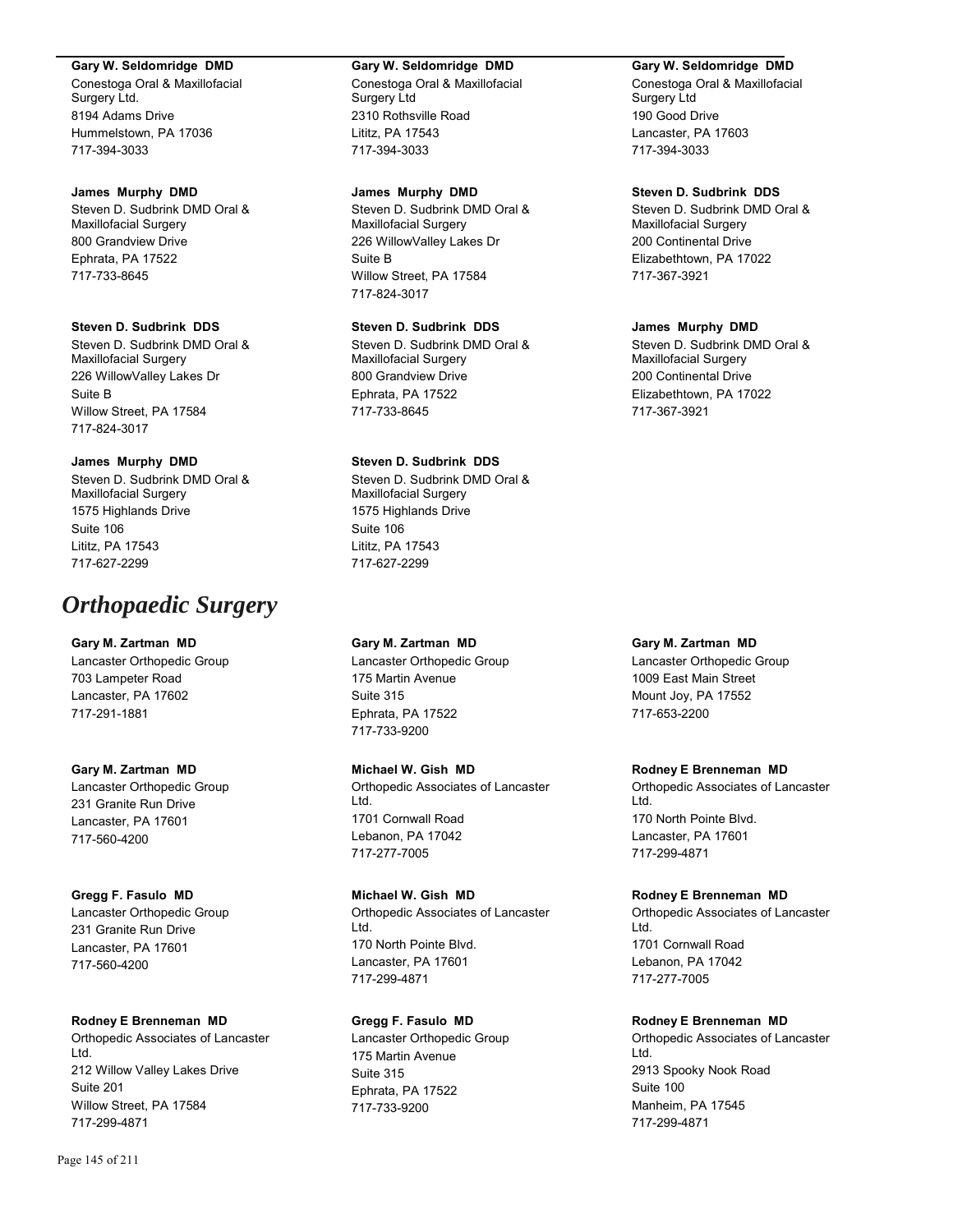**Gary W. Seldomridge DMD**
Conestoga Oral & Maxillofacial Surgery Ltd.
8194 Adams Drive
Hummelstown, PA 17036
717-394-3033

**James Murphy DMD**
Steven D. Sudbrink DMD Oral & Maxillofacial Surgery
800 Grandview Drive
Ephrata, PA 17522
717-733-8645

**Steven D. Sudbrink DDS**
Steven D. Sudbrink DMD Oral & Maxillofacial Surgery
226 WillowValley Lakes Dr
Suite B
Willow Street, PA 17584
717-824-3017

**James Murphy DMD**
Steven D. Sudbrink DMD Oral & Maxillofacial Surgery
1575 Highlands Drive
Suite 106
Lititz, PA 17543
717-627-2299

**Gary W. Seldomridge DMD**
Conestoga Oral & Maxillofacial Surgery Ltd
2310 Rothsville Road
Lititz, PA 17543
717-394-3033

**James Murphy DMD**
Steven D. Sudbrink DMD Oral & Maxillofacial Surgery
226 WillowValley Lakes Dr
Suite B
Willow Street, PA 17584
717-824-3017

**Steven D. Sudbrink DDS**
Steven D. Sudbrink DMD Oral & Maxillofacial Surgery
800 Grandview Drive
Ephrata, PA 17522
717-733-8645

**Steven D. Sudbrink DDS**
Steven D. Sudbrink DMD Oral & Maxillofacial Surgery
1575 Highlands Drive
Suite 106
Lititz, PA 17543
717-627-2299

**Gary W. Seldomridge DMD**
Conestoga Oral & Maxillofacial Surgery Ltd
190 Good Drive
Lancaster, PA 17603
717-394-3033

**Steven D. Sudbrink DDS**
Steven D. Sudbrink DMD Oral & Maxillofacial Surgery
200 Continental Drive
Elizabethtown, PA 17022
717-367-3921

**James Murphy DMD**
Steven D. Sudbrink DMD Oral & Maxillofacial Surgery
200 Continental Drive
Elizabethtown, PA 17022
717-367-3921

# *Orthopaedic Surgery*

**Gary M. Zartman MD**
Lancaster Orthopedic Group
703 Lampeter Road
Lancaster, PA 17602
717-291-1881

**Gary M. Zartman MD**
Lancaster Orthopedic Group
231 Granite Run Drive
Lancaster, PA 17601
717-560-4200

**Gregg F. Fasulo MD**
Lancaster Orthopedic Group
231 Granite Run Drive
Lancaster, PA 17601
717-560-4200

**Rodney E Brenneman MD**
Orthopedic Associates of Lancaster Ltd.
212 Willow Valley Lakes Drive
Suite 201
Willow Street, PA 17584
717-299-4871

**Gary M. Zartman MD**
Lancaster Orthopedic Group
175 Martin Avenue
Suite 315
Ephrata, PA 17522
717-733-9200

**Michael W. Gish MD**
Orthopedic Associates of Lancaster Ltd.
1701 Cornwall Road
Lebanon, PA 17042
717-277-7005

**Michael W. Gish MD**
Orthopedic Associates of Lancaster Ltd.
170 North Pointe Blvd.
Lancaster, PA 17601
717-299-4871

**Gregg F. Fasulo MD**
Lancaster Orthopedic Group
175 Martin Avenue
Suite 315
Ephrata, PA 17522
717-733-9200

**Gary M. Zartman MD**
Lancaster Orthopedic Group
1009 East Main Street
Mount Joy, PA 17552
717-653-2200

**Rodney E Brenneman MD**
Orthopedic Associates of Lancaster Ltd.
170 North Pointe Blvd.
Lancaster, PA 17601
717-299-4871

**Rodney E Brenneman MD**
Orthopedic Associates of Lancaster Ltd.
1701 Cornwall Road
Lebanon, PA 17042
717-277-7005

**Rodney E Brenneman MD**
Orthopedic Associates of Lancaster Ltd.
2913 Spooky Nook Road
Suite 100
Manheim, PA 17545
717-299-4871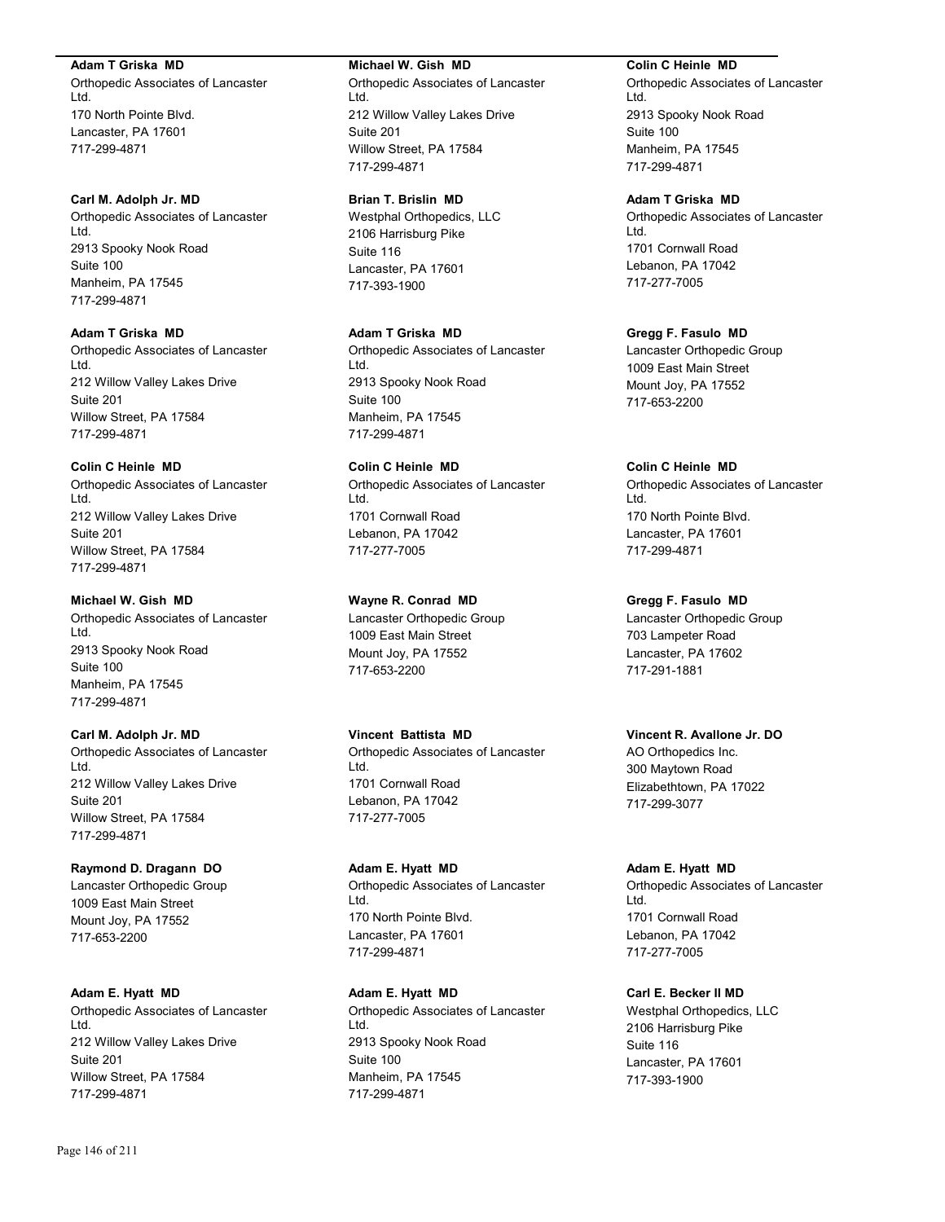**Adam T Griska MD**
Orthopedic Associates of Lancaster Ltd.
170 North Pointe Blvd.
Lancaster, PA 17601
717-299-4871

**Carl M. Adolph Jr. MD**
Orthopedic Associates of Lancaster Ltd.
2913 Spooky Nook Road
Suite 100
Manheim, PA 17545
717-299-4871

**Adam T Griska MD**
Orthopedic Associates of Lancaster Ltd.
212 Willow Valley Lakes Drive
Suite 201
Willow Street, PA 17584
717-299-4871

**Colin C Heinle MD**
Orthopedic Associates of Lancaster Ltd.
212 Willow Valley Lakes Drive
Suite 201
Willow Street, PA 17584
717-299-4871

**Michael W. Gish MD**
Orthopedic Associates of Lancaster Ltd.
2913 Spooky Nook Road
Suite 100
Manheim, PA 17545
717-299-4871

**Carl M. Adolph Jr. MD**
Orthopedic Associates of Lancaster Ltd.
212 Willow Valley Lakes Drive
Suite 201
Willow Street, PA 17584
717-299-4871

**Raymond D. Dragann DO**
Lancaster Orthopedic Group
1009 East Main Street
Mount Joy, PA 17552
717-653-2200

**Adam E. Hyatt MD**
Orthopedic Associates of Lancaster Ltd.
212 Willow Valley Lakes Drive
Suite 201
Willow Street, PA 17584
717-299-4871

**Michael W. Gish MD**
Orthopedic Associates of Lancaster Ltd.
212 Willow Valley Lakes Drive
Suite 201
Willow Street, PA 17584
717-299-4871

**Brian T. Brislin MD**
Westphal Orthopedics, LLC
2106 Harrisburg Pike
Suite 116
Lancaster, PA 17601
717-393-1900

**Adam T Griska MD**
Orthopedic Associates of Lancaster Ltd.
2913 Spooky Nook Road
Suite 100
Manheim, PA 17545
717-299-4871

**Colin C Heinle MD**
Orthopedic Associates of Lancaster Ltd.
1701 Cornwall Road
Lebanon, PA 17042
717-277-7005

**Wayne R. Conrad MD**
Lancaster Orthopedic Group
1009 East Main Street
Mount Joy, PA 17552
717-653-2200

**Vincent Battista MD**
Orthopedic Associates of Lancaster Ltd.
1701 Cornwall Road
Lebanon, PA 17042
717-277-7005

**Adam E. Hyatt MD**
Orthopedic Associates of Lancaster Ltd.
170 North Pointe Blvd.
Lancaster, PA 17601
717-299-4871

**Adam E. Hyatt MD**
Orthopedic Associates of Lancaster Ltd.
2913 Spooky Nook Road
Suite 100
Manheim, PA 17545
717-299-4871

**Colin C Heinle MD**
Orthopedic Associates of Lancaster Ltd.
2913 Spooky Nook Road
Suite 100
Manheim, PA 17545
717-299-4871

**Adam T Griska MD**
Orthopedic Associates of Lancaster Ltd.
1701 Cornwall Road
Lebanon, PA 17042
717-277-7005

**Gregg F. Fasulo MD**
Lancaster Orthopedic Group
1009 East Main Street
Mount Joy, PA 17552
717-653-2200

**Colin C Heinle MD**
Orthopedic Associates of Lancaster Ltd.
170 North Pointe Blvd.
Lancaster, PA 17601
717-299-4871

**Gregg F. Fasulo MD**
Lancaster Orthopedic Group
703 Lampeter Road
Lancaster, PA 17602
717-291-1881

**Vincent R. Avallone Jr. DO**
AO Orthopedics Inc.
300 Maytown Road
Elizabethtown, PA 17022
717-299-3077

**Adam E. Hyatt MD**
Orthopedic Associates of Lancaster Ltd.
1701 Cornwall Road
Lebanon, PA 17042
717-277-7005

**Carl E. Becker II MD**
Westphal Orthopedics, LLC
2106 Harrisburg Pike
Suite 116
Lancaster, PA 17601
717-393-1900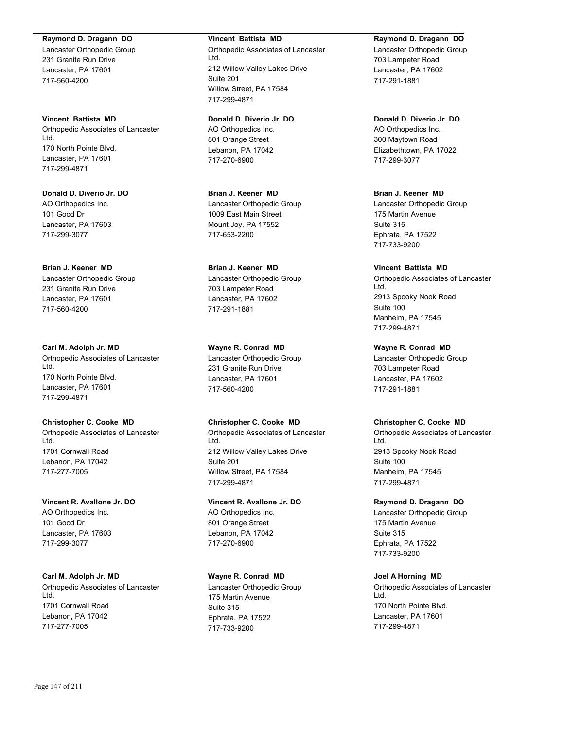**Raymond D. Dragann DO**
Lancaster Orthopedic Group
231 Granite Run Drive
Lancaster, PA 17601
717-560-4200

**Vincent Battista MD**
Orthopedic Associates of Lancaster Ltd.
170 North Pointe Blvd.
Lancaster, PA 17601
717-299-4871

**Donald D. Diverio Jr. DO**
AO Orthopedics Inc.
101 Good Dr
Lancaster, PA 17603
717-299-3077

**Brian J. Keener MD**
Lancaster Orthopedic Group
231 Granite Run Drive
Lancaster, PA 17601
717-560-4200

**Carl M. Adolph Jr. MD**
Orthopedic Associates of Lancaster Ltd.
170 North Pointe Blvd.
Lancaster, PA 17601
717-299-4871

**Christopher C. Cooke MD**
Orthopedic Associates of Lancaster Ltd.
1701 Cornwall Road
Lebanon, PA 17042
717-277-7005

**Vincent R. Avallone Jr. DO**
AO Orthopedics Inc.
101 Good Dr
Lancaster, PA 17603
717-299-3077

**Carl M. Adolph Jr. MD**
Orthopedic Associates of Lancaster Ltd.
1701 Cornwall Road
Lebanon, PA 17042
717-277-7005

**Vincent Battista MD**
Orthopedic Associates of Lancaster Ltd.
212 Willow Valley Lakes Drive
Suite 201
Willow Street, PA 17584
717-299-4871

**Donald D. Diverio Jr. DO**
AO Orthopedics Inc.
801 Orange Street
Lebanon, PA 17042
717-270-6900

**Brian J. Keener MD**
Lancaster Orthopedic Group
1009 East Main Street
Mount Joy, PA 17552
717-653-2200

**Brian J. Keener MD**
Lancaster Orthopedic Group
703 Lampeter Road
Lancaster, PA 17602
717-291-1881

**Wayne R. Conrad MD**
Lancaster Orthopedic Group
231 Granite Run Drive
Lancaster, PA 17601
717-560-4200

**Christopher C. Cooke MD**
Orthopedic Associates of Lancaster Ltd.
212 Willow Valley Lakes Drive
Suite 201
Willow Street, PA 17584
717-299-4871

**Vincent R. Avallone Jr. DO**
AO Orthopedics Inc.
801 Orange Street
Lebanon, PA 17042
717-270-6900

**Wayne R. Conrad MD**
Lancaster Orthopedic Group
175 Martin Avenue
Suite 315
Ephrata, PA 17522
717-733-9200

**Raymond D. Dragann DO**
Lancaster Orthopedic Group
703 Lampeter Road
Lancaster, PA 17602
717-291-1881

**Donald D. Diverio Jr. DO**
AO Orthopedics Inc.
300 Maytown Road
Elizabethtown, PA 17022
717-299-3077

**Brian J. Keener MD**
Lancaster Orthopedic Group
175 Martin Avenue
Suite 315
Ephrata, PA 17522
717-733-9200

**Vincent Battista MD**
Orthopedic Associates of Lancaster Ltd.
2913 Spooky Nook Road
Suite 100
Manheim, PA 17545
717-299-4871

**Wayne R. Conrad MD**
Lancaster Orthopedic Group
703 Lampeter Road
Lancaster, PA 17602
717-291-1881

**Christopher C. Cooke MD**
Orthopedic Associates of Lancaster Ltd.
2913 Spooky Nook Road
Suite 100
Manheim, PA 17545
717-299-4871

**Raymond D. Dragann DO**
Lancaster Orthopedic Group
175 Martin Avenue
Suite 315
Ephrata, PA 17522
717-733-9200

**Joel A Horning MD**
Orthopedic Associates of Lancaster Ltd.
170 North Pointe Blvd.
Lancaster, PA 17601
717-299-4871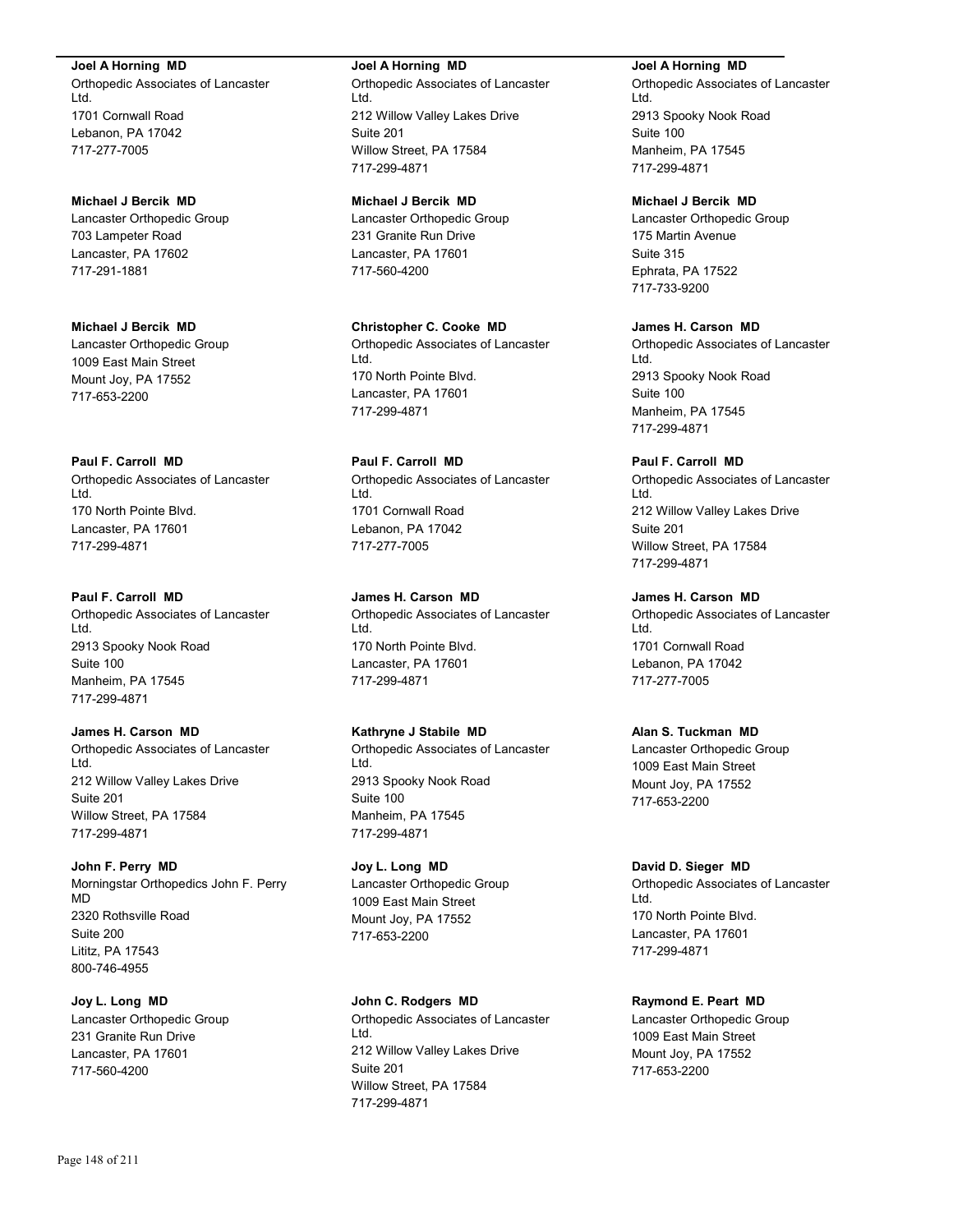**Joel A Horning MD**
Orthopedic Associates of Lancaster Ltd.
1701 Cornwall Road
Lebanon, PA 17042
717-277-7005

**Michael J Bercik MD**
Lancaster Orthopedic Group
703 Lampeter Road
Lancaster, PA 17602
717-291-1881

**Michael J Bercik MD**
Lancaster Orthopedic Group
1009 East Main Street
Mount Joy, PA 17552
717-653-2200

**Paul F. Carroll MD**
Orthopedic Associates of Lancaster Ltd.
170 North Pointe Blvd.
Lancaster, PA 17601
717-299-4871

**Paul F. Carroll MD**
Orthopedic Associates of Lancaster Ltd.
2913 Spooky Nook Road
Suite 100
Manheim, PA 17545
717-299-4871

**James H. Carson MD**
Orthopedic Associates of Lancaster Ltd.
212 Willow Valley Lakes Drive
Suite 201
Willow Street, PA 17584
717-299-4871

**John F. Perry MD**
Morningstar Orthopedics John F. Perry MD
2320 Rothsville Road
Suite 200
Lititz, PA 17543
800-746-4955

**Joy L. Long MD**
Lancaster Orthopedic Group
231 Granite Run Drive
Lancaster, PA 17601
717-560-4200

**Joel A Horning MD**
Orthopedic Associates of Lancaster Ltd.
212 Willow Valley Lakes Drive
Suite 201
Willow Street, PA 17584
717-299-4871

**Michael J Bercik MD**
Lancaster Orthopedic Group
231 Granite Run Drive
Lancaster, PA 17601
717-560-4200

**Christopher C. Cooke MD**
Orthopedic Associates of Lancaster Ltd.
170 North Pointe Blvd.
Lancaster, PA 17601
717-299-4871

**Paul F. Carroll MD**
Orthopedic Associates of Lancaster Ltd.
1701 Cornwall Road
Lebanon, PA 17042
717-277-7005

**James H. Carson MD**
Orthopedic Associates of Lancaster Ltd.
170 North Pointe Blvd.
Lancaster, PA 17601
717-299-4871

**Kathryne J Stabile MD**
Orthopedic Associates of Lancaster Ltd.
2913 Spooky Nook Road
Suite 100
Manheim, PA 17545
717-299-4871

**Joy L. Long MD**
Lancaster Orthopedic Group
1009 East Main Street
Mount Joy, PA 17552
717-653-2200

**John C. Rodgers MD**
Orthopedic Associates of Lancaster Ltd.
212 Willow Valley Lakes Drive
Suite 201
Willow Street, PA 17584
717-299-4871

**Joel A Horning MD**
Orthopedic Associates of Lancaster Ltd.
2913 Spooky Nook Road
Suite 100
Manheim, PA 17545
717-299-4871

**Michael J Bercik MD**
Lancaster Orthopedic Group
175 Martin Avenue
Suite 315
Ephrata, PA 17522
717-733-9200

**James H. Carson MD**
Orthopedic Associates of Lancaster Ltd.
2913 Spooky Nook Road
Suite 100
Manheim, PA 17545
717-299-4871

**Paul F. Carroll MD**
Orthopedic Associates of Lancaster Ltd.
212 Willow Valley Lakes Drive
Suite 201
Willow Street, PA 17584
717-299-4871

**James H. Carson MD**
Orthopedic Associates of Lancaster Ltd.
1701 Cornwall Road
Lebanon, PA 17042
717-277-7005

**Alan S. Tuckman MD**
Lancaster Orthopedic Group
1009 East Main Street
Mount Joy, PA 17552
717-653-2200

**David D. Sieger MD**
Orthopedic Associates of Lancaster Ltd.
170 North Pointe Blvd.
Lancaster, PA 17601
717-299-4871

**Raymond E. Peart MD**
Lancaster Orthopedic Group
1009 East Main Street
Mount Joy, PA 17552
717-653-2200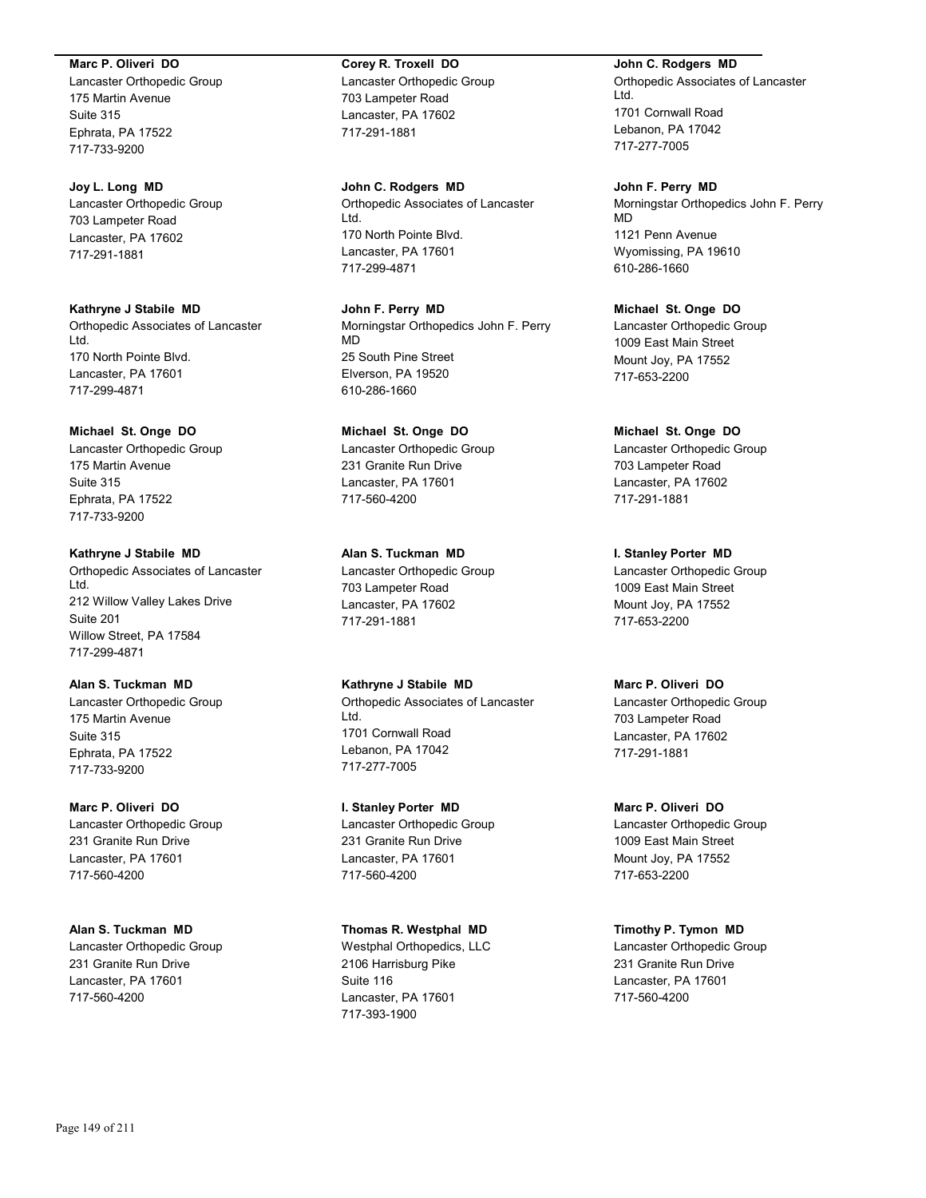**Marc P. Oliveri DO**
Lancaster Orthopedic Group
175 Martin Avenue
Suite 315
Ephrata, PA 17522
717-733-9200

**Joy L. Long MD**
Lancaster Orthopedic Group
703 Lampeter Road
Lancaster, PA 17602
717-291-1881

**Kathryne J Stabile MD**
Orthopedic Associates of Lancaster Ltd.
170 North Pointe Blvd.
Lancaster, PA 17601
717-299-4871

**Michael St. Onge DO**
Lancaster Orthopedic Group
175 Martin Avenue
Suite 315
Ephrata, PA 17522
717-733-9200

**Kathryne J Stabile MD**
Orthopedic Associates of Lancaster Ltd.
212 Willow Valley Lakes Drive
Suite 201
Willow Street, PA 17584
717-299-4871

**Alan S. Tuckman MD**
Lancaster Orthopedic Group
175 Martin Avenue
Suite 315
Ephrata, PA 17522
717-733-9200

**Marc P. Oliveri DO**
Lancaster Orthopedic Group
231 Granite Run Drive
Lancaster, PA 17601
717-560-4200

**Alan S. Tuckman MD**
Lancaster Orthopedic Group
231 Granite Run Drive
Lancaster, PA 17601
717-560-4200

**Corey R. Troxell DO**
Lancaster Orthopedic Group
703 Lampeter Road
Lancaster, PA 17602
717-291-1881

**John C. Rodgers MD**
Orthopedic Associates of Lancaster Ltd.
170 North Pointe Blvd.
Lancaster, PA 17601
717-299-4871

**John F. Perry MD**
Morningstar Orthopedics John F. Perry MD
25 South Pine Street
Elverson, PA 19520
610-286-1660

**Michael St. Onge DO**
Lancaster Orthopedic Group
231 Granite Run Drive
Lancaster, PA 17601
717-560-4200

**Alan S. Tuckman MD**
Lancaster Orthopedic Group
703 Lampeter Road
Lancaster, PA 17602
717-291-1881

**Kathryne J Stabile MD**
Orthopedic Associates of Lancaster Ltd.
1701 Cornwall Road
Lebanon, PA 17042
717-277-7005

**I. Stanley Porter MD**
Lancaster Orthopedic Group
231 Granite Run Drive
Lancaster, PA 17601
717-560-4200

**Thomas R. Westphal MD**
Westphal Orthopedics, LLC
2106 Harrisburg Pike
Suite 116
Lancaster, PA 17601
717-393-1900

**John C. Rodgers MD**
Orthopedic Associates of Lancaster Ltd.
1701 Cornwall Road
Lebanon, PA 17042
717-277-7005

**John F. Perry MD**
Morningstar Orthopedics John F. Perry MD
1121 Penn Avenue
Wyomissing, PA 19610
610-286-1660

**Michael St. Onge DO**
Lancaster Orthopedic Group
1009 East Main Street
Mount Joy, PA 17552
717-653-2200

**Michael St. Onge DO**
Lancaster Orthopedic Group
703 Lampeter Road
Lancaster, PA 17602
717-291-1881

**I. Stanley Porter MD**
Lancaster Orthopedic Group
1009 East Main Street
Mount Joy, PA 17552
717-653-2200

**Marc P. Oliveri DO**
Lancaster Orthopedic Group
703 Lampeter Road
Lancaster, PA 17602
717-291-1881

**Marc P. Oliveri DO**
Lancaster Orthopedic Group
1009 East Main Street
Mount Joy, PA 17552
717-653-2200

**Timothy P. Tymon MD**
Lancaster Orthopedic Group
231 Granite Run Drive
Lancaster, PA 17601
717-560-4200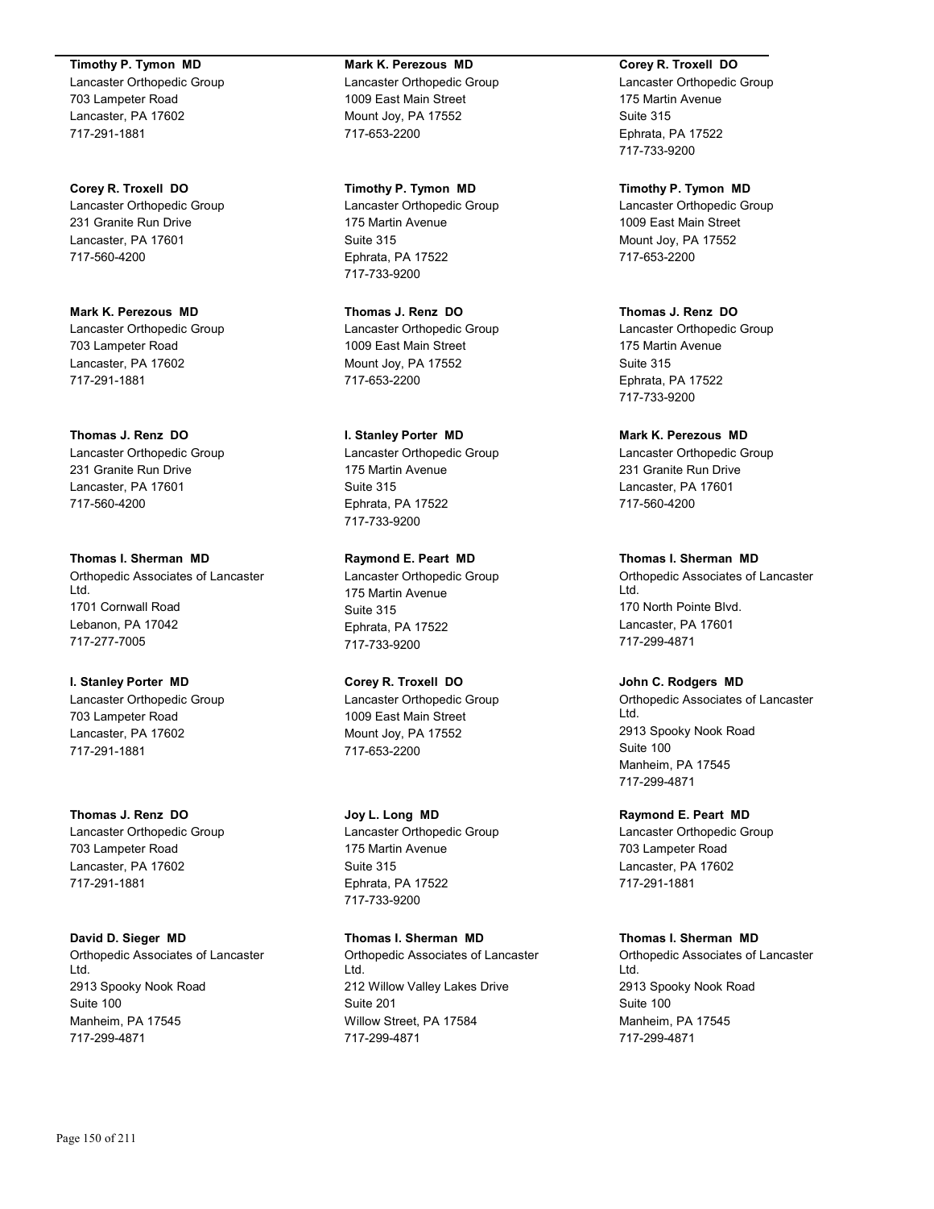**Timothy P. Tymon MD**
Lancaster Orthopedic Group
703 Lampeter Road
Lancaster, PA 17602
717-291-1881

**Corey R. Troxell DO**
Lancaster Orthopedic Group
231 Granite Run Drive
Lancaster, PA 17601
717-560-4200

**Mark K. Perezous MD**
Lancaster Orthopedic Group
703 Lampeter Road
Lancaster, PA 17602
717-291-1881

**Thomas J. Renz DO**
Lancaster Orthopedic Group
231 Granite Run Drive
Lancaster, PA 17601
717-560-4200

**Thomas I. Sherman MD**
Orthopedic Associates of Lancaster Ltd.
1701 Cornwall Road
Lebanon, PA 17042
717-277-7005

**I. Stanley Porter MD**
Lancaster Orthopedic Group
703 Lampeter Road
Lancaster, PA 17602
717-291-1881

**Thomas J. Renz DO**
Lancaster Orthopedic Group
703 Lampeter Road
Lancaster, PA 17602
717-291-1881

**David D. Sieger MD**
Orthopedic Associates of Lancaster Ltd.
2913 Spooky Nook Road
Suite 100
Manheim, PA 17545
717-299-4871

**Mark K. Perezous MD**
Lancaster Orthopedic Group
1009 East Main Street
Mount Joy, PA 17552
717-653-2200

**Timothy P. Tymon MD**
Lancaster Orthopedic Group
175 Martin Avenue
Suite 315
Ephrata, PA 17522
717-733-9200

**Thomas J. Renz DO**
Lancaster Orthopedic Group
1009 East Main Street
Mount Joy, PA 17552
717-653-2200

**I. Stanley Porter MD**
Lancaster Orthopedic Group
175 Martin Avenue
Suite 315
Ephrata, PA 17522
717-733-9200

**Raymond E. Peart MD**
Lancaster Orthopedic Group
175 Martin Avenue
Suite 315
Ephrata, PA 17522
717-733-9200

**Corey R. Troxell DO**
Lancaster Orthopedic Group
1009 East Main Street
Mount Joy, PA 17552
717-653-2200

**Joy L. Long MD**
Lancaster Orthopedic Group
175 Martin Avenue
Suite 315
Ephrata, PA 17522
717-733-9200

**Thomas I. Sherman MD**
Orthopedic Associates of Lancaster Ltd.
212 Willow Valley Lakes Drive
Suite 201
Willow Street, PA 17584
717-299-4871

**Corey R. Troxell DO**
Lancaster Orthopedic Group
175 Martin Avenue
Suite 315
Ephrata, PA 17522
717-733-9200

**Timothy P. Tymon MD**
Lancaster Orthopedic Group
1009 East Main Street
Mount Joy, PA 17552
717-653-2200

**Thomas J. Renz DO**
Lancaster Orthopedic Group
175 Martin Avenue
Suite 315
Ephrata, PA 17522
717-733-9200

**Mark K. Perezous MD**
Lancaster Orthopedic Group
231 Granite Run Drive
Lancaster, PA 17601
717-560-4200

**Thomas I. Sherman MD**
Orthopedic Associates of Lancaster Ltd.
170 North Pointe Blvd.
Lancaster, PA 17601
717-299-4871

**John C. Rodgers MD**
Orthopedic Associates of Lancaster Ltd.
2913 Spooky Nook Road
Suite 100
Manheim, PA 17545
717-299-4871

**Raymond E. Peart MD**
Lancaster Orthopedic Group
703 Lampeter Road
Lancaster, PA 17602
717-291-1881

**Thomas I. Sherman MD**
Orthopedic Associates of Lancaster Ltd.
2913 Spooky Nook Road
Suite 100
Manheim, PA 17545
717-299-4871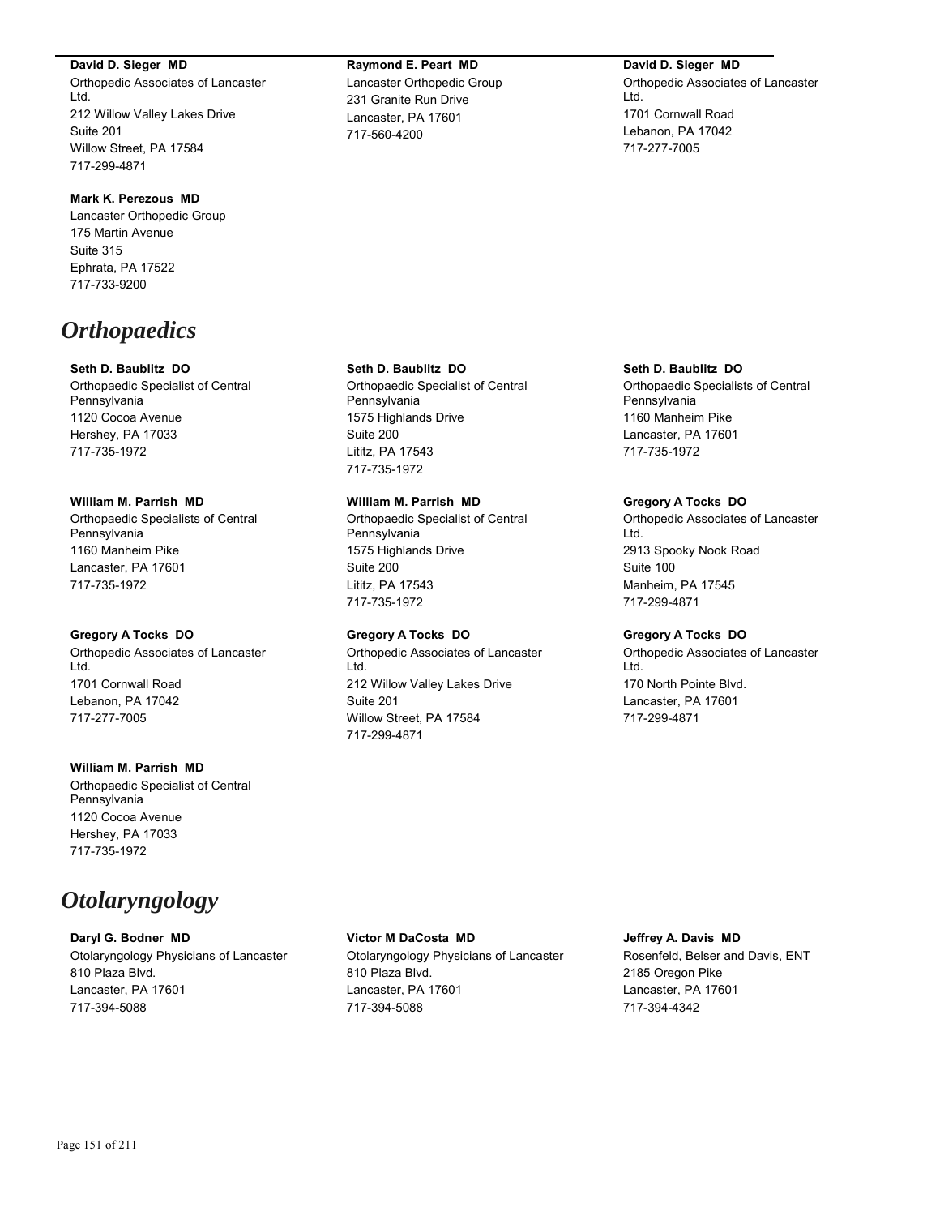**David D. Sieger MD**
Orthopedic Associates of Lancaster Ltd.
212 Willow Valley Lakes Drive
Suite 201
Willow Street, PA 17584
717-299-4871

**Mark K. Perezous MD**
Lancaster Orthopedic Group
175 Martin Avenue
Suite 315
Ephrata, PA 17522
717-733-9200

**Raymond E. Peart MD**
Lancaster Orthopedic Group
231 Granite Run Drive
Lancaster, PA 17601
717-560-4200

**David D. Sieger MD**
Orthopedic Associates of Lancaster Ltd.
1701 Cornwall Road
Lebanon, PA 17042
717-277-7005

# *Orthopaedics*

**Seth D. Baublitz DO**
Orthopaedic Specialist of Central Pennsylvania
1120 Cocoa Avenue
Hershey, PA 17033
717-735-1972

**William M. Parrish MD**
Orthopaedic Specialists of Central Pennsylvania
1160 Manheim Pike
Lancaster, PA 17601
717-735-1972

**Gregory A Tocks DO**
Orthopedic Associates of Lancaster Ltd.
1701 Cornwall Road
Lebanon, PA 17042
717-277-7005

**William M. Parrish MD**
Orthopaedic Specialist of Central Pennsylvania
1120 Cocoa Avenue
Hershey, PA 17033
717-735-1972

**Seth D. Baublitz DO**
Orthopaedic Specialist of Central Pennsylvania
1575 Highlands Drive
Suite 200
Lititz, PA 17543
717-735-1972

**William M. Parrish MD**
Orthopaedic Specialist of Central Pennsylvania
1575 Highlands Drive
Suite 200
Lititz, PA 17543
717-735-1972

**Gregory A Tocks DO**
Orthopedic Associates of Lancaster Ltd.
212 Willow Valley Lakes Drive
Suite 201
Willow Street, PA 17584
717-299-4871

**Seth D. Baublitz DO**
Orthopaedic Specialists of Central Pennsylvania
1160 Manheim Pike
Lancaster, PA 17601
717-735-1972

**Gregory A Tocks DO**
Orthopedic Associates of Lancaster Ltd.
2913 Spooky Nook Road
Suite 100
Manheim, PA 17545
717-299-4871

**Gregory A Tocks DO**
Orthopedic Associates of Lancaster Ltd.
170 North Pointe Blvd.
Lancaster, PA 17601
717-299-4871

# *Otolaryngology*

**Daryl G. Bodner MD**
Otolaryngology Physicians of Lancaster
810 Plaza Blvd.
Lancaster, PA 17601
717-394-5088

**Victor M DaCosta MD**
Otolaryngology Physicians of Lancaster
810 Plaza Blvd.
Lancaster, PA 17601
717-394-5088

**Jeffrey A. Davis MD**
Rosenfeld, Belser and Davis, ENT
2185 Oregon Pike
Lancaster, PA 17601
717-394-4342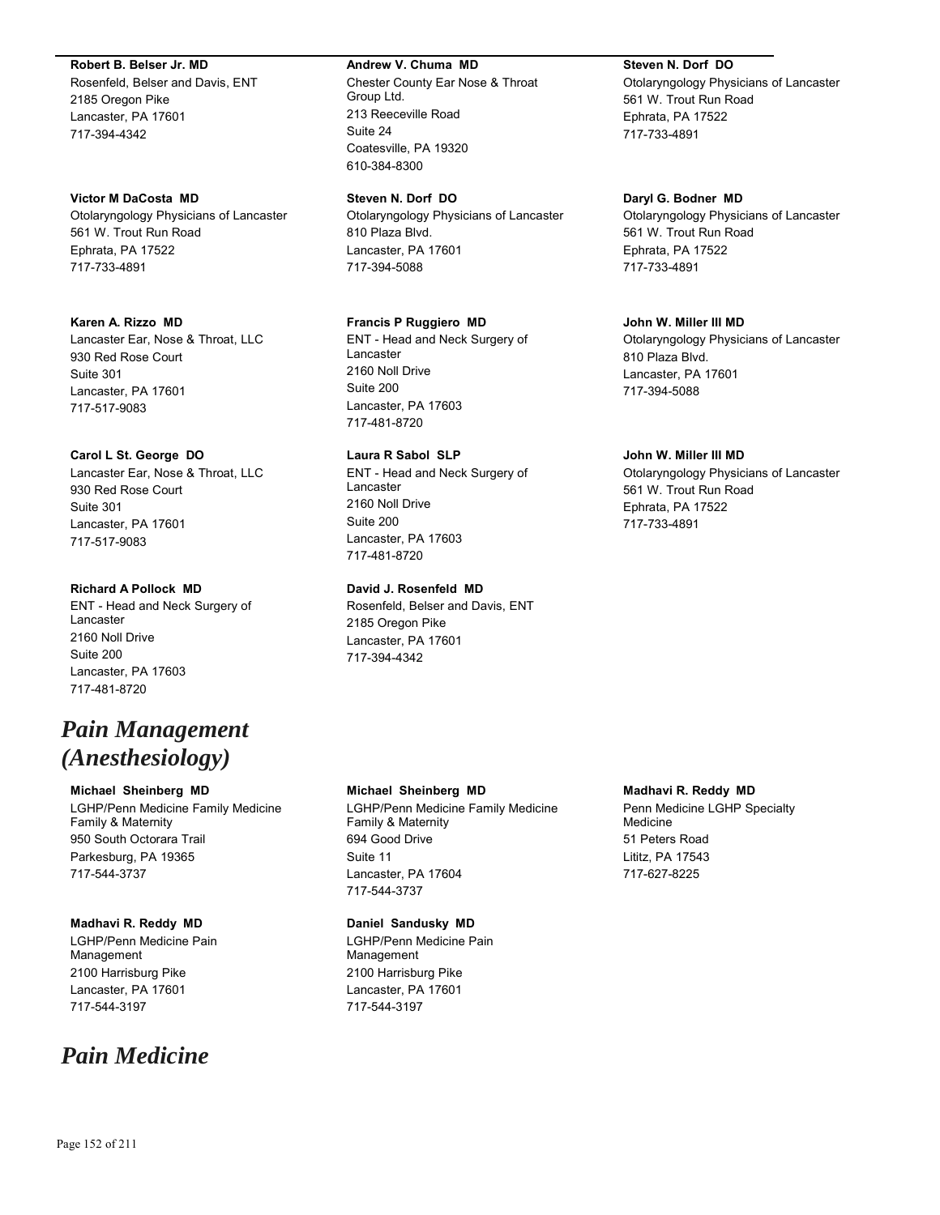**Robert B. Belser Jr. MD**
Rosenfeld, Belser and Davis, ENT
2185 Oregon Pike
Lancaster, PA 17601
717-394-4342

**Victor M DaCosta MD**
Otolaryngology Physicians of Lancaster
561 W. Trout Run Road
Ephrata, PA 17522
717-733-4891

**Karen A. Rizzo MD**
Lancaster Ear, Nose & Throat, LLC
930 Red Rose Court
Suite 301
Lancaster, PA 17601
717-517-9083

**Carol L St. George DO**
Lancaster Ear, Nose & Throat, LLC
930 Red Rose Court
Suite 301
Lancaster, PA 17601
717-517-9083

**Richard A Pollock MD**
ENT - Head and Neck Surgery of Lancaster
2160 Noll Drive
Suite 200
Lancaster, PA 17603
717-481-8720

**Andrew V. Chuma MD**
Chester County Ear Nose & Throat Group Ltd.
213 Reeceville Road
Suite 24
Coatesville, PA 19320
610-384-8300

**Steven N. Dorf DO**
Otolaryngology Physicians of Lancaster
810 Plaza Blvd.
Lancaster, PA 17601
717-394-5088

**Francis P Ruggiero MD**
ENT - Head and Neck Surgery of Lancaster
2160 Noll Drive
Suite 200
Lancaster, PA 17603
717-481-8720

**Laura R Sabol SLP**
ENT - Head and Neck Surgery of Lancaster
2160 Noll Drive
Suite 200
Lancaster, PA 17603
717-481-8720

**David J. Rosenfeld MD**
Rosenfeld, Belser and Davis, ENT
2185 Oregon Pike
Lancaster, PA 17601
717-394-4342

**Steven N. Dorf DO**
Otolaryngology Physicians of Lancaster
561 W. Trout Run Road
Ephrata, PA 17522
717-733-4891

**Daryl G. Bodner MD**
Otolaryngology Physicians of Lancaster
561 W. Trout Run Road
Ephrata, PA 17522
717-733-4891

**John W. Miller III MD**
Otolaryngology Physicians of Lancaster
810 Plaza Blvd.
Lancaster, PA 17601
717-394-5088

**John W. Miller III MD**
Otolaryngology Physicians of Lancaster
561 W. Trout Run Road
Ephrata, PA 17522
717-733-4891

# *Pain Management (Anesthesiology)*

**Michael Sheinberg MD**
LGHP/Penn Medicine Family Medicine Family & Maternity
950 South Octorara Trail
Parkesburg, PA 19365
717-544-3737

**Madhavi R. Reddy MD**
LGHP/Penn Medicine Pain Management
2100 Harrisburg Pike
Lancaster, PA 17601
717-544-3197

**Michael Sheinberg MD**
LGHP/Penn Medicine Family Medicine Family & Maternity
694 Good Drive
Suite 11
Lancaster, PA 17604
717-544-3737

**Daniel Sandusky MD**
LGHP/Penn Medicine Pain Management
2100 Harrisburg Pike
Lancaster, PA 17601
717-544-3197

**Madhavi R. Reddy MD**
Penn Medicine LGHP Specialty Medicine
51 Peters Road
Lititz, PA 17543
717-627-8225

# *Pain Medicine*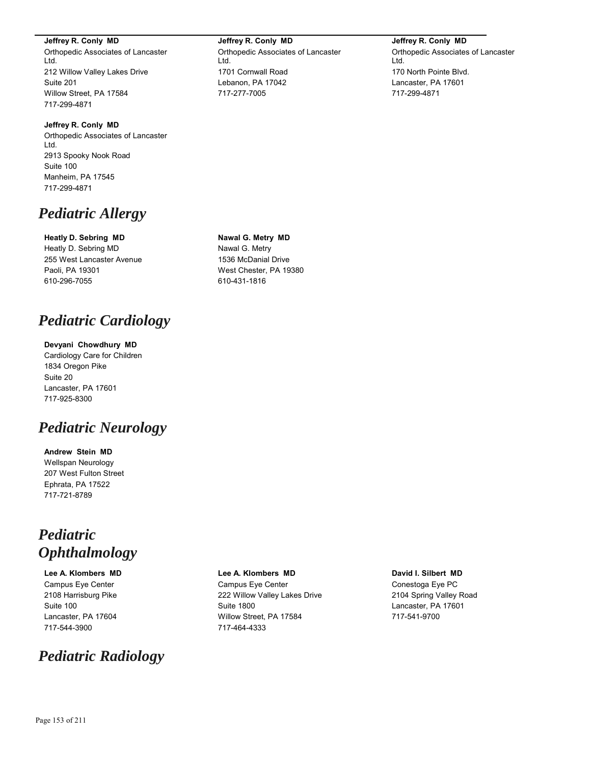**Jeffrey R. Conly MD**
Orthopedic Associates of Lancaster Ltd.
212 Willow Valley Lakes Drive
Suite 201
Willow Street, PA 17584
717-299-4871

**Jeffrey R. Conly MD**
Orthopedic Associates of Lancaster Ltd.
1701 Cornwall Road
Lebanon, PA 17042
717-277-7005

**Jeffrey R. Conly MD**
Orthopedic Associates of Lancaster Ltd.
170 North Pointe Blvd.
Lancaster, PA 17601
717-299-4871

**Jeffrey R. Conly MD**
Orthopedic Associates of Lancaster Ltd.
2913 Spooky Nook Road
Suite 100
Manheim, PA 17545
717-299-4871

# *Pediatric Allergy*

**Heatly D. Sebring MD**
Heatly D. Sebring MD
255 West Lancaster Avenue
Paoli, PA 19301
610-296-7055

**Nawal G. Metry MD**
Nawal G. Metry
1536 McDanial Drive
West Chester, PA 19380
610-431-1816

# *Pediatric Cardiology*

**Devyani Chowdhury MD**
Cardiology Care for Children
1834 Oregon Pike
Suite 20
Lancaster, PA 17601
717-925-8300

# *Pediatric Neurology*

**Andrew Stein MD**
Wellspan Neurology
207 West Fulton Street
Ephrata, PA 17522
717-721-8789

# *Pediatric Ophthalmology*

**Lee A. Klombers MD**
Campus Eye Center
2108 Harrisburg Pike
Suite 100
Lancaster, PA 17604
717-544-3900

**Lee A. Klombers MD**
Campus Eye Center
222 Willow Valley Lakes Drive
Suite 1800
Willow Street, PA 17584
717-464-4333

**David I. Silbert MD**
Conestoga Eye PC
2104 Spring Valley Road
Lancaster, PA 17601
717-541-9700

# *Pediatric Radiology*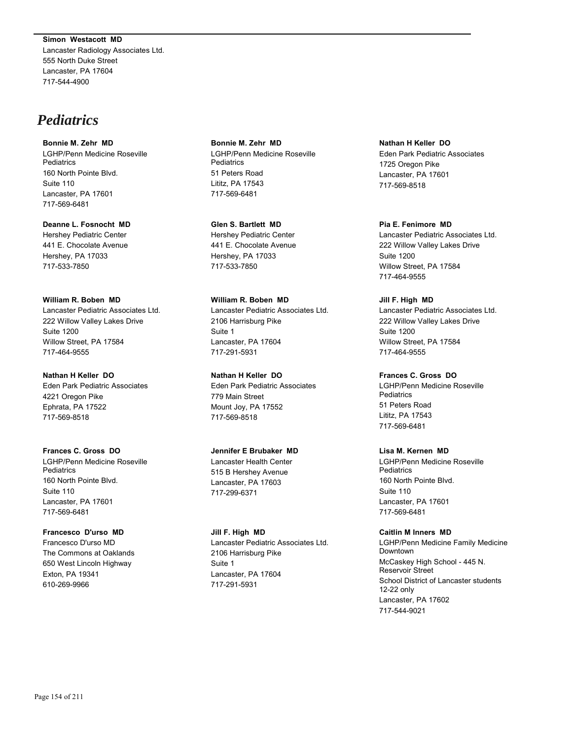**Simon Westacott MD**
Lancaster Radiology Associates Ltd.
555 North Duke Street
Lancaster, PA 17604
717-544-4900

# *Pediatrics*

**Bonnie M. Zehr MD**
LGHP/Penn Medicine Roseville Pediatrics
160 North Pointe Blvd.
Suite 110
Lancaster, PA 17601
717-569-6481

**Deanne L. Fosnocht MD**
Hershey Pediatric Center
441 E. Chocolate Avenue
Hershey, PA 17033
717-533-7850

**William R. Boben MD**
Lancaster Pediatric Associates Ltd.
222 Willow Valley Lakes Drive
Suite 1200
Willow Street, PA 17584
717-464-9555

**Nathan H Keller DO**
Eden Park Pediatric Associates
4221 Oregon Pike
Ephrata, PA 17522
717-569-8518

**Frances C. Gross DO**
LGHP/Penn Medicine Roseville Pediatrics
160 North Pointe Blvd.
Suite 110
Lancaster, PA 17601
717-569-6481

**Francesco D'urso MD**
Francesco D'urso MD
The Commons at Oaklands
650 West Lincoln Highway
Exton, PA 19341
610-269-9966

**Bonnie M. Zehr MD**
LGHP/Penn Medicine Roseville Pediatrics
51 Peters Road
Lititz, PA 17543
717-569-6481

**Glen S. Bartlett MD**
Hershey Pediatric Center
441 E. Chocolate Avenue
Hershey, PA 17033
717-533-7850

**William R. Boben MD**
Lancaster Pediatric Associates Ltd.
2106 Harrisburg Pike
Suite 1
Lancaster, PA 17604
717-291-5931

**Nathan H Keller DO**
Eden Park Pediatric Associates
779 Main Street
Mount Joy, PA 17552
717-569-8518

**Jennifer E Brubaker MD**
Lancaster Health Center
515 B Hershey Avenue
Lancaster, PA 17603
717-299-6371

**Jill F. High MD**
Lancaster Pediatric Associates Ltd.
2106 Harrisburg Pike
Suite 1
Lancaster, PA 17604
717-291-5931

**Nathan H Keller DO**
Eden Park Pediatric Associates
1725 Oregon Pike
Lancaster, PA 17601
717-569-8518

**Pia E. Fenimore MD**
Lancaster Pediatric Associates Ltd.
222 Willow Valley Lakes Drive
Suite 1200
Willow Street, PA 17584
717-464-9555

**Jill F. High MD**
Lancaster Pediatric Associates Ltd.
222 Willow Valley Lakes Drive
Suite 1200
Willow Street, PA 17584
717-464-9555

**Frances C. Gross DO**
LGHP/Penn Medicine Roseville Pediatrics
51 Peters Road
Lititz, PA 17543
717-569-6481

**Lisa M. Kernen MD**
LGHP/Penn Medicine Roseville Pediatrics
160 North Pointe Blvd.
Suite 110
Lancaster, PA 17601
717-569-6481

**Caitlin M Inners MD**
LGHP/Penn Medicine Family Medicine Downtown
McCaskey High School - 445 N. Reservoir Street
School District of Lancaster students 12-22 only
Lancaster, PA 17602
717-544-9021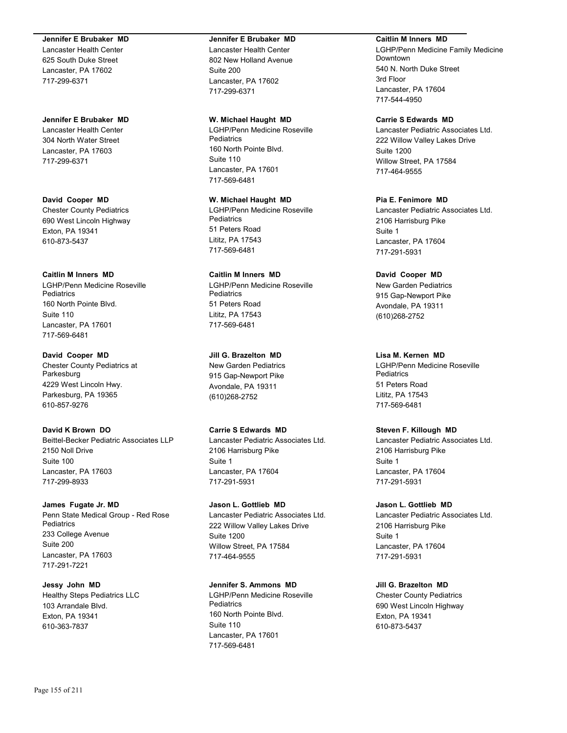**Jennifer E Brubaker MD**
Lancaster Health Center
625 South Duke Street
Lancaster, PA 17602
717-299-6371

**Jennifer E Brubaker MD**
Lancaster Health Center
304 North Water Street
Lancaster, PA 17603
717-299-6371

**David Cooper MD**
Chester County Pediatrics
690 West Lincoln Highway
Exton, PA 19341
610-873-5437

**Caitlin M Inners MD**
LGHP/Penn Medicine Roseville Pediatrics
160 North Pointe Blvd.
Suite 110
Lancaster, PA 17601
717-569-6481

**David Cooper MD**
Chester County Pediatrics at Parkesburg
4229 West Lincoln Hwy.
Parkesburg, PA 19365
610-857-9276

**David K Brown DO**
Beittel-Becker Pediatric Associates LLP
2150 Noll Drive
Suite 100
Lancaster, PA 17603
717-299-8933

**James Fugate Jr. MD**
Penn State Medical Group - Red Rose Pediatrics
233 College Avenue
Suite 200
Lancaster, PA 17603
717-291-7221

**Jessy John MD**
Healthy Steps Pediatrics LLC
103 Arrandale Blvd.
Exton, PA 19341
610-363-7837

**Jennifer E Brubaker MD**
Lancaster Health Center
802 New Holland Avenue
Suite 200
Lancaster, PA 17602
717-299-6371

**W. Michael Haught MD**
LGHP/Penn Medicine Roseville Pediatrics
160 North Pointe Blvd.
Suite 110
Lancaster, PA 17601
717-569-6481

**W. Michael Haught MD**
LGHP/Penn Medicine Roseville Pediatrics
51 Peters Road
Lititz, PA 17543
717-569-6481

**Caitlin M Inners MD**
LGHP/Penn Medicine Roseville Pediatrics
51 Peters Road
Lititz, PA 17543
717-569-6481

**Jill G. Brazelton MD**
New Garden Pediatrics
915 Gap-Newport Pike
Avondale, PA 19311
(610)268-2752

**Carrie S Edwards MD**
Lancaster Pediatric Associates Ltd.
2106 Harrisburg Pike
Suite 1
Lancaster, PA 17604
717-291-5931

**Jason L. Gottlieb MD**
Lancaster Pediatric Associates Ltd.
222 Willow Valley Lakes Drive
Suite 1200
Willow Street, PA 17584
717-464-9555

**Jennifer S. Ammons MD**
LGHP/Penn Medicine Roseville Pediatrics
160 North Pointe Blvd.
Suite 110
Lancaster, PA 17601
717-569-6481

**Caitlin M Inners MD**
LGHP/Penn Medicine Family Medicine Downtown
540 N. North Duke Street
3rd Floor
Lancaster, PA 17604
717-544-4950

**Carrie S Edwards MD**
Lancaster Pediatric Associates Ltd.
222 Willow Valley Lakes Drive
Suite 1200
Willow Street, PA 17584
717-464-9555

**Pia E. Fenimore MD**
Lancaster Pediatric Associates Ltd.
2106 Harrisburg Pike
Suite 1
Lancaster, PA 17604
717-291-5931

**David Cooper MD**
New Garden Pediatrics
915 Gap-Newport Pike
Avondale, PA 19311
(610)268-2752

**Lisa M. Kernen MD**
LGHP/Penn Medicine Roseville Pediatrics
51 Peters Road
Lititz, PA 17543
717-569-6481

**Steven F. Killough MD**
Lancaster Pediatric Associates Ltd.
2106 Harrisburg Pike
Suite 1
Lancaster, PA 17604
717-291-5931

**Jason L. Gottlieb MD**
Lancaster Pediatric Associates Ltd.
2106 Harrisburg Pike
Suite 1
Lancaster, PA 17604
717-291-5931

**Jill G. Brazelton MD**
Chester County Pediatrics
690 West Lincoln Highway
Exton, PA 19341
610-873-5437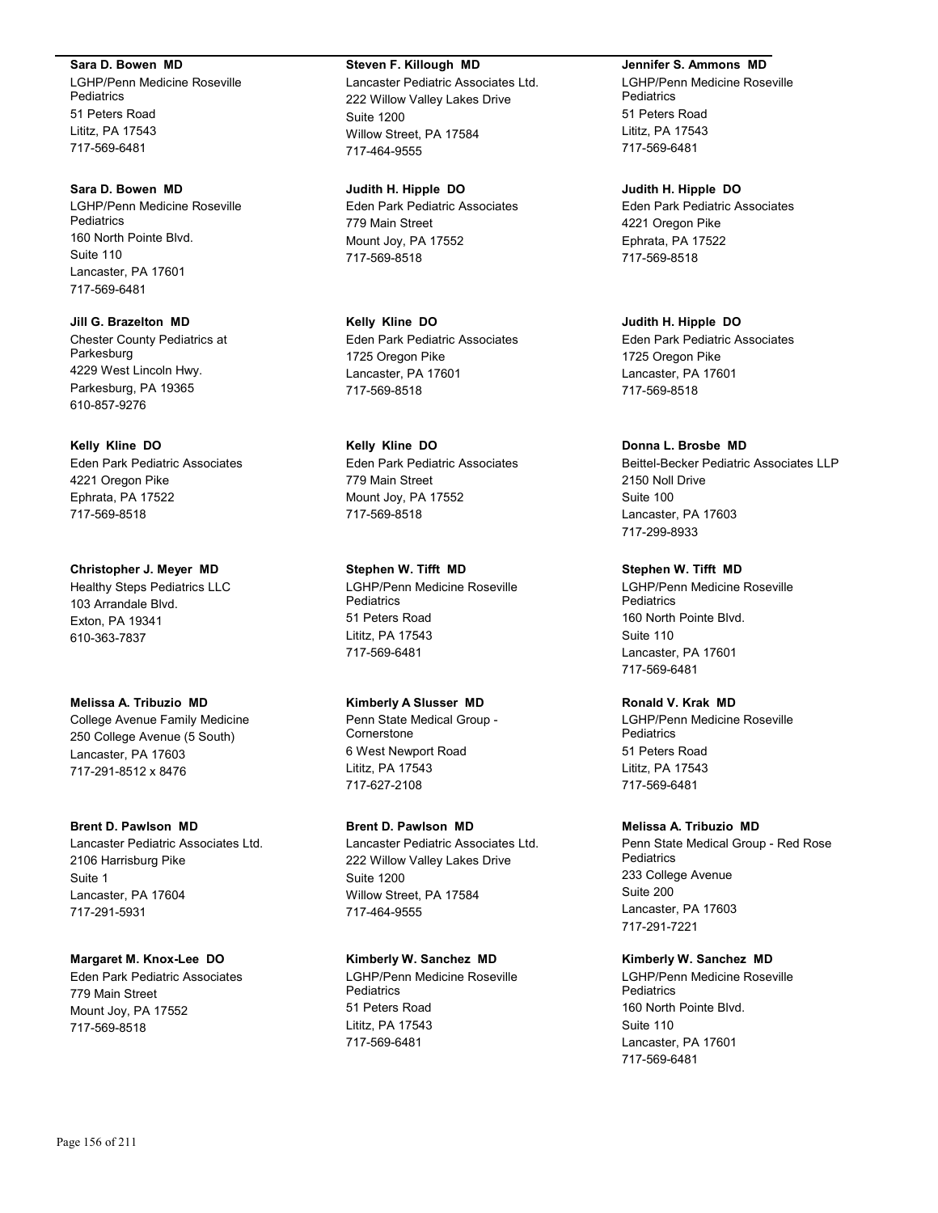**Sara D. Bowen MD**
LGHP/Penn Medicine Roseville Pediatrics
51 Peters Road
Lititz, PA 17543
717-569-6481

**Sara D. Bowen MD**
LGHP/Penn Medicine Roseville Pediatrics
160 North Pointe Blvd.
Suite 110
Lancaster, PA 17601
717-569-6481

**Jill G. Brazelton MD**
Chester County Pediatrics at Parkesburg
4229 West Lincoln Hwy.
Parkesburg, PA 19365
610-857-9276

**Kelly Kline DO**
Eden Park Pediatric Associates
4221 Oregon Pike
Ephrata, PA 17522
717-569-8518

**Christopher J. Meyer MD**
Healthy Steps Pediatrics LLC
103 Arrandale Blvd.
Exton, PA 19341
610-363-7837

**Melissa A. Tribuzio MD**
College Avenue Family Medicine
250 College Avenue (5 South)
Lancaster, PA 17603
717-291-8512 x 8476

**Brent D. Pawlson MD**
Lancaster Pediatric Associates Ltd.
2106 Harrisburg Pike
Suite 1
Lancaster, PA 17604
717-291-5931

**Margaret M. Knox-Lee DO**
Eden Park Pediatric Associates
779 Main Street
Mount Joy, PA 17552
717-569-8518

**Steven F. Killough MD**
Lancaster Pediatric Associates Ltd.
222 Willow Valley Lakes Drive
Suite 1200
Willow Street, PA 17584
717-464-9555

**Judith H. Hipple DO**
Eden Park Pediatric Associates
779 Main Street
Mount Joy, PA 17552
717-569-8518

**Kelly Kline DO**
Eden Park Pediatric Associates
1725 Oregon Pike
Lancaster, PA 17601
717-569-8518

**Kelly Kline DO**
Eden Park Pediatric Associates
779 Main Street
Mount Joy, PA 17552
717-569-8518

**Stephen W. Tifft MD**
LGHP/Penn Medicine Roseville Pediatrics
51 Peters Road
Lititz, PA 17543
717-569-6481

**Kimberly A Slusser MD**
Penn State Medical Group - Cornerstone
6 West Newport Road
Lititz, PA 17543
717-627-2108

**Brent D. Pawlson MD**
Lancaster Pediatric Associates Ltd.
222 Willow Valley Lakes Drive
Suite 1200
Willow Street, PA 17584
717-464-9555

**Kimberly W. Sanchez MD**
LGHP/Penn Medicine Roseville Pediatrics
51 Peters Road
Lititz, PA 17543
717-569-6481

**Jennifer S. Ammons MD**
LGHP/Penn Medicine Roseville Pediatrics
51 Peters Road
Lititz, PA 17543
717-569-6481

**Judith H. Hipple DO**
Eden Park Pediatric Associates
4221 Oregon Pike
Ephrata, PA 17522
717-569-8518

**Judith H. Hipple DO**
Eden Park Pediatric Associates
1725 Oregon Pike
Lancaster, PA 17601
717-569-8518

**Donna L. Brosbe MD**
Beittel-Becker Pediatric Associates LLP
2150 Noll Drive
Suite 100
Lancaster, PA 17603
717-299-8933

**Stephen W. Tifft MD**
LGHP/Penn Medicine Roseville Pediatrics
160 North Pointe Blvd.
Suite 110
Lancaster, PA 17601
717-569-6481

**Ronald V. Krak MD**
LGHP/Penn Medicine Roseville Pediatrics
51 Peters Road
Lititz, PA 17543
717-569-6481

**Melissa A. Tribuzio MD**
Penn State Medical Group - Red Rose Pediatrics
233 College Avenue
Suite 200
Lancaster, PA 17603
717-291-7221

**Kimberly W. Sanchez MD**
LGHP/Penn Medicine Roseville Pediatrics
160 North Pointe Blvd.
Suite 110
Lancaster, PA 17601
717-569-6481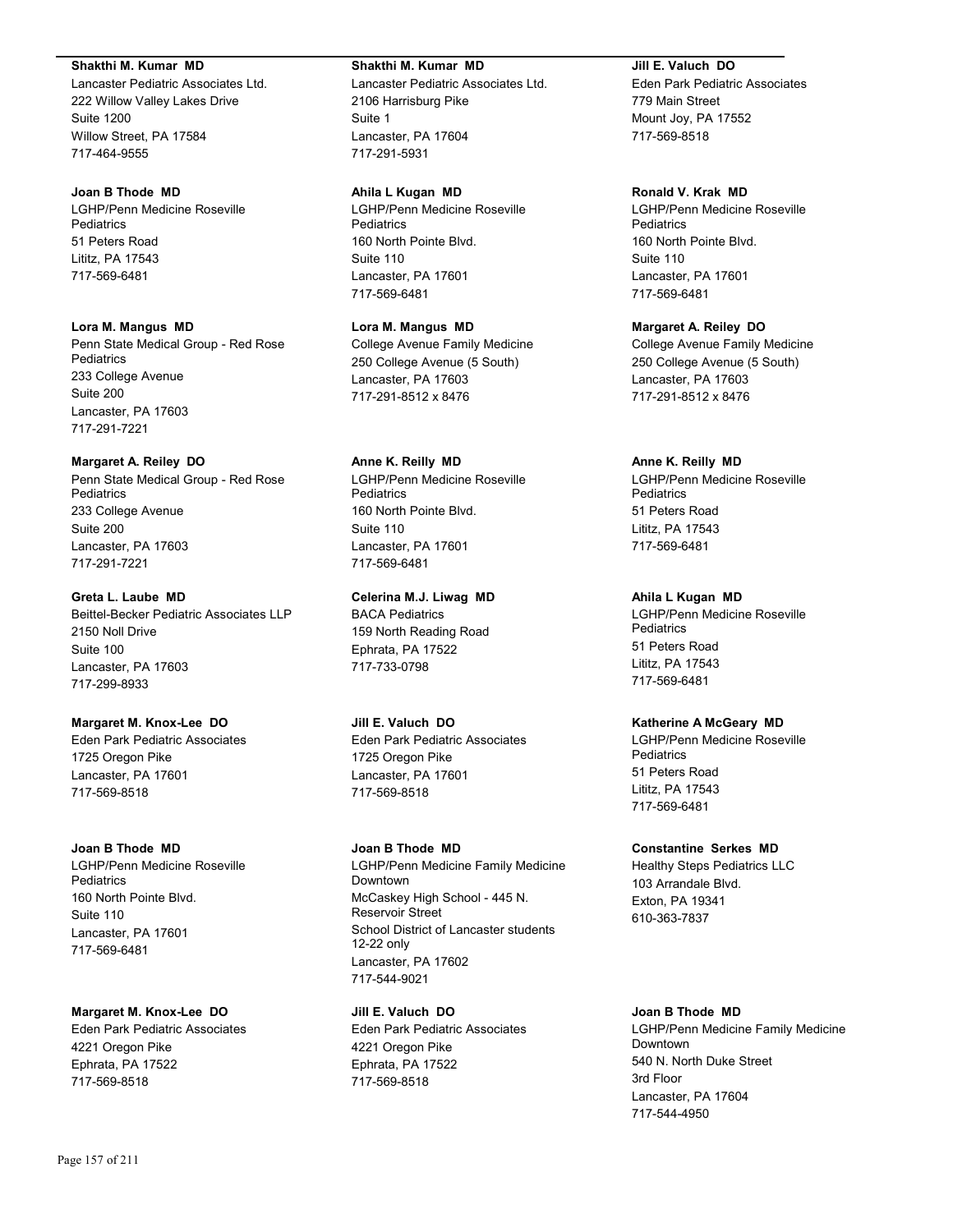**Shakthi M. Kumar MD**
Lancaster Pediatric Associates Ltd.
222 Willow Valley Lakes Drive
Suite 1200
Willow Street, PA 17584
717-464-9555

**Joan B Thode MD**
LGHP/Penn Medicine Roseville Pediatrics
51 Peters Road
Lititz, PA 17543
717-569-6481

**Lora M. Mangus MD**
Penn State Medical Group - Red Rose Pediatrics
233 College Avenue
Suite 200
Lancaster, PA 17603
717-291-7221

**Margaret A. Reiley DO**
Penn State Medical Group - Red Rose Pediatrics
233 College Avenue
Suite 200
Lancaster, PA 17603
717-291-7221

**Greta L. Laube MD**
Beittel-Becker Pediatric Associates LLP
2150 Noll Drive
Suite 100
Lancaster, PA 17603
717-299-8933

**Margaret M. Knox-Lee DO**
Eden Park Pediatric Associates
1725 Oregon Pike
Lancaster, PA 17601
717-569-8518

**Joan B Thode MD**
LGHP/Penn Medicine Roseville Pediatrics
160 North Pointe Blvd.
Suite 110
Lancaster, PA 17601
717-569-6481

**Margaret M. Knox-Lee DO**
Eden Park Pediatric Associates
4221 Oregon Pike
Ephrata, PA 17522
717-569-8518

**Shakthi M. Kumar MD**
Lancaster Pediatric Associates Ltd.
2106 Harrisburg Pike
Suite 1
Lancaster, PA 17604
717-291-5931

**Ahila L Kugan MD**
LGHP/Penn Medicine Roseville Pediatrics
160 North Pointe Blvd.
Suite 110
Lancaster, PA 17601
717-569-6481

**Lora M. Mangus MD**
College Avenue Family Medicine
250 College Avenue (5 South)
Lancaster, PA 17603
717-291-8512 x 8476

**Anne K. Reilly MD**
LGHP/Penn Medicine Roseville Pediatrics
160 North Pointe Blvd.
Suite 110
Lancaster, PA 17601
717-569-6481

**Celerina M.J. Liwag MD**
BACA Pediatrics
159 North Reading Road
Ephrata, PA 17522
717-733-0798

**Jill E. Valuch DO**
Eden Park Pediatric Associates
1725 Oregon Pike
Lancaster, PA 17601
717-569-8518

**Joan B Thode MD**
LGHP/Penn Medicine Family Medicine Downtown
McCaskey High School - 445 N. Reservoir Street
School District of Lancaster students 12-22 only
Lancaster, PA 17602
717-544-9021

**Jill E. Valuch DO**
Eden Park Pediatric Associates
4221 Oregon Pike
Ephrata, PA 17522
717-569-8518

**Jill E. Valuch DO**
Eden Park Pediatric Associates
779 Main Street
Mount Joy, PA 17552
717-569-8518

**Ronald V. Krak MD**
LGHP/Penn Medicine Roseville Pediatrics
160 North Pointe Blvd.
Suite 110
Lancaster, PA 17601
717-569-6481

**Margaret A. Reiley DO**
College Avenue Family Medicine
250 College Avenue (5 South)
Lancaster, PA 17603
717-291-8512 x 8476

**Anne K. Reilly MD**
LGHP/Penn Medicine Roseville Pediatrics
51 Peters Road
Lititz, PA 17543
717-569-6481

**Ahila L Kugan MD**
LGHP/Penn Medicine Roseville Pediatrics
51 Peters Road
Lititz, PA 17543
717-569-6481

**Katherine A McGeary MD**
LGHP/Penn Medicine Roseville Pediatrics
51 Peters Road
Lititz, PA 17543
717-569-6481

**Constantine Serkes MD**
Healthy Steps Pediatrics LLC
103 Arrandale Blvd.
Exton, PA 19341
610-363-7837

**Joan B Thode MD**
LGHP/Penn Medicine Family Medicine Downtown
540 N. North Duke Street
3rd Floor
Lancaster, PA 17604
717-544-4950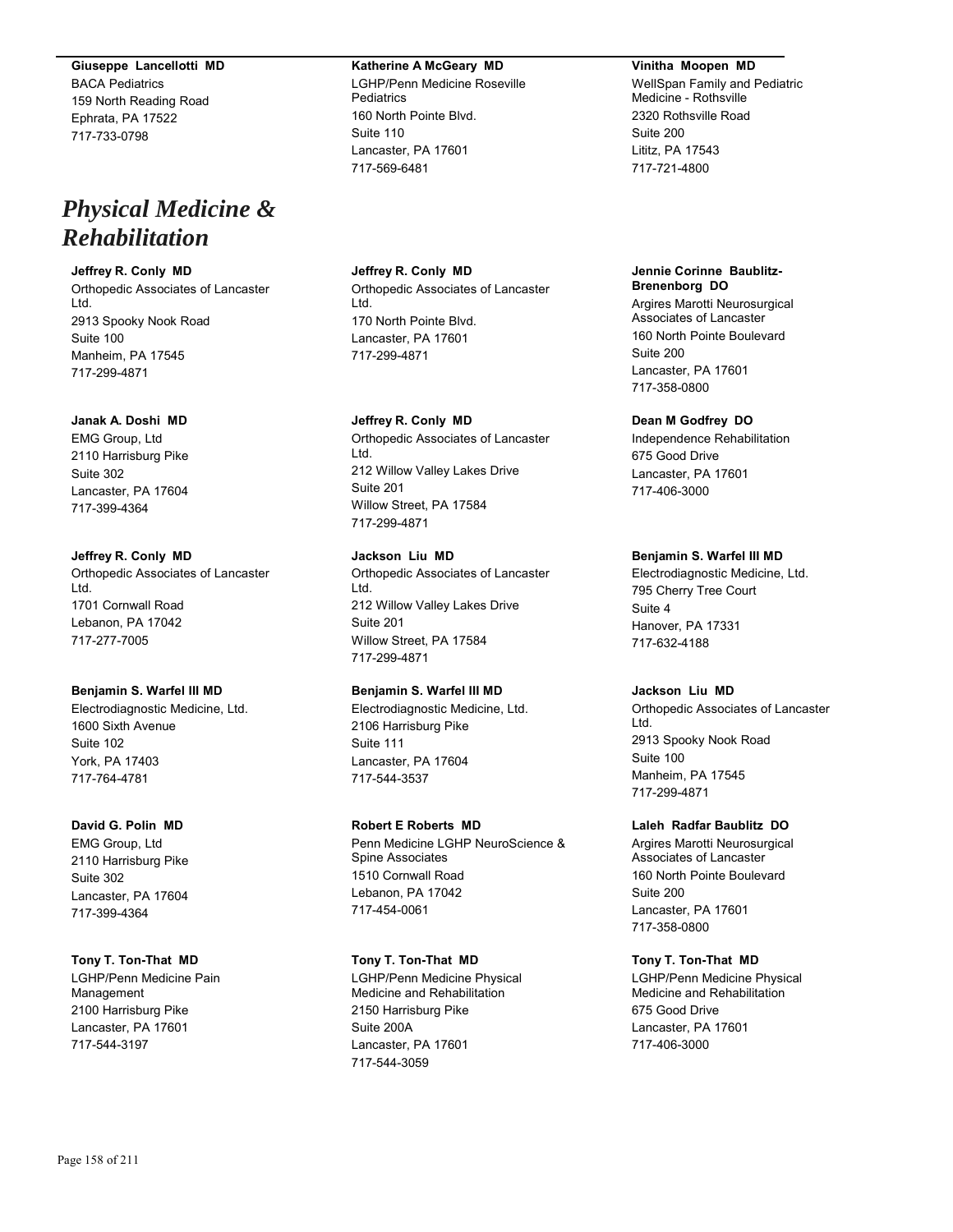**Giuseppe Lancellotti MD**
BACA Pediatrics
159 North Reading Road
Ephrata, PA 17522
717-733-0798

**Katherine A McGeary MD**
LGHP/Penn Medicine Roseville Pediatrics
160 North Pointe Blvd.
Suite 110
Lancaster, PA 17601
717-569-6481

**Vinitha Moopen MD**
WellSpan Family and Pediatric Medicine - Rothsville
2320 Rothsville Road
Suite 200
Lititz, PA 17543
717-721-4800

# *Physical Medicine & Rehabilitation*

**Jeffrey R. Conly MD**
Orthopedic Associates of Lancaster Ltd.
2913 Spooky Nook Road
Suite 100
Manheim, PA 17545
717-299-4871

**Janak A. Doshi MD**
EMG Group, Ltd
2110 Harrisburg Pike
Suite 302
Lancaster, PA 17604
717-399-4364

**Jeffrey R. Conly MD**
Orthopedic Associates of Lancaster Ltd.
1701 Cornwall Road
Lebanon, PA 17042
717-277-7005

**Benjamin S. Warfel III MD**
Electrodiagnostic Medicine, Ltd.
1600 Sixth Avenue
Suite 102
York, PA 17403
717-764-4781

**David G. Polin MD**
EMG Group, Ltd
2110 Harrisburg Pike
Suite 302
Lancaster, PA 17604
717-399-4364

**Tony T. Ton-That MD**
LGHP/Penn Medicine Pain Management
2100 Harrisburg Pike
Lancaster, PA 17601
717-544-3197

**Jeffrey R. Conly MD**
Orthopedic Associates of Lancaster Ltd.
170 North Pointe Blvd.
Lancaster, PA 17601
717-299-4871

**Jeffrey R. Conly MD**
Orthopedic Associates of Lancaster Ltd.
212 Willow Valley Lakes Drive
Suite 201
Willow Street, PA 17584
717-299-4871

**Jackson Liu MD**
Orthopedic Associates of Lancaster Ltd.
212 Willow Valley Lakes Drive
Suite 201
Willow Street, PA 17584
717-299-4871

**Benjamin S. Warfel III MD**
Electrodiagnostic Medicine, Ltd.
2106 Harrisburg Pike
Suite 111
Lancaster, PA 17604
717-544-3537

**Robert E Roberts MD**
Penn Medicine LGHP NeuroScience & Spine Associates
1510 Cornwall Road
Lebanon, PA 17042
717-454-0061

**Tony T. Ton-That MD**
LGHP/Penn Medicine Physical Medicine and Rehabilitation
2150 Harrisburg Pike
Suite 200A
Lancaster, PA 17601
717-544-3059

**Jennie Corinne Baublitz-Brenenborg DO**
Argires Marotti Neurosurgical Associates of Lancaster
160 North Pointe Boulevard
Suite 200
Lancaster, PA 17601
717-358-0800

**Dean M Godfrey DO**
Independence Rehabilitation
675 Good Drive
Lancaster, PA 17601
717-406-3000

**Benjamin S. Warfel III MD**
Electrodiagnostic Medicine, Ltd.
795 Cherry Tree Court
Suite 4
Hanover, PA 17331
717-632-4188

**Jackson Liu MD**
Orthopedic Associates of Lancaster Ltd.
2913 Spooky Nook Road
Suite 100
Manheim, PA 17545
717-299-4871

**Laleh Radfar Baublitz DO**
Argires Marotti Neurosurgical Associates of Lancaster
160 North Pointe Boulevard
Suite 200
Lancaster, PA 17601
717-358-0800

**Tony T. Ton-That MD**
LGHP/Penn Medicine Physical Medicine and Rehabilitation
675 Good Drive
Lancaster, PA 17601
717-406-3000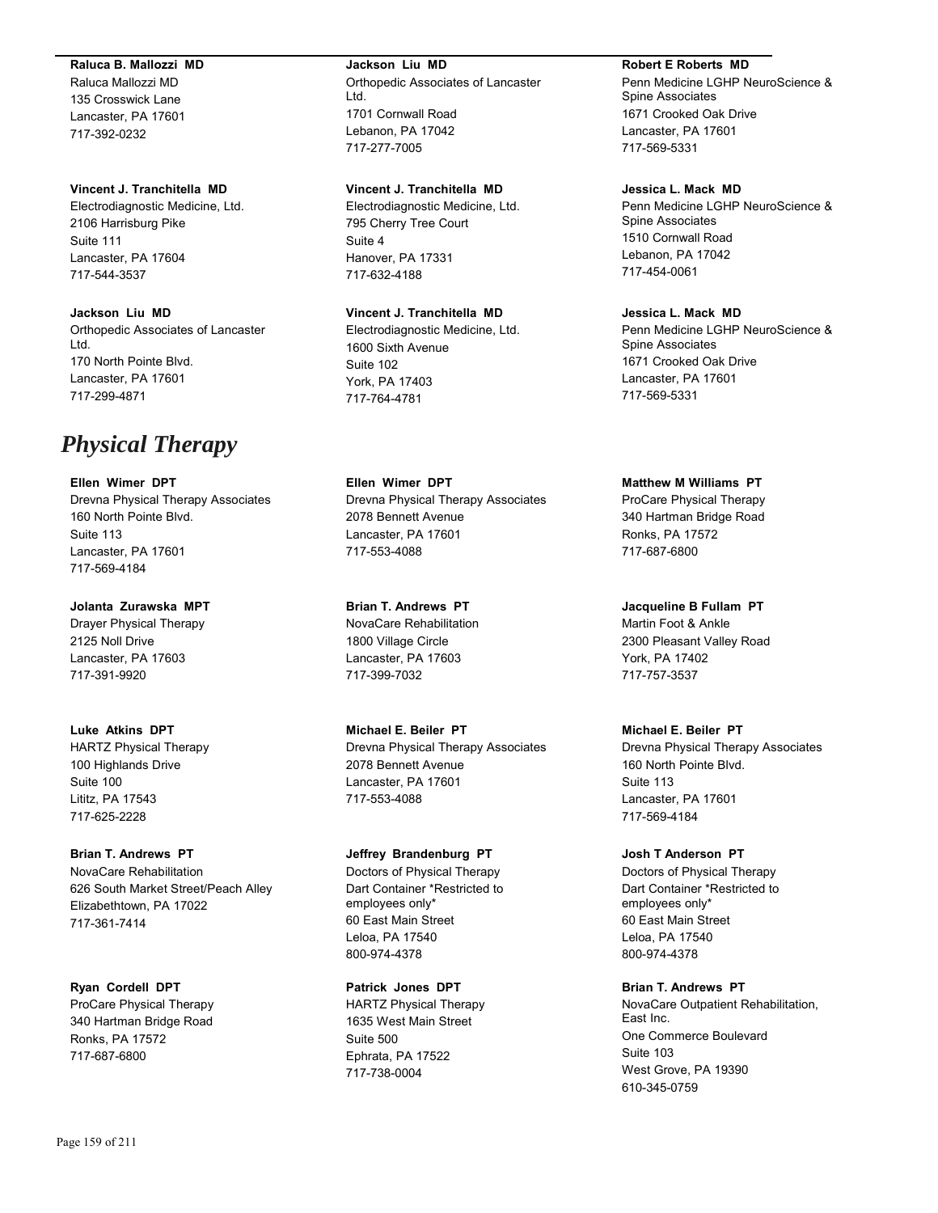**Raluca B. Mallozzi MD**
Raluca Mallozzi MD
135 Crosswick Lane
Lancaster, PA 17601
717-392-0232

**Vincent J. Tranchitella MD**
Electrodiagnostic Medicine, Ltd.
2106 Harrisburg Pike
Suite 111
Lancaster, PA 17604
717-544-3537

**Jackson Liu MD**
Orthopedic Associates of Lancaster Ltd.
170 North Pointe Blvd.
Lancaster, PA 17601
717-299-4871

**Jackson Liu MD**
Orthopedic Associates of Lancaster Ltd.
1701 Cornwall Road
Lebanon, PA 17042
717-277-7005

**Vincent J. Tranchitella MD**
Electrodiagnostic Medicine, Ltd.
795 Cherry Tree Court
Suite 4
Hanover, PA 17331
717-632-4188

**Vincent J. Tranchitella MD**
Electrodiagnostic Medicine, Ltd.
1600 Sixth Avenue
Suite 102
York, PA 17403
717-764-4781

**Robert E Roberts MD**
Penn Medicine LGHP NeuroScience & Spine Associates
1671 Crooked Oak Drive
Lancaster, PA 17601
717-569-5331

**Jessica L. Mack MD**
Penn Medicine LGHP NeuroScience & Spine Associates
1510 Cornwall Road
Lebanon, PA 17042
717-454-0061

**Jessica L. Mack MD**
Penn Medicine LGHP NeuroScience & Spine Associates
1671 Crooked Oak Drive
Lancaster, PA 17601
717-569-5331

# *Physical Therapy*

**Ellen Wimer DPT**
Drevna Physical Therapy Associates
160 North Pointe Blvd.
Suite 113
Lancaster, PA 17601
717-569-4184

**Jolanta Zurawska MPT**
Drayer Physical Therapy
2125 Noll Drive
Lancaster, PA 17603
717-391-9920

**Luke Atkins DPT**
HARTZ Physical Therapy
100 Highlands Drive
Suite 100
Lititz, PA 17543
717-625-2228

**Brian T. Andrews PT**
NovaCare Rehabilitation
626 South Market Street/Peach Alley
Elizabethtown, PA 17022
717-361-7414

**Ryan Cordell DPT**
ProCare Physical Therapy
340 Hartman Bridge Road
Ronks, PA 17572
717-687-6800

**Ellen Wimer DPT**
Drevna Physical Therapy Associates
2078 Bennett Avenue
Lancaster, PA 17601
717-553-4088

**Brian T. Andrews PT**
NovaCare Rehabilitation
1800 Village Circle
Lancaster, PA 17603
717-399-7032

**Michael E. Beiler PT**
Drevna Physical Therapy Associates
2078 Bennett Avenue
Lancaster, PA 17601
717-553-4088

**Jeffrey Brandenburg PT**
Doctors of Physical Therapy
Dart Container *Restricted to employees only*
60 East Main Street
Leloa, PA 17540
800-974-4378

**Patrick Jones DPT**
HARTZ Physical Therapy
1635 West Main Street
Suite 500
Ephrata, PA 17522
717-738-0004

**Matthew M Williams PT**
ProCare Physical Therapy
340 Hartman Bridge Road
Ronks, PA 17572
717-687-6800

**Jacqueline B Fullam PT**
Martin Foot & Ankle
2300 Pleasant Valley Road
York, PA 17402
717-757-3537

**Michael E. Beiler PT**
Drevna Physical Therapy Associates
160 North Pointe Blvd.
Suite 113
Lancaster, PA 17601
717-569-4184

**Josh T Anderson PT**
Doctors of Physical Therapy
Dart Container *Restricted to employees only*
60 East Main Street
Leloa, PA 17540
800-974-4378

**Brian T. Andrews PT**
NovaCare Outpatient Rehabilitation, East Inc.
One Commerce Boulevard
Suite 103
West Grove, PA 19390
610-345-0759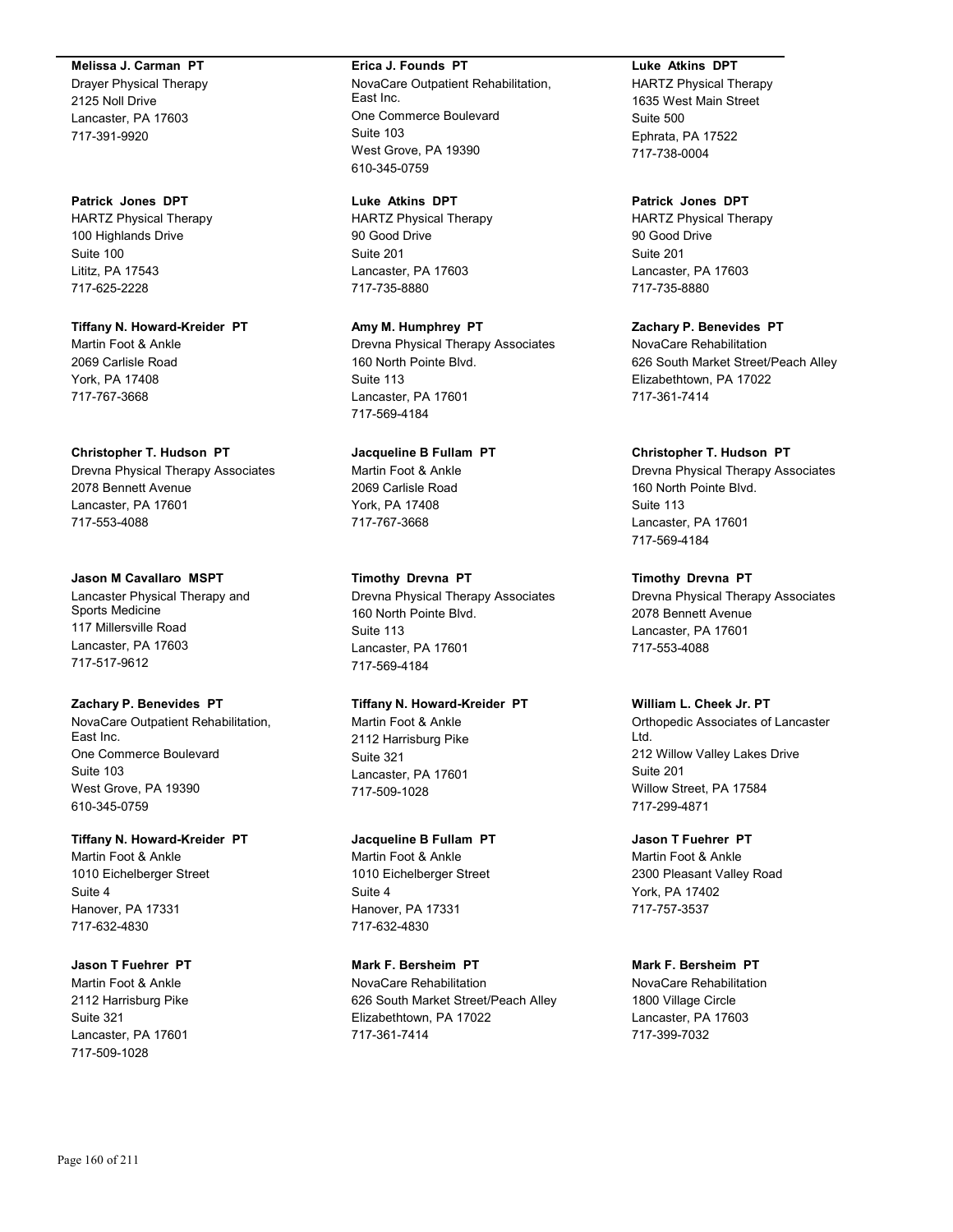**Melissa J. Carman PT**
Drayer Physical Therapy
2125 Noll Drive
Lancaster, PA 17603
717-391-9920

**Patrick Jones DPT**
HARTZ Physical Therapy
100 Highlands Drive
Suite 100
Lititz, PA 17543
717-625-2228

**Tiffany N. Howard-Kreider PT**
Martin Foot & Ankle
2069 Carlisle Road
York, PA 17408
717-767-3668

**Christopher T. Hudson PT**
Drevna Physical Therapy Associates
2078 Bennett Avenue
Lancaster, PA 17601
717-553-4088

**Jason M Cavallaro MSPT**
Lancaster Physical Therapy and Sports Medicine
117 Millersville Road
Lancaster, PA 17603
717-517-9612

**Zachary P. Benevides PT**
NovaCare Outpatient Rehabilitation, East Inc.
One Commerce Boulevard
Suite 103
West Grove, PA 19390
610-345-0759

**Tiffany N. Howard-Kreider PT**
Martin Foot & Ankle
1010 Eichelberger Street
Suite 4
Hanover, PA 17331
717-632-4830

**Jason T Fuehrer PT**
Martin Foot & Ankle
2112 Harrisburg Pike
Suite 321
Lancaster, PA 17601
717-509-1028

**Erica J. Founds PT**
NovaCare Outpatient Rehabilitation, East Inc.
One Commerce Boulevard
Suite 103
West Grove, PA 19390
610-345-0759

**Luke Atkins DPT**
HARTZ Physical Therapy
90 Good Drive
Suite 201
Lancaster, PA 17603
717-735-8880

**Amy M. Humphrey PT**
Drevna Physical Therapy Associates
160 North Pointe Blvd.
Suite 113
Lancaster, PA 17601
717-569-4184

**Jacqueline B Fullam PT**
Martin Foot & Ankle
2069 Carlisle Road
York, PA 17408
717-767-3668

**Timothy Drevna PT**
Drevna Physical Therapy Associates
160 North Pointe Blvd.
Suite 113
Lancaster, PA 17601
717-569-4184

**Tiffany N. Howard-Kreider PT**
Martin Foot & Ankle
2112 Harrisburg Pike
Suite 321
Lancaster, PA 17601
717-509-1028

**Jacqueline B Fullam PT**
Martin Foot & Ankle
1010 Eichelberger Street
Suite 4
Hanover, PA 17331
717-632-4830

**Mark F. Bersheim PT**
NovaCare Rehabilitation
626 South Market Street/Peach Alley
Elizabethtown, PA 17022
717-361-7414

**Luke Atkins DPT**
HARTZ Physical Therapy
1635 West Main Street
Suite 500
Ephrata, PA 17522
717-738-0004

**Patrick Jones DPT**
HARTZ Physical Therapy
90 Good Drive
Suite 201
Lancaster, PA 17603
717-735-8880

**Zachary P. Benevides PT**
NovaCare Rehabilitation
626 South Market Street/Peach Alley
Elizabethtown, PA 17022
717-361-7414

**Christopher T. Hudson PT**
Drevna Physical Therapy Associates
160 North Pointe Blvd.
Suite 113
Lancaster, PA 17601
717-569-4184

**Timothy Drevna PT**
Drevna Physical Therapy Associates
2078 Bennett Avenue
Lancaster, PA 17601
717-553-4088

**William L. Cheek Jr. PT**
Orthopedic Associates of Lancaster Ltd.
212 Willow Valley Lakes Drive
Suite 201
Willow Street, PA 17584
717-299-4871

**Jason T Fuehrer PT**
Martin Foot & Ankle
2300 Pleasant Valley Road
York, PA 17402
717-757-3537

**Mark F. Bersheim PT**
NovaCare Rehabilitation
1800 Village Circle
Lancaster, PA 17603
717-399-7032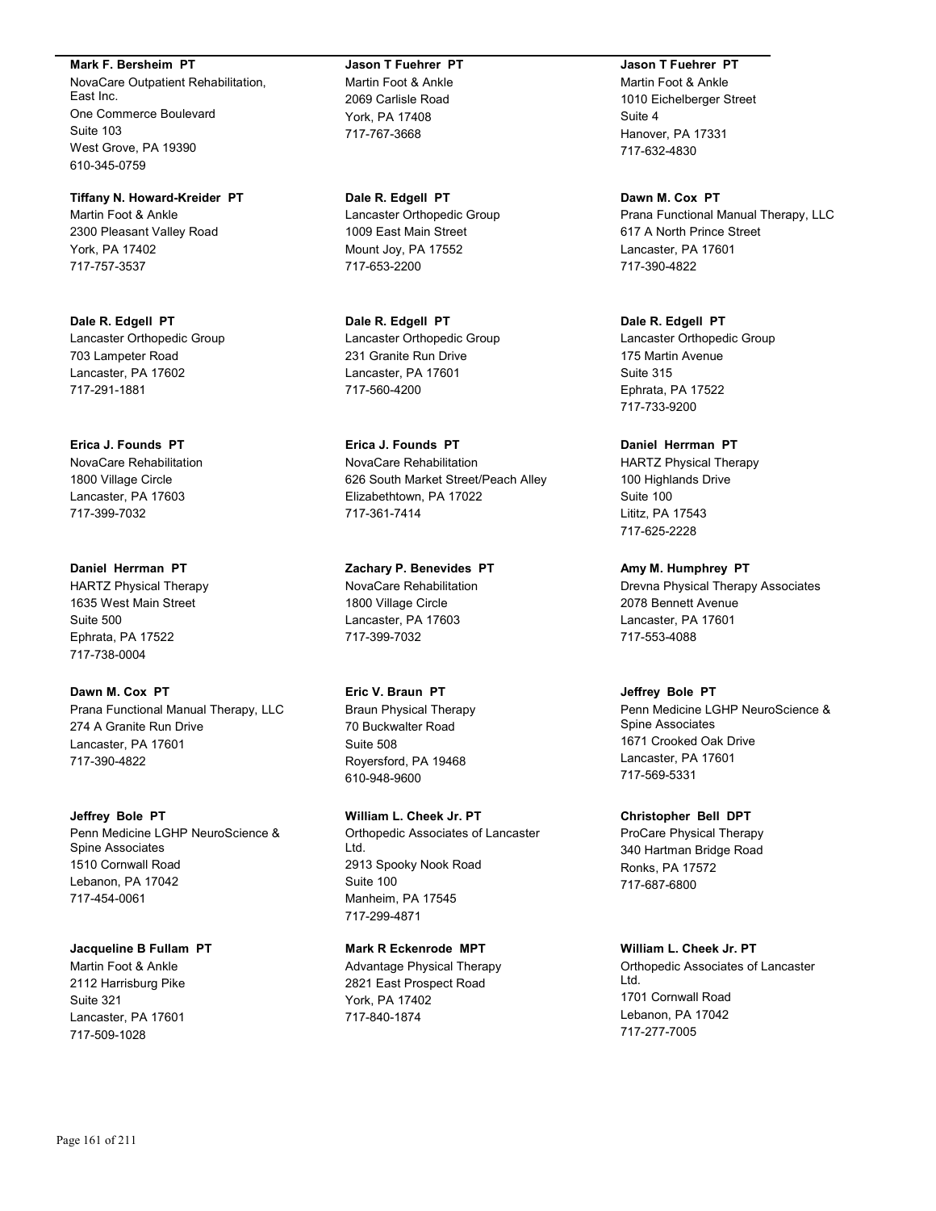**Mark F. Bersheim PT**
NovaCare Outpatient Rehabilitation, East Inc.
One Commerce Boulevard
Suite 103
West Grove, PA 19390
610-345-0759

**Tiffany N. Howard-Kreider PT**
Martin Foot & Ankle
2300 Pleasant Valley Road
York, PA 17402
717-757-3537

**Dale R. Edgell PT**
Lancaster Orthopedic Group
703 Lampeter Road
Lancaster, PA 17602
717-291-1881

**Erica J. Founds PT**
NovaCare Rehabilitation
1800 Village Circle
Lancaster, PA 17603
717-399-7032

**Daniel Herrman PT**
HARTZ Physical Therapy
1635 West Main Street
Suite 500
Ephrata, PA 17522
717-738-0004

**Dawn M. Cox PT**
Prana Functional Manual Therapy, LLC
274 A Granite Run Drive
Lancaster, PA 17601
717-390-4822

**Jeffrey Bole PT**
Penn Medicine LGHP NeuroScience & Spine Associates
1510 Cornwall Road
Lebanon, PA 17042
717-454-0061

**Jacqueline B Fullam PT**
Martin Foot & Ankle
2112 Harrisburg Pike
Suite 321
Lancaster, PA 17601
717-509-1028

**Jason T Fuehrer PT**
Martin Foot & Ankle
2069 Carlisle Road
York, PA 17408
717-767-3668

**Dale R. Edgell PT**
Lancaster Orthopedic Group
1009 East Main Street
Mount Joy, PA 17552
717-653-2200

**Dale R. Edgell PT**
Lancaster Orthopedic Group
231 Granite Run Drive
Lancaster, PA 17601
717-560-4200

**Erica J. Founds PT**
NovaCare Rehabilitation
626 South Market Street/Peach Alley
Elizabethtown, PA 17022
717-361-7414

**Zachary P. Benevides PT**
NovaCare Rehabilitation
1800 Village Circle
Lancaster, PA 17603
717-399-7032

**Eric V. Braun PT**
Braun Physical Therapy
70 Buckwalter Road
Suite 508
Royersford, PA 19468
610-948-9600

**William L. Cheek Jr. PT**
Orthopedic Associates of Lancaster Ltd.
2913 Spooky Nook Road
Suite 100
Manheim, PA 17545
717-299-4871

**Mark R Eckenrode MPT**
Advantage Physical Therapy
2821 East Prospect Road
York, PA 17402
717-840-1874

**Jason T Fuehrer PT**
Martin Foot & Ankle
1010 Eichelberger Street
Suite 4
Hanover, PA 17331
717-632-4830

**Dawn M. Cox PT**
Prana Functional Manual Therapy, LLC
617 A North Prince Street
Lancaster, PA 17601
717-390-4822

**Dale R. Edgell PT**
Lancaster Orthopedic Group
175 Martin Avenue
Suite 315
Ephrata, PA 17522
717-733-9200

**Daniel Herrman PT**
HARTZ Physical Therapy
100 Highlands Drive
Suite 100
Lititz, PA 17543
717-625-2228

**Amy M. Humphrey PT**
Drevna Physical Therapy Associates
2078 Bennett Avenue
Lancaster, PA 17601
717-553-4088

**Jeffrey Bole PT**
Penn Medicine LGHP NeuroScience & Spine Associates
1671 Crooked Oak Drive
Lancaster, PA 17601
717-569-5331

**Christopher Bell DPT**
ProCare Physical Therapy
340 Hartman Bridge Road
Ronks, PA 17572
717-687-6800

**William L. Cheek Jr. PT**
Orthopedic Associates of Lancaster Ltd.
1701 Cornwall Road
Lebanon, PA 17042
717-277-7005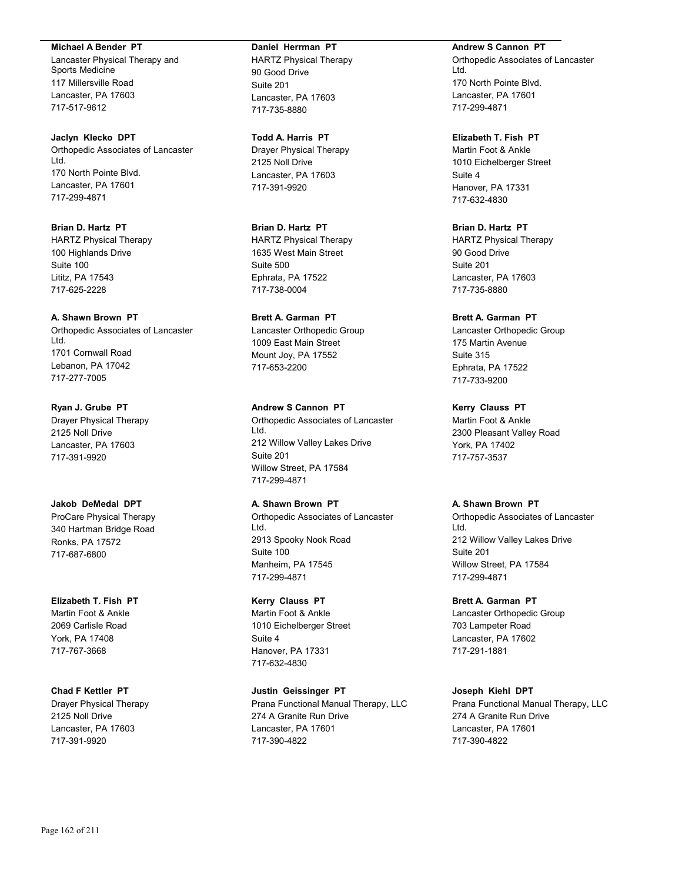**Michael A Bender PT**
Lancaster Physical Therapy and Sports Medicine
117 Millersville Road
Lancaster, PA 17603
717-517-9612

**Jaclyn Klecko DPT**
Orthopedic Associates of Lancaster Ltd.
170 North Pointe Blvd.
Lancaster, PA 17601
717-299-4871

**Brian D. Hartz PT**
HARTZ Physical Therapy
100 Highlands Drive
Suite 100
Lititz, PA 17543
717-625-2228

**A. Shawn Brown PT**
Orthopedic Associates of Lancaster Ltd.
1701 Cornwall Road
Lebanon, PA 17042
717-277-7005

**Ryan J. Grube PT**
Drayer Physical Therapy
2125 Noll Drive
Lancaster, PA 17603
717-391-9920

**Jakob DeMedal DPT**
ProCare Physical Therapy
340 Hartman Bridge Road
Ronks, PA 17572
717-687-6800

**Elizabeth T. Fish PT**
Martin Foot & Ankle
2069 Carlisle Road
York, PA 17408
717-767-3668

**Chad F Kettler PT**
Drayer Physical Therapy
2125 Noll Drive
Lancaster, PA 17603
717-391-9920

**Daniel Herrman PT**
HARTZ Physical Therapy
90 Good Drive
Suite 201
Lancaster, PA 17603
717-735-8880

**Todd A. Harris PT**
Drayer Physical Therapy
2125 Noll Drive
Lancaster, PA 17603
717-391-9920

**Brian D. Hartz PT**
HARTZ Physical Therapy
1635 West Main Street
Suite 500
Ephrata, PA 17522
717-738-0004

**Brett A. Garman PT**
Lancaster Orthopedic Group
1009 East Main Street
Mount Joy, PA 17552
717-653-2200

**Andrew S Cannon PT**
Orthopedic Associates of Lancaster Ltd.
212 Willow Valley Lakes Drive
Suite 201
Willow Street, PA 17584
717-299-4871

**A. Shawn Brown PT**
Orthopedic Associates of Lancaster Ltd.
2913 Spooky Nook Road
Suite 100
Manheim, PA 17545
717-299-4871

**Kerry Clauss PT**
Martin Foot & Ankle
1010 Eichelberger Street
Suite 4
Hanover, PA 17331
717-632-4830

**Justin Geissinger PT**
Prana Functional Manual Therapy, LLC
274 A Granite Run Drive
Lancaster, PA 17601
717-390-4822

**Andrew S Cannon PT**
Orthopedic Associates of Lancaster Ltd.
170 North Pointe Blvd.
Lancaster, PA 17601
717-299-4871

**Elizabeth T. Fish PT**
Martin Foot & Ankle
1010 Eichelberger Street
Suite 4
Hanover, PA 17331
717-632-4830

**Brian D. Hartz PT**
HARTZ Physical Therapy
90 Good Drive
Suite 201
Lancaster, PA 17603
717-735-8880

**Brett A. Garman PT**
Lancaster Orthopedic Group
175 Martin Avenue
Suite 315
Ephrata, PA 17522
717-733-9200

**Kerry Clauss PT**
Martin Foot & Ankle
2300 Pleasant Valley Road
York, PA 17402
717-757-3537

**A. Shawn Brown PT**
Orthopedic Associates of Lancaster Ltd.
212 Willow Valley Lakes Drive
Suite 201
Willow Street, PA 17584
717-299-4871

**Brett A. Garman PT**
Lancaster Orthopedic Group
703 Lampeter Road
Lancaster, PA 17602
717-291-1881

**Joseph Kiehl DPT**
Prana Functional Manual Therapy, LLC
274 A Granite Run Drive
Lancaster, PA 17601
717-390-4822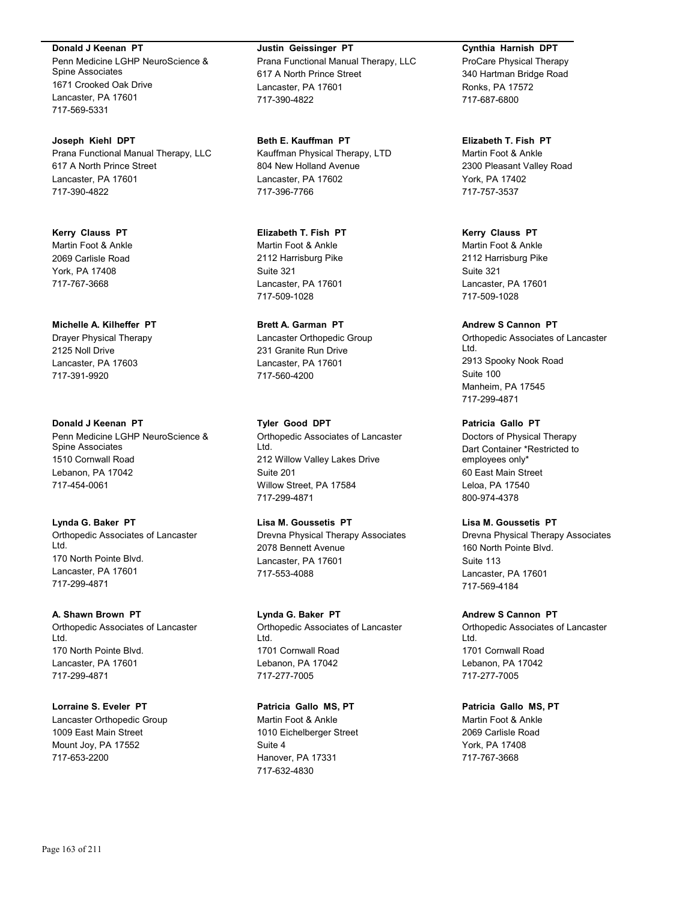**Donald J Keenan PT**
Penn Medicine LGHP NeuroScience & Spine Associates
1671 Crooked Oak Drive
Lancaster, PA 17601
717-569-5331

**Joseph Kiehl DPT**
Prana Functional Manual Therapy, LLC
617 A North Prince Street
Lancaster, PA 17601
717-390-4822

**Kerry Clauss PT**
Martin Foot & Ankle
2069 Carlisle Road
York, PA 17408
717-767-3668

**Michelle A. Kilheffer PT**
Drayer Physical Therapy
2125 Noll Drive
Lancaster, PA 17603
717-391-9920

**Donald J Keenan PT**
Penn Medicine LGHP NeuroScience & Spine Associates
1510 Cornwall Road
Lebanon, PA 17042
717-454-0061

**Lynda G. Baker PT**
Orthopedic Associates of Lancaster Ltd.
170 North Pointe Blvd.
Lancaster, PA 17601
717-299-4871

**A. Shawn Brown PT**
Orthopedic Associates of Lancaster Ltd.
170 North Pointe Blvd.
Lancaster, PA 17601
717-299-4871

**Lorraine S. Eveler PT**
Lancaster Orthopedic Group
1009 East Main Street
Mount Joy, PA 17552
717-653-2200

**Justin Geissinger PT**
Prana Functional Manual Therapy, LLC
617 A North Prince Street
Lancaster, PA 17601
717-390-4822

**Beth E. Kauffman PT**
Kauffman Physical Therapy, LTD
804 New Holland Avenue
Lancaster, PA 17602
717-396-7766

**Elizabeth T. Fish PT**
Martin Foot & Ankle
2112 Harrisburg Pike
Suite 321
Lancaster, PA 17601
717-509-1028

**Brett A. Garman PT**
Lancaster Orthopedic Group
231 Granite Run Drive
Lancaster, PA 17601
717-560-4200

**Tyler Good DPT**
Orthopedic Associates of Lancaster Ltd.
212 Willow Valley Lakes Drive
Suite 201
Willow Street, PA 17584
717-299-4871

**Lisa M. Goussetis PT**
Drevna Physical Therapy Associates
2078 Bennett Avenue
Lancaster, PA 17601
717-553-4088

**Lynda G. Baker PT**
Orthopedic Associates of Lancaster Ltd.
1701 Cornwall Road
Lebanon, PA 17042
717-277-7005

**Patricia Gallo MS, PT**
Martin Foot & Ankle
1010 Eichelberger Street
Suite 4
Hanover, PA 17331
717-632-4830

**Cynthia Harnish DPT**
ProCare Physical Therapy
340 Hartman Bridge Road
Ronks, PA 17572
717-687-6800

**Elizabeth T. Fish PT**
Martin Foot & Ankle
2300 Pleasant Valley Road
York, PA 17402
717-757-3537

**Kerry Clauss PT**
Martin Foot & Ankle
2112 Harrisburg Pike
Suite 321
Lancaster, PA 17601
717-509-1028

**Andrew S Cannon PT**
Orthopedic Associates of Lancaster Ltd.
2913 Spooky Nook Road
Suite 100
Manheim, PA 17545
717-299-4871

**Patricia Gallo PT**
Doctors of Physical Therapy
Dart Container *Restricted to employees only*
60 East Main Street
Leloa, PA 17540
800-974-4378

**Lisa M. Goussetis PT**
Drevna Physical Therapy Associates
160 North Pointe Blvd.
Suite 113
Lancaster, PA 17601
717-569-4184

**Andrew S Cannon PT**
Orthopedic Associates of Lancaster Ltd.
1701 Cornwall Road
Lebanon, PA 17042
717-277-7005

**Patricia Gallo MS, PT**
Martin Foot & Ankle
2069 Carlisle Road
York, PA 17408
717-767-3668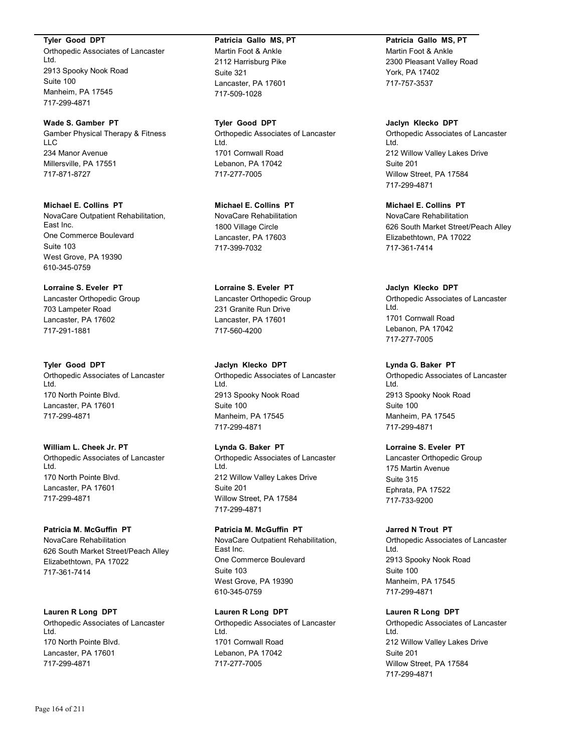**Tyler Good DPT**
Orthopedic Associates of Lancaster Ltd.
2913 Spooky Nook Road
Suite 100
Manheim, PA 17545
717-299-4871

**Wade S. Gamber PT**
Gamber Physical Therapy & Fitness LLC
234 Manor Avenue
Millersville, PA 17551
717-871-8727

**Michael E. Collins PT**
NovaCare Outpatient Rehabilitation, East Inc.
One Commerce Boulevard
Suite 103
West Grove, PA 19390
610-345-0759

**Lorraine S. Eveler PT**
Lancaster Orthopedic Group
703 Lampeter Road
Lancaster, PA 17602
717-291-1881

**Tyler Good DPT**
Orthopedic Associates of Lancaster Ltd.
170 North Pointe Blvd.
Lancaster, PA 17601
717-299-4871

**William L. Cheek Jr. PT**
Orthopedic Associates of Lancaster Ltd.
170 North Pointe Blvd.
Lancaster, PA 17601
717-299-4871

**Patricia M. McGuffin PT**
NovaCare Rehabilitation
626 South Market Street/Peach Alley
Elizabethtown, PA 17022
717-361-7414

**Lauren R Long DPT**
Orthopedic Associates of Lancaster Ltd.
170 North Pointe Blvd.
Lancaster, PA 17601
717-299-4871

**Patricia Gallo MS, PT**
Martin Foot & Ankle
2112 Harrisburg Pike
Suite 321
Lancaster, PA 17601
717-509-1028

**Tyler Good DPT**
Orthopedic Associates of Lancaster Ltd.
1701 Cornwall Road
Lebanon, PA 17042
717-277-7005

**Michael E. Collins PT**
NovaCare Rehabilitation
1800 Village Circle
Lancaster, PA 17603
717-399-7032

**Lorraine S. Eveler PT**
Lancaster Orthopedic Group
231 Granite Run Drive
Lancaster, PA 17601
717-560-4200

**Jaclyn Klecko DPT**
Orthopedic Associates of Lancaster Ltd.
2913 Spooky Nook Road
Suite 100
Manheim, PA 17545
717-299-4871

**Lynda G. Baker PT**
Orthopedic Associates of Lancaster Ltd.
212 Willow Valley Lakes Drive
Suite 201
Willow Street, PA 17584
717-299-4871

**Patricia M. McGuffin PT**
NovaCare Outpatient Rehabilitation, East Inc.
One Commerce Boulevard
Suite 103
West Grove, PA 19390
610-345-0759

**Lauren R Long DPT**
Orthopedic Associates of Lancaster Ltd.
1701 Cornwall Road
Lebanon, PA 17042
717-277-7005

**Patricia Gallo MS, PT**
Martin Foot & Ankle
2300 Pleasant Valley Road
York, PA 17402
717-757-3537

**Jaclyn Klecko DPT**
Orthopedic Associates of Lancaster Ltd.
212 Willow Valley Lakes Drive
Suite 201
Willow Street, PA 17584
717-299-4871

**Michael E. Collins PT**
NovaCare Rehabilitation
626 South Market Street/Peach Alley
Elizabethtown, PA 17022
717-361-7414

**Jaclyn Klecko DPT**
Orthopedic Associates of Lancaster Ltd.
1701 Cornwall Road
Lebanon, PA 17042
717-277-7005

**Lynda G. Baker PT**
Orthopedic Associates of Lancaster Ltd.
2913 Spooky Nook Road
Suite 100
Manheim, PA 17545
717-299-4871

**Lorraine S. Eveler PT**
Lancaster Orthopedic Group
175 Martin Avenue
Suite 315
Ephrata, PA 17522
717-733-9200

**Jarred N Trout PT**
Orthopedic Associates of Lancaster Ltd.
2913 Spooky Nook Road
Suite 100
Manheim, PA 17545
717-299-4871

**Lauren R Long DPT**
Orthopedic Associates of Lancaster Ltd.
212 Willow Valley Lakes Drive
Suite 201
Willow Street, PA 17584
717-299-4871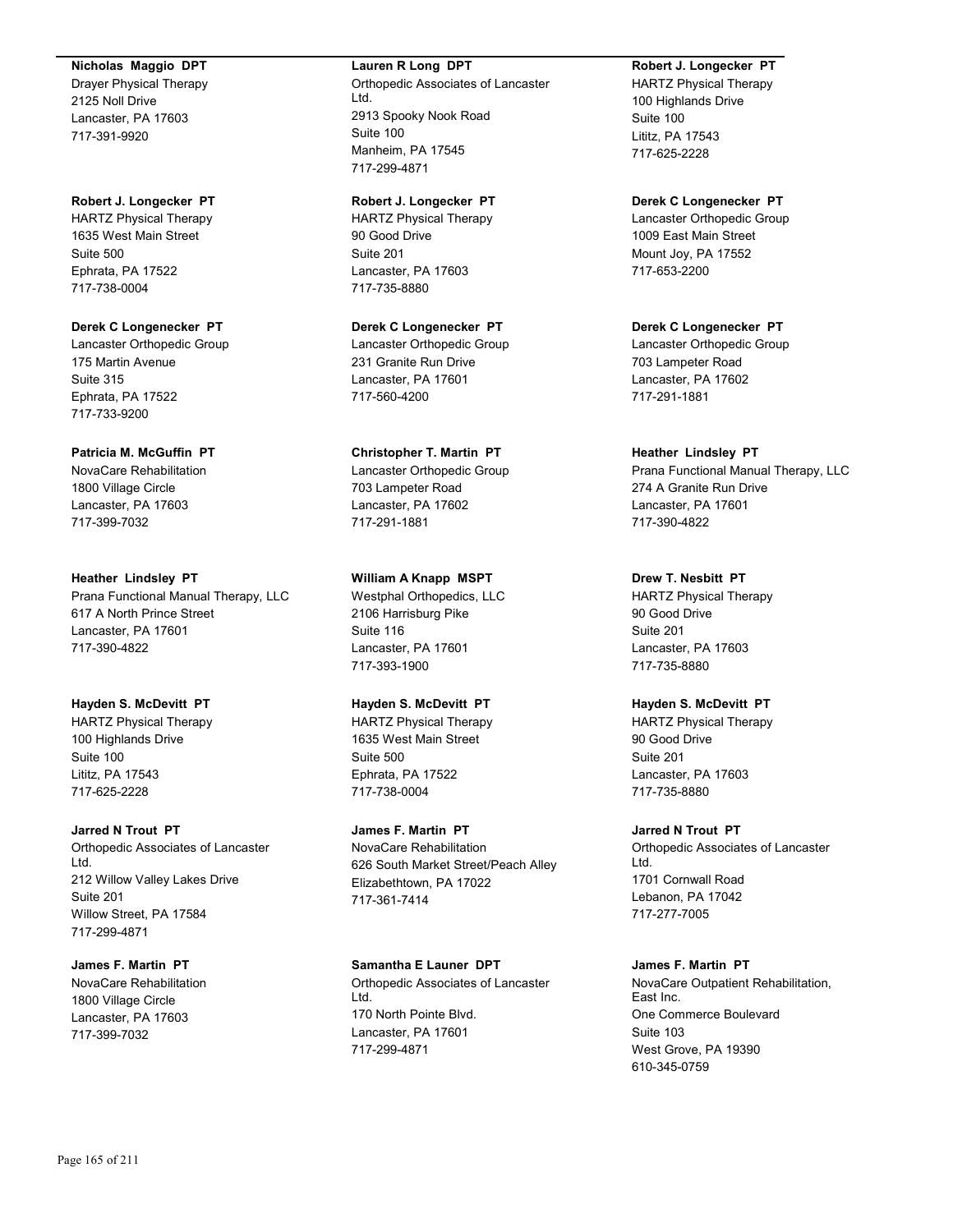**Nicholas Maggio DPT**
Drayer Physical Therapy
2125 Noll Drive
Lancaster, PA 17603
717-391-9920

**Robert J. Longecker PT**
HARTZ Physical Therapy
1635 West Main Street
Suite 500
Ephrata, PA 17522
717-738-0004

**Derek C Longenecker PT**
Lancaster Orthopedic Group
175 Martin Avenue
Suite 315
Ephrata, PA 17522
717-733-9200

**Patricia M. McGuffin PT**
NovaCare Rehabilitation
1800 Village Circle
Lancaster, PA 17603
717-399-7032

**Heather Lindsley PT**
Prana Functional Manual Therapy, LLC
617 A North Prince Street
Lancaster, PA 17601
717-390-4822

**Hayden S. McDevitt PT**
HARTZ Physical Therapy
100 Highlands Drive
Suite 100
Lititz, PA 17543
717-625-2228

**Jarred N Trout PT**
Orthopedic Associates of Lancaster Ltd.
212 Willow Valley Lakes Drive
Suite 201
Willow Street, PA 17584
717-299-4871

**James F. Martin PT**
NovaCare Rehabilitation
1800 Village Circle
Lancaster, PA 17603
717-399-7032

**Lauren R Long DPT**
Orthopedic Associates of Lancaster Ltd.
2913 Spooky Nook Road
Suite 100
Manheim, PA 17545
717-299-4871

**Robert J. Longecker PT**
HARTZ Physical Therapy
90 Good Drive
Suite 201
Lancaster, PA 17603
717-735-8880

**Derek C Longenecker PT**
Lancaster Orthopedic Group
231 Granite Run Drive
Lancaster, PA 17601
717-560-4200

**Christopher T. Martin PT**
Lancaster Orthopedic Group
703 Lampeter Road
Lancaster, PA 17602
717-291-1881

**William A Knapp MSPT**
Westphal Orthopedics, LLC
2106 Harrisburg Pike
Suite 116
Lancaster, PA 17601
717-393-1900

**Hayden S. McDevitt PT**
HARTZ Physical Therapy
1635 West Main Street
Suite 500
Ephrata, PA 17522
717-738-0004

**James F. Martin PT**
NovaCare Rehabilitation
626 South Market Street/Peach Alley
Elizabethtown, PA 17022
717-361-7414

**Samantha E Launer DPT**
Orthopedic Associates of Lancaster Ltd.
170 North Pointe Blvd.
Lancaster, PA 17601
717-299-4871

**Robert J. Longecker PT**
HARTZ Physical Therapy
100 Highlands Drive
Suite 100
Lititz, PA 17543
717-625-2228

**Derek C Longenecker PT**
Lancaster Orthopedic Group
1009 East Main Street
Mount Joy, PA 17552
717-653-2200

**Derek C Longenecker PT**
Lancaster Orthopedic Group
703 Lampeter Road
Lancaster, PA 17602
717-291-1881

**Heather Lindsley PT**
Prana Functional Manual Therapy, LLC
274 A Granite Run Drive
Lancaster, PA 17601
717-390-4822

**Drew T. Nesbitt PT**
HARTZ Physical Therapy
90 Good Drive
Suite 201
Lancaster, PA 17603
717-735-8880

**Hayden S. McDevitt PT**
HARTZ Physical Therapy
90 Good Drive
Suite 201
Lancaster, PA 17603
717-735-8880

**Jarred N Trout PT**
Orthopedic Associates of Lancaster Ltd.
1701 Cornwall Road
Lebanon, PA 17042
717-277-7005

**James F. Martin PT**
NovaCare Outpatient Rehabilitation, East Inc.
One Commerce Boulevard
Suite 103
West Grove, PA 19390
610-345-0759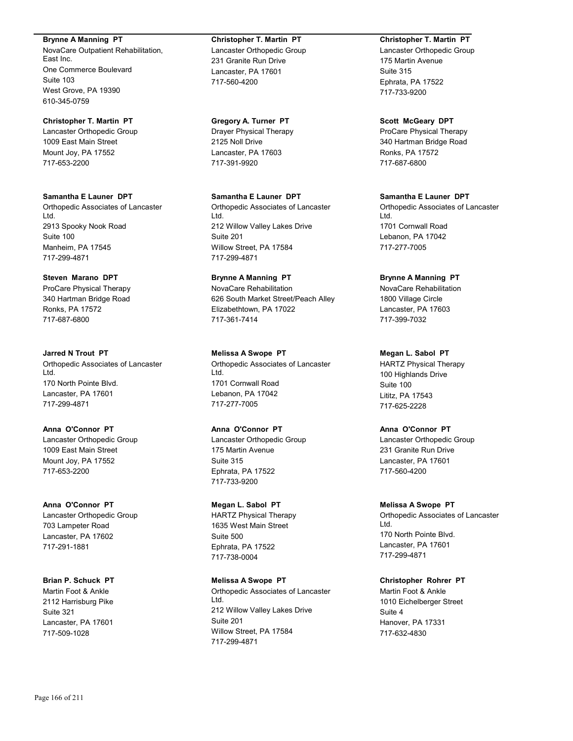**Brynne A Manning PT**
NovaCare Outpatient Rehabilitation, East Inc.
One Commerce Boulevard
Suite 103
West Grove, PA 19390
610-345-0759

**Christopher T. Martin PT**
Lancaster Orthopedic Group
231 Granite Run Drive
Lancaster, PA 17601
717-560-4200

**Christopher T. Martin PT**
Lancaster Orthopedic Group
175 Martin Avenue
Suite 315
Ephrata, PA 17522
717-733-9200

**Christopher T. Martin PT**
Lancaster Orthopedic Group
1009 East Main Street
Mount Joy, PA 17552
717-653-2200

**Gregory A. Turner PT**
Drayer Physical Therapy
2125 Noll Drive
Lancaster, PA 17603
717-391-9920

**Scott McGeary DPT**
ProCare Physical Therapy
340 Hartman Bridge Road
Ronks, PA 17572
717-687-6800

**Samantha E Launer DPT**
Orthopedic Associates of Lancaster Ltd.
2913 Spooky Nook Road
Suite 100
Manheim, PA 17545
717-299-4871

**Samantha E Launer DPT**
Orthopedic Associates of Lancaster Ltd.
212 Willow Valley Lakes Drive
Suite 201
Willow Street, PA 17584
717-299-4871

**Samantha E Launer DPT**
Orthopedic Associates of Lancaster Ltd.
1701 Cornwall Road
Lebanon, PA 17042
717-277-7005

**Steven Marano DPT**
ProCare Physical Therapy
340 Hartman Bridge Road
Ronks, PA 17572
717-687-6800

**Brynne A Manning PT**
NovaCare Rehabilitation
626 South Market Street/Peach Alley
Elizabethtown, PA 17022
717-361-7414

**Brynne A Manning PT**
NovaCare Rehabilitation
1800 Village Circle
Lancaster, PA 17603
717-399-7032

**Jarred N Trout PT**
Orthopedic Associates of Lancaster Ltd.
170 North Pointe Blvd.
Lancaster, PA 17601
717-299-4871

**Melissa A Swope PT**
Orthopedic Associates of Lancaster Ltd.
1701 Cornwall Road
Lebanon, PA 17042
717-277-7005

**Megan L. Sabol PT**
HARTZ Physical Therapy
100 Highlands Drive
Suite 100
Lititz, PA 17543
717-625-2228

**Anna O'Connor PT**
Lancaster Orthopedic Group
1009 East Main Street
Mount Joy, PA 17552
717-653-2200

**Anna O'Connor PT**
Lancaster Orthopedic Group
175 Martin Avenue
Suite 315
Ephrata, PA 17522
717-733-9200

**Anna O'Connor PT**
Lancaster Orthopedic Group
231 Granite Run Drive
Lancaster, PA 17601
717-560-4200

**Anna O'Connor PT**
Lancaster Orthopedic Group
703 Lampeter Road
Lancaster, PA 17602
717-291-1881

**Megan L. Sabol PT**
HARTZ Physical Therapy
1635 West Main Street
Suite 500
Ephrata, PA 17522
717-738-0004

**Melissa A Swope PT**
Orthopedic Associates of Lancaster Ltd.
170 North Pointe Blvd.
Lancaster, PA 17601
717-299-4871

**Brian P. Schuck PT**
Martin Foot & Ankle
2112 Harrisburg Pike
Suite 321
Lancaster, PA 17601
717-509-1028

**Melissa A Swope PT**
Orthopedic Associates of Lancaster Ltd.
212 Willow Valley Lakes Drive
Suite 201
Willow Street, PA 17584
717-299-4871

**Christopher Rohrer PT**
Martin Foot & Ankle
1010 Eichelberger Street
Suite 4
Hanover, PA 17331
717-632-4830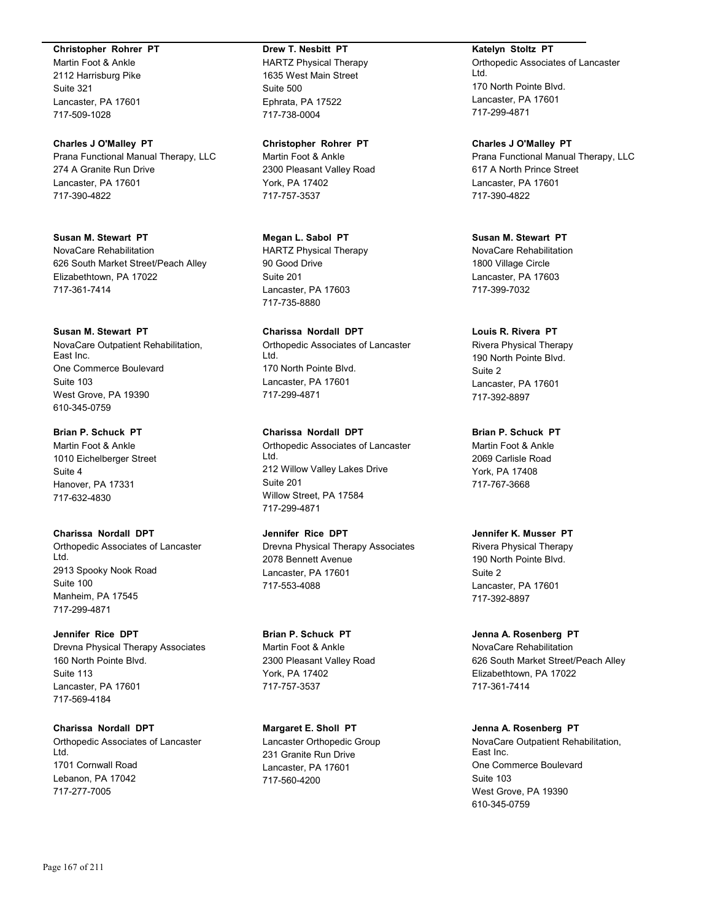**Christopher Rohrer PT**
Martin Foot & Ankle
2112 Harrisburg Pike
Suite 321
Lancaster, PA 17601
717-509-1028

**Charles J O'Malley PT**
Prana Functional Manual Therapy, LLC
274 A Granite Run Drive
Lancaster, PA 17601
717-390-4822

**Susan M. Stewart PT**
NovaCare Rehabilitation
626 South Market Street/Peach Alley
Elizabethtown, PA 17022
717-361-7414

**Susan M. Stewart PT**
NovaCare Outpatient Rehabilitation, East Inc.
One Commerce Boulevard
Suite 103
West Grove, PA 19390
610-345-0759

**Brian P. Schuck PT**
Martin Foot & Ankle
1010 Eichelberger Street
Suite 4
Hanover, PA 17331
717-632-4830

**Charissa Nordall DPT**
Orthopedic Associates of Lancaster Ltd.
2913 Spooky Nook Road
Suite 100
Manheim, PA 17545
717-299-4871

**Jennifer Rice DPT**
Drevna Physical Therapy Associates
160 North Pointe Blvd.
Suite 113
Lancaster, PA 17601
717-569-4184

**Charissa Nordall DPT**
Orthopedic Associates of Lancaster Ltd.
1701 Cornwall Road
Lebanon, PA 17042
717-277-7005

**Drew T. Nesbitt PT**
HARTZ Physical Therapy
1635 West Main Street
Suite 500
Ephrata, PA 17522
717-738-0004

**Christopher Rohrer PT**
Martin Foot & Ankle
2300 Pleasant Valley Road
York, PA 17402
717-757-3537

**Megan L. Sabol PT**
HARTZ Physical Therapy
90 Good Drive
Suite 201
Lancaster, PA 17603
717-735-8880

**Charissa Nordall DPT**
Orthopedic Associates of Lancaster Ltd.
170 North Pointe Blvd.
Lancaster, PA 17601
717-299-4871

**Charissa Nordall DPT**
Orthopedic Associates of Lancaster Ltd.
212 Willow Valley Lakes Drive
Suite 201
Willow Street, PA 17584
717-299-4871

**Jennifer Rice DPT**
Drevna Physical Therapy Associates
2078 Bennett Avenue
Lancaster, PA 17601
717-553-4088

**Brian P. Schuck PT**
Martin Foot & Ankle
2300 Pleasant Valley Road
York, PA 17402
717-757-3537

**Margaret E. Sholl PT**
Lancaster Orthopedic Group
231 Granite Run Drive
Lancaster, PA 17601
717-560-4200

**Katelyn Stoltz PT**
Orthopedic Associates of Lancaster Ltd.
170 North Pointe Blvd.
Lancaster, PA 17601
717-299-4871

**Charles J O'Malley PT**
Prana Functional Manual Therapy, LLC
617 A North Prince Street
Lancaster, PA 17601
717-390-4822

**Susan M. Stewart PT**
NovaCare Rehabilitation
1800 Village Circle
Lancaster, PA 17603
717-399-7032

**Louis R. Rivera PT**
Rivera Physical Therapy
190 North Pointe Blvd.
Suite 2
Lancaster, PA 17601
717-392-8897

**Brian P. Schuck PT**
Martin Foot & Ankle
2069 Carlisle Road
York, PA 17408
717-767-3668

**Jennifer K. Musser PT**
Rivera Physical Therapy
190 North Pointe Blvd.
Suite 2
Lancaster, PA 17601
717-392-8897

**Jenna A. Rosenberg PT**
NovaCare Rehabilitation
626 South Market Street/Peach Alley
Elizabethtown, PA 17022
717-361-7414

**Jenna A. Rosenberg PT**
NovaCare Outpatient Rehabilitation, East Inc.
One Commerce Boulevard
Suite 103
West Grove, PA 19390
610-345-0759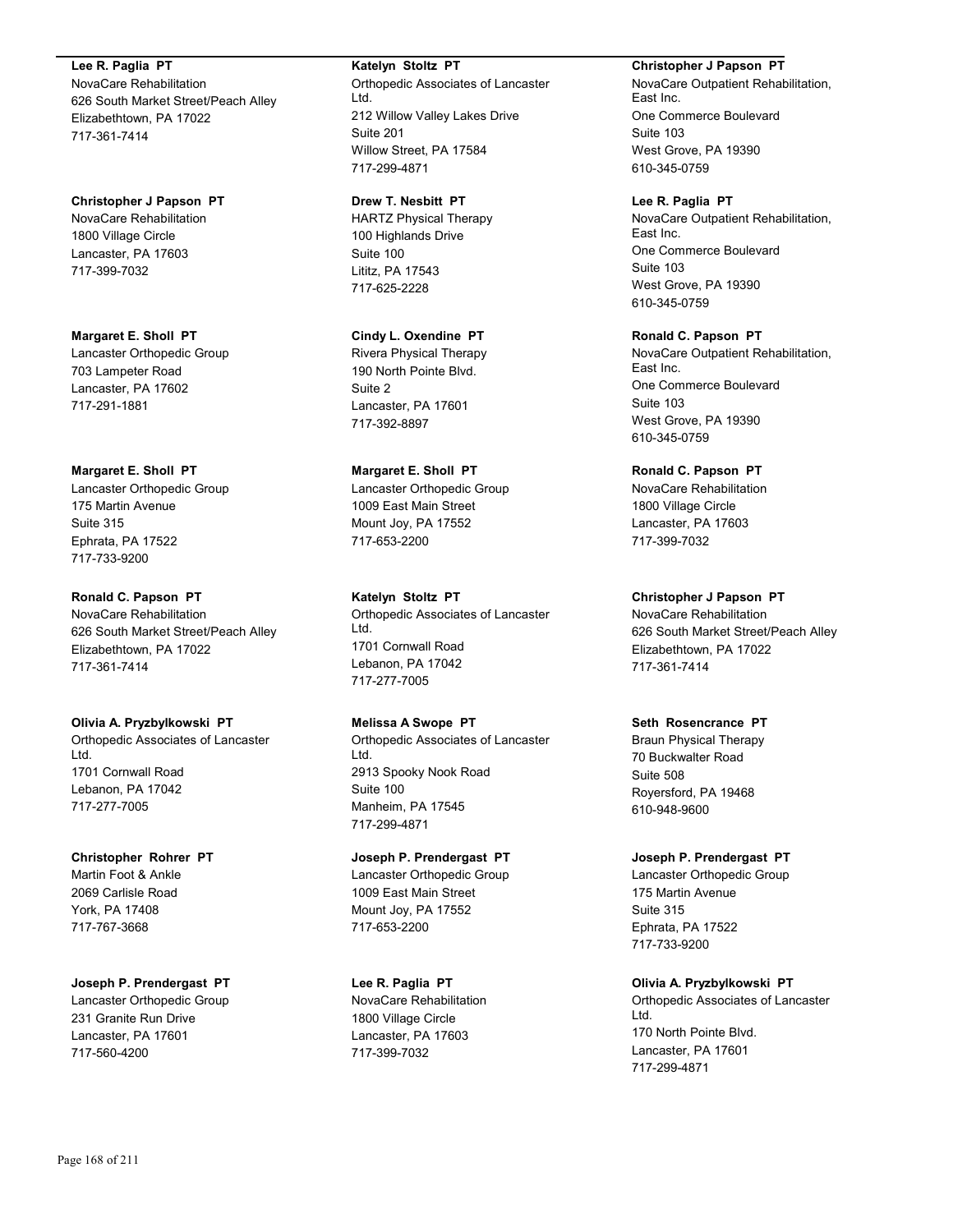**Lee R. Paglia PT**
NovaCare Rehabilitation
626 South Market Street/Peach Alley
Elizabethtown, PA 17022
717-361-7414

**Christopher J Papson PT**
NovaCare Rehabilitation
1800 Village Circle
Lancaster, PA 17603
717-399-7032

**Margaret E. Sholl PT**
Lancaster Orthopedic Group
703 Lampeter Road
Lancaster, PA 17602
717-291-1881

**Margaret E. Sholl PT**
Lancaster Orthopedic Group
175 Martin Avenue
Suite 315
Ephrata, PA 17522
717-733-9200

**Ronald C. Papson PT**
NovaCare Rehabilitation
626 South Market Street/Peach Alley
Elizabethtown, PA 17022
717-361-7414

**Olivia A. Pryzbylkowski PT**
Orthopedic Associates of Lancaster Ltd.
1701 Cornwall Road
Lebanon, PA 17042
717-277-7005

**Christopher Rohrer PT**
Martin Foot & Ankle
2069 Carlisle Road
York, PA 17408
717-767-3668

**Joseph P. Prendergast PT**
Lancaster Orthopedic Group
231 Granite Run Drive
Lancaster, PA 17601
717-560-4200

**Katelyn Stoltz PT**
Orthopedic Associates of Lancaster Ltd.
212 Willow Valley Lakes Drive
Suite 201
Willow Street, PA 17584
717-299-4871

**Drew T. Nesbitt PT**
HARTZ Physical Therapy
100 Highlands Drive
Suite 100
Lititz, PA 17543
717-625-2228

**Cindy L. Oxendine PT**
Rivera Physical Therapy
190 North Pointe Blvd.
Suite 2
Lancaster, PA 17601
717-392-8897

**Margaret E. Sholl PT**
Lancaster Orthopedic Group
1009 East Main Street
Mount Joy, PA 17552
717-653-2200

**Katelyn Stoltz PT**
Orthopedic Associates of Lancaster Ltd.
1701 Cornwall Road
Lebanon, PA 17042
717-277-7005

**Melissa A Swope PT**
Orthopedic Associates of Lancaster Ltd.
2913 Spooky Nook Road
Suite 100
Manheim, PA 17545
717-299-4871

**Joseph P. Prendergast PT**
Lancaster Orthopedic Group
1009 East Main Street
Mount Joy, PA 17552
717-653-2200

**Lee R. Paglia PT**
NovaCare Rehabilitation
1800 Village Circle
Lancaster, PA 17603
717-399-7032

**Christopher J Papson PT**
NovaCare Outpatient Rehabilitation, East Inc.
One Commerce Boulevard
Suite 103
West Grove, PA 19390
610-345-0759

**Lee R. Paglia PT**
NovaCare Outpatient Rehabilitation, East Inc.
One Commerce Boulevard
Suite 103
West Grove, PA 19390
610-345-0759

**Ronald C. Papson PT**
NovaCare Outpatient Rehabilitation, East Inc.
One Commerce Boulevard
Suite 103
West Grove, PA 19390
610-345-0759

**Ronald C. Papson PT**
NovaCare Rehabilitation
1800 Village Circle
Lancaster, PA 17603
717-399-7032

**Christopher J Papson PT**
NovaCare Rehabilitation
626 South Market Street/Peach Alley
Elizabethtown, PA 17022
717-361-7414

**Seth Rosencrance PT**
Braun Physical Therapy
70 Buckwalter Road
Suite 508
Royersford, PA 19468
610-948-9600

**Joseph P. Prendergast PT**
Lancaster Orthopedic Group
175 Martin Avenue
Suite 315
Ephrata, PA 17522
717-733-9200

**Olivia A. Pryzbylkowski PT**
Orthopedic Associates of Lancaster Ltd.
170 North Pointe Blvd.
Lancaster, PA 17601
717-299-4871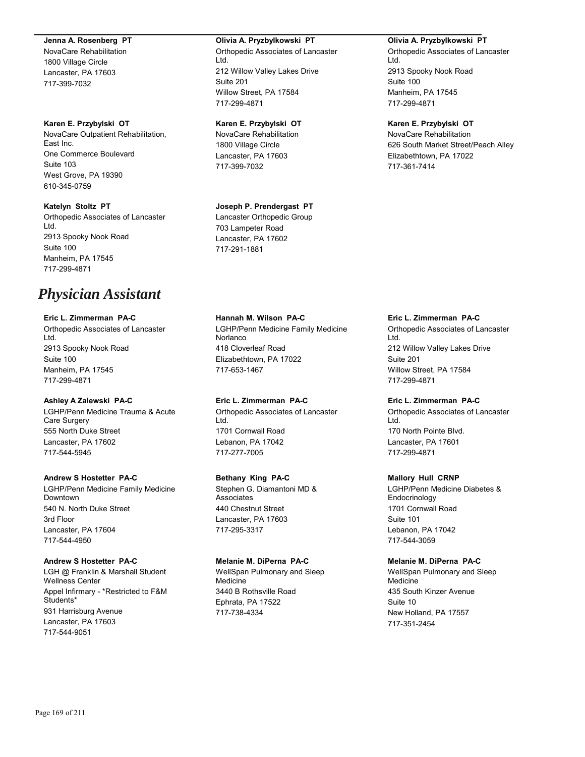**Jenna A. Rosenberg PT**
NovaCare Rehabilitation
1800 Village Circle
Lancaster, PA 17603
717-399-7032

**Karen E. Przybylski OT**
NovaCare Outpatient Rehabilitation, East Inc.
One Commerce Boulevard
Suite 103
West Grove, PA 19390
610-345-0759

**Katelyn Stoltz PT**
Orthopedic Associates of Lancaster Ltd.
2913 Spooky Nook Road
Suite 100
Manheim, PA 17545
717-299-4871

**Olivia A. Pryzbylkowski PT**
Orthopedic Associates of Lancaster Ltd.
212 Willow Valley Lakes Drive
Suite 201
Willow Street, PA 17584
717-299-4871

**Karen E. Przybylski OT**
NovaCare Rehabilitation
1800 Village Circle
Lancaster, PA 17603
717-399-7032

**Joseph P. Prendergast PT**
Lancaster Orthopedic Group
703 Lampeter Road
Lancaster, PA 17602
717-291-1881

**Olivia A. Pryzbylkowski PT**
Orthopedic Associates of Lancaster Ltd.
2913 Spooky Nook Road
Suite 100
Manheim, PA 17545
717-299-4871

**Karen E. Przybylski OT**
NovaCare Rehabilitation
626 South Market Street/Peach Alley
Elizabethtown, PA 17022
717-361-7414

# *Physician Assistant*

**Eric L. Zimmerman PA-C**
Orthopedic Associates of Lancaster Ltd.
2913 Spooky Nook Road
Suite 100
Manheim, PA 17545
717-299-4871

**Ashley A Zalewski PA-C**
LGHP/Penn Medicine Trauma & Acute Care Surgery
555 North Duke Street
Lancaster, PA 17602
717-544-5945

**Andrew S Hostetter PA-C**
LGHP/Penn Medicine Family Medicine Downtown
540 N. North Duke Street
3rd Floor
Lancaster, PA 17604
717-544-4950

**Andrew S Hostetter PA-C**
LGH @ Franklin & Marshall Student Wellness Center
Appel Infirmary - *Restricted to F&M Students*
931 Harrisburg Avenue
Lancaster, PA 17603
717-544-9051

**Hannah M. Wilson PA-C**
LGHP/Penn Medicine Family Medicine Norlanco
418 Cloverleaf Road
Elizabethtown, PA 17022
717-653-1467

**Eric L. Zimmerman PA-C**
Orthopedic Associates of Lancaster Ltd.
1701 Cornwall Road
Lebanon, PA 17042
717-277-7005

**Bethany King PA-C**
Stephen G. Diamantoni MD & Associates
440 Chestnut Street
Lancaster, PA 17603
717-295-3317

**Melanie M. DiPerna PA-C**
WellSpan Pulmonary and Sleep Medicine
3440 B Rothsville Road
Ephrata, PA 17522
717-738-4334

**Eric L. Zimmerman PA-C**
Orthopedic Associates of Lancaster Ltd.
212 Willow Valley Lakes Drive
Suite 201
Willow Street, PA 17584
717-299-4871

**Eric L. Zimmerman PA-C**
Orthopedic Associates of Lancaster Ltd.
170 North Pointe Blvd.
Lancaster, PA 17601
717-299-4871

**Mallory Hull CRNP**
LGHP/Penn Medicine Diabetes & Endocrinology
1701 Cornwall Road
Suite 101
Lebanon, PA 17042
717-544-3059

**Melanie M. DiPerna PA-C**
WellSpan Pulmonary and Sleep Medicine
435 South Kinzer Avenue
Suite 10
New Holland, PA 17557
717-351-2454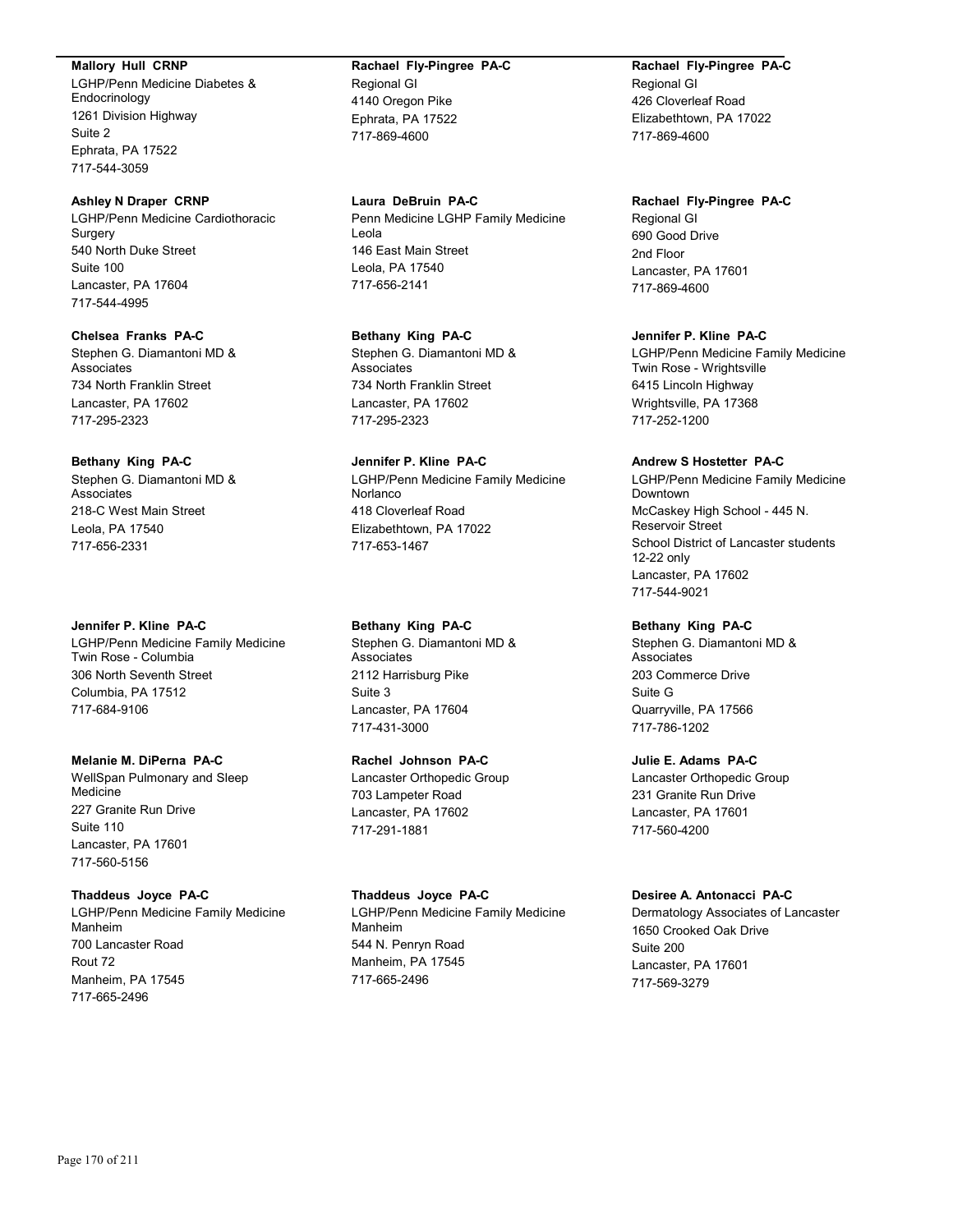**Mallory Hull CRNP**
LGHP/Penn Medicine Diabetes & Endocrinology
1261 Division Highway
Suite 2
Ephrata, PA 17522
717-544-3059

**Ashley N Draper CRNP**
LGHP/Penn Medicine Cardiothoracic Surgery
540 North Duke Street
Suite 100
Lancaster, PA 17604
717-544-4995

**Chelsea Franks PA-C**
Stephen G. Diamantoni MD & Associates
734 North Franklin Street
Lancaster, PA 17602
717-295-2323

**Bethany King PA-C**
Stephen G. Diamantoni MD & Associates
218-C West Main Street
Leola, PA 17540
717-656-2331

**Jennifer P. Kline PA-C**
LGHP/Penn Medicine Family Medicine Twin Rose - Columbia
306 North Seventh Street
Columbia, PA 17512
717-684-9106

**Melanie M. DiPerna PA-C**
WellSpan Pulmonary and Sleep Medicine
227 Granite Run Drive
Suite 110
Lancaster, PA 17601
717-560-5156

**Thaddeus Joyce PA-C**
LGHP/Penn Medicine Family Medicine Manheim
700 Lancaster Road
Rout 72
Manheim, PA 17545
717-665-2496

**Rachael Fly-Pingree PA-C**
Regional GI
4140 Oregon Pike
Ephrata, PA 17522
717-869-4600

**Laura DeBruin PA-C**
Penn Medicine LGHP Family Medicine Leola
146 East Main Street
Leola, PA 17540
717-656-2141

**Bethany King PA-C**
Stephen G. Diamantoni MD & Associates
734 North Franklin Street
Lancaster, PA 17602
717-295-2323

**Jennifer P. Kline PA-C**
LGHP/Penn Medicine Family Medicine Norlanco
418 Cloverleaf Road
Elizabethtown, PA 17022
717-653-1467

**Bethany King PA-C**
Stephen G. Diamantoni MD & Associates
2112 Harrisburg Pike
Suite 3
Lancaster, PA 17604
717-431-3000

**Rachel Johnson PA-C**
Lancaster Orthopedic Group
703 Lampeter Road
Lancaster, PA 17602
717-291-1881

**Thaddeus Joyce PA-C**
LGHP/Penn Medicine Family Medicine Manheim
544 N. Penryn Road
Manheim, PA 17545
717-665-2496

**Rachael Fly-Pingree PA-C**
Regional GI
426 Cloverleaf Road
Elizabethtown, PA 17022
717-869-4600

**Rachael Fly-Pingree PA-C**
Regional GI
690 Good Drive
2nd Floor
Lancaster, PA 17601
717-869-4600

**Jennifer P. Kline PA-C**
LGHP/Penn Medicine Family Medicine Twin Rose - Wrightsville
6415 Lincoln Highway
Wrightsville, PA 17368
717-252-1200

**Andrew S Hostetter PA-C**
LGHP/Penn Medicine Family Medicine Downtown
McCaskey High School - 445 N. Reservoir Street
School District of Lancaster students 12-22 only
Lancaster, PA 17602
717-544-9021

**Bethany King PA-C**
Stephen G. Diamantoni MD & Associates
203 Commerce Drive
Suite G
Quarryville, PA 17566
717-786-1202

**Julie E. Adams PA-C**
Lancaster Orthopedic Group
231 Granite Run Drive
Lancaster, PA 17601
717-560-4200

**Desiree A. Antonacci PA-C**
Dermatology Associates of Lancaster
1650 Crooked Oak Drive
Suite 200
Lancaster, PA 17601
717-569-3279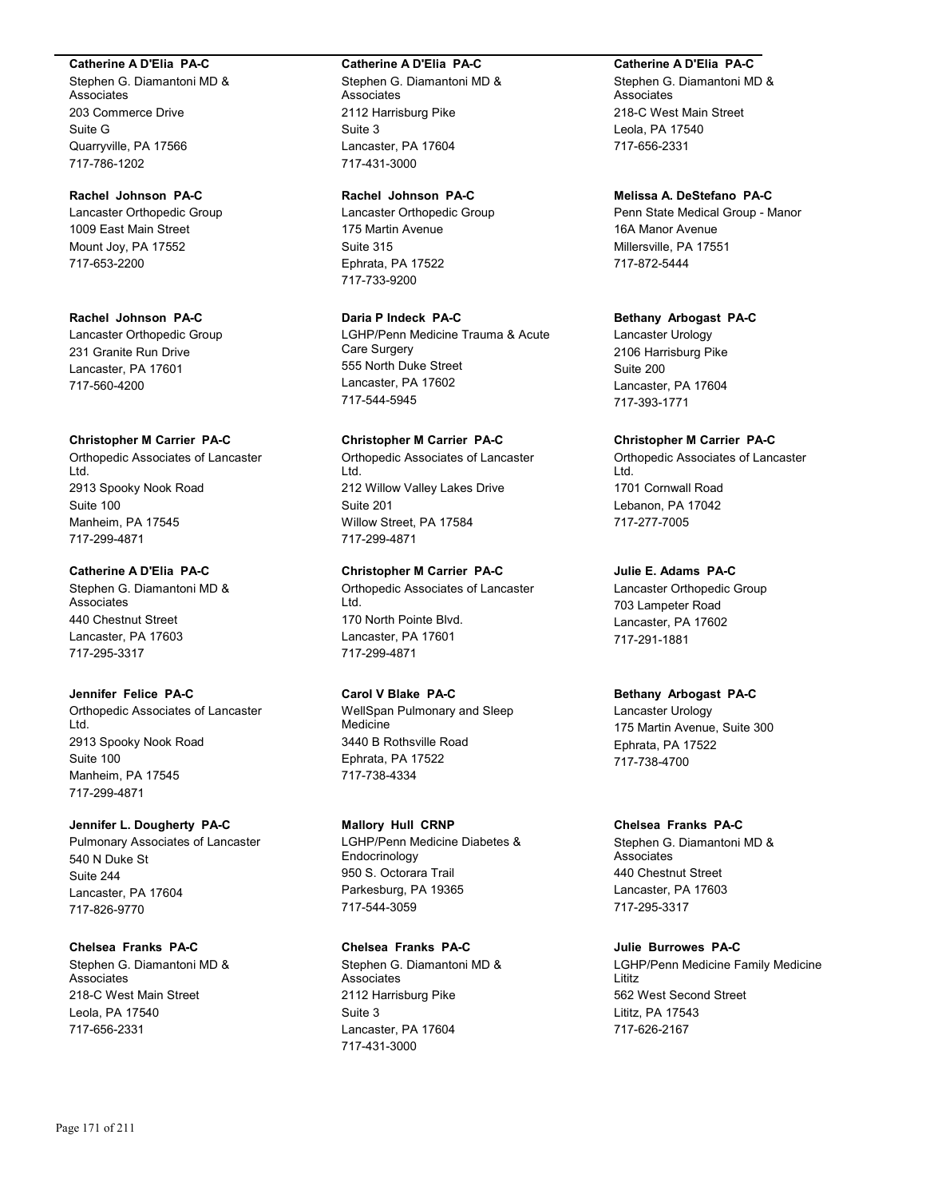**Catherine A D'Elia PA-C**
Stephen G. Diamantoni MD & Associates
203 Commerce Drive
Suite G
Quarryville, PA 17566
717-786-1202

**Rachel Johnson PA-C**
Lancaster Orthopedic Group
1009 East Main Street
Mount Joy, PA 17552
717-653-2200

**Rachel Johnson PA-C**
Lancaster Orthopedic Group
231 Granite Run Drive
Lancaster, PA 17601
717-560-4200

**Christopher M Carrier PA-C**
Orthopedic Associates of Lancaster Ltd.
2913 Spooky Nook Road
Suite 100
Manheim, PA 17545
717-299-4871

**Catherine A D'Elia PA-C**
Stephen G. Diamantoni MD & Associates
440 Chestnut Street
Lancaster, PA 17603
717-295-3317

**Jennifer Felice PA-C**
Orthopedic Associates of Lancaster Ltd.
2913 Spooky Nook Road
Suite 100
Manheim, PA 17545
717-299-4871

**Jennifer L. Dougherty PA-C**
Pulmonary Associates of Lancaster
540 N Duke St
Suite 244
Lancaster, PA 17604
717-826-9770

**Chelsea Franks PA-C**
Stephen G. Diamantoni MD & Associates
218-C West Main Street
Leola, PA 17540
717-656-2331

**Catherine A D'Elia PA-C**
Stephen G. Diamantoni MD & Associates
2112 Harrisburg Pike
Suite 3
Lancaster, PA 17604
717-431-3000

**Rachel Johnson PA-C**
Lancaster Orthopedic Group
175 Martin Avenue
Suite 315
Ephrata, PA 17522
717-733-9200

**Daria P Indeck PA-C**
LGHP/Penn Medicine Trauma & Acute Care Surgery
555 North Duke Street
Lancaster, PA 17602
717-544-5945

**Christopher M Carrier PA-C**
Orthopedic Associates of Lancaster Ltd.
212 Willow Valley Lakes Drive
Suite 201
Willow Street, PA 17584
717-299-4871

**Christopher M Carrier PA-C**
Orthopedic Associates of Lancaster Ltd.
170 North Pointe Blvd.
Lancaster, PA 17601
717-299-4871

**Carol V Blake PA-C**
WellSpan Pulmonary and Sleep Medicine
3440 B Rothsville Road
Ephrata, PA 17522
717-738-4334

**Mallory Hull CRNP**
LGHP/Penn Medicine Diabetes & Endocrinology
950 S. Octorara Trail
Parkesburg, PA 19365
717-544-3059

**Chelsea Franks PA-C**
Stephen G. Diamantoni MD & Associates
2112 Harrisburg Pike
Suite 3
Lancaster, PA 17604
717-431-3000

**Catherine A D'Elia PA-C**
Stephen G. Diamantoni MD & Associates
218-C West Main Street
Leola, PA 17540
717-656-2331

**Melissa A. DeStefano PA-C**
Penn State Medical Group - Manor
16A Manor Avenue
Millersville, PA 17551
717-872-5444

**Bethany Arbogast PA-C**
Lancaster Urology
2106 Harrisburg Pike
Suite 200
Lancaster, PA 17604
717-393-1771

**Christopher M Carrier PA-C**
Orthopedic Associates of Lancaster Ltd.
1701 Cornwall Road
Lebanon, PA 17042
717-277-7005

**Julie E. Adams PA-C**
Lancaster Orthopedic Group
703 Lampeter Road
Lancaster, PA 17602
717-291-1881

**Bethany Arbogast PA-C**
Lancaster Urology
175 Martin Avenue, Suite 300
Ephrata, PA 17522
717-738-4700

**Chelsea Franks PA-C**
Stephen G. Diamantoni MD & Associates
440 Chestnut Street
Lancaster, PA 17603
717-295-3317

**Julie Burrowes PA-C**
LGHP/Penn Medicine Family Medicine Lititz
562 West Second Street
Lititz, PA 17543
717-626-2167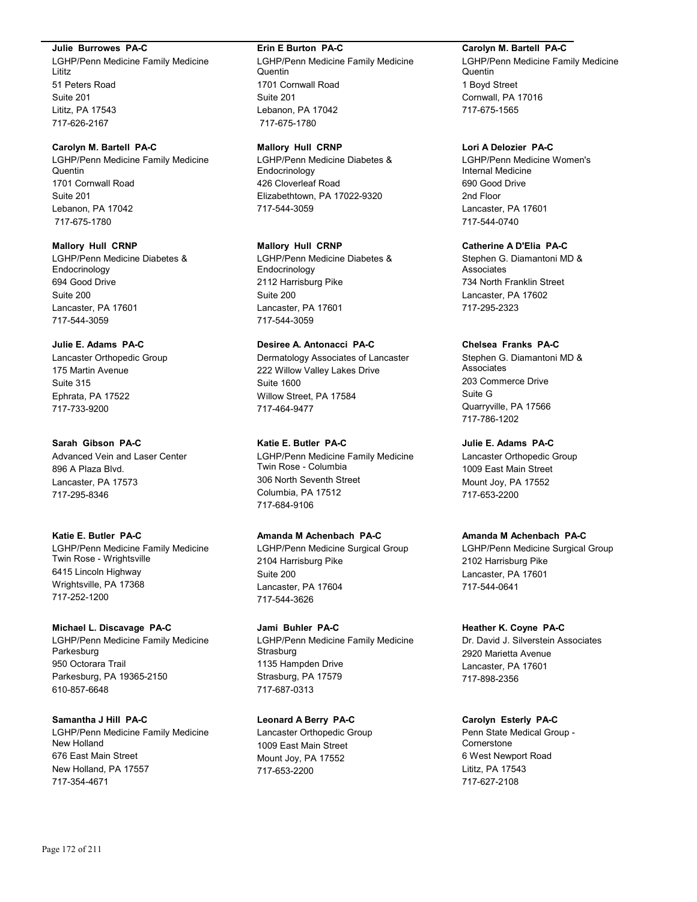**Julie Burrowes PA-C**
LGHP/Penn Medicine Family Medicine Lititz
51 Peters Road
Suite 201
Lititz, PA 17543
717-626-2167

**Carolyn M. Bartell PA-C**
LGHP/Penn Medicine Family Medicine Quentin
1701 Cornwall Road
Suite 201
Lebanon, PA 17042
717-675-1780

**Mallory Hull CRNP**
LGHP/Penn Medicine Diabetes & Endocrinology
694 Good Drive
Suite 200
Lancaster, PA 17601
717-544-3059

**Julie E. Adams PA-C**
Lancaster Orthopedic Group
175 Martin Avenue
Suite 315
Ephrata, PA 17522
717-733-9200

**Sarah Gibson PA-C**
Advanced Vein and Laser Center
896 A Plaza Blvd.
Lancaster, PA 17573
717-295-8346

**Katie E. Butler PA-C**
LGHP/Penn Medicine Family Medicine Twin Rose - Wrightsville
6415 Lincoln Highway
Wrightsville, PA 17368
717-252-1200

**Michael L. Discavage PA-C**
LGHP/Penn Medicine Family Medicine Parkesburg
950 Octorara Trail
Parkesburg, PA 19365-2150
610-857-6648

**Samantha J Hill PA-C**
LGHP/Penn Medicine Family Medicine New Holland
676 East Main Street
New Holland, PA 17557
717-354-4671

**Erin E Burton PA-C**
LGHP/Penn Medicine Family Medicine Quentin
1701 Cornwall Road
Suite 201
Lebanon, PA 17042
717-675-1780

**Mallory Hull CRNP**
LGHP/Penn Medicine Diabetes & Endocrinology
426 Cloverleaf Road
Elizabethtown, PA 17022-9320
717-544-3059

**Mallory Hull CRNP**
LGHP/Penn Medicine Diabetes & Endocrinology
2112 Harrisburg Pike
Suite 200
Lancaster, PA 17601
717-544-3059

**Desiree A. Antonacci PA-C**
Dermatology Associates of Lancaster
222 Willow Valley Lakes Drive
Suite 1600
Willow Street, PA 17584
717-464-9477

**Katie E. Butler PA-C**
LGHP/Penn Medicine Family Medicine Twin Rose - Columbia
306 North Seventh Street
Columbia, PA 17512
717-684-9106

**Amanda M Achenbach PA-C**
LGHP/Penn Medicine Surgical Group
2104 Harrisburg Pike
Suite 200
Lancaster, PA 17604
717-544-3626

**Jami Buhler PA-C**
LGHP/Penn Medicine Family Medicine Strasburg
1135 Hampden Drive
Strasburg, PA 17579
717-687-0313

**Leonard A Berry PA-C**
Lancaster Orthopedic Group
1009 East Main Street
Mount Joy, PA 17552
717-653-2200

**Carolyn M. Bartell PA-C**
LGHP/Penn Medicine Family Medicine Quentin
1 Boyd Street
Cornwall, PA 17016
717-675-1565

**Lori A Delozier PA-C**
LGHP/Penn Medicine Women's Internal Medicine
690 Good Drive
2nd Floor
Lancaster, PA 17601
717-544-0740

**Catherine A D'Elia PA-C**
Stephen G. Diamantoni MD & Associates
734 North Franklin Street
Lancaster, PA 17602
717-295-2323

**Chelsea Franks PA-C**
Stephen G. Diamantoni MD & Associates
203 Commerce Drive
Suite G
Quarryville, PA 17566
717-786-1202

**Julie E. Adams PA-C**
Lancaster Orthopedic Group
1009 East Main Street
Mount Joy, PA 17552
717-653-2200

**Amanda M Achenbach PA-C**
LGHP/Penn Medicine Surgical Group
2102 Harrisburg Pike
Lancaster, PA 17601
717-544-0641

**Heather K. Coyne PA-C**
Dr. David J. Silverstein Associates
2920 Marietta Avenue
Lancaster, PA 17601
717-898-2356

**Carolyn Esterly PA-C**
Penn State Medical Group - Cornerstone
6 West Newport Road
Lititz, PA 17543
717-627-2108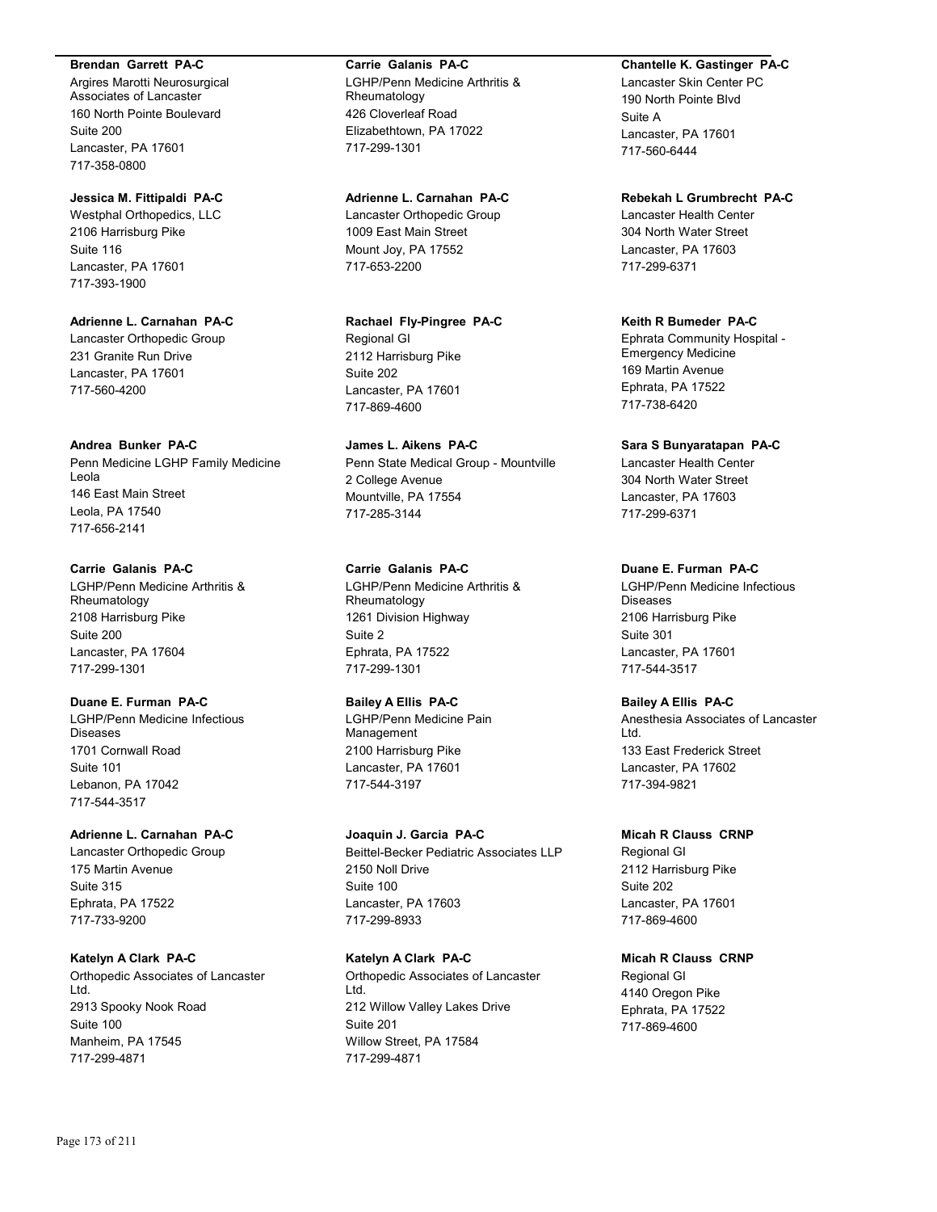**Brendan Garrett PA-C**
Argires Marotti Neurosurgical Associates of Lancaster
160 North Pointe Boulevard
Suite 200
Lancaster, PA 17601
717-358-0800

**Jessica M. Fittipaldi PA-C**
Westphal Orthopedics, LLC
2106 Harrisburg Pike
Suite 116
Lancaster, PA 17601
717-393-1900

**Adrienne L. Carnahan PA-C**
Lancaster Orthopedic Group
231 Granite Run Drive
Lancaster, PA 17601
717-560-4200

**Andrea Bunker PA-C**
Penn Medicine LGHP Family Medicine Leola
146 East Main Street
Leola, PA 17540
717-656-2141

**Carrie Galanis PA-C**
LGHP/Penn Medicine Arthritis & Rheumatology
2108 Harrisburg Pike
Suite 200
Lancaster, PA 17604
717-299-1301

**Duane E. Furman PA-C**
LGHP/Penn Medicine Infectious Diseases
1701 Cornwall Road
Suite 101
Lebanon, PA 17042
717-544-3517

**Adrienne L. Carnahan PA-C**
Lancaster Orthopedic Group
175 Martin Avenue
Suite 315
Ephrata, PA 17522
717-733-9200

**Katelyn A Clark PA-C**
Orthopedic Associates of Lancaster Ltd.
2913 Spooky Nook Road
Suite 100
Manheim, PA 17545
717-299-4871

**Carrie Galanis PA-C**
LGHP/Penn Medicine Arthritis & Rheumatology
426 Cloverleaf Road
Elizabethtown, PA 17022
717-299-1301

**Adrienne L. Carnahan PA-C**
Lancaster Orthopedic Group
1009 East Main Street
Mount Joy, PA 17552
717-653-2200

**Rachael Fly-Pingree PA-C**
Regional GI
2112 Harrisburg Pike
Suite 202
Lancaster, PA 17601
717-869-4600

**James L. Aikens PA-C**
Penn State Medical Group - Mountville
2 College Avenue
Mountville, PA 17554
717-285-3144

**Carrie Galanis PA-C**
LGHP/Penn Medicine Arthritis & Rheumatology
1261 Division Highway
Suite 2
Ephrata, PA 17522
717-299-1301

**Bailey A Ellis PA-C**
LGHP/Penn Medicine Pain Management
2100 Harrisburg Pike
Lancaster, PA 17601
717-544-3197

**Joaquin J. Garcia PA-C**
Beittel-Becker Pediatric Associates LLP
2150 Noll Drive
Suite 100
Lancaster, PA 17603
717-299-8933

**Katelyn A Clark PA-C**
Orthopedic Associates of Lancaster Ltd.
212 Willow Valley Lakes Drive
Suite 201
Willow Street, PA 17584
717-299-4871

**Chantelle K. Gastinger PA-C**
Lancaster Skin Center PC
190 North Pointe Blvd
Suite A
Lancaster, PA 17601
717-560-6444

**Rebekah L Grumbrecht PA-C**
Lancaster Health Center
304 North Water Street
Lancaster, PA 17603
717-299-6371

**Keith R Bumeder PA-C**
Ephrata Community Hospital - Emergency Medicine
169 Martin Avenue
Ephrata, PA 17522
717-738-6420

**Sara S Bunyaratapan PA-C**
Lancaster Health Center
304 North Water Street
Lancaster, PA 17603
717-299-6371

**Duane E. Furman PA-C**
LGHP/Penn Medicine Infectious Diseases
2106 Harrisburg Pike
Suite 301
Lancaster, PA 17601
717-544-3517

**Bailey A Ellis PA-C**
Anesthesia Associates of Lancaster Ltd.
133 East Frederick Street
Lancaster, PA 17602
717-394-9821

**Micah R Clauss CRNP**
Regional GI
2112 Harrisburg Pike
Suite 202
Lancaster, PA 17601
717-869-4600

**Micah R Clauss CRNP**
Regional GI
4140 Oregon Pike
Ephrata, PA 17522
717-869-4600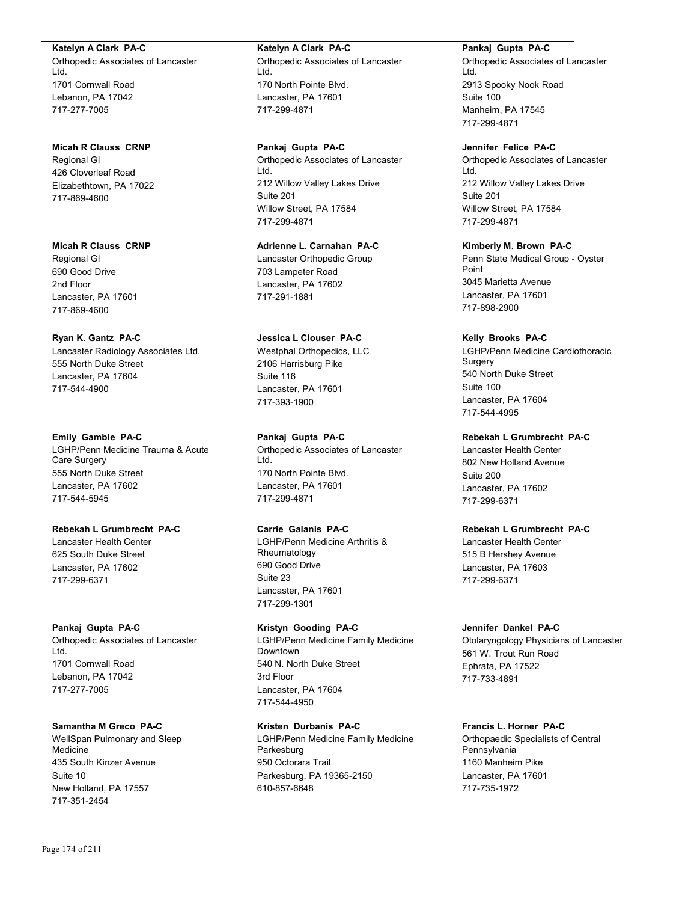**Katelyn A Clark PA-C**
Orthopedic Associates of Lancaster Ltd.
1701 Cornwall Road
Lebanon, PA 17042
717-277-7005

**Micah R Clauss CRNP**
Regional GI
426 Cloverleaf Road
Elizabethtown, PA 17022
717-869-4600

**Micah R Clauss CRNP**
Regional GI
690 Good Drive
2nd Floor
Lancaster, PA 17601
717-869-4600

**Ryan K. Gantz PA-C**
Lancaster Radiology Associates Ltd.
555 North Duke Street
Lancaster, PA 17604
717-544-4900

**Emily Gamble PA-C**
LGHP/Penn Medicine Trauma & Acute Care Surgery
555 North Duke Street
Lancaster, PA 17602
717-544-5945

**Rebekah L Grumbrecht PA-C**
Lancaster Health Center
625 South Duke Street
Lancaster, PA 17602
717-299-6371

**Pankaj Gupta PA-C**
Orthopedic Associates of Lancaster Ltd.
1701 Cornwall Road
Lebanon, PA 17042
717-277-7005

**Samantha M Greco PA-C**
WellSpan Pulmonary and Sleep Medicine
435 South Kinzer Avenue
Suite 10
New Holland, PA 17557
717-351-2454

**Katelyn A Clark PA-C**
Orthopedic Associates of Lancaster Ltd.
170 North Pointe Blvd.
Lancaster, PA 17601
717-299-4871

**Pankaj Gupta PA-C**
Orthopedic Associates of Lancaster Ltd.
212 Willow Valley Lakes Drive
Suite 201
Willow Street, PA 17584
717-299-4871

**Adrienne L. Carnahan PA-C**
Lancaster Orthopedic Group
703 Lampeter Road
Lancaster, PA 17602
717-291-1881

**Jessica L Clouser PA-C**
Westphal Orthopedics, LLC
2106 Harrisburg Pike
Suite 116
Lancaster, PA 17601
717-393-1900

**Pankaj Gupta PA-C**
Orthopedic Associates of Lancaster Ltd.
170 North Pointe Blvd.
Lancaster, PA 17601
717-299-4871

**Carrie Galanis PA-C**
LGHP/Penn Medicine Arthritis & Rheumatology
690 Good Drive
Suite 23
Lancaster, PA 17601
717-299-1301

**Kristyn Gooding PA-C**
LGHP/Penn Medicine Family Medicine Downtown
540 N. North Duke Street
3rd Floor
Lancaster, PA 17604
717-544-4950

**Kristen Durbanis PA-C**
LGHP/Penn Medicine Family Medicine Parkesburg
950 Octorara Trail
Parkesburg, PA 19365-2150
610-857-6648

**Pankaj Gupta PA-C**
Orthopedic Associates of Lancaster Ltd.
2913 Spooky Nook Road
Suite 100
Manheim, PA 17545
717-299-4871

**Jennifer Felice PA-C**
Orthopedic Associates of Lancaster Ltd.
212 Willow Valley Lakes Drive
Suite 201
Willow Street, PA 17584
717-299-4871

**Kimberly M. Brown PA-C**
Penn State Medical Group - Oyster Point
3045 Marietta Avenue
Lancaster, PA 17601
717-898-2900

**Kelly Brooks PA-C**
LGHP/Penn Medicine Cardiothoracic Surgery
540 North Duke Street
Suite 100
Lancaster, PA 17604
717-544-4995

**Rebekah L Grumbrecht PA-C**
Lancaster Health Center
802 New Holland Avenue
Suite 200
Lancaster, PA 17602
717-299-6371

**Rebekah L Grumbrecht PA-C**
Lancaster Health Center
515 B Hershey Avenue
Lancaster, PA 17603
717-299-6371

**Jennifer Dankel PA-C**
Otolaryngology Physicians of Lancaster
561 W. Trout Run Road
Ephrata, PA 17522
717-733-4891

**Francis L. Horner PA-C**
Orthopaedic Specialists of Central Pennsylvania
1160 Manheim Pike
Lancaster, PA 17601
717-735-1972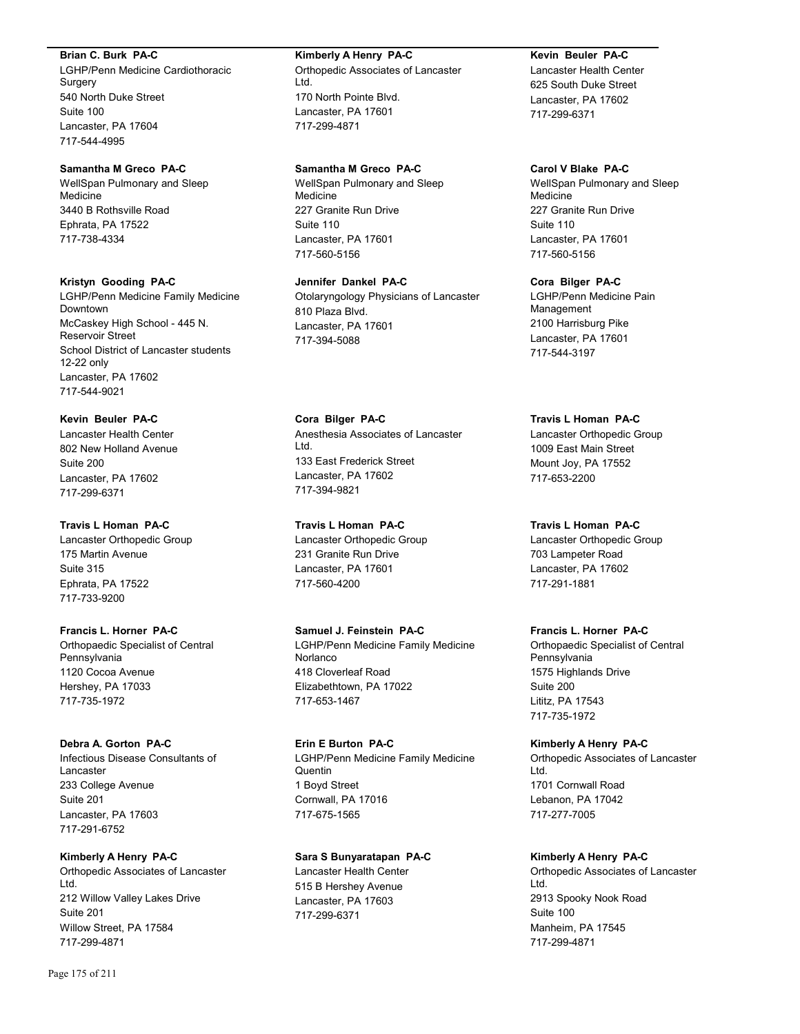**Brian C. Burk PA-C**
LGHP/Penn Medicine Cardiothoracic Surgery
540 North Duke Street
Suite 100
Lancaster, PA 17604
717-544-4995

**Samantha M Greco PA-C**
WellSpan Pulmonary and Sleep Medicine
3440 B Rothsville Road
Ephrata, PA 17522
717-738-4334

**Kristyn Gooding PA-C**
LGHP/Penn Medicine Family Medicine Downtown
McCaskey High School - 445 N. Reservoir Street
School District of Lancaster students 12-22 only
Lancaster, PA 17602
717-544-9021

**Kevin Beuler PA-C**
Lancaster Health Center
802 New Holland Avenue
Suite 200
Lancaster, PA 17602
717-299-6371

**Travis L Homan PA-C**
Lancaster Orthopedic Group
175 Martin Avenue
Suite 315
Ephrata, PA 17522
717-733-9200

**Francis L. Horner PA-C**
Orthopaedic Specialist of Central Pennsylvania
1120 Cocoa Avenue
Hershey, PA 17033
717-735-1972

**Debra A. Gorton PA-C**
Infectious Disease Consultants of Lancaster
233 College Avenue
Suite 201
Lancaster, PA 17603
717-291-6752

**Kimberly A Henry PA-C**
Orthopedic Associates of Lancaster Ltd.
212 Willow Valley Lakes Drive
Suite 201
Willow Street, PA 17584
717-299-4871

**Kimberly A Henry PA-C**
Orthopedic Associates of Lancaster Ltd.
170 North Pointe Blvd.
Lancaster, PA 17601
717-299-4871

**Samantha M Greco PA-C**
WellSpan Pulmonary and Sleep Medicine
227 Granite Run Drive
Suite 110
Lancaster, PA 17601
717-560-5156

**Jennifer Dankel PA-C**
Otolaryngology Physicians of Lancaster
810 Plaza Blvd.
Lancaster, PA 17601
717-394-5088

**Cora Bilger PA-C**
Anesthesia Associates of Lancaster Ltd.
133 East Frederick Street
Lancaster, PA 17602
717-394-9821

**Travis L Homan PA-C**
Lancaster Orthopedic Group
231 Granite Run Drive
Lancaster, PA 17601
717-560-4200

**Samuel J. Feinstein PA-C**
LGHP/Penn Medicine Family Medicine Norlanco
418 Cloverleaf Road
Elizabethtown, PA 17022
717-653-1467

**Erin E Burton PA-C**
LGHP/Penn Medicine Family Medicine Quentin
1 Boyd Street
Cornwall, PA 17016
717-675-1565

**Sara S Bunyaratapan PA-C**
Lancaster Health Center
515 B Hershey Avenue
Lancaster, PA 17603
717-299-6371

**Kevin Beuler PA-C**
Lancaster Health Center
625 South Duke Street
Lancaster, PA 17602
717-299-6371

**Carol V Blake PA-C**
WellSpan Pulmonary and Sleep Medicine
227 Granite Run Drive
Suite 110
Lancaster, PA 17601
717-560-5156

**Cora Bilger PA-C**
LGHP/Penn Medicine Pain Management
2100 Harrisburg Pike
Lancaster, PA 17601
717-544-3197

**Travis L Homan PA-C**
Lancaster Orthopedic Group
1009 East Main Street
Mount Joy, PA 17552
717-653-2200

**Travis L Homan PA-C**
Lancaster Orthopedic Group
703 Lampeter Road
Lancaster, PA 17602
717-291-1881

**Francis L. Horner PA-C**
Orthopaedic Specialist of Central Pennsylvania
1575 Highlands Drive
Suite 200
Lititz, PA 17543
717-735-1972

**Kimberly A Henry PA-C**
Orthopedic Associates of Lancaster Ltd.
1701 Cornwall Road
Lebanon, PA 17042
717-277-7005

**Kimberly A Henry PA-C**
Orthopedic Associates of Lancaster Ltd.
2913 Spooky Nook Road
Suite 100
Manheim, PA 17545
717-299-4871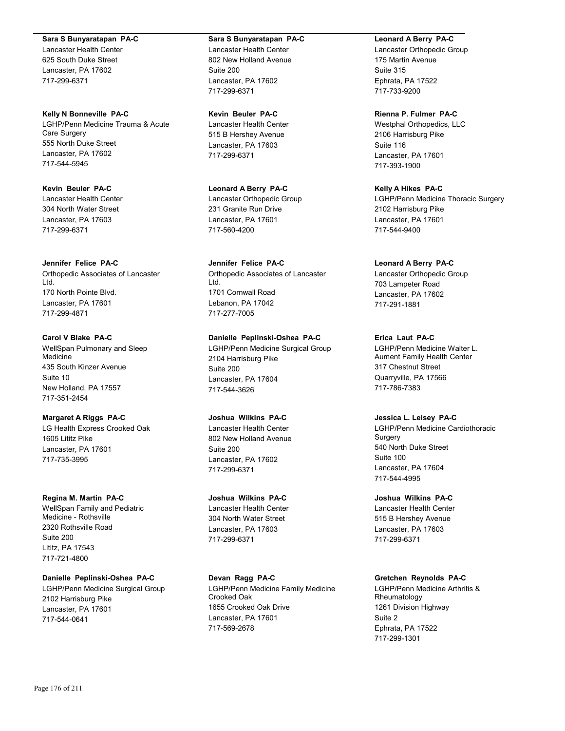**Sara S Bunyaratapan PA-C**
Lancaster Health Center
625 South Duke Street
Lancaster, PA 17602
717-299-6371

**Kelly N Bonneville PA-C**
LGHP/Penn Medicine Trauma & Acute Care Surgery
555 North Duke Street
Lancaster, PA 17602
717-544-5945

**Kevin Beuler PA-C**
Lancaster Health Center
304 North Water Street
Lancaster, PA 17603
717-299-6371

**Jennifer Felice PA-C**
Orthopedic Associates of Lancaster Ltd.
170 North Pointe Blvd.
Lancaster, PA 17601
717-299-4871

**Carol V Blake PA-C**
WellSpan Pulmonary and Sleep Medicine
435 South Kinzer Avenue
Suite 10
New Holland, PA 17557
717-351-2454

**Margaret A Riggs PA-C**
LG Health Express Crooked Oak
1605 Lititz Pike
Lancaster, PA 17601
717-735-3995

**Regina M. Martin PA-C**
WellSpan Family and Pediatric Medicine - Rothsville
2320 Rothsville Road
Suite 200
Lititz, PA 17543
717-721-4800

**Danielle Peplinski-Oshea PA-C**
LGHP/Penn Medicine Surgical Group
2102 Harrisburg Pike
Lancaster, PA 17601
717-544-0641

**Sara S Bunyaratapan PA-C**
Lancaster Health Center
802 New Holland Avenue
Suite 200
Lancaster, PA 17602
717-299-6371

**Kevin Beuler PA-C**
Lancaster Health Center
515 B Hershey Avenue
Lancaster, PA 17603
717-299-6371

**Leonard A Berry PA-C**
Lancaster Orthopedic Group
231 Granite Run Drive
Lancaster, PA 17601
717-560-4200

**Jennifer Felice PA-C**
Orthopedic Associates of Lancaster Ltd.
1701 Cornwall Road
Lebanon, PA 17042
717-277-7005

**Danielle Peplinski-Oshea PA-C**
LGHP/Penn Medicine Surgical Group
2104 Harrisburg Pike
Suite 200
Lancaster, PA 17604
717-544-3626

**Joshua Wilkins PA-C**
Lancaster Health Center
802 New Holland Avenue
Suite 200
Lancaster, PA 17602
717-299-6371

**Joshua Wilkins PA-C**
Lancaster Health Center
304 North Water Street
Lancaster, PA 17603
717-299-6371

**Devan Ragg PA-C**
LGHP/Penn Medicine Family Medicine Crooked Oak
1655 Crooked Oak Drive
Lancaster, PA 17601
717-569-2678

**Leonard A Berry PA-C**
Lancaster Orthopedic Group
175 Martin Avenue
Suite 315
Ephrata, PA 17522
717-733-9200

**Rienna P. Fulmer PA-C**
Westphal Orthopedics, LLC
2106 Harrisburg Pike
Suite 116
Lancaster, PA 17601
717-393-1900

**Kelly A Hikes PA-C**
LGHP/Penn Medicine Thoracic Surgery
2102 Harrisburg Pike
Lancaster, PA 17601
717-544-9400

**Leonard A Berry PA-C**
Lancaster Orthopedic Group
703 Lampeter Road
Lancaster, PA 17602
717-291-1881

**Erica Laut PA-C**
LGHP/Penn Medicine Walter L. Aument Family Health Center
317 Chestnut Street
Quarryville, PA 17566
717-786-7383

**Jessica L. Leisey PA-C**
LGHP/Penn Medicine Cardiothoracic Surgery
540 North Duke Street
Suite 100
Lancaster, PA 17604
717-544-4995

**Joshua Wilkins PA-C**
Lancaster Health Center
515 B Hershey Avenue
Lancaster, PA 17603
717-299-6371

**Gretchen Reynolds PA-C**
LGHP/Penn Medicine Arthritis & Rheumatology
1261 Division Highway
Suite 2
Ephrata, PA 17522
717-299-1301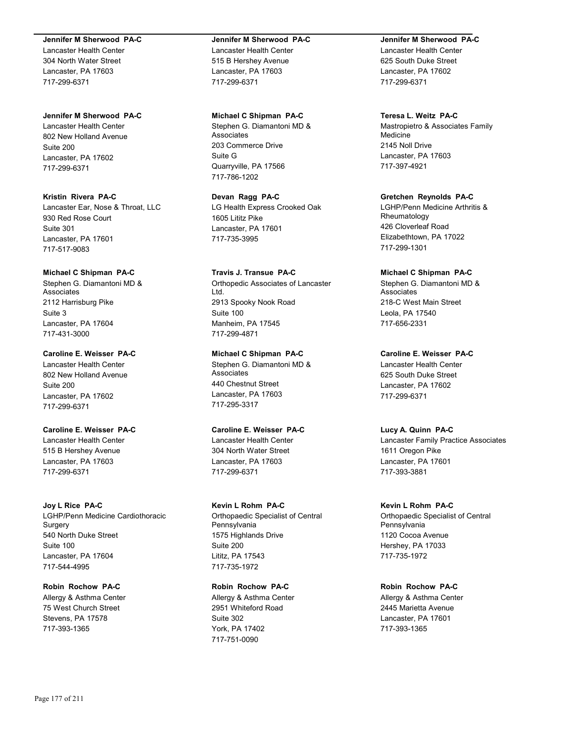**Jennifer M Sherwood PA-C**
Lancaster Health Center
304 North Water Street
Lancaster, PA 17603
717-299-6371

**Jennifer M Sherwood PA-C**
Lancaster Health Center
802 New Holland Avenue
Suite 200
Lancaster, PA 17602
717-299-6371

**Kristin Rivera PA-C**
Lancaster Ear, Nose & Throat, LLC
930 Red Rose Court
Suite 301
Lancaster, PA 17601
717-517-9083

**Michael C Shipman PA-C**
Stephen G. Diamantoni MD & Associates
2112 Harrisburg Pike
Suite 3
Lancaster, PA 17604
717-431-3000

**Caroline E. Weisser PA-C**
Lancaster Health Center
802 New Holland Avenue
Suite 200
Lancaster, PA 17602
717-299-6371

**Caroline E. Weisser PA-C**
Lancaster Health Center
515 B Hershey Avenue
Lancaster, PA 17603
717-299-6371

**Joy L Rice PA-C**
LGHP/Penn Medicine Cardiothoracic Surgery
540 North Duke Street
Suite 100
Lancaster, PA 17604
717-544-4995

**Robin Rochow PA-C**
Allergy & Asthma Center
75 West Church Street
Stevens, PA 17578
717-393-1365

**Jennifer M Sherwood PA-C**
Lancaster Health Center
515 B Hershey Avenue
Lancaster, PA 17603
717-299-6371

**Michael C Shipman PA-C**
Stephen G. Diamantoni MD & Associates
203 Commerce Drive
Suite G
Quarryville, PA 17566
717-786-1202

**Devan Ragg PA-C**
LG Health Express Crooked Oak
1605 Lititz Pike
Lancaster, PA 17601
717-735-3995

**Travis J. Transue PA-C**
Orthopedic Associates of Lancaster Ltd.
2913 Spooky Nook Road
Suite 100
Manheim, PA 17545
717-299-4871

**Michael C Shipman PA-C**
Stephen G. Diamantoni MD & Associates
440 Chestnut Street
Lancaster, PA 17603
717-295-3317

**Caroline E. Weisser PA-C**
Lancaster Health Center
304 North Water Street
Lancaster, PA 17603
717-299-6371

**Kevin L Rohm PA-C**
Orthopaedic Specialist of Central Pennsylvania
1575 Highlands Drive
Suite 200
Lititz, PA 17543
717-735-1972

**Robin Rochow PA-C**
Allergy & Asthma Center
2951 Whiteford Road
Suite 302
York, PA 17402
717-751-0090

**Jennifer M Sherwood PA-C**
Lancaster Health Center
625 South Duke Street
Lancaster, PA 17602
717-299-6371

**Teresa L. Weitz PA-C**
Mastropietro & Associates Family Medicine
2145 Noll Drive
Lancaster, PA 17603
717-397-4921

**Gretchen Reynolds PA-C**
LGHP/Penn Medicine Arthritis & Rheumatology
426 Cloverleaf Road
Elizabethtown, PA 17022
717-299-1301

**Michael C Shipman PA-C**
Stephen G. Diamantoni MD & Associates
218-C West Main Street
Leola, PA 17540
717-656-2331

**Caroline E. Weisser PA-C**
Lancaster Health Center
625 South Duke Street
Lancaster, PA 17602
717-299-6371

**Lucy A. Quinn PA-C**
Lancaster Family Practice Associates
1611 Oregon Pike
Lancaster, PA 17601
717-393-3881

**Kevin L Rohm PA-C**
Orthopaedic Specialist of Central Pennsylvania
1120 Cocoa Avenue
Hershey, PA 17033
717-735-1972

**Robin Rochow PA-C**
Allergy & Asthma Center
2445 Marietta Avenue
Lancaster, PA 17601
717-393-1365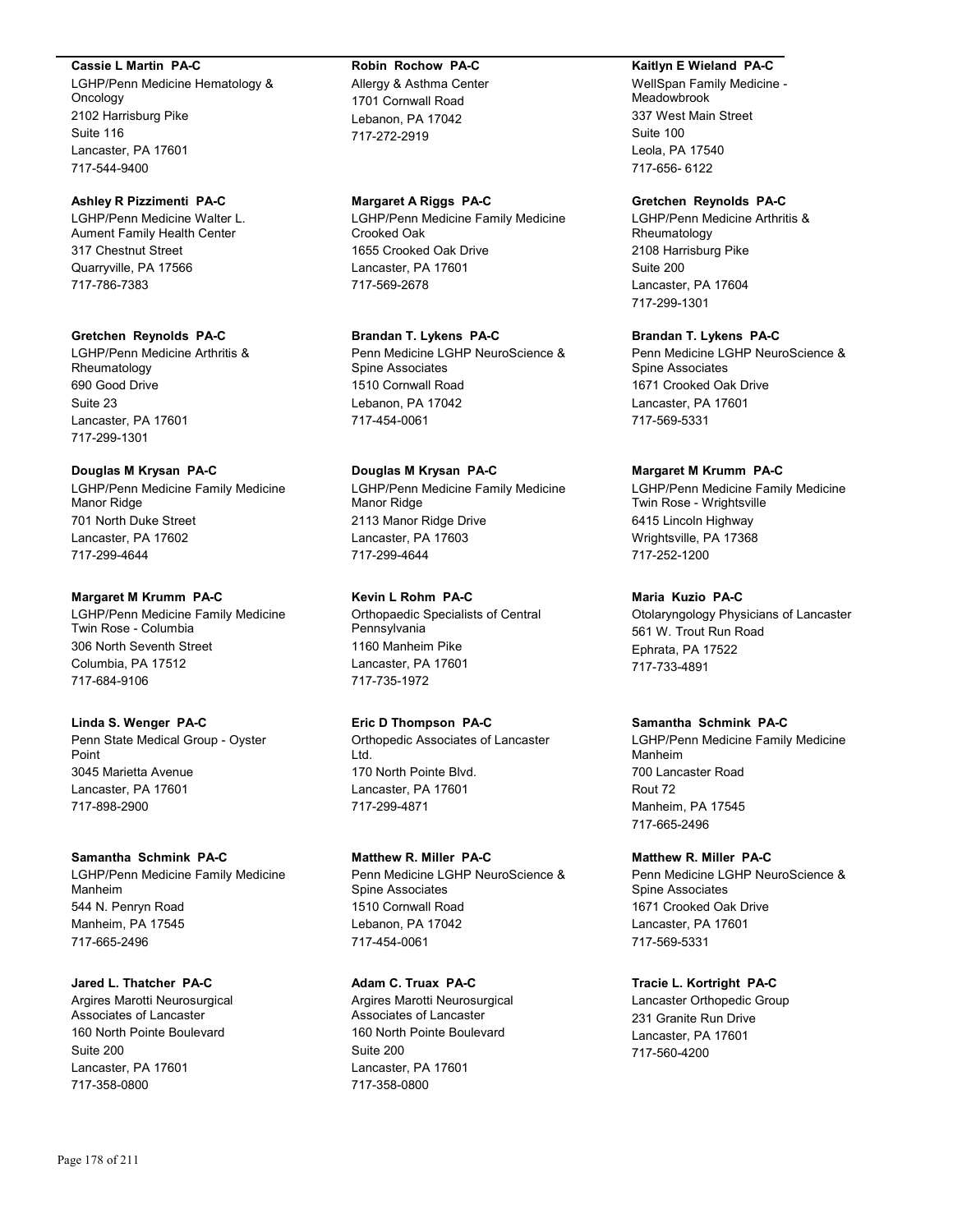**Cassie L Martin PA-C**
LGHP/Penn Medicine Hematology & Oncology
2102 Harrisburg Pike
Suite 116
Lancaster, PA 17601
717-544-9400

**Ashley R Pizzimenti PA-C**
LGHP/Penn Medicine Walter L. Aument Family Health Center
317 Chestnut Street
Quarryville, PA 17566
717-786-7383

**Gretchen Reynolds PA-C**
LGHP/Penn Medicine Arthritis & Rheumatology
690 Good Drive
Suite 23
Lancaster, PA 17601
717-299-1301

**Douglas M Krysan PA-C**
LGHP/Penn Medicine Family Medicine Manor Ridge
701 North Duke Street
Lancaster, PA 17602
717-299-4644

**Margaret M Krumm PA-C**
LGHP/Penn Medicine Family Medicine Twin Rose - Columbia
306 North Seventh Street
Columbia, PA 17512
717-684-9106

**Linda S. Wenger PA-C**
Penn State Medical Group - Oyster Point
3045 Marietta Avenue
Lancaster, PA 17601
717-898-2900

**Samantha Schmink PA-C**
LGHP/Penn Medicine Family Medicine Manheim
544 N. Penryn Road
Manheim, PA 17545
717-665-2496

**Jared L. Thatcher PA-C**
Argires Marotti Neurosurgical Associates of Lancaster
160 North Pointe Boulevard
Suite 200
Lancaster, PA 17601
717-358-0800

**Robin Rochow PA-C**
Allergy & Asthma Center
1701 Cornwall Road
Lebanon, PA 17042
717-272-2919

**Margaret A Riggs PA-C**
LGHP/Penn Medicine Family Medicine Crooked Oak
1655 Crooked Oak Drive
Lancaster, PA 17601
717-569-2678

**Brandan T. Lykens PA-C**
Penn Medicine LGHP NeuroScience & Spine Associates
1510 Cornwall Road
Lebanon, PA 17042
717-454-0061

**Douglas M Krysan PA-C**
LGHP/Penn Medicine Family Medicine Manor Ridge
2113 Manor Ridge Drive
Lancaster, PA 17603
717-299-4644

**Kevin L Rohm PA-C**
Orthopaedic Specialists of Central Pennsylvania
1160 Manheim Pike
Lancaster, PA 17601
717-735-1972

**Eric D Thompson PA-C**
Orthopedic Associates of Lancaster Ltd.
170 North Pointe Blvd.
Lancaster, PA 17601
717-299-4871

**Matthew R. Miller PA-C**
Penn Medicine LGHP NeuroScience & Spine Associates
1510 Cornwall Road
Lebanon, PA 17042
717-454-0061

**Adam C. Truax PA-C**
Argires Marotti Neurosurgical Associates of Lancaster
160 North Pointe Boulevard
Suite 200
Lancaster, PA 17601
717-358-0800

**Kaitlyn E Wieland PA-C**
WellSpan Family Medicine - Meadowbrook
337 West Main Street
Suite 100
Leola, PA 17540
717-656- 6122

**Gretchen Reynolds PA-C**
LGHP/Penn Medicine Arthritis & Rheumatology
2108 Harrisburg Pike
Suite 200
Lancaster, PA 17604
717-299-1301

**Brandan T. Lykens PA-C**
Penn Medicine LGHP NeuroScience & Spine Associates
1671 Crooked Oak Drive
Lancaster, PA 17601
717-569-5331

**Margaret M Krumm PA-C**
LGHP/Penn Medicine Family Medicine Twin Rose - Wrightsville
6415 Lincoln Highway
Wrightsville, PA 17368
717-252-1200

**Maria Kuzio PA-C**
Otolaryngology Physicians of Lancaster
561 W. Trout Run Road
Ephrata, PA 17522
717-733-4891

**Samantha Schmink PA-C**
LGHP/Penn Medicine Family Medicine Manheim
700 Lancaster Road
Rout 72
Manheim, PA 17545
717-665-2496

**Matthew R. Miller PA-C**
Penn Medicine LGHP NeuroScience & Spine Associates
1671 Crooked Oak Drive
Lancaster, PA 17601
717-569-5331

**Tracie L. Kortright PA-C**
Lancaster Orthopedic Group
231 Granite Run Drive
Lancaster, PA 17601
717-560-4200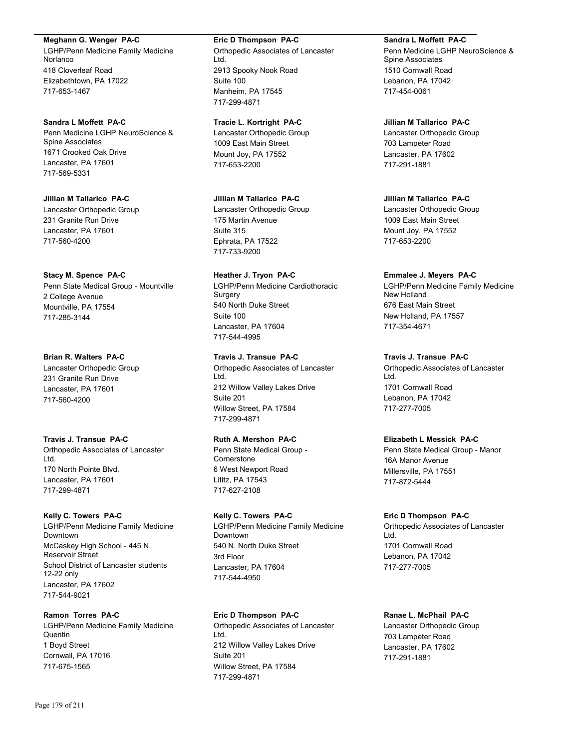**Meghann G. Wenger PA-C**
LGHP/Penn Medicine Family Medicine Norlanco
418 Cloverleaf Road
Elizabethtown, PA 17022
717-653-1467

**Sandra L Moffett PA-C**
Penn Medicine LGHP NeuroScience & Spine Associates
1671 Crooked Oak Drive
Lancaster, PA 17601
717-569-5331

**Jillian M Tallarico PA-C**
Lancaster Orthopedic Group
231 Granite Run Drive
Lancaster, PA 17601
717-560-4200

**Stacy M. Spence PA-C**
Penn State Medical Group - Mountville
2 College Avenue
Mountville, PA 17554
717-285-3144

**Brian R. Walters PA-C**
Lancaster Orthopedic Group
231 Granite Run Drive
Lancaster, PA 17601
717-560-4200

**Travis J. Transue PA-C**
Orthopedic Associates of Lancaster Ltd.
170 North Pointe Blvd.
Lancaster, PA 17601
717-299-4871

**Kelly C. Towers PA-C**
LGHP/Penn Medicine Family Medicine Downtown
McCaskey High School - 445 N. Reservoir Street
School District of Lancaster students 12-22 only
Lancaster, PA 17602
717-544-9021

**Ramon Torres PA-C**
LGHP/Penn Medicine Family Medicine Quentin
1 Boyd Street
Cornwall, PA 17016
717-675-1565

**Eric D Thompson PA-C**
Orthopedic Associates of Lancaster Ltd.
2913 Spooky Nook Road
Suite 100
Manheim, PA 17545
717-299-4871

**Tracie L. Kortright PA-C**
Lancaster Orthopedic Group
1009 East Main Street
Mount Joy, PA 17552
717-653-2200

**Jillian M Tallarico PA-C**
Lancaster Orthopedic Group
175 Martin Avenue
Suite 315
Ephrata, PA 17522
717-733-9200

**Heather J. Tryon PA-C**
LGHP/Penn Medicine Cardiothoracic Surgery
540 North Duke Street
Suite 100
Lancaster, PA 17604
717-544-4995

**Travis J. Transue PA-C**
Orthopedic Associates of Lancaster Ltd.
212 Willow Valley Lakes Drive
Suite 201
Willow Street, PA 17584
717-299-4871

**Ruth A. Mershon PA-C**
Penn State Medical Group - Cornerstone
6 West Newport Road
Lititz, PA 17543
717-627-2108

**Kelly C. Towers PA-C**
LGHP/Penn Medicine Family Medicine Downtown
540 N. North Duke Street
3rd Floor
Lancaster, PA 17604
717-544-4950

**Eric D Thompson PA-C**
Orthopedic Associates of Lancaster Ltd.
212 Willow Valley Lakes Drive
Suite 201
Willow Street, PA 17584
717-299-4871

**Sandra L Moffett PA-C**
Penn Medicine LGHP NeuroScience & Spine Associates
1510 Cornwall Road
Lebanon, PA 17042
717-454-0061

**Jillian M Tallarico PA-C**
Lancaster Orthopedic Group
703 Lampeter Road
Lancaster, PA 17602
717-291-1881

**Jillian M Tallarico PA-C**
Lancaster Orthopedic Group
1009 East Main Street
Mount Joy, PA 17552
717-653-2200

**Emmalee J. Meyers PA-C**
LGHP/Penn Medicine Family Medicine New Holland
676 East Main Street
New Holland, PA 17557
717-354-4671

**Travis J. Transue PA-C**
Orthopedic Associates of Lancaster Ltd.
1701 Cornwall Road
Lebanon, PA 17042
717-277-7005

**Elizabeth L Messick PA-C**
Penn State Medical Group - Manor
16A Manor Avenue
Millersville, PA 17551
717-872-5444

**Eric D Thompson PA-C**
Orthopedic Associates of Lancaster Ltd.
1701 Cornwall Road
Lebanon, PA 17042
717-277-7005

**Ranae L. McPhail PA-C**
Lancaster Orthopedic Group
703 Lampeter Road
Lancaster, PA 17602
717-291-1881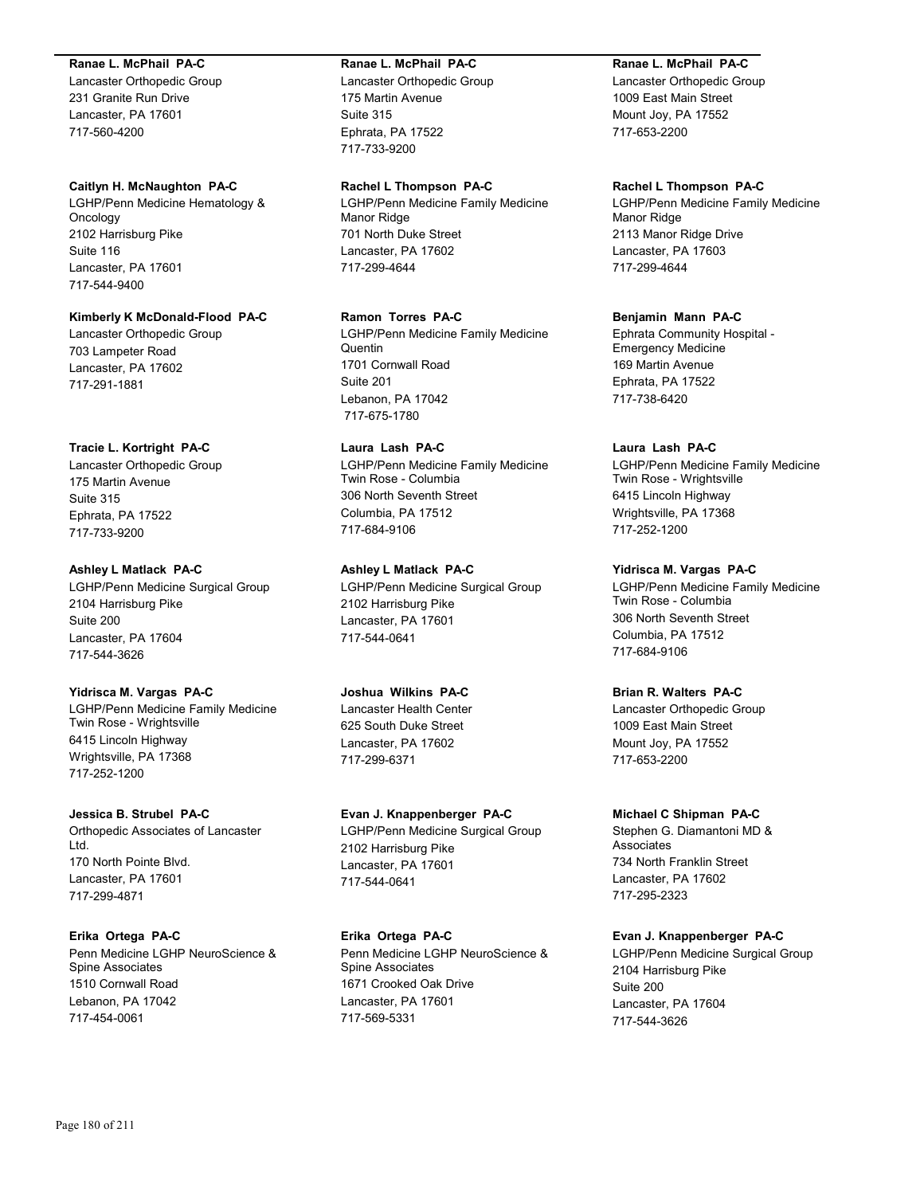**Ranae L. McPhail PA-C**
Lancaster Orthopedic Group
231 Granite Run Drive
Lancaster, PA 17601
717-560-4200

**Caitlyn H. McNaughton PA-C**
LGHP/Penn Medicine Hematology & Oncology
2102 Harrisburg Pike
Suite 116
Lancaster, PA 17601
717-544-9400

**Kimberly K McDonald-Flood PA-C**
Lancaster Orthopedic Group
703 Lampeter Road
Lancaster, PA 17602
717-291-1881

**Tracie L. Kortright PA-C**
Lancaster Orthopedic Group
175 Martin Avenue
Suite 315
Ephrata, PA 17522
717-733-9200

**Ashley L Matlack PA-C**
LGHP/Penn Medicine Surgical Group
2104 Harrisburg Pike
Suite 200
Lancaster, PA 17604
717-544-3626

**Yidrisca M. Vargas PA-C**
LGHP/Penn Medicine Family Medicine Twin Rose - Wrightsville
6415 Lincoln Highway
Wrightsville, PA 17368
717-252-1200

**Jessica B. Strubel PA-C**
Orthopedic Associates of Lancaster Ltd.
170 North Pointe Blvd.
Lancaster, PA 17601
717-299-4871

**Erika Ortega PA-C**
Penn Medicine LGHP NeuroScience & Spine Associates
1510 Cornwall Road
Lebanon, PA 17042
717-454-0061

**Ranae L. McPhail PA-C**
Lancaster Orthopedic Group
175 Martin Avenue
Suite 315
Ephrata, PA 17522
717-733-9200

**Rachel L Thompson PA-C**
LGHP/Penn Medicine Family Medicine Manor Ridge
701 North Duke Street
Lancaster, PA 17602
717-299-4644

**Ramon Torres PA-C**
LGHP/Penn Medicine Family Medicine Quentin
1701 Cornwall Road
Suite 201
Lebanon, PA 17042
717-675-1780

**Laura Lash PA-C**
LGHP/Penn Medicine Family Medicine Twin Rose - Columbia
306 North Seventh Street
Columbia, PA 17512
717-684-9106

**Ashley L Matlack PA-C**
LGHP/Penn Medicine Surgical Group
2102 Harrisburg Pike
Lancaster, PA 17601
717-544-0641

**Joshua Wilkins PA-C**
Lancaster Health Center
625 South Duke Street
Lancaster, PA 17602
717-299-6371

**Evan J. Knappenberger PA-C**
LGHP/Penn Medicine Surgical Group
2102 Harrisburg Pike
Lancaster, PA 17601
717-544-0641

**Erika Ortega PA-C**
Penn Medicine LGHP NeuroScience & Spine Associates
1671 Crooked Oak Drive
Lancaster, PA 17601
717-569-5331

**Ranae L. McPhail PA-C**
Lancaster Orthopedic Group
1009 East Main Street
Mount Joy, PA 17552
717-653-2200

**Rachel L Thompson PA-C**
LGHP/Penn Medicine Family Medicine Manor Ridge
2113 Manor Ridge Drive
Lancaster, PA 17603
717-299-4644

**Benjamin Mann PA-C**
Ephrata Community Hospital - Emergency Medicine
169 Martin Avenue
Ephrata, PA 17522
717-738-6420

**Laura Lash PA-C**
LGHP/Penn Medicine Family Medicine Twin Rose - Wrightsville
6415 Lincoln Highway
Wrightsville, PA 17368
717-252-1200

**Yidrisca M. Vargas PA-C**
LGHP/Penn Medicine Family Medicine Twin Rose - Columbia
306 North Seventh Street
Columbia, PA 17512
717-684-9106

**Brian R. Walters PA-C**
Lancaster Orthopedic Group
1009 East Main Street
Mount Joy, PA 17552
717-653-2200

**Michael C Shipman PA-C**
Stephen G. Diamantoni MD & Associates
734 North Franklin Street
Lancaster, PA 17602
717-295-2323

**Evan J. Knappenberger PA-C**
LGHP/Penn Medicine Surgical Group
2104 Harrisburg Pike
Suite 200
Lancaster, PA 17604
717-544-3626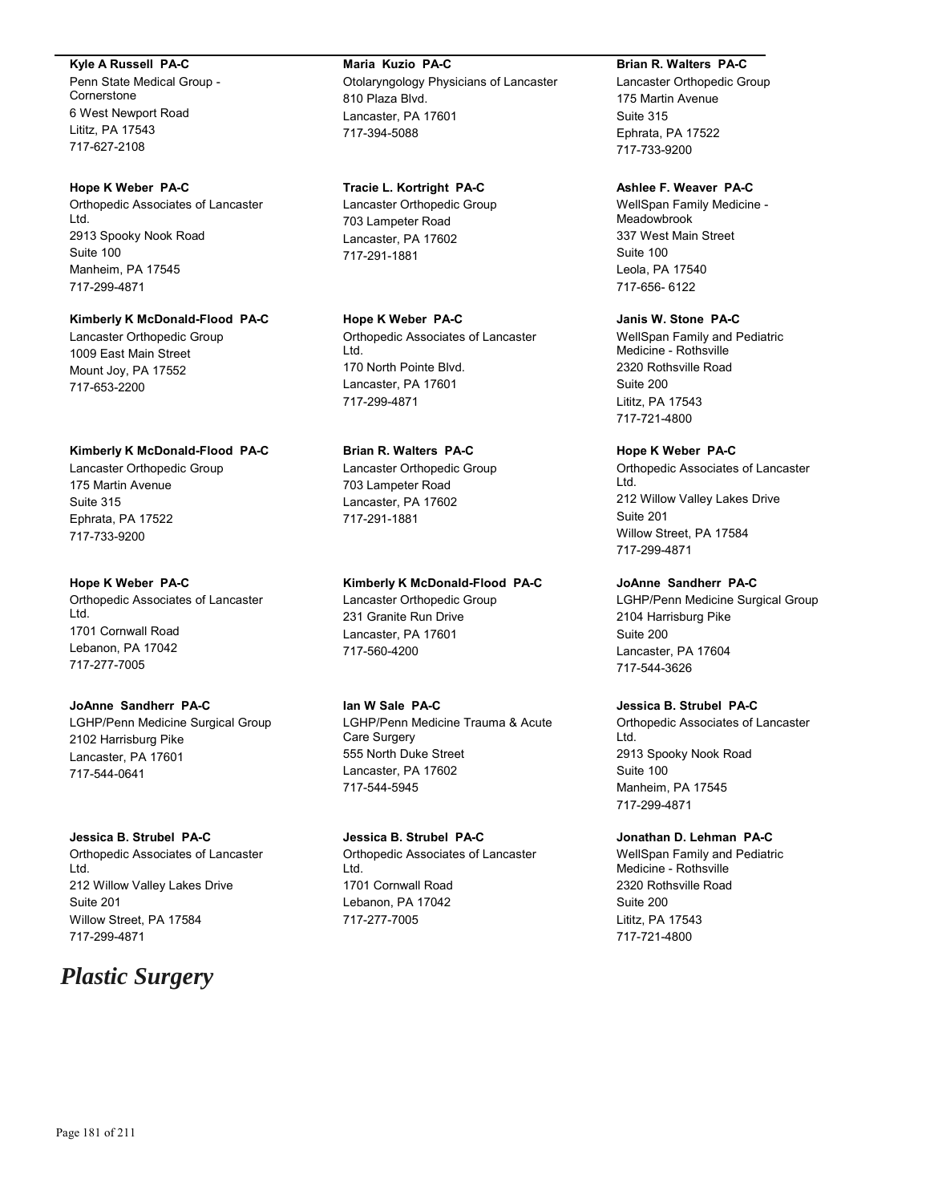**Kyle A Russell PA-C**
Penn State Medical Group - Cornerstone
6 West Newport Road
Lititz, PA 17543
717-627-2108

**Hope K Weber PA-C**
Orthopedic Associates of Lancaster Ltd.
2913 Spooky Nook Road
Suite 100
Manheim, PA 17545
717-299-4871

**Kimberly K McDonald-Flood PA-C**
Lancaster Orthopedic Group
1009 East Main Street
Mount Joy, PA 17552
717-653-2200

**Kimberly K McDonald-Flood PA-C**
Lancaster Orthopedic Group
175 Martin Avenue
Suite 315
Ephrata, PA 17522
717-733-9200

**Hope K Weber PA-C**
Orthopedic Associates of Lancaster Ltd.
1701 Cornwall Road
Lebanon, PA 17042
717-277-7005

**JoAnne Sandherr PA-C**
LGHP/Penn Medicine Surgical Group
2102 Harrisburg Pike
Lancaster, PA 17601
717-544-0641

**Jessica B. Strubel PA-C**
Orthopedic Associates of Lancaster Ltd.
212 Willow Valley Lakes Drive
Suite 201
Willow Street, PA 17584
717-299-4871

**Maria Kuzio PA-C**
Otolaryngology Physicians of Lancaster
810 Plaza Blvd.
Lancaster, PA 17601
717-394-5088

**Tracie L. Kortright PA-C**
Lancaster Orthopedic Group
703 Lampeter Road
Lancaster, PA 17602
717-291-1881

**Hope K Weber PA-C**
Orthopedic Associates of Lancaster Ltd.
170 North Pointe Blvd.
Lancaster, PA 17601
717-299-4871

**Brian R. Walters PA-C**
Lancaster Orthopedic Group
703 Lampeter Road
Lancaster, PA 17602
717-291-1881

**Kimberly K McDonald-Flood PA-C**
Lancaster Orthopedic Group
231 Granite Run Drive
Lancaster, PA 17601
717-560-4200

**Ian W Sale PA-C**
LGHP/Penn Medicine Trauma & Acute Care Surgery
555 North Duke Street
Lancaster, PA 17602
717-544-5945

**Jessica B. Strubel PA-C**
Orthopedic Associates of Lancaster Ltd.
1701 Cornwall Road
Lebanon, PA 17042
717-277-7005

**Brian R. Walters PA-C**
Lancaster Orthopedic Group
175 Martin Avenue
Suite 315
Ephrata, PA 17522
717-733-9200

**Ashlee F. Weaver PA-C**
WellSpan Family Medicine - Meadowbrook
337 West Main Street
Suite 100
Leola, PA 17540
717-656- 6122

**Janis W. Stone PA-C**
WellSpan Family and Pediatric Medicine - Rothsville
2320 Rothsville Road
Suite 200
Lititz, PA 17543
717-721-4800

**Hope K Weber PA-C**
Orthopedic Associates of Lancaster Ltd.
212 Willow Valley Lakes Drive
Suite 201
Willow Street, PA 17584
717-299-4871

**JoAnne Sandherr PA-C**
LGHP/Penn Medicine Surgical Group
2104 Harrisburg Pike
Suite 200
Lancaster, PA 17604
717-544-3626

**Jessica B. Strubel PA-C**
Orthopedic Associates of Lancaster Ltd.
2913 Spooky Nook Road
Suite 100
Manheim, PA 17545
717-299-4871

**Jonathan D. Lehman PA-C**
WellSpan Family and Pediatric Medicine - Rothsville
2320 Rothsville Road
Suite 200
Lititz, PA 17543
717-721-4800

# *Plastic Surgery*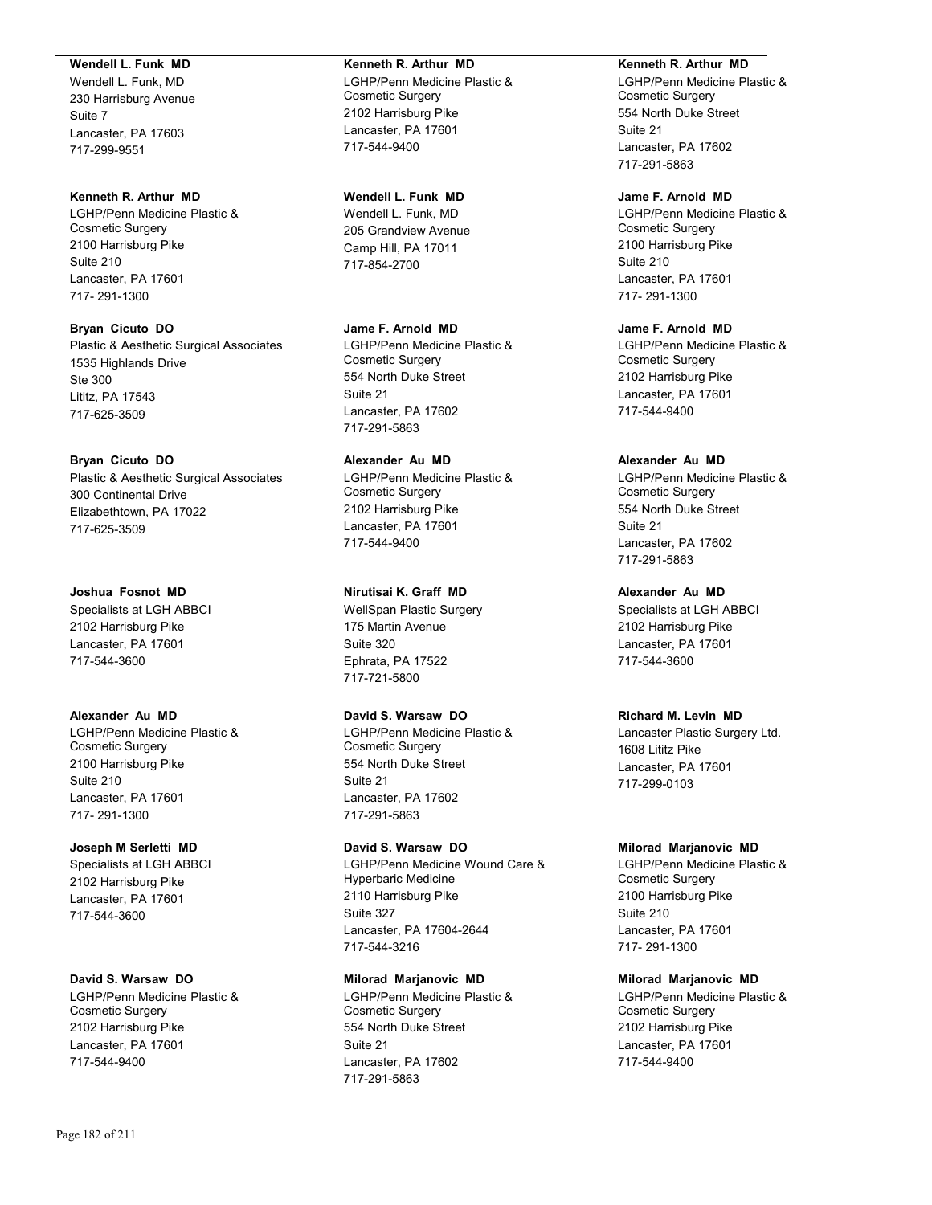**Wendell L. Funk MD**
Wendell L. Funk, MD
230 Harrisburg Avenue
Suite 7
Lancaster, PA 17603
717-299-9551

**Kenneth R. Arthur MD**
LGHP/Penn Medicine Plastic & Cosmetic Surgery
2100 Harrisburg Pike
Suite 210
Lancaster, PA 17601
717- 291-1300

**Bryan Cicuto DO**
Plastic & Aesthetic Surgical Associates
1535 Highlands Drive
Ste 300
Lititz, PA 17543
717-625-3509

**Bryan Cicuto DO**
Plastic & Aesthetic Surgical Associates
300 Continental Drive
Elizabethtown, PA 17022
717-625-3509

**Joshua Fosnot MD**
Specialists at LGH ABBCI
2102 Harrisburg Pike
Lancaster, PA 17601
717-544-3600

**Alexander Au MD**
LGHP/Penn Medicine Plastic & Cosmetic Surgery
2100 Harrisburg Pike
Suite 210
Lancaster, PA 17601
717- 291-1300

**Joseph M Serletti MD**
Specialists at LGH ABBCI
2102 Harrisburg Pike
Lancaster, PA 17601
717-544-3600

**David S. Warsaw DO**
LGHP/Penn Medicine Plastic & Cosmetic Surgery
2102 Harrisburg Pike
Lancaster, PA 17601
717-544-9400

**Kenneth R. Arthur MD**
LGHP/Penn Medicine Plastic & Cosmetic Surgery
2102 Harrisburg Pike
Lancaster, PA 17601
717-544-9400

**Wendell L. Funk MD**
Wendell L. Funk, MD
205 Grandview Avenue
Camp Hill, PA 17011
717-854-2700

**Jame F. Arnold MD**
LGHP/Penn Medicine Plastic & Cosmetic Surgery
554 North Duke Street
Suite 21
Lancaster, PA 17602
717-291-5863

**Alexander Au MD**
LGHP/Penn Medicine Plastic & Cosmetic Surgery
2102 Harrisburg Pike
Lancaster, PA 17601
717-544-9400

**Nirutisai K. Graff MD**
WellSpan Plastic Surgery
175 Martin Avenue
Suite 320
Ephrata, PA 17522
717-721-5800

**David S. Warsaw DO**
LGHP/Penn Medicine Plastic & Cosmetic Surgery
554 North Duke Street
Suite 21
Lancaster, PA 17602
717-291-5863

**David S. Warsaw DO**
LGHP/Penn Medicine Wound Care & Hyperbaric Medicine
2110 Harrisburg Pike
Suite 327
Lancaster, PA 17604-2644
717-544-3216

**Milorad Marjanovic MD**
LGHP/Penn Medicine Plastic & Cosmetic Surgery
554 North Duke Street
Suite 21
Lancaster, PA 17602
717-291-5863

**Kenneth R. Arthur MD**
LGHP/Penn Medicine Plastic & Cosmetic Surgery
554 North Duke Street
Suite 21
Lancaster, PA 17602
717-291-5863

**Jame F. Arnold MD**
LGHP/Penn Medicine Plastic & Cosmetic Surgery
2100 Harrisburg Pike
Suite 210
Lancaster, PA 17601
717- 291-1300

**Jame F. Arnold MD**
LGHP/Penn Medicine Plastic & Cosmetic Surgery
2102 Harrisburg Pike
Lancaster, PA 17601
717-544-9400

**Alexander Au MD**
LGHP/Penn Medicine Plastic & Cosmetic Surgery
554 North Duke Street
Suite 21
Lancaster, PA 17602
717-291-5863

**Alexander Au MD**
Specialists at LGH ABBCI
2102 Harrisburg Pike
Lancaster, PA 17601
717-544-3600

**Richard M. Levin MD**
Lancaster Plastic Surgery Ltd.
1608 Lititz Pike
Lancaster, PA 17601
717-299-0103

**Milorad Marjanovic MD**
LGHP/Penn Medicine Plastic & Cosmetic Surgery
2100 Harrisburg Pike
Suite 210
Lancaster, PA 17601
717- 291-1300

**Milorad Marjanovic MD**
LGHP/Penn Medicine Plastic & Cosmetic Surgery
2102 Harrisburg Pike
Lancaster, PA 17601
717-544-9400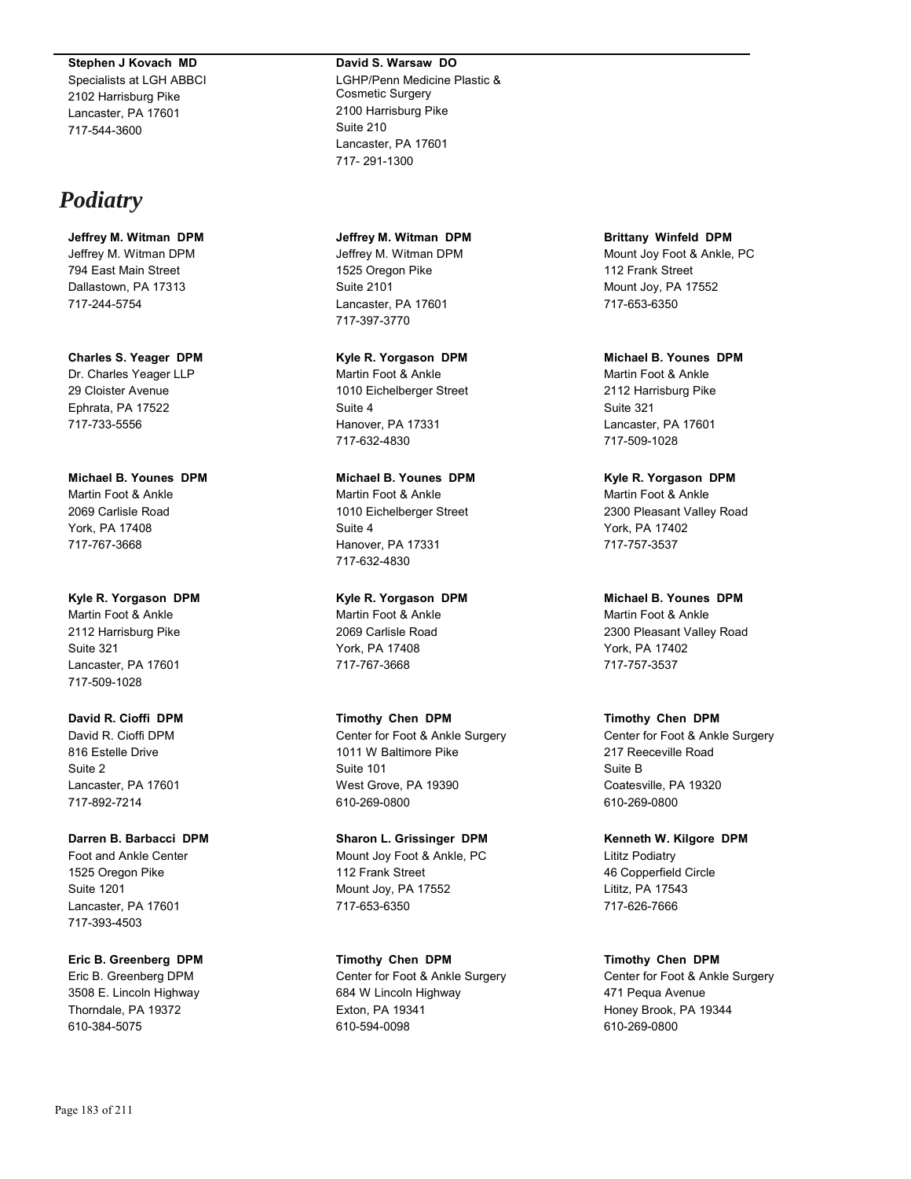**Stephen J Kovach MD**
Specialists at LGH ABBCI
2102 Harrisburg Pike
Lancaster, PA 17601
717-544-3600

**David S. Warsaw DO**
LGHP/Penn Medicine Plastic & Cosmetic Surgery
2100 Harrisburg Pike
Suite 210
Lancaster, PA 17601
717- 291-1300

# *Podiatry*

**Jeffrey M. Witman DPM**
Jeffrey M. Witman DPM
794 East Main Street
Dallastown, PA 17313
717-244-5754

**Charles S. Yeager DPM**
Dr. Charles Yeager LLP
29 Cloister Avenue
Ephrata, PA 17522
717-733-5556

**Michael B. Younes DPM**
Martin Foot & Ankle
2069 Carlisle Road
York, PA 17408
717-767-3668

**Kyle R. Yorgason DPM**
Martin Foot & Ankle
2112 Harrisburg Pike
Suite 321
Lancaster, PA 17601
717-509-1028

**David R. Cioffi DPM**
David R. Cioffi DPM
816 Estelle Drive
Suite 2
Lancaster, PA 17601
717-892-7214

**Darren B. Barbacci DPM**
Foot and Ankle Center
1525 Oregon Pike
Suite 1201
Lancaster, PA 17601
717-393-4503

**Eric B. Greenberg DPM**
Eric B. Greenberg DPM
3508 E. Lincoln Highway
Thorndale, PA 19372
610-384-5075

**Jeffrey M. Witman DPM**
Jeffrey M. Witman DPM
1525 Oregon Pike
Suite 2101
Lancaster, PA 17601
717-397-3770

**Kyle R. Yorgason DPM**
Martin Foot & Ankle
1010 Eichelberger Street
Suite 4
Hanover, PA 17331
717-632-4830

**Michael B. Younes DPM**
Martin Foot & Ankle
1010 Eichelberger Street
Suite 4
Hanover, PA 17331
717-632-4830

**Kyle R. Yorgason DPM**
Martin Foot & Ankle
2069 Carlisle Road
York, PA 17408
717-767-3668

**Timothy Chen DPM**
Center for Foot & Ankle Surgery
1011 W Baltimore Pike
Suite 101
West Grove, PA 19390
610-269-0800

**Sharon L. Grissinger DPM**
Mount Joy Foot & Ankle, PC
112 Frank Street
Mount Joy, PA 17552
717-653-6350

**Timothy Chen DPM**
Center for Foot & Ankle Surgery
684 W Lincoln Highway
Exton, PA 19341
610-594-0098

**Brittany Winfeld DPM**
Mount Joy Foot & Ankle, PC
112 Frank Street
Mount Joy, PA 17552
717-653-6350

**Michael B. Younes DPM**
Martin Foot & Ankle
2112 Harrisburg Pike
Suite 321
Lancaster, PA 17601
717-509-1028

**Kyle R. Yorgason DPM**
Martin Foot & Ankle
2300 Pleasant Valley Road
York, PA 17402
717-757-3537

**Michael B. Younes DPM**
Martin Foot & Ankle
2300 Pleasant Valley Road
York, PA 17402
717-757-3537

**Timothy Chen DPM**
Center for Foot & Ankle Surgery
217 Reeceville Road
Suite B
Coatesville, PA 19320
610-269-0800

**Kenneth W. Kilgore DPM**
Lititz Podiatry
46 Copperfield Circle
Lititz, PA 17543
717-626-7666

**Timothy Chen DPM**
Center for Foot & Ankle Surgery
471 Pequa Avenue
Honey Brook, PA 19344
610-269-0800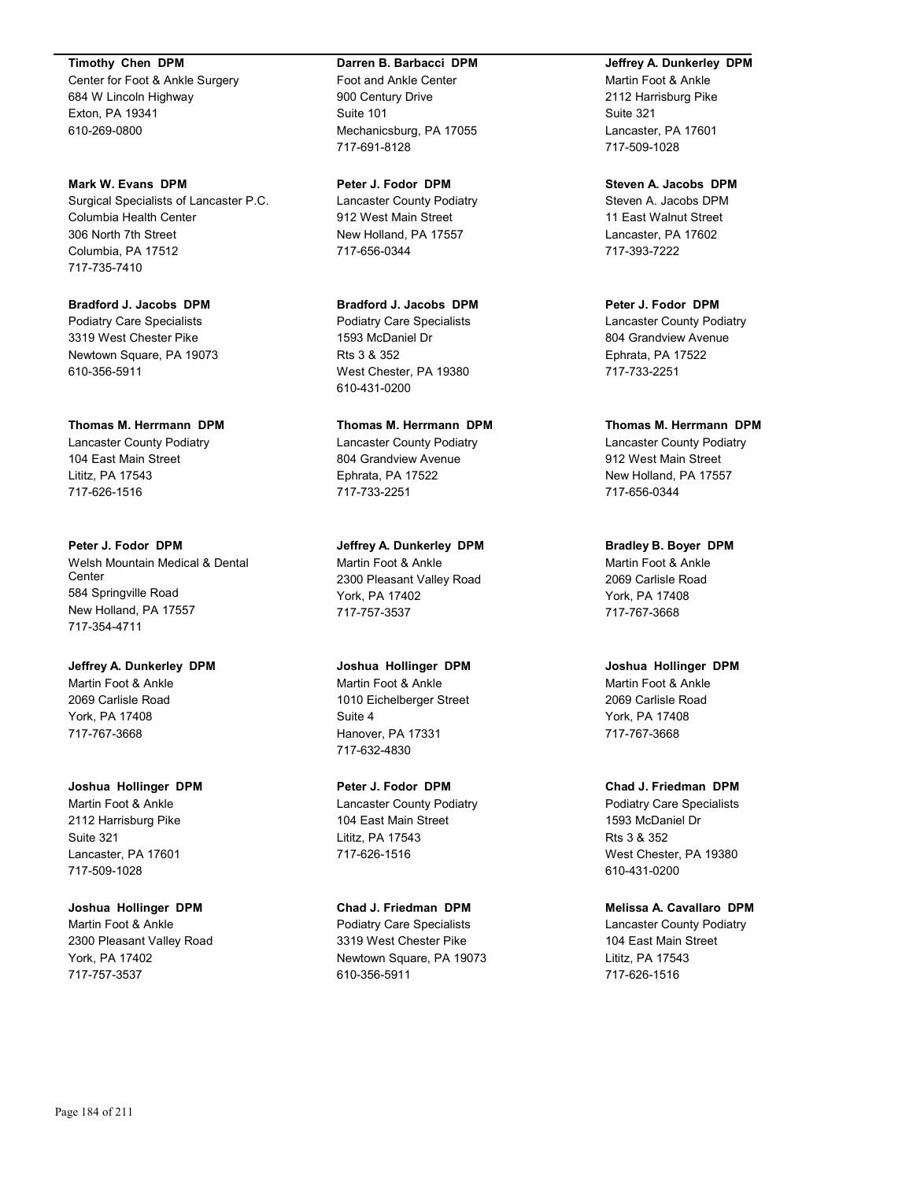**Timothy Chen DPM**
Center for Foot & Ankle Surgery
684 W Lincoln Highway
Exton, PA 19341
610-269-0800

**Mark W. Evans DPM**
Surgical Specialists of Lancaster P.C.
Columbia Health Center
306 North 7th Street
Columbia, PA 17512
717-735-7410

**Bradford J. Jacobs DPM**
Podiatry Care Specialists
3319 West Chester Pike
Newtown Square, PA 19073
610-356-5911

**Thomas M. Herrmann DPM**
Lancaster County Podiatry
104 East Main Street
Lititz, PA 17543
717-626-1516

**Peter J. Fodor DPM**
Welsh Mountain Medical & Dental Center
584 Springville Road
New Holland, PA 17557
717-354-4711

**Jeffrey A. Dunkerley DPM**
Martin Foot & Ankle
2069 Carlisle Road
York, PA 17408
717-767-3668

**Joshua Hollinger DPM**
Martin Foot & Ankle
2112 Harrisburg Pike
Suite 321
Lancaster, PA 17601
717-509-1028

**Joshua Hollinger DPM**
Martin Foot & Ankle
2300 Pleasant Valley Road
York, PA 17402
717-757-3537

**Darren B. Barbacci DPM**
Foot and Ankle Center
900 Century Drive
Suite 101
Mechanicsburg, PA 17055
717-691-8128

**Peter J. Fodor DPM**
Lancaster County Podiatry
912 West Main Street
New Holland, PA 17557
717-656-0344

**Bradford J. Jacobs DPM**
Podiatry Care Specialists
1593 McDaniel Dr
Rts 3 & 352
West Chester, PA 19380
610-431-0200

**Thomas M. Herrmann DPM**
Lancaster County Podiatry
804 Grandview Avenue
Ephrata, PA 17522
717-733-2251

**Jeffrey A. Dunkerley DPM**
Martin Foot & Ankle
2300 Pleasant Valley Road
York, PA 17402
717-757-3537

**Joshua Hollinger DPM**
Martin Foot & Ankle
1010 Eichelberger Street
Suite 4
Hanover, PA 17331
717-632-4830

**Peter J. Fodor DPM**
Lancaster County Podiatry
104 East Main Street
Lititz, PA 17543
717-626-1516

**Chad J. Friedman DPM**
Podiatry Care Specialists
3319 West Chester Pike
Newtown Square, PA 19073
610-356-5911

**Jeffrey A. Dunkerley DPM**
Martin Foot & Ankle
2112 Harrisburg Pike
Suite 321
Lancaster, PA 17601
717-509-1028

**Steven A. Jacobs DPM**
Steven A. Jacobs DPM
11 East Walnut Street
Lancaster, PA 17602
717-393-7222

**Peter J. Fodor DPM**
Lancaster County Podiatry
804 Grandview Avenue
Ephrata, PA 17522
717-733-2251

**Thomas M. Herrmann DPM**
Lancaster County Podiatry
912 West Main Street
New Holland, PA 17557
717-656-0344

**Bradley B. Boyer DPM**
Martin Foot & Ankle
2069 Carlisle Road
York, PA 17408
717-767-3668

**Joshua Hollinger DPM**
Martin Foot & Ankle
2069 Carlisle Road
York, PA 17408
717-767-3668

**Chad J. Friedman DPM**
Podiatry Care Specialists
1593 McDaniel Dr
Rts 3 & 352
West Chester, PA 19380
610-431-0200

**Melissa A. Cavallaro DPM**
Lancaster County Podiatry
104 East Main Street
Lititz, PA 17543
717-626-1516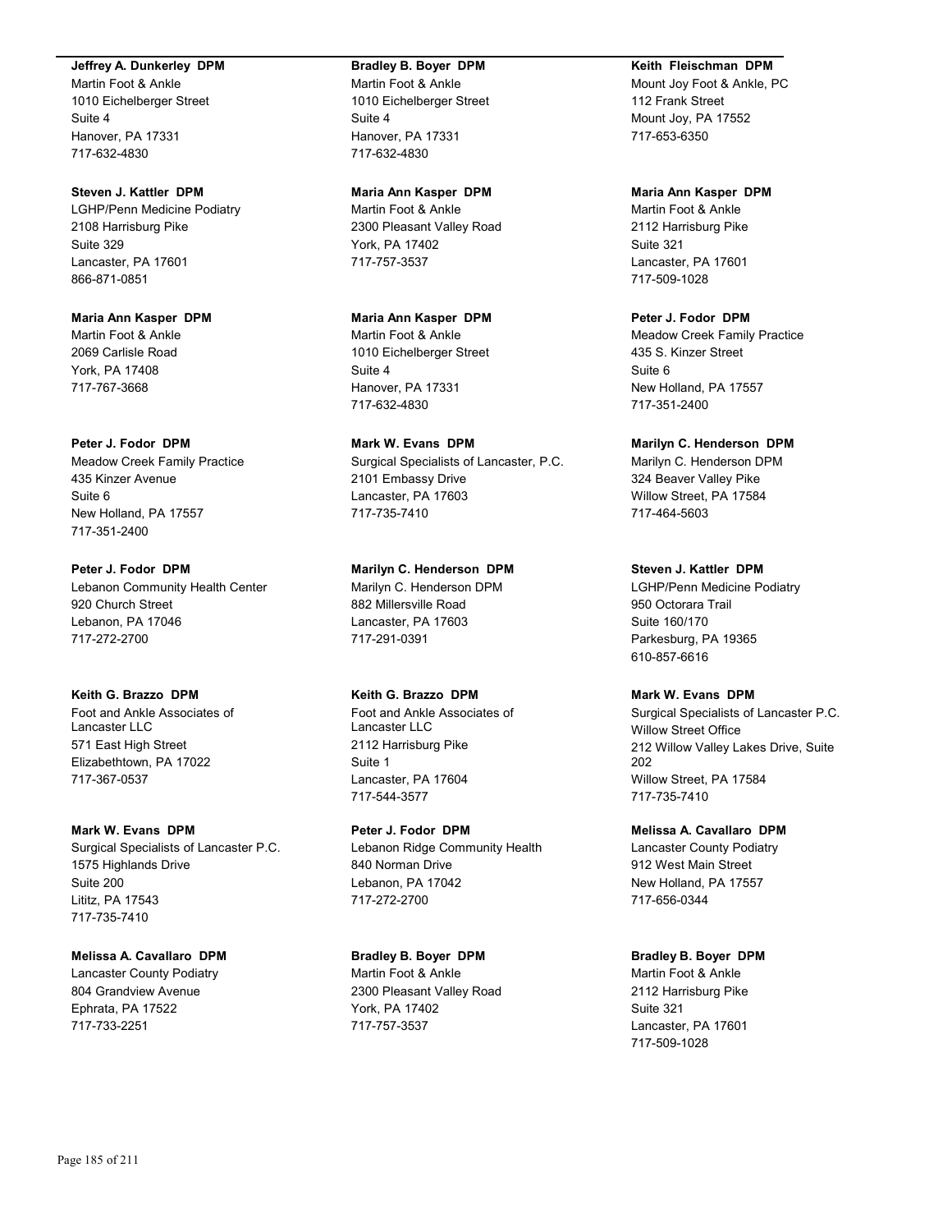**Jeffrey A. Dunkerley DPM**
Martin Foot & Ankle
1010 Eichelberger Street
Suite 4
Hanover, PA 17331
717-632-4830

**Steven J. Kattler DPM**
LGHP/Penn Medicine Podiatry
2108 Harrisburg Pike
Suite 329
Lancaster, PA 17601
866-871-0851

**Maria Ann Kasper DPM**
Martin Foot & Ankle
2069 Carlisle Road
York, PA 17408
717-767-3668

**Peter J. Fodor DPM**
Meadow Creek Family Practice
435 Kinzer Avenue
Suite 6
New Holland, PA 17557
717-351-2400

**Peter J. Fodor DPM**
Lebanon Community Health Center
920 Church Street
Lebanon, PA 17046
717-272-2700

**Keith G. Brazzo DPM**
Foot and Ankle Associates of Lancaster LLC
571 East High Street
Elizabethtown, PA 17022
717-367-0537

**Mark W. Evans DPM**
Surgical Specialists of Lancaster P.C.
1575 Highlands Drive
Suite 200
Lititz, PA 17543
717-735-7410

**Melissa A. Cavallaro DPM**
Lancaster County Podiatry
804 Grandview Avenue
Ephrata, PA 17522
717-733-2251

**Bradley B. Boyer DPM**
Martin Foot & Ankle
1010 Eichelberger Street
Suite 4
Hanover, PA 17331
717-632-4830

**Maria Ann Kasper DPM**
Martin Foot & Ankle
2300 Pleasant Valley Road
York, PA 17402
717-757-3537

**Maria Ann Kasper DPM**
Martin Foot & Ankle
1010 Eichelberger Street
Suite 4
Hanover, PA 17331
717-632-4830

**Mark W. Evans DPM**
Surgical Specialists of Lancaster, P.C.
2101 Embassy Drive
Lancaster, PA 17603
717-735-7410

**Marilyn C. Henderson DPM**
Marilyn C. Henderson DPM
882 Millersville Road
Lancaster, PA 17603
717-291-0391

**Keith G. Brazzo DPM**
Foot and Ankle Associates of Lancaster LLC
2112 Harrisburg Pike
Suite 1
Lancaster, PA 17604
717-544-3577

**Peter J. Fodor DPM**
Lebanon Ridge Community Health
840 Norman Drive
Lebanon, PA 17042
717-272-2700

**Bradley B. Boyer DPM**
Martin Foot & Ankle
2300 Pleasant Valley Road
York, PA 17402
717-757-3537

**Keith Fleischman DPM**
Mount Joy Foot & Ankle, PC
112 Frank Street
Mount Joy, PA 17552
717-653-6350

**Maria Ann Kasper DPM**
Martin Foot & Ankle
2112 Harrisburg Pike
Suite 321
Lancaster, PA 17601
717-509-1028

**Peter J. Fodor DPM**
Meadow Creek Family Practice
435 S. Kinzer Street
Suite 6
New Holland, PA 17557
717-351-2400

**Marilyn C. Henderson DPM**
Marilyn C. Henderson DPM
324 Beaver Valley Pike
Willow Street, PA 17584
717-464-5603

**Steven J. Kattler DPM**
LGHP/Penn Medicine Podiatry
950 Octorara Trail
Suite 160/170
Parkesburg, PA 19365
610-857-6616

**Mark W. Evans DPM**
Surgical Specialists of Lancaster P.C.
Willow Street Office
212 Willow Valley Lakes Drive, Suite 202
Willow Street, PA 17584
717-735-7410

**Melissa A. Cavallaro DPM**
Lancaster County Podiatry
912 West Main Street
New Holland, PA 17557
717-656-0344

**Bradley B. Boyer DPM**
Martin Foot & Ankle
2112 Harrisburg Pike
Suite 321
Lancaster, PA 17601
717-509-1028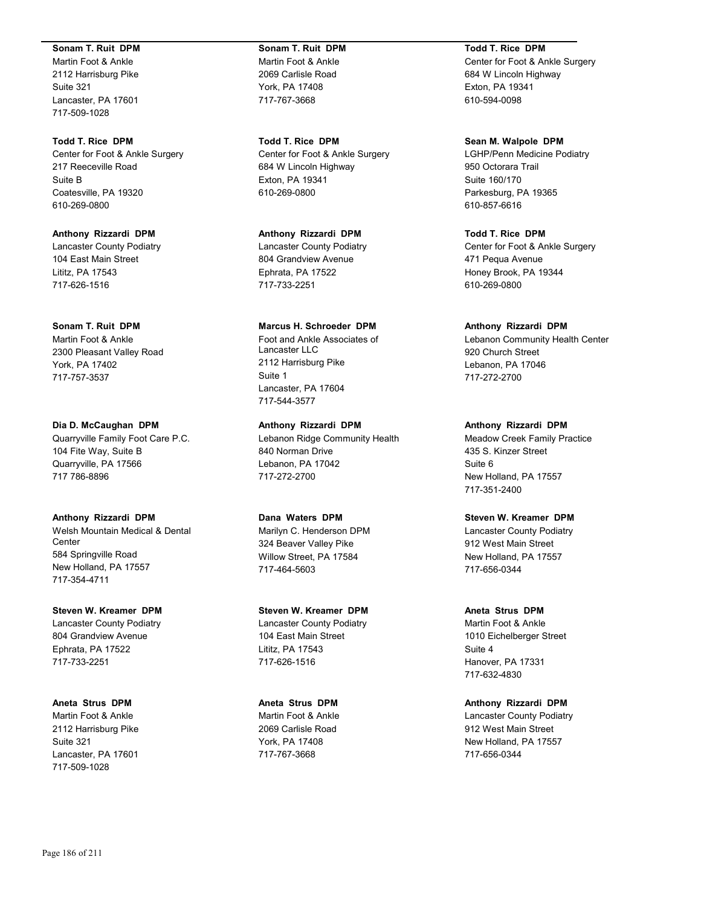**Sonam T. Ruit DPM**
Martin Foot & Ankle
2112 Harrisburg Pike
Suite 321
Lancaster, PA 17601
717-509-1028

**Todd T. Rice DPM**
Center for Foot & Ankle Surgery
217 Reeceville Road
Suite B
Coatesville, PA 19320
610-269-0800

**Anthony Rizzardi DPM**
Lancaster County Podiatry
104 East Main Street
Lititz, PA 17543
717-626-1516

**Sonam T. Ruit DPM**
Martin Foot & Ankle
2300 Pleasant Valley Road
York, PA 17402
717-757-3537

**Dia D. McCaughan DPM**
Quarryville Family Foot Care P.C.
104 Fite Way, Suite B
Quarryville, PA 17566
717 786-8896

**Anthony Rizzardi DPM**
Welsh Mountain Medical & Dental Center
584 Springville Road
New Holland, PA 17557
717-354-4711

**Steven W. Kreamer DPM**
Lancaster County Podiatry
804 Grandview Avenue
Ephrata, PA 17522
717-733-2251

**Aneta Strus DPM**
Martin Foot & Ankle
2112 Harrisburg Pike
Suite 321
Lancaster, PA 17601
717-509-1028

**Sonam T. Ruit DPM**
Martin Foot & Ankle
2069 Carlisle Road
York, PA 17408
717-767-3668

**Todd T. Rice DPM**
Center for Foot & Ankle Surgery
684 W Lincoln Highway
Exton, PA 19341
610-269-0800

**Anthony Rizzardi DPM**
Lancaster County Podiatry
804 Grandview Avenue
Ephrata, PA 17522
717-733-2251

**Marcus H. Schroeder DPM**
Foot and Ankle Associates of Lancaster LLC
2112 Harrisburg Pike
Suite 1
Lancaster, PA 17604
717-544-3577

**Anthony Rizzardi DPM**
Lebanon Ridge Community Health
840 Norman Drive
Lebanon, PA 17042
717-272-2700

**Dana Waters DPM**
Marilyn C. Henderson DPM
324 Beaver Valley Pike
Willow Street, PA 17584
717-464-5603

**Steven W. Kreamer DPM**
Lancaster County Podiatry
104 East Main Street
Lititz, PA 17543
717-626-1516

**Aneta Strus DPM**
Martin Foot & Ankle
2069 Carlisle Road
York, PA 17408
717-767-3668

**Todd T. Rice DPM**
Center for Foot & Ankle Surgery
684 W Lincoln Highway
Exton, PA 19341
610-594-0098

**Sean M. Walpole DPM**
LGHP/Penn Medicine Podiatry
950 Octorara Trail
Suite 160/170
Parkesburg, PA 19365
610-857-6616

**Todd T. Rice DPM**
Center for Foot & Ankle Surgery
471 Pequa Avenue
Honey Brook, PA 19344
610-269-0800

**Anthony Rizzardi DPM**
Lebanon Community Health Center
920 Church Street
Lebanon, PA 17046
717-272-2700

**Anthony Rizzardi DPM**
Meadow Creek Family Practice
435 S. Kinzer Street
Suite 6
New Holland, PA 17557
717-351-2400

**Steven W. Kreamer DPM**
Lancaster County Podiatry
912 West Main Street
New Holland, PA 17557
717-656-0344

**Aneta Strus DPM**
Martin Foot & Ankle
1010 Eichelberger Street
Suite 4
Hanover, PA 17331
717-632-4830

**Anthony Rizzardi DPM**
Lancaster County Podiatry
912 West Main Street
New Holland, PA 17557
717-656-0344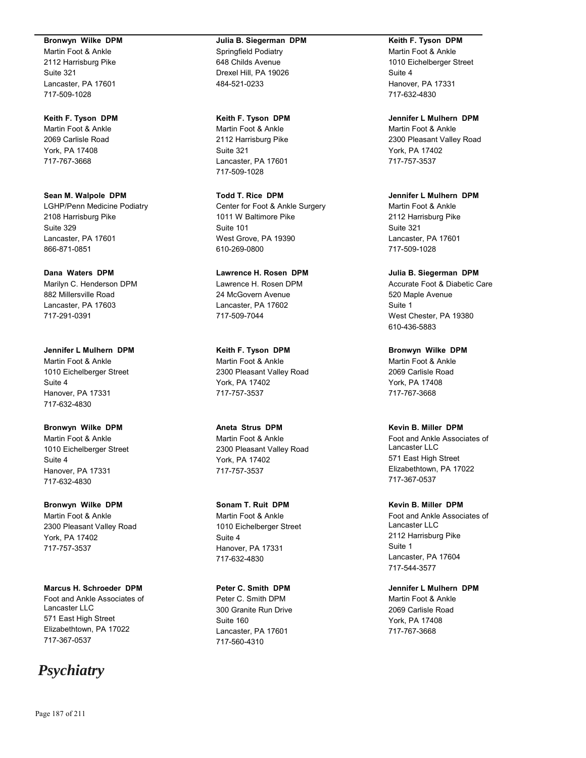**Bronwyn Wilke DPM**
Martin Foot & Ankle
2112 Harrisburg Pike
Suite 321
Lancaster, PA 17601
717-509-1028

**Keith F. Tyson DPM**
Martin Foot & Ankle
2069 Carlisle Road
York, PA 17408
717-767-3668

**Sean M. Walpole DPM**
LGHP/Penn Medicine Podiatry
2108 Harrisburg Pike
Suite 329
Lancaster, PA 17601
866-871-0851

**Dana Waters DPM**
Marilyn C. Henderson DPM
882 Millersville Road
Lancaster, PA 17603
717-291-0391

**Jennifer L Mulhern DPM**
Martin Foot & Ankle
1010 Eichelberger Street
Suite 4
Hanover, PA 17331
717-632-4830

**Bronwyn Wilke DPM**
Martin Foot & Ankle
1010 Eichelberger Street
Suite 4
Hanover, PA 17331
717-632-4830

**Bronwyn Wilke DPM**
Martin Foot & Ankle
2300 Pleasant Valley Road
York, PA 17402
717-757-3537

**Marcus H. Schroeder DPM**
Foot and Ankle Associates of Lancaster LLC
571 East High Street
Elizabethtown, PA 17022
717-367-0537

**Julia B. Siegerman DPM**
Springfield Podiatry
648 Childs Avenue
Drexel Hill, PA 19026
484-521-0233

**Keith F. Tyson DPM**
Martin Foot & Ankle
2112 Harrisburg Pike
Suite 321
Lancaster, PA 17601
717-509-1028

**Todd T. Rice DPM**
Center for Foot & Ankle Surgery
1011 W Baltimore Pike
Suite 101
West Grove, PA 19390
610-269-0800

**Lawrence H. Rosen DPM**
Lawrence H. Rosen DPM
24 McGovern Avenue
Lancaster, PA 17602
717-509-7044

**Keith F. Tyson DPM**
Martin Foot & Ankle
2300 Pleasant Valley Road
York, PA 17402
717-757-3537

**Aneta Strus DPM**
Martin Foot & Ankle
2300 Pleasant Valley Road
York, PA 17402
717-757-3537

**Sonam T. Ruit DPM**
Martin Foot & Ankle
1010 Eichelberger Street
Suite 4
Hanover, PA 17331
717-632-4830

**Peter C. Smith DPM**
Peter C. Smith DPM
300 Granite Run Drive
Suite 160
Lancaster, PA 17601
717-560-4310

**Keith F. Tyson DPM**
Martin Foot & Ankle
1010 Eichelberger Street
Suite 4
Hanover, PA 17331
717-632-4830

**Jennifer L Mulhern DPM**
Martin Foot & Ankle
2300 Pleasant Valley Road
York, PA 17402
717-757-3537

**Jennifer L Mulhern DPM**
Martin Foot & Ankle
2112 Harrisburg Pike
Suite 321
Lancaster, PA 17601
717-509-1028

**Julia B. Siegerman DPM**
Accurate Foot & Diabetic Care
520 Maple Avenue
Suite 1
West Chester, PA 19380
610-436-5883

**Bronwyn Wilke DPM**
Martin Foot & Ankle
2069 Carlisle Road
York, PA 17408
717-767-3668

**Kevin B. Miller DPM**
Foot and Ankle Associates of Lancaster LLC
571 East High Street
Elizabethtown, PA 17022
717-367-0537

**Kevin B. Miller DPM**
Foot and Ankle Associates of Lancaster LLC
2112 Harrisburg Pike
Suite 1
Lancaster, PA 17604
717-544-3577

**Jennifer L Mulhern DPM**
Martin Foot & Ankle
2069 Carlisle Road
York, PA 17408
717-767-3668

# *Psychiatry*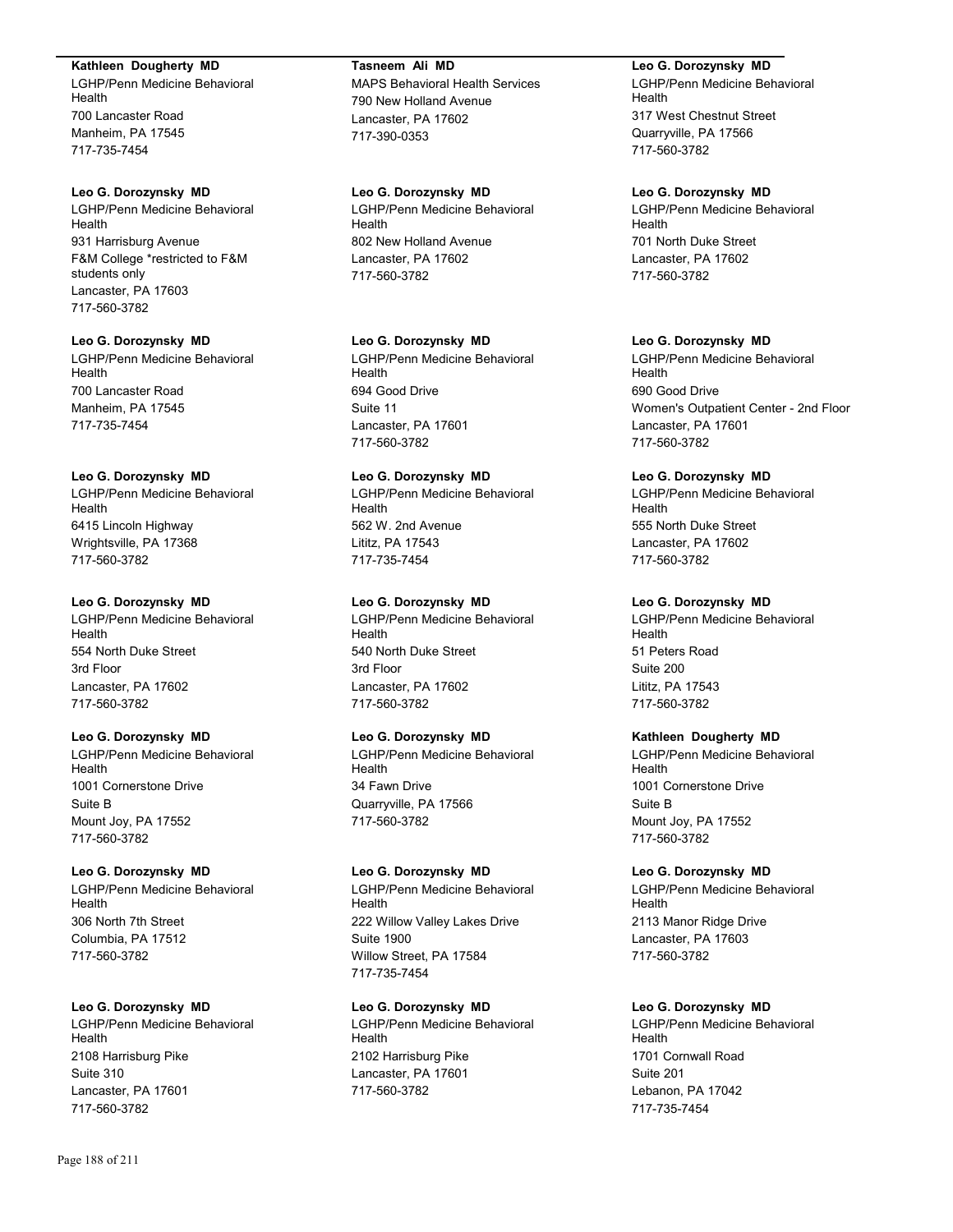**Kathleen Dougherty MD**
LGHP/Penn Medicine Behavioral Health
700 Lancaster Road
Manheim, PA 17545
717-735-7454

**Leo G. Dorozynsky MD**
LGHP/Penn Medicine Behavioral Health
931 Harrisburg Avenue
F&M College *restricted to F&M students only
Lancaster, PA 17603
717-560-3782

**Leo G. Dorozynsky MD**
LGHP/Penn Medicine Behavioral Health
700 Lancaster Road
Manheim, PA 17545
717-735-7454

**Leo G. Dorozynsky MD**
LGHP/Penn Medicine Behavioral Health
6415 Lincoln Highway
Wrightsville, PA 17368
717-560-3782

**Leo G. Dorozynsky MD**
LGHP/Penn Medicine Behavioral Health
554 North Duke Street
3rd Floor
Lancaster, PA 17602
717-560-3782

**Leo G. Dorozynsky MD**
LGHP/Penn Medicine Behavioral Health
1001 Cornerstone Drive
Suite B
Mount Joy, PA 17552
717-560-3782

**Leo G. Dorozynsky MD**
LGHP/Penn Medicine Behavioral Health
306 North 7th Street
Columbia, PA 17512
717-560-3782

**Leo G. Dorozynsky MD**
LGHP/Penn Medicine Behavioral Health
2108 Harrisburg Pike
Suite 310
Lancaster, PA 17601
717-560-3782

**Tasneem Ali MD**
MAPS Behavioral Health Services
790 New Holland Avenue
Lancaster, PA 17602
717-390-0353

**Leo G. Dorozynsky MD**
LGHP/Penn Medicine Behavioral Health
802 New Holland Avenue
Lancaster, PA 17602
717-560-3782

**Leo G. Dorozynsky MD**
LGHP/Penn Medicine Behavioral Health
694 Good Drive
Suite 11
Lancaster, PA 17601
717-560-3782

**Leo G. Dorozynsky MD**
LGHP/Penn Medicine Behavioral Health
562 W. 2nd Avenue
Lititz, PA 17543
717-735-7454

**Leo G. Dorozynsky MD**
LGHP/Penn Medicine Behavioral Health
540 North Duke Street
3rd Floor
Lancaster, PA 17602
717-560-3782

**Leo G. Dorozynsky MD**
LGHP/Penn Medicine Behavioral Health
34 Fawn Drive
Quarryville, PA 17566
717-560-3782

**Leo G. Dorozynsky MD**
LGHP/Penn Medicine Behavioral Health
222 Willow Valley Lakes Drive
Suite 1900
Willow Street, PA 17584
717-735-7454

**Leo G. Dorozynsky MD**
LGHP/Penn Medicine Behavioral Health
2102 Harrisburg Pike
Lancaster, PA 17601
717-560-3782

**Leo G. Dorozynsky MD**
LGHP/Penn Medicine Behavioral Health
317 West Chestnut Street
Quarryville, PA 17566
717-560-3782

**Leo G. Dorozynsky MD**
LGHP/Penn Medicine Behavioral Health
701 North Duke Street
Lancaster, PA 17602
717-560-3782

**Leo G. Dorozynsky MD**
LGHP/Penn Medicine Behavioral Health
690 Good Drive
Women's Outpatient Center - 2nd Floor
Lancaster, PA 17601
717-560-3782

**Leo G. Dorozynsky MD**
LGHP/Penn Medicine Behavioral Health
555 North Duke Street
Lancaster, PA 17602
717-560-3782

**Leo G. Dorozynsky MD**
LGHP/Penn Medicine Behavioral Health
51 Peters Road
Suite 200
Lititz, PA 17543
717-560-3782

**Kathleen Dougherty MD**
LGHP/Penn Medicine Behavioral Health
1001 Cornerstone Drive
Suite B
Mount Joy, PA 17552
717-560-3782

**Leo G. Dorozynsky MD**
LGHP/Penn Medicine Behavioral Health
2113 Manor Ridge Drive
Lancaster, PA 17603
717-560-3782

**Leo G. Dorozynsky MD**
LGHP/Penn Medicine Behavioral Health
1701 Cornwall Road
Suite 201
Lebanon, PA 17042
717-735-7454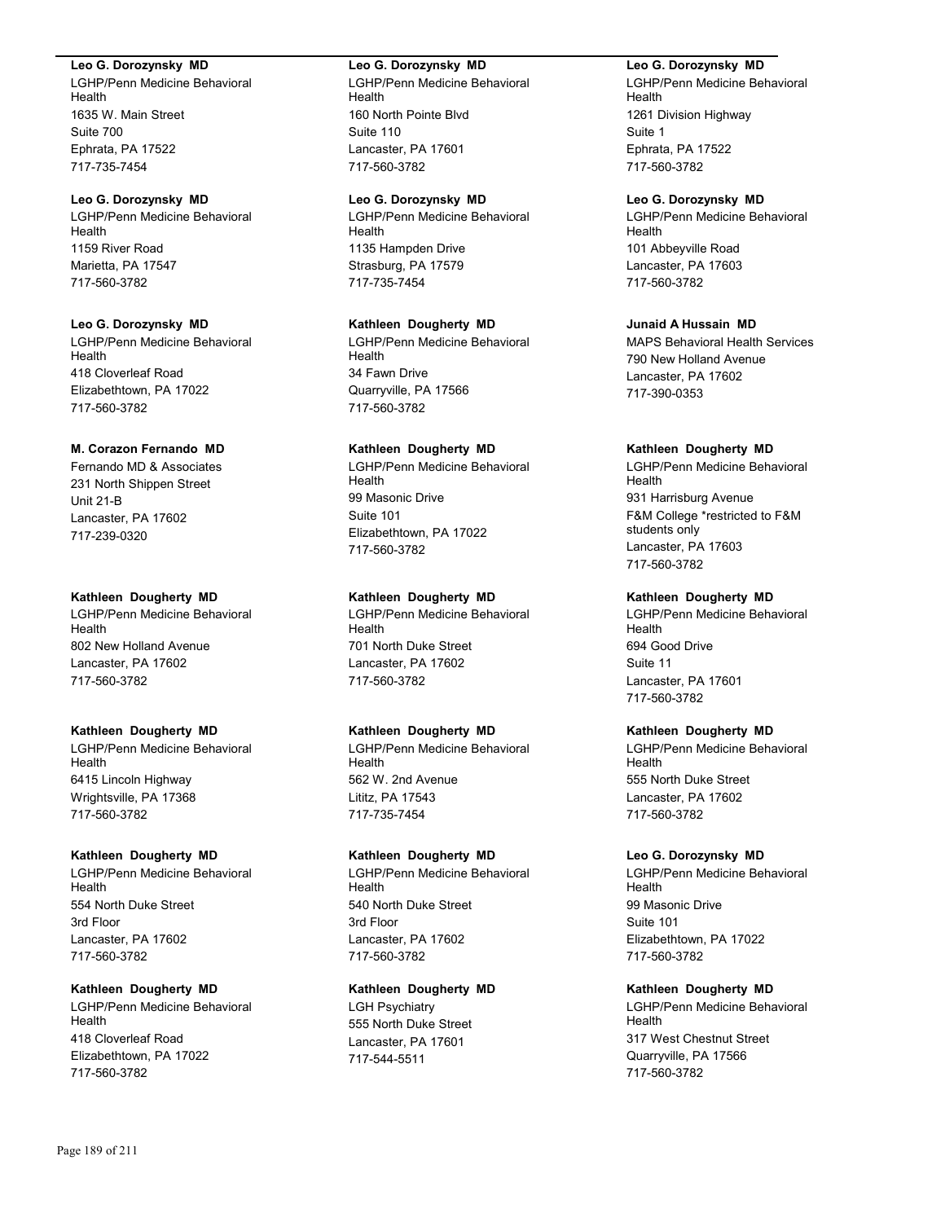**Leo G. Dorozynsky MD**
LGHP/Penn Medicine Behavioral Health
1635 W. Main Street
Suite 700
Ephrata, PA 17522
717-735-7454

**Leo G. Dorozynsky MD**
LGHP/Penn Medicine Behavioral Health
1159 River Road
Marietta, PA 17547
717-560-3782

**Leo G. Dorozynsky MD**
LGHP/Penn Medicine Behavioral Health
418 Cloverleaf Road
Elizabethtown, PA 17022
717-560-3782

**M. Corazon Fernando MD**
Fernando MD & Associates
231 North Shippen Street
Unit 21-B
Lancaster, PA 17602
717-239-0320

**Kathleen Dougherty MD**
LGHP/Penn Medicine Behavioral Health
802 New Holland Avenue
Lancaster, PA 17602
717-560-3782

**Kathleen Dougherty MD**
LGHP/Penn Medicine Behavioral Health
6415 Lincoln Highway
Wrightsville, PA 17368
717-560-3782

**Kathleen Dougherty MD**
LGHP/Penn Medicine Behavioral Health
554 North Duke Street
3rd Floor
Lancaster, PA 17602
717-560-3782

**Kathleen Dougherty MD**
LGHP/Penn Medicine Behavioral Health
418 Cloverleaf Road
Elizabethtown, PA 17022
717-560-3782

**Leo G. Dorozynsky MD**
LGHP/Penn Medicine Behavioral Health
160 North Pointe Blvd
Suite 110
Lancaster, PA 17601
717-560-3782

**Leo G. Dorozynsky MD**
LGHP/Penn Medicine Behavioral Health
1135 Hampden Drive
Strasburg, PA 17579
717-735-7454

**Kathleen Dougherty MD**
LGHP/Penn Medicine Behavioral Health
34 Fawn Drive
Quarryville, PA 17566
717-560-3782

**Kathleen Dougherty MD**
LGHP/Penn Medicine Behavioral Health
99 Masonic Drive
Suite 101
Elizabethtown, PA 17022
717-560-3782

**Kathleen Dougherty MD**
LGHP/Penn Medicine Behavioral Health
701 North Duke Street
Lancaster, PA 17602
717-560-3782

**Kathleen Dougherty MD**
LGHP/Penn Medicine Behavioral Health
562 W. 2nd Avenue
Lititz, PA 17543
717-735-7454

**Kathleen Dougherty MD**
LGHP/Penn Medicine Behavioral Health
540 North Duke Street
3rd Floor
Lancaster, PA 17602
717-560-3782

**Kathleen Dougherty MD**
LGH Psychiatry
555 North Duke Street
Lancaster, PA 17601
717-544-5511

**Leo G. Dorozynsky MD**
LGHP/Penn Medicine Behavioral Health
1261 Division Highway
Suite 1
Ephrata, PA 17522
717-560-3782

**Leo G. Dorozynsky MD**
LGHP/Penn Medicine Behavioral Health
101 Abbeyville Road
Lancaster, PA 17603
717-560-3782

**Junaid A Hussain MD**
MAPS Behavioral Health Services
790 New Holland Avenue
Lancaster, PA 17602
717-390-0353

**Kathleen Dougherty MD**
LGHP/Penn Medicine Behavioral Health
931 Harrisburg Avenue
F&M College *restricted to F&M students only
Lancaster, PA 17603
717-560-3782

**Kathleen Dougherty MD**
LGHP/Penn Medicine Behavioral Health
694 Good Drive
Suite 11
Lancaster, PA 17601
717-560-3782

**Kathleen Dougherty MD**
LGHP/Penn Medicine Behavioral Health
555 North Duke Street
Lancaster, PA 17602
717-560-3782

**Leo G. Dorozynsky MD**
LGHP/Penn Medicine Behavioral Health
99 Masonic Drive
Suite 101
Elizabethtown, PA 17022
717-560-3782

**Kathleen Dougherty MD**
LGHP/Penn Medicine Behavioral Health
317 West Chestnut Street
Quarryville, PA 17566
717-560-3782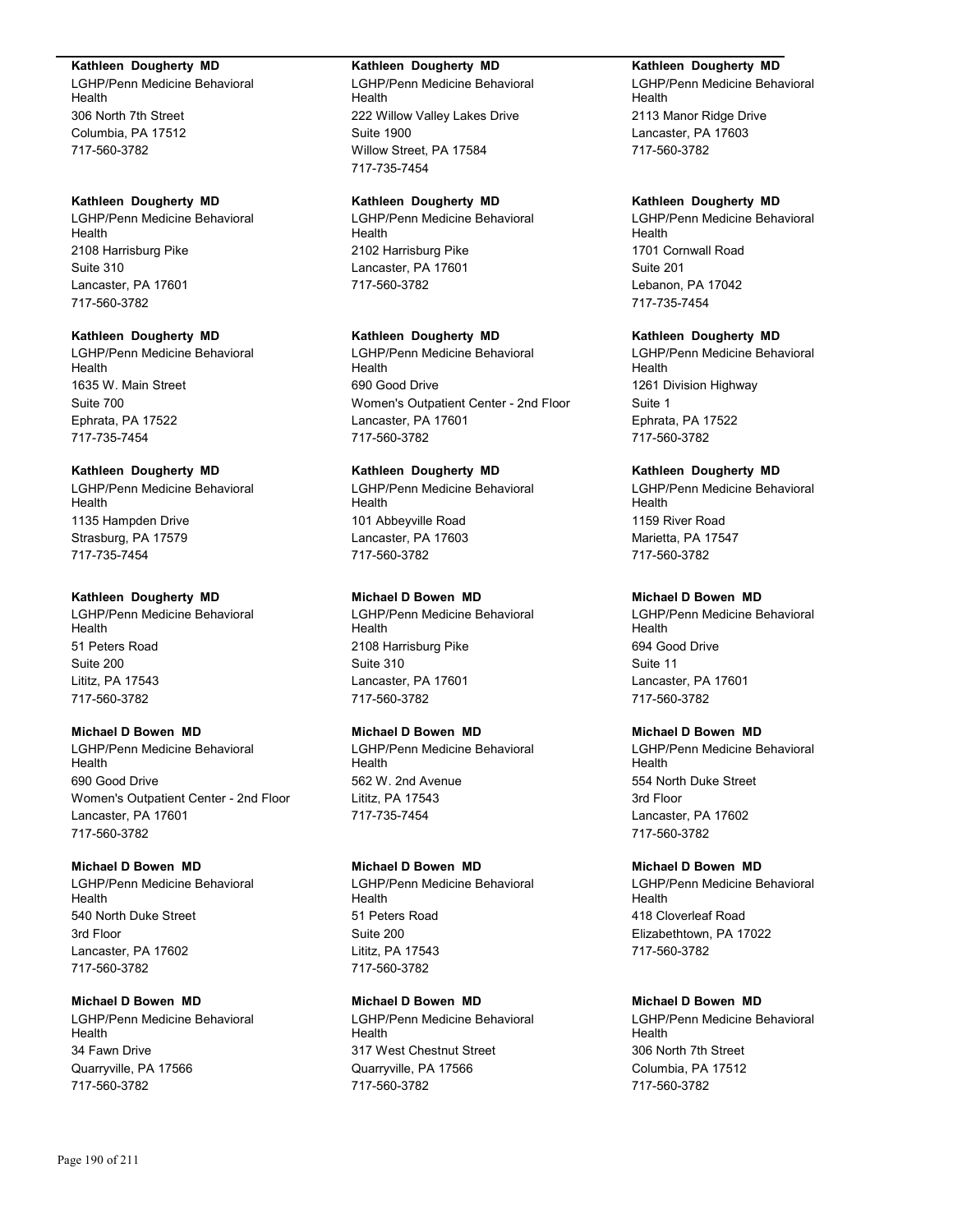**Kathleen Dougherty MD**
LGHP/Penn Medicine Behavioral Health
306 North 7th Street
Columbia, PA 17512
717-560-3782

**Kathleen Dougherty MD**
LGHP/Penn Medicine Behavioral Health
2108 Harrisburg Pike
Suite 310
Lancaster, PA 17601
717-560-3782

**Kathleen Dougherty MD**
LGHP/Penn Medicine Behavioral Health
1635 W. Main Street
Suite 700
Ephrata, PA 17522
717-735-7454

**Kathleen Dougherty MD**
LGHP/Penn Medicine Behavioral Health
1135 Hampden Drive
Strasburg, PA 17579
717-735-7454

**Kathleen Dougherty MD**
LGHP/Penn Medicine Behavioral Health
51 Peters Road
Suite 200
Lititz, PA 17543
717-560-3782

**Michael D Bowen MD**
LGHP/Penn Medicine Behavioral Health
690 Good Drive
Women's Outpatient Center - 2nd Floor
Lancaster, PA 17601
717-560-3782

**Michael D Bowen MD**
LGHP/Penn Medicine Behavioral Health
540 North Duke Street
3rd Floor
Lancaster, PA 17602
717-560-3782

**Michael D Bowen MD**
LGHP/Penn Medicine Behavioral Health
34 Fawn Drive
Quarryville, PA 17566
717-560-3782

**Kathleen Dougherty MD**
LGHP/Penn Medicine Behavioral Health
222 Willow Valley Lakes Drive
Suite 1900
Willow Street, PA 17584
717-735-7454

**Kathleen Dougherty MD**
LGHP/Penn Medicine Behavioral Health
2102 Harrisburg Pike
Lancaster, PA 17601
717-560-3782

**Kathleen Dougherty MD**
LGHP/Penn Medicine Behavioral Health
690 Good Drive
Women's Outpatient Center - 2nd Floor
Lancaster, PA 17601
717-560-3782

**Kathleen Dougherty MD**
LGHP/Penn Medicine Behavioral Health
101 Abbeyville Road
Lancaster, PA 17603
717-560-3782

**Michael D Bowen MD**
LGHP/Penn Medicine Behavioral Health
2108 Harrisburg Pike
Suite 310
Lancaster, PA 17601
717-560-3782

**Michael D Bowen MD**
LGHP/Penn Medicine Behavioral Health
562 W. 2nd Avenue
Lititz, PA 17543
717-735-7454

**Michael D Bowen MD**
LGHP/Penn Medicine Behavioral Health
51 Peters Road
Suite 200
Lititz, PA 17543
717-560-3782

**Michael D Bowen MD**
LGHP/Penn Medicine Behavioral Health
317 West Chestnut Street
Quarryville, PA 17566
717-560-3782

**Kathleen Dougherty MD**
LGHP/Penn Medicine Behavioral Health
2113 Manor Ridge Drive
Lancaster, PA 17603
717-560-3782

**Kathleen Dougherty MD**
LGHP/Penn Medicine Behavioral Health
1701 Cornwall Road
Suite 201
Lebanon, PA 17042
717-735-7454

**Kathleen Dougherty MD**
LGHP/Penn Medicine Behavioral Health
1261 Division Highway
Suite 1
Ephrata, PA 17522
717-560-3782

**Kathleen Dougherty MD**
LGHP/Penn Medicine Behavioral Health
1159 River Road
Marietta, PA 17547
717-560-3782

**Michael D Bowen MD**
LGHP/Penn Medicine Behavioral Health
694 Good Drive
Suite 11
Lancaster, PA 17601
717-560-3782

**Michael D Bowen MD**
LGHP/Penn Medicine Behavioral Health
554 North Duke Street
3rd Floor
Lancaster, PA 17602
717-560-3782

**Michael D Bowen MD**
LGHP/Penn Medicine Behavioral Health
418 Cloverleaf Road
Elizabethtown, PA 17022
717-560-3782

**Michael D Bowen MD**
LGHP/Penn Medicine Behavioral Health
306 North 7th Street
Columbia, PA 17512
717-560-3782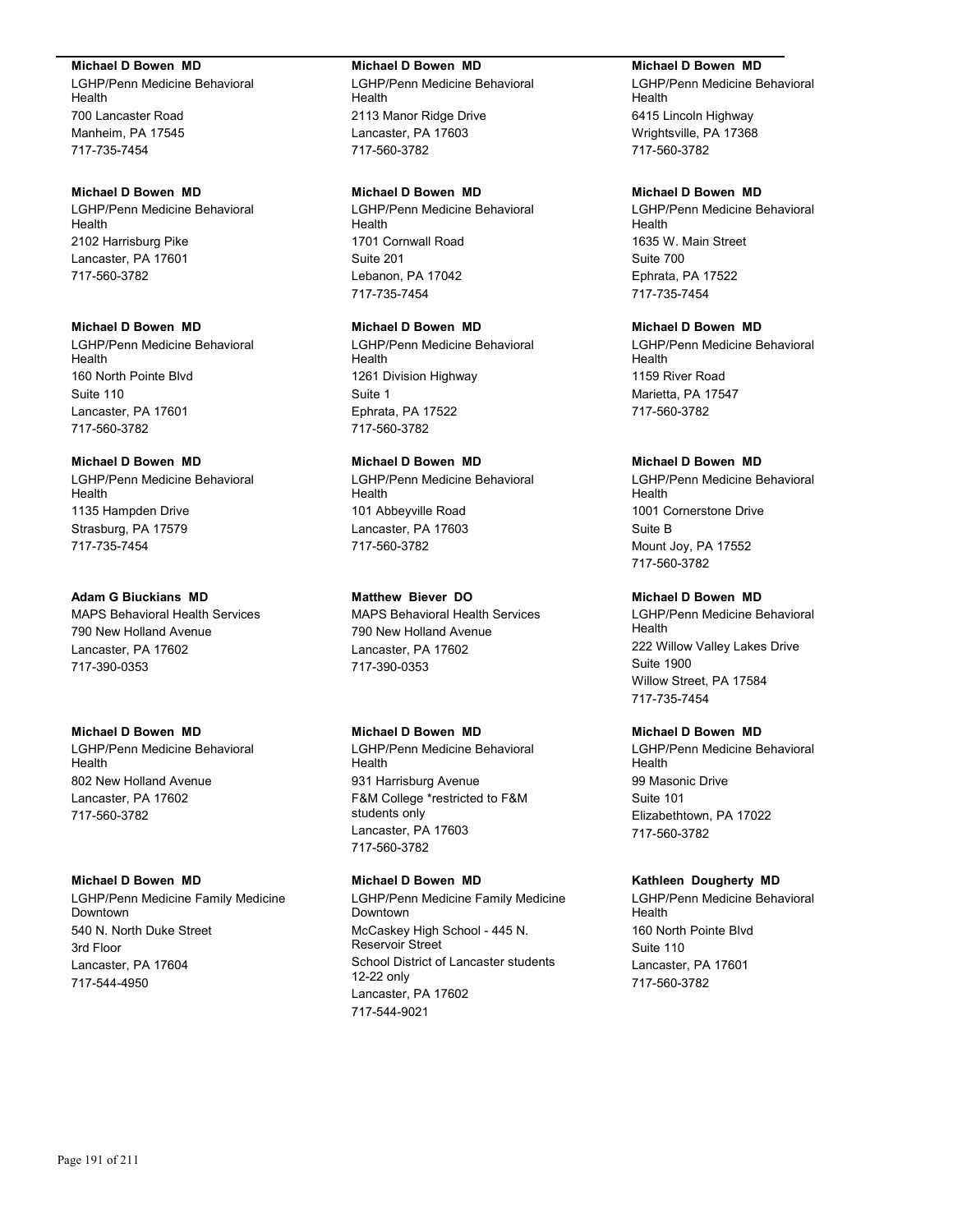**Michael D Bowen MD**
LGHP/Penn Medicine Behavioral Health
700 Lancaster Road
Manheim, PA 17545
717-735-7454

**Michael D Bowen MD**
LGHP/Penn Medicine Behavioral Health
2102 Harrisburg Pike
Lancaster, PA 17601
717-560-3782

**Michael D Bowen MD**
LGHP/Penn Medicine Behavioral Health
160 North Pointe Blvd
Suite 110
Lancaster, PA 17601
717-560-3782

**Michael D Bowen MD**
LGHP/Penn Medicine Behavioral Health
1135 Hampden Drive
Strasburg, PA 17579
717-735-7454

**Adam G Biuckians MD**
MAPS Behavioral Health Services
790 New Holland Avenue
Lancaster, PA 17602
717-390-0353

**Michael D Bowen MD**
LGHP/Penn Medicine Behavioral Health
802 New Holland Avenue
Lancaster, PA 17602
717-560-3782

**Michael D Bowen MD**
LGHP/Penn Medicine Family Medicine Downtown
540 N. North Duke Street
3rd Floor
Lancaster, PA 17604
717-544-4950

**Michael D Bowen MD**
LGHP/Penn Medicine Behavioral Health
2113 Manor Ridge Drive
Lancaster, PA 17603
717-560-3782

**Michael D Bowen MD**
LGHP/Penn Medicine Behavioral Health
1701 Cornwall Road
Suite 201
Lebanon, PA 17042
717-735-7454

**Michael D Bowen MD**
LGHP/Penn Medicine Behavioral Health
1261 Division Highway
Suite 1
Ephrata, PA 17522
717-560-3782

**Michael D Bowen MD**
LGHP/Penn Medicine Behavioral Health
101 Abbeyville Road
Lancaster, PA 17603
717-560-3782

**Matthew Biever DO**
MAPS Behavioral Health Services
790 New Holland Avenue
Lancaster, PA 17602
717-390-0353

**Michael D Bowen MD**
LGHP/Penn Medicine Behavioral Health
931 Harrisburg Avenue
F&M College *restricted to F&M students only
Lancaster, PA 17603
717-560-3782

**Michael D Bowen MD**
LGHP/Penn Medicine Family Medicine Downtown
McCaskey High School - 445 N. Reservoir Street
School District of Lancaster students 12-22 only
Lancaster, PA 17602
717-544-9021

**Michael D Bowen MD**
LGHP/Penn Medicine Behavioral Health
6415 Lincoln Highway
Wrightsville, PA 17368
717-560-3782

**Michael D Bowen MD**
LGHP/Penn Medicine Behavioral Health
1635 W. Main Street
Suite 700
Ephrata, PA 17522
717-735-7454

**Michael D Bowen MD**
LGHP/Penn Medicine Behavioral Health
1159 River Road
Marietta, PA 17547
717-560-3782

**Michael D Bowen MD**
LGHP/Penn Medicine Behavioral Health
1001 Cornerstone Drive
Suite B
Mount Joy, PA 17552
717-560-3782

**Michael D Bowen MD**
LGHP/Penn Medicine Behavioral Health
222 Willow Valley Lakes Drive
Suite 1900
Willow Street, PA 17584
717-735-7454

**Michael D Bowen MD**
LGHP/Penn Medicine Behavioral Health
99 Masonic Drive
Suite 101
Elizabethtown, PA 17022
717-560-3782

**Kathleen Dougherty MD**
LGHP/Penn Medicine Behavioral Health
160 North Pointe Blvd
Suite 110
Lancaster, PA 17601
717-560-3782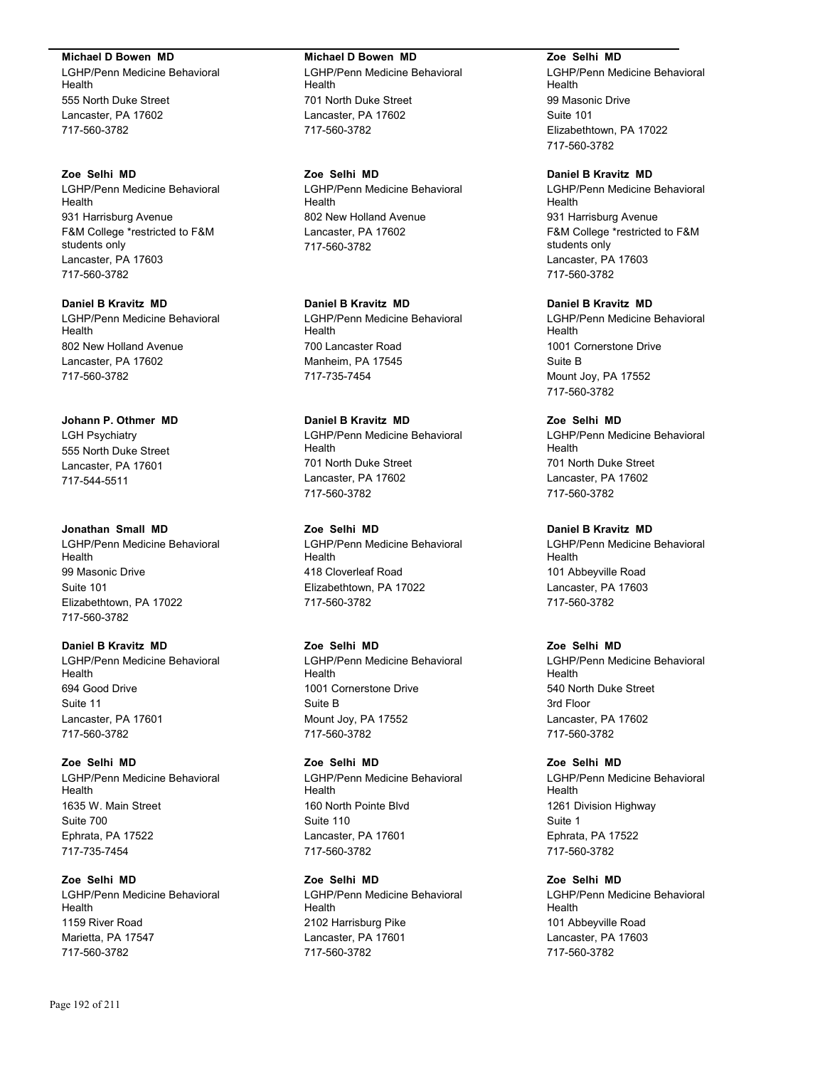**Michael D Bowen MD**
LGHP/Penn Medicine Behavioral Health
555 North Duke Street
Lancaster, PA 17602
717-560-3782

**Zoe Selhi MD**
LGHP/Penn Medicine Behavioral Health
931 Harrisburg Avenue
F&M College *restricted to F&M students only
Lancaster, PA 17603
717-560-3782

**Daniel B Kravitz MD**
LGHP/Penn Medicine Behavioral Health
802 New Holland Avenue
Lancaster, PA 17602
717-560-3782

**Johann P. Othmer MD**
LGH Psychiatry
555 North Duke Street
Lancaster, PA 17601
717-544-5511

**Jonathan Small MD**
LGHP/Penn Medicine Behavioral Health
99 Masonic Drive
Suite 101
Elizabethtown, PA 17022
717-560-3782

**Daniel B Kravitz MD**
LGHP/Penn Medicine Behavioral Health
694 Good Drive
Suite 11
Lancaster, PA 17601
717-560-3782

**Zoe Selhi MD**
LGHP/Penn Medicine Behavioral Health
1635 W. Main Street
Suite 700
Ephrata, PA 17522
717-735-7454

**Zoe Selhi MD**
LGHP/Penn Medicine Behavioral Health
1159 River Road
Marietta, PA 17547
717-560-3782

**Michael D Bowen MD**
LGHP/Penn Medicine Behavioral Health
701 North Duke Street
Lancaster, PA 17602
717-560-3782

**Zoe Selhi MD**
LGHP/Penn Medicine Behavioral Health
802 New Holland Avenue
Lancaster, PA 17602
717-560-3782

**Daniel B Kravitz MD**
LGHP/Penn Medicine Behavioral Health
700 Lancaster Road
Manheim, PA 17545
717-735-7454

**Daniel B Kravitz MD**
LGHP/Penn Medicine Behavioral Health
701 North Duke Street
Lancaster, PA 17602
717-560-3782

**Zoe Selhi MD**
LGHP/Penn Medicine Behavioral Health
418 Cloverleaf Road
Elizabethtown, PA 17022
717-560-3782

**Zoe Selhi MD**
LGHP/Penn Medicine Behavioral Health
1001 Cornerstone Drive
Suite B
Mount Joy, PA 17552
717-560-3782

**Zoe Selhi MD**
LGHP/Penn Medicine Behavioral Health
160 North Pointe Blvd
Suite 110
Lancaster, PA 17601
717-560-3782

**Zoe Selhi MD**
LGHP/Penn Medicine Behavioral Health
2102 Harrisburg Pike
Lancaster, PA 17601
717-560-3782

**Zoe Selhi MD**
LGHP/Penn Medicine Behavioral Health
99 Masonic Drive
Suite 101
Elizabethtown, PA 17022
717-560-3782

**Daniel B Kravitz MD**
LGHP/Penn Medicine Behavioral Health
931 Harrisburg Avenue
F&M College *restricted to F&M students only
Lancaster, PA 17603
717-560-3782

**Daniel B Kravitz MD**
LGHP/Penn Medicine Behavioral Health
1001 Cornerstone Drive
Suite B
Mount Joy, PA 17552
717-560-3782

**Zoe Selhi MD**
LGHP/Penn Medicine Behavioral Health
701 North Duke Street
Lancaster, PA 17602
717-560-3782

**Daniel B Kravitz MD**
LGHP/Penn Medicine Behavioral Health
101 Abbeyville Road
Lancaster, PA 17603
717-560-3782

**Zoe Selhi MD**
LGHP/Penn Medicine Behavioral Health
540 North Duke Street
3rd Floor
Lancaster, PA 17602
717-560-3782

**Zoe Selhi MD**
LGHP/Penn Medicine Behavioral Health
1261 Division Highway
Suite 1
Ephrata, PA 17522
717-560-3782

**Zoe Selhi MD**
LGHP/Penn Medicine Behavioral Health
101 Abbeyville Road
Lancaster, PA 17603
717-560-3782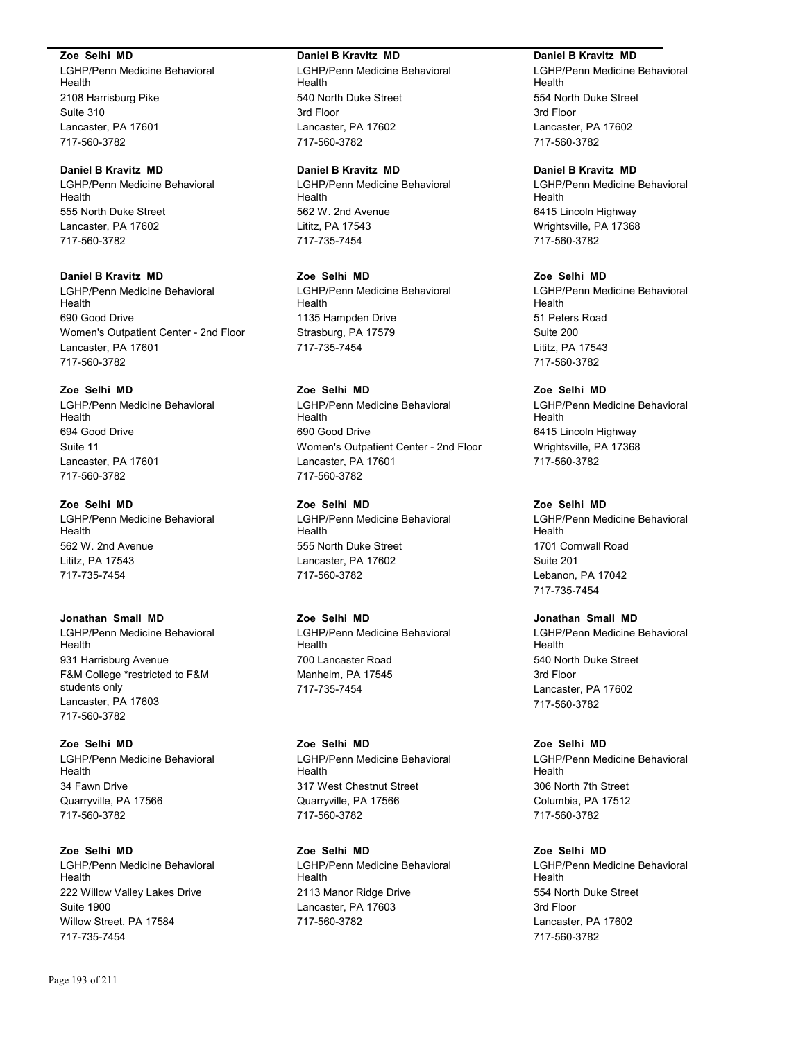**Zoe Selhi MD**
LGHP/Penn Medicine Behavioral Health
2108 Harrisburg Pike
Suite 310
Lancaster, PA 17601
717-560-3782

**Daniel B Kravitz MD**
LGHP/Penn Medicine Behavioral Health
555 North Duke Street
Lancaster, PA 17602
717-560-3782

**Daniel B Kravitz MD**
LGHP/Penn Medicine Behavioral Health
690 Good Drive
Women's Outpatient Center - 2nd Floor
Lancaster, PA 17601
717-560-3782

**Zoe Selhi MD**
LGHP/Penn Medicine Behavioral Health
694 Good Drive
Suite 11
Lancaster, PA 17601
717-560-3782

**Zoe Selhi MD**
LGHP/Penn Medicine Behavioral Health
562 W. 2nd Avenue
Lititz, PA 17543
717-735-7454

**Jonathan Small MD**
LGHP/Penn Medicine Behavioral Health
931 Harrisburg Avenue
F&M College *restricted to F&M students only
Lancaster, PA 17603
717-560-3782

**Zoe Selhi MD**
LGHP/Penn Medicine Behavioral Health
34 Fawn Drive
Quarryville, PA 17566
717-560-3782

**Zoe Selhi MD**
LGHP/Penn Medicine Behavioral Health
222 Willow Valley Lakes Drive
Suite 1900
Willow Street, PA 17584
717-735-7454

**Daniel B Kravitz MD**
LGHP/Penn Medicine Behavioral Health
540 North Duke Street
3rd Floor
Lancaster, PA 17602
717-560-3782

**Daniel B Kravitz MD**
LGHP/Penn Medicine Behavioral Health
562 W. 2nd Avenue
Lititz, PA 17543
717-735-7454

**Zoe Selhi MD**
LGHP/Penn Medicine Behavioral Health
1135 Hampden Drive
Strasburg, PA 17579
717-735-7454

**Zoe Selhi MD**
LGHP/Penn Medicine Behavioral Health
690 Good Drive
Women's Outpatient Center - 2nd Floor
Lancaster, PA 17601
717-560-3782

**Zoe Selhi MD**
LGHP/Penn Medicine Behavioral Health
555 North Duke Street
Lancaster, PA 17602
717-560-3782

**Zoe Selhi MD**
LGHP/Penn Medicine Behavioral Health
700 Lancaster Road
Manheim, PA 17545
717-735-7454

**Zoe Selhi MD**
LGHP/Penn Medicine Behavioral Health
317 West Chestnut Street
Quarryville, PA 17566
717-560-3782

**Zoe Selhi MD**
LGHP/Penn Medicine Behavioral Health
2113 Manor Ridge Drive
Lancaster, PA 17603
717-560-3782

**Daniel B Kravitz MD**
LGHP/Penn Medicine Behavioral Health
554 North Duke Street
3rd Floor
Lancaster, PA 17602
717-560-3782

**Daniel B Kravitz MD**
LGHP/Penn Medicine Behavioral Health
6415 Lincoln Highway
Wrightsville, PA 17368
717-560-3782

**Zoe Selhi MD**
LGHP/Penn Medicine Behavioral Health
51 Peters Road
Suite 200
Lititz, PA 17543
717-560-3782

**Zoe Selhi MD**
LGHP/Penn Medicine Behavioral Health
6415 Lincoln Highway
Wrightsville, PA 17368
717-560-3782

**Zoe Selhi MD**
LGHP/Penn Medicine Behavioral Health
1701 Cornwall Road
Suite 201
Lebanon, PA 17042
717-735-7454

**Jonathan Small MD**
LGHP/Penn Medicine Behavioral Health
540 North Duke Street
3rd Floor
Lancaster, PA 17602
717-560-3782

**Zoe Selhi MD**
LGHP/Penn Medicine Behavioral Health
306 North 7th Street
Columbia, PA 17512
717-560-3782

**Zoe Selhi MD**
LGHP/Penn Medicine Behavioral Health
554 North Duke Street
3rd Floor
Lancaster, PA 17602
717-560-3782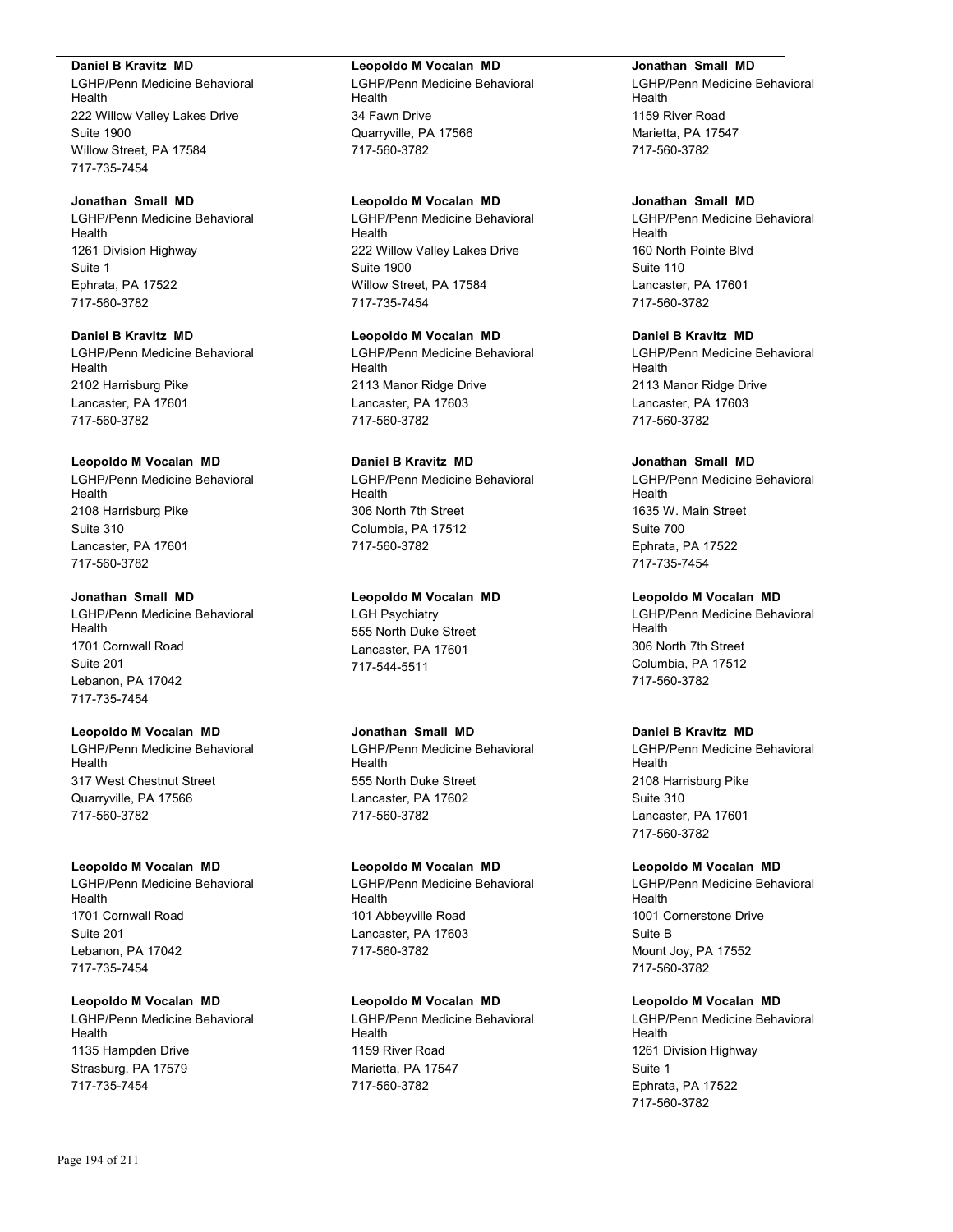**Daniel B Kravitz MD**
LGHP/Penn Medicine Behavioral Health
222 Willow Valley Lakes Drive
Suite 1900
Willow Street, PA 17584
717-735-7454

**Jonathan Small MD**
LGHP/Penn Medicine Behavioral Health
1261 Division Highway
Suite 1
Ephrata, PA 17522
717-560-3782

**Daniel B Kravitz MD**
LGHP/Penn Medicine Behavioral Health
2102 Harrisburg Pike
Lancaster, PA 17601
717-560-3782

**Leopoldo M Vocalan MD**
LGHP/Penn Medicine Behavioral Health
2108 Harrisburg Pike
Suite 310
Lancaster, PA 17601
717-560-3782

**Jonathan Small MD**
LGHP/Penn Medicine Behavioral Health
1701 Cornwall Road
Suite 201
Lebanon, PA 17042
717-735-7454

**Leopoldo M Vocalan MD**
LGHP/Penn Medicine Behavioral Health
317 West Chestnut Street
Quarryville, PA 17566
717-560-3782

**Leopoldo M Vocalan MD**
LGHP/Penn Medicine Behavioral Health
1701 Cornwall Road
Suite 201
Lebanon, PA 17042
717-735-7454

**Leopoldo M Vocalan MD**
LGHP/Penn Medicine Behavioral Health
1135 Hampden Drive
Strasburg, PA 17579
717-735-7454

**Leopoldo M Vocalan MD**
LGHP/Penn Medicine Behavioral Health
34 Fawn Drive
Quarryville, PA 17566
717-560-3782

**Leopoldo M Vocalan MD**
LGHP/Penn Medicine Behavioral Health
222 Willow Valley Lakes Drive
Suite 1900
Willow Street, PA 17584
717-735-7454

**Leopoldo M Vocalan MD**
LGHP/Penn Medicine Behavioral Health
2113 Manor Ridge Drive
Lancaster, PA 17603
717-560-3782

**Daniel B Kravitz MD**
LGHP/Penn Medicine Behavioral Health
306 North 7th Street
Columbia, PA 17512
717-560-3782

**Leopoldo M Vocalan MD**
LGH Psychiatry
555 North Duke Street
Lancaster, PA 17601
717-544-5511

**Jonathan Small MD**
LGHP/Penn Medicine Behavioral Health
555 North Duke Street
Lancaster, PA 17602
717-560-3782

**Leopoldo M Vocalan MD**
LGHP/Penn Medicine Behavioral Health
101 Abbeyville Road
Lancaster, PA 17603
717-560-3782

**Leopoldo M Vocalan MD**
LGHP/Penn Medicine Behavioral Health
1159 River Road
Marietta, PA 17547
717-560-3782

**Jonathan Small MD**
LGHP/Penn Medicine Behavioral Health
1159 River Road
Marietta, PA 17547
717-560-3782

**Jonathan Small MD**
LGHP/Penn Medicine Behavioral Health
160 North Pointe Blvd
Suite 110
Lancaster, PA 17601
717-560-3782

**Daniel B Kravitz MD**
LGHP/Penn Medicine Behavioral Health
2113 Manor Ridge Drive
Lancaster, PA 17603
717-560-3782

**Jonathan Small MD**
LGHP/Penn Medicine Behavioral Health
1635 W. Main Street
Suite 700
Ephrata, PA 17522
717-735-7454

**Leopoldo M Vocalan MD**
LGHP/Penn Medicine Behavioral Health
306 North 7th Street
Columbia, PA 17512
717-560-3782

**Daniel B Kravitz MD**
LGHP/Penn Medicine Behavioral Health
2108 Harrisburg Pike
Suite 310
Lancaster, PA 17601
717-560-3782

**Leopoldo M Vocalan MD**
LGHP/Penn Medicine Behavioral Health
1001 Cornerstone Drive
Suite B
Mount Joy, PA 17552
717-560-3782

**Leopoldo M Vocalan MD**
LGHP/Penn Medicine Behavioral Health
1261 Division Highway
Suite 1
Ephrata, PA 17522
717-560-3782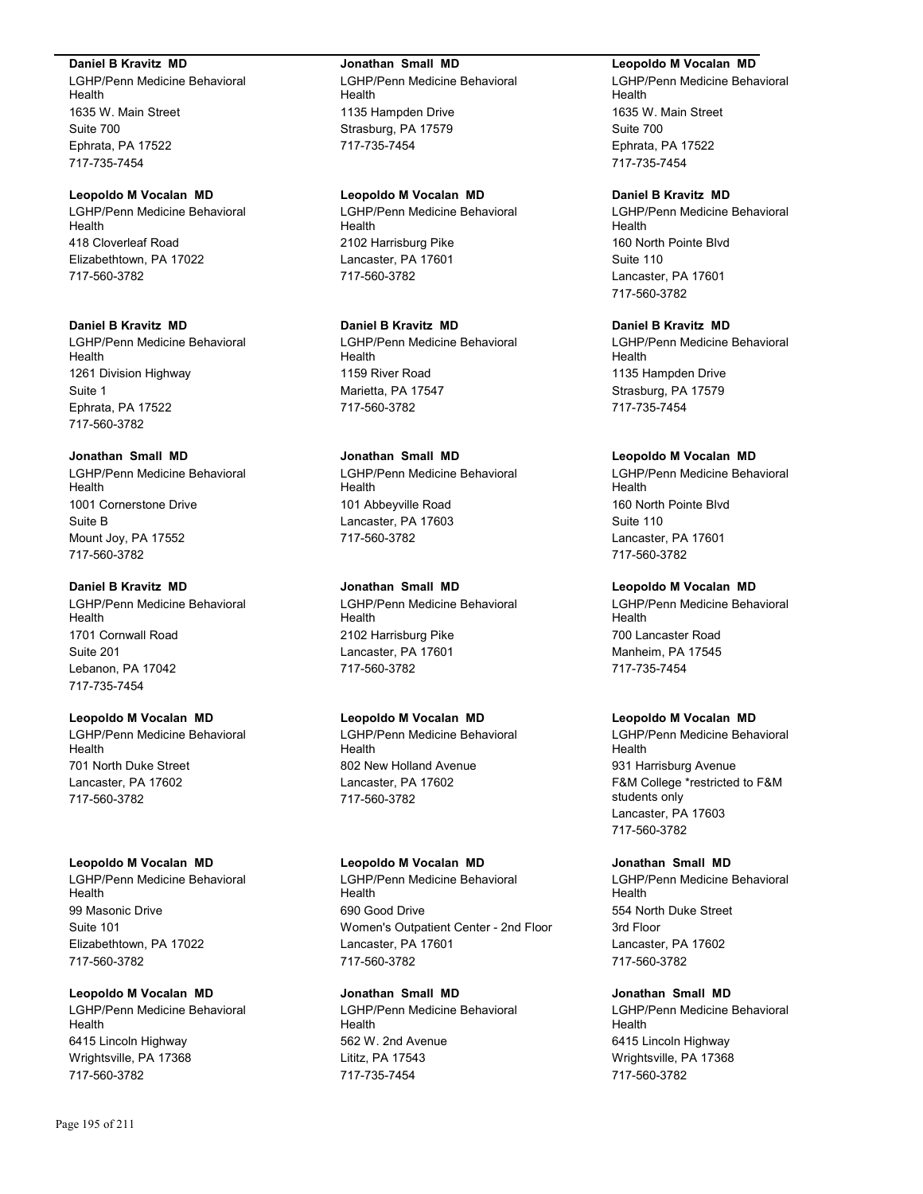**Daniel B Kravitz MD**
LGHP/Penn Medicine Behavioral Health
1635 W. Main Street
Suite 700
Ephrata, PA 17522
717-735-7454

**Leopoldo M Vocalan MD**
LGHP/Penn Medicine Behavioral Health
418 Cloverleaf Road
Elizabethtown, PA 17022
717-560-3782

**Daniel B Kravitz MD**
LGHP/Penn Medicine Behavioral Health
1261 Division Highway
Suite 1
Ephrata, PA 17522
717-560-3782

**Jonathan Small MD**
LGHP/Penn Medicine Behavioral Health
1001 Cornerstone Drive
Suite B
Mount Joy, PA 17552
717-560-3782

**Daniel B Kravitz MD**
LGHP/Penn Medicine Behavioral Health
1701 Cornwall Road
Suite 201
Lebanon, PA 17042
717-735-7454

**Leopoldo M Vocalan MD**
LGHP/Penn Medicine Behavioral Health
701 North Duke Street
Lancaster, PA 17602
717-560-3782

**Leopoldo M Vocalan MD**
LGHP/Penn Medicine Behavioral Health
99 Masonic Drive
Suite 101
Elizabethtown, PA 17022
717-560-3782

**Leopoldo M Vocalan MD**
LGHP/Penn Medicine Behavioral Health
6415 Lincoln Highway
Wrightsville, PA 17368
717-560-3782

**Jonathan Small MD**
LGHP/Penn Medicine Behavioral Health
1135 Hampden Drive
Strasburg, PA 17579
717-735-7454

**Leopoldo M Vocalan MD**
LGHP/Penn Medicine Behavioral Health
2102 Harrisburg Pike
Lancaster, PA 17601
717-560-3782

**Daniel B Kravitz MD**
LGHP/Penn Medicine Behavioral Health
1159 River Road
Marietta, PA 17547
717-560-3782

**Jonathan Small MD**
LGHP/Penn Medicine Behavioral Health
101 Abbeyville Road
Lancaster, PA 17603
717-560-3782

**Jonathan Small MD**
LGHP/Penn Medicine Behavioral Health
2102 Harrisburg Pike
Lancaster, PA 17601
717-560-3782

**Leopoldo M Vocalan MD**
LGHP/Penn Medicine Behavioral Health
802 New Holland Avenue
Lancaster, PA 17602
717-560-3782

**Leopoldo M Vocalan MD**
LGHP/Penn Medicine Behavioral Health
690 Good Drive
Women's Outpatient Center - 2nd Floor
Lancaster, PA 17601
717-560-3782

**Jonathan Small MD**
LGHP/Penn Medicine Behavioral Health
562 W. 2nd Avenue
Lititz, PA 17543
717-735-7454

**Leopoldo M Vocalan MD**
LGHP/Penn Medicine Behavioral Health
1635 W. Main Street
Suite 700
Ephrata, PA 17522
717-735-7454

**Daniel B Kravitz MD**
LGHP/Penn Medicine Behavioral Health
160 North Pointe Blvd
Suite 110
Lancaster, PA 17601
717-560-3782

**Daniel B Kravitz MD**
LGHP/Penn Medicine Behavioral Health
1135 Hampden Drive
Strasburg, PA 17579
717-735-7454

**Leopoldo M Vocalan MD**
LGHP/Penn Medicine Behavioral Health
160 North Pointe Blvd
Suite 110
Lancaster, PA 17601
717-560-3782

**Leopoldo M Vocalan MD**
LGHP/Penn Medicine Behavioral Health
700 Lancaster Road
Manheim, PA 17545
717-735-7454

**Leopoldo M Vocalan MD**
LGHP/Penn Medicine Behavioral Health
931 Harrisburg Avenue
F&M College *restricted to F&M students only
Lancaster, PA 17603
717-560-3782

**Jonathan Small MD**
LGHP/Penn Medicine Behavioral Health
554 North Duke Street
3rd Floor
Lancaster, PA 17602
717-560-3782

**Jonathan Small MD**
LGHP/Penn Medicine Behavioral Health
6415 Lincoln Highway
Wrightsville, PA 17368
717-560-3782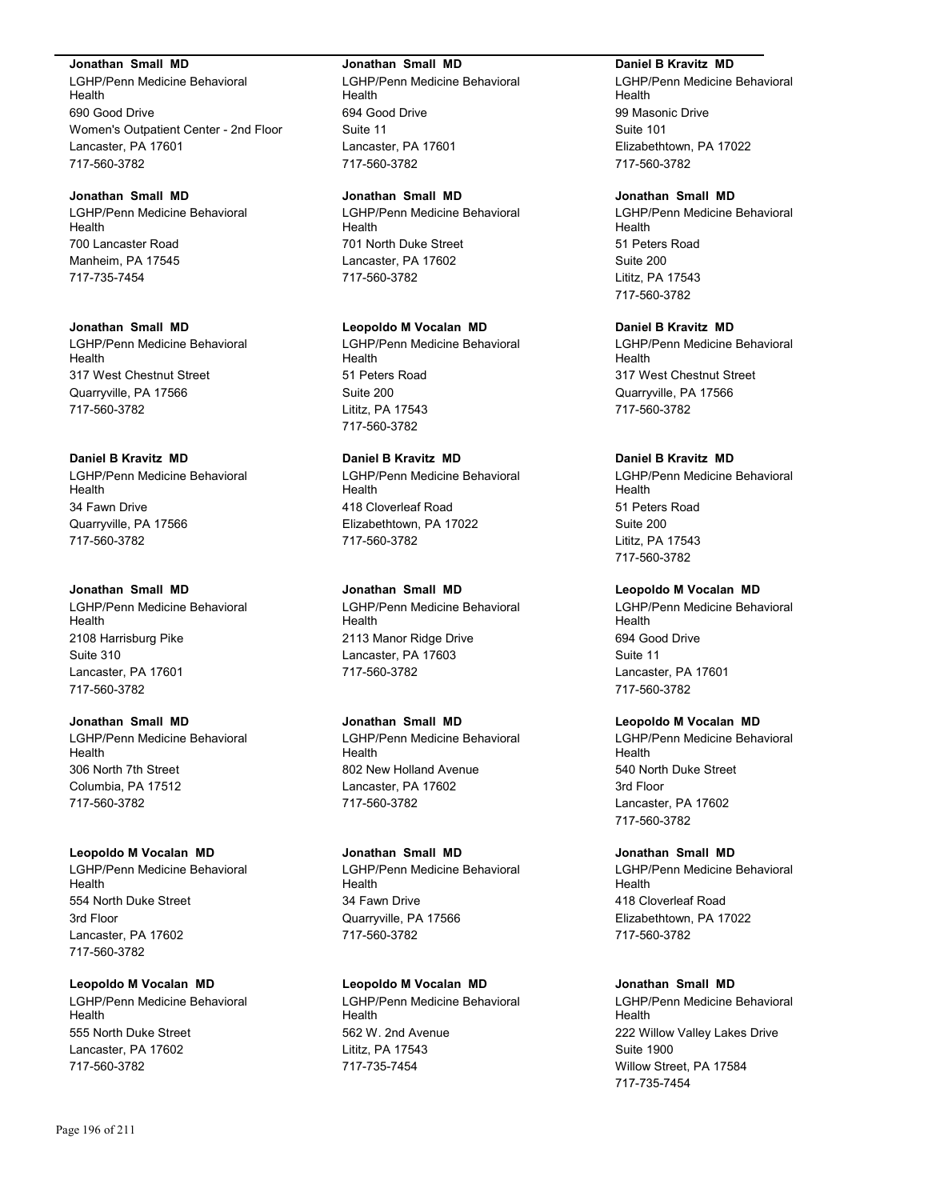**Jonathan Small MD**
LGHP/Penn Medicine Behavioral Health
690 Good Drive
Women's Outpatient Center - 2nd Floor
Lancaster, PA 17601
717-560-3782

**Jonathan Small MD**
LGHP/Penn Medicine Behavioral Health
700 Lancaster Road
Manheim, PA 17545
717-735-7454

**Jonathan Small MD**
LGHP/Penn Medicine Behavioral Health
317 West Chestnut Street
Quarryville, PA 17566
717-560-3782

**Daniel B Kravitz MD**
LGHP/Penn Medicine Behavioral Health
34 Fawn Drive
Quarryville, PA 17566
717-560-3782

**Jonathan Small MD**
LGHP/Penn Medicine Behavioral Health
2108 Harrisburg Pike
Suite 310
Lancaster, PA 17601
717-560-3782

**Jonathan Small MD**
LGHP/Penn Medicine Behavioral Health
306 North 7th Street
Columbia, PA 17512
717-560-3782

**Leopoldo M Vocalan MD**
LGHP/Penn Medicine Behavioral Health
554 North Duke Street
3rd Floor
Lancaster, PA 17602
717-560-3782

**Leopoldo M Vocalan MD**
LGHP/Penn Medicine Behavioral Health
555 North Duke Street
Lancaster, PA 17602
717-560-3782

**Jonathan Small MD**
LGHP/Penn Medicine Behavioral Health
694 Good Drive
Suite 11
Lancaster, PA 17601
717-560-3782

**Jonathan Small MD**
LGHP/Penn Medicine Behavioral Health
701 North Duke Street
Lancaster, PA 17602
717-560-3782

**Leopoldo M Vocalan MD**
LGHP/Penn Medicine Behavioral Health
51 Peters Road
Suite 200
Lititz, PA 17543
717-560-3782

**Daniel B Kravitz MD**
LGHP/Penn Medicine Behavioral Health
418 Cloverleaf Road
Elizabethtown, PA 17022
717-560-3782

**Jonathan Small MD**
LGHP/Penn Medicine Behavioral Health
2113 Manor Ridge Drive
Lancaster, PA 17603
717-560-3782

**Jonathan Small MD**
LGHP/Penn Medicine Behavioral Health
802 New Holland Avenue
Lancaster, PA 17602
717-560-3782

**Jonathan Small MD**
LGHP/Penn Medicine Behavioral Health
34 Fawn Drive
Quarryville, PA 17566
717-560-3782

**Leopoldo M Vocalan MD**
LGHP/Penn Medicine Behavioral Health
562 W. 2nd Avenue
Lititz, PA 17543
717-735-7454

**Daniel B Kravitz MD**
LGHP/Penn Medicine Behavioral Health
99 Masonic Drive
Suite 101
Elizabethtown, PA 17022
717-560-3782

**Jonathan Small MD**
LGHP/Penn Medicine Behavioral Health
51 Peters Road
Suite 200
Lititz, PA 17543
717-560-3782

**Daniel B Kravitz MD**
LGHP/Penn Medicine Behavioral Health
317 West Chestnut Street
Quarryville, PA 17566
717-560-3782

**Daniel B Kravitz MD**
LGHP/Penn Medicine Behavioral Health
51 Peters Road
Suite 200
Lititz, PA 17543
717-560-3782

**Leopoldo M Vocalan MD**
LGHP/Penn Medicine Behavioral Health
694 Good Drive
Suite 11
Lancaster, PA 17601
717-560-3782

**Leopoldo M Vocalan MD**
LGHP/Penn Medicine Behavioral Health
540 North Duke Street
3rd Floor
Lancaster, PA 17602
717-560-3782

**Jonathan Small MD**
LGHP/Penn Medicine Behavioral Health
418 Cloverleaf Road
Elizabethtown, PA 17022
717-560-3782

**Jonathan Small MD**
LGHP/Penn Medicine Behavioral Health
222 Willow Valley Lakes Drive
Suite 1900
Willow Street, PA 17584
717-735-7454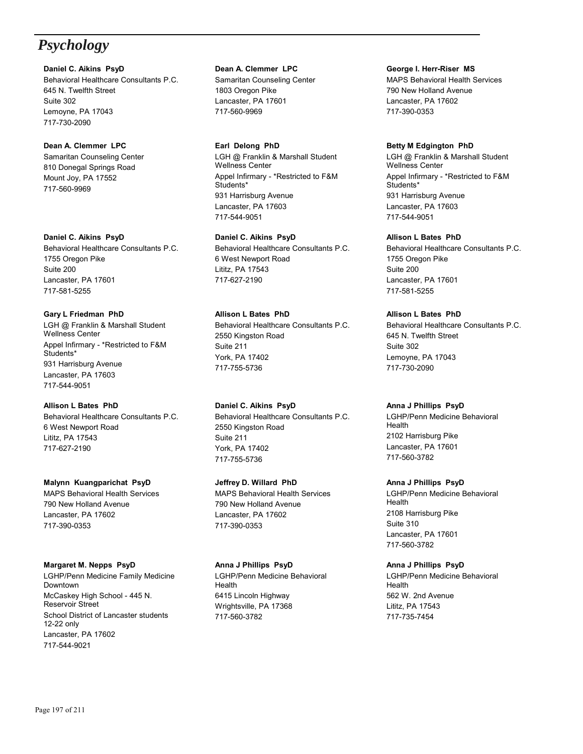# Psychology

**Daniel C. Aikins PsyD**
Behavioral Healthcare Consultants P.C.
645 N. Twelfth Street
Suite 302
Lemoyne, PA 17043
717-730-2090

**Dean A. Clemmer LPC**
Samaritan Counseling Center
1803 Oregon Pike
Lancaster, PA 17601
717-560-9969

**George I. Herr-Riser MS**
MAPS Behavioral Health Services
790 New Holland Avenue
Lancaster, PA 17602
717-390-0353

**Dean A. Clemmer LPC**
Samaritan Counseling Center
810 Donegal Springs Road
Mount Joy, PA 17552
717-560-9969

**Earl Delong PhD**
LGH @ Franklin & Marshall Student Wellness Center
Appel Infirmary - *Restricted to F&M Students*
931 Harrisburg Avenue
Lancaster, PA 17603
717-544-9051

**Betty M Edgington PhD**
LGH @ Franklin & Marshall Student Wellness Center
Appel Infirmary - *Restricted to F&M Students*
931 Harrisburg Avenue
Lancaster, PA 17603
717-544-9051

**Daniel C. Aikins PsyD**
Behavioral Healthcare Consultants P.C.
1755 Oregon Pike
Suite 200
Lancaster, PA 17601
717-581-5255

**Daniel C. Aikins PsyD**
Behavioral Healthcare Consultants P.C.
6 West Newport Road
Lititz, PA 17543
717-627-2190

**Allison L Bates PhD**
Behavioral Healthcare Consultants P.C.
1755 Oregon Pike
Suite 200
Lancaster, PA 17601
717-581-5255

**Gary L Friedman PhD**
LGH @ Franklin & Marshall Student Wellness Center
Appel Infirmary - *Restricted to F&M Students*
931 Harrisburg Avenue
Lancaster, PA 17603
717-544-9051

**Allison L Bates PhD**
Behavioral Healthcare Consultants P.C.
2550 Kingston Road
Suite 211
York, PA 17402
717-755-5736

**Allison L Bates PhD**
Behavioral Healthcare Consultants P.C.
645 N. Twelfth Street
Suite 302
Lemoyne, PA 17043
717-730-2090

**Allison L Bates PhD**
Behavioral Healthcare Consultants P.C.
6 West Newport Road
Lititz, PA 17543
717-627-2190

**Daniel C. Aikins PsyD**
Behavioral Healthcare Consultants P.C.
2550 Kingston Road
Suite 211
York, PA 17402
717-755-5736

**Anna J Phillips PsyD**
LGHP/Penn Medicine Behavioral Health
2102 Harrisburg Pike
Lancaster, PA 17601
717-560-3782

**Malynn Kuangparichat PsyD**
MAPS Behavioral Health Services
790 New Holland Avenue
Lancaster, PA 17602
717-390-0353

**Jeffrey D. Willard PhD**
MAPS Behavioral Health Services
790 New Holland Avenue
Lancaster, PA 17602
717-390-0353

**Anna J Phillips PsyD**
LGHP/Penn Medicine Behavioral Health
2108 Harrisburg Pike
Suite 310
Lancaster, PA 17601
717-560-3782

**Margaret M. Nepps PsyD**
LGHP/Penn Medicine Family Medicine Downtown
McCaskey High School - 445 N. Reservoir Street
School District of Lancaster students 12-22 only
Lancaster, PA 17602
717-544-9021

**Anna J Phillips PsyD**
LGHP/Penn Medicine Behavioral Health
6415 Lincoln Highway
Wrightsville, PA 17368
717-560-3782

**Anna J Phillips PsyD**
LGHP/Penn Medicine Behavioral Health
562 W. 2nd Avenue
Lititz, PA 17543
717-735-7454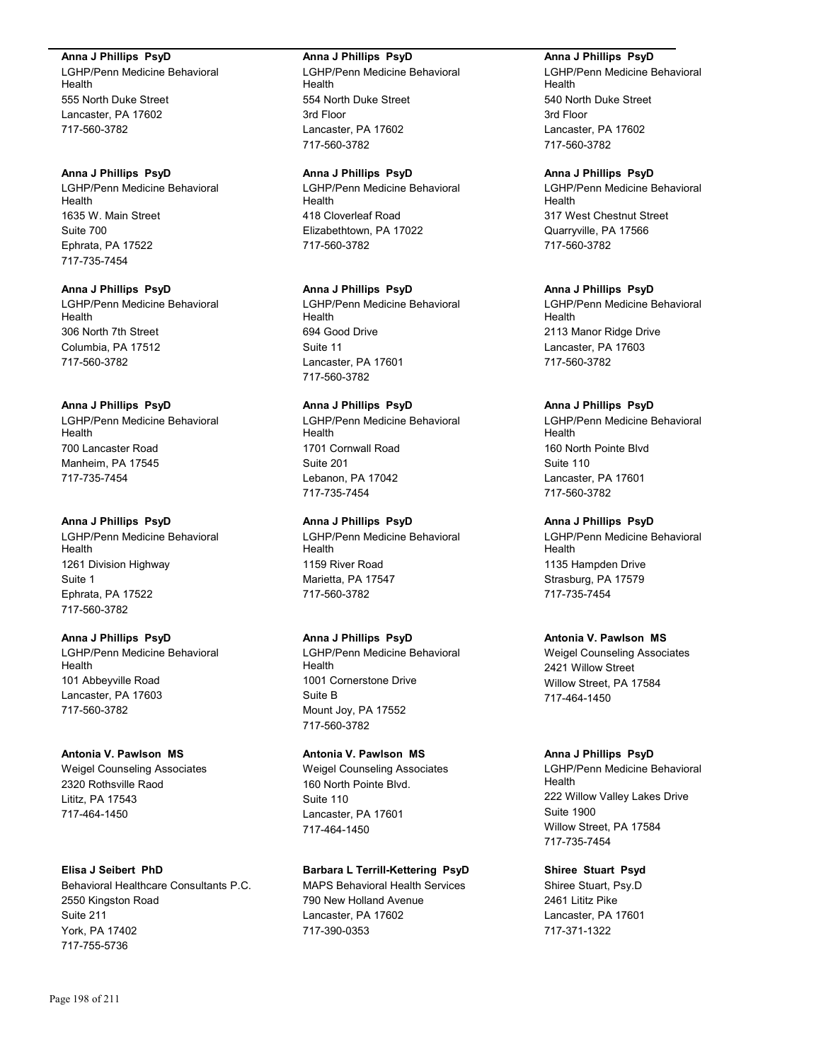**Anna J Phillips PsyD**
LGHP/Penn Medicine Behavioral Health
555 North Duke Street
Lancaster, PA 17602
717-560-3782

**Anna J Phillips PsyD**
LGHP/Penn Medicine Behavioral Health
1635 W. Main Street
Suite 700
Ephrata, PA 17522
717-735-7454

**Anna J Phillips PsyD**
LGHP/Penn Medicine Behavioral Health
306 North 7th Street
Columbia, PA 17512
717-560-3782

**Anna J Phillips PsyD**
LGHP/Penn Medicine Behavioral Health
700 Lancaster Road
Manheim, PA 17545
717-735-7454

**Anna J Phillips PsyD**
LGHP/Penn Medicine Behavioral Health
1261 Division Highway
Suite 1
Ephrata, PA 17522
717-560-3782

**Anna J Phillips PsyD**
LGHP/Penn Medicine Behavioral Health
101 Abbeyville Road
Lancaster, PA 17603
717-560-3782

**Antonia V. Pawlson MS**
Weigel Counseling Associates
2320 Rothsville Raod
Lititz, PA 17543
717-464-1450

**Elisa J Seibert PhD**
Behavioral Healthcare Consultants P.C.
2550 Kingston Road
Suite 211
York, PA 17402
717-755-5736

**Anna J Phillips PsyD**
LGHP/Penn Medicine Behavioral Health
554 North Duke Street
3rd Floor
Lancaster, PA 17602
717-560-3782

**Anna J Phillips PsyD**
LGHP/Penn Medicine Behavioral Health
418 Cloverleaf Road
Elizabethtown, PA 17022
717-560-3782

**Anna J Phillips PsyD**
LGHP/Penn Medicine Behavioral Health
694 Good Drive
Suite 11
Lancaster, PA 17601
717-560-3782

**Anna J Phillips PsyD**
LGHP/Penn Medicine Behavioral Health
1701 Cornwall Road
Suite 201
Lebanon, PA 17042
717-735-7454

**Anna J Phillips PsyD**
LGHP/Penn Medicine Behavioral Health
1159 River Road
Marietta, PA 17547
717-560-3782

**Anna J Phillips PsyD**
LGHP/Penn Medicine Behavioral Health
1001 Cornerstone Drive
Suite B
Mount Joy, PA 17552
717-560-3782

**Antonia V. Pawlson MS**
Weigel Counseling Associates
160 North Pointe Blvd.
Suite 110
Lancaster, PA 17601
717-464-1450

**Barbara L Terrill-Kettering PsyD**
MAPS Behavioral Health Services
790 New Holland Avenue
Lancaster, PA 17602
717-390-0353

**Anna J Phillips PsyD**
LGHP/Penn Medicine Behavioral Health
540 North Duke Street
3rd Floor
Lancaster, PA 17602
717-560-3782

**Anna J Phillips PsyD**
LGHP/Penn Medicine Behavioral Health
317 West Chestnut Street
Quarryville, PA 17566
717-560-3782

**Anna J Phillips PsyD**
LGHP/Penn Medicine Behavioral Health
2113 Manor Ridge Drive
Lancaster, PA 17603
717-560-3782

**Anna J Phillips PsyD**
LGHP/Penn Medicine Behavioral Health
160 North Pointe Blvd
Suite 110
Lancaster, PA 17601
717-560-3782

**Anna J Phillips PsyD**
LGHP/Penn Medicine Behavioral Health
1135 Hampden Drive
Strasburg, PA 17579
717-735-7454

**Antonia V. Pawlson MS**
Weigel Counseling Associates
2421 Willow Street
Willow Street, PA 17584
717-464-1450

**Anna J Phillips PsyD**
LGHP/Penn Medicine Behavioral Health
222 Willow Valley Lakes Drive
Suite 1900
Willow Street, PA 17584
717-735-7454

**Shiree Stuart Psyd**
Shiree Stuart, Psy.D
2461 Lititz Pike
Lancaster, PA 17601
717-371-1322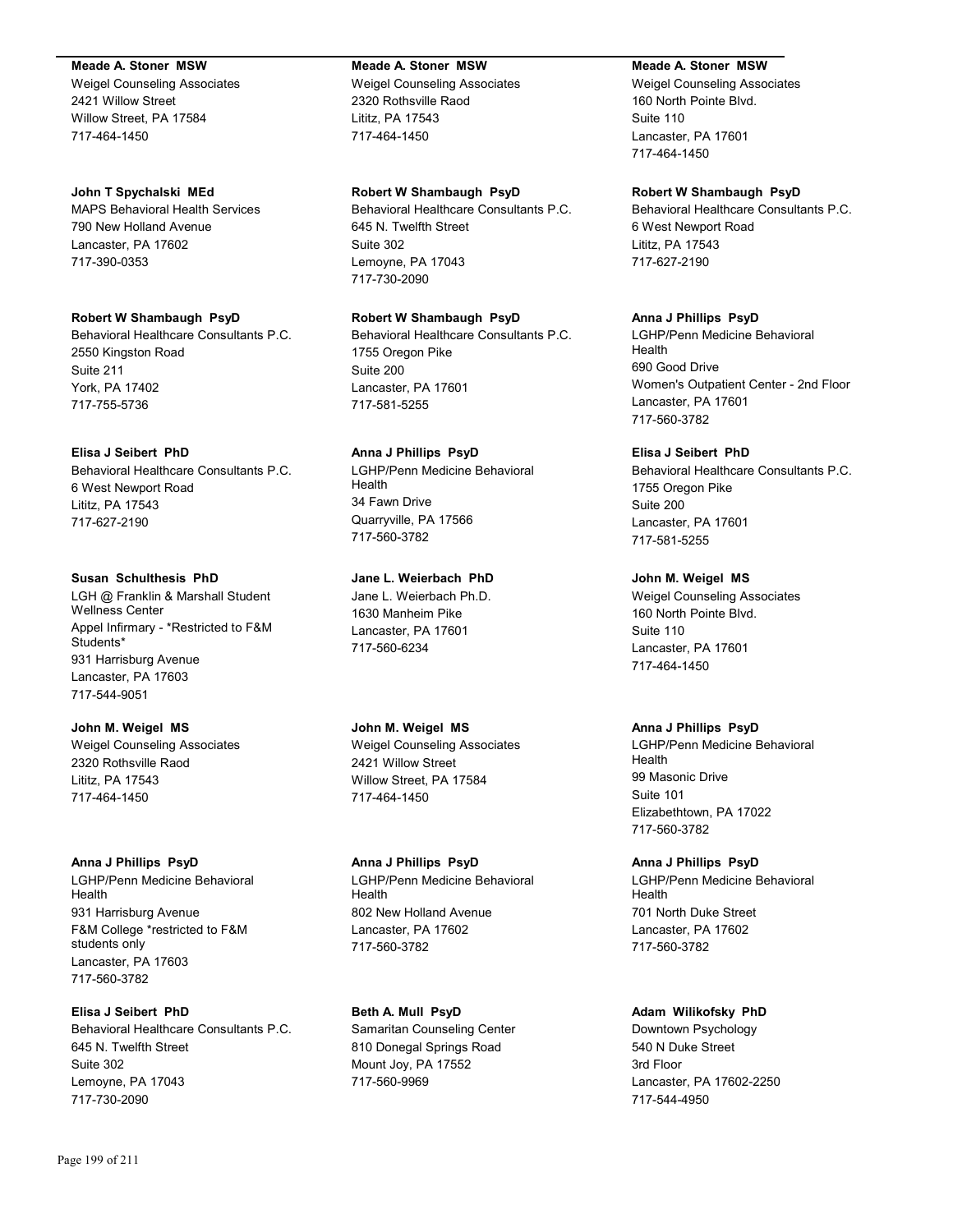**Meade A. Stoner MSW**
Weigel Counseling Associates
2421 Willow Street
Willow Street, PA 17584
717-464-1450

**John T Spychalski MEd**
MAPS Behavioral Health Services
790 New Holland Avenue
Lancaster, PA 17602
717-390-0353

**Robert W Shambaugh PsyD**
Behavioral Healthcare Consultants P.C.
2550 Kingston Road
Suite 211
York, PA 17402
717-755-5736

**Elisa J Seibert PhD**
Behavioral Healthcare Consultants P.C.
6 West Newport Road
Lititz, PA 17543
717-627-2190

**Susan Schulthesis PhD**
LGH @ Franklin & Marshall Student Wellness Center
Appel Infirmary - *Restricted to F&M Students*
931 Harrisburg Avenue
Lancaster, PA 17603
717-544-9051

**John M. Weigel MS**
Weigel Counseling Associates
2320 Rothsville Raod
Lititz, PA 17543
717-464-1450

**Anna J Phillips PsyD**
LGHP/Penn Medicine Behavioral Health
931 Harrisburg Avenue
F&M College *restricted to F&M students only
Lancaster, PA 17603
717-560-3782

**Elisa J Seibert PhD**
Behavioral Healthcare Consultants P.C.
645 N. Twelfth Street
Suite 302
Lemoyne, PA 17043
717-730-2090

**Meade A. Stoner MSW**
Weigel Counseling Associates
2320 Rothsville Raod
Lititz, PA 17543
717-464-1450

**Robert W Shambaugh PsyD**
Behavioral Healthcare Consultants P.C.
645 N. Twelfth Street
Suite 302
Lemoyne, PA 17043
717-730-2090

**Robert W Shambaugh PsyD**
Behavioral Healthcare Consultants P.C.
1755 Oregon Pike
Suite 200
Lancaster, PA 17601
717-581-5255

**Anna J Phillips PsyD**
LGHP/Penn Medicine Behavioral Health
34 Fawn Drive
Quarryville, PA 17566
717-560-3782

**Jane L. Weierbach PhD**
Jane L. Weierbach Ph.D.
1630 Manheim Pike
Lancaster, PA 17601
717-560-6234

**John M. Weigel MS**
Weigel Counseling Associates
2421 Willow Street
Willow Street, PA 17584
717-464-1450

**Anna J Phillips PsyD**
LGHP/Penn Medicine Behavioral Health
802 New Holland Avenue
Lancaster, PA 17602
717-560-3782

**Beth A. Mull PsyD**
Samaritan Counseling Center
810 Donegal Springs Road
Mount Joy, PA 17552
717-560-9969

**Meade A. Stoner MSW**
Weigel Counseling Associates
160 North Pointe Blvd.
Suite 110
Lancaster, PA 17601
717-464-1450

**Robert W Shambaugh PsyD**
Behavioral Healthcare Consultants P.C.
6 West Newport Road
Lititz, PA 17543
717-627-2190

**Anna J Phillips PsyD**
LGHP/Penn Medicine Behavioral Health
690 Good Drive
Women's Outpatient Center - 2nd Floor
Lancaster, PA 17601
717-560-3782

**Elisa J Seibert PhD**
Behavioral Healthcare Consultants P.C.
1755 Oregon Pike
Suite 200
Lancaster, PA 17601
717-581-5255

**John M. Weigel MS**
Weigel Counseling Associates
160 North Pointe Blvd.
Suite 110
Lancaster, PA 17601
717-464-1450

**Anna J Phillips PsyD**
LGHP/Penn Medicine Behavioral Health
99 Masonic Drive
Suite 101
Elizabethtown, PA 17022
717-560-3782

**Anna J Phillips PsyD**
LGHP/Penn Medicine Behavioral Health
701 North Duke Street
Lancaster, PA 17602
717-560-3782

**Adam Wilikofsky PhD**
Downtown Psychology
540 N Duke Street
3rd Floor
Lancaster, PA 17602-2250
717-544-4950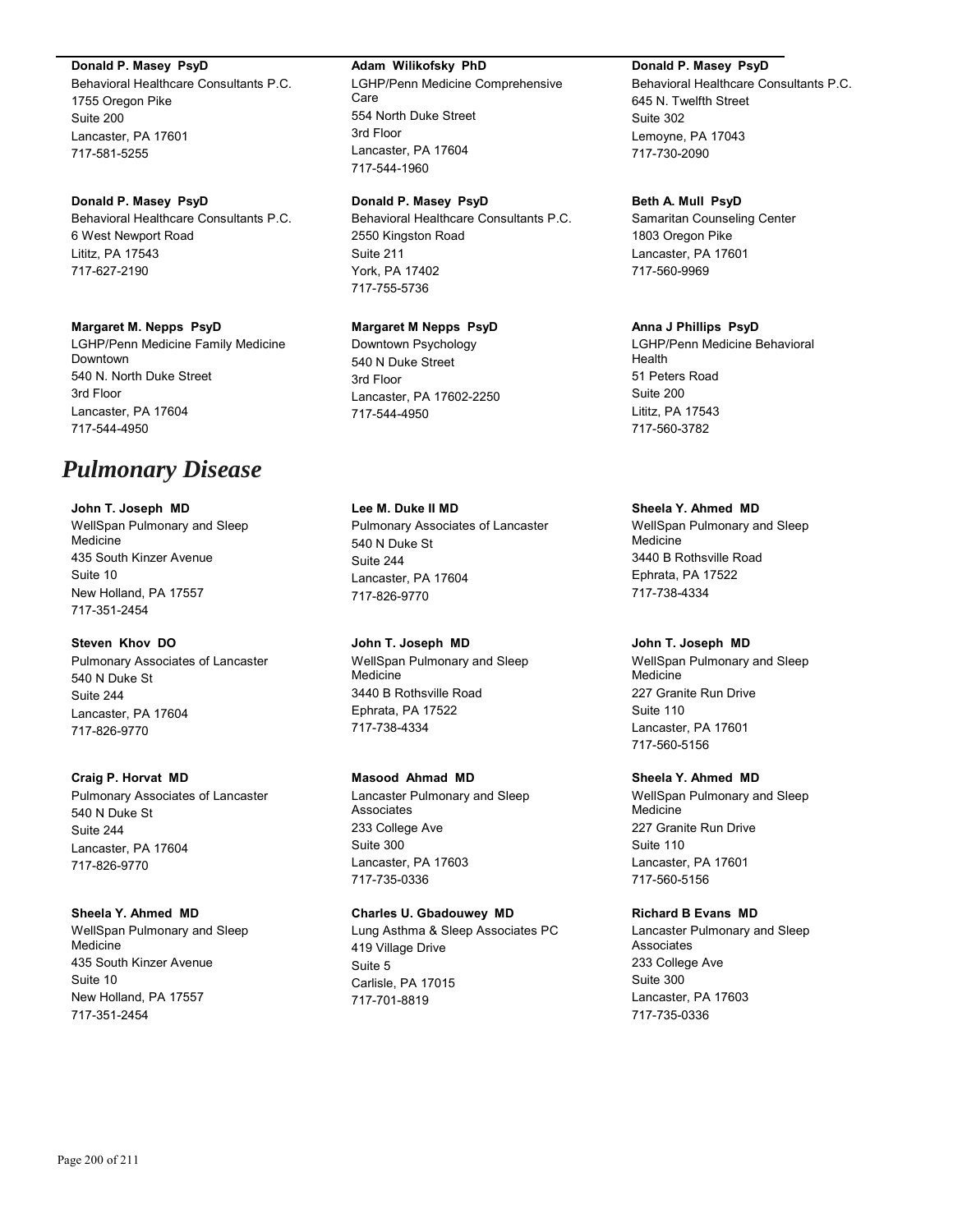**Donald P. Masey PsyD**
Behavioral Healthcare Consultants P.C.
1755 Oregon Pike
Suite 200
Lancaster, PA 17601
717-581-5255

**Donald P. Masey PsyD**
Behavioral Healthcare Consultants P.C.
6 West Newport Road
Lititz, PA 17543
717-627-2190

**Margaret M. Nepps PsyD**
LGHP/Penn Medicine Family Medicine Downtown
540 N. North Duke Street
3rd Floor
Lancaster, PA 17604
717-544-4950

**Adam Wilikofsky PhD**
LGHP/Penn Medicine Comprehensive Care
554 North Duke Street
3rd Floor
Lancaster, PA 17604
717-544-1960

**Donald P. Masey PsyD**
Behavioral Healthcare Consultants P.C.
2550 Kingston Road
Suite 211
York, PA 17402
717-755-5736

**Margaret M Nepps PsyD**
Downtown Psychology
540 N Duke Street
3rd Floor
Lancaster, PA 17602-2250
717-544-4950

**Donald P. Masey PsyD**
Behavioral Healthcare Consultants P.C.
645 N. Twelfth Street
Suite 302
Lemoyne, PA 17043
717-730-2090

**Beth A. Mull PsyD**
Samaritan Counseling Center
1803 Oregon Pike
Lancaster, PA 17601
717-560-9969

**Anna J Phillips PsyD**
LGHP/Penn Medicine Behavioral Health
51 Peters Road
Suite 200
Lititz, PA 17543
717-560-3782

# *Pulmonary Disease*

**John T. Joseph MD**
WellSpan Pulmonary and Sleep Medicine
435 South Kinzer Avenue
Suite 10
New Holland, PA 17557
717-351-2454

**Steven Khov DO**
Pulmonary Associates of Lancaster
540 N Duke St
Suite 244
Lancaster, PA 17604
717-826-9770

**Craig P. Horvat MD**
Pulmonary Associates of Lancaster
540 N Duke St
Suite 244
Lancaster, PA 17604
717-826-9770

**Sheela Y. Ahmed MD**
WellSpan Pulmonary and Sleep Medicine
435 South Kinzer Avenue
Suite 10
New Holland, PA 17557
717-351-2454

**Lee M. Duke II MD**
Pulmonary Associates of Lancaster
540 N Duke St
Suite 244
Lancaster, PA 17604
717-826-9770

**John T. Joseph MD**
WellSpan Pulmonary and Sleep Medicine
3440 B Rothsville Road
Ephrata, PA 17522
717-738-4334

**Masood Ahmad MD**
Lancaster Pulmonary and Sleep Associates
233 College Ave
Suite 300
Lancaster, PA 17603
717-735-0336

**Charles U. Gbadouwey MD**
Lung Asthma & Sleep Associates PC
419 Village Drive
Suite 5
Carlisle, PA 17015
717-701-8819

**Sheela Y. Ahmed MD**
WellSpan Pulmonary and Sleep Medicine
3440 B Rothsville Road
Ephrata, PA 17522
717-738-4334

**John T. Joseph MD**
WellSpan Pulmonary and Sleep Medicine
227 Granite Run Drive
Suite 110
Lancaster, PA 17601
717-560-5156

**Sheela Y. Ahmed MD**
WellSpan Pulmonary and Sleep Medicine
227 Granite Run Drive
Suite 110
Lancaster, PA 17601
717-560-5156

**Richard B Evans MD**
Lancaster Pulmonary and Sleep Associates
233 College Ave
Suite 300
Lancaster, PA 17603
717-735-0336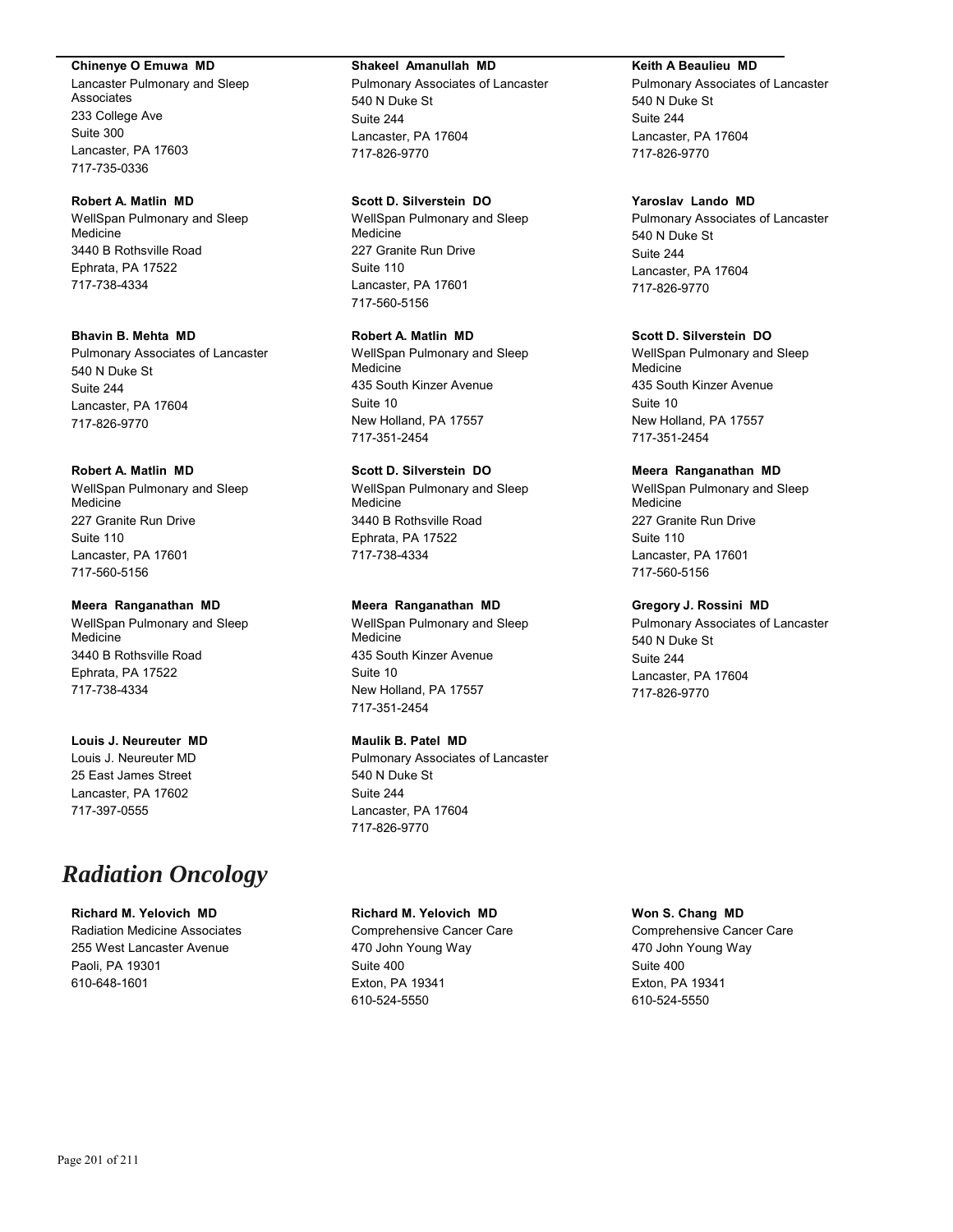**Chinenye O Emuwa MD**
Lancaster Pulmonary and Sleep Associates
233 College Ave
Suite 300
Lancaster, PA 17603
717-735-0336

**Robert A. Matlin MD**
WellSpan Pulmonary and Sleep Medicine
3440 B Rothsville Road
Ephrata, PA 17522
717-738-4334

**Bhavin B. Mehta MD**
Pulmonary Associates of Lancaster
540 N Duke St
Suite 244
Lancaster, PA 17604
717-826-9770

**Robert A. Matlin MD**
WellSpan Pulmonary and Sleep Medicine
227 Granite Run Drive
Suite 110
Lancaster, PA 17601
717-560-5156

**Meera Ranganathan MD**
WellSpan Pulmonary and Sleep Medicine
3440 B Rothsville Road
Ephrata, PA 17522
717-738-4334

**Louis J. Neureuter MD**
Louis J. Neureuter MD
25 East James Street
Lancaster, PA 17602
717-397-0555

**Shakeel Amanullah MD**
Pulmonary Associates of Lancaster
540 N Duke St
Suite 244
Lancaster, PA 17604
717-826-9770

**Scott D. Silverstein DO**
WellSpan Pulmonary and Sleep Medicine
227 Granite Run Drive
Suite 110
Lancaster, PA 17601
717-560-5156

**Robert A. Matlin MD**
WellSpan Pulmonary and Sleep Medicine
435 South Kinzer Avenue
Suite 10
New Holland, PA 17557
717-351-2454

**Scott D. Silverstein DO**
WellSpan Pulmonary and Sleep Medicine
3440 B Rothsville Road
Ephrata, PA 17522
717-738-4334

**Meera Ranganathan MD**
WellSpan Pulmonary and Sleep Medicine
435 South Kinzer Avenue
Suite 10
New Holland, PA 17557
717-351-2454

**Maulik B. Patel MD**
Pulmonary Associates of Lancaster
540 N Duke St
Suite 244
Lancaster, PA 17604
717-826-9770

**Keith A Beaulieu MD**
Pulmonary Associates of Lancaster
540 N Duke St
Suite 244
Lancaster, PA 17604
717-826-9770

**Yaroslav Lando MD**
Pulmonary Associates of Lancaster
540 N Duke St
Suite 244
Lancaster, PA 17604
717-826-9770

**Scott D. Silverstein DO**
WellSpan Pulmonary and Sleep Medicine
435 South Kinzer Avenue
Suite 10
New Holland, PA 17557
717-351-2454

**Meera Ranganathan MD**
WellSpan Pulmonary and Sleep Medicine
227 Granite Run Drive
Suite 110
Lancaster, PA 17601
717-560-5156

**Gregory J. Rossini MD**
Pulmonary Associates of Lancaster
540 N Duke St
Suite 244
Lancaster, PA 17604
717-826-9770

# *Radiation Oncology*

**Richard M. Yelovich MD**
Radiation Medicine Associates
255 West Lancaster Avenue
Paoli, PA 19301
610-648-1601

**Richard M. Yelovich MD**
Comprehensive Cancer Care
470 John Young Way
Suite 400
Exton, PA 19341
610-524-5550

**Won S. Chang MD**
Comprehensive Cancer Care
470 John Young Way
Suite 400
Exton, PA 19341
610-524-5550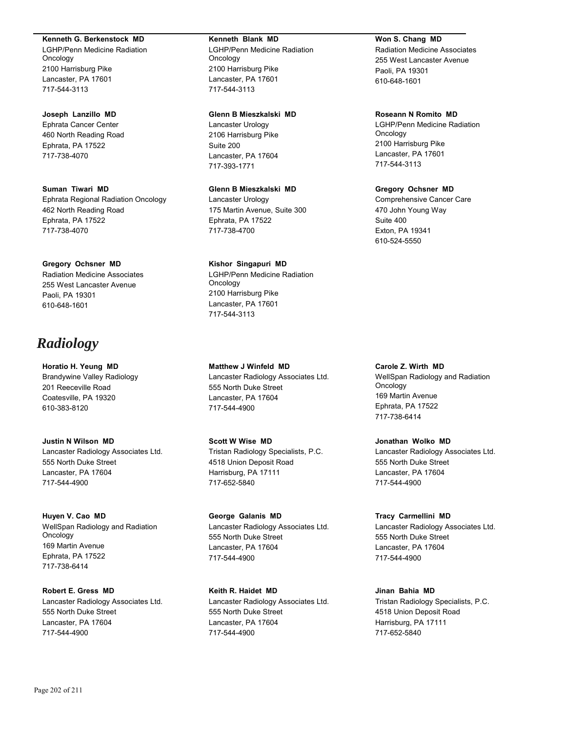**Kenneth G. Berkenstock MD**
LGHP/Penn Medicine Radiation Oncology
2100 Harrisburg Pike
Lancaster, PA 17601
717-544-3113

**Joseph Lanzillo MD**
Ephrata Cancer Center
460 North Reading Road
Ephrata, PA 17522
717-738-4070

**Suman Tiwari MD**
Ephrata Regional Radiation Oncology
462 North Reading Road
Ephrata, PA 17522
717-738-4070

**Gregory Ochsner MD**
Radiation Medicine Associates
255 West Lancaster Avenue
Paoli, PA 19301
610-648-1601

**Kenneth Blank MD**
LGHP/Penn Medicine Radiation Oncology
2100 Harrisburg Pike
Lancaster, PA 17601
717-544-3113

**Glenn B Mieszkalski MD**
Lancaster Urology
2106 Harrisburg Pike
Suite 200
Lancaster, PA 17604
717-393-1771

**Glenn B Mieszkalski MD**
Lancaster Urology
175 Martin Avenue, Suite 300
Ephrata, PA 17522
717-738-4700

**Kishor Singapuri MD**
LGHP/Penn Medicine Radiation Oncology
2100 Harrisburg Pike
Lancaster, PA 17601
717-544-3113

**Won S. Chang MD**
Radiation Medicine Associates
255 West Lancaster Avenue
Paoli, PA 19301
610-648-1601

**Roseann N Romito MD**
LGHP/Penn Medicine Radiation Oncology
2100 Harrisburg Pike
Lancaster, PA 17601
717-544-3113

**Gregory Ochsner MD**
Comprehensive Cancer Care
470 John Young Way
Suite 400
Exton, PA 19341
610-524-5550

# *Radiology*

**Horatio H. Yeung MD**
Brandywine Valley Radiology
201 Reeceville Road
Coatesville, PA 19320
610-383-8120

**Justin N Wilson MD**
Lancaster Radiology Associates Ltd.
555 North Duke Street
Lancaster, PA 17604
717-544-4900

**Huyen V. Cao MD**
WellSpan Radiology and Radiation Oncology
169 Martin Avenue
Ephrata, PA 17522
717-738-6414

**Robert E. Gress MD**
Lancaster Radiology Associates Ltd.
555 North Duke Street
Lancaster, PA 17604
717-544-4900

**Matthew J Winfeld MD**
Lancaster Radiology Associates Ltd.
555 North Duke Street
Lancaster, PA 17604
717-544-4900

**Scott W Wise MD**
Tristan Radiology Specialists, P.C.
4518 Union Deposit Road
Harrisburg, PA 17111
717-652-5840

**George Galanis MD**
Lancaster Radiology Associates Ltd.
555 North Duke Street
Lancaster, PA 17604
717-544-4900

**Keith R. Haidet MD**
Lancaster Radiology Associates Ltd.
555 North Duke Street
Lancaster, PA 17604
717-544-4900

**Carole Z. Wirth MD**
WellSpan Radiology and Radiation Oncology
169 Martin Avenue
Ephrata, PA 17522
717-738-6414

**Jonathan Wolko MD**
Lancaster Radiology Associates Ltd.
555 North Duke Street
Lancaster, PA 17604
717-544-4900

**Tracy Carmellini MD**
Lancaster Radiology Associates Ltd.
555 North Duke Street
Lancaster, PA 17604
717-544-4900

**Jinan Bahia MD**
Tristan Radiology Specialists, P.C.
4518 Union Deposit Road
Harrisburg, PA 17111
717-652-5840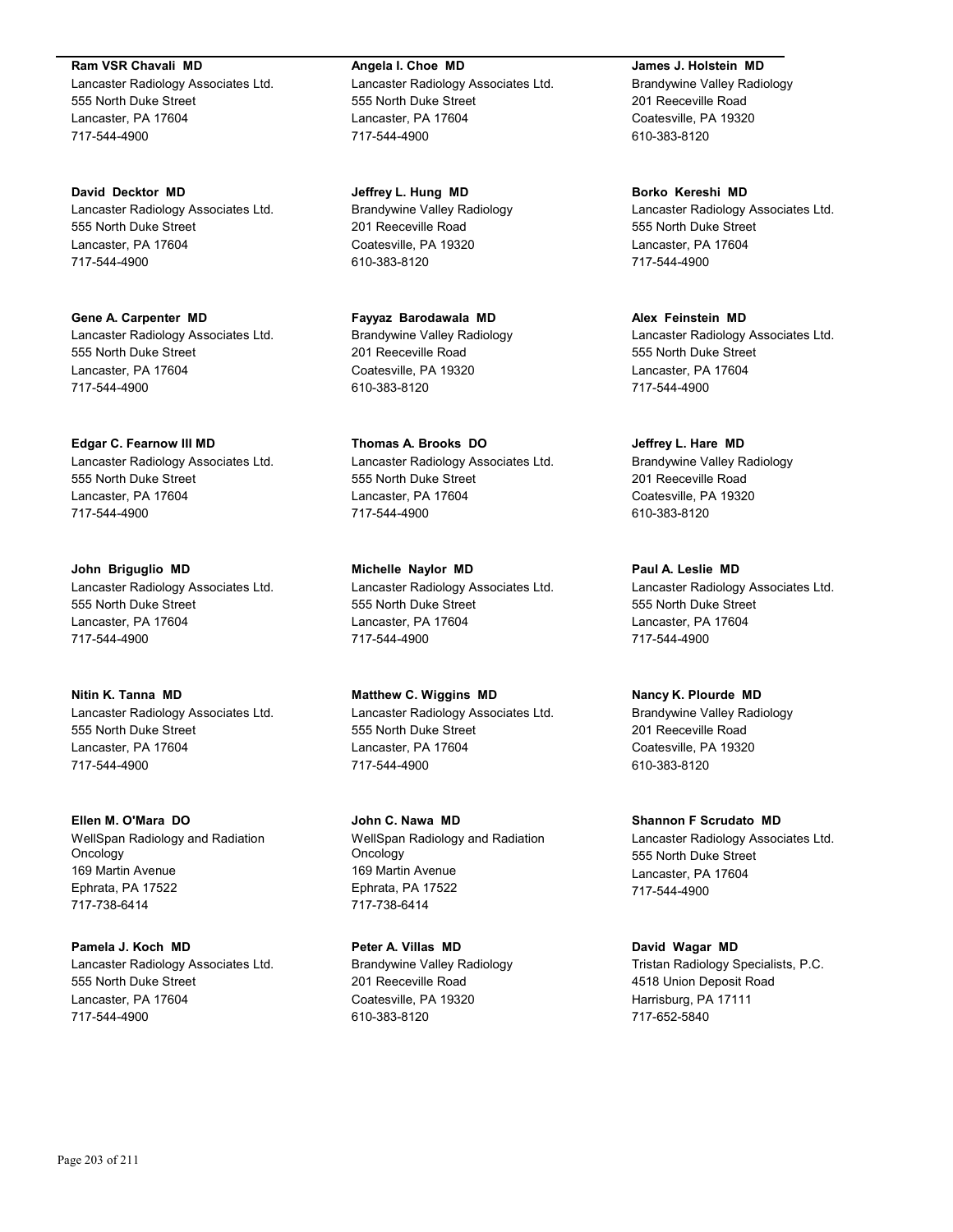**Ram VSR Chavali MD**
Lancaster Radiology Associates Ltd.
555 North Duke Street
Lancaster, PA 17604
717-544-4900

**David Decktor MD**
Lancaster Radiology Associates Ltd.
555 North Duke Street
Lancaster, PA 17604
717-544-4900

**Gene A. Carpenter MD**
Lancaster Radiology Associates Ltd.
555 North Duke Street
Lancaster, PA 17604
717-544-4900

**Edgar C. Fearnow III MD**
Lancaster Radiology Associates Ltd.
555 North Duke Street
Lancaster, PA 17604
717-544-4900

**John Briguglio MD**
Lancaster Radiology Associates Ltd.
555 North Duke Street
Lancaster, PA 17604
717-544-4900

**Nitin K. Tanna MD**
Lancaster Radiology Associates Ltd.
555 North Duke Street
Lancaster, PA 17604
717-544-4900

**Ellen M. O'Mara DO**
WellSpan Radiology and Radiation Oncology
169 Martin Avenue
Ephrata, PA 17522
717-738-6414

**Pamela J. Koch MD**
Lancaster Radiology Associates Ltd.
555 North Duke Street
Lancaster, PA 17604
717-544-4900

**Angela I. Choe MD**
Lancaster Radiology Associates Ltd.
555 North Duke Street
Lancaster, PA 17604
717-544-4900

**Jeffrey L. Hung MD**
Brandywine Valley Radiology
201 Reeceville Road
Coatesville, PA 19320
610-383-8120

**Fayyaz Barodawala MD**
Brandywine Valley Radiology
201 Reeceville Road
Coatesville, PA 19320
610-383-8120

**Thomas A. Brooks DO**
Lancaster Radiology Associates Ltd.
555 North Duke Street
Lancaster, PA 17604
717-544-4900

**Michelle Naylor MD**
Lancaster Radiology Associates Ltd.
555 North Duke Street
Lancaster, PA 17604
717-544-4900

**Matthew C. Wiggins MD**
Lancaster Radiology Associates Ltd.
555 North Duke Street
Lancaster, PA 17604
717-544-4900

**John C. Nawa MD**
WellSpan Radiology and Radiation Oncology
169 Martin Avenue
Ephrata, PA 17522
717-738-6414

**Peter A. Villas MD**
Brandywine Valley Radiology
201 Reeceville Road
Coatesville, PA 19320
610-383-8120

**James J. Holstein MD**
Brandywine Valley Radiology
201 Reeceville Road
Coatesville, PA 19320
610-383-8120

**Borko Kereshi MD**
Lancaster Radiology Associates Ltd.
555 North Duke Street
Lancaster, PA 17604
717-544-4900

**Alex Feinstein MD**
Lancaster Radiology Associates Ltd.
555 North Duke Street
Lancaster, PA 17604
717-544-4900

**Jeffrey L. Hare MD**
Brandywine Valley Radiology
201 Reeceville Road
Coatesville, PA 19320
610-383-8120

**Paul A. Leslie MD**
Lancaster Radiology Associates Ltd.
555 North Duke Street
Lancaster, PA 17604
717-544-4900

**Nancy K. Plourde MD**
Brandywine Valley Radiology
201 Reeceville Road
Coatesville, PA 19320
610-383-8120

**Shannon F Scrudato MD**
Lancaster Radiology Associates Ltd.
555 North Duke Street
Lancaster, PA 17604
717-544-4900

**David Wagar MD**
Tristan Radiology Specialists, P.C.
4518 Union Deposit Road
Harrisburg, PA 17111
717-652-5840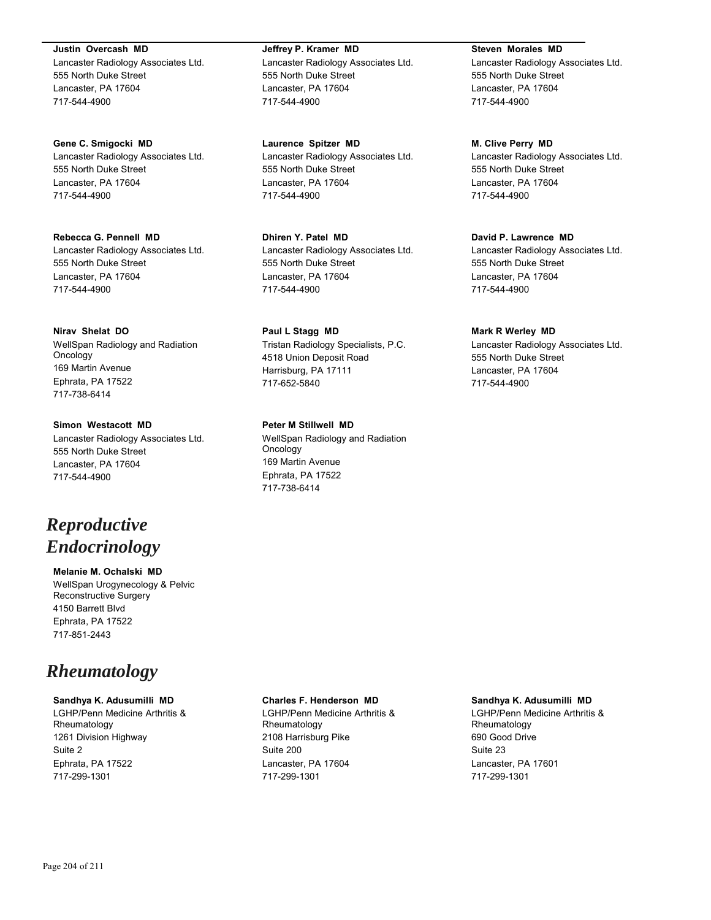**Justin Overcash MD**
Lancaster Radiology Associates Ltd.
555 North Duke Street
Lancaster, PA 17604
717-544-4900

**Jeffrey P. Kramer MD**
Lancaster Radiology Associates Ltd.
555 North Duke Street
Lancaster, PA 17604
717-544-4900

**Steven Morales MD**
Lancaster Radiology Associates Ltd.
555 North Duke Street
Lancaster, PA 17604
717-544-4900

**Gene C. Smigocki MD**
Lancaster Radiology Associates Ltd.
555 North Duke Street
Lancaster, PA 17604
717-544-4900

**Laurence Spitzer MD**
Lancaster Radiology Associates Ltd.
555 North Duke Street
Lancaster, PA 17604
717-544-4900

**M. Clive Perry MD**
Lancaster Radiology Associates Ltd.
555 North Duke Street
Lancaster, PA 17604
717-544-4900

**Rebecca G. Pennell MD**
Lancaster Radiology Associates Ltd.
555 North Duke Street
Lancaster, PA 17604
717-544-4900

**Dhiren Y. Patel MD**
Lancaster Radiology Associates Ltd.
555 North Duke Street
Lancaster, PA 17604
717-544-4900

**David P. Lawrence MD**
Lancaster Radiology Associates Ltd.
555 North Duke Street
Lancaster, PA 17604
717-544-4900

**Nirav Shelat DO**
WellSpan Radiology and Radiation Oncology
169 Martin Avenue
Ephrata, PA 17522
717-738-6414

**Paul L Stagg MD**
Tristan Radiology Specialists, P.C.
4518 Union Deposit Road
Harrisburg, PA 17111
717-652-5840

**Mark R Werley MD**
Lancaster Radiology Associates Ltd.
555 North Duke Street
Lancaster, PA 17604
717-544-4900

**Simon Westacott MD**
Lancaster Radiology Associates Ltd.
555 North Duke Street
Lancaster, PA 17604
717-544-4900

**Peter M Stillwell MD**
WellSpan Radiology and Radiation Oncology
169 Martin Avenue
Ephrata, PA 17522
717-738-6414

# *Reproductive Endocrinology*

**Melanie M. Ochalski MD**
WellSpan Urogynecology & Pelvic Reconstructive Surgery
4150 Barrett Blvd
Ephrata, PA 17522
717-851-2443

# *Rheumatology*

**Sandhya K. Adusumilli MD**
LGHP/Penn Medicine Arthritis & Rheumatology
1261 Division Highway
Suite 2
Ephrata, PA 17522
717-299-1301

**Charles F. Henderson MD**
LGHP/Penn Medicine Arthritis & Rheumatology
2108 Harrisburg Pike
Suite 200
Lancaster, PA 17604
717-299-1301

**Sandhya K. Adusumilli MD**
LGHP/Penn Medicine Arthritis & Rheumatology
690 Good Drive
Suite 23
Lancaster, PA 17601
717-299-1301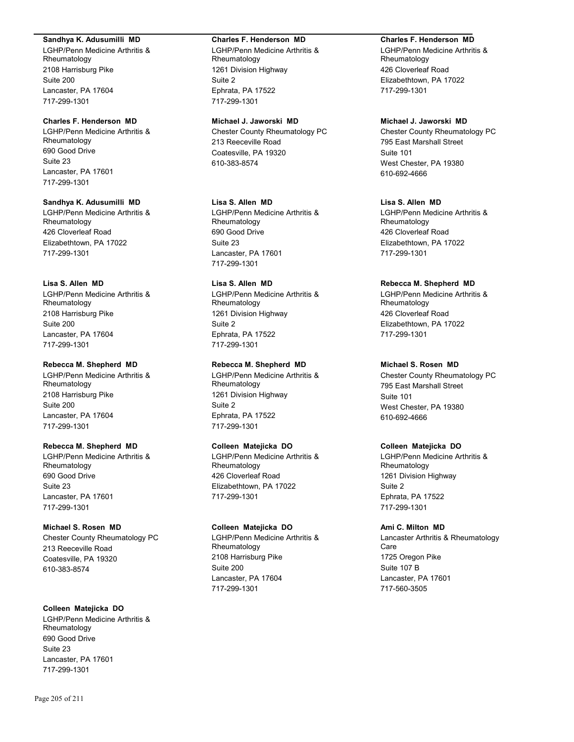**Sandhya K. Adusumilli MD**
LGHP/Penn Medicine Arthritis & Rheumatology
2108 Harrisburg Pike
Suite 200
Lancaster, PA 17604
717-299-1301

**Charles F. Henderson MD**
LGHP/Penn Medicine Arthritis & Rheumatology
690 Good Drive
Suite 23
Lancaster, PA 17601
717-299-1301

**Sandhya K. Adusumilli MD**
LGHP/Penn Medicine Arthritis & Rheumatology
426 Cloverleaf Road
Elizabethtown, PA 17022
717-299-1301

**Lisa S. Allen MD**
LGHP/Penn Medicine Arthritis & Rheumatology
2108 Harrisburg Pike
Suite 200
Lancaster, PA 17604
717-299-1301

**Rebecca M. Shepherd MD**
LGHP/Penn Medicine Arthritis & Rheumatology
2108 Harrisburg Pike
Suite 200
Lancaster, PA 17604
717-299-1301

**Rebecca M. Shepherd MD**
LGHP/Penn Medicine Arthritis & Rheumatology
690 Good Drive
Suite 23
Lancaster, PA 17601
717-299-1301

**Michael S. Rosen MD**
Chester County Rheumatology PC
213 Reeceville Road
Coatesville, PA 19320
610-383-8574

**Colleen Matejicka DO**
LGHP/Penn Medicine Arthritis & Rheumatology
690 Good Drive
Suite 23
Lancaster, PA 17601
717-299-1301

**Charles F. Henderson MD**
LGHP/Penn Medicine Arthritis & Rheumatology
1261 Division Highway
Suite 2
Ephrata, PA 17522
717-299-1301

**Michael J. Jaworski MD**
Chester County Rheumatology PC
213 Reeceville Road
Coatesville, PA 19320
610-383-8574

**Lisa S. Allen MD**
LGHP/Penn Medicine Arthritis & Rheumatology
690 Good Drive
Suite 23
Lancaster, PA 17601
717-299-1301

**Lisa S. Allen MD**
LGHP/Penn Medicine Arthritis & Rheumatology
1261 Division Highway
Suite 2
Ephrata, PA 17522
717-299-1301

**Rebecca M. Shepherd MD**
LGHP/Penn Medicine Arthritis & Rheumatology
1261 Division Highway
Suite 2
Ephrata, PA 17522
717-299-1301

**Colleen Matejicka DO**
LGHP/Penn Medicine Arthritis & Rheumatology
426 Cloverleaf Road
Elizabethtown, PA 17022
717-299-1301

**Colleen Matejicka DO**
LGHP/Penn Medicine Arthritis & Rheumatology
2108 Harrisburg Pike
Suite 200
Lancaster, PA 17604
717-299-1301

**Charles F. Henderson MD**
LGHP/Penn Medicine Arthritis & Rheumatology
426 Cloverleaf Road
Elizabethtown, PA 17022
717-299-1301

**Michael J. Jaworski MD**
Chester County Rheumatology PC
795 East Marshall Street
Suite 101
West Chester, PA 19380
610-692-4666

**Lisa S. Allen MD**
LGHP/Penn Medicine Arthritis & Rheumatology
426 Cloverleaf Road
Elizabethtown, PA 17022
717-299-1301

**Rebecca M. Shepherd MD**
LGHP/Penn Medicine Arthritis & Rheumatology
426 Cloverleaf Road
Elizabethtown, PA 17022
717-299-1301

**Michael S. Rosen MD**
Chester County Rheumatology PC
795 East Marshall Street
Suite 101
West Chester, PA 19380
610-692-4666

**Colleen Matejicka DO**
LGHP/Penn Medicine Arthritis & Rheumatology
1261 Division Highway
Suite 2
Ephrata, PA 17522
717-299-1301

**Ami C. Milton MD**
Lancaster Arthritis & Rheumatology Care
1725 Oregon Pike
Suite 107 B
Lancaster, PA 17601
717-560-3505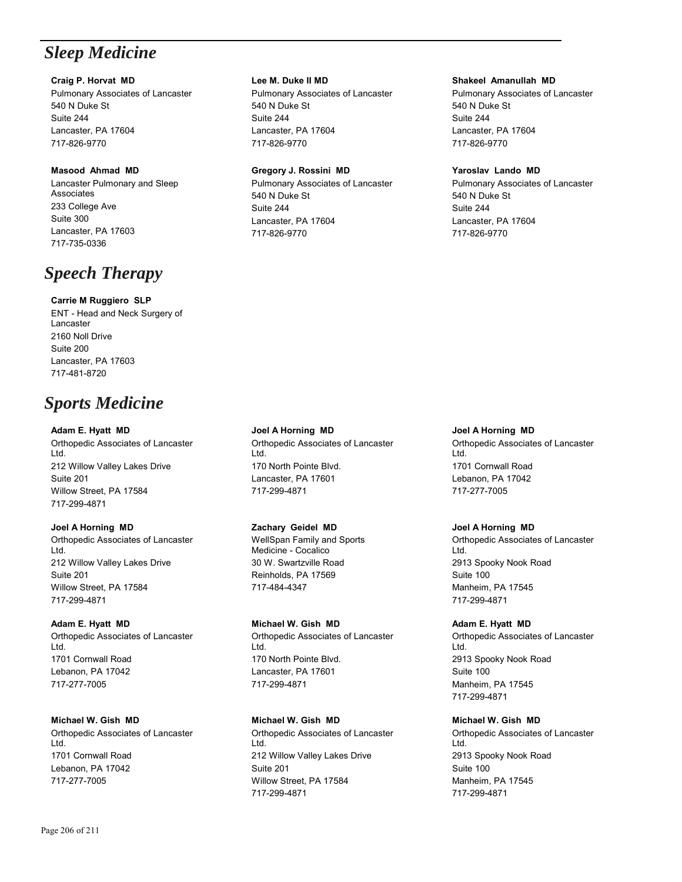# *Sleep Medicine*

**Craig P. Horvat MD**
Pulmonary Associates of Lancaster
540 N Duke St
Suite 244
Lancaster, PA 17604
717-826-9770

**Masood Ahmad MD**
Lancaster Pulmonary and Sleep Associates
233 College Ave
Suite 300
Lancaster, PA 17603
717-735-0336

**Lee M. Duke II MD**
Pulmonary Associates of Lancaster
540 N Duke St
Suite 244
Lancaster, PA 17604
717-826-9770

**Gregory J. Rossini MD**
Pulmonary Associates of Lancaster
540 N Duke St
Suite 244
Lancaster, PA 17604
717-826-9770

**Shakeel Amanullah MD**
Pulmonary Associates of Lancaster
540 N Duke St
Suite 244
Lancaster, PA 17604
717-826-9770

**Yaroslav Lando MD**
Pulmonary Associates of Lancaster
540 N Duke St
Suite 244
Lancaster, PA 17604
717-826-9770

# *Speech Therapy*

**Carrie M Ruggiero SLP**
ENT - Head and Neck Surgery of Lancaster
2160 Noll Drive
Suite 200
Lancaster, PA 17603
717-481-8720

# *Sports Medicine*

**Adam E. Hyatt MD**
Orthopedic Associates of Lancaster Ltd.
212 Willow Valley Lakes Drive
Suite 201
Willow Street, PA 17584
717-299-4871

**Joel A Horning MD**
Orthopedic Associates of Lancaster Ltd.
212 Willow Valley Lakes Drive
Suite 201
Willow Street, PA 17584
717-299-4871

**Adam E. Hyatt MD**
Orthopedic Associates of Lancaster Ltd.
1701 Cornwall Road
Lebanon, PA 17042
717-277-7005

**Michael W. Gish MD**
Orthopedic Associates of Lancaster Ltd.
1701 Cornwall Road
Lebanon, PA 17042
717-277-7005

**Joel A Horning MD**
Orthopedic Associates of Lancaster Ltd.
170 North Pointe Blvd.
Lancaster, PA 17601
717-299-4871

**Zachary Geidel MD**
WellSpan Family and Sports Medicine - Cocalico
30 W. Swartzville Road
Reinholds, PA 17569
717-484-4347

**Michael W. Gish MD**
Orthopedic Associates of Lancaster Ltd.
170 North Pointe Blvd.
Lancaster, PA 17601
717-299-4871

**Michael W. Gish MD**
Orthopedic Associates of Lancaster Ltd.
212 Willow Valley Lakes Drive
Suite 201
Willow Street, PA 17584
717-299-4871

**Joel A Horning MD**
Orthopedic Associates of Lancaster Ltd.
1701 Cornwall Road
Lebanon, PA 17042
717-277-7005

**Joel A Horning MD**
Orthopedic Associates of Lancaster Ltd.
2913 Spooky Nook Road
Suite 100
Manheim, PA 17545
717-299-4871

**Adam E. Hyatt MD**
Orthopedic Associates of Lancaster Ltd.
2913 Spooky Nook Road
Suite 100
Manheim, PA 17545
717-299-4871

**Michael W. Gish MD**
Orthopedic Associates of Lancaster Ltd.
2913 Spooky Nook Road
Suite 100
Manheim, PA 17545
717-299-4871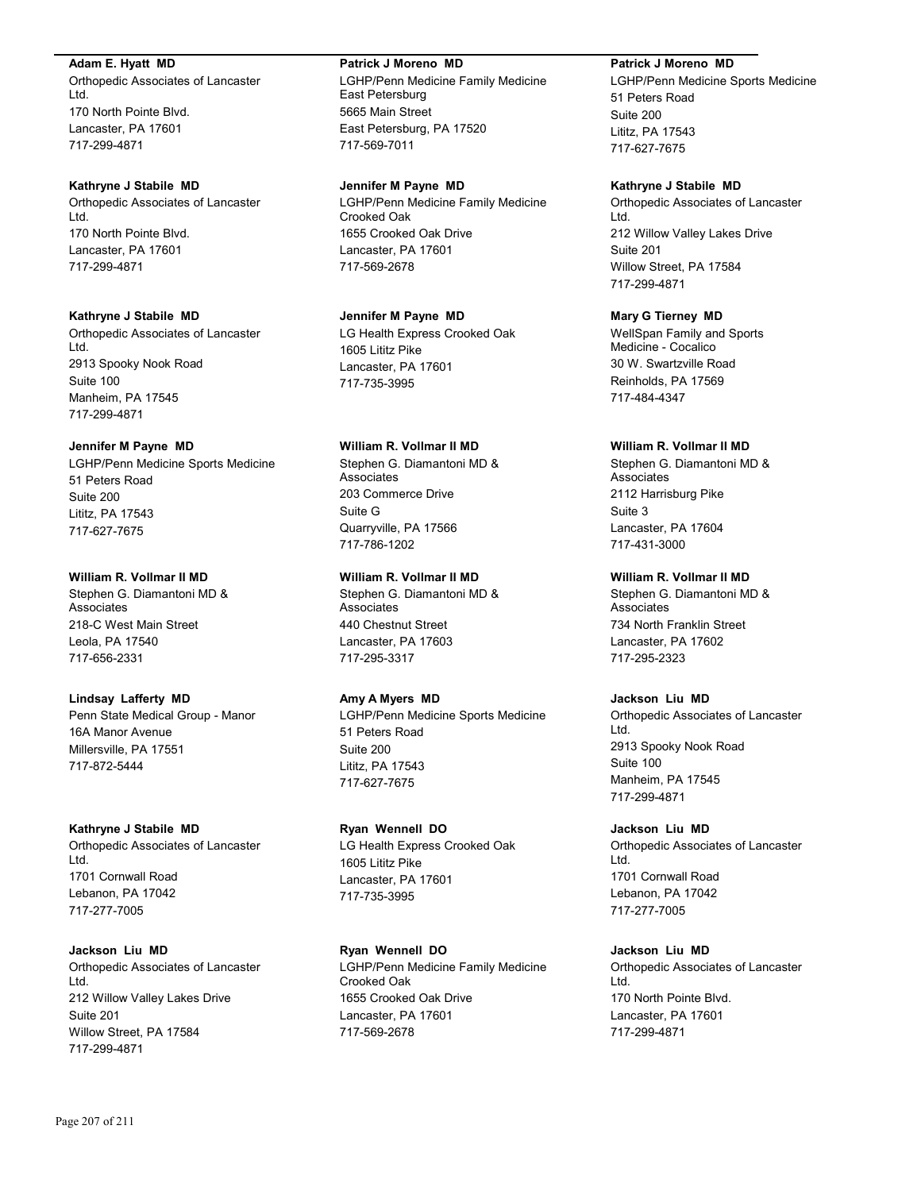**Adam E. Hyatt MD**
Orthopedic Associates of Lancaster Ltd.
170 North Pointe Blvd.
Lancaster, PA 17601
717-299-4871

**Kathryne J Stabile MD**
Orthopedic Associates of Lancaster Ltd.
170 North Pointe Blvd.
Lancaster, PA 17601
717-299-4871

**Kathryne J Stabile MD**
Orthopedic Associates of Lancaster Ltd.
2913 Spooky Nook Road
Suite 100
Manheim, PA 17545
717-299-4871

**Jennifer M Payne MD**
LGHP/Penn Medicine Sports Medicine
51 Peters Road
Suite 200
Lititz, PA 17543
717-627-7675

**William R. Vollmar II MD**
Stephen G. Diamantoni MD & Associates
218-C West Main Street
Leola, PA 17540
717-656-2331

**Lindsay Lafferty MD**
Penn State Medical Group - Manor
16A Manor Avenue
Millersville, PA 17551
717-872-5444

**Kathryne J Stabile MD**
Orthopedic Associates of Lancaster Ltd.
1701 Cornwall Road
Lebanon, PA 17042
717-277-7005

**Jackson Liu MD**
Orthopedic Associates of Lancaster Ltd.
212 Willow Valley Lakes Drive
Suite 201
Willow Street, PA 17584
717-299-4871

**Patrick J Moreno MD**
LGHP/Penn Medicine Family Medicine East Petersburg
5665 Main Street
East Petersburg, PA 17520
717-569-7011

**Jennifer M Payne MD**
LGHP/Penn Medicine Family Medicine Crooked Oak
1655 Crooked Oak Drive
Lancaster, PA 17601
717-569-2678

**Jennifer M Payne MD**
LG Health Express Crooked Oak
1605 Lititz Pike
Lancaster, PA 17601
717-735-3995

**William R. Vollmar II MD**
Stephen G. Diamantoni MD & Associates
203 Commerce Drive
Suite G
Quarryville, PA 17566
717-786-1202

**William R. Vollmar II MD**
Stephen G. Diamantoni MD & Associates
440 Chestnut Street
Lancaster, PA 17603
717-295-3317

**Amy A Myers MD**
LGHP/Penn Medicine Sports Medicine
51 Peters Road
Suite 200
Lititz, PA 17543
717-627-7675

**Ryan Wennell DO**
LG Health Express Crooked Oak
1605 Lititz Pike
Lancaster, PA 17601
717-735-3995

**Ryan Wennell DO**
LGHP/Penn Medicine Family Medicine Crooked Oak
1655 Crooked Oak Drive
Lancaster, PA 17601
717-569-2678

**Patrick J Moreno MD**
LGHP/Penn Medicine Sports Medicine
51 Peters Road
Suite 200
Lititz, PA 17543
717-627-7675

**Kathryne J Stabile MD**
Orthopedic Associates of Lancaster Ltd.
212 Willow Valley Lakes Drive
Suite 201
Willow Street, PA 17584
717-299-4871

**Mary G Tierney MD**
WellSpan Family and Sports Medicine - Cocalico
30 W. Swartzville Road
Reinholds, PA 17569
717-484-4347

**William R. Vollmar II MD**
Stephen G. Diamantoni MD & Associates
2112 Harrisburg Pike
Suite 3
Lancaster, PA 17604
717-431-3000

**William R. Vollmar II MD**
Stephen G. Diamantoni MD & Associates
734 North Franklin Street
Lancaster, PA 17602
717-295-2323

**Jackson Liu MD**
Orthopedic Associates of Lancaster Ltd.
2913 Spooky Nook Road
Suite 100
Manheim, PA 17545
717-299-4871

**Jackson Liu MD**
Orthopedic Associates of Lancaster Ltd.
1701 Cornwall Road
Lebanon, PA 17042
717-277-7005

**Jackson Liu MD**
Orthopedic Associates of Lancaster Ltd.
170 North Pointe Blvd.
Lancaster, PA 17601
717-299-4871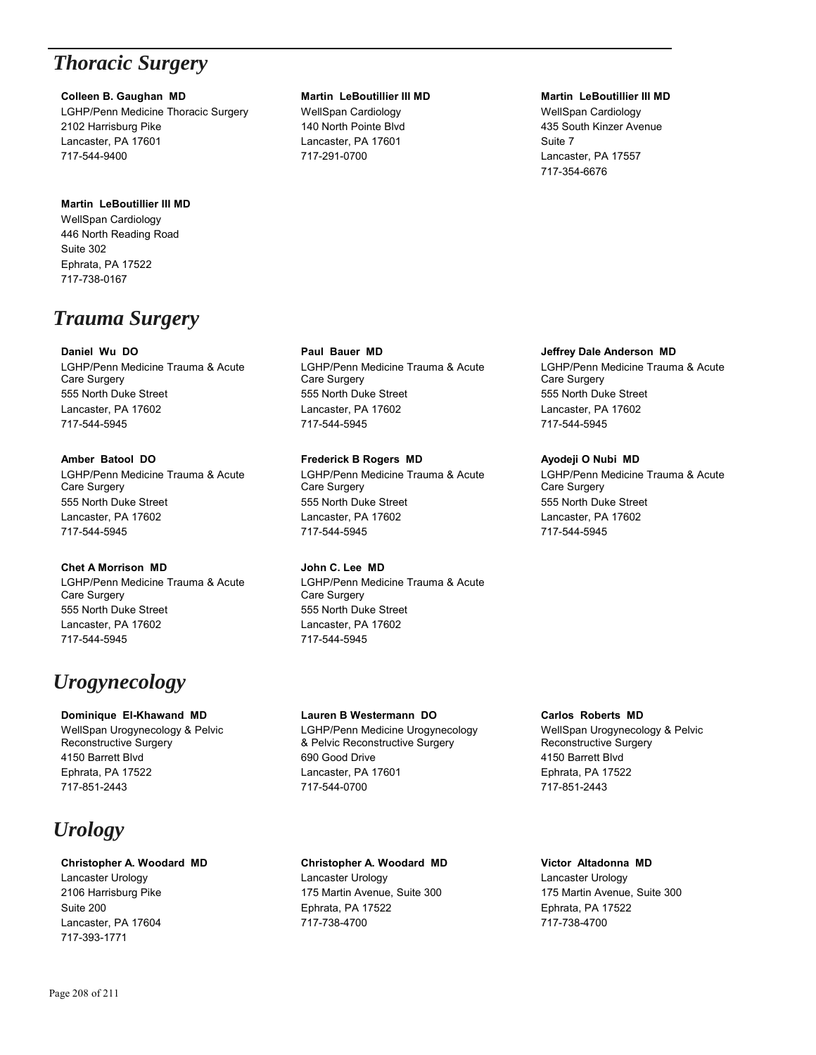# Thoracic Surgery

**Colleen B. Gaughan MD**
LGHP/Penn Medicine Thoracic Surgery
2102 Harrisburg Pike
Lancaster, PA 17601
717-544-9400

**Martin LeBoutillier III MD**
WellSpan Cardiology
140 North Pointe Blvd
Lancaster, PA 17601
717-291-0700

**Martin LeBoutillier III MD**
WellSpan Cardiology
435 South Kinzer Avenue
Suite 7
Lancaster, PA 17557
717-354-6676

**Martin LeBoutillier III MD**
WellSpan Cardiology
446 North Reading Road
Suite 302
Ephrata, PA 17522
717-738-0167

# Trauma Surgery

**Daniel Wu DO**
LGHP/Penn Medicine Trauma & Acute Care Surgery
555 North Duke Street
Lancaster, PA 17602
717-544-5945

**Paul Bauer MD**
LGHP/Penn Medicine Trauma & Acute Care Surgery
555 North Duke Street
Lancaster, PA 17602
717-544-5945

**Jeffrey Dale Anderson MD**
LGHP/Penn Medicine Trauma & Acute Care Surgery
555 North Duke Street
Lancaster, PA 17602
717-544-5945

**Amber Batool DO**
LGHP/Penn Medicine Trauma & Acute Care Surgery
555 North Duke Street
Lancaster, PA 17602
717-544-5945

**Frederick B Rogers MD**
LGHP/Penn Medicine Trauma & Acute Care Surgery
555 North Duke Street
Lancaster, PA 17602
717-544-5945

**Ayodeji O Nubi MD**
LGHP/Penn Medicine Trauma & Acute Care Surgery
555 North Duke Street
Lancaster, PA 17602
717-544-5945

**Chet A Morrison MD**
LGHP/Penn Medicine Trauma & Acute Care Surgery
555 North Duke Street
Lancaster, PA 17602
717-544-5945

**John C. Lee MD**
LGHP/Penn Medicine Trauma & Acute Care Surgery
555 North Duke Street
Lancaster, PA 17602
717-544-5945

# Urogynecology

**Dominique El-Khawand MD**
WellSpan Urogynecology & Pelvic Reconstructive Surgery
4150 Barrett Blvd
Ephrata, PA 17522
717-851-2443

**Lauren B Westermann DO**
LGHP/Penn Medicine Urogynecology & Pelvic Reconstructive Surgery
690 Good Drive
Lancaster, PA 17601
717-544-0700

**Carlos Roberts MD**
WellSpan Urogynecology & Pelvic Reconstructive Surgery
4150 Barrett Blvd
Ephrata, PA 17522
717-851-2443

# Urology

**Christopher A. Woodard MD**
Lancaster Urology
2106 Harrisburg Pike
Suite 200
Lancaster, PA 17604
717-393-1771

**Christopher A. Woodard MD**
Lancaster Urology
175 Martin Avenue, Suite 300
Ephrata, PA 17522
717-738-4700

**Victor Altadonna MD**
Lancaster Urology
175 Martin Avenue, Suite 300
Ephrata, PA 17522
717-738-4700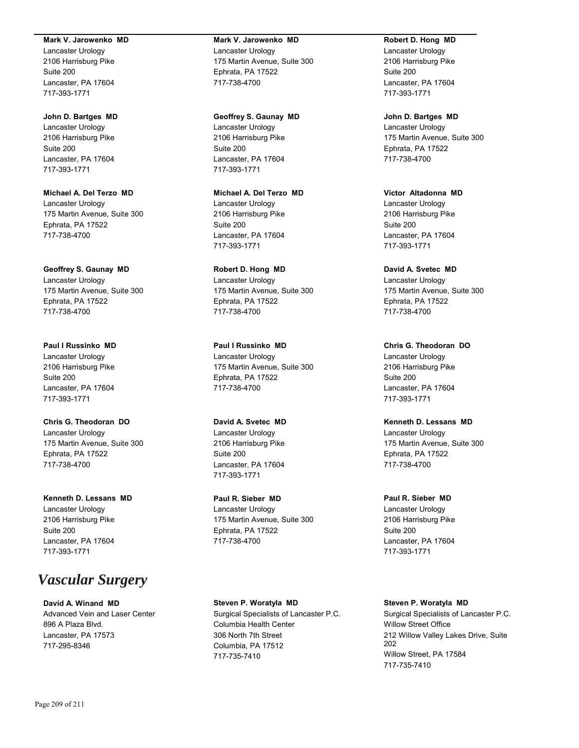**Mark V. Jarowenko MD**
Lancaster Urology
2106 Harrisburg Pike
Suite 200
Lancaster, PA 17604
717-393-1771

**John D. Bartges MD**
Lancaster Urology
2106 Harrisburg Pike
Suite 200
Lancaster, PA 17604
717-393-1771

**Michael A. Del Terzo MD**
Lancaster Urology
175 Martin Avenue, Suite 300
Ephrata, PA 17522
717-738-4700

**Geoffrey S. Gaunay MD**
Lancaster Urology
175 Martin Avenue, Suite 300
Ephrata, PA 17522
717-738-4700

**Paul I Russinko MD**
Lancaster Urology
2106 Harrisburg Pike
Suite 200
Lancaster, PA 17604
717-393-1771

**Chris G. Theodoran DO**
Lancaster Urology
175 Martin Avenue, Suite 300
Ephrata, PA 17522
717-738-4700

**Kenneth D. Lessans MD**
Lancaster Urology
2106 Harrisburg Pike
Suite 200
Lancaster, PA 17604
717-393-1771

**Mark V. Jarowenko MD**
Lancaster Urology
175 Martin Avenue, Suite 300
Ephrata, PA 17522
717-738-4700

**Geoffrey S. Gaunay MD**
Lancaster Urology
2106 Harrisburg Pike
Suite 200
Lancaster, PA 17604
717-393-1771

**Michael A. Del Terzo MD**
Lancaster Urology
2106 Harrisburg Pike
Suite 200
Lancaster, PA 17604
717-393-1771

**Robert D. Hong MD**
Lancaster Urology
175 Martin Avenue, Suite 300
Ephrata, PA 17522
717-738-4700

**Paul I Russinko MD**
Lancaster Urology
175 Martin Avenue, Suite 300
Ephrata, PA 17522
717-738-4700

**David A. Svetec MD**
Lancaster Urology
2106 Harrisburg Pike
Suite 200
Lancaster, PA 17604
717-393-1771

**Paul R. Sieber MD**
Lancaster Urology
175 Martin Avenue, Suite 300
Ephrata, PA 17522
717-738-4700

**Robert D. Hong MD**
Lancaster Urology
2106 Harrisburg Pike
Suite 200
Lancaster, PA 17604
717-393-1771

**John D. Bartges MD**
Lancaster Urology
175 Martin Avenue, Suite 300
Ephrata, PA 17522
717-738-4700

**Victor Altadonna MD**
Lancaster Urology
2106 Harrisburg Pike
Suite 200
Lancaster, PA 17604
717-393-1771

**David A. Svetec MD**
Lancaster Urology
175 Martin Avenue, Suite 300
Ephrata, PA 17522
717-738-4700

**Chris G. Theodoran DO**
Lancaster Urology
2106 Harrisburg Pike
Suite 200
Lancaster, PA 17604
717-393-1771

**Kenneth D. Lessans MD**
Lancaster Urology
175 Martin Avenue, Suite 300
Ephrata, PA 17522
717-738-4700

**Paul R. Sieber MD**
Lancaster Urology
2106 Harrisburg Pike
Suite 200
Lancaster, PA 17604
717-393-1771

# *Vascular Surgery*

**David A. Winand MD**
Advanced Vein and Laser Center
896 A Plaza Blvd.
Lancaster, PA 17573
717-295-8346

**Steven P. Woratyla MD**
Surgical Specialists of Lancaster P.C.
Columbia Health Center
306 North 7th Street
Columbia, PA 17512
717-735-7410

**Steven P. Woratyla MD**
Surgical Specialists of Lancaster P.C.
Willow Street Office
212 Willow Valley Lakes Drive, Suite 202
Willow Street, PA 17584
717-735-7410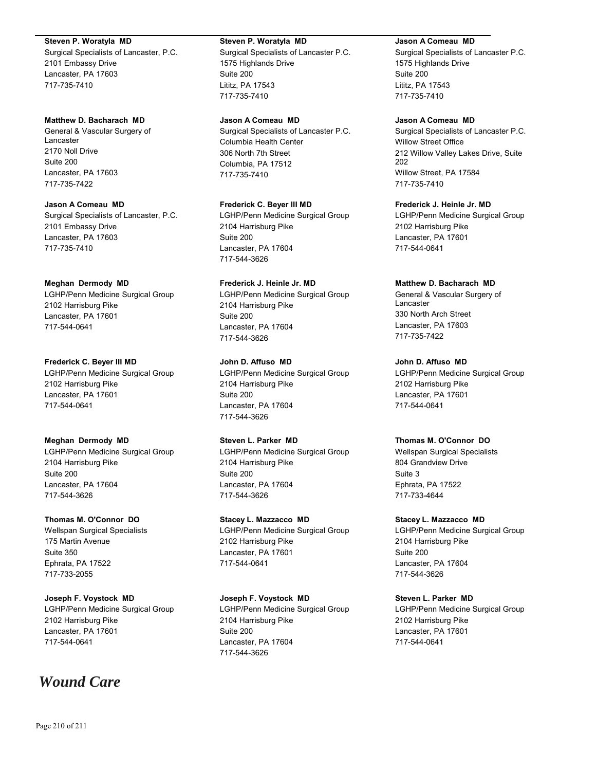**Steven P. Woratyla MD**
Surgical Specialists of Lancaster, P.C.
2101 Embassy Drive
Lancaster, PA 17603
717-735-7410

**Matthew D. Bacharach MD**
General & Vascular Surgery of Lancaster
2170 Noll Drive
Suite 200
Lancaster, PA 17603
717-735-7422

**Jason A Comeau MD**
Surgical Specialists of Lancaster, P.C.
2101 Embassy Drive
Lancaster, PA 17603
717-735-7410

**Meghan Dermody MD**
LGHP/Penn Medicine Surgical Group
2102 Harrisburg Pike
Lancaster, PA 17601
717-544-0641

**Frederick C. Beyer III MD**
LGHP/Penn Medicine Surgical Group
2102 Harrisburg Pike
Lancaster, PA 17601
717-544-0641

**Meghan Dermody MD**
LGHP/Penn Medicine Surgical Group
2104 Harrisburg Pike
Suite 200
Lancaster, PA 17604
717-544-3626

**Thomas M. O'Connor DO**
Wellspan Surgical Specialists
175 Martin Avenue
Suite 350
Ephrata, PA 17522
717-733-2055

**Joseph F. Voystock MD**
LGHP/Penn Medicine Surgical Group
2102 Harrisburg Pike
Lancaster, PA 17601
717-544-0641

**Steven P. Woratyla MD**
Surgical Specialists of Lancaster P.C.
1575 Highlands Drive
Suite 200
Lititz, PA 17543
717-735-7410

**Jason A Comeau MD**
Surgical Specialists of Lancaster P.C.
Columbia Health Center
306 North 7th Street
Columbia, PA 17512
717-735-7410

**Frederick C. Beyer III MD**
LGHP/Penn Medicine Surgical Group
2104 Harrisburg Pike
Suite 200
Lancaster, PA 17604
717-544-3626

**Frederick J. Heinle Jr. MD**
LGHP/Penn Medicine Surgical Group
2104 Harrisburg Pike
Suite 200
Lancaster, PA 17604
717-544-3626

**John D. Affuso MD**
LGHP/Penn Medicine Surgical Group
2104 Harrisburg Pike
Suite 200
Lancaster, PA 17604
717-544-3626

**Steven L. Parker MD**
LGHP/Penn Medicine Surgical Group
2104 Harrisburg Pike
Suite 200
Lancaster, PA 17604
717-544-3626

**Stacey L. Mazzacco MD**
LGHP/Penn Medicine Surgical Group
2102 Harrisburg Pike
Lancaster, PA 17601
717-544-0641

**Joseph F. Voystock MD**
LGHP/Penn Medicine Surgical Group
2104 Harrisburg Pike
Suite 200
Lancaster, PA 17604
717-544-3626

**Jason A Comeau MD**
Surgical Specialists of Lancaster P.C.
1575 Highlands Drive
Suite 200
Lititz, PA 17543
717-735-7410

**Jason A Comeau MD**
Surgical Specialists of Lancaster P.C.
Willow Street Office
212 Willow Valley Lakes Drive, Suite 202
Willow Street, PA 17584
717-735-7410

**Frederick J. Heinle Jr. MD**
LGHP/Penn Medicine Surgical Group
2102 Harrisburg Pike
Lancaster, PA 17601
717-544-0641

**Matthew D. Bacharach MD**
General & Vascular Surgery of Lancaster
330 North Arch Street
Lancaster, PA 17603
717-735-7422

**John D. Affuso MD**
LGHP/Penn Medicine Surgical Group
2102 Harrisburg Pike
Lancaster, PA 17601
717-544-0641

**Thomas M. O'Connor DO**
Wellspan Surgical Specialists
804 Grandview Drive
Suite 3
Ephrata, PA 17522
717-733-4644

**Stacey L. Mazzacco MD**
LGHP/Penn Medicine Surgical Group
2104 Harrisburg Pike
Suite 200
Lancaster, PA 17604
717-544-3626

**Steven L. Parker MD**
LGHP/Penn Medicine Surgical Group
2102 Harrisburg Pike
Lancaster, PA 17601
717-544-0641

# *Wound Care*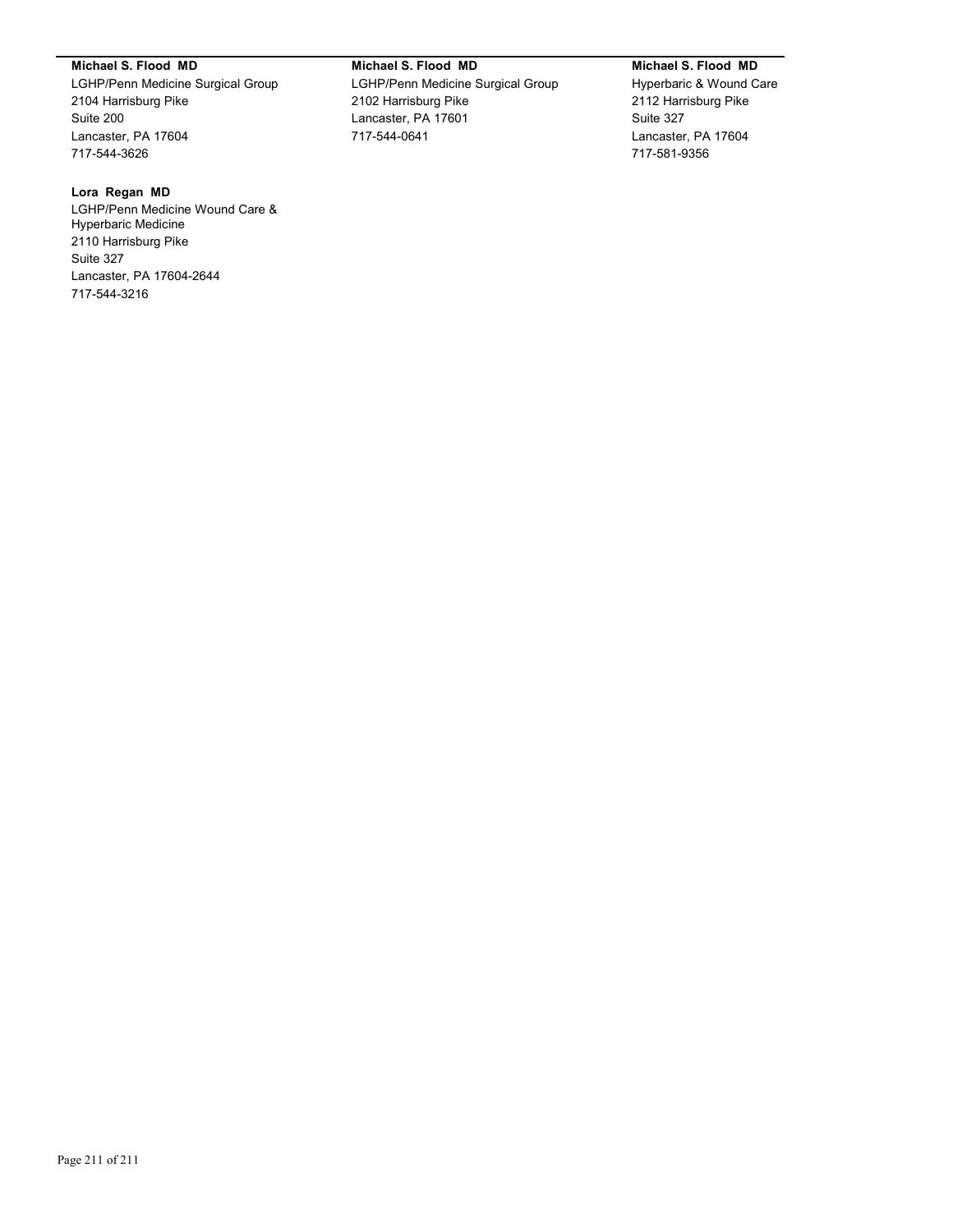**Michael S. Flood MD**
LGHP/Penn Medicine Surgical Group
2104 Harrisburg Pike
Suite 200
Lancaster, PA 17604
717-544-3626

**Lora Regan MD**
LGHP/Penn Medicine Wound Care & Hyperbaric Medicine
2110 Harrisburg Pike
Suite 327
Lancaster, PA 17604-2644
717-544-3216

**Michael S. Flood MD**
LGHP/Penn Medicine Surgical Group
2102 Harrisburg Pike
Lancaster, PA 17601
717-544-0641

**Michael S. Flood MD**
Hyperbaric & Wound Care
2112 Harrisburg Pike
Suite 327
Lancaster, PA 17604
717-581-9356